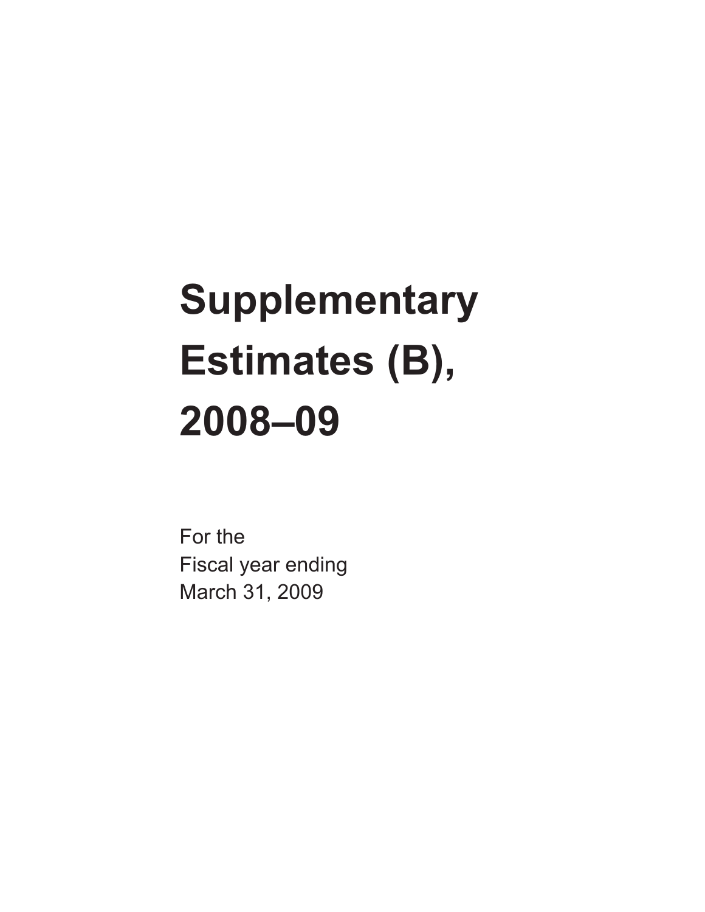# Supplementary Estimates (B), 2008–09

For the
Fiscal year ending
March 31, 2009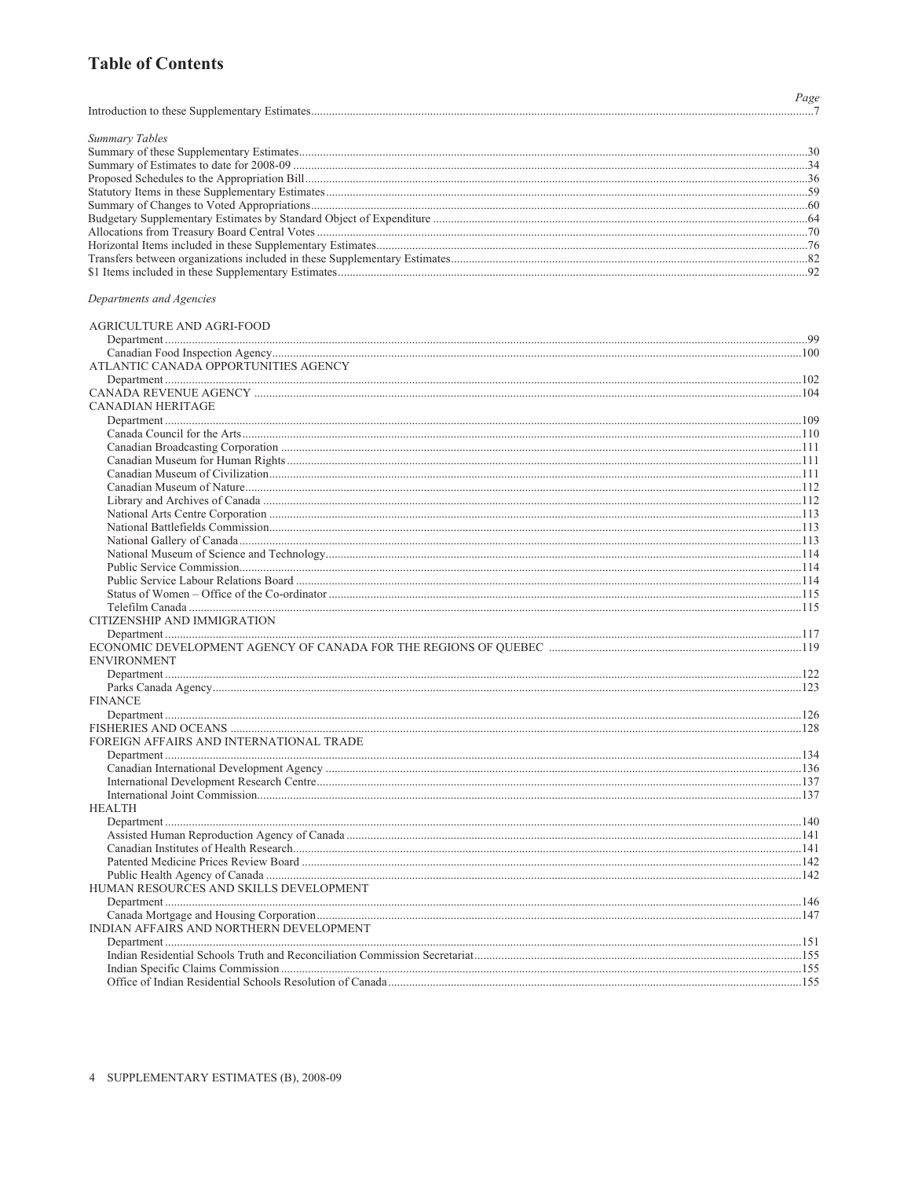# Table of Contents

| | Page |
|---|---|
| Introduction to these Supplementary Estimates | 7 |
| *Summary Tables* | |
| Summary of these Supplementary Estimates | 30 |
| Summary of Estimates to date for 2008-09 | 34 |
| Proposed Schedules to the Appropriation Bill | 36 |
| Statutory Items in these Supplementary Estimates | 59 |
| Summary of Changes to Voted Appropriations | 60 |
| Budgetary Supplementary Estimates by Standard Object of Expenditure | 64 |
| Allocations from Treasury Board Central Votes | 70 |
| Horizontal Items included in these Supplementary Estimates | 76 |
| Transfers between organizations included in these Supplementary Estimates | 82 |
| $1 Items included in these Supplementary Estimates | 92 |
| *Departments and Agencies* | |
| AGRICULTURE AND AGRI-FOOD | |
| Department | 99 |
| Canadian Food Inspection Agency | 100 |
| ATLANTIC CANADA OPPORTUNITIES AGENCY | |
| Department | 102 |
| CANADA REVENUE AGENCY | 104 |
| CANADIAN HERITAGE | |
| Department | 109 |
| Canada Council for the Arts | 110 |
| Canadian Broadcasting Corporation | 111 |
| Canadian Museum for Human Rights | 111 |
| Canadian Museum of Civilization | 111 |
| Canadian Museum of Nature | 112 |
| Library and Archives of Canada | 112 |
| National Arts Centre Corporation | 113 |
| National Battlefields Commission | 113 |
| National Gallery of Canada | 113 |
| National Museum of Science and Technology | 114 |
| Public Service Commission | 114 |
| Public Service Labour Relations Board | 114 |
| Status of Women – Office of the Co-ordinator | 115 |
| Telefilm Canada | 115 |
| CITIZENSHIP AND IMMIGRATION | |
| Department | 117 |
| ECONOMIC DEVELOPMENT AGENCY OF CANADA FOR THE REGIONS OF QUEBEC | 119 |
| ENVIRONMENT | |
| Department | 122 |
| Parks Canada Agency | 123 |
| FINANCE | |
| Department | 126 |
| FISHERIES AND OCEANS | 128 |
| FOREIGN AFFAIRS AND INTERNATIONAL TRADE | |
| Department | 134 |
| Canadian International Development Agency | 136 |
| International Development Research Centre | 137 |
| International Joint Commission | 137 |
| HEALTH | |
| Department | 140 |
| Assisted Human Reproduction Agency of Canada | 141 |
| Canadian Institutes of Health Research | 141 |
| Patented Medicine Prices Review Board | 142 |
| Public Health Agency of Canada | 142 |
| HUMAN RESOURCES AND SKILLS DEVELOPMENT | |
| Department | 146 |
| Canada Mortgage and Housing Corporation | 147 |
| INDIAN AFFAIRS AND NORTHERN DEVELOPMENT | |
| Department | 151 |
| Indian Residential Schools Truth and Reconciliation Commission Secretariat | 155 |
| Indian Specific Claims Commission | 155 |
| Office of Indian Residential Schools Resolution of Canada | 155 |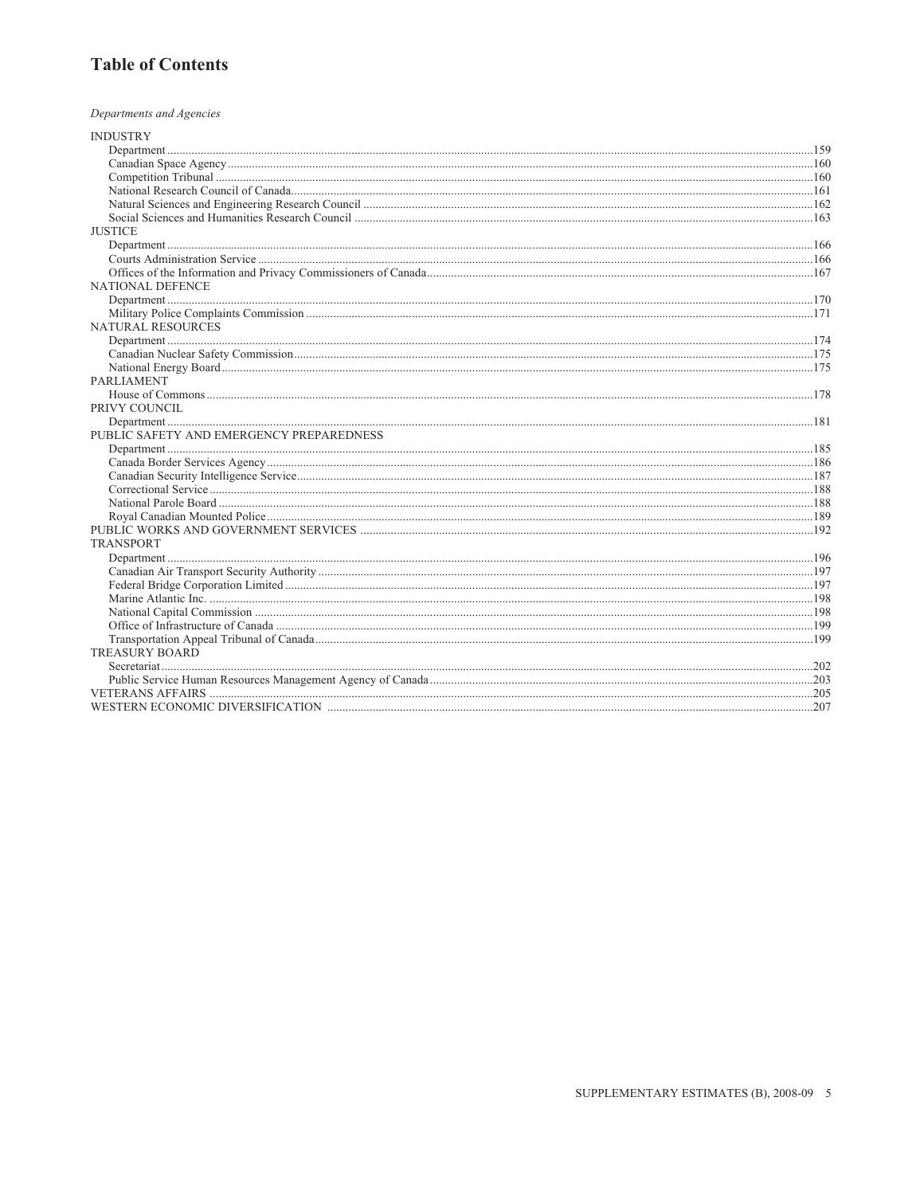## Table of Contents

*Departments and Agencies*

INDUSTRY
- Department ....................159
- Canadian Space Agency ....................160
- Competition Tribunal ....................160
- National Research Council of Canada ....................161
- Natural Sciences and Engineering Research Council ....................162
- Social Sciences and Humanities Research Council ....................163

JUSTICE
- Department ....................166
- Courts Administration Service ....................166
- Offices of the Information and Privacy Commissioners of Canada ....................167

NATIONAL DEFENCE
- Department ....................170
- Military Police Complaints Commission ....................171

NATURAL RESOURCES
- Department ....................174
- Canadian Nuclear Safety Commission ....................175
- National Energy Board ....................175

PARLIAMENT
- House of Commons ....................178

PRIVY COUNCIL
- Department ....................181

PUBLIC SAFETY AND EMERGENCY PREPAREDNESS
- Department ....................185
- Canada Border Services Agency ....................186
- Canadian Security Intelligence Service ....................187
- Correctional Service ....................188
- National Parole Board ....................188
- Royal Canadian Mounted Police ....................189

PUBLIC WORKS AND GOVERNMENT SERVICES ....................192

TRANSPORT
- Department ....................196
- Canadian Air Transport Security Authority ....................197
- Federal Bridge Corporation Limited ....................197
- Marine Atlantic Inc. ....................198
- National Capital Commission ....................198
- Office of Infrastructure of Canada ....................199
- Transportation Appeal Tribunal of Canada ....................199

TREASURY BOARD
- Secretariat ....................202
- Public Service Human Resources Management Agency of Canada ....................203

VETERANS AFFAIRS ....................205

WESTERN ECONOMIC DIVERSIFICATION ....................207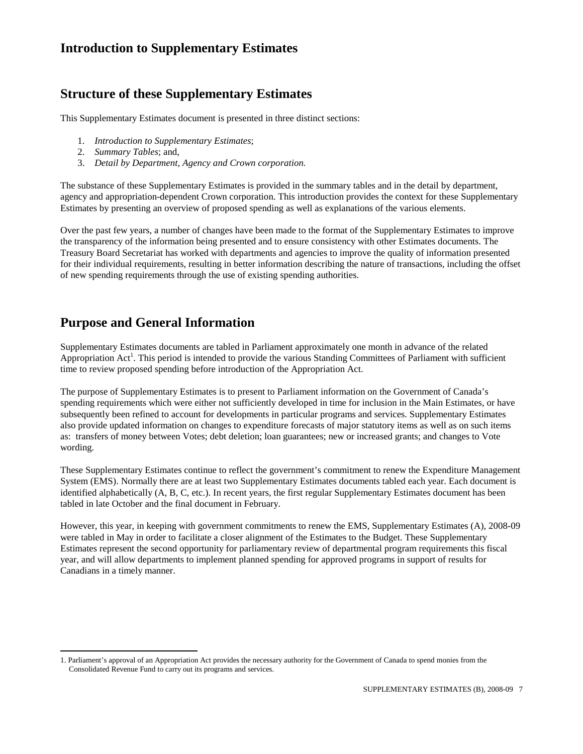# Introduction to Supplementary Estimates

## Structure of these Supplementary Estimates

This Supplementary Estimates document is presented in three distinct sections:

1. *Introduction to Supplementary Estimates*;
2. *Summary Tables*; and,
3. *Detail by Department, Agency and Crown corporation.*

The substance of these Supplementary Estimates is provided in the summary tables and in the detail by department, agency and appropriation-dependent Crown corporation. This introduction provides the context for these Supplementary Estimates by presenting an overview of proposed spending as well as explanations of the various elements.

Over the past few years, a number of changes have been made to the format of the Supplementary Estimates to improve the transparency of the information being presented and to ensure consistency with other Estimates documents. The Treasury Board Secretariat has worked with departments and agencies to improve the quality of information presented for their individual requirements, resulting in better information describing the nature of transactions, including the offset of new spending requirements through the use of existing spending authorities.

## Purpose and General Information

Supplementary Estimates documents are tabled in Parliament approximately one month in advance of the related Appropriation Act[1]. This period is intended to provide the various Standing Committees of Parliament with sufficient time to review proposed spending before introduction of the Appropriation Act.

The purpose of Supplementary Estimates is to present to Parliament information on the Government of Canada's spending requirements which were either not sufficiently developed in time for inclusion in the Main Estimates, or have subsequently been refined to account for developments in particular programs and services. Supplementary Estimates also provide updated information on changes to expenditure forecasts of major statutory items as well as on such items as: transfers of money between Votes; debt deletion; loan guarantees; new or increased grants; and changes to Vote wording.

These Supplementary Estimates continue to reflect the government's commitment to renew the Expenditure Management System (EMS). Normally there are at least two Supplementary Estimates documents tabled each year. Each document is identified alphabetically (A, B, C, etc.). In recent years, the first regular Supplementary Estimates document has been tabled in late October and the final document in February.

However, this year, in keeping with government commitments to renew the EMS, Supplementary Estimates (A), 2008-09 were tabled in May in order to facilitate a closer alignment of the Estimates to the Budget. These Supplementary Estimates represent the second opportunity for parliamentary review of departmental program requirements this fiscal year, and will allow departments to implement planned spending for approved programs in support of results for Canadians in a timely manner.

---

1. Parliament's approval of an Appropriation Act provides the necessary authority for the Government of Canada to spend monies from the Consolidated Revenue Fund to carry out its programs and services.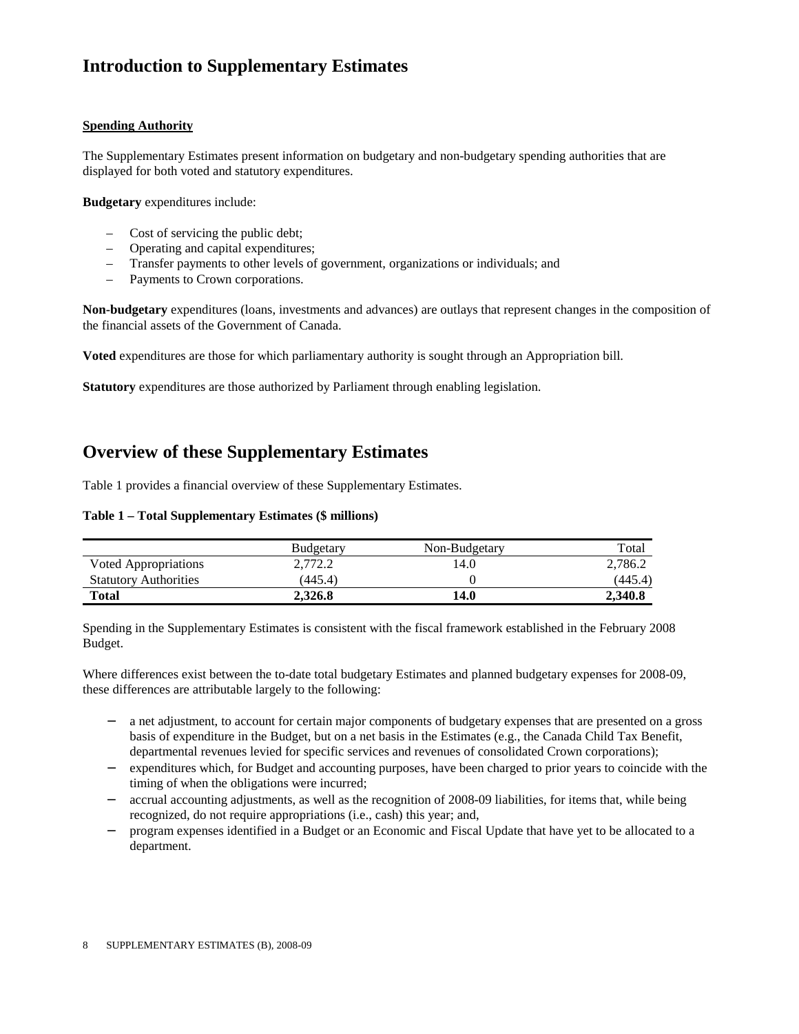# Introduction to Supplementary Estimates

**Spending Authority**

The Supplementary Estimates present information on budgetary and non-budgetary spending authorities that are displayed for both voted and statutory expenditures.

**Budgetary** expenditures include:

- Cost of servicing the public debt;
- Operating and capital expenditures;
- Transfer payments to other levels of government, organizations or individuals; and
- Payments to Crown corporations.

**Non-budgetary** expenditures (loans, investments and advances) are outlays that represent changes in the composition of the financial assets of the Government of Canada.

**Voted** expenditures are those for which parliamentary authority is sought through an Appropriation bill.

**Statutory** expenditures are those authorized by Parliament through enabling legislation.

# Overview of these Supplementary Estimates

Table 1 provides a financial overview of these Supplementary Estimates.

**Table 1 – Total Supplementary Estimates ($ millions)**

| | Budgetary | Non-Budgetary | Total |
|---|---|---|---|
| Voted Appropriations | 2,772.2 | 14.0 | 2,786.2 |
| Statutory Authorities | (445.4) | 0 | (445.4) |
| **Total** | **2,326.8** | **14.0** | **2,340.8** |

Spending in the Supplementary Estimates is consistent with the fiscal framework established in the February 2008 Budget.

Where differences exist between the to-date total budgetary Estimates and planned budgetary expenses for 2008-09, these differences are attributable largely to the following:

- a net adjustment, to account for certain major components of budgetary expenses that are presented on a gross basis of expenditure in the Budget, but on a net basis in the Estimates (e.g., the Canada Child Tax Benefit, departmental revenues levied for specific services and revenues of consolidated Crown corporations);
- expenditures which, for Budget and accounting purposes, have been charged to prior years to coincide with the timing of when the obligations were incurred;
- accrual accounting adjustments, as well as the recognition of 2008-09 liabilities, for items that, while being recognized, do not require appropriations (i.e., cash) this year; and,
- program expenses identified in a Budget or an Economic and Fiscal Update that have yet to be allocated to a department.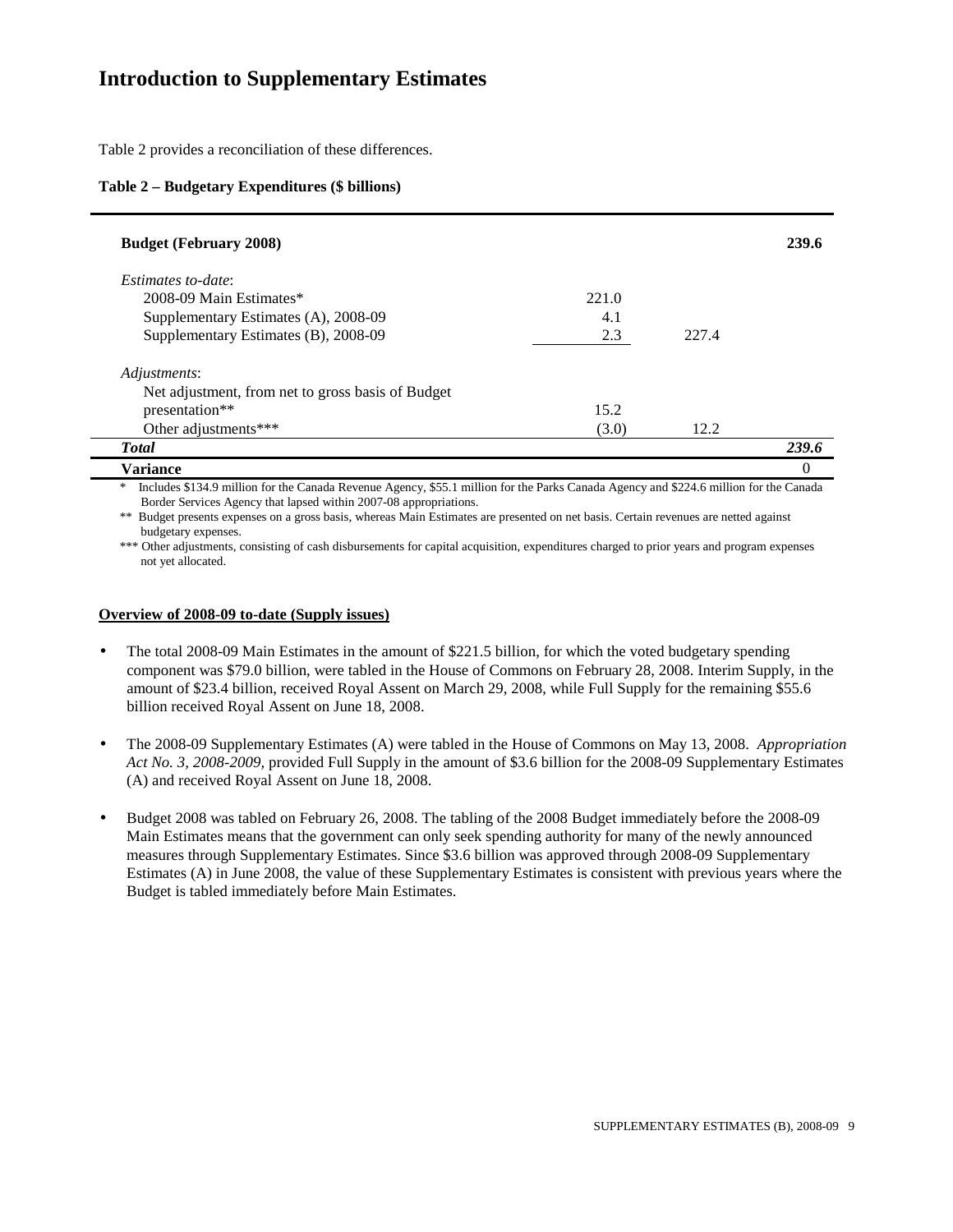# Introduction to Supplementary Estimates

Table 2 provides a reconciliation of these differences.

**Table 2 – Budgetary Expenditures ($ billions)**

| | | | |
|---|---|---|---|
| **Budget (February 2008)** | | | **239.6** |
| *Estimates to-date*: | | | |
| 2008-09 Main Estimates* | 221.0 | | |
| Supplementary Estimates (A), 2008-09 | 4.1 | | |
| Supplementary Estimates (B), 2008-09 | 2.3 | 227.4 | |
| *Adjustments*: | | | |
| Net adjustment, from net to gross basis of Budget presentation** | 15.2 | | |
| Other adjustments*** | (3.0) | 12.2 | |
| ***Total*** | | | ***239.6*** |
| **Variance** | | | 0 |

\* Includes $134.9 million for the Canada Revenue Agency, $55.1 million for the Parks Canada Agency and $224.6 million for the Canada Border Services Agency that lapsed within 2007-08 appropriations.

** Budget presents expenses on a gross basis, whereas Main Estimates are presented on net basis. Certain revenues are netted against budgetary expenses.

*** Other adjustments, consisting of cash disbursements for capital acquisition, expenditures charged to prior years and program expenses not yet allocated.

**Overview of 2008-09 to-date (Supply issues)**

- The total 2008-09 Main Estimates in the amount of $221.5 billion, for which the voted budgetary spending component was $79.0 billion, were tabled in the House of Commons on February 28, 2008. Interim Supply, in the amount of $23.4 billion, received Royal Assent on March 29, 2008, while Full Supply for the remaining $55.6 billion received Royal Assent on June 18, 2008.

- The 2008-09 Supplementary Estimates (A) were tabled in the House of Commons on May 13, 2008. *Appropriation Act No. 3, 2008-2009*, provided Full Supply in the amount of $3.6 billion for the 2008-09 Supplementary Estimates (A) and received Royal Assent on June 18, 2008.

- Budget 2008 was tabled on February 26, 2008. The tabling of the 2008 Budget immediately before the 2008-09 Main Estimates means that the government can only seek spending authority for many of the newly announced measures through Supplementary Estimates. Since $3.6 billion was approved through 2008-09 Supplementary Estimates (A) in June 2008, the value of these Supplementary Estimates is consistent with previous years where the Budget is tabled immediately before Main Estimates.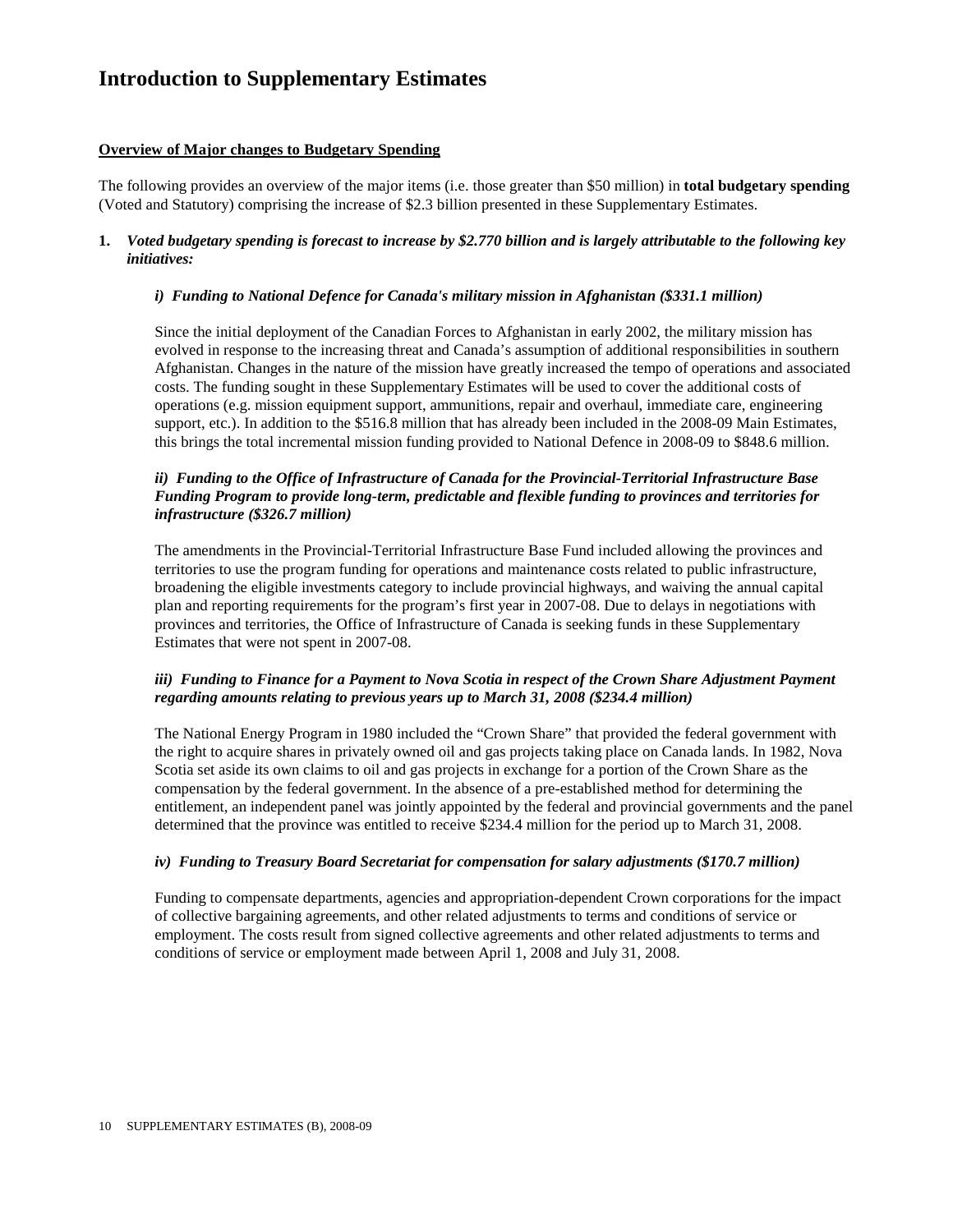# Introduction to Supplementary Estimates

**Overview of Major changes to Budgetary Spending**

The following provides an overview of the major items (i.e. those greater than $50 million) in **total budgetary spending** (Voted and Statutory) comprising the increase of $2.3 billion presented in these Supplementary Estimates.

**1.** ***Voted budgetary spending is forecast to increase by $2.770 billion and is largely attributable to the following key initiatives:***

***i) Funding to National Defence for Canada's military mission in Afghanistan ($331.1 million)***

Since the initial deployment of the Canadian Forces to Afghanistan in early 2002, the military mission has evolved in response to the increasing threat and Canada's assumption of additional responsibilities in southern Afghanistan. Changes in the nature of the mission have greatly increased the tempo of operations and associated costs. The funding sought in these Supplementary Estimates will be used to cover the additional costs of operations (e.g. mission equipment support, ammunitions, repair and overhaul, immediate care, engineering support, etc.). In addition to the $516.8 million that has already been included in the 2008-09 Main Estimates, this brings the total incremental mission funding provided to National Defence in 2008-09 to $848.6 million.

***ii) Funding to the Office of Infrastructure of Canada for the Provincial-Territorial Infrastructure Base Funding Program to provide long-term, predictable and flexible funding to provinces and territories for infrastructure ($326.7 million)***

The amendments in the Provincial-Territorial Infrastructure Base Fund included allowing the provinces and territories to use the program funding for operations and maintenance costs related to public infrastructure, broadening the eligible investments category to include provincial highways, and waiving the annual capital plan and reporting requirements for the program's first year in 2007-08. Due to delays in negotiations with provinces and territories, the Office of Infrastructure of Canada is seeking funds in these Supplementary Estimates that were not spent in 2007-08.

***iii) Funding to Finance for a Payment to Nova Scotia in respect of the Crown Share Adjustment Payment regarding amounts relating to previous years up to March 31, 2008 ($234.4 million)***

The National Energy Program in 1980 included the "Crown Share" that provided the federal government with the right to acquire shares in privately owned oil and gas projects taking place on Canada lands. In 1982, Nova Scotia set aside its own claims to oil and gas projects in exchange for a portion of the Crown Share as the compensation by the federal government. In the absence of a pre-established method for determining the entitlement, an independent panel was jointly appointed by the federal and provincial governments and the panel determined that the province was entitled to receive $234.4 million for the period up to March 31, 2008.

***iv) Funding to Treasury Board Secretariat for compensation for salary adjustments ($170.7 million)***

Funding to compensate departments, agencies and appropriation-dependent Crown corporations for the impact of collective bargaining agreements, and other related adjustments to terms and conditions of service or employment. The costs result from signed collective agreements and other related adjustments to terms and conditions of service or employment made between April 1, 2008 and July 31, 2008.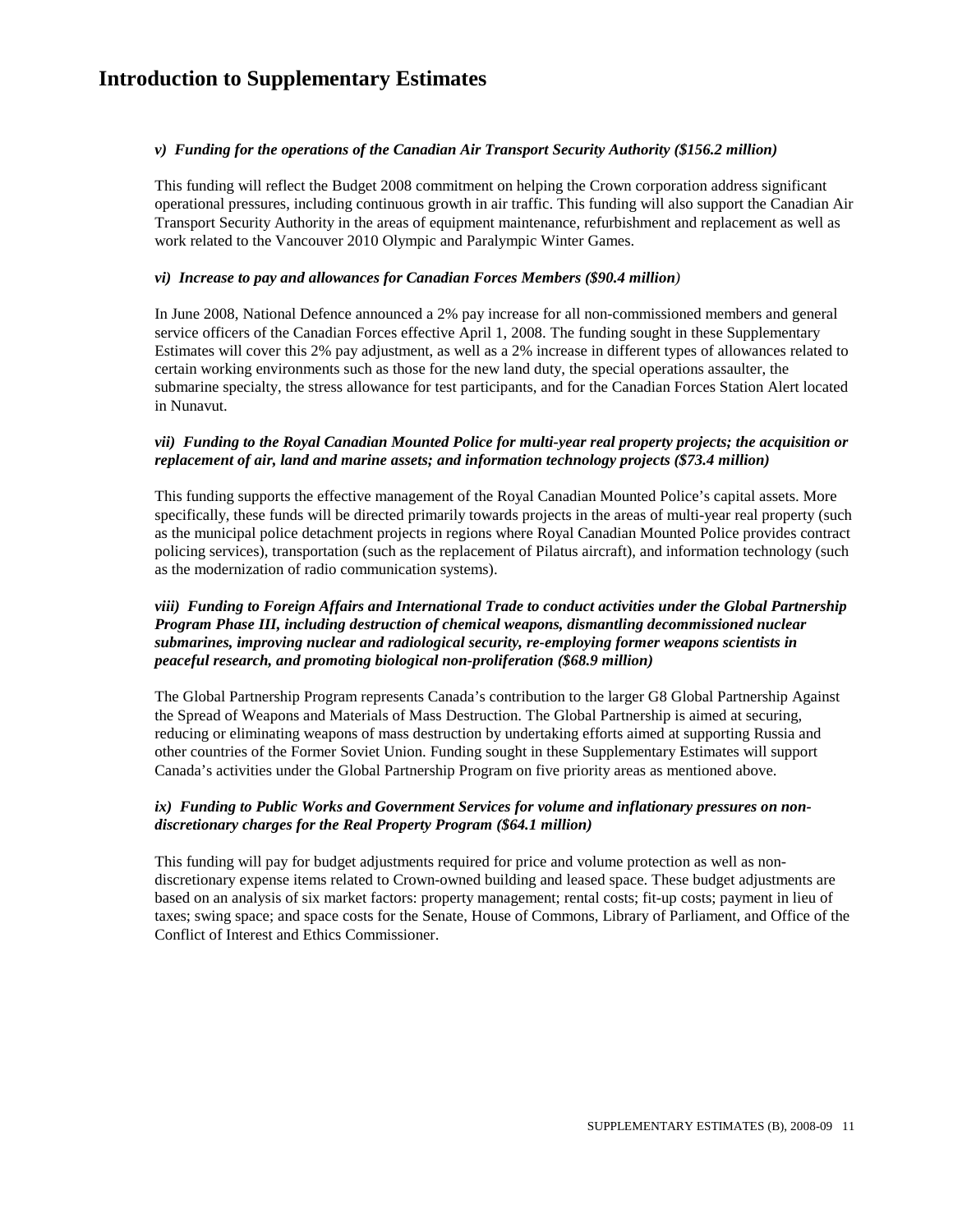# Introduction to Supplementary Estimates

***v) Funding for the operations of the Canadian Air Transport Security Authority ($156.2 million)***

This funding will reflect the Budget 2008 commitment on helping the Crown corporation address significant operational pressures, including continuous growth in air traffic. This funding will also support the Canadian Air Transport Security Authority in the areas of equipment maintenance, refurbishment and replacement as well as work related to the Vancouver 2010 Olympic and Paralympic Winter Games.

***vi) Increase to pay and allowances for Canadian Forces Members ($90.4 million)***

In June 2008, National Defence announced a 2% pay increase for all non-commissioned members and general service officers of the Canadian Forces effective April 1, 2008. The funding sought in these Supplementary Estimates will cover this 2% pay adjustment, as well as a 2% increase in different types of allowances related to certain working environments such as those for the new land duty, the special operations assaulter, the submarine specialty, the stress allowance for test participants, and for the Canadian Forces Station Alert located in Nunavut.

***vii) Funding to the Royal Canadian Mounted Police for multi-year real property projects; the acquisition or replacement of air, land and marine assets; and information technology projects ($73.4 million)***

This funding supports the effective management of the Royal Canadian Mounted Police's capital assets. More specifically, these funds will be directed primarily towards projects in the areas of multi-year real property (such as the municipal police detachment projects in regions where Royal Canadian Mounted Police provides contract policing services), transportation (such as the replacement of Pilatus aircraft), and information technology (such as the modernization of radio communication systems).

***viii) Funding to Foreign Affairs and International Trade to conduct activities under the Global Partnership Program Phase III, including destruction of chemical weapons, dismantling decommissioned nuclear submarines, improving nuclear and radiological security, re-employing former weapons scientists in peaceful research, and promoting biological non-proliferation ($68.9 million)***

The Global Partnership Program represents Canada's contribution to the larger G8 Global Partnership Against the Spread of Weapons and Materials of Mass Destruction. The Global Partnership is aimed at securing, reducing or eliminating weapons of mass destruction by undertaking efforts aimed at supporting Russia and other countries of the Former Soviet Union. Funding sought in these Supplementary Estimates will support Canada's activities under the Global Partnership Program on five priority areas as mentioned above.

***ix) Funding to Public Works and Government Services for volume and inflationary pressures on non-discretionary charges for the Real Property Program ($64.1 million)***

This funding will pay for budget adjustments required for price and volume protection as well as non-discretionary expense items related to Crown-owned building and leased space. These budget adjustments are based on an analysis of six market factors: property management; rental costs; fit-up costs; payment in lieu of taxes; swing space; and space costs for the Senate, House of Commons, Library of Parliament, and Office of the Conflict of Interest and Ethics Commissioner.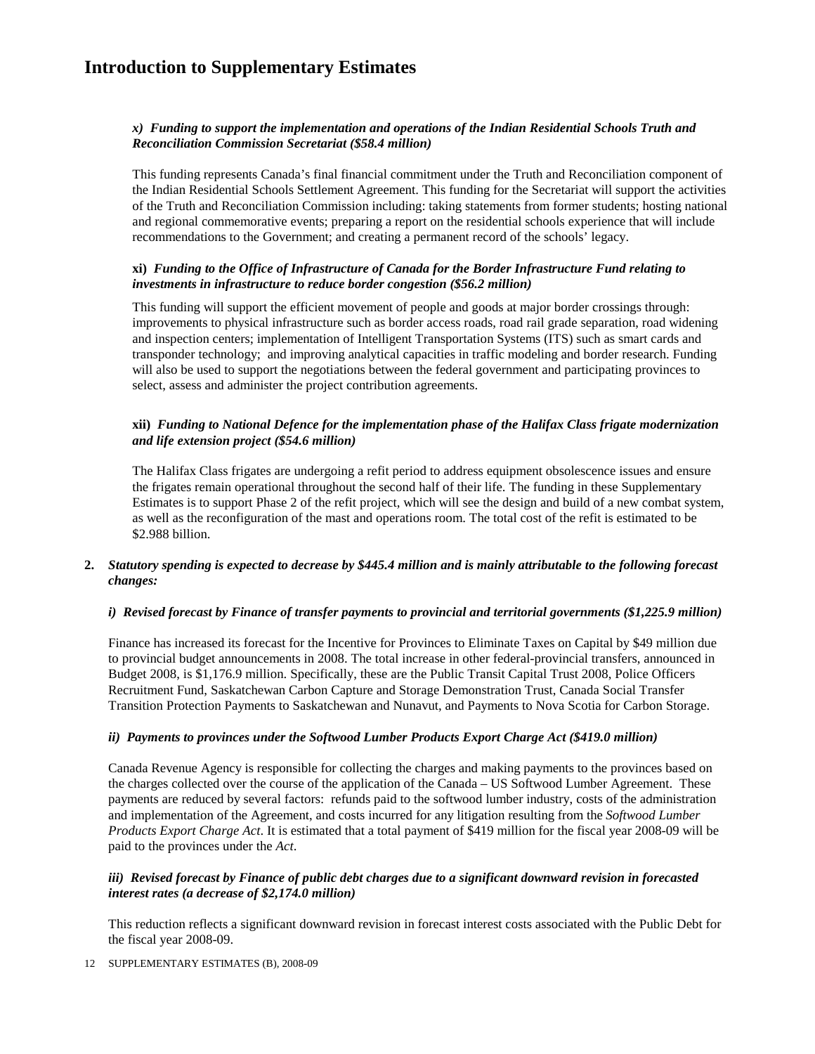# Introduction to Supplementary Estimates

***x) Funding to support the implementation and operations of the Indian Residential Schools Truth and Reconciliation Commission Secretariat ($58.4 million)***

This funding represents Canada's final financial commitment under the Truth and Reconciliation component of the Indian Residential Schools Settlement Agreement. This funding for the Secretariat will support the activities of the Truth and Reconciliation Commission including: taking statements from former students; hosting national and regional commemorative events; preparing a report on the residential schools experience that will include recommendations to the Government; and creating a permanent record of the schools' legacy.

**xi)** ***Funding to the Office of Infrastructure of Canada for the Border Infrastructure Fund relating to investments in infrastructure to reduce border congestion ($56.2 million)***

This funding will support the efficient movement of people and goods at major border crossings through: improvements to physical infrastructure such as border access roads, road rail grade separation, road widening and inspection centers; implementation of Intelligent Transportation Systems (ITS) such as smart cards and transponder technology; and improving analytical capacities in traffic modeling and border research. Funding will also be used to support the negotiations between the federal government and participating provinces to select, assess and administer the project contribution agreements.

**xii)** ***Funding to National Defence for the implementation phase of the Halifax Class frigate modernization and life extension project ($54.6 million)***

The Halifax Class frigates are undergoing a refit period to address equipment obsolescence issues and ensure the frigates remain operational throughout the second half of their life. The funding in these Supplementary Estimates is to support Phase 2 of the refit project, which will see the design and build of a new combat system, as well as the reconfiguration of the mast and operations room. The total cost of the refit is estimated to be $2.988 billion.

**2.** ***Statutory spending is expected to decrease by $445.4 million and is mainly attributable to the following forecast changes:***

***i) Revised forecast by Finance of transfer payments to provincial and territorial governments ($1,225.9 million)***

Finance has increased its forecast for the Incentive for Provinces to Eliminate Taxes on Capital by $49 million due to provincial budget announcements in 2008. The total increase in other federal-provincial transfers, announced in Budget 2008, is $1,176.9 million. Specifically, these are the Public Transit Capital Trust 2008, Police Officers Recruitment Fund, Saskatchewan Carbon Capture and Storage Demonstration Trust, Canada Social Transfer Transition Protection Payments to Saskatchewan and Nunavut, and Payments to Nova Scotia for Carbon Storage.

***ii) Payments to provinces under the Softwood Lumber Products Export Charge Act ($419.0 million)***

Canada Revenue Agency is responsible for collecting the charges and making payments to the provinces based on the charges collected over the course of the application of the Canada – US Softwood Lumber Agreement. These payments are reduced by several factors: refunds paid to the softwood lumber industry, costs of the administration and implementation of the Agreement, and costs incurred for any litigation resulting from the *Softwood Lumber Products Export Charge Act*. It is estimated that a total payment of $419 million for the fiscal year 2008-09 will be paid to the provinces under the *Act*.

***iii) Revised forecast by Finance of public debt charges due to a significant downward revision in forecasted interest rates (a decrease of $2,174.0 million)***

This reduction reflects a significant downward revision in forecast interest costs associated with the Public Debt for the fiscal year 2008-09.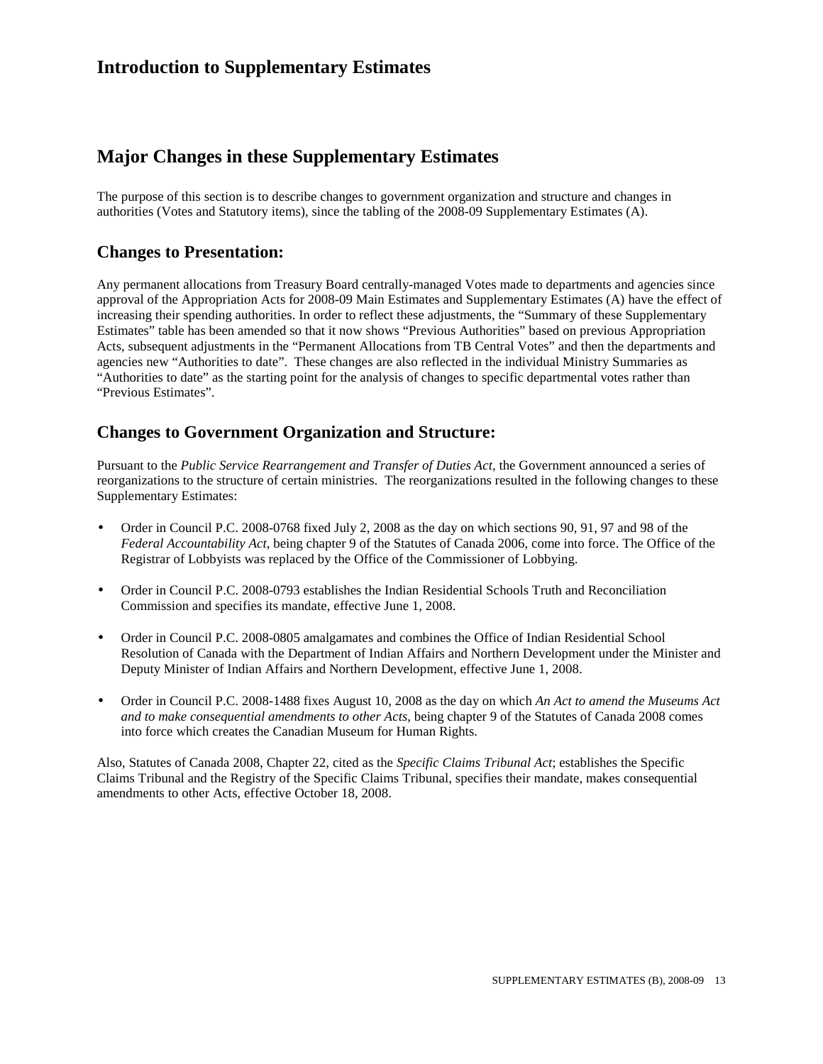# Introduction to Supplementary Estimates

# Major Changes in these Supplementary Estimates

The purpose of this section is to describe changes to government organization and structure and changes in authorities (Votes and Statutory items), since the tabling of the 2008-09 Supplementary Estimates (A).

## Changes to Presentation:

Any permanent allocations from Treasury Board centrally-managed Votes made to departments and agencies since approval of the Appropriation Acts for 2008-09 Main Estimates and Supplementary Estimates (A) have the effect of increasing their spending authorities. In order to reflect these adjustments, the "Summary of these Supplementary Estimates" table has been amended so that it now shows "Previous Authorities" based on previous Appropriation Acts, subsequent adjustments in the "Permanent Allocations from TB Central Votes" and then the departments and agencies new "Authorities to date". These changes are also reflected in the individual Ministry Summaries as "Authorities to date" as the starting point for the analysis of changes to specific departmental votes rather than "Previous Estimates".

## Changes to Government Organization and Structure:

Pursuant to the *Public Service Rearrangement and Transfer of Duties Act*, the Government announced a series of reorganizations to the structure of certain ministries. The reorganizations resulted in the following changes to these Supplementary Estimates:

- Order in Council P.C. 2008-0768 fixed July 2, 2008 as the day on which sections 90, 91, 97 and 98 of the *Federal Accountability Act*, being chapter 9 of the Statutes of Canada 2006, come into force. The Office of the Registrar of Lobbyists was replaced by the Office of the Commissioner of Lobbying.
- Order in Council P.C. 2008-0793 establishes the Indian Residential Schools Truth and Reconciliation Commission and specifies its mandate, effective June 1, 2008.
- Order in Council P.C. 2008-0805 amalgamates and combines the Office of Indian Residential School Resolution of Canada with the Department of Indian Affairs and Northern Development under the Minister and Deputy Minister of Indian Affairs and Northern Development, effective June 1, 2008.
- Order in Council P.C. 2008-1488 fixes August 10, 2008 as the day on which *An Act to amend the Museums Act and to make consequential amendments to other Acts*, being chapter 9 of the Statutes of Canada 2008 comes into force which creates the Canadian Museum for Human Rights.

Also, Statutes of Canada 2008, Chapter 22, cited as the *Specific Claims Tribunal Act*; establishes the Specific Claims Tribunal and the Registry of the Specific Claims Tribunal, specifies their mandate, makes consequential amendments to other Acts, effective October 18, 2008.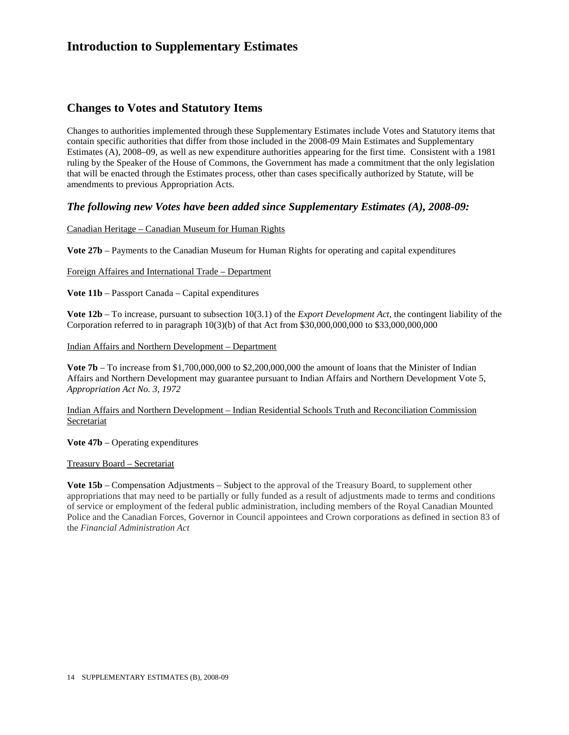# Introduction to Supplementary Estimates

## Changes to Votes and Statutory Items

Changes to authorities implemented through these Supplementary Estimates include Votes and Statutory items that contain specific authorities that differ from those included in the 2008-09 Main Estimates and Supplementary Estimates (A), 2008–09, as well as new expenditure authorities appearing for the first time. Consistent with a 1981 ruling by the Speaker of the House of Commons, the Government has made a commitment that the only legislation that will be enacted through the Estimates process, other than cases specifically authorized by Statute, will be amendments to previous Appropriation Acts.

### *The following new Votes have been added since Supplementary Estimates (A), 2008-09:*

Canadian Heritage – Canadian Museum for Human Rights

**Vote 27b** – Payments to the Canadian Museum for Human Rights for operating and capital expenditures

Foreign Affaires and International Trade – Department

**Vote 11b** – Passport Canada – Capital expenditures

**Vote 12b** – To increase, pursuant to subsection 10(3.1) of the *Export Development Act*, the contingent liability of the Corporation referred to in paragraph 10(3)(b) of that Act from $30,000,000,000 to $33,000,000,000

Indian Affairs and Northern Development – Department

**Vote 7b** – To increase from $1,700,000,000 to $2,200,000,000 the amount of loans that the Minister of Indian Affairs and Northern Development may guarantee pursuant to Indian Affairs and Northern Development Vote 5, *Appropriation Act No. 3, 1972*

Indian Affairs and Northern Development – Indian Residential Schools Truth and Reconciliation Commission Secretariat

**Vote 47b** – Operating expenditures

Treasury Board – Secretariat

**Vote 15b** – Compensation Adjustments – Subject to the approval of the Treasury Board, to supplement other appropriations that may need to be partially or fully funded as a result of adjustments made to terms and conditions of service or employment of the federal public administration, including members of the Royal Canadian Mounted Police and the Canadian Forces, Governor in Council appointees and Crown corporations as defined in section 83 of the *Financial Administration Act*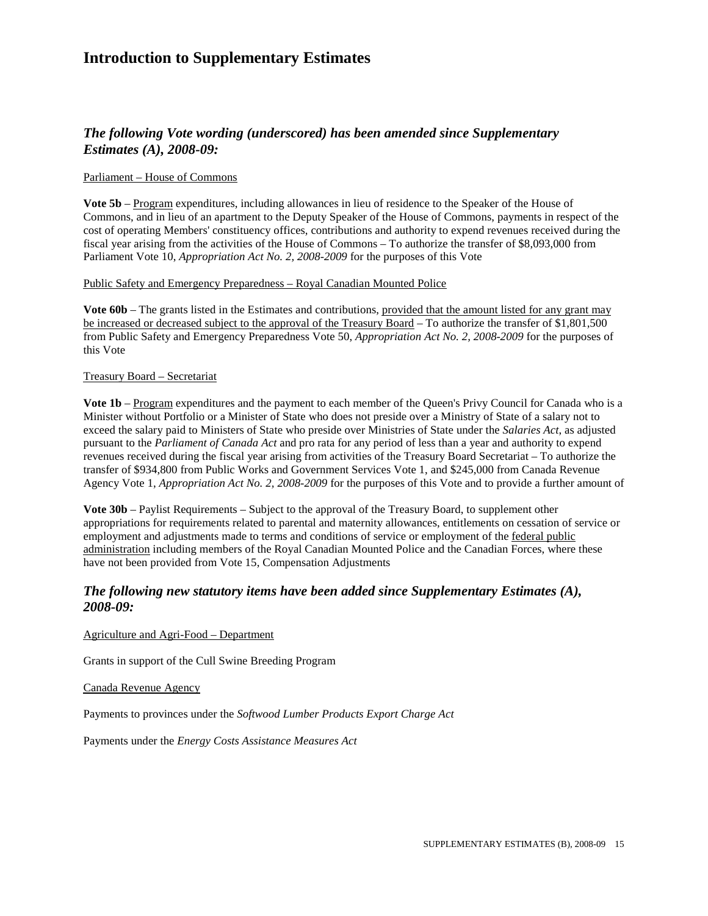# Introduction to Supplementary Estimates

## *The following Vote wording (underscored) has been amended since Supplementary Estimates (A), 2008-09:*

<u>Parliament – House of Commons</u>

**Vote 5b** – <u>Program</u> expenditures, including allowances in lieu of residence to the Speaker of the House of Commons, and in lieu of an apartment to the Deputy Speaker of the House of Commons, payments in respect of the cost of operating Members' constituency offices, contributions and authority to expend revenues received during the fiscal year arising from the activities of the House of Commons – To authorize the transfer of $8,093,000 from Parliament Vote 10, *Appropriation Act No. 2, 2008-2009* for the purposes of this Vote

<u>Public Safety and Emergency Preparedness – Royal Canadian Mounted Police</u>

**Vote 60b** – The grants listed in the Estimates and contributions, <u>provided that the amount listed for any grant may be increased or decreased subject to the approval of the Treasury Board</u> – To authorize the transfer of $1,801,500 from Public Safety and Emergency Preparedness Vote 50, *Appropriation Act No. 2, 2008-2009* for the purposes of this Vote

<u>Treasury Board – Secretariat</u>

**Vote 1b** – <u>Program</u> expenditures and the payment to each member of the Queen's Privy Council for Canada who is a Minister without Portfolio or a Minister of State who does not preside over a Ministry of State of a salary not to exceed the salary paid to Ministers of State who preside over Ministries of State under the *Salaries Act*, as adjusted pursuant to the *Parliament of Canada Act* and pro rata for any period of less than a year and authority to expend revenues received during the fiscal year arising from activities of the Treasury Board Secretariat – To authorize the transfer of $934,800 from Public Works and Government Services Vote 1, and $245,000 from Canada Revenue Agency Vote 1, *Appropriation Act No. 2, 2008-2009* for the purposes of this Vote and to provide a further amount of

**Vote 30b** – Paylist Requirements – Subject to the approval of the Treasury Board, to supplement other appropriations for requirements related to parental and maternity allowances, entitlements on cessation of service or employment and adjustments made to terms and conditions of service or employment of the <u>federal public administration</u> including members of the Royal Canadian Mounted Police and the Canadian Forces, where these have not been provided from Vote 15, Compensation Adjustments

## *The following new statutory items have been added since Supplementary Estimates (A), 2008-09:*

<u>Agriculture and Agri-Food – Department</u>

Grants in support of the Cull Swine Breeding Program

<u>Canada Revenue Agency</u>

Payments to provinces under the *Softwood Lumber Products Export Charge Act*

Payments under the *Energy Costs Assistance Measures Act*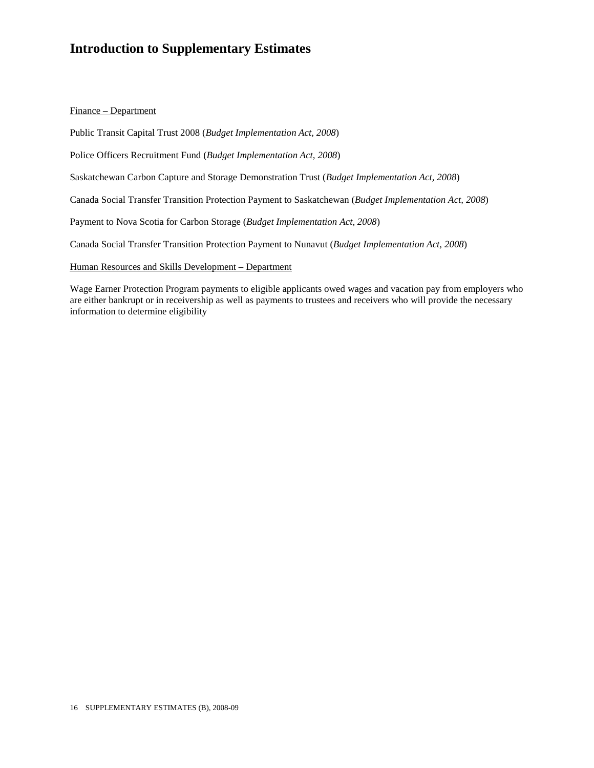# Introduction to Supplementary Estimates

<u>Finance – Department</u>

Public Transit Capital Trust 2008 (*Budget Implementation Act, 2008*)

Police Officers Recruitment Fund (*Budget Implementation Act, 2008*)

Saskatchewan Carbon Capture and Storage Demonstration Trust (*Budget Implementation Act, 2008*)

Canada Social Transfer Transition Protection Payment to Saskatchewan (*Budget Implementation Act, 2008*)

Payment to Nova Scotia for Carbon Storage (*Budget Implementation Act, 2008*)

Canada Social Transfer Transition Protection Payment to Nunavut (*Budget Implementation Act, 2008*)

<u>Human Resources and Skills Development – Department</u>

Wage Earner Protection Program payments to eligible applicants owed wages and vacation pay from employers who are either bankrupt or in receivership as well as payments to trustees and receivers who will provide the necessary information to determine eligibility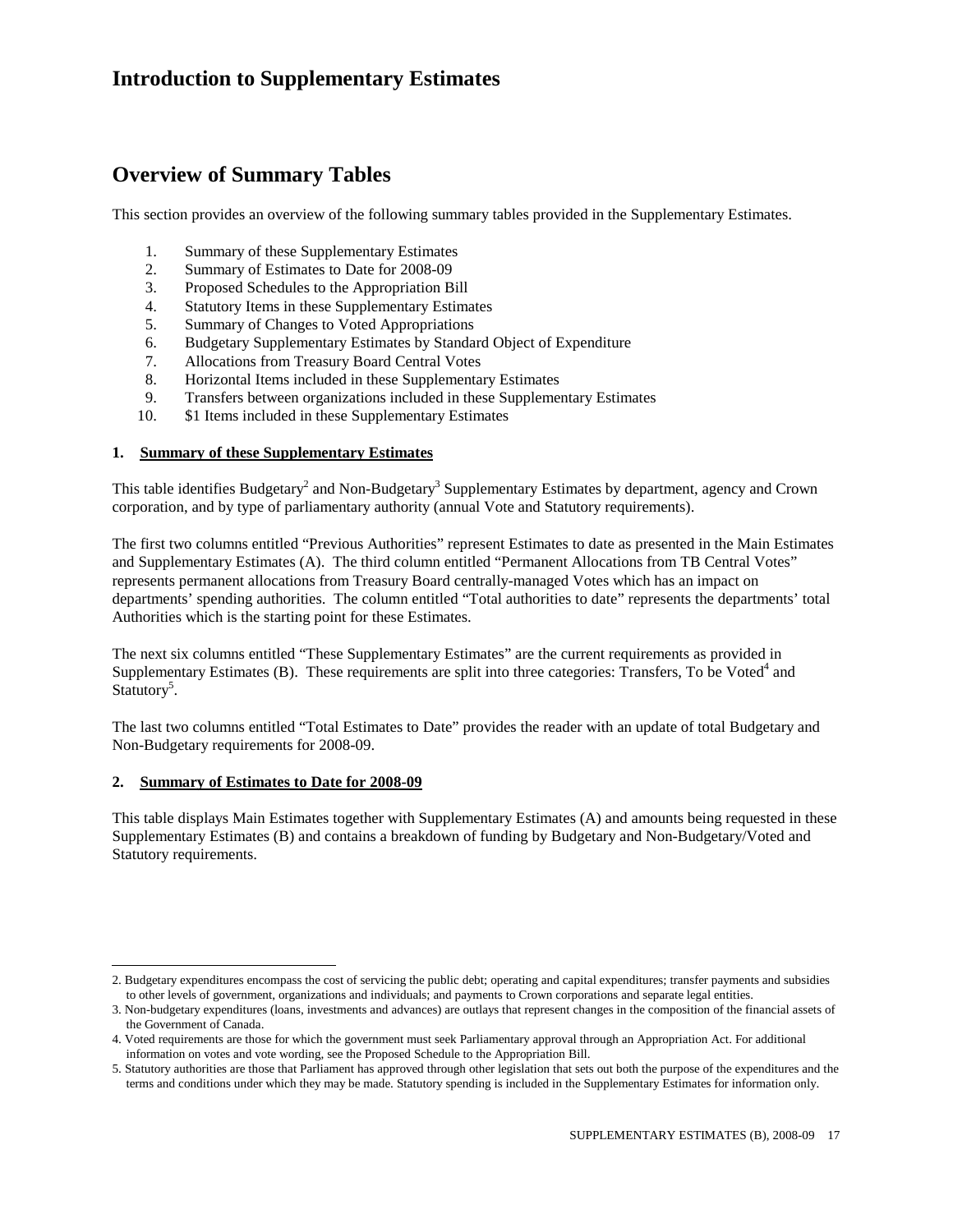# Introduction to Supplementary Estimates

# Overview of Summary Tables

This section provides an overview of the following summary tables provided in the Supplementary Estimates.

1. Summary of these Supplementary Estimates
2. Summary of Estimates to Date for 2008-09
3. Proposed Schedules to the Appropriation Bill
4. Statutory Items in these Supplementary Estimates
5. Summary of Changes to Voted Appropriations
6. Budgetary Supplementary Estimates by Standard Object of Expenditure
7. Allocations from Treasury Board Central Votes
8. Horizontal Items included in these Supplementary Estimates
9. Transfers between organizations included in these Supplementary Estimates
10. $1 Items included in these Supplementary Estimates

### 1. Summary of these Supplementary Estimates

This table identifies Budgetary[2] and Non-Budgetary[3] Supplementary Estimates by department, agency and Crown corporation, and by type of parliamentary authority (annual Vote and Statutory requirements).

The first two columns entitled "Previous Authorities" represent Estimates to date as presented in the Main Estimates and Supplementary Estimates (A). The third column entitled "Permanent Allocations from TB Central Votes" represents permanent allocations from Treasury Board centrally-managed Votes which has an impact on departments' spending authorities. The column entitled "Total authorities to date" represents the departments' total Authorities which is the starting point for these Estimates.

The next six columns entitled "These Supplementary Estimates" are the current requirements as provided in Supplementary Estimates (B). These requirements are split into three categories: Transfers, To be Voted[4] and Statutory[5].

The last two columns entitled "Total Estimates to Date" provides the reader with an update of total Budgetary and Non-Budgetary requirements for 2008-09.

### 2. Summary of Estimates to Date for 2008-09

This table displays Main Estimates together with Supplementary Estimates (A) and amounts being requested in these Supplementary Estimates (B) and contains a breakdown of funding by Budgetary and Non-Budgetary/Voted and Statutory requirements.

---

2. Budgetary expenditures encompass the cost of servicing the public debt; operating and capital expenditures; transfer payments and subsidies to other levels of government, organizations and individuals; and payments to Crown corporations and separate legal entities.

3. Non-budgetary expenditures (loans, investments and advances) are outlays that represent changes in the composition of the financial assets of the Government of Canada.

4. Voted requirements are those for which the government must seek Parliamentary approval through an Appropriation Act. For additional information on votes and vote wording, see the Proposed Schedule to the Appropriation Bill.

5. Statutory authorities are those that Parliament has approved through other legislation that sets out both the purpose of the expenditures and the terms and conditions under which they may be made. Statutory spending is included in the Supplementary Estimates for information only.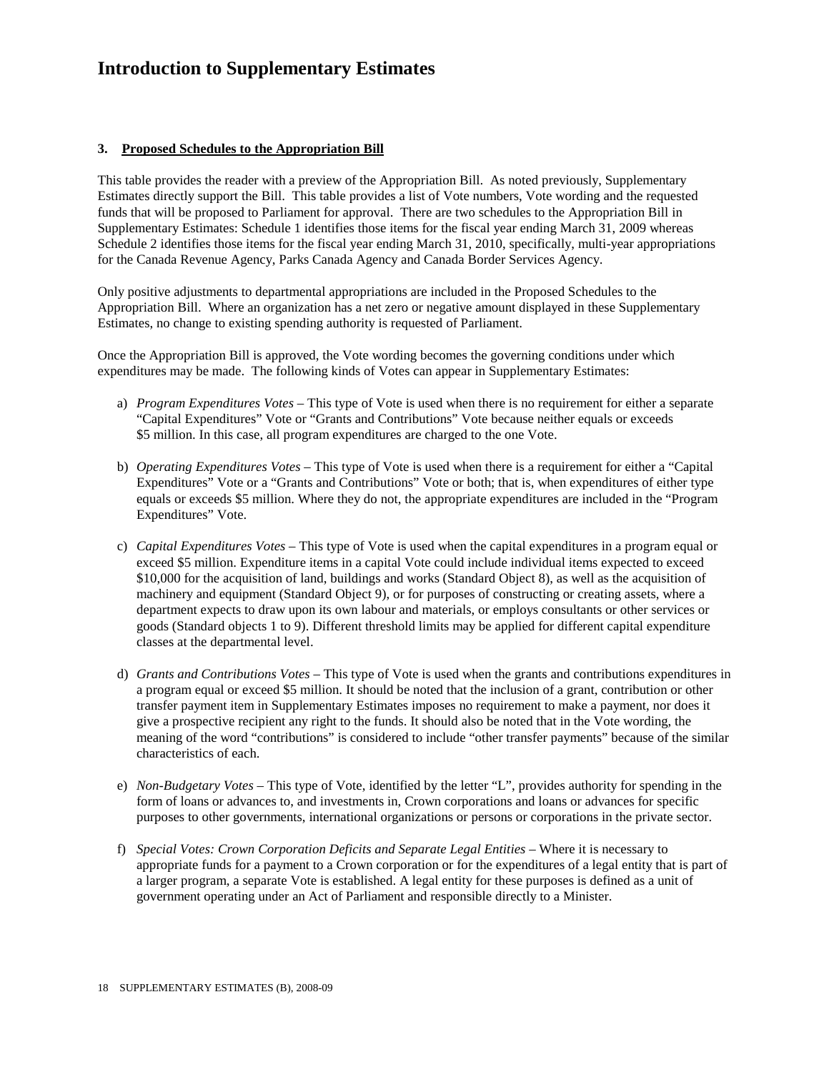# Introduction to Supplementary Estimates

### 3. Proposed Schedules to the Appropriation Bill

This table provides the reader with a preview of the Appropriation Bill. As noted previously, Supplementary Estimates directly support the Bill. This table provides a list of Vote numbers, Vote wording and the requested funds that will be proposed to Parliament for approval. There are two schedules to the Appropriation Bill in Supplementary Estimates: Schedule 1 identifies those items for the fiscal year ending March 31, 2009 whereas Schedule 2 identifies those items for the fiscal year ending March 31, 2010, specifically, multi-year appropriations for the Canada Revenue Agency, Parks Canada Agency and Canada Border Services Agency.

Only positive adjustments to departmental appropriations are included in the Proposed Schedules to the Appropriation Bill. Where an organization has a net zero or negative amount displayed in these Supplementary Estimates, no change to existing spending authority is requested of Parliament.

Once the Appropriation Bill is approved, the Vote wording becomes the governing conditions under which expenditures may be made. The following kinds of Votes can appear in Supplementary Estimates:

a) *Program Expenditures Votes* – This type of Vote is used when there is no requirement for either a separate "Capital Expenditures" Vote or "Grants and Contributions" Vote because neither equals or exceeds $5 million. In this case, all program expenditures are charged to the one Vote.

b) *Operating Expenditures Votes* – This type of Vote is used when there is a requirement for either a "Capital Expenditures" Vote or a "Grants and Contributions" Vote or both; that is, when expenditures of either type equals or exceeds $5 million. Where they do not, the appropriate expenditures are included in the "Program Expenditures" Vote.

c) *Capital Expenditures Votes* – This type of Vote is used when the capital expenditures in a program equal or exceed $5 million. Expenditure items in a capital Vote could include individual items expected to exceed $10,000 for the acquisition of land, buildings and works (Standard Object 8), as well as the acquisition of machinery and equipment (Standard Object 9), or for purposes of constructing or creating assets, where a department expects to draw upon its own labour and materials, or employs consultants or other services or goods (Standard objects 1 to 9). Different threshold limits may be applied for different capital expenditure classes at the departmental level.

d) *Grants and Contributions Votes* – This type of Vote is used when the grants and contributions expenditures in a program equal or exceed $5 million. It should be noted that the inclusion of a grant, contribution or other transfer payment item in Supplementary Estimates imposes no requirement to make a payment, nor does it give a prospective recipient any right to the funds. It should also be noted that in the Vote wording, the meaning of the word "contributions" is considered to include "other transfer payments" because of the similar characteristics of each.

e) *Non-Budgetary Votes* – This type of Vote, identified by the letter "L", provides authority for spending in the form of loans or advances to, and investments in, Crown corporations and loans or advances for specific purposes to other governments, international organizations or persons or corporations in the private sector.

f) *Special Votes: Crown Corporation Deficits and Separate Legal Entities* – Where it is necessary to appropriate funds for a payment to a Crown corporation or for the expenditures of a legal entity that is part of a larger program, a separate Vote is established. A legal entity for these purposes is defined as a unit of government operating under an Act of Parliament and responsible directly to a Minister.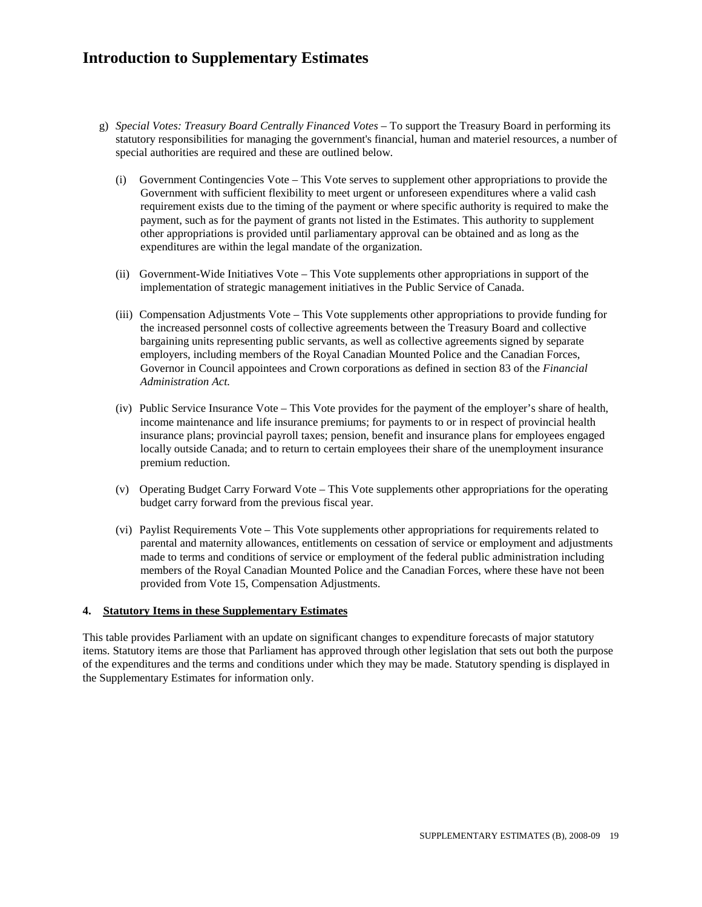# Introduction to Supplementary Estimates

g) *Special Votes: Treasury Board Centrally Financed Votes* – To support the Treasury Board in performing its statutory responsibilities for managing the government's financial, human and materiel resources, a number of special authorities are required and these are outlined below.

   (i) Government Contingencies Vote – This Vote serves to supplement other appropriations to provide the Government with sufficient flexibility to meet urgent or unforeseen expenditures where a valid cash requirement exists due to the timing of the payment or where specific authority is required to make the payment, such as for the payment of grants not listed in the Estimates. This authority to supplement other appropriations is provided until parliamentary approval can be obtained and as long as the expenditures are within the legal mandate of the organization.

   (ii) Government-Wide Initiatives Vote – This Vote supplements other appropriations in support of the implementation of strategic management initiatives in the Public Service of Canada.

   (iii) Compensation Adjustments Vote – This Vote supplements other appropriations to provide funding for the increased personnel costs of collective agreements between the Treasury Board and collective bargaining units representing public servants, as well as collective agreements signed by separate employers, including members of the Royal Canadian Mounted Police and the Canadian Forces, Governor in Council appointees and Crown corporations as defined in section 83 of the *Financial Administration Act.*

   (iv) Public Service Insurance Vote – This Vote provides for the payment of the employer's share of health, income maintenance and life insurance premiums; for payments to or in respect of provincial health insurance plans; provincial payroll taxes; pension, benefit and insurance plans for employees engaged locally outside Canada; and to return to certain employees their share of the unemployment insurance premium reduction.

   (v) Operating Budget Carry Forward Vote – This Vote supplements other appropriations for the operating budget carry forward from the previous fiscal year.

   (vi) Paylist Requirements Vote – This Vote supplements other appropriations for requirements related to parental and maternity allowances, entitlements on cessation of service or employment and adjustments made to terms and conditions of service or employment of the federal public administration including members of the Royal Canadian Mounted Police and the Canadian Forces, where these have not been provided from Vote 15, Compensation Adjustments.

**4. Statutory Items in these Supplementary Estimates**

This table provides Parliament with an update on significant changes to expenditure forecasts of major statutory items. Statutory items are those that Parliament has approved through other legislation that sets out both the purpose of the expenditures and the terms and conditions under which they may be made. Statutory spending is displayed in the Supplementary Estimates for information only.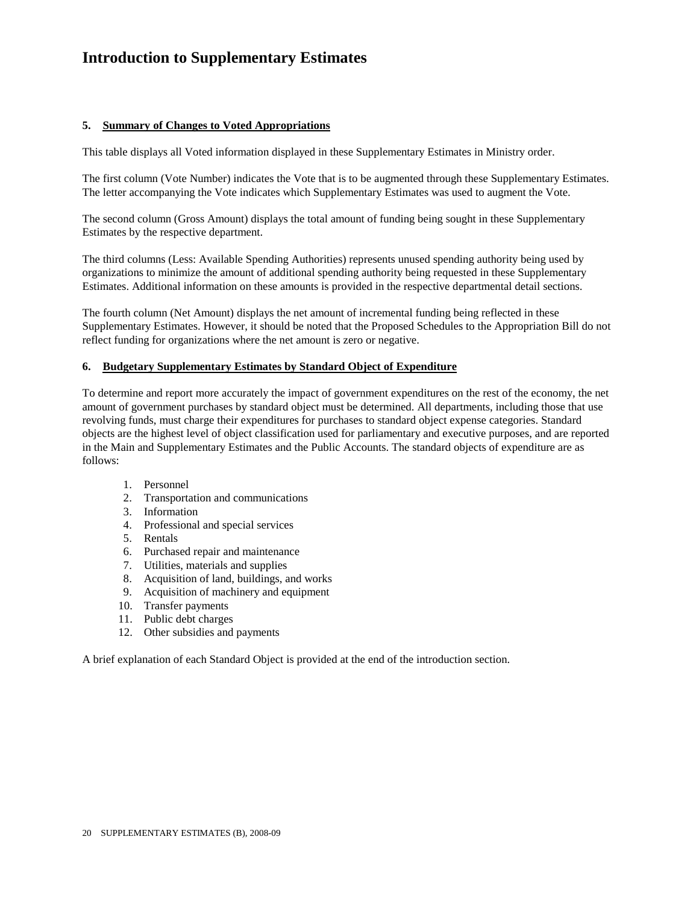# Introduction to Supplementary Estimates

### 5. <u>Summary of Changes to Voted Appropriations</u>

This table displays all Voted information displayed in these Supplementary Estimates in Ministry order.

The first column (Vote Number) indicates the Vote that is to be augmented through these Supplementary Estimates. The letter accompanying the Vote indicates which Supplementary Estimates was used to augment the Vote.

The second column (Gross Amount) displays the total amount of funding being sought in these Supplementary Estimates by the respective department.

The third columns (Less: Available Spending Authorities) represents unused spending authority being used by organizations to minimize the amount of additional spending authority being requested in these Supplementary Estimates. Additional information on these amounts is provided in the respective departmental detail sections.

The fourth column (Net Amount) displays the net amount of incremental funding being reflected in these Supplementary Estimates. However, it should be noted that the Proposed Schedules to the Appropriation Bill do not reflect funding for organizations where the net amount is zero or negative.

### 6. <u>Budgetary Supplementary Estimates by Standard Object of Expenditure</u>

To determine and report more accurately the impact of government expenditures on the rest of the economy, the net amount of government purchases by standard object must be determined. All departments, including those that use revolving funds, must charge their expenditures for purchases to standard object expense categories. Standard objects are the highest level of object classification used for parliamentary and executive purposes, and are reported in the Main and Supplementary Estimates and the Public Accounts. The standard objects of expenditure are as follows:

1. Personnel
2. Transportation and communications
3. Information
4. Professional and special services
5. Rentals
6. Purchased repair and maintenance
7. Utilities, materials and supplies
8. Acquisition of land, buildings, and works
9. Acquisition of machinery and equipment
10. Transfer payments
11. Public debt charges
12. Other subsidies and payments

A brief explanation of each Standard Object is provided at the end of the introduction section.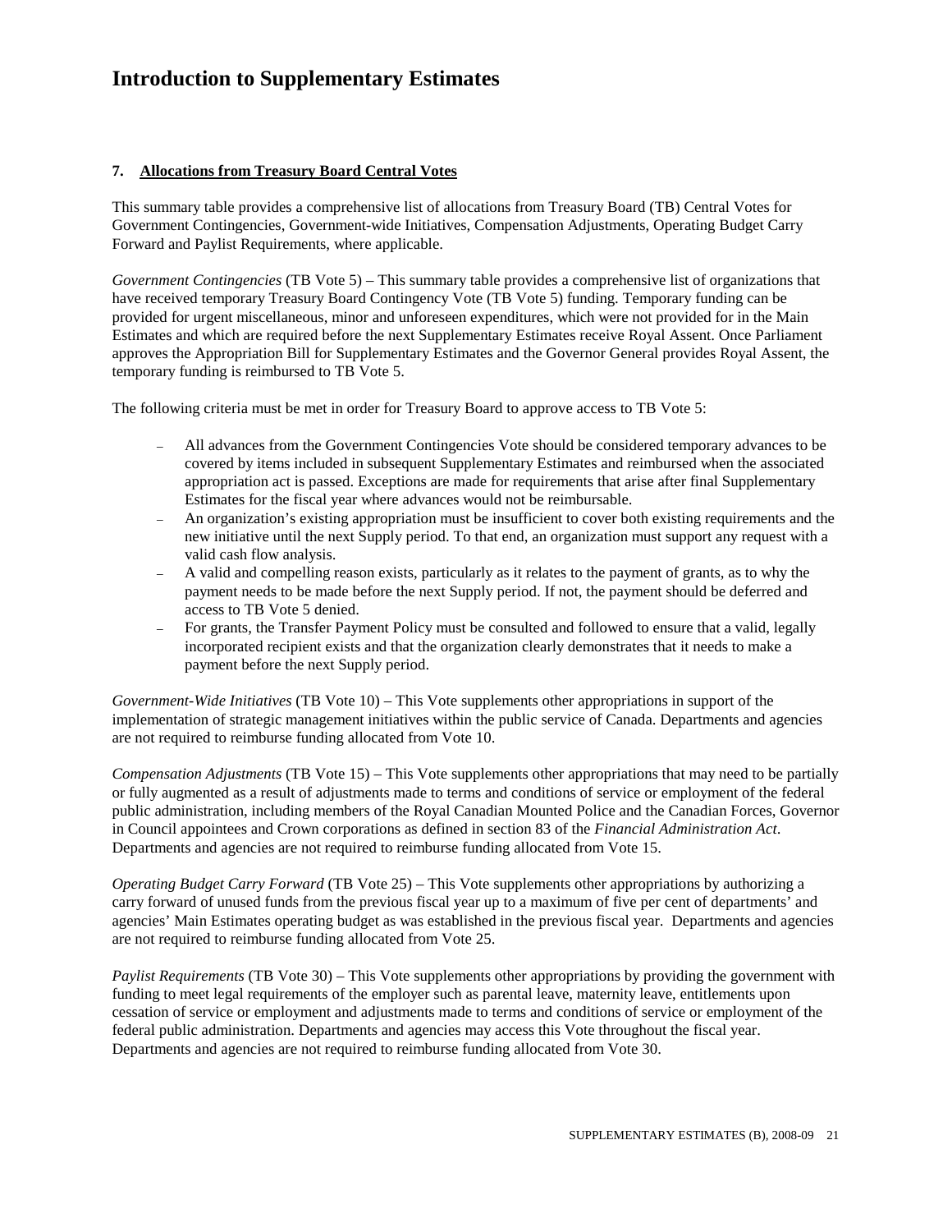# Introduction to Supplementary Estimates

### 7. Allocations from Treasury Board Central Votes

This summary table provides a comprehensive list of allocations from Treasury Board (TB) Central Votes for Government Contingencies, Government-wide Initiatives, Compensation Adjustments, Operating Budget Carry Forward and Paylist Requirements, where applicable.

*Government Contingencies* (TB Vote 5) – This summary table provides a comprehensive list of organizations that have received temporary Treasury Board Contingency Vote (TB Vote 5) funding. Temporary funding can be provided for urgent miscellaneous, minor and unforeseen expenditures, which were not provided for in the Main Estimates and which are required before the next Supplementary Estimates receive Royal Assent. Once Parliament approves the Appropriation Bill for Supplementary Estimates and the Governor General provides Royal Assent, the temporary funding is reimbursed to TB Vote 5.

The following criteria must be met in order for Treasury Board to approve access to TB Vote 5:

- All advances from the Government Contingencies Vote should be considered temporary advances to be covered by items included in subsequent Supplementary Estimates and reimbursed when the associated appropriation act is passed. Exceptions are made for requirements that arise after final Supplementary Estimates for the fiscal year where advances would not be reimbursable.
- An organization's existing appropriation must be insufficient to cover both existing requirements and the new initiative until the next Supply period. To that end, an organization must support any request with a valid cash flow analysis.
- A valid and compelling reason exists, particularly as it relates to the payment of grants, as to why the payment needs to be made before the next Supply period. If not, the payment should be deferred and access to TB Vote 5 denied.
- For grants, the Transfer Payment Policy must be consulted and followed to ensure that a valid, legally incorporated recipient exists and that the organization clearly demonstrates that it needs to make a payment before the next Supply period.

*Government-Wide Initiatives* (TB Vote 10) – This Vote supplements other appropriations in support of the implementation of strategic management initiatives within the public service of Canada. Departments and agencies are not required to reimburse funding allocated from Vote 10.

*Compensation Adjustments* (TB Vote 15) – This Vote supplements other appropriations that may need to be partially or fully augmented as a result of adjustments made to terms and conditions of service or employment of the federal public administration, including members of the Royal Canadian Mounted Police and the Canadian Forces, Governor in Council appointees and Crown corporations as defined in section 83 of the *Financial Administration Act*. Departments and agencies are not required to reimburse funding allocated from Vote 15.

*Operating Budget Carry Forward* (TB Vote 25) – This Vote supplements other appropriations by authorizing a carry forward of unused funds from the previous fiscal year up to a maximum of five per cent of departments' and agencies' Main Estimates operating budget as was established in the previous fiscal year. Departments and agencies are not required to reimburse funding allocated from Vote 25.

*Paylist Requirements* (TB Vote 30) – This Vote supplements other appropriations by providing the government with funding to meet legal requirements of the employer such as parental leave, maternity leave, entitlements upon cessation of service or employment and adjustments made to terms and conditions of service or employment of the federal public administration. Departments and agencies may access this Vote throughout the fiscal year. Departments and agencies are not required to reimburse funding allocated from Vote 30.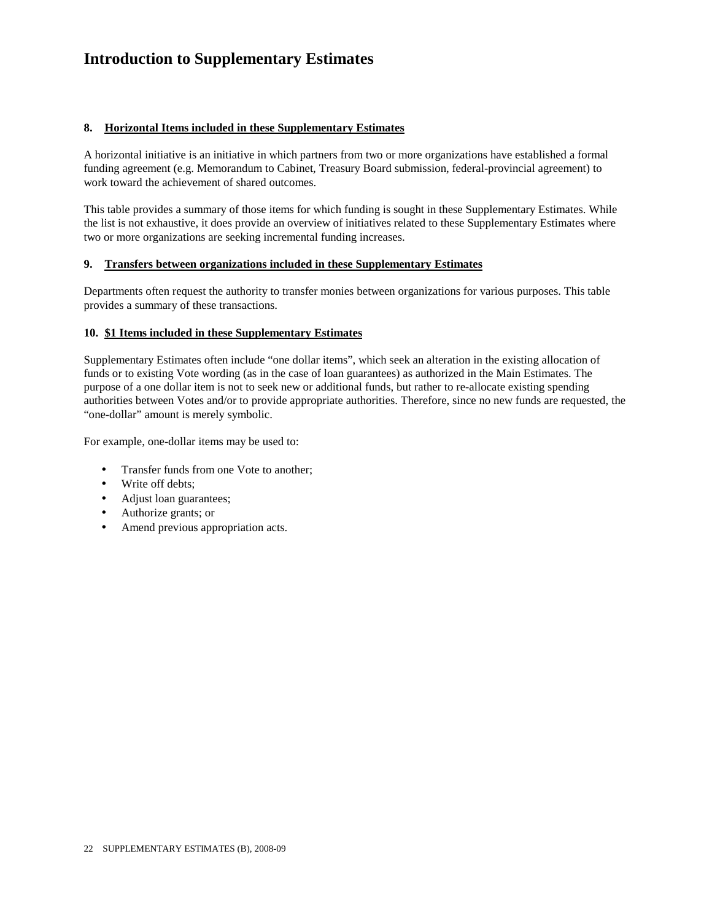# Introduction to Supplementary Estimates

### 8. Horizontal Items included in these Supplementary Estimates

A horizontal initiative is an initiative in which partners from two or more organizations have established a formal funding agreement (e.g. Memorandum to Cabinet, Treasury Board submission, federal-provincial agreement) to work toward the achievement of shared outcomes.

This table provides a summary of those items for which funding is sought in these Supplementary Estimates. While the list is not exhaustive, it does provide an overview of initiatives related to these Supplementary Estimates where two or more organizations are seeking incremental funding increases.

### 9. Transfers between organizations included in these Supplementary Estimates

Departments often request the authority to transfer monies between organizations for various purposes. This table provides a summary of these transactions.

### 10. $1 Items included in these Supplementary Estimates

Supplementary Estimates often include "one dollar items", which seek an alteration in the existing allocation of funds or to existing Vote wording (as in the case of loan guarantees) as authorized in the Main Estimates. The purpose of a one dollar item is not to seek new or additional funds, but rather to re-allocate existing spending authorities between Votes and/or to provide appropriate authorities. Therefore, since no new funds are requested, the "one-dollar" amount is merely symbolic.

For example, one-dollar items may be used to:

- Transfer funds from one Vote to another;
- Write off debts;
- Adjust loan guarantees;
- Authorize grants; or
- Amend previous appropriation acts.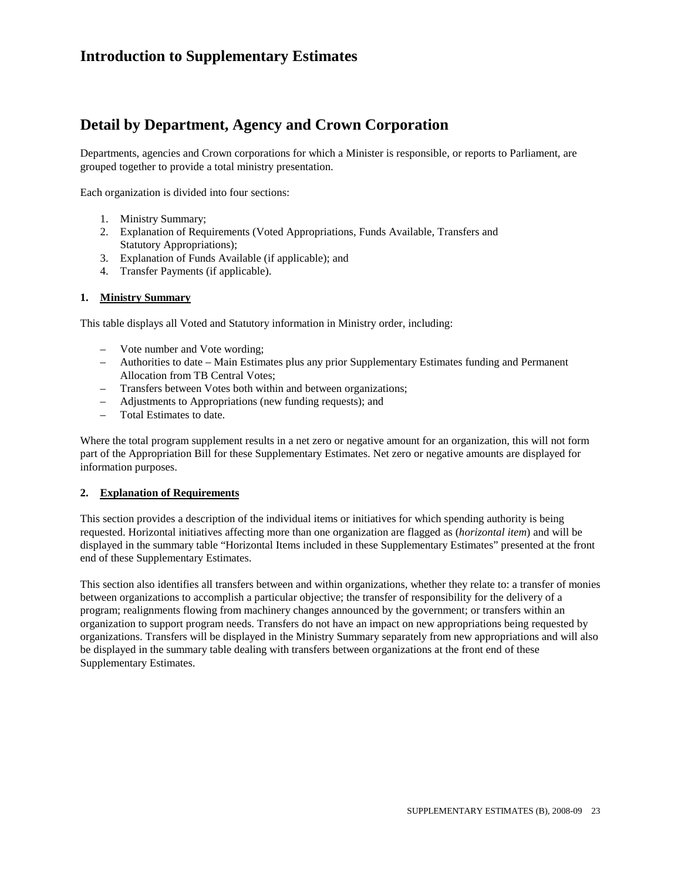# Introduction to Supplementary Estimates

## Detail by Department, Agency and Crown Corporation

Departments, agencies and Crown corporations for which a Minister is responsible, or reports to Parliament, are grouped together to provide a total ministry presentation.

Each organization is divided into four sections:

1. Ministry Summary;
2. Explanation of Requirements (Voted Appropriations, Funds Available, Transfers and Statutory Appropriations);
3. Explanation of Funds Available (if applicable); and
4. Transfer Payments (if applicable).

### 1. Ministry Summary

This table displays all Voted and Statutory information in Ministry order, including:

- Vote number and Vote wording;
- Authorities to date – Main Estimates plus any prior Supplementary Estimates funding and Permanent Allocation from TB Central Votes;
- Transfers between Votes both within and between organizations;
- Adjustments to Appropriations (new funding requests); and
- Total Estimates to date.

Where the total program supplement results in a net zero or negative amount for an organization, this will not form part of the Appropriation Bill for these Supplementary Estimates. Net zero or negative amounts are displayed for information purposes.

### 2. Explanation of Requirements

This section provides a description of the individual items or initiatives for which spending authority is being requested. Horizontal initiatives affecting more than one organization are flagged as (*horizontal item*) and will be displayed in the summary table "Horizontal Items included in these Supplementary Estimates" presented at the front end of these Supplementary Estimates.

This section also identifies all transfers between and within organizations, whether they relate to: a transfer of monies between organizations to accomplish a particular objective; the transfer of responsibility for the delivery of a program; realignments flowing from machinery changes announced by the government; or transfers within an organization to support program needs. Transfers do not have an impact on new appropriations being requested by organizations. Transfers will be displayed in the Ministry Summary separately from new appropriations and will also be displayed in the summary table dealing with transfers between organizations at the front end of these Supplementary Estimates.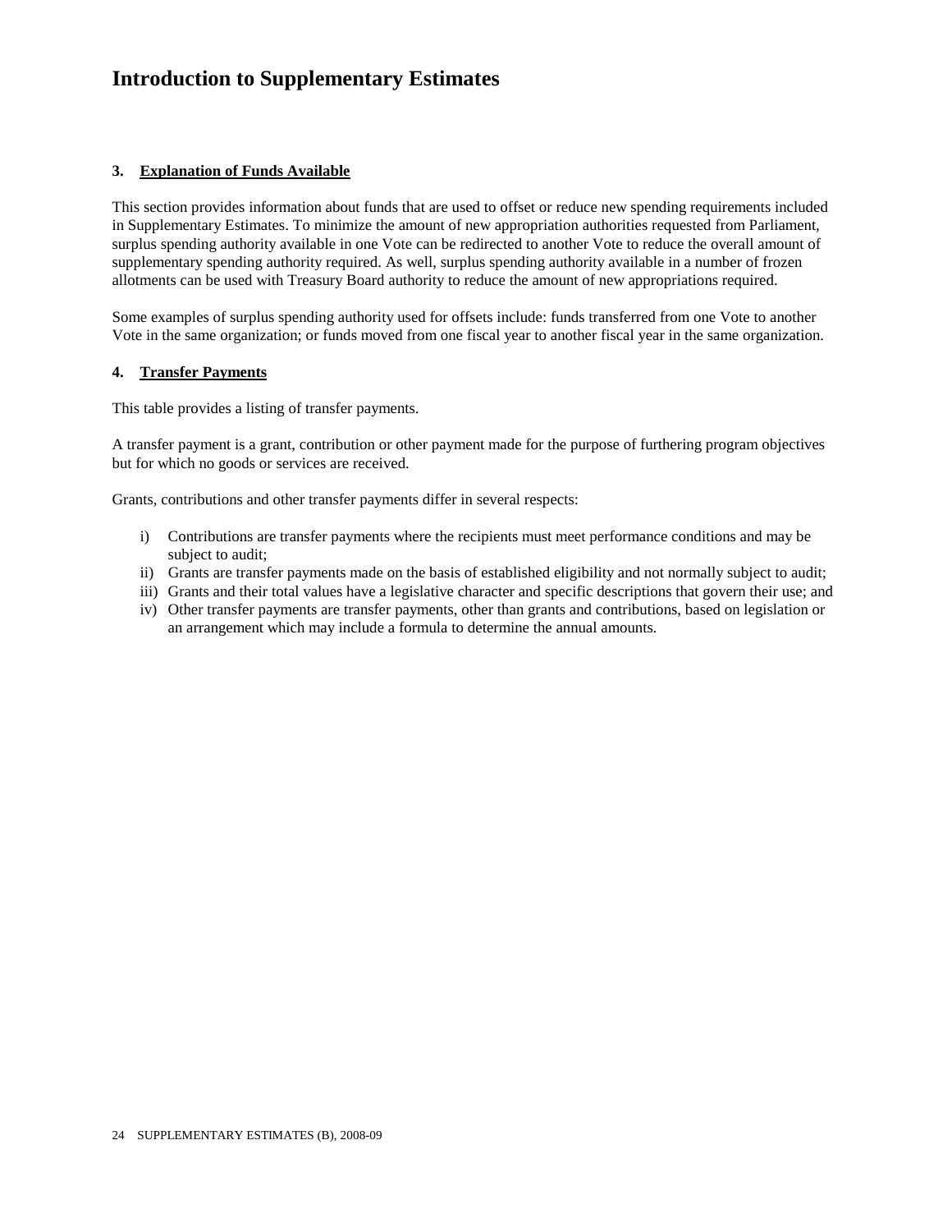# Introduction to Supplementary Estimates

### 3. Explanation of Funds Available

This section provides information about funds that are used to offset or reduce new spending requirements included in Supplementary Estimates. To minimize the amount of new appropriation authorities requested from Parliament, surplus spending authority available in one Vote can be redirected to another Vote to reduce the overall amount of supplementary spending authority required. As well, surplus spending authority available in a number of frozen allotments can be used with Treasury Board authority to reduce the amount of new appropriations required.

Some examples of surplus spending authority used for offsets include: funds transferred from one Vote to another Vote in the same organization; or funds moved from one fiscal year to another fiscal year in the same organization.

### 4. Transfer Payments

This table provides a listing of transfer payments.

A transfer payment is a grant, contribution or other payment made for the purpose of furthering program objectives but for which no goods or services are received.

Grants, contributions and other transfer payments differ in several respects:

i) Contributions are transfer payments where the recipients must meet performance conditions and may be subject to audit;
ii) Grants are transfer payments made on the basis of established eligibility and not normally subject to audit;
iii) Grants and their total values have a legislative character and specific descriptions that govern their use; and
iv) Other transfer payments are transfer payments, other than grants and contributions, based on legislation or an arrangement which may include a formula to determine the annual amounts.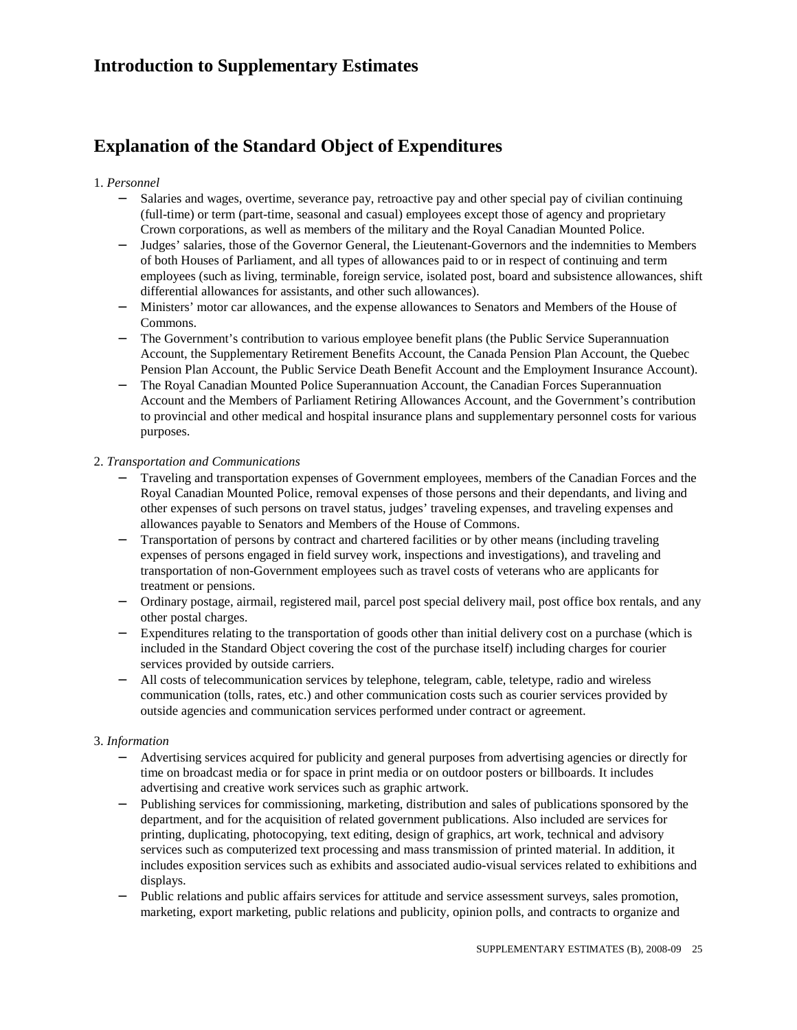## Introduction to Supplementary Estimates

## Explanation of the Standard Object of Expenditures

1. *Personnel*

   - Salaries and wages, overtime, severance pay, retroactive pay and other special pay of civilian continuing (full-time) or term (part-time, seasonal and casual) employees except those of agency and proprietary Crown corporations, as well as members of the military and the Royal Canadian Mounted Police.
   - Judges' salaries, those of the Governor General, the Lieutenant-Governors and the indemnities to Members of both Houses of Parliament, and all types of allowances paid to or in respect of continuing and term employees (such as living, terminable, foreign service, isolated post, board and subsistence allowances, shift differential allowances for assistants, and other such allowances).
   - Ministers' motor car allowances, and the expense allowances to Senators and Members of the House of Commons.
   - The Government's contribution to various employee benefit plans (the Public Service Superannuation Account, the Supplementary Retirement Benefits Account, the Canada Pension Plan Account, the Quebec Pension Plan Account, the Public Service Death Benefit Account and the Employment Insurance Account).
   - The Royal Canadian Mounted Police Superannuation Account, the Canadian Forces Superannuation Account and the Members of Parliament Retiring Allowances Account, and the Government's contribution to provincial and other medical and hospital insurance plans and supplementary personnel costs for various purposes.

2. *Transportation and Communications*

   - Traveling and transportation expenses of Government employees, members of the Canadian Forces and the Royal Canadian Mounted Police, removal expenses of those persons and their dependants, and living and other expenses of such persons on travel status, judges' traveling expenses, and traveling expenses and allowances payable to Senators and Members of the House of Commons.
   - Transportation of persons by contract and chartered facilities or by other means (including traveling expenses of persons engaged in field survey work, inspections and investigations), and traveling and transportation of non-Government employees such as travel costs of veterans who are applicants for treatment or pensions.
   - Ordinary postage, airmail, registered mail, parcel post special delivery mail, post office box rentals, and any other postal charges.
   - Expenditures relating to the transportation of goods other than initial delivery cost on a purchase (which is included in the Standard Object covering the cost of the purchase itself) including charges for courier services provided by outside carriers.
   - All costs of telecommunication services by telephone, telegram, cable, teletype, radio and wireless communication (tolls, rates, etc.) and other communication costs such as courier services provided by outside agencies and communication services performed under contract or agreement.

3. *Information*

   - Advertising services acquired for publicity and general purposes from advertising agencies or directly for time on broadcast media or for space in print media or on outdoor posters or billboards. It includes advertising and creative work services such as graphic artwork.
   - Publishing services for commissioning, marketing, distribution and sales of publications sponsored by the department, and for the acquisition of related government publications. Also included are services for printing, duplicating, photocopying, text editing, design of graphics, art work, technical and advisory services such as computerized text processing and mass transmission of printed material. In addition, it includes exposition services such as exhibits and associated audio-visual services related to exhibitions and displays.
   - Public relations and public affairs services for attitude and service assessment surveys, sales promotion, marketing, export marketing, public relations and publicity, opinion polls, and contracts to organize and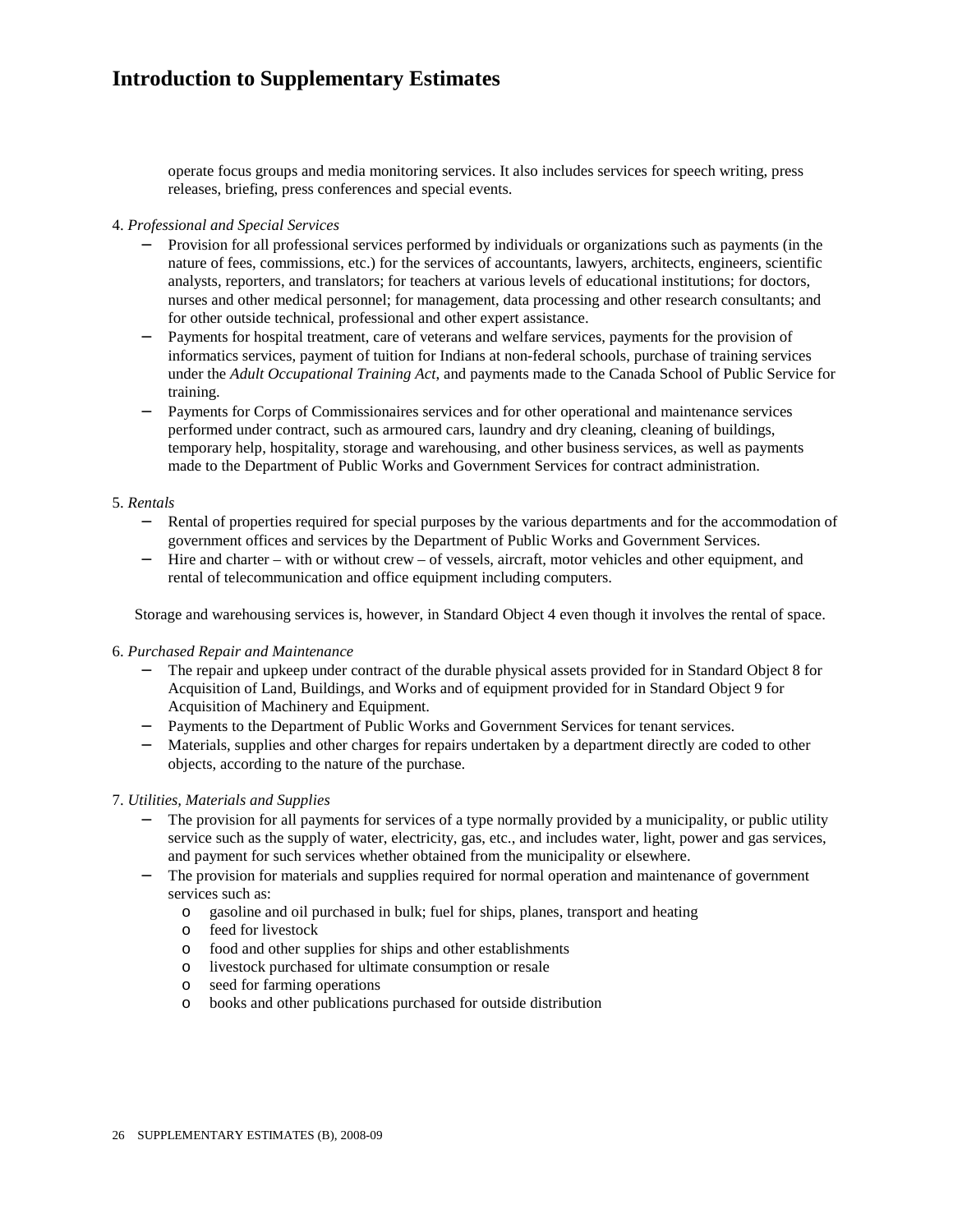operate focus groups and media monitoring services. It also includes services for speech writing, press releases, briefing, press conferences and special events.

4. *Professional and Special Services*
   - Provision for all professional services performed by individuals or organizations such as payments (in the nature of fees, commissions, etc.) for the services of accountants, lawyers, architects, engineers, scientific analysts, reporters, and translators; for teachers at various levels of educational institutions; for doctors, nurses and other medical personnel; for management, data processing and other research consultants; and for other outside technical, professional and other expert assistance.
   - Payments for hospital treatment, care of veterans and welfare services, payments for the provision of informatics services, payment of tuition for Indians at non-federal schools, purchase of training services under the *Adult Occupational Training Act*, and payments made to the Canada School of Public Service for training.
   - Payments for Corps of Commissionaires services and for other operational and maintenance services performed under contract, such as armoured cars, laundry and dry cleaning, cleaning of buildings, temporary help, hospitality, storage and warehousing, and other business services, as well as payments made to the Department of Public Works and Government Services for contract administration.

5. *Rentals*
   - Rental of properties required for special purposes by the various departments and for the accommodation of government offices and services by the Department of Public Works and Government Services.
   - Hire and charter – with or without crew – of vessels, aircraft, motor vehicles and other equipment, and rental of telecommunication and office equipment including computers.

   Storage and warehousing services is, however, in Standard Object 4 even though it involves the rental of space.

6. *Purchased Repair and Maintenance*
   - The repair and upkeep under contract of the durable physical assets provided for in Standard Object 8 for Acquisition of Land, Buildings, and Works and of equipment provided for in Standard Object 9 for Acquisition of Machinery and Equipment.
   - Payments to the Department of Public Works and Government Services for tenant services.
   - Materials, supplies and other charges for repairs undertaken by a department directly are coded to other objects, according to the nature of the purchase.

7. *Utilities, Materials and Supplies*
   - The provision for all payments for services of a type normally provided by a municipality, or public utility service such as the supply of water, electricity, gas, etc., and includes water, light, power and gas services, and payment for such services whether obtained from the municipality or elsewhere.
   - The provision for materials and supplies required for normal operation and maintenance of government services such as:
     - gasoline and oil purchased in bulk; fuel for ships, planes, transport and heating
     - feed for livestock
     - food and other supplies for ships and other establishments
     - livestock purchased for ultimate consumption or resale
     - seed for farming operations
     - books and other publications purchased for outside distribution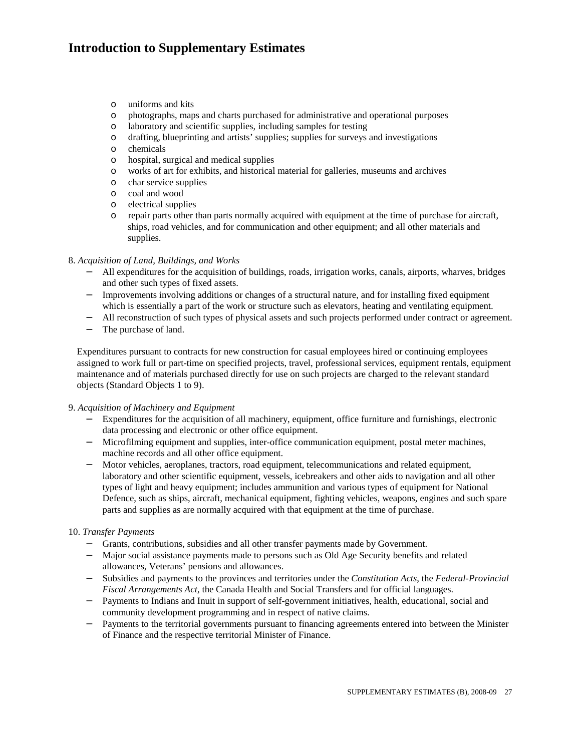# Introduction to Supplementary Estimates

- uniforms and kits
- photographs, maps and charts purchased for administrative and operational purposes
- laboratory and scientific supplies, including samples for testing
- drafting, blueprinting and artists' supplies; supplies for surveys and investigations
- chemicals
- hospital, surgical and medical supplies
- works of art for exhibits, and historical material for galleries, museums and archives
- char service supplies
- coal and wood
- electrical supplies
- repair parts other than parts normally acquired with equipment at the time of purchase for aircraft, ships, road vehicles, and for communication and other equipment; and all other materials and supplies.

8. *Acquisition of Land, Buildings, and Works*
   - All expenditures for the acquisition of buildings, roads, irrigation works, canals, airports, wharves, bridges and other such types of fixed assets.
   - Improvements involving additions or changes of a structural nature, and for installing fixed equipment which is essentially a part of the work or structure such as elevators, heating and ventilating equipment.
   - All reconstruction of such types of physical assets and such projects performed under contract or agreement.
   - The purchase of land.

   Expenditures pursuant to contracts for new construction for casual employees hired or continuing employees assigned to work full or part-time on specified projects, travel, professional services, equipment rentals, equipment maintenance and of materials purchased directly for use on such projects are charged to the relevant standard objects (Standard Objects 1 to 9).

9. *Acquisition of Machinery and Equipment*
   - Expenditures for the acquisition of all machinery, equipment, office furniture and furnishings, electronic data processing and electronic or other office equipment.
   - Microfilming equipment and supplies, inter-office communication equipment, postal meter machines, machine records and all other office equipment.
   - Motor vehicles, aeroplanes, tractors, road equipment, telecommunications and related equipment, laboratory and other scientific equipment, vessels, icebreakers and other aids to navigation and all other types of light and heavy equipment; includes ammunition and various types of equipment for National Defence, such as ships, aircraft, mechanical equipment, fighting vehicles, weapons, engines and such spare parts and supplies as are normally acquired with that equipment at the time of purchase.

10. *Transfer Payments*
    - Grants, contributions, subsidies and all other transfer payments made by Government.
    - Major social assistance payments made to persons such as Old Age Security benefits and related allowances, Veterans' pensions and allowances.
    - Subsidies and payments to the provinces and territories under the *Constitution Acts*, the *Federal-Provincial Fiscal Arrangements Act*, the Canada Health and Social Transfers and for official languages.
    - Payments to Indians and Inuit in support of self-government initiatives, health, educational, social and community development programming and in respect of native claims.
    - Payments to the territorial governments pursuant to financing agreements entered into between the Minister of Finance and the respective territorial Minister of Finance.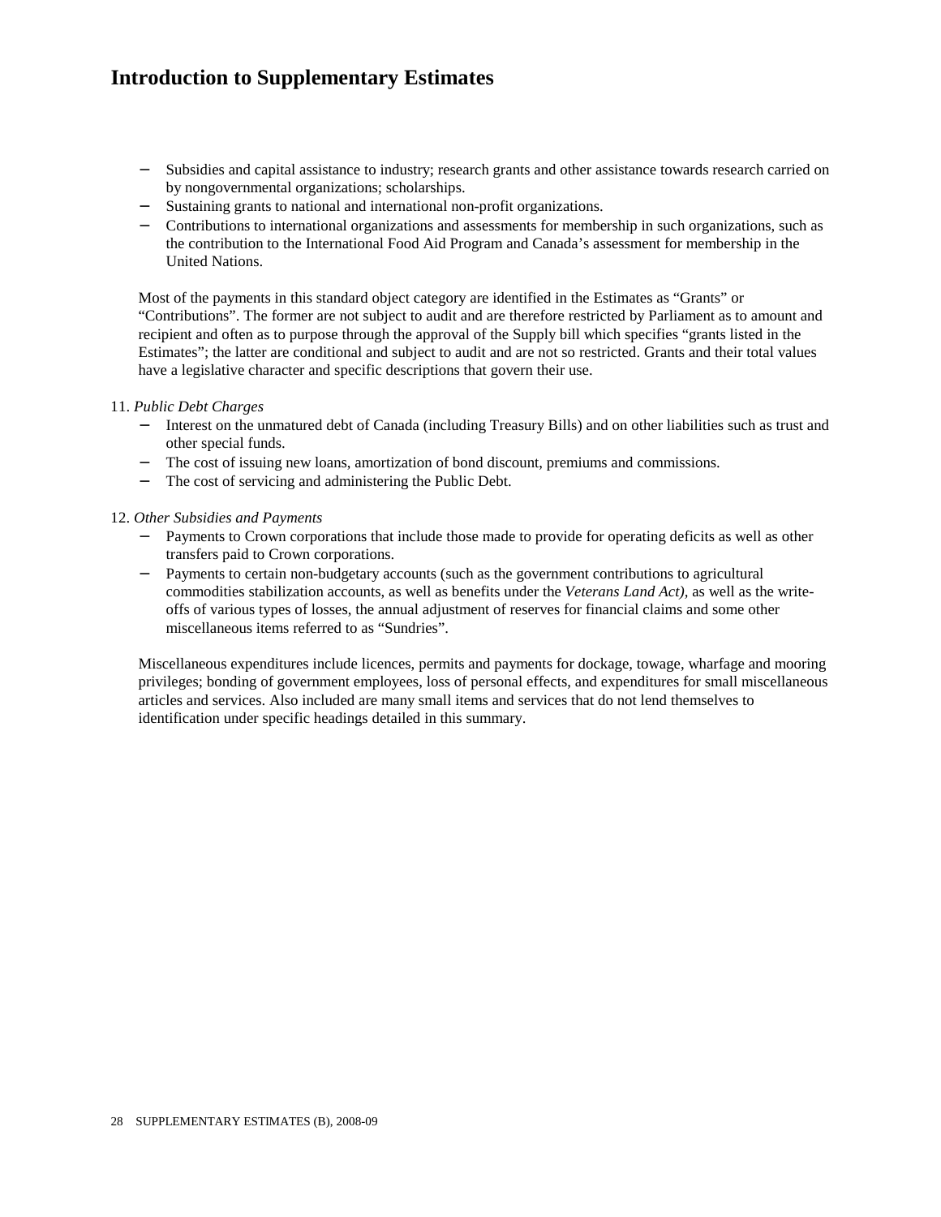# Introduction to Supplementary Estimates

- Subsidies and capital assistance to industry; research grants and other assistance towards research carried on by nongovernmental organizations; scholarships.
- Sustaining grants to national and international non-profit organizations.
- Contributions to international organizations and assessments for membership in such organizations, such as the contribution to the International Food Aid Program and Canada's assessment for membership in the United Nations.

Most of the payments in this standard object category are identified in the Estimates as "Grants" or "Contributions". The former are not subject to audit and are therefore restricted by Parliament as to amount and recipient and often as to purpose through the approval of the Supply bill which specifies "grants listed in the Estimates"; the latter are conditional and subject to audit and are not so restricted. Grants and their total values have a legislative character and specific descriptions that govern their use.

11. *Public Debt Charges*
    - Interest on the unmatured debt of Canada (including Treasury Bills) and on other liabilities such as trust and other special funds.
    - The cost of issuing new loans, amortization of bond discount, premiums and commissions.
    - The cost of servicing and administering the Public Debt.

12. *Other Subsidies and Payments*
    - Payments to Crown corporations that include those made to provide for operating deficits as well as other transfers paid to Crown corporations.
    - Payments to certain non-budgetary accounts (such as the government contributions to agricultural commodities stabilization accounts, as well as benefits under the *Veterans Land Act)*, as well as the write-offs of various types of losses, the annual adjustment of reserves for financial claims and some other miscellaneous items referred to as "Sundries".

Miscellaneous expenditures include licences, permits and payments for dockage, towage, wharfage and mooring privileges; bonding of government employees, loss of personal effects, and expenditures for small miscellaneous articles and services. Also included are many small items and services that do not lend themselves to identification under specific headings detailed in this summary.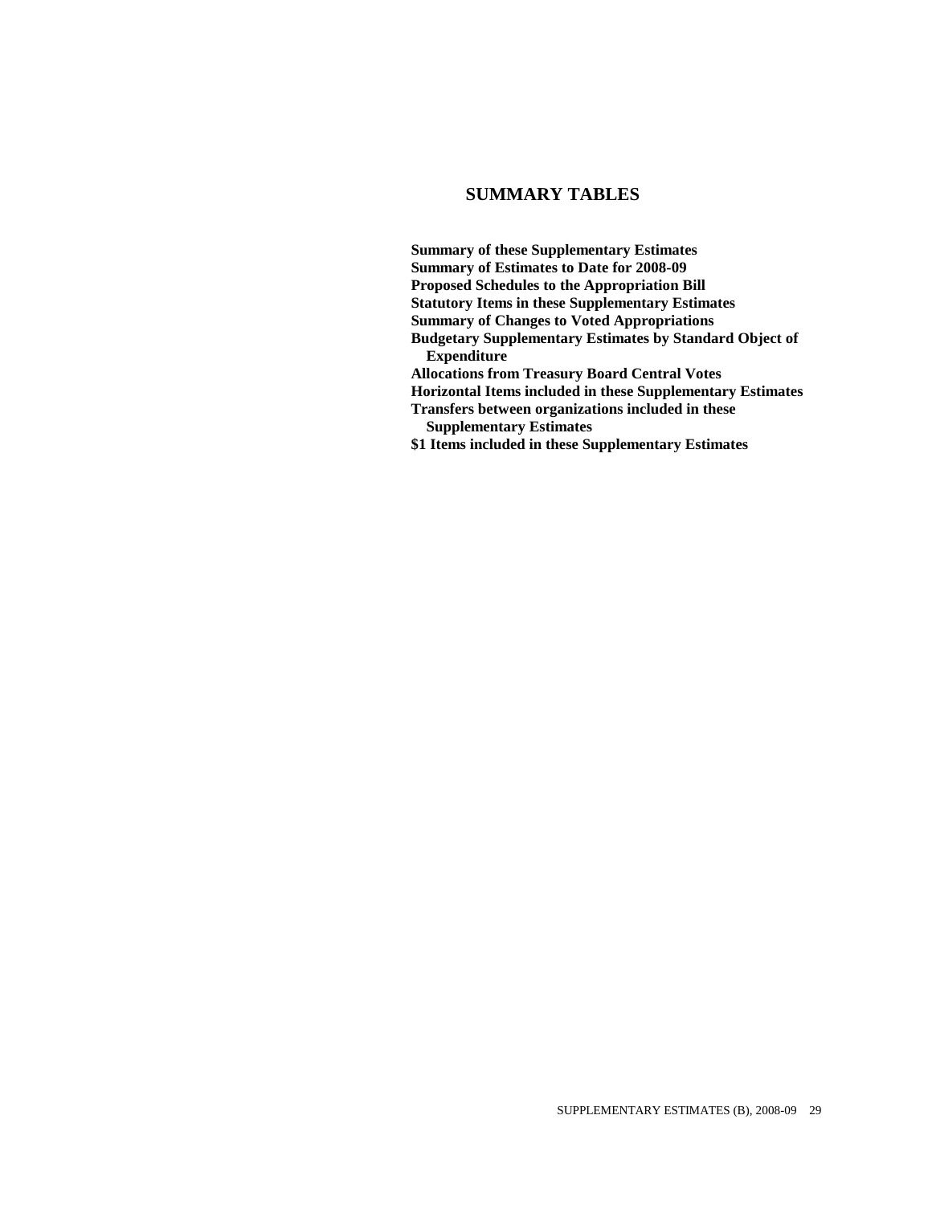# SUMMARY TABLES

**Summary of these Supplementary Estimates**
**Summary of Estimates to Date for 2008-09**
**Proposed Schedules to the Appropriation Bill**
**Statutory Items in these Supplementary Estimates**
**Summary of Changes to Voted Appropriations**
**Budgetary Supplementary Estimates by Standard Object of Expenditure**
**Allocations from Treasury Board Central Votes**
**Horizontal Items included in these Supplementary Estimates**
**Transfers between organizations included in these Supplementary Estimates**
**$1 Items included in these Supplementary Estimates**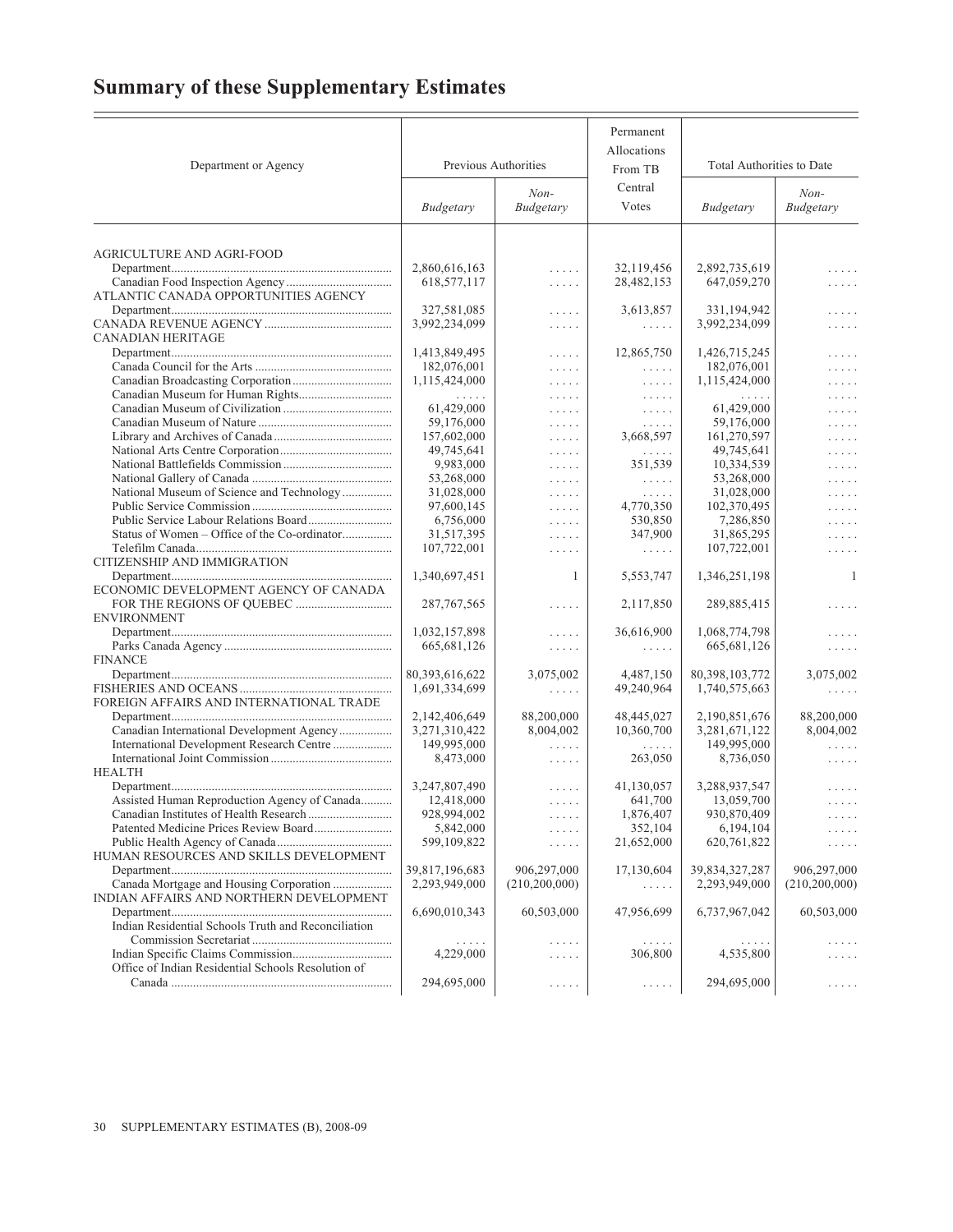# Summary of these Supplementary Estimates

| Department or Agency | Previous Authorities | | Permanent Allocations From TB Central Votes | Total Authorities to Date | |
|---|---|---|---|---|---|
| | *Budgetary* | *Non-Budgetary* | | *Budgetary* | *Non-Budgetary* |
| AGRICULTURE AND AGRI-FOOD | | | | | |
| Department | 2,860,616,163 | ..... | 32,119,456 | 2,892,735,619 | ..... |
| Canadian Food Inspection Agency | 618,577,117 | ..... | 28,482,153 | 647,059,270 | ..... |
| ATLANTIC CANADA OPPORTUNITIES AGENCY | | | | | |
| Department | 327,581,085 | ..... | 3,613,857 | 331,194,942 | ..... |
| CANADA REVENUE AGENCY | 3,992,234,099 | ..... | ..... | 3,992,234,099 | ..... |
| CANADIAN HERITAGE | | | | | |
| Department | 1,413,849,495 | ..... | 12,865,750 | 1,426,715,245 | ..... |
| Canada Council for the Arts | 182,076,001 | ..... | ..... | 182,076,001 | ..... |
| Canadian Broadcasting Corporation | 1,115,424,000 | ..... | ..... | 1,115,424,000 | ..... |
| Canadian Museum for Human Rights | ..... | ..... | ..... | ..... | ..... |
| Canadian Museum of Civilization | 61,429,000 | ..... | ..... | 61,429,000 | ..... |
| Canadian Museum of Nature | 59,176,000 | ..... | ..... | 59,176,000 | ..... |
| Library and Archives of Canada | 157,602,000 | ..... | 3,668,597 | 161,270,597 | ..... |
| National Arts Centre Corporation | 49,745,641 | ..... | ..... | 49,745,641 | ..... |
| National Battlefields Commission | 9,983,000 | ..... | 351,539 | 10,334,539 | ..... |
| National Gallery of Canada | 53,268,000 | ..... | ..... | 53,268,000 | ..... |
| National Museum of Science and Technology | 31,028,000 | ..... | ..... | 31,028,000 | ..... |
| Public Service Commission | 97,600,145 | ..... | 4,770,350 | 102,370,495 | ..... |
| Public Service Labour Relations Board | 6,756,000 | ..... | 530,850 | 7,286,850 | ..... |
| Status of Women – Office of the Co-ordinator | 31,517,395 | ..... | 347,900 | 31,865,295 | ..... |
| Telefilm Canada | 107,722,001 | ..... | ..... | 107,722,001 | ..... |
| CITIZENSHIP AND IMMIGRATION | | | | | |
| Department | 1,340,697,451 | 1 | 5,553,747 | 1,346,251,198 | 1 |
| ECONOMIC DEVELOPMENT AGENCY OF CANADA FOR THE REGIONS OF QUEBEC | 287,767,565 | ..... | 2,117,850 | 289,885,415 | ..... |
| ENVIRONMENT | | | | | |
| Department | 1,032,157,898 | ..... | 36,616,900 | 1,068,774,798 | ..... |
| Parks Canada Agency | 665,681,126 | ..... | ..... | 665,681,126 | ..... |
| FINANCE | | | | | |
| Department | 80,393,616,622 | 3,075,002 | 4,487,150 | 80,398,103,772 | 3,075,002 |
| FISHERIES AND OCEANS | 1,691,334,699 | ..... | 49,240,964 | 1,740,575,663 | ..... |
| FOREIGN AFFAIRS AND INTERNATIONAL TRADE | | | | | |
| Department | 2,142,406,649 | 88,200,000 | 48,445,027 | 2,190,851,676 | 88,200,000 |
| Canadian International Development Agency | 3,271,310,422 | 8,004,002 | 10,360,700 | 3,281,671,122 | 8,004,002 |
| International Development Research Centre | 149,995,000 | ..... | ..... | 149,995,000 | ..... |
| International Joint Commission | 8,473,000 | ..... | 263,050 | 8,736,050 | ..... |
| HEALTH | | | | | |
| Department | 3,247,807,490 | ..... | 41,130,057 | 3,288,937,547 | ..... |
| Assisted Human Reproduction Agency of Canada | 12,418,000 | ..... | 641,700 | 13,059,700 | ..... |
| Canadian Institutes of Health Research | 928,994,002 | ..... | 1,876,407 | 930,870,409 | ..... |
| Patented Medicine Prices Review Board | 5,842,000 | ..... | 352,104 | 6,194,104 | ..... |
| Public Health Agency of Canada | 599,109,822 | ..... | 21,652,000 | 620,761,822 | ..... |
| HUMAN RESOURCES AND SKILLS DEVELOPMENT | | | | | |
| Department | 39,817,196,683 | 906,297,000 | 17,130,604 | 39,834,327,287 | 906,297,000 |
| Canada Mortgage and Housing Corporation | 2,293,949,000 | (210,200,000) | ..... | 2,293,949,000 | (210,200,000) |
| INDIAN AFFAIRS AND NORTHERN DEVELOPMENT | | | | | |
| Department | 6,690,010,343 | 60,503,000 | 47,956,699 | 6,737,967,042 | 60,503,000 |
| Indian Residential Schools Truth and Reconciliation Commission Secretariat | ..... | ..... | ..... | ..... | ..... |
| Indian Specific Claims Commission | 4,229,000 | ..... | 306,800 | 4,535,800 | ..... |
| Office of Indian Residential Schools Resolution of Canada | 294,695,000 | ..... | ..... | 294,695,000 | ..... |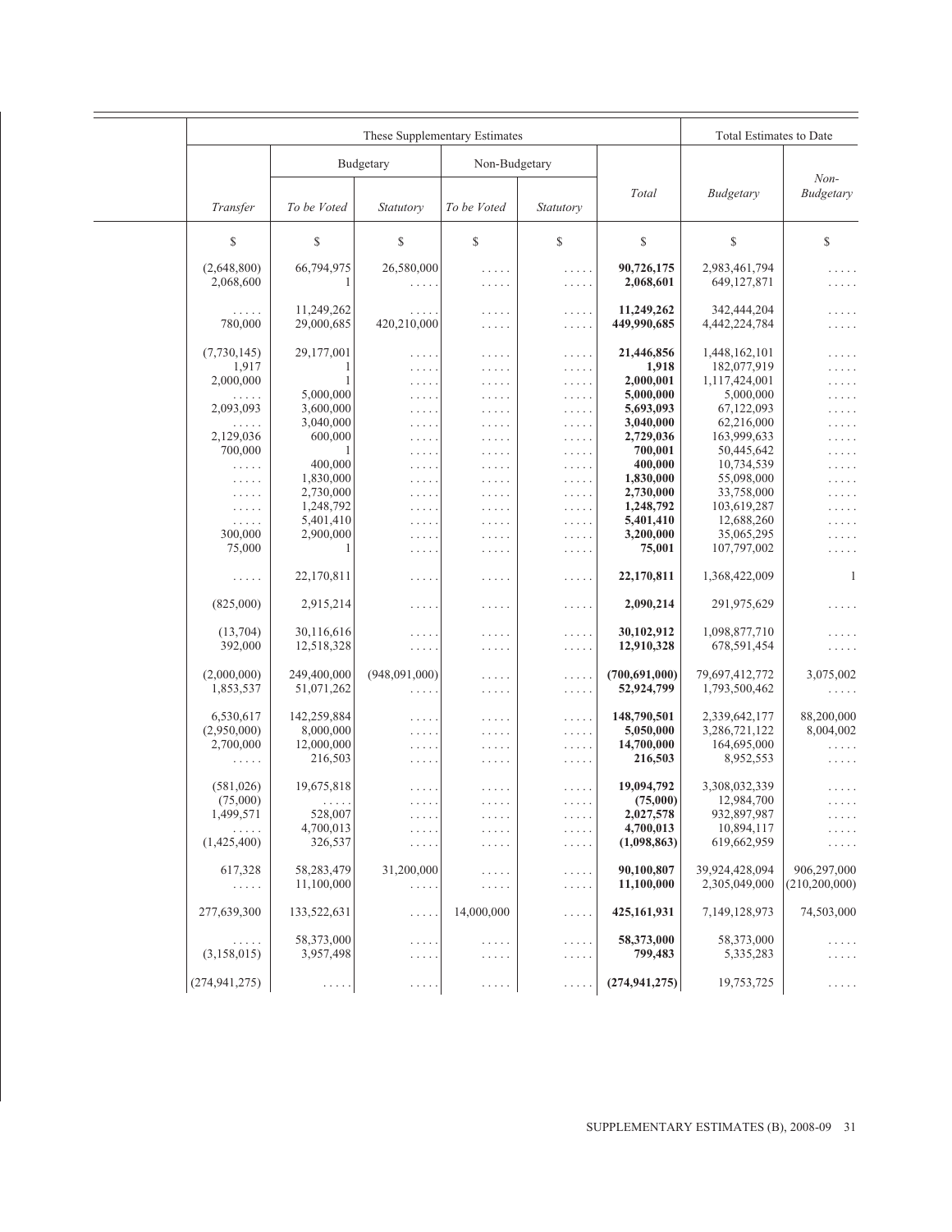| These Supplementary Estimates | | | | | | Total Estimates to Date | |
|---|---|---|---|---|---|---|---|
| | Budgetary | | Non-Budgetary | | | | |
| *Transfer* | *To be Voted* | *Statutory* | *To be Voted* | *Statutory* | *Total* | *Budgetary* | *Non-Budgetary* |
| $ | $ | $ | $ | $ | $ | $ | $ |
| (2,648,800) | 66,794,975 | 26,580,000 | . . . . . | . . . . . | **90,726,175** | 2,983,461,794 | . . . . . |
| 2,068,600 | 1 | . . . . . | . . . . . | . . . . . | **2,068,601** | 649,127,871 | . . . . . |
| . . . . . | 11,249,262 | . . . . . | . . . . . | . . . . . | **11,249,262** | 342,444,204 | . . . . . |
| 780,000 | 29,000,685 | 420,210,000 | . . . . . | . . . . . | **449,990,685** | 4,442,224,784 | . . . . . |
| (7,730,145) | 29,177,001 | . . . . . | . . . . . | . . . . . | **21,446,856** | 1,448,162,101 | . . . . . |
| 1,917 | 1 | . . . . . | . . . . . | . . . . . | **1,918** | 182,077,919 | . . . . . |
| 2,000,000 | 1 | . . . . . | . . . . . | . . . . . | **2,000,001** | 1,117,424,001 | . . . . . |
| . . . . . | 5,000,000 | . . . . . | . . . . . | . . . . . | **5,000,000** | 5,000,000 | . . . . . |
| 2,093,093 | 3,600,000 | . . . . . | . . . . . | . . . . . | **5,693,093** | 67,122,093 | . . . . . |
| . . . . . | 3,040,000 | . . . . . | . . . . . | . . . . . | **3,040,000** | 62,216,000 | . . . . . |
| 2,129,036 | 600,000 | . . . . . | . . . . . | . . . . . | **2,729,036** | 163,999,633 | . . . . . |
| 700,000 | 1 | . . . . . | . . . . . | . . . . . | **700,001** | 50,445,642 | . . . . . |
| . . . . . | 400,000 | . . . . . | . . . . . | . . . . . | **400,000** | 10,734,539 | . . . . . |
| . . . . . | 1,830,000 | . . . . . | . . . . . | . . . . . | **1,830,000** | 55,098,000 | . . . . . |
| . . . . . | 2,730,000 | . . . . . | . . . . . | . . . . . | **2,730,000** | 33,758,000 | . . . . . |
| . . . . . | 1,248,792 | . . . . . | . . . . . | . . . . . | **1,248,792** | 103,619,287 | . . . . . |
| . . . . . | 5,401,410 | . . . . . | . . . . . | . . . . . | **5,401,410** | 12,688,260 | . . . . . |
| 300,000 | 2,900,000 | . . . . . | . . . . . | . . . . . | **3,200,000** | 35,065,295 | . . . . . |
| 75,000 | 1 | . . . . . | . . . . . | . . . . . | **75,001** | 107,797,002 | . . . . . |
| . . . . . | 22,170,811 | . . . . . | . . . . . | . . . . . | **22,170,811** | 1,368,422,009 | 1 |
| (825,000) | 2,915,214 | . . . . . | . . . . . | . . . . . | **2,090,214** | 291,975,629 | . . . . . |
| (13,704) | 30,116,616 | . . . . . | . . . . . | . . . . . | **30,102,912** | 1,098,877,710 | . . . . . |
| 392,000 | 12,518,328 | . . . . . | . . . . . | . . . . . | **12,910,328** | 678,591,454 | . . . . . |
| (2,000,000) | 249,400,000 | (948,091,000) | . . . . . | . . . . . | **(700,691,000)** | 79,697,412,772 | 3,075,002 |
| 1,853,537 | 51,071,262 | . . . . . | . . . . . | . . . . . | **52,924,799** | 1,793,500,462 | . . . . . |
| 6,530,617 | 142,259,884 | . . . . . | . . . . . | . . . . . | **148,790,501** | 2,339,642,177 | 88,200,000 |
| (2,950,000) | 8,000,000 | . . . . . | . . . . . | . . . . . | **5,050,000** | 3,286,721,122 | 8,004,002 |
| 2,700,000 | 12,000,000 | . . . . . | . . . . . | . . . . . | **14,700,000** | 164,695,000 | . . . . . |
| . . . . . | 216,503 | . . . . . | . . . . . | . . . . . | **216,503** | 8,952,553 | . . . . . |
| (581,026) | 19,675,818 | . . . . . | . . . . . | . . . . . | **19,094,792** | 3,308,032,339 | . . . . . |
| (75,000) | . . . . . | . . . . . | . . . . . | . . . . . | **(75,000)** | 12,984,700 | . . . . . |
| 1,499,571 | 528,007 | . . . . . | . . . . . | . . . . . | **2,027,578** | 932,897,987 | . . . . . |
| . . . . . | 4,700,013 | . . . . . | . . . . . | . . . . . | **4,700,013** | 10,894,117 | . . . . . |
| (1,425,400) | 326,537 | . . . . . | . . . . . | . . . . . | **(1,098,863)** | 619,662,959 | . . . . . |
| 617,328 | 58,283,479 | 31,200,000 | . . . . . | . . . . . | **90,100,807** | 39,924,428,094 | 906,297,000 |
| . . . . . | 11,100,000 | . . . . . | . . . . . | . . . . . | **11,100,000** | 2,305,049,000 | (210,200,000) |
| 277,639,300 | 133,522,631 | . . . . . | 14,000,000 | . . . . . | **425,161,931** | 7,149,128,973 | 74,503,000 |
| . . . . . | 58,373,000 | . . . . . | . . . . . | . . . . . | **58,373,000** | 58,373,000 | . . . . . |
| (3,158,015) | 3,957,498 | . . . . . | . . . . . | . . . . . | **799,483** | 5,335,283 | . . . . . |
| (274,941,275) | . . . . . | . . . . . | . . . . . | . . . . . | **(274,941,275)** | 19,753,725 | . . . . . |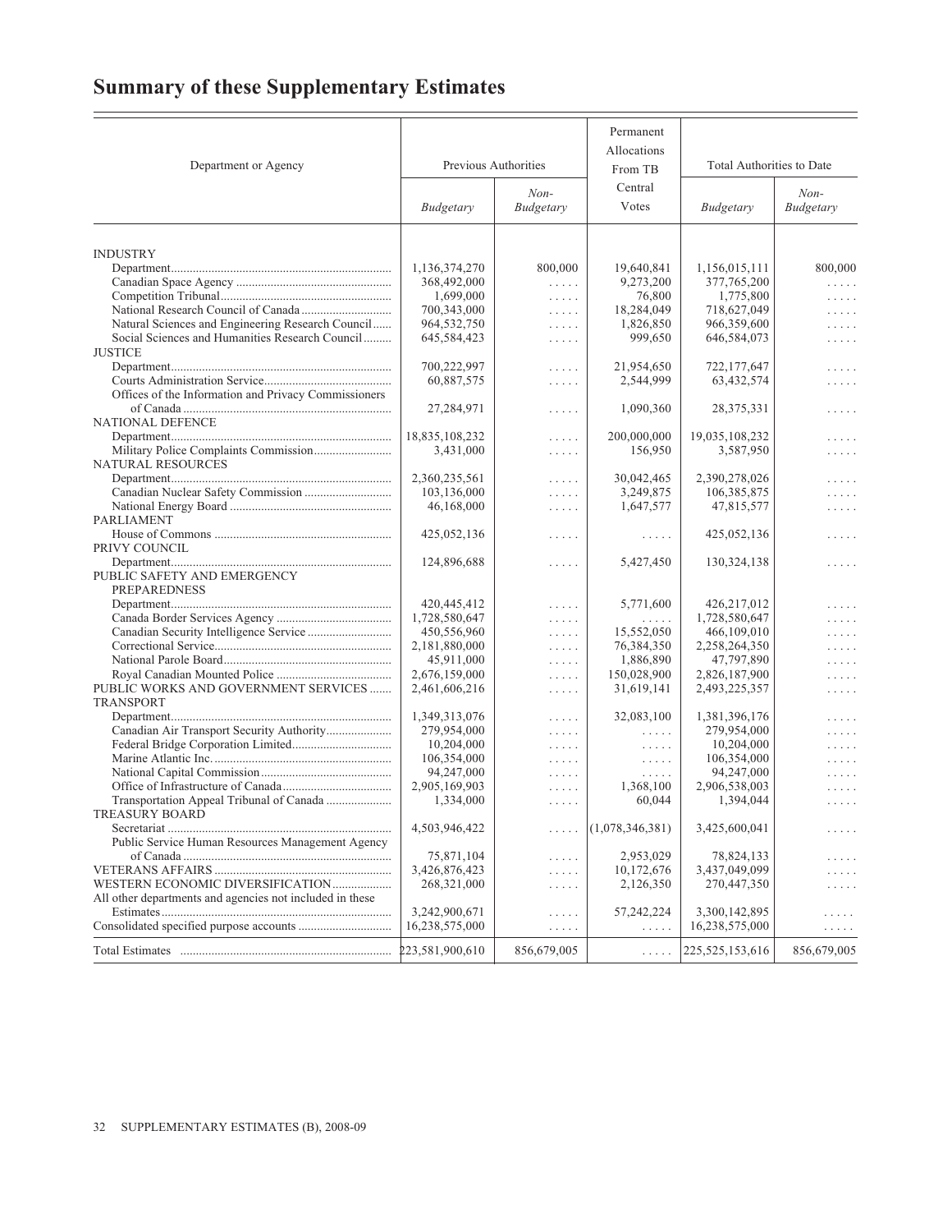# Summary of these Supplementary Estimates

| Department or Agency | Previous Authorities | | Permanent Allocations From TB Central Votes | Total Authorities to Date | |
|---|---|---|---|---|---|
| | *Budgetary* | *Non-Budgetary* | | *Budgetary* | *Non-Budgetary* |
| INDUSTRY | | | | | |
| Department | 1,136,374,270 | 800,000 | 19,640,841 | 1,156,015,111 | 800,000 |
| Canadian Space Agency | 368,492,000 | ..... | 9,273,200 | 377,765,200 | ..... |
| Competition Tribunal | 1,699,000 | ..... | 76,800 | 1,775,800 | ..... |
| National Research Council of Canada | 700,343,000 | ..... | 18,284,049 | 718,627,049 | ..... |
| Natural Sciences and Engineering Research Council | 964,532,750 | ..... | 1,826,850 | 966,359,600 | ..... |
| Social Sciences and Humanities Research Council | 645,584,423 | ..... | 999,650 | 646,584,073 | ..... |
| JUSTICE | | | | | |
| Department | 700,222,997 | ..... | 21,954,650 | 722,177,647 | ..... |
| Courts Administration Service | 60,887,575 | ..... | 2,544,999 | 63,432,574 | ..... |
| Offices of the Information and Privacy Commissioners of Canada | 27,284,971 | ..... | 1,090,360 | 28,375,331 | ..... |
| NATIONAL DEFENCE | | | | | |
| Department | 18,835,108,232 | ..... | 200,000,000 | 19,035,108,232 | ..... |
| Military Police Complaints Commission | 3,431,000 | ..... | 156,950 | 3,587,950 | ..... |
| NATURAL RESOURCES | | | | | |
| Department | 2,360,235,561 | ..... | 30,042,465 | 2,390,278,026 | ..... |
| Canadian Nuclear Safety Commission | 103,136,000 | ..... | 3,249,875 | 106,385,875 | ..... |
| National Energy Board | 46,168,000 | ..... | 1,647,577 | 47,815,577 | ..... |
| PARLIAMENT | | | | | |
| House of Commons | 425,052,136 | ..... | ..... | 425,052,136 | ..... |
| PRIVY COUNCIL | | | | | |
| Department | 124,896,688 | ..... | 5,427,450 | 130,324,138 | ..... |
| PUBLIC SAFETY AND EMERGENCY PREPAREDNESS | | | | | |
| Department | 420,445,412 | ..... | 5,771,600 | 426,217,012 | ..... |
| Canada Border Services Agency | 1,728,580,647 | ..... | ..... | 1,728,580,647 | ..... |
| Canadian Security Intelligence Service | 450,556,960 | ..... | 15,552,050 | 466,109,010 | ..... |
| Correctional Service | 2,181,880,000 | ..... | 76,384,350 | 2,258,264,350 | ..... |
| National Parole Board | 45,911,000 | ..... | 1,886,890 | 47,797,890 | ..... |
| Royal Canadian Mounted Police | 2,676,159,000 | ..... | 150,028,900 | 2,826,187,900 | ..... |
| PUBLIC WORKS AND GOVERNMENT SERVICES | 2,461,606,216 | ..... | 31,619,141 | 2,493,225,357 | ..... |
| TRANSPORT | | | | | |
| Department | 1,349,313,076 | ..... | 32,083,100 | 1,381,396,176 | ..... |
| Canadian Air Transport Security Authority | 279,954,000 | ..... | ..... | 279,954,000 | ..... |
| Federal Bridge Corporation Limited | 10,204,000 | ..... | ..... | 10,204,000 | ..... |
| Marine Atlantic Inc. | 106,354,000 | ..... | ..... | 106,354,000 | ..... |
| National Capital Commission | 94,247,000 | ..... | ..... | 94,247,000 | ..... |
| Office of Infrastructure of Canada | 2,905,169,903 | ..... | 1,368,100 | 2,906,538,003 | ..... |
| Transportation Appeal Tribunal of Canada | 1,334,000 | ..... | 60,044 | 1,394,044 | ..... |
| TREASURY BOARD | | | | | |
| Secretariat | 4,503,946,422 | ..... | (1,078,346,381) | 3,425,600,041 | ..... |
| Public Service Human Resources Management Agency of Canada | 75,871,104 | ..... | 2,953,029 | 78,824,133 | ..... |
| VETERANS AFFAIRS | 3,426,876,423 | ..... | 10,172,676 | 3,437,049,099 | ..... |
| WESTERN ECONOMIC DIVERSIFICATION | 268,321,000 | ..... | 2,126,350 | 270,447,350 | ..... |
| All other departments and agencies not included in these Estimates | 3,242,900,671 | ..... | 57,242,224 | 3,300,142,895 | ..... |
| Consolidated specified purpose accounts | 16,238,575,000 | ..... | ..... | 16,238,575,000 | ..... |
| Total Estimates | 223,581,900,610 | 856,679,005 | ..... | 225,525,153,616 | 856,679,005 |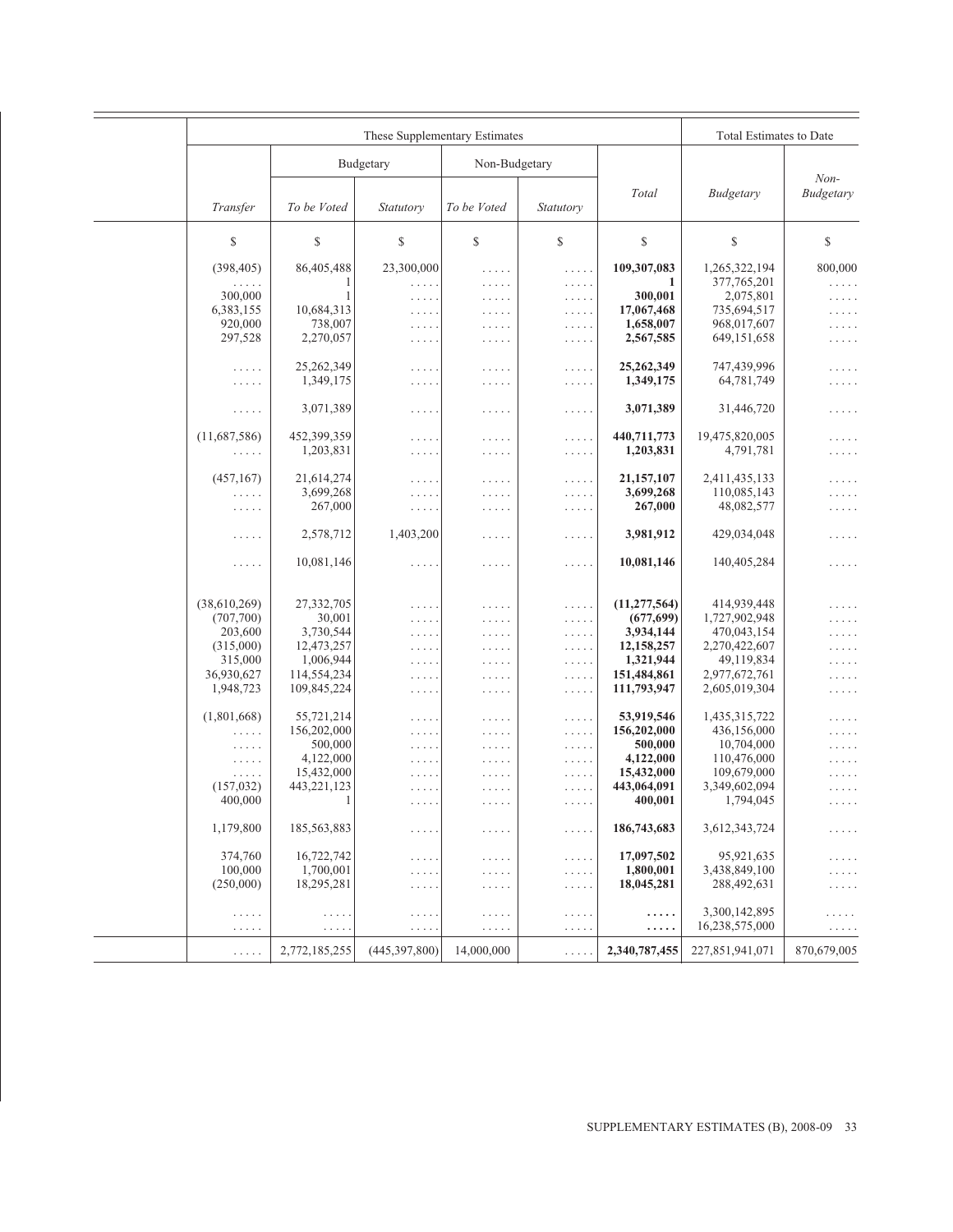| | These Supplementary Estimates | | | | | | Total Estimates to Date | |
|---|---|---|---|---|---|---|---|---|
| | | Budgetary | | Non-Budgetary | | | | |
| | *Transfer* | *To be Voted* | *Statutory* | *To be Voted* | *Statutory* | *Total* | *Budgetary* | *Non-Budgetary* |
| | $ | $ | $ | $ | $ | $ | $ | $ |
| | (398,405) | 86,405,488 | 23,300,000 | ..... | ..... | **109,307,083** | 1,265,322,194 | 800,000 |
| | ..... | 1 | ..... | ..... | ..... | **1** | 377,765,201 | ..... |
| | 300,000 | 1 | ..... | ..... | ..... | **300,001** | 2,075,801 | ..... |
| | 6,383,155 | 10,684,313 | ..... | ..... | ..... | **17,067,468** | 735,694,517 | ..... |
| | 920,000 | 738,007 | ..... | ..... | ..... | **1,658,007** | 968,017,607 | ..... |
| | 297,528 | 2,270,057 | ..... | ..... | ..... | **2,567,585** | 649,151,658 | ..... |
| | ..... | 25,262,349 | ..... | ..... | ..... | **25,262,349** | 747,439,996 | ..... |
| | ..... | 1,349,175 | ..... | ..... | ..... | **1,349,175** | 64,781,749 | ..... |
| | ..... | 3,071,389 | ..... | ..... | ..... | **3,071,389** | 31,446,720 | ..... |
| | (11,687,586) | 452,399,359 | ..... | ..... | ..... | **440,711,773** | 19,475,820,005 | ..... |
| | ..... | 1,203,831 | ..... | ..... | ..... | **1,203,831** | 4,791,781 | ..... |
| | (457,167) | 21,614,274 | ..... | ..... | ..... | **21,157,107** | 2,411,435,133 | ..... |
| | ..... | 3,699,268 | ..... | ..... | ..... | **3,699,268** | 110,085,143 | ..... |
| | ..... | 267,000 | ..... | ..... | ..... | **267,000** | 48,082,577 | ..... |
| | ..... | 2,578,712 | 1,403,200 | ..... | ..... | **3,981,912** | 429,034,048 | ..... |
| | ..... | 10,081,146 | ..... | ..... | ..... | **10,081,146** | 140,405,284 | ..... |
| | (38,610,269) | 27,332,705 | ..... | ..... | ..... | **(11,277,564)** | 414,939,448 | ..... |
| | (707,700) | 30,001 | ..... | ..... | ..... | **(677,699)** | 1,727,902,948 | ..... |
| | 203,600 | 3,730,544 | ..... | ..... | ..... | **3,934,144** | 470,043,154 | ..... |
| | (315,000) | 12,473,257 | ..... | ..... | ..... | **12,158,257** | 2,270,422,607 | ..... |
| | 315,000 | 1,006,944 | ..... | ..... | ..... | **1,321,944** | 49,119,834 | ..... |
| | 36,930,627 | 114,554,234 | ..... | ..... | ..... | **151,484,861** | 2,977,672,761 | ..... |
| | 1,948,723 | 109,845,224 | ..... | ..... | ..... | **111,793,947** | 2,605,019,304 | ..... |
| | (1,801,668) | 55,721,214 | ..... | ..... | ..... | **53,919,546** | 1,435,315,722 | ..... |
| | ..... | 156,202,000 | ..... | ..... | ..... | **156,202,000** | 436,156,000 | ..... |
| | ..... | 500,000 | ..... | ..... | ..... | **500,000** | 10,704,000 | ..... |
| | ..... | 4,122,000 | ..... | ..... | ..... | **4,122,000** | 110,476,000 | ..... |
| | ..... | 15,432,000 | ..... | ..... | ..... | **15,432,000** | 109,679,000 | ..... |
| | (157,032) | 443,221,123 | ..... | ..... | ..... | **443,064,091** | 3,349,602,094 | ..... |
| | 400,000 | 1 | ..... | ..... | ..... | **400,001** | 1,794,045 | ..... |
| | 1,179,800 | 185,563,883 | ..... | ..... | ..... | **186,743,683** | 3,612,343,724 | ..... |
| | 374,760 | 16,722,742 | ..... | ..... | ..... | **17,097,502** | 95,921,635 | ..... |
| | 100,000 | 1,700,001 | ..... | ..... | ..... | **1,800,001** | 3,438,849,100 | ..... |
| | (250,000) | 18,295,281 | ..... | ..... | ..... | **18,045,281** | 288,492,631 | ..... |
| | ..... | ..... | ..... | ..... | ..... | **.....** | 3,300,142,895 | ..... |
| | ..... | ..... | ..... | ..... | ..... | **.....** | 16,238,575,000 | ..... |
| | ..... | 2,772,185,255 | (445,397,800) | 14,000,000 | ..... | 2,340,787,455 | 227,851,941,071 | 870,679,005 |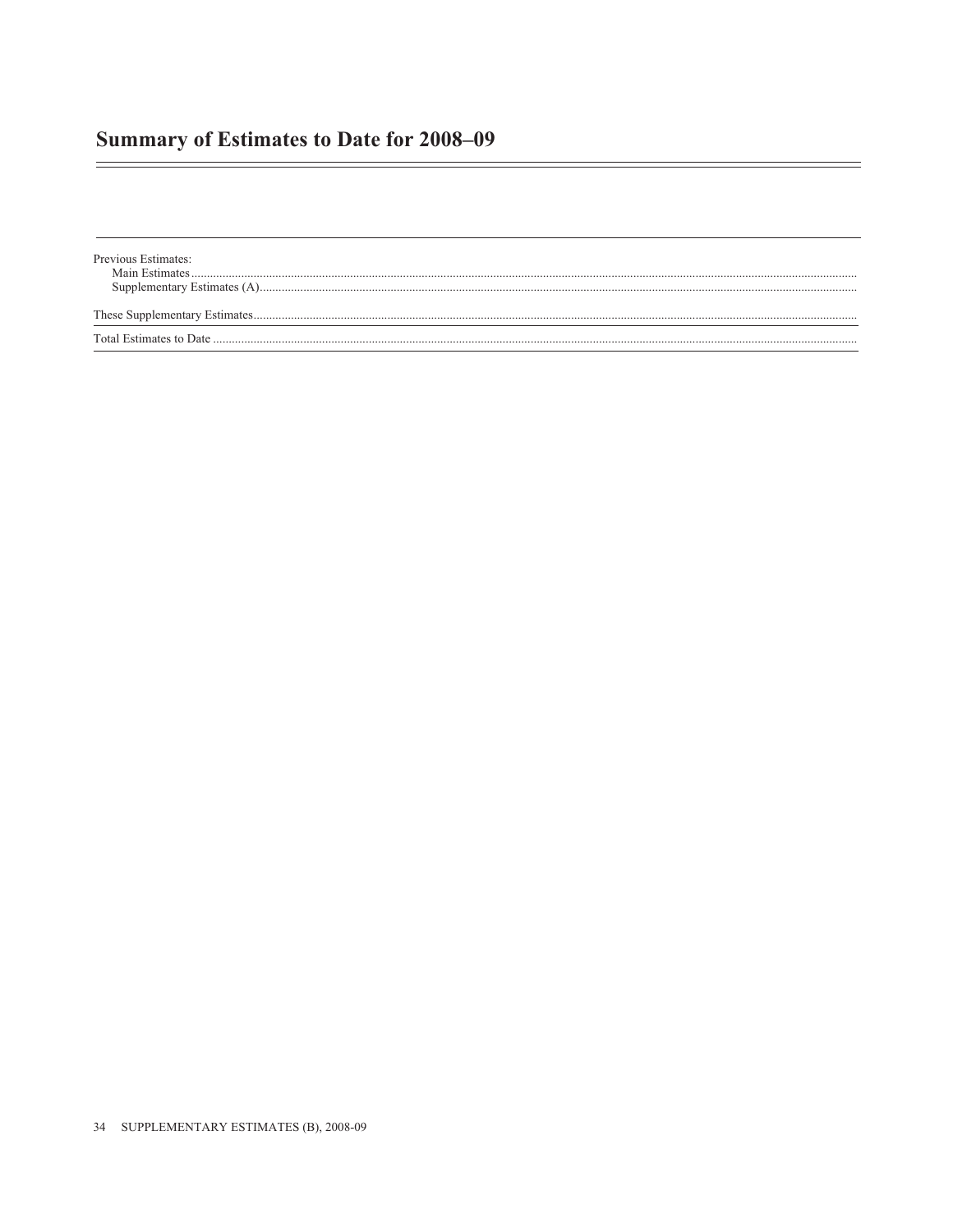# Summary of Estimates to Date for 2008–09

| | |
|---|---|
| Previous Estimates: | |
| Main Estimates | |
| Supplementary Estimates (A) | |
| These Supplementary Estimates | |
| Total Estimates to Date | |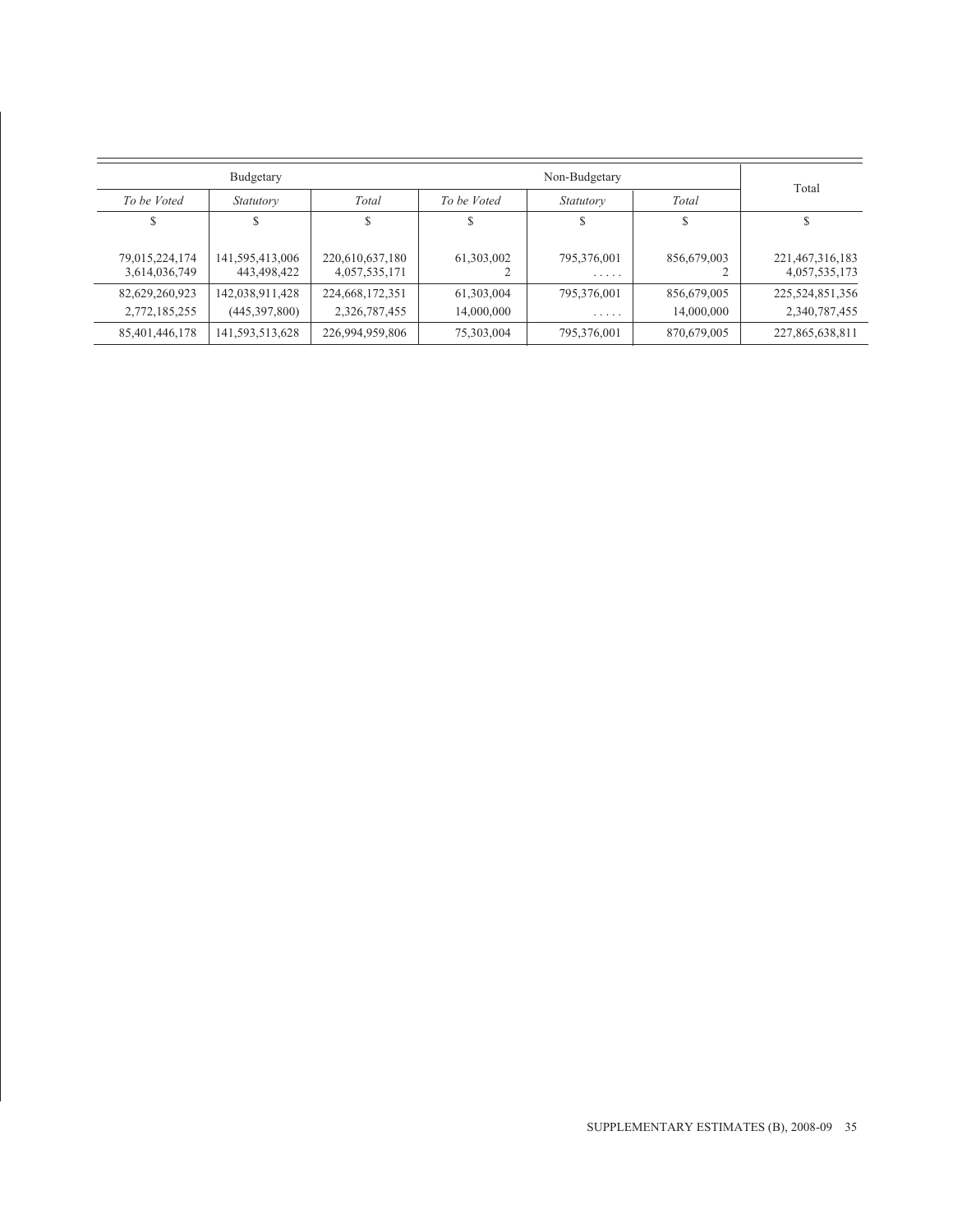| Budgetary | | | Non-Budgetary | | | Total |
|---|---|---|---|---|---|---|
| *To be Voted* | *Statutory* | *Total* | *To be Voted* | *Statutory* | *Total* | |
| $ | $ | $ | $ | $ | $ | $ |
| 79,015,224,174<br>3,614,036,749 | 141,595,413,006<br>443,498,422 | 220,610,637,180<br>4,057,535,171 | 61,303,002<br>2 | 795,376,001<br>. . . . . | 856,679,003<br>2 | 221,467,316,183<br>4,057,535,173 |
| 82,629,260,923 | 142,038,911,428 | 224,668,172,351 | 61,303,004 | 795,376,001 | 856,679,005 | 225,524,851,356 |
| 2,772,185,255 | (445,397,800) | 2,326,787,455 | 14,000,000 | . . . . . | 14,000,000 | 2,340,787,455 |
| 85,401,446,178 | 141,593,513,628 | 226,994,959,806 | 75,303,004 | 795,376,001 | 870,679,005 | 227,865,638,811 |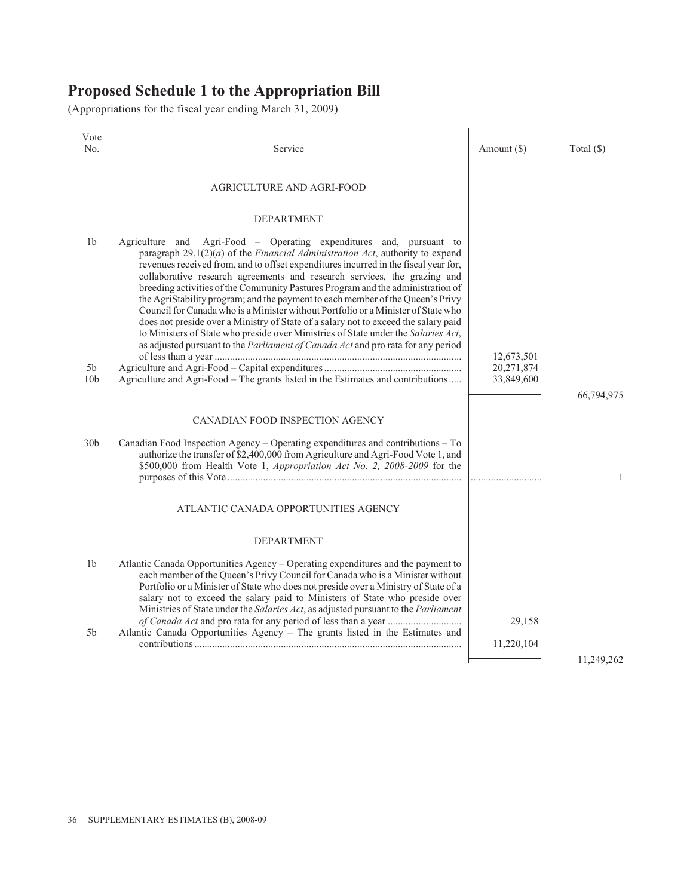# Proposed Schedule 1 to the Appropriation Bill

(Appropriations for the fiscal year ending March 31, 2009)

| Vote No. | Service | Amount ($) | Total ($) |
|---|---|---|---|
| | AGRICULTURE AND AGRI-FOOD | | |
| | DEPARTMENT | | |
| 1b | Agriculture and Agri-Food – Operating expenditures and, pursuant to paragraph 29.1(2)(*a*) of the *Financial Administration Act*, authority to expend revenues received from, and to offset expenditures incurred in the fiscal year for, collaborative research agreements and research services, the grazing and breeding activities of the Community Pastures Program and the administration of the AgriStability program; and the payment to each member of the Queen's Privy Council for Canada who is a Minister without Portfolio or a Minister of State who does not preside over a Ministry of State of a salary not to exceed the salary paid to Ministers of State who preside over Ministries of State under the *Salaries Act*, as adjusted pursuant to the *Parliament of Canada Act* and pro rata for any period of less than a year | 12,673,501 | |
| 5b | Agriculture and Agri-Food – Capital expenditures | 20,271,874 | |
| 10b | Agriculture and Agri-Food – The grants listed in the Estimates and contributions | 33,849,600 | |
| | | | 66,794,975 |
| | CANADIAN FOOD INSPECTION AGENCY | | |
| 30b | Canadian Food Inspection Agency – Operating expenditures and contributions – To authorize the transfer of $2,400,000 from Agriculture and Agri-Food Vote 1, and $500,000 from Health Vote 1, *Appropriation Act No. 2, 2008-2009* for the purposes of this Vote | | 1 |
| | ATLANTIC CANADA OPPORTUNITIES AGENCY | | |
| | DEPARTMENT | | |
| 1b | Atlantic Canada Opportunities Agency – Operating expenditures and the payment to each member of the Queen's Privy Council for Canada who is a Minister without Portfolio or a Minister of State who does not preside over a Ministry of State of a salary not to exceed the salary paid to Ministers of State who preside over Ministries of State under the *Salaries Act*, as adjusted pursuant to the *Parliament of Canada Act* and pro rata for any period of less than a year | 29,158 | |
| 5b | Atlantic Canada Opportunities Agency – The grants listed in the Estimates and contributions | 11,220,104 | |
| | | | 11,249,262 |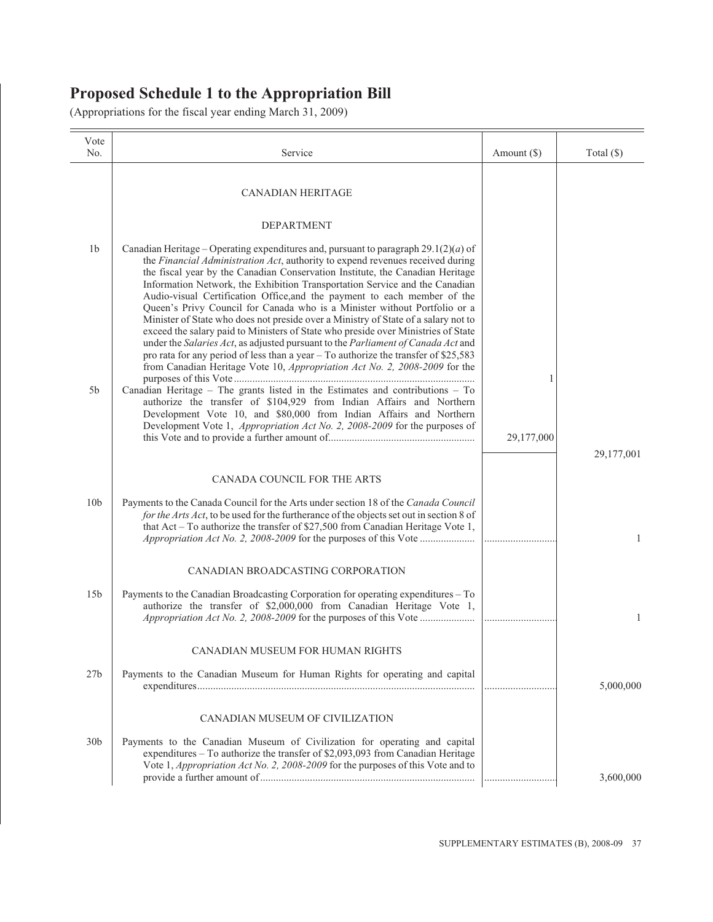# Proposed Schedule 1 to the Appropriation Bill

(Appropriations for the fiscal year ending March 31, 2009)

| Vote No. | Service | Amount ($) | Total ($) |
|---|---|---|---|
| | CANADIAN HERITAGE | | |
| | DEPARTMENT | | |
| 1b | Canadian Heritage – Operating expenditures and, pursuant to paragraph 29.1(2)(*a*) of the *Financial Administration Act*, authority to expend revenues received during the fiscal year by the Canadian Conservation Institute, the Canadian Heritage Information Network, the Exhibition Transportation Service and the Canadian Audio-visual Certification Office,and the payment to each member of the Queen's Privy Council for Canada who is a Minister without Portfolio or a Minister of State who does not preside over a Ministry of State of a salary not to exceed the salary paid to Ministers of State who preside over Ministries of State under the *Salaries Act*, as adjusted pursuant to the *Parliament of Canada Act* and pro rata for any period of less than a year – To authorize the transfer of $25,583 from Canadian Heritage Vote 10, *Appropriation Act No. 2, 2008-2009* for the purposes of this Vote | 1 | |
| 5b | Canadian Heritage – The grants listed in the Estimates and contributions – To authorize the transfer of $104,929 from Indian Affairs and Northern Development Vote 10, and $80,000 from Indian Affairs and Northern Development Vote 1, *Appropriation Act No. 2, 2008-2009* for the purposes of this Vote and to provide a further amount of | 29,177,000 | |
| | | | 29,177,001 |
| | CANADA COUNCIL FOR THE ARTS | | |
| 10b | Payments to the Canada Council for the Arts under section 18 of the *Canada Council for the Arts Act*, to be used for the furtherance of the objects set out in section 8 of that Act – To authorize the transfer of $27,500 from Canadian Heritage Vote 1, *Appropriation Act No. 2, 2008-2009* for the purposes of this Vote | | 1 |
| | CANADIAN BROADCASTING CORPORATION | | |
| 15b | Payments to the Canadian Broadcasting Corporation for operating expenditures – To authorize the transfer of $2,000,000 from Canadian Heritage Vote 1, *Appropriation Act No. 2, 2008-2009* for the purposes of this Vote | | 1 |
| | CANADIAN MUSEUM FOR HUMAN RIGHTS | | |
| 27b | Payments to the Canadian Museum for Human Rights for operating and capital expenditures | | 5,000,000 |
| | CANADIAN MUSEUM OF CIVILIZATION | | |
| 30b | Payments to the Canadian Museum of Civilization for operating and capital expenditures – To authorize the transfer of $2,093,093 from Canadian Heritage Vote 1, *Appropriation Act No. 2, 2008-2009* for the purposes of this Vote and to provide a further amount of | | 3,600,000 |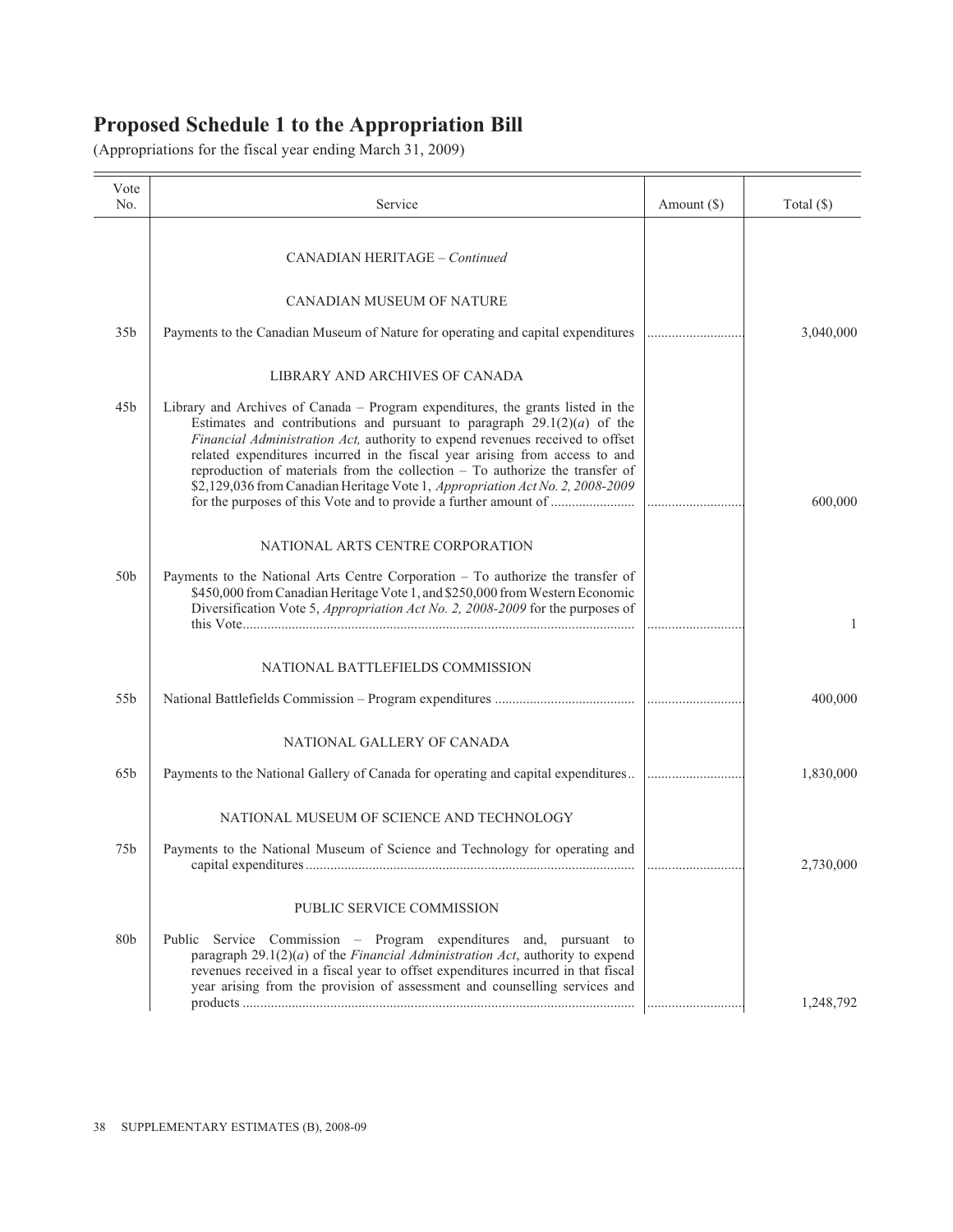# Proposed Schedule 1 to the Appropriation Bill

(Appropriations for the fiscal year ending March 31, 2009)

| Vote No. | Service | Amount ($) | Total ($) |
|---|---|---|---|
| | CANADIAN HERITAGE – *Continued* | | |
| | CANADIAN MUSEUM OF NATURE | | |
| 35b | Payments to the Canadian Museum of Nature for operating and capital expenditures | | 3,040,000 |
| | LIBRARY AND ARCHIVES OF CANADA | | |
| 45b | Library and Archives of Canada – Program expenditures, the grants listed in the Estimates and contributions and pursuant to paragraph 29.1(2)(*a*) of the *Financial Administration Act,* authority to expend revenues received to offset related expenditures incurred in the fiscal year arising from access to and reproduction of materials from the collection – To authorize the transfer of $2,129,036 from Canadian Heritage Vote 1, *Appropriation Act No. 2, 2008-2009* for the purposes of this Vote and to provide a further amount of | | 600,000 |
| | NATIONAL ARTS CENTRE CORPORATION | | |
| 50b | Payments to the National Arts Centre Corporation – To authorize the transfer of $450,000 from Canadian Heritage Vote 1, and $250,000 from Western Economic Diversification Vote 5, *Appropriation Act No. 2, 2008-2009* for the purposes of this Vote | | 1 |
| | NATIONAL BATTLEFIELDS COMMISSION | | |
| 55b | National Battlefields Commission – Program expenditures | | 400,000 |
| | NATIONAL GALLERY OF CANADA | | |
| 65b | Payments to the National Gallery of Canada for operating and capital expenditures | | 1,830,000 |
| | NATIONAL MUSEUM OF SCIENCE AND TECHNOLOGY | | |
| 75b | Payments to the National Museum of Science and Technology for operating and capital expenditures | | 2,730,000 |
| | PUBLIC SERVICE COMMISSION | | |
| 80b | Public Service Commission – Program expenditures and, pursuant to paragraph 29.1(2)(*a*) of the *Financial Administration Act*, authority to expend revenues received in a fiscal year to offset expenditures incurred in that fiscal year arising from the provision of assessment and counselling services and products | | 1,248,792 |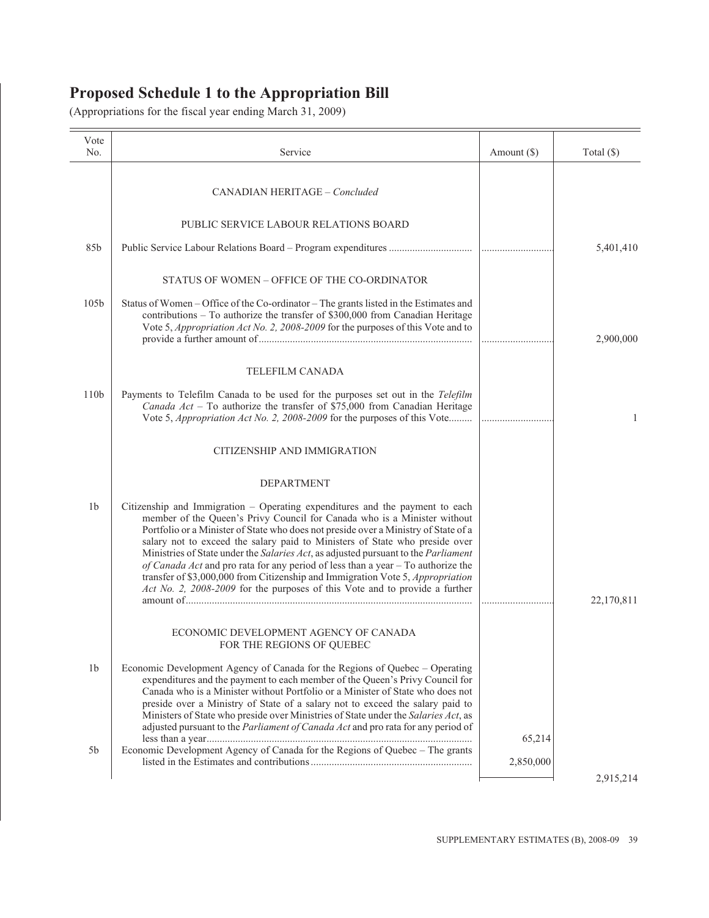# Proposed Schedule 1 to the Appropriation Bill

(Appropriations for the fiscal year ending March 31, 2009)

| Vote No. | Service | Amount ($) | Total ($) |
|---|---|---|---|
| | CANADIAN HERITAGE – *Concluded* | | |
| | PUBLIC SERVICE LABOUR RELATIONS BOARD | | |
| 85b | Public Service Labour Relations Board – Program expenditures | | 5,401,410 |
| | STATUS OF WOMEN – OFFICE OF THE CO-ORDINATOR | | |
| 105b | Status of Women – Office of the Co-ordinator – The grants listed in the Estimates and contributions – To authorize the transfer of $300,000 from Canadian Heritage Vote 5, *Appropriation Act No. 2, 2008-2009* for the purposes of this Vote and to provide a further amount of | | 2,900,000 |
| | TELEFILM CANADA | | |
| 110b | Payments to Telefilm Canada to be used for the purposes set out in the *Telefilm Canada Act* – To authorize the transfer of $75,000 from Canadian Heritage Vote 5, *Appropriation Act No. 2, 2008-2009* for the purposes of this Vote | | 1 |
| | CITIZENSHIP AND IMMIGRATION | | |
| | DEPARTMENT | | |
| 1b | Citizenship and Immigration – Operating expenditures and the payment to each member of the Queen's Privy Council for Canada who is a Minister without Portfolio or a Minister of State who does not preside over a Ministry of State of a salary not to exceed the salary paid to Ministers of State who preside over Ministries of State under the *Salaries Act*, as adjusted pursuant to the *Parliament of Canada Act* and pro rata for any period of less than a year – To authorize the transfer of $3,000,000 from Citizenship and Immigration Vote 5, *Appropriation Act No. 2, 2008-2009* for the purposes of this Vote and to provide a further amount of | | 22,170,811 |
| | ECONOMIC DEVELOPMENT AGENCY OF CANADA FOR THE REGIONS OF QUEBEC | | |
| 1b | Economic Development Agency of Canada for the Regions of Quebec – Operating expenditures and the payment to each member of the Queen's Privy Council for Canada who is a Minister without Portfolio or a Minister of State who does not preside over a Ministry of State of a salary not to exceed the salary paid to Ministers of State who preside over Ministries of State under the *Salaries Act*, as adjusted pursuant to the *Parliament of Canada Act* and pro rata for any period of less than a year | 65,214 | |
| 5b | Economic Development Agency of Canada for the Regions of Quebec – The grants listed in the Estimates and contributions | 2,850,000 | |
| | | | 2,915,214 |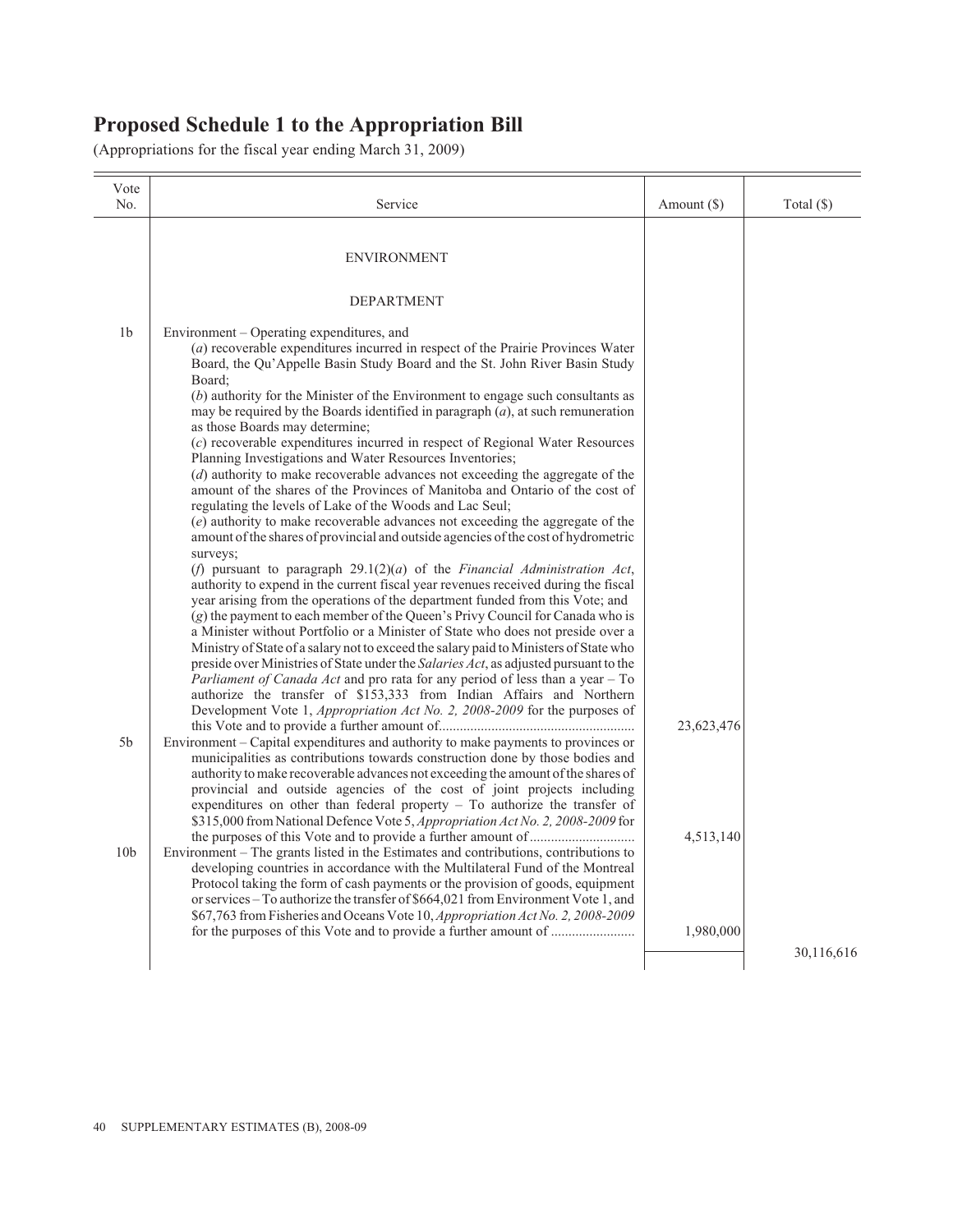# Proposed Schedule 1 to the Appropriation Bill

(Appropriations for the fiscal year ending March 31, 2009)

| Vote No. | Service | Amount ($) | Total ($) |
|---|---|---|---|
| | ENVIRONMENT | | |
| | DEPARTMENT | | |
| 1b | Environment – Operating expenditures, and (*a*) recoverable expenditures incurred in respect of the Prairie Provinces Water Board, the Qu'Appelle Basin Study Board and the St. John River Basin Study Board; (*b*) authority for the Minister of the Environment to engage such consultants as may be required by the Boards identified in paragraph (*a*), at such remuneration as those Boards may determine; (*c*) recoverable expenditures incurred in respect of Regional Water Resources Planning Investigations and Water Resources Inventories; (*d*) authority to make recoverable advances not exceeding the aggregate of the amount of the shares of the Provinces of Manitoba and Ontario of the cost of regulating the levels of Lake of the Woods and Lac Seul; (*e*) authority to make recoverable advances not exceeding the aggregate of the amount of the shares of provincial and outside agencies of the cost of hydrometric surveys; (*f*) pursuant to paragraph 29.1(2)(*a*) of the *Financial Administration Act*, authority to expend in the current fiscal year revenues received during the fiscal year arising from the operations of the department funded from this Vote; and (*g*) the payment to each member of the Queen's Privy Council for Canada who is a Minister without Portfolio or a Minister of State who does not preside over a Ministry of State of a salary not to exceed the salary paid to Ministers of State who preside over Ministries of State under the *Salaries Act*, as adjusted pursuant to the *Parliament of Canada Act* and pro rata for any period of less than a year – To authorize the transfer of $153,333 from Indian Affairs and Northern Development Vote 1, *Appropriation Act No. 2, 2008-2009* for the purposes of this Vote and to provide a further amount of | 23,623,476 | |
| 5b | Environment – Capital expenditures and authority to make payments to provinces or municipalities as contributions towards construction done by those bodies and authority to make recoverable advances not exceeding the amount of the shares of provincial and outside agencies of the cost of joint projects including expenditures on other than federal property – To authorize the transfer of $315,000 from National Defence Vote 5, *Appropriation Act No. 2, 2008-2009* for the purposes of this Vote and to provide a further amount of | 4,513,140 | |
| 10b | Environment – The grants listed in the Estimates and contributions, contributions to developing countries in accordance with the Multilateral Fund of the Montreal Protocol taking the form of cash payments or the provision of goods, equipment or services – To authorize the transfer of $664,021 from Environment Vote 1, and $67,763 from Fisheries and Oceans Vote 10, *Appropriation Act No. 2, 2008-2009* for the purposes of this Vote and to provide a further amount of | 1,980,000 | |
| | | | 30,116,616 |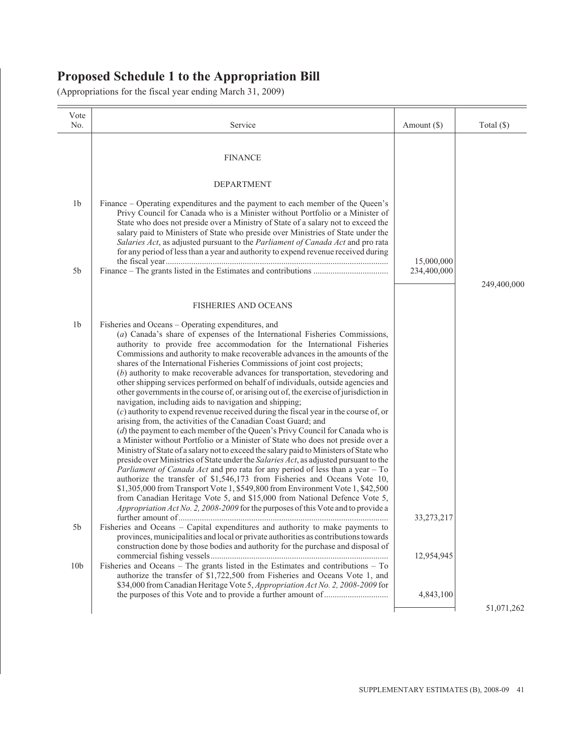# Proposed Schedule 1 to the Appropriation Bill

(Appropriations for the fiscal year ending March 31, 2009)

| Vote No. | Service | Amount ($) | Total ($) |
|---|---|---|---|
| | FINANCE | | |
| | DEPARTMENT | | |
| 1b | Finance – Operating expenditures and the payment to each member of the Queen's Privy Council for Canada who is a Minister without Portfolio or a Minister of State who does not preside over a Ministry of State of a salary not to exceed the salary paid to Ministers of State who preside over Ministries of State under the *Salaries Act*, as adjusted pursuant to the *Parliament of Canada Act* and pro rata for any period of less than a year and authority to expend revenue received during the fiscal year | 15,000,000 | |
| 5b | Finance – The grants listed in the Estimates and contributions | 234,400,000 | |
| | | | 249,400,000 |
| | FISHERIES AND OCEANS | | |
| 1b | Fisheries and Oceans – Operating expenditures, and (*a*) Canada's share of expenses of the International Fisheries Commissions, authority to provide free accommodation for the International Fisheries Commissions and authority to make recoverable advances in the amounts of the shares of the International Fisheries Commissions of joint cost projects; (*b*) authority to make recoverable advances for transportation, stevedoring and other shipping services performed on behalf of individuals, outside agencies and other governments in the course of, or arising out of, the exercise of jurisdiction in navigation, including aids to navigation and shipping; (*c*) authority to expend revenue received during the fiscal year in the course of, or arising from, the activities of the Canadian Coast Guard; and (*d*) the payment to each member of the Queen's Privy Council for Canada who is a Minister without Portfolio or a Minister of State who does not preside over a Ministry of State of a salary not to exceed the salary paid to Ministers of State who preside over Ministries of State under the *Salaries Act*, as adjusted pursuant to the *Parliament of Canada Act* and pro rata for any period of less than a year – To authorize the transfer of $1,546,173 from Fisheries and Oceans Vote 10, $1,305,000 from Transport Vote 1, $549,800 from Environment Vote 1, $42,500 from Canadian Heritage Vote 5, and $15,000 from National Defence Vote 5, *Appropriation Act No. 2, 2008-2009* for the purposes of this Vote and to provide a further amount of | 33,273,217 | |
| 5b | Fisheries and Oceans – Capital expenditures and authority to make payments to provinces, municipalities and local or private authorities as contributions towards construction done by those bodies and authority for the purchase and disposal of commercial fishing vessels | 12,954,945 | |
| 10b | Fisheries and Oceans – The grants listed in the Estimates and contributions – To authorize the transfer of $1,722,500 from Fisheries and Oceans Vote 1, and $34,000 from Canadian Heritage Vote 5, *Appropriation Act No. 2, 2008-2009* for the purposes of this Vote and to provide a further amount of | 4,843,100 | |
| | | | 51,071,262 |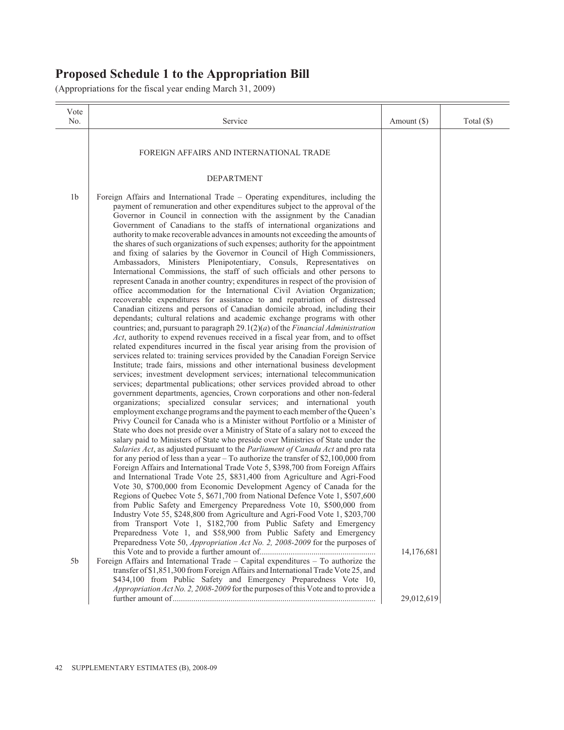# Proposed Schedule 1 to the Appropriation Bill

(Appropriations for the fiscal year ending March 31, 2009)

| Vote No. | Service | Amount ($) | Total ($) |
|---|---|---|---|
| | FOREIGN AFFAIRS AND INTERNATIONAL TRADE | | |
| | DEPARTMENT | | |
| 1b | Foreign Affairs and International Trade – Operating expenditures, including the payment of remuneration and other expenditures subject to the approval of the Governor in Council in connection with the assignment by the Canadian Government of Canadians to the staffs of international organizations and authority to make recoverable advances in amounts not exceeding the amounts of the shares of such organizations of such expenses; authority for the appointment and fixing of salaries by the Governor in Council of High Commissioners, Ambassadors, Ministers Plenipotentiary, Consuls, Representatives on International Commissions, the staff of such officials and other persons to represent Canada in another country; expenditures in respect of the provision of office accommodation for the International Civil Aviation Organization; recoverable expenditures for assistance to and repatriation of distressed Canadian citizens and persons of Canadian domicile abroad, including their dependants; cultural relations and academic exchange programs with other countries; and, pursuant to paragraph 29.1(2)(*a*) of the *Financial Administration Act*, authority to expend revenues received in a fiscal year from, and to offset related expenditures incurred in the fiscal year arising from the provision of services related to: training services provided by the Canadian Foreign Service Institute; trade fairs, missions and other international business development services; investment development services; international telecommunication services; departmental publications; other services provided abroad to other government departments, agencies, Crown corporations and other non-federal organizations; specialized consular services; and international youth employment exchange programs and the payment to each member of the Queen's Privy Council for Canada who is a Minister without Portfolio or a Minister of State who does not preside over a Ministry of State of a salary not to exceed the salary paid to Ministers of State who preside over Ministries of State under the *Salaries Act*, as adjusted pursuant to the *Parliament of Canada Act* and pro rata for any period of less than a year – To authorize the transfer of $2,100,000 from Foreign Affairs and International Trade Vote 5, $398,700 from Foreign Affairs and International Trade Vote 25, $831,400 from Agriculture and Agri-Food Vote 30, $700,000 from Economic Development Agency of Canada for the Regions of Quebec Vote 5, $671,700 from National Defence Vote 1, $507,600 from Public Safety and Emergency Preparedness Vote 10, $500,000 from Industry Vote 55, $248,800 from Agriculture and Agri-Food Vote 1, $203,700 from Transport Vote 1, $182,700 from Public Safety and Emergency Preparedness Vote 1, and $58,900 from Public Safety and Emergency Preparedness Vote 50, *Appropriation Act No. 2, 2008-2009* for the purposes of this Vote and to provide a further amount of | 14,176,681 | |
| 5b | Foreign Affairs and International Trade – Capital expenditures – To authorize the transfer of $1,851,300 from Foreign Affairs and International Trade Vote 25, and $434,100 from Public Safety and Emergency Preparedness Vote 10, *Appropriation Act No. 2, 2008-2009* for the purposes of this Vote and to provide a further amount of | 29,012,619 | |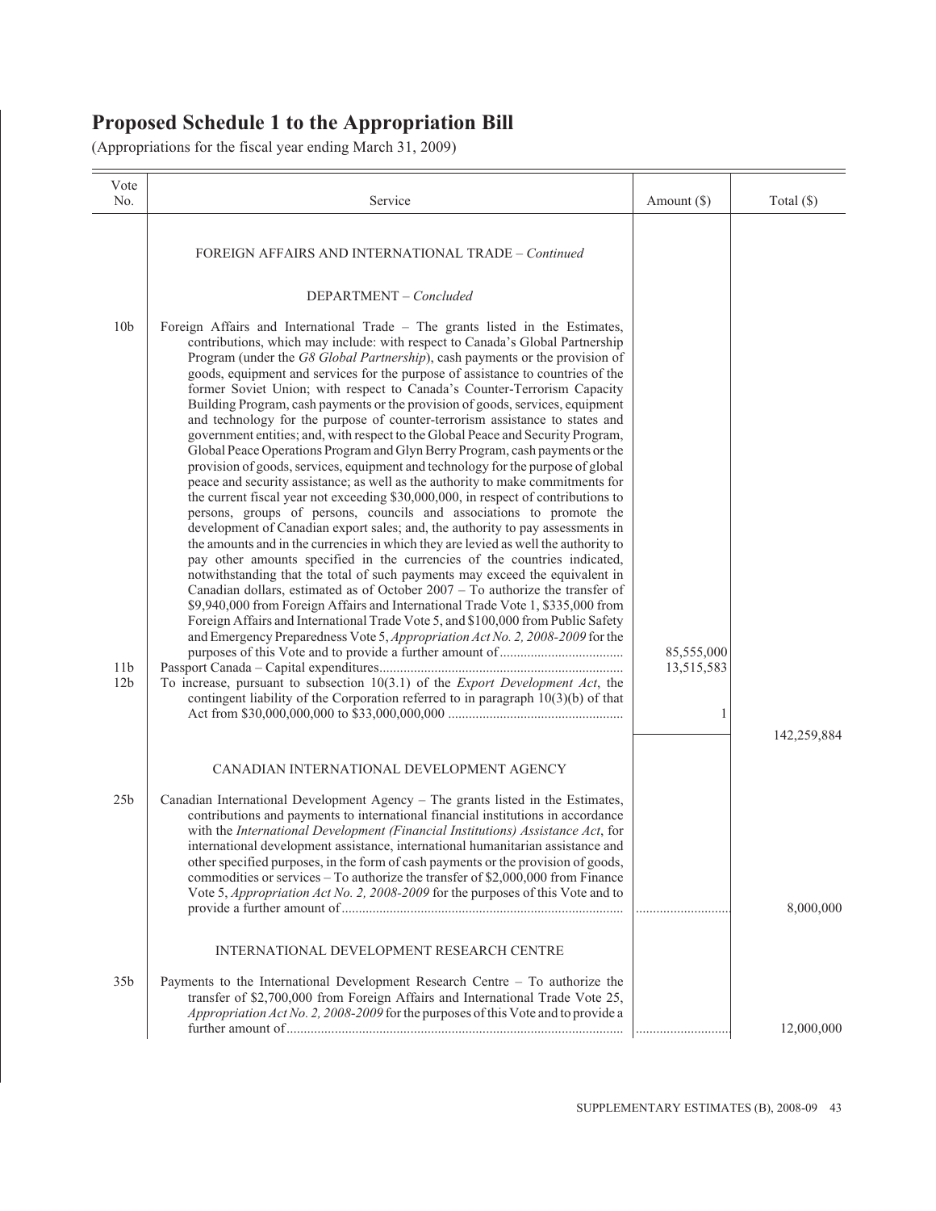# Proposed Schedule 1 to the Appropriation Bill

(Appropriations for the fiscal year ending March 31, 2009)

| Vote No. | Service | Amount ($) | Total ($) |
|---|---|---|---|
| | FOREIGN AFFAIRS AND INTERNATIONAL TRADE – *Continued* | | |
| | DEPARTMENT – *Concluded* | | |
| 10b | Foreign Affairs and International Trade – The grants listed in the Estimates, contributions, which may include: with respect to Canada's Global Partnership Program (under the *G8 Global Partnership*), cash payments or the provision of goods, equipment and services for the purpose of assistance to countries of the former Soviet Union; with respect to Canada's Counter-Terrorism Capacity Building Program, cash payments or the provision of goods, services, equipment and technology for the purpose of counter-terrorism assistance to states and government entities; and, with respect to the Global Peace and Security Program, Global Peace Operations Program and Glyn Berry Program, cash payments or the provision of goods, services, equipment and technology for the purpose of global peace and security assistance; as well as the authority to make commitments for the current fiscal year not exceeding $30,000,000, in respect of contributions to persons, groups of persons, councils and associations to promote the development of Canadian export sales; and, the authority to pay assessments in the amounts and in the currencies in which they are levied as well the authority to pay other amounts specified in the currencies of the countries indicated, notwithstanding that the total of such payments may exceed the equivalent in Canadian dollars, estimated as of October 2007 – To authorize the transfer of $9,940,000 from Foreign Affairs and International Trade Vote 1, $335,000 from Foreign Affairs and International Trade Vote 5, and $100,000 from Public Safety and Emergency Preparedness Vote 5, *Appropriation Act No. 2, 2008-2009* for the purposes of this Vote and to provide a further amount of | 85,555,000 | |
| 11b | Passport Canada – Capital expenditures | 13,515,583 | |
| 12b | To increase, pursuant to subsection 10(3.1) of the *Export Development Act*, the contingent liability of the Corporation referred to in paragraph 10(3)(b) of that Act from $30,000,000,000 to $33,000,000,000 | 1 | |
| | | | 142,259,884 |
| | CANADIAN INTERNATIONAL DEVELOPMENT AGENCY | | |
| 25b | Canadian International Development Agency – The grants listed in the Estimates, contributions and payments to international financial institutions in accordance with the *International Development (Financial Institutions) Assistance Act*, for international development assistance, international humanitarian assistance and other specified purposes, in the form of cash payments or the provision of goods, commodities or services – To authorize the transfer of $2,000,000 from Finance Vote 5, *Appropriation Act No. 2, 2008-2009* for the purposes of this Vote and to provide a further amount of | | 8,000,000 |
| | INTERNATIONAL DEVELOPMENT RESEARCH CENTRE | | |
| 35b | Payments to the International Development Research Centre – To authorize the transfer of $2,700,000 from Foreign Affairs and International Trade Vote 25, *Appropriation Act No. 2, 2008-2009* for the purposes of this Vote and to provide a further amount of | | 12,000,000 |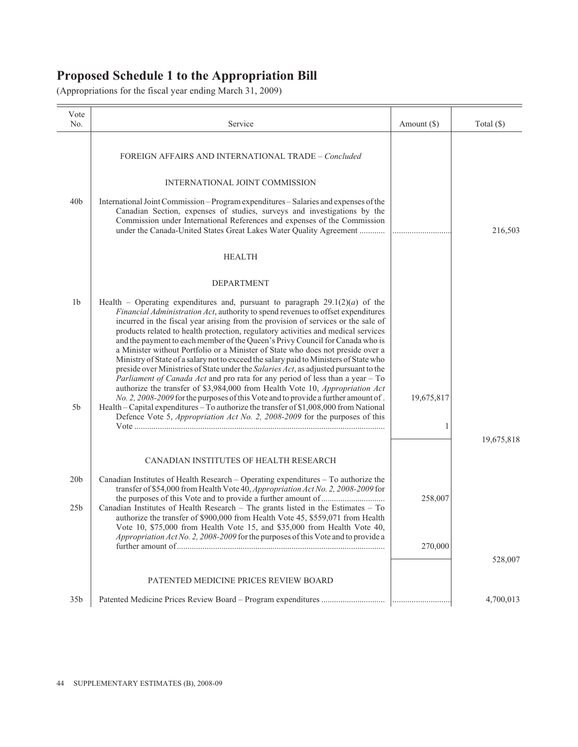# Proposed Schedule 1 to the Appropriation Bill

(Appropriations for the fiscal year ending March 31, 2009)

| Vote No. | Service | Amount ($) | Total ($) |
|---|---|---|---|
| | FOREIGN AFFAIRS AND INTERNATIONAL TRADE – *Concluded* | | |
| | INTERNATIONAL JOINT COMMISSION | | |
| 40b | International Joint Commission – Program expenditures – Salaries and expenses of the Canadian Section, expenses of studies, surveys and investigations by the Commission under International References and expenses of the Commission under the Canada-United States Great Lakes Water Quality Agreement ............ | ............................ | 216,503 |
| | HEALTH | | |
| | DEPARTMENT | | |
| 1b | Health – Operating expenditures and, pursuant to paragraph 29.1(2)(*a*) of the *Financial Administration Act*, authority to spend revenues to offset expenditures incurred in the fiscal year arising from the provision of services or the sale of products related to health protection, regulatory activities and medical services and the payment to each member of the Queen's Privy Council for Canada who is a Minister without Portfolio or a Minister of State who does not preside over a Ministry of State of a salary not to exceed the salary paid to Ministers of State who preside over Ministries of State under the *Salaries Act*, as adjusted pursuant to the *Parliament of Canada Act* and pro rata for any period of less than a year – To authorize the transfer of $3,984,000 from Health Vote 10, *Appropriation Act No. 2, 2008-2009* for the purposes of this Vote and to provide a further amount of . | 19,675,817 | |
| 5b | Health – Capital expenditures – To authorize the transfer of $1,008,000 from National Defence Vote 5, *Appropriation Act No. 2, 2008-2009* for the purposes of this Vote ...................................................................................................... | 1 | |
| | | | 19,675,818 |
| | CANADIAN INSTITUTES OF HEALTH RESEARCH | | |
| 20b | Canadian Institutes of Health Research – Operating expenditures – To authorize the transfer of $54,000 from Health Vote 40, *Appropriation Act No. 2, 2008-2009* for the purposes of this Vote and to provide a further amount of ............................. | 258,007 | |
| 25b | Canadian Institutes of Health Research – The grants listed in the Estimates – To authorize the transfer of $900,000 from Health Vote 45, $559,071 from Health Vote 10, $75,000 from Health Vote 15, and $35,000 from Health Vote 40, *Appropriation Act No. 2, 2008-2009* for the purposes of this Vote and to provide a further amount of................................................................................................. | 270,000 | |
| | | | 528,007 |
| | PATENTED MEDICINE PRICES REVIEW BOARD | | |
| 35b | Patented Medicine Prices Review Board – Program expenditures ............................. | ............................ | 4,700,013 |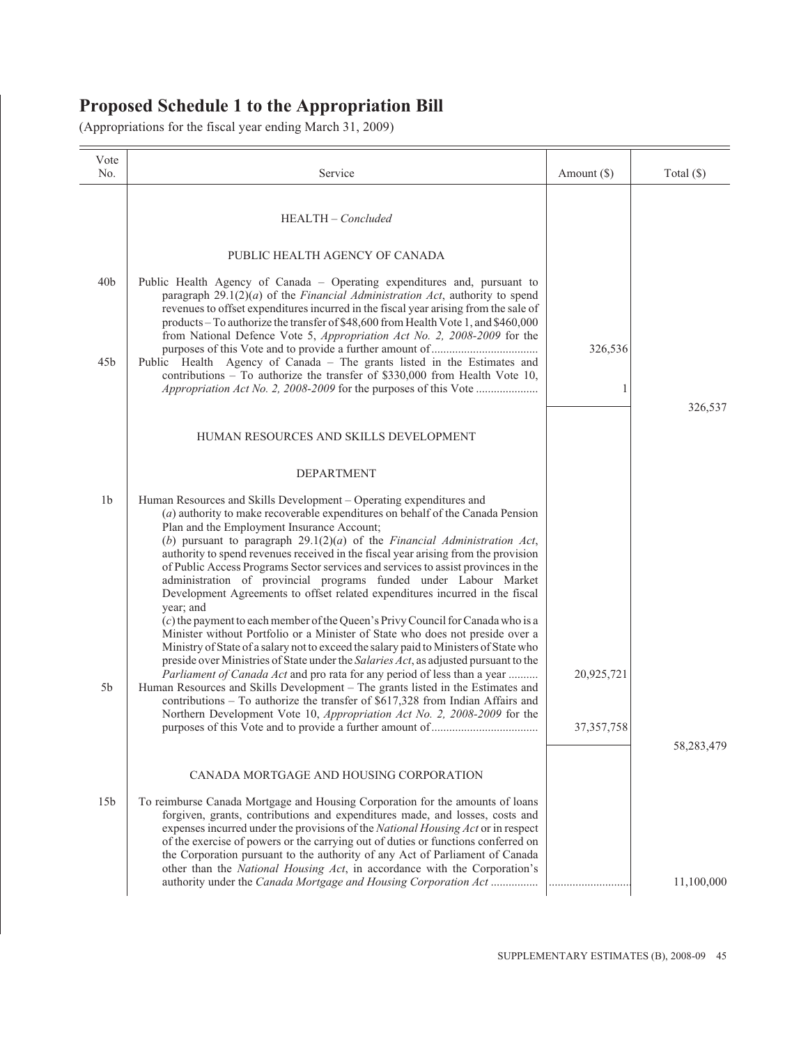# Proposed Schedule 1 to the Appropriation Bill

(Appropriations for the fiscal year ending March 31, 2009)

| Vote No. | Service | Amount ($) | Total ($) |
|---|---|---|---|
| | HEALTH – *Concluded* | | |
| | PUBLIC HEALTH AGENCY OF CANADA | | |
| 40b | Public Health Agency of Canada – Operating expenditures and, pursuant to paragraph 29.1(2)(*a*) of the *Financial Administration Act*, authority to spend revenues to offset expenditures incurred in the fiscal year arising from the sale of products – To authorize the transfer of $48,600 from Health Vote 1, and $460,000 from National Defence Vote 5, *Appropriation Act No. 2, 2008-2009* for the purposes of this Vote and to provide a further amount of | 326,536 | |
| 45b | Public Health Agency of Canada – The grants listed in the Estimates and contributions – To authorize the transfer of $330,000 from Health Vote 10, *Appropriation Act No. 2, 2008-2009* for the purposes of this Vote | 1 | |
| | | | 326,537 |
| | HUMAN RESOURCES AND SKILLS DEVELOPMENT | | |
| | DEPARTMENT | | |
| 1b | Human Resources and Skills Development – Operating expenditures and (*a*) authority to make recoverable expenditures on behalf of the Canada Pension Plan and the Employment Insurance Account; (*b*) pursuant to paragraph 29.1(2)(*a*) of the *Financial Administration Act*, authority to spend revenues received in the fiscal year arising from the provision of Public Access Programs Sector services and services to assist provinces in the administration of provincial programs funded under Labour Market Development Agreements to offset related expenditures incurred in the fiscal year; and (*c*) the payment to each member of the Queen's Privy Council for Canada who is a Minister without Portfolio or a Minister of State who does not preside over a Ministry of State of a salary not to exceed the salary paid to Ministers of State who preside over Ministries of State under the *Salaries Act*, as adjusted pursuant to the *Parliament of Canada Act* and pro rata for any period of less than a year | 20,925,721 | |
| 5b | Human Resources and Skills Development – The grants listed in the Estimates and contributions – To authorize the transfer of $617,328 from Indian Affairs and Northern Development Vote 10, *Appropriation Act No. 2, 2008-2009* for the purposes of this Vote and to provide a further amount of | 37,357,758 | |
| | | | 58,283,479 |
| | CANADA MORTGAGE AND HOUSING CORPORATION | | |
| 15b | To reimburse Canada Mortgage and Housing Corporation for the amounts of loans forgiven, grants, contributions and expenditures made, and losses, costs and expenses incurred under the provisions of the *National Housing Act* or in respect of the exercise of powers or the carrying out of duties or functions conferred on the Corporation pursuant to the authority of any Act of Parliament of Canada other than the *National Housing Act*, in accordance with the Corporation's authority under the *Canada Mortgage and Housing Corporation Act* | | 11,100,000 |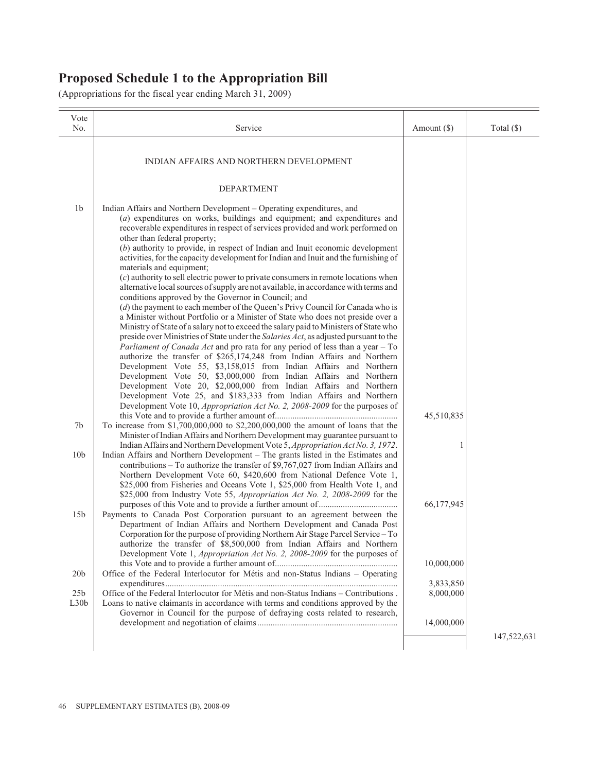# Proposed Schedule 1 to the Appropriation Bill

(Appropriations for the fiscal year ending March 31, 2009)

| Vote No. | Service | Amount ($) | Total ($) |
|---|---|---|---|
| | INDIAN AFFAIRS AND NORTHERN DEVELOPMENT | | |
| | DEPARTMENT | | |
| 1b | Indian Affairs and Northern Development – Operating expenditures, and (*a*) expenditures on works, buildings and equipment; and expenditures and recoverable expenditures in respect of services provided and work performed on other than federal property; (*b*) authority to provide, in respect of Indian and Inuit economic development activities, for the capacity development for Indian and Inuit and the furnishing of materials and equipment; (*c*) authority to sell electric power to private consumers in remote locations when alternative local sources of supply are not available, in accordance with terms and conditions approved by the Governor in Council; and (*d*) the payment to each member of the Queen's Privy Council for Canada who is a Minister without Portfolio or a Minister of State who does not preside over a Ministry of State of a salary not to exceed the salary paid to Ministers of State who preside over Ministries of State under the *Salaries Act*, as adjusted pursuant to the *Parliament of Canada Act* and pro rata for any period of less than a year – To authorize the transfer of $265,174,248 from Indian Affairs and Northern Development Vote 55, $3,158,015 from Indian Affairs and Northern Development Vote 50, $3,000,000 from Indian Affairs and Northern Development Vote 20, $2,000,000 from Indian Affairs and Northern Development Vote 25, and $183,333 from Indian Affairs and Northern Development Vote 10, *Appropriation Act No. 2, 2008-2009* for the purposes of this Vote and to provide a further amount of | 45,510,835 | |
| 7b | To increase from $1,700,000,000 to $2,200,000,000 the amount of loans that the Minister of Indian Affairs and Northern Development may guarantee pursuant to Indian Affairs and Northern Development Vote 5, *Appropriation Act No. 3, 1972*. | 1 | |
| 10b | Indian Affairs and Northern Development – The grants listed in the Estimates and contributions – To authorize the transfer of $9,767,027 from Indian Affairs and Northern Development Vote 60, $420,600 from National Defence Vote 1, $25,000 from Fisheries and Oceans Vote 1, $25,000 from Health Vote 1, and $25,000 from Industry Vote 55, *Appropriation Act No. 2, 2008-2009* for the purposes of this Vote and to provide a further amount of | 66,177,945 | |
| 15b | Payments to Canada Post Corporation pursuant to an agreement between the Department of Indian Affairs and Northern Development and Canada Post Corporation for the purpose of providing Northern Air Stage Parcel Service – To authorize the transfer of $8,500,000 from Indian Affairs and Northern Development Vote 1, *Appropriation Act No. 2, 2008-2009* for the purposes of this Vote and to provide a further amount of | 10,000,000 | |
| 20b | Office of the Federal Interlocutor for Métis and non-Status Indians – Operating expenditures | 3,833,850 | |
| 25b | Office of the Federal Interlocutor for Métis and non-Status Indians – Contributions . | 8,000,000 | |
| L30b | Loans to native claimants in accordance with terms and conditions approved by the Governor in Council for the purpose of defraying costs related to research, development and negotiation of claims | 14,000,000 | |
| | | | 147,522,631 |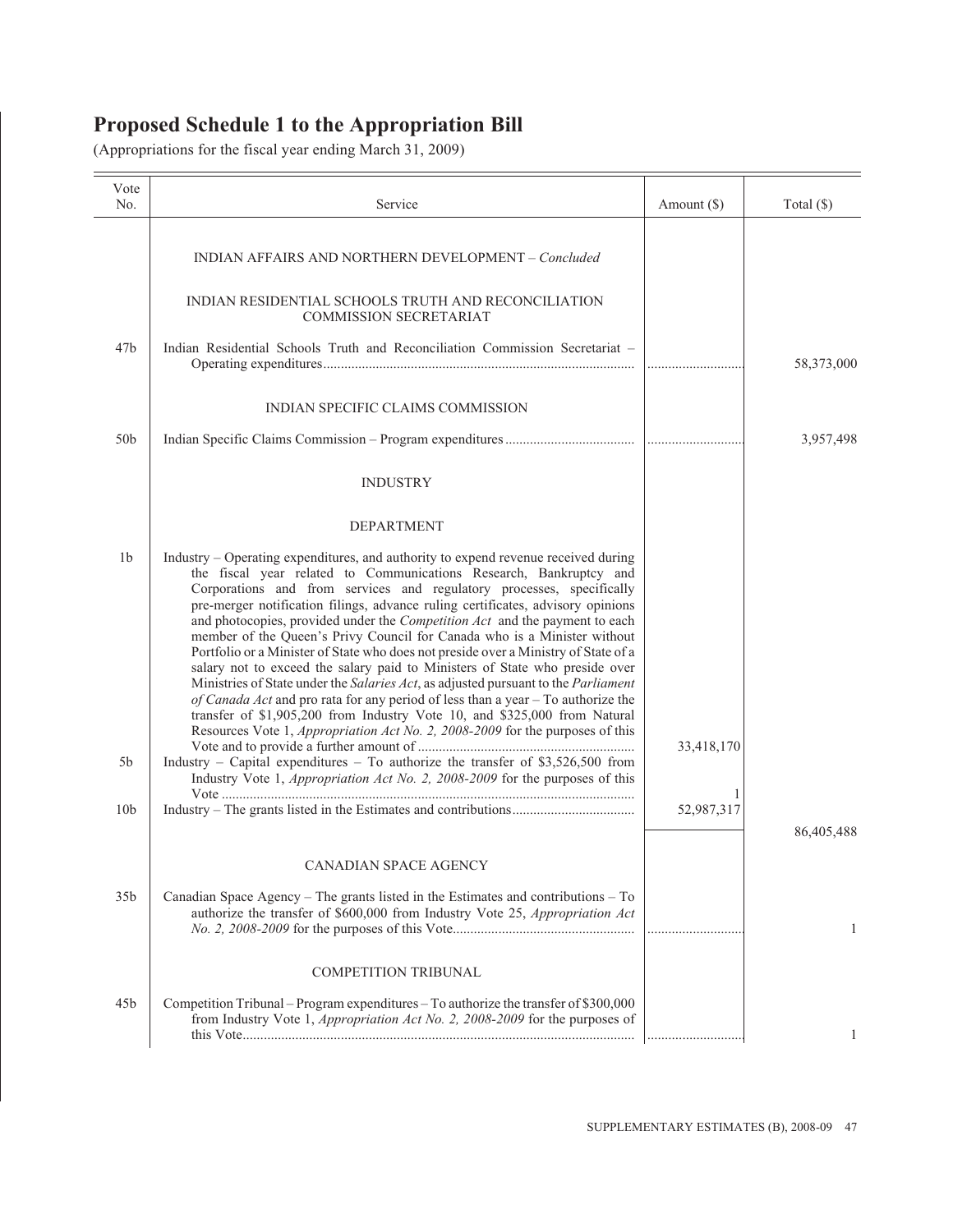# Proposed Schedule 1 to the Appropriation Bill

(Appropriations for the fiscal year ending March 31, 2009)

| Vote No. | Service | Amount ($) | Total ($) |
|---|---|---|---|
| | INDIAN AFFAIRS AND NORTHERN DEVELOPMENT – *Concluded* | | |
| | INDIAN RESIDENTIAL SCHOOLS TRUTH AND RECONCILIATION COMMISSION SECRETARIAT | | |
| 47b | Indian Residential Schools Truth and Reconciliation Commission Secretariat – Operating expenditures | | 58,373,000 |
| | INDIAN SPECIFIC CLAIMS COMMISSION | | |
| 50b | Indian Specific Claims Commission – Program expenditures | | 3,957,498 |
| | INDUSTRY | | |
| | DEPARTMENT | | |
| 1b | Industry – Operating expenditures, and authority to expend revenue received during the fiscal year related to Communications Research, Bankruptcy and Corporations and from services and regulatory processes, specifically pre-merger notification filings, advance ruling certificates, advisory opinions and photocopies, provided under the *Competition Act* and the payment to each member of the Queen's Privy Council for Canada who is a Minister without Portfolio or a Minister of State who does not preside over a Ministry of State of a salary not to exceed the salary paid to Ministers of State who preside over Ministries of State under the *Salaries Act*, as adjusted pursuant to the *Parliament of Canada Act* and pro rata for any period of less than a year – To authorize the transfer of $1,905,200 from Industry Vote 10, and $325,000 from Natural Resources Vote 1, *Appropriation Act No. 2, 2008-2009* for the purposes of this Vote and to provide a further amount of | 33,418,170 | |
| 5b | Industry – Capital expenditures – To authorize the transfer of $3,526,500 from Industry Vote 1, *Appropriation Act No. 2, 2008-2009* for the purposes of this Vote | 1 | |
| 10b | Industry – The grants listed in the Estimates and contributions | 52,987,317 | |
| | | | 86,405,488 |
| | CANADIAN SPACE AGENCY | | |
| 35b | Canadian Space Agency – The grants listed in the Estimates and contributions – To authorize the transfer of $600,000 from Industry Vote 25, *Appropriation Act No. 2, 2008-2009* for the purposes of this Vote | | 1 |
| | COMPETITION TRIBUNAL | | |
| 45b | Competition Tribunal – Program expenditures – To authorize the transfer of $300,000 from Industry Vote 1, *Appropriation Act No. 2, 2008-2009* for the purposes of this Vote | | 1 |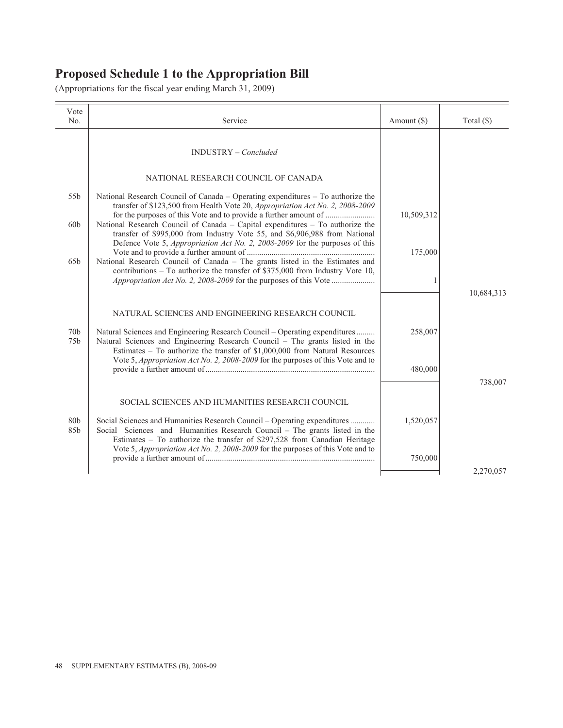# Proposed Schedule 1 to the Appropriation Bill

(Appropriations for the fiscal year ending March 31, 2009)

| Vote No. | Service | Amount ($) | Total ($) |
|---|---|---|---|
| | INDUSTRY – *Concluded* | | |
| | NATIONAL RESEARCH COUNCIL OF CANADA | | |
| 55b | National Research Council of Canada – Operating expenditures – To authorize the transfer of $123,500 from Health Vote 20, *Appropriation Act No. 2, 2008-2009* for the purposes of this Vote and to provide a further amount of | 10,509,312 | |
| 60b | National Research Council of Canada – Capital expenditures – To authorize the transfer of $995,000 from Industry Vote 55, and $6,906,988 from National Defence Vote 5, *Appropriation Act No. 2, 2008-2009* for the purposes of this Vote and to provide a further amount of | 175,000 | |
| 65b | National Research Council of Canada – The grants listed in the Estimates and contributions – To authorize the transfer of $375,000 from Industry Vote 10, *Appropriation Act No. 2, 2008-2009* for the purposes of this Vote | 1 | |
| | | | 10,684,313 |
| | NATURAL SCIENCES AND ENGINEERING RESEARCH COUNCIL | | |
| 70b | Natural Sciences and Engineering Research Council – Operating expenditures | 258,007 | |
| 75b | Natural Sciences and Engineering Research Council – The grants listed in the Estimates – To authorize the transfer of $1,000,000 from Natural Resources Vote 5, *Appropriation Act No. 2, 2008-2009* for the purposes of this Vote and to provide a further amount of | 480,000 | |
| | | | 738,007 |
| | SOCIAL SCIENCES AND HUMANITIES RESEARCH COUNCIL | | |
| 80b | Social Sciences and Humanities Research Council – Operating expenditures | 1,520,057 | |
| 85b | Social Sciences and Humanities Research Council – The grants listed in the Estimates – To authorize the transfer of $297,528 from Canadian Heritage Vote 5, *Appropriation Act No. 2, 2008-2009* for the purposes of this Vote and to provide a further amount of | 750,000 | |
| | | | 2,270,057 |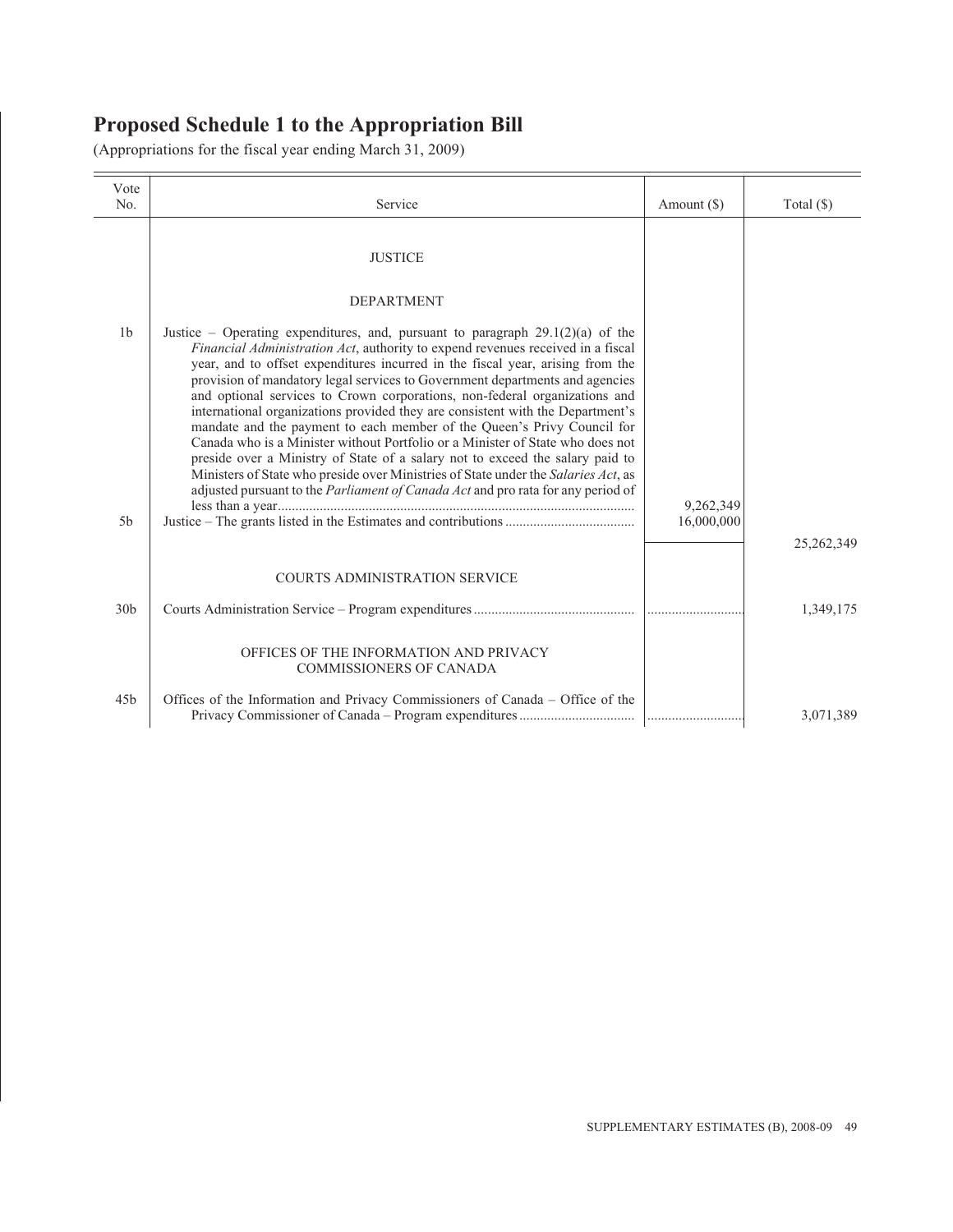# Proposed Schedule 1 to the Appropriation Bill

(Appropriations for the fiscal year ending March 31, 2009)

| Vote No. | Service | Amount ($) | Total ($) |
|---|---|---|---|
| | JUSTICE | | |
| | DEPARTMENT | | |
| 1b | Justice – Operating expenditures, and, pursuant to paragraph 29.1(2)(a) of the *Financial Administration Act*, authority to expend revenues received in a fiscal year, and to offset expenditures incurred in the fiscal year, arising from the provision of mandatory legal services to Government departments and agencies and optional services to Crown corporations, non-federal organizations and international organizations provided they are consistent with the Department's mandate and the payment to each member of the Queen's Privy Council for Canada who is a Minister without Portfolio or a Minister of State who does not preside over a Ministry of State of a salary not to exceed the salary paid to Ministers of State who preside over Ministries of State under the *Salaries Act*, as adjusted pursuant to the *Parliament of Canada Act* and pro rata for any period of less than a year | 9,262,349 | |
| 5b | Justice – The grants listed in the Estimates and contributions | 16,000,000 | |
| | | | 25,262,349 |
| | COURTS ADMINISTRATION SERVICE | | |
| 30b | Courts Administration Service – Program expenditures | | 1,349,175 |
| | OFFICES OF THE INFORMATION AND PRIVACY COMMISSIONERS OF CANADA | | |
| 45b | Offices of the Information and Privacy Commissioners of Canada – Office of the Privacy Commissioner of Canada – Program expenditures | | 3,071,389 |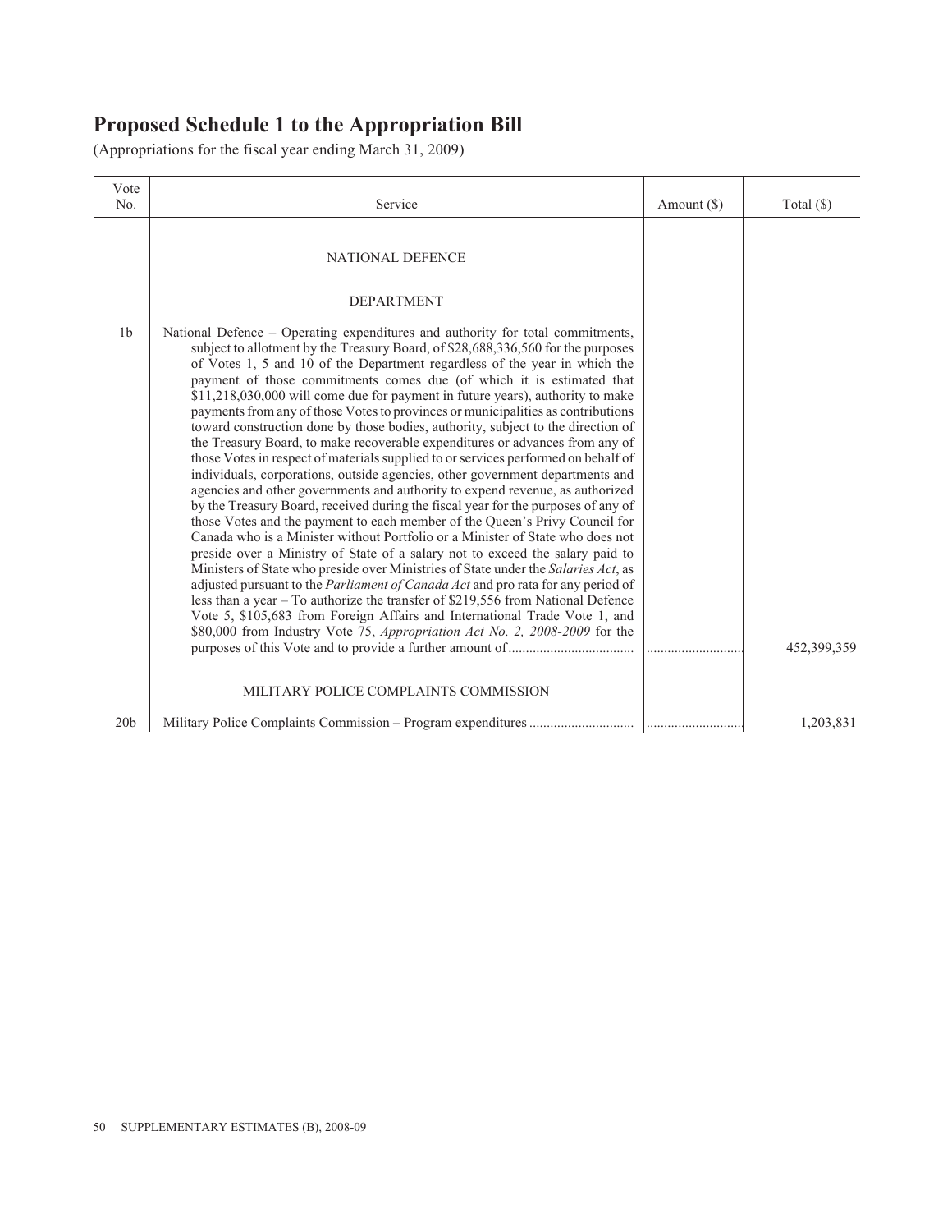# Proposed Schedule 1 to the Appropriation Bill

(Appropriations for the fiscal year ending March 31, 2009)

| Vote No. | Service | Amount ($) | Total ($) |
|---|---|---|---|
| | NATIONAL DEFENCE | | |
| | DEPARTMENT | | |
| 1b | National Defence – Operating expenditures and authority for total commitments, subject to allotment by the Treasury Board, of $28,688,336,560 for the purposes of Votes 1, 5 and 10 of the Department regardless of the year in which the payment of those commitments comes due (of which it is estimated that $11,218,030,000 will come due for payment in future years), authority to make payments from any of those Votes to provinces or municipalities as contributions toward construction done by those bodies, authority, subject to the direction of the Treasury Board, to make recoverable expenditures or advances from any of those Votes in respect of materials supplied to or services performed on behalf of individuals, corporations, outside agencies, other government departments and agencies and other governments and authority to expend revenue, as authorized by the Treasury Board, received during the fiscal year for the purposes of any of those Votes and the payment to each member of the Queen's Privy Council for Canada who is a Minister without Portfolio or a Minister of State who does not preside over a Ministry of State of a salary not to exceed the salary paid to Ministers of State who preside over Ministries of State under the *Salaries Act*, as adjusted pursuant to the *Parliament of Canada Act* and pro rata for any period of less than a year – To authorize the transfer of $219,556 from National Defence Vote 5, $105,683 from Foreign Affairs and International Trade Vote 1, and $80,000 from Industry Vote 75, *Appropriation Act No. 2, 2008-2009* for the purposes of this Vote and to provide a further amount of | ............................ | 452,399,359 |
| | MILITARY POLICE COMPLAINTS COMMISSION | | |
| 20b | Military Police Complaints Commission – Program expenditures | ............................ | 1,203,831 |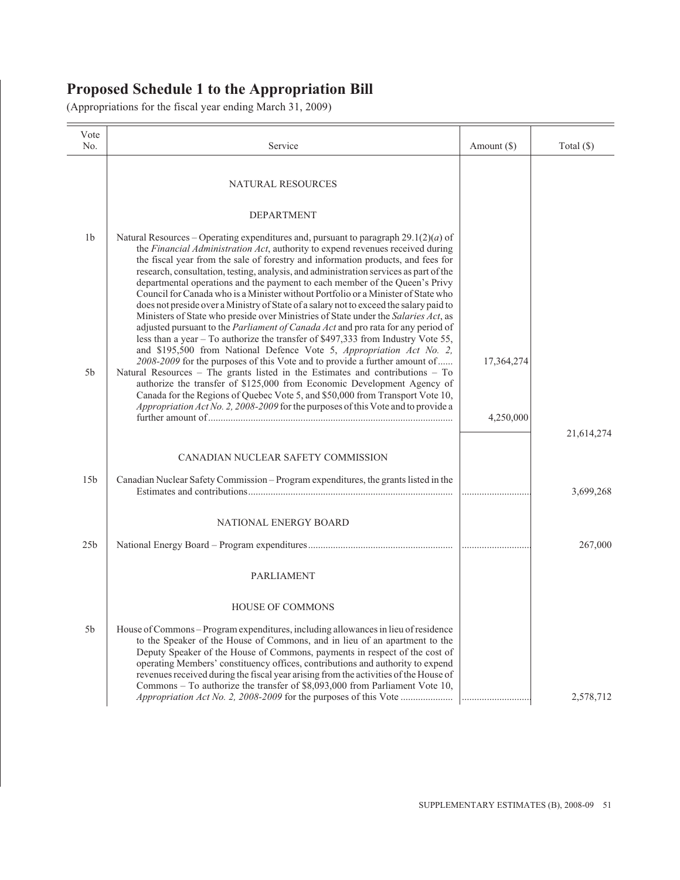# Proposed Schedule 1 to the Appropriation Bill

(Appropriations for the fiscal year ending March 31, 2009)

| Vote No. | Service | Amount ($) | Total ($) |
|---|---|---|---|
| | NATURAL RESOURCES | | |
| | DEPARTMENT | | |
| 1b | Natural Resources – Operating expenditures and, pursuant to paragraph 29.1(2)(*a*) of the *Financial Administration Act*, authority to expend revenues received during the fiscal year from the sale of forestry and information products, and fees for research, consultation, testing, analysis, and administration services as part of the departmental operations and the payment to each member of the Queen's Privy Council for Canada who is a Minister without Portfolio or a Minister of State who does not preside over a Ministry of State of a salary not to exceed the salary paid to Ministers of State who preside over Ministries of State under the *Salaries Act*, as adjusted pursuant to the *Parliament of Canada Act* and pro rata for any period of less than a year – To authorize the transfer of $497,333 from Industry Vote 55, and $195,500 from National Defence Vote 5, *Appropriation Act No. 2, 2008-2009* for the purposes of this Vote and to provide a further amount of...... | 17,364,274 | |
| 5b | Natural Resources – The grants listed in the Estimates and contributions – To authorize the transfer of $125,000 from Economic Development Agency of Canada for the Regions of Quebec Vote 5, and $50,000 from Transport Vote 10, *Appropriation Act No. 2, 2008-2009* for the purposes of this Vote and to provide a further amount of.................................................................................................. | 4,250,000 | |
| | | | 21,614,274 |
| | CANADIAN NUCLEAR SAFETY COMMISSION | | |
| 15b | Canadian Nuclear Safety Commission – Program expenditures, the grants listed in the Estimates and contributions................................................................................. | | 3,699,268 |
| | NATIONAL ENERGY BOARD | | |
| 25b | National Energy Board – Program expenditures......................................................... | | 267,000 |
| | PARLIAMENT | | |
| | HOUSE OF COMMONS | | |
| 5b | House of Commons – Program expenditures, including allowances in lieu of residence to the Speaker of the House of Commons, and in lieu of an apartment to the Deputy Speaker of the House of Commons, payments in respect of the cost of operating Members' constituency offices, contributions and authority to expend revenues received during the fiscal year arising from the activities of the House of Commons – To authorize the transfer of $8,093,000 from Parliament Vote 10, *Appropriation Act No. 2, 2008-2009* for the purposes of this Vote .................... | | 2,578,712 |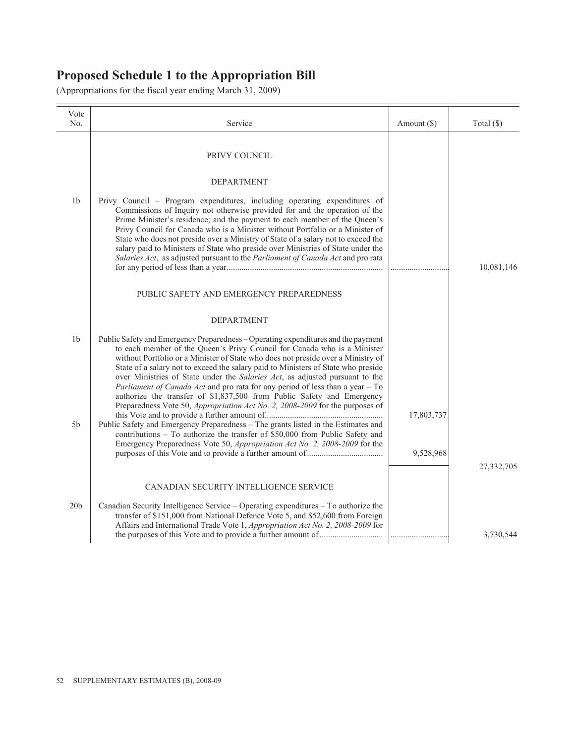# Proposed Schedule 1 to the Appropriation Bill

(Appropriations for the fiscal year ending March 31, 2009)

| Vote No. | Service | Amount ($) | Total ($) |
|---|---|---|---|
| | PRIVY COUNCIL | | |
| | DEPARTMENT | | |
| 1b | Privy Council – Program expenditures, including operating expenditures of Commissions of Inquiry not otherwise provided for and the operation of the Prime Minister's residence; and the payment to each member of the Queen's Privy Council for Canada who is a Minister without Portfolio or a Minister of State who does not preside over a Ministry of State of a salary not to exceed the salary paid to Ministers of State who preside over Ministries of State under the *Salaries Act*, as adjusted pursuant to the *Parliament of Canada Act* and pro rata for any period of less than a year | ............................ | 10,081,146 |
| | PUBLIC SAFETY AND EMERGENCY PREPAREDNESS | | |
| | DEPARTMENT | | |
| 1b | Public Safety and Emergency Preparedness – Operating expenditures and the payment to each member of the Queen's Privy Council for Canada who is a Minister without Portfolio or a Minister of State who does not preside over a Ministry of State of a salary not to exceed the salary paid to Ministers of State who preside over Ministries of State under the *Salaries Act*, as adjusted pursuant to the *Parliament of Canada Act* and pro rata for any period of less than a year – To authorize the transfer of $1,837,500 from Public Safety and Emergency Preparedness Vote 50, *Appropriation Act No. 2, 2008-2009* for the purposes of this Vote and to provide a further amount of | 17,803,737 | |
| 5b | Public Safety and Emergency Preparedness – The grants listed in the Estimates and contributions – To authorize the transfer of $50,000 from Public Safety and Emergency Preparedness Vote 50, *Appropriation Act No. 2, 2008-2009* for the purposes of this Vote and to provide a further amount of | 9,528,968 | |
| | | | 27,332,705 |
| | CANADIAN SECURITY INTELLIGENCE SERVICE | | |
| 20b | Canadian Security Intelligence Service – Operating expenditures – To authorize the transfer of $151,000 from National Defence Vote 5, and $52,600 from Foreign Affairs and International Trade Vote 1, *Appropriation Act No. 2, 2008-2009* for the purposes of this Vote and to provide a further amount of | ............................ | 3,730,544 |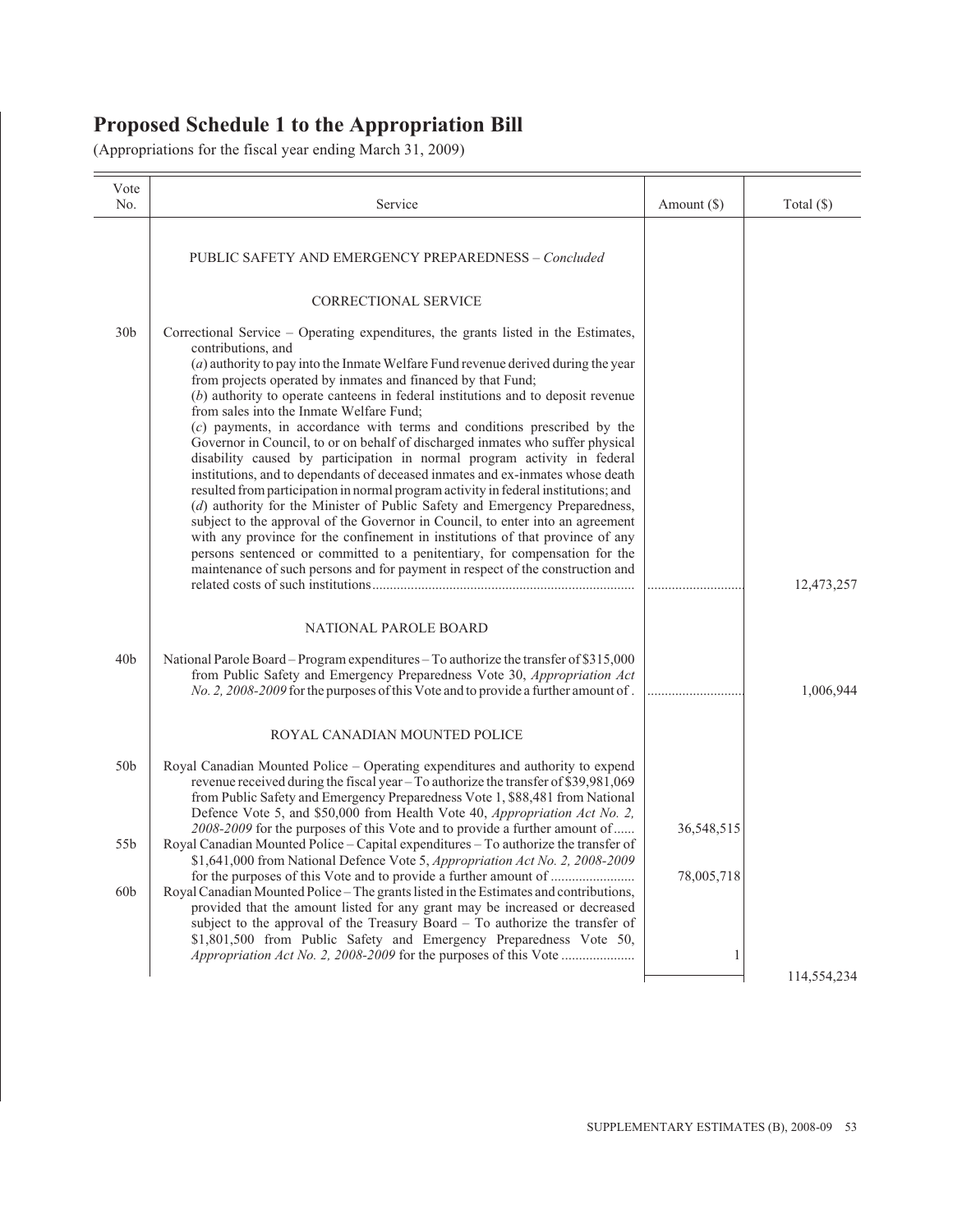# Proposed Schedule 1 to the Appropriation Bill

(Appropriations for the fiscal year ending March 31, 2009)

| Vote No. | Service | Amount ($) | Total ($) |
|---|---|---|---|
| | PUBLIC SAFETY AND EMERGENCY PREPAREDNESS – *Concluded* | | |
| | CORRECTIONAL SERVICE | | |
| 30b | Correctional Service – Operating expenditures, the grants listed in the Estimates, contributions, and (*a*) authority to pay into the Inmate Welfare Fund revenue derived during the year from projects operated by inmates and financed by that Fund; (*b*) authority to operate canteens in federal institutions and to deposit revenue from sales into the Inmate Welfare Fund; (*c*) payments, in accordance with terms and conditions prescribed by the Governor in Council, to or on behalf of discharged inmates who suffer physical disability caused by participation in normal program activity in federal institutions, and to dependants of deceased inmates and ex-inmates whose death resulted from participation in normal program activity in federal institutions; and (*d*) authority for the Minister of Public Safety and Emergency Preparedness, subject to the approval of the Governor in Council, to enter into an agreement with any province for the confinement in institutions of that province of any persons sentenced or committed to a penitentiary, for compensation for the maintenance of such persons and for payment in respect of the construction and related costs of such institutions | ............................ | 12,473,257 |
| | NATIONAL PAROLE BOARD | | |
| 40b | National Parole Board – Program expenditures – To authorize the transfer of $315,000 from Public Safety and Emergency Preparedness Vote 30, *Appropriation Act No. 2, 2008-2009* for the purposes of this Vote and to provide a further amount of | ............................ | 1,006,944 |
| | ROYAL CANADIAN MOUNTED POLICE | | |
| 50b | Royal Canadian Mounted Police – Operating expenditures and authority to expend revenue received during the fiscal year – To authorize the transfer of $39,981,069 from Public Safety and Emergency Preparedness Vote 1, $88,481 from National Defence Vote 5, and $50,000 from Health Vote 40, *Appropriation Act No. 2, 2008-2009* for the purposes of this Vote and to provide a further amount of | 36,548,515 | |
| 55b | Royal Canadian Mounted Police – Capital expenditures – To authorize the transfer of $1,641,000 from National Defence Vote 5, *Appropriation Act No. 2, 2008-2009* for the purposes of this Vote and to provide a further amount of | 78,005,718 | |
| 60b | Royal Canadian Mounted Police – The grants listed in the Estimates and contributions, provided that the amount listed for any grant may be increased or decreased subject to the approval of the Treasury Board – To authorize the transfer of $1,801,500 from Public Safety and Emergency Preparedness Vote 50, *Appropriation Act No. 2, 2008-2009* for the purposes of this Vote | 1 | |
| | | | 114,554,234 |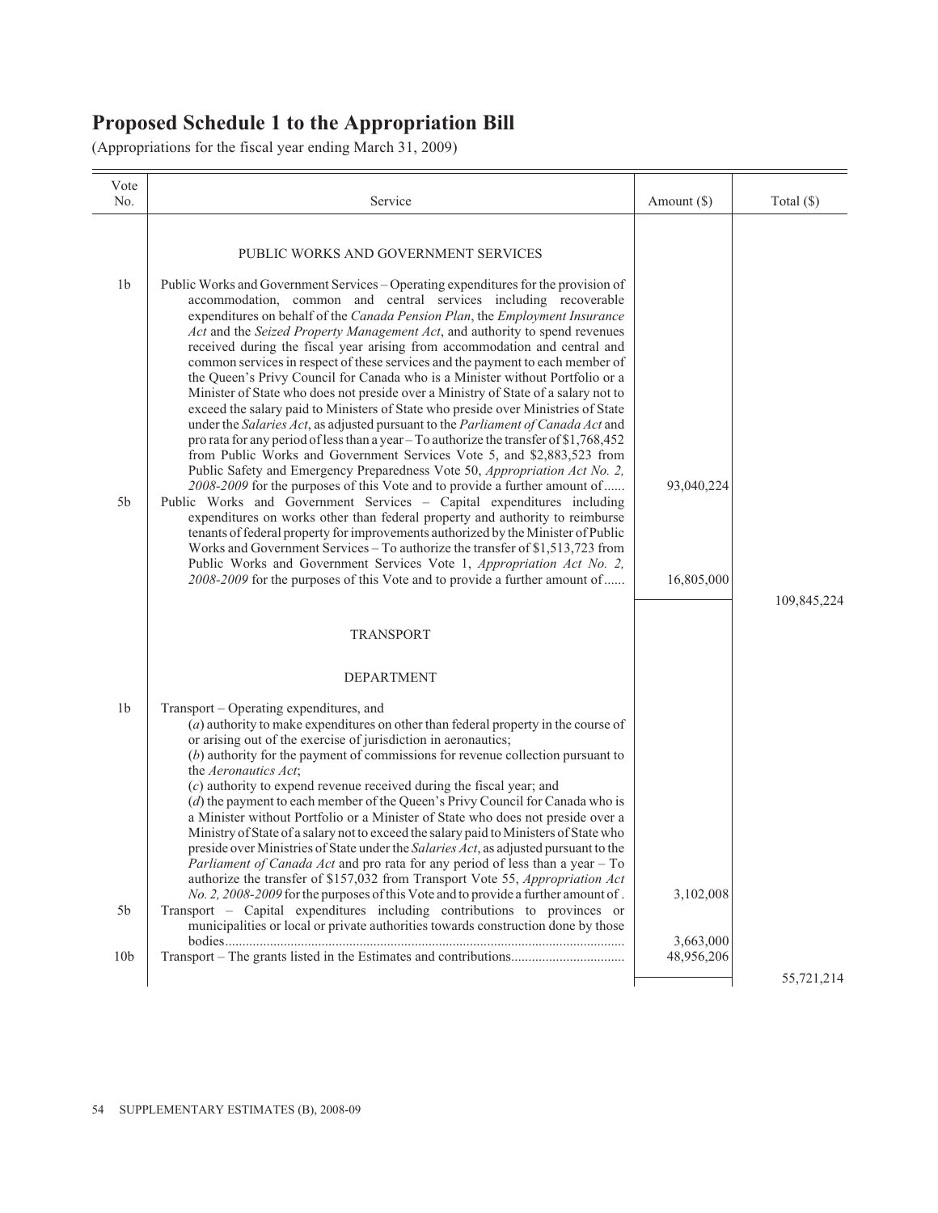# Proposed Schedule 1 to the Appropriation Bill

(Appropriations for the fiscal year ending March 31, 2009)

| Vote No. | Service | Amount ($) | Total ($) |
|---|---|---|---|
| | PUBLIC WORKS AND GOVERNMENT SERVICES | | |
| 1b | Public Works and Government Services – Operating expenditures for the provision of accommodation, common and central services including recoverable expenditures on behalf of the *Canada Pension Plan*, the *Employment Insurance Act* and the *Seized Property Management Act*, and authority to spend revenues received during the fiscal year arising from accommodation and central and common services in respect of these services and the payment to each member of the Queen's Privy Council for Canada who is a Minister without Portfolio or a Minister of State who does not preside over a Ministry of State of a salary not to exceed the salary paid to Ministers of State who preside over Ministries of State under the *Salaries Act*, as adjusted pursuant to the *Parliament of Canada Act* and pro rata for any period of less than a year – To authorize the transfer of $1,768,452 from Public Works and Government Services Vote 5, and $2,883,523 from Public Safety and Emergency Preparedness Vote 50, *Appropriation Act No. 2, 2008-2009* for the purposes of this Vote and to provide a further amount of...... | 93,040,224 | |
| 5b | Public Works and Government Services – Capital expenditures including expenditures on works other than federal property and authority to reimburse tenants of federal property for improvements authorized by the Minister of Public Works and Government Services – To authorize the transfer of $1,513,723 from Public Works and Government Services Vote 1, *Appropriation Act No. 2, 2008-2009* for the purposes of this Vote and to provide a further amount of...... | 16,805,000 | |
| | | | 109,845,224 |
| | TRANSPORT | | |
| | DEPARTMENT | | |
| 1b | Transport – Operating expenditures, and (*a*) authority to make expenditures on other than federal property in the course of or arising out of the exercise of jurisdiction in aeronautics; (*b*) authority for the payment of commissions for revenue collection pursuant to the *Aeronautics Act*; (*c*) authority to expend revenue received during the fiscal year; and (*d*) the payment to each member of the Queen's Privy Council for Canada who is a Minister without Portfolio or a Minister of State who does not preside over a Ministry of State of a salary not to exceed the salary paid to Ministers of State who preside over Ministries of State under the *Salaries Act*, as adjusted pursuant to the *Parliament of Canada Act* and pro rata for any period of less than a year – To authorize the transfer of $157,032 from Transport Vote 55, *Appropriation Act No. 2, 2008-2009* for the purposes of this Vote and to provide a further amount of . | 3,102,008 | |
| 5b | Transport – Capital expenditures including contributions to provinces or municipalities or local or private authorities towards construction done by those bodies.................................................................................................................. | 3,663,000 | |
| 10b | Transport – The grants listed in the Estimates and contributions................................. | 48,956,206 | |
| | | | 55,721,214 |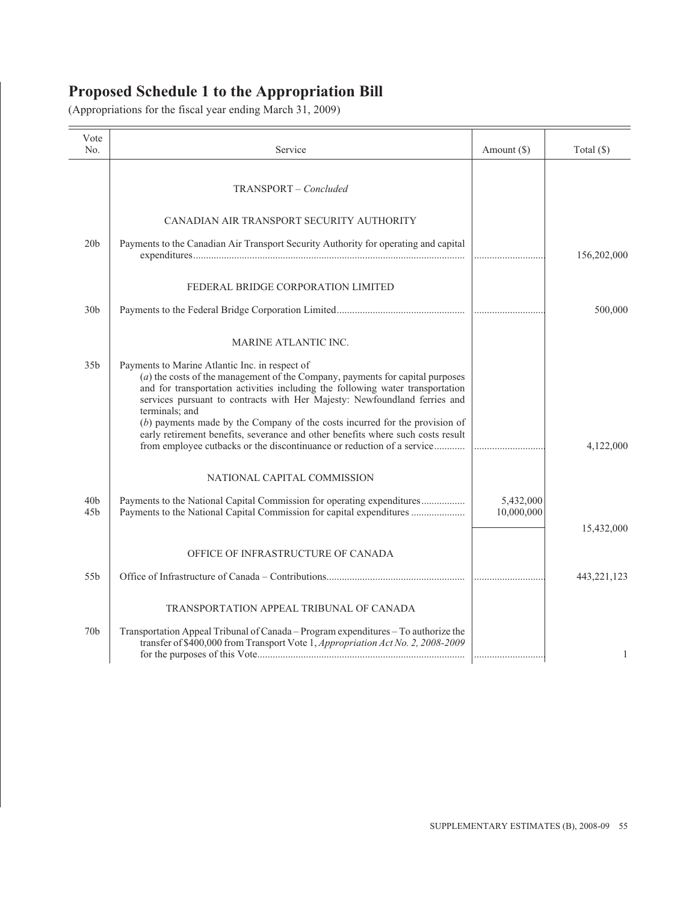# Proposed Schedule 1 to the Appropriation Bill

(Appropriations for the fiscal year ending March 31, 2009)

| Vote No. | Service | Amount ($) | Total ($) |
|---|---|---|---|
| | TRANSPORT – *Concluded* | | |
| | CANADIAN AIR TRANSPORT SECURITY AUTHORITY | | |
| 20b | Payments to the Canadian Air Transport Security Authority for operating and capital expenditures | | 156,202,000 |
| | FEDERAL BRIDGE CORPORATION LIMITED | | |
| 30b | Payments to the Federal Bridge Corporation Limited | | 500,000 |
| | MARINE ATLANTIC INC. | | |
| 35b | Payments to Marine Atlantic Inc. in respect of (*a*) the costs of the management of the Company, payments for capital purposes and for transportation activities including the following water transportation services pursuant to contracts with Her Majesty: Newfoundland ferries and terminals; and (*b*) payments made by the Company of the costs incurred for the provision of early retirement benefits, severance and other benefits where such costs result from employee cutbacks or the discontinuance or reduction of a service | | 4,122,000 |
| | NATIONAL CAPITAL COMMISSION | | |
| 40b | Payments to the National Capital Commission for operating expenditures | 5,432,000 | |
| 45b | Payments to the National Capital Commission for capital expenditures | 10,000,000 | |
| | | | 15,432,000 |
| | OFFICE OF INFRASTRUCTURE OF CANADA | | |
| 55b | Office of Infrastructure of Canada – Contributions | | 443,221,123 |
| | TRANSPORTATION APPEAL TRIBUNAL OF CANADA | | |
| 70b | Transportation Appeal Tribunal of Canada – Program expenditures – To authorize the transfer of $400,000 from Transport Vote 1, *Appropriation Act No. 2, 2008-2009* for the purposes of this Vote | | 1 |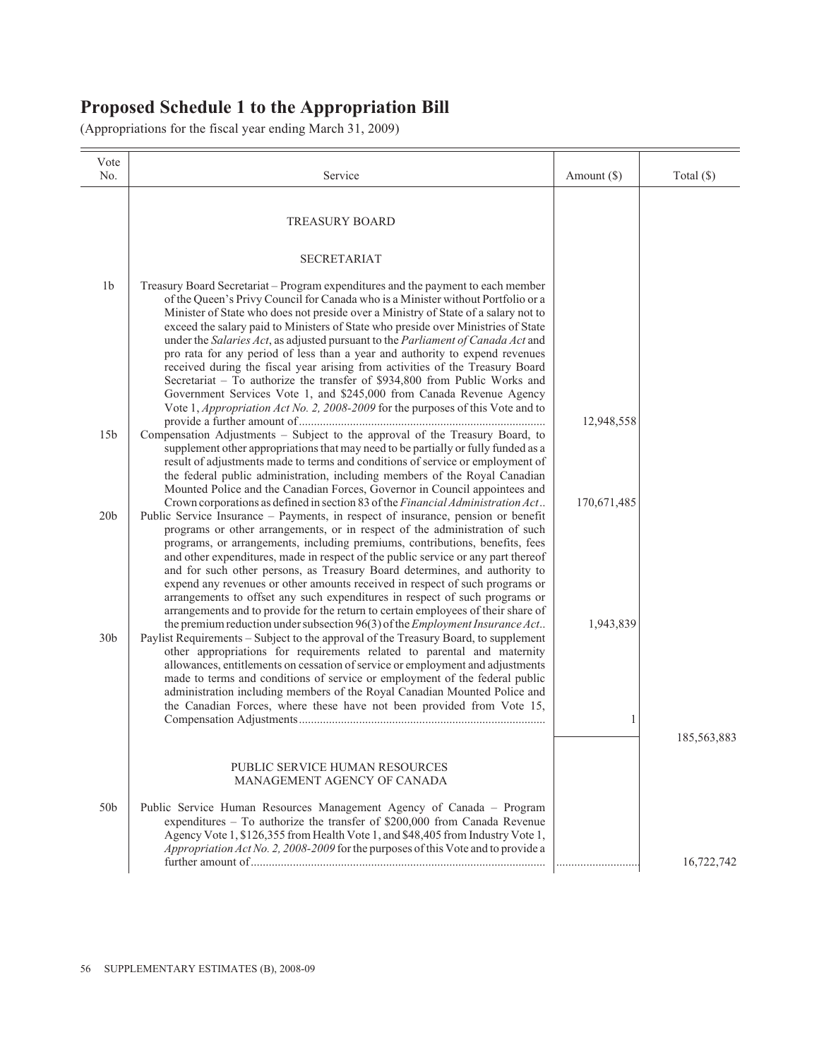# Proposed Schedule 1 to the Appropriation Bill

(Appropriations for the fiscal year ending March 31, 2009)

| Vote No. | Service | Amount ($) | Total ($) |
|---|---|---|---|
| | TREASURY BOARD | | |
| | SECRETARIAT | | |
| 1b | Treasury Board Secretariat – Program expenditures and the payment to each member of the Queen's Privy Council for Canada who is a Minister without Portfolio or a Minister of State who does not preside over a Ministry of State of a salary not to exceed the salary paid to Ministers of State who preside over Ministries of State under the *Salaries Act*, as adjusted pursuant to the *Parliament of Canada Act* and pro rata for any period of less than a year and authority to expend revenues received during the fiscal year arising from activities of the Treasury Board Secretariat – To authorize the transfer of $934,800 from Public Works and Government Services Vote 1, and $245,000 from Canada Revenue Agency Vote 1, *Appropriation Act No. 2, 2008-2009* for the purposes of this Vote and to provide a further amount of | 12,948,558 | |
| 15b | Compensation Adjustments – Subject to the approval of the Treasury Board, to supplement other appropriations that may need to be partially or fully funded as a result of adjustments made to terms and conditions of service or employment of the federal public administration, including members of the Royal Canadian Mounted Police and the Canadian Forces, Governor in Council appointees and Crown corporations as defined in section 83 of the *Financial Administration Act* | 170,671,485 | |
| 20b | Public Service Insurance – Payments, in respect of insurance, pension or benefit programs or other arrangements, or in respect of the administration of such programs, or arrangements, including premiums, contributions, benefits, fees and other expenditures, made in respect of the public service or any part thereof and for such other persons, as Treasury Board determines, and authority to expend any revenues or other amounts received in respect of such programs or arrangements to offset any such expenditures in respect of such programs or arrangements and to provide for the return to certain employees of their share of the premium reduction under subsection 96(3) of the *Employment Insurance Act* | 1,943,839 | |
| 30b | Paylist Requirements – Subject to the approval of the Treasury Board, to supplement other appropriations for requirements related to parental and maternity allowances, entitlements on cessation of service or employment and adjustments made to terms and conditions of service or employment of the federal public administration including members of the Royal Canadian Mounted Police and the Canadian Forces, where these have not been provided from Vote 15, Compensation Adjustments | 1 | |
| | | | 185,563,883 |
| | PUBLIC SERVICE HUMAN RESOURCES MANAGEMENT AGENCY OF CANADA | | |
| 50b | Public Service Human Resources Management Agency of Canada – Program expenditures – To authorize the transfer of $200,000 from Canada Revenue Agency Vote 1, $126,355 from Health Vote 1, and $48,405 from Industry Vote 1, *Appropriation Act No. 2, 2008-2009* for the purposes of this Vote and to provide a further amount of | | 16,722,742 |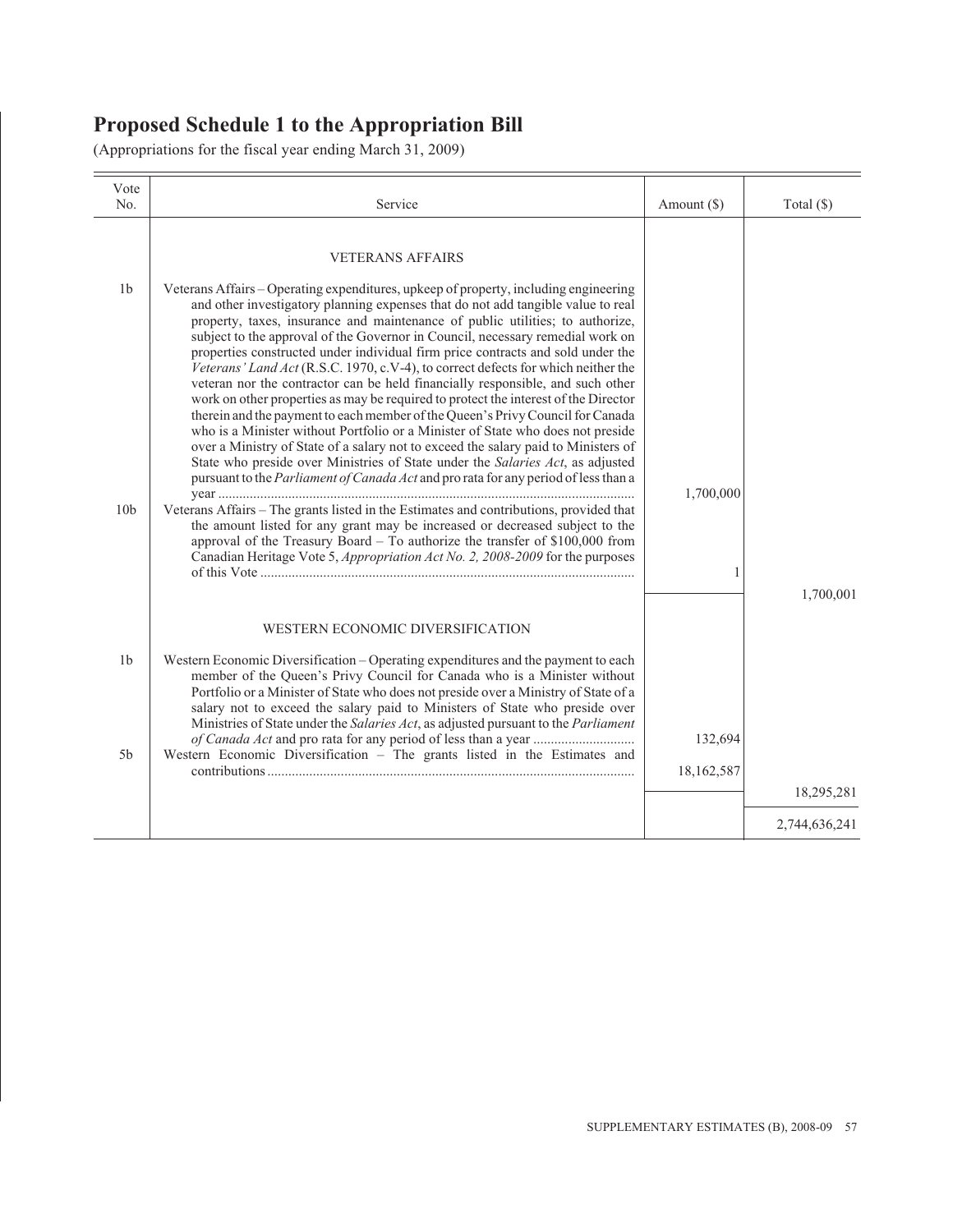# Proposed Schedule 1 to the Appropriation Bill

(Appropriations for the fiscal year ending March 31, 2009)

| Vote No. | Service | Amount ($) | Total ($) |
|---|---|---|---|
| | VETERANS AFFAIRS | | |
| 1b | Veterans Affairs – Operating expenditures, upkeep of property, including engineering and other investigatory planning expenses that do not add tangible value to real property, taxes, insurance and maintenance of public utilities; to authorize, subject to the approval of the Governor in Council, necessary remedial work on properties constructed under individual firm price contracts and sold under the *Veterans' Land Act* (R.S.C. 1970, c.V-4), to correct defects for which neither the veteran nor the contractor can be held financially responsible, and such other work on other properties as may be required to protect the interest of the Director therein and the payment to each member of the Queen's Privy Council for Canada who is a Minister without Portfolio or a Minister of State who does not preside over a Ministry of State of a salary not to exceed the salary paid to Ministers of State who preside over Ministries of State under the *Salaries Act*, as adjusted pursuant to the *Parliament of Canada Act* and pro rata for any period of less than a year | 1,700,000 | |
| 10b | Veterans Affairs – The grants listed in the Estimates and contributions, provided that the amount listed for any grant may be increased or decreased subject to the approval of the Treasury Board – To authorize the transfer of $100,000 from Canadian Heritage Vote 5, *Appropriation Act No. 2, 2008-2009* for the purposes of this Vote | 1 | |
| | | | 1,700,001 |
| | WESTERN ECONOMIC DIVERSIFICATION | | |
| 1b | Western Economic Diversification – Operating expenditures and the payment to each member of the Queen's Privy Council for Canada who is a Minister without Portfolio or a Minister of State who does not preside over a Ministry of State of a salary not to exceed the salary paid to Ministers of State who preside over Ministries of State under the *Salaries Act*, as adjusted pursuant to the *Parliament of Canada Act* and pro rata for any period of less than a year | 132,694 | |
| 5b | Western Economic Diversification – The grants listed in the Estimates and contributions | 18,162,587 | |
| | | | 18,295,281 |
| | | | 2,744,636,241 |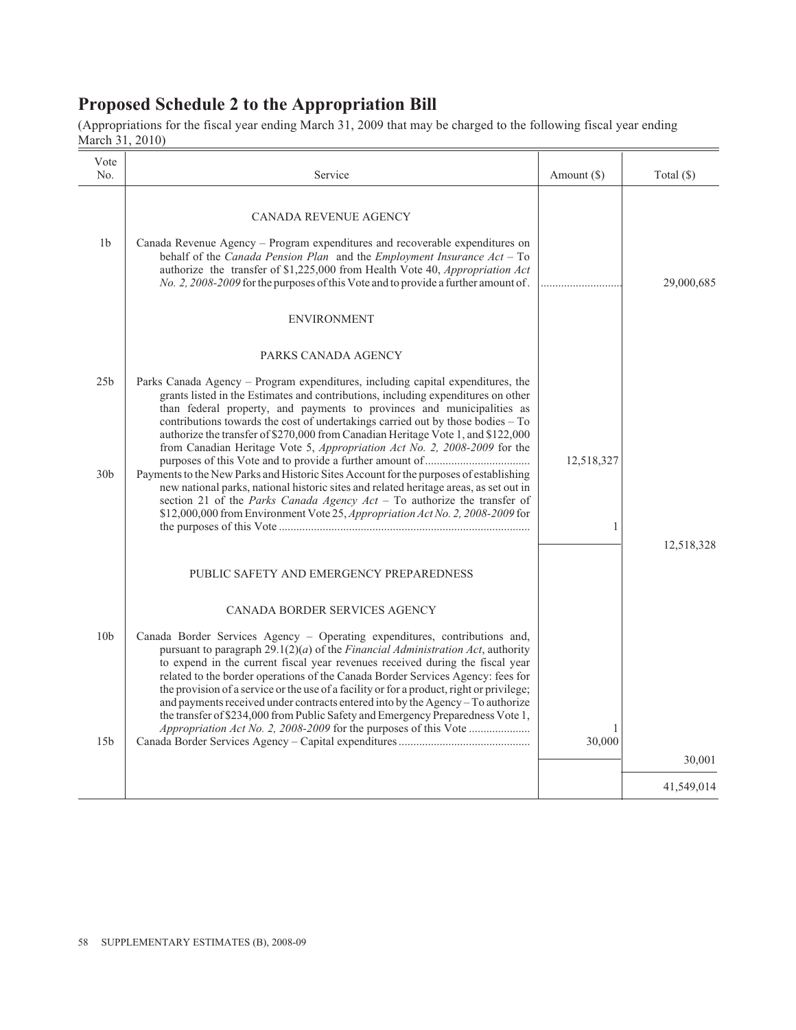## Proposed Schedule 2 to the Appropriation Bill

(Appropriations for the fiscal year ending March 31, 2009 that may be charged to the following fiscal year ending March 31, 2010)

| Vote No. | Service | Amount ($) | Total ($) |
|---|---|---|---|
| | CANADA REVENUE AGENCY | | |
| 1b | Canada Revenue Agency – Program expenditures and recoverable expenditures on behalf of the *Canada Pension Plan* and the *Employment Insurance Act* – To authorize the transfer of $1,225,000 from Health Vote 40, *Appropriation Act No. 2, 2008-2009* for the purposes of this Vote and to provide a further amount of. | ........................... | 29,000,685 |
| | ENVIRONMENT | | |
| | PARKS CANADA AGENCY | | |
| 25b | Parks Canada Agency – Program expenditures, including capital expenditures, the grants listed in the Estimates and contributions, including expenditures on other than federal property, and payments to provinces and municipalities as contributions towards the cost of undertakings carried out by those bodies – To authorize the transfer of $270,000 from Canadian Heritage Vote 1, and $122,000 from Canadian Heritage Vote 5, *Appropriation Act No. 2, 2008-2009* for the purposes of this Vote and to provide a further amount of | 12,518,327 | |
| 30b | Payments to the New Parks and Historic Sites Account for the purposes of establishing new national parks, national historic sites and related heritage areas, as set out in section 21 of the *Parks Canada Agency Act* – To authorize the transfer of $12,000,000 from Environment Vote 25, *Appropriation Act No. 2, 2008-2009* for the purposes of this Vote | 1 | |
| | | | 12,518,328 |
| | PUBLIC SAFETY AND EMERGENCY PREPAREDNESS | | |
| | CANADA BORDER SERVICES AGENCY | | |
| 10b | Canada Border Services Agency – Operating expenditures, contributions and, pursuant to paragraph 29.1(2)(*a*) of the *Financial Administration Act*, authority to expend in the current fiscal year revenues received during the fiscal year related to the border operations of the Canada Border Services Agency: fees for the provision of a service or the use of a facility or for a product, right or privilege; and payments received under contracts entered into by the Agency – To authorize the transfer of $234,000 from Public Safety and Emergency Preparedness Vote 1, *Appropriation Act No. 2, 2008-2009* for the purposes of this Vote | 1 | |
| 15b | Canada Border Services Agency – Capital expenditures | 30,000 | |
| | | | 30,001 |
| | | | 41,549,014 |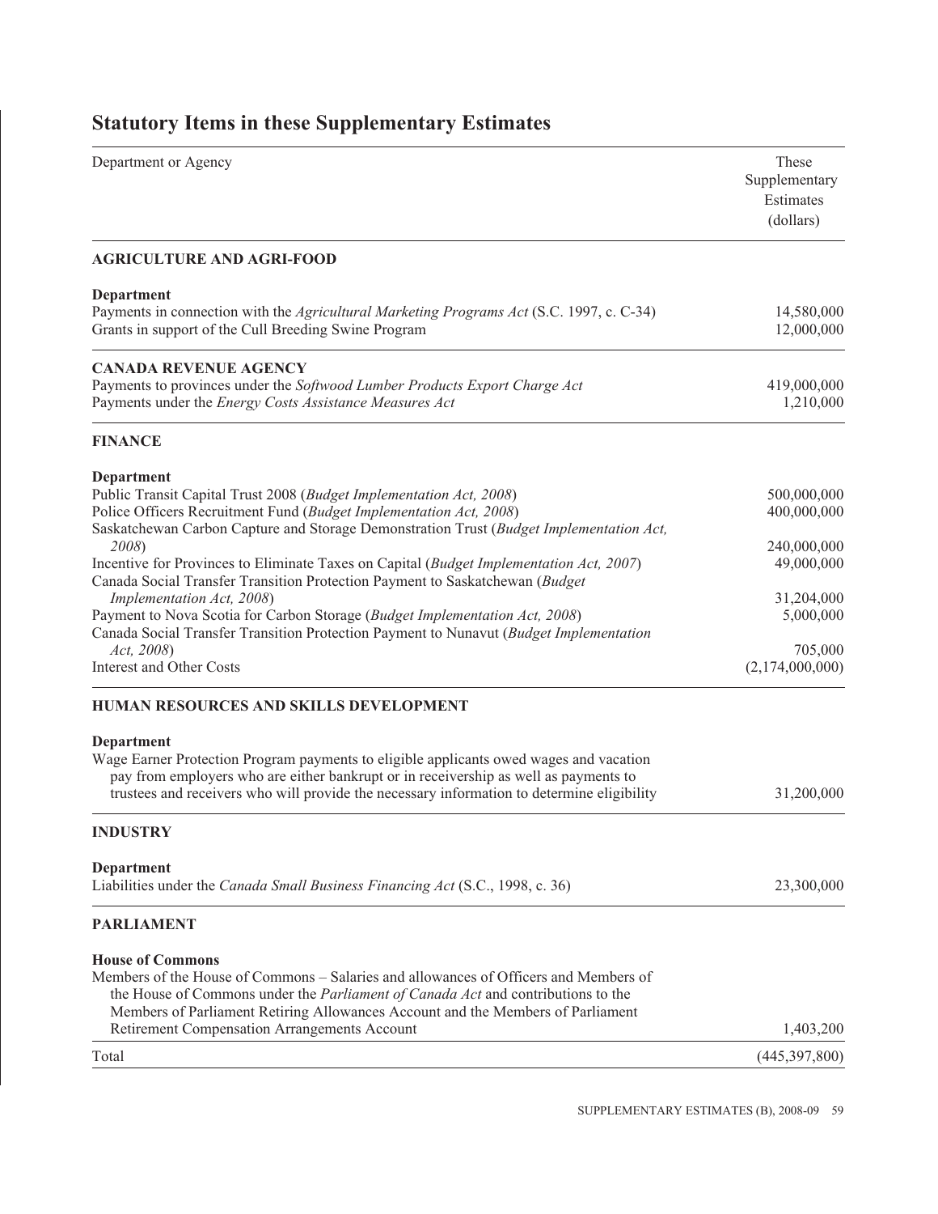## Statutory Items in these Supplementary Estimates

| Department or Agency | These Supplementary Estimates (dollars) |
|---|---|
| **AGRICULTURE AND AGRI-FOOD** | |
| **Department** | |
| Payments in connection with the *Agricultural Marketing Programs Act* (S.C. 1997, c. C-34) | 14,580,000 |
| Grants in support of the Cull Breeding Swine Program | 12,000,000 |
| **CANADA REVENUE AGENCY** | |
| Payments to provinces under the *Softwood Lumber Products Export Charge Act* | 419,000,000 |
| Payments under the *Energy Costs Assistance Measures Act* | 1,210,000 |
| **FINANCE** | |
| **Department** | |
| Public Transit Capital Trust 2008 (*Budget Implementation Act, 2008*) | 500,000,000 |
| Police Officers Recruitment Fund (*Budget Implementation Act, 2008*) | 400,000,000 |
| Saskatchewan Carbon Capture and Storage Demonstration Trust (*Budget Implementation Act, 2008*) | 240,000,000 |
| Incentive for Provinces to Eliminate Taxes on Capital (*Budget Implementation Act, 2007*) | 49,000,000 |
| Canada Social Transfer Transition Protection Payment to Saskatchewan (*Budget Implementation Act, 2008*) | 31,204,000 |
| Payment to Nova Scotia for Carbon Storage (*Budget Implementation Act, 2008*) | 5,000,000 |
| Canada Social Transfer Transition Protection Payment to Nunavut (*Budget Implementation Act, 2008*) | 705,000 |
| Interest and Other Costs | (2,174,000,000) |
| **HUMAN RESOURCES AND SKILLS DEVELOPMENT** | |
| **Department** | |
| Wage Earner Protection Program payments to eligible applicants owed wages and vacation pay from employers who are either bankrupt or in receivership as well as payments to trustees and receivers who will provide the necessary information to determine eligibility | 31,200,000 |
| **INDUSTRY** | |
| **Department** | |
| Liabilities under the *Canada Small Business Financing Act* (S.C., 1998, c. 36) | 23,300,000 |
| **PARLIAMENT** | |
| **House of Commons** | |
| Members of the House of Commons – Salaries and allowances of Officers and Members of the House of Commons under the *Parliament of Canada Act* and contributions to the Members of Parliament Retiring Allowances Account and the Members of Parliament Retirement Compensation Arrangements Account | 1,403,200 |
| Total | (445,397,800) |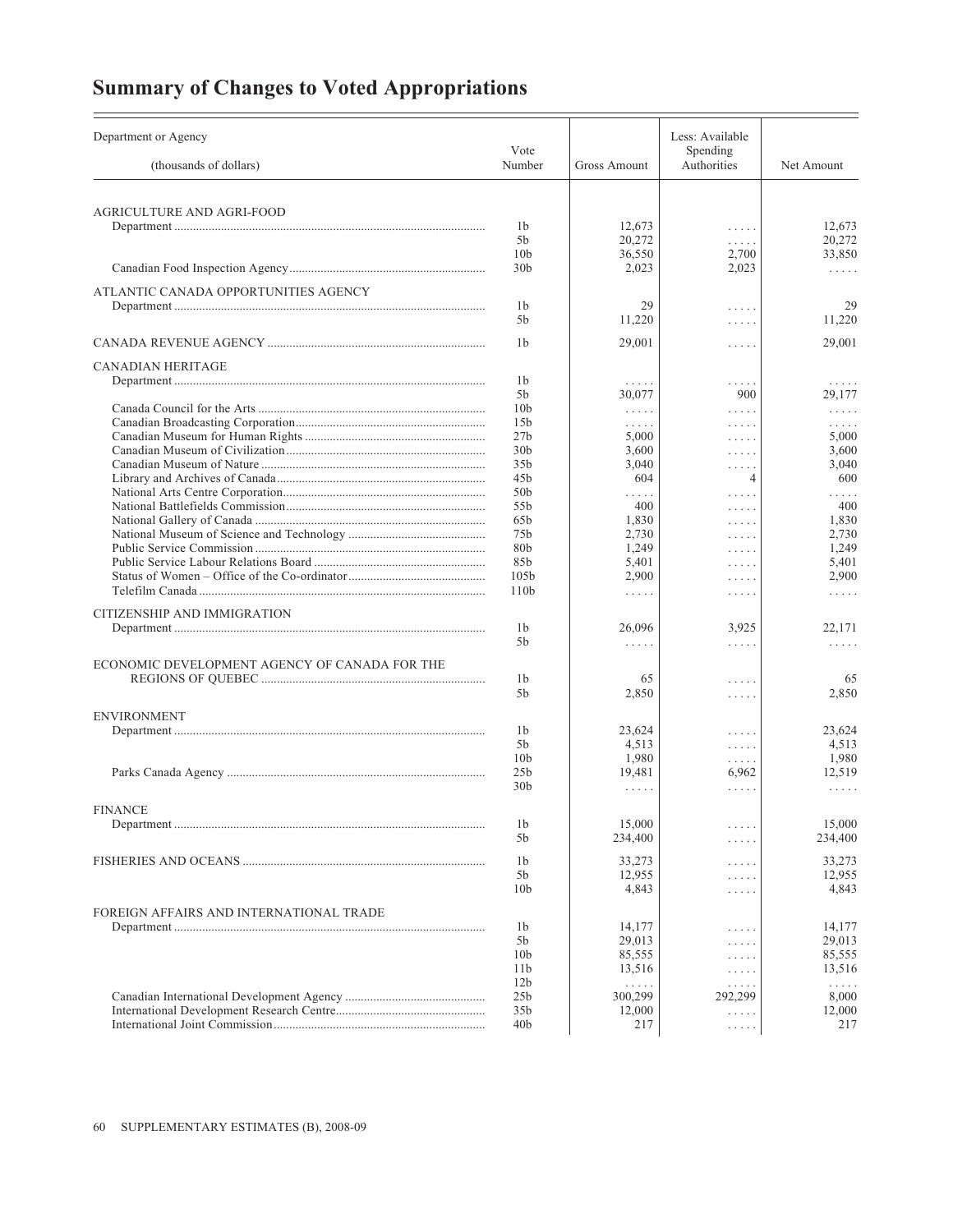# Summary of Changes to Voted Appropriations

| Department or Agency (thousands of dollars) | Vote Number | Gross Amount | Less: Available Spending Authorities | Net Amount |
|---|---|---|---|---|
| AGRICULTURE AND AGRI-FOOD | | | | |
| Department | 1b | 12,673 | ..... | 12,673 |
| | 5b | 20,272 | ..... | 20,272 |
| | 10b | 36,550 | 2,700 | 33,850 |
| Canadian Food Inspection Agency | 30b | 2,023 | 2,023 | ..... |
| ATLANTIC CANADA OPPORTUNITIES AGENCY | | | | |
| Department | 1b | 29 | ..... | 29 |
| | 5b | 11,220 | ..... | 11,220 |
| CANADA REVENUE AGENCY | 1b | 29,001 | ..... | 29,001 |
| CANADIAN HERITAGE | | | | |
| Department | 1b | ..... | ..... | ..... |
| | 5b | 30,077 | 900 | 29,177 |
| Canada Council for the Arts | 10b | ..... | ..... | ..... |
| Canadian Broadcasting Corporation | 15b | ..... | ..... | ..... |
| Canadian Museum for Human Rights | 27b | 5,000 | ..... | 5,000 |
| Canadian Museum of Civilization | 30b | 3,600 | ..... | 3,600 |
| Canadian Museum of Nature | 35b | 3,040 | ..... | 3,040 |
| Library and Archives of Canada | 45b | 604 | 4 | 600 |
| National Arts Centre Corporation | 50b | ..... | ..... | ..... |
| National Battlefields Commission | 55b | 400 | ..... | 400 |
| National Gallery of Canada | 65b | 1,830 | ..... | 1,830 |
| National Museum of Science and Technology | 75b | 2,730 | ..... | 2,730 |
| Public Service Commission | 80b | 1,249 | ..... | 1,249 |
| Public Service Labour Relations Board | 85b | 5,401 | ..... | 5,401 |
| Status of Women – Office of the Co-ordinator | 105b | 2,900 | ..... | 2,900 |
| Telefilm Canada | 110b | ..... | ..... | ..... |
| CITIZENSHIP AND IMMIGRATION | | | | |
| Department | 1b | 26,096 | 3,925 | 22,171 |
| | 5b | ..... | ..... | ..... |
| ECONOMIC DEVELOPMENT AGENCY OF CANADA FOR THE REGIONS OF QUEBEC | 1b | 65 | ..... | 65 |
| | 5b | 2,850 | ..... | 2,850 |
| ENVIRONMENT | | | | |
| Department | 1b | 23,624 | ..... | 23,624 |
| | 5b | 4,513 | ..... | 4,513 |
| | 10b | 1,980 | ..... | 1,980 |
| Parks Canada Agency | 25b | 19,481 | 6,962 | 12,519 |
| | 30b | ..... | ..... | ..... |
| FINANCE | | | | |
| Department | 1b | 15,000 | ..... | 15,000 |
| | 5b | 234,400 | ..... | 234,400 |
| FISHERIES AND OCEANS | 1b | 33,273 | ..... | 33,273 |
| | 5b | 12,955 | ..... | 12,955 |
| | 10b | 4,843 | ..... | 4,843 |
| FOREIGN AFFAIRS AND INTERNATIONAL TRADE | | | | |
| Department | 1b | 14,177 | ..... | 14,177 |
| | 5b | 29,013 | ..... | 29,013 |
| | 10b | 85,555 | ..... | 85,555 |
| | 11b | 13,516 | ..... | 13,516 |
| | 12b | ..... | ..... | ..... |
| Canadian International Development Agency | 25b | 300,299 | 292,299 | 8,000 |
| International Development Research Centre | 35b | 12,000 | ..... | 12,000 |
| International Joint Commission | 40b | 217 | ..... | 217 |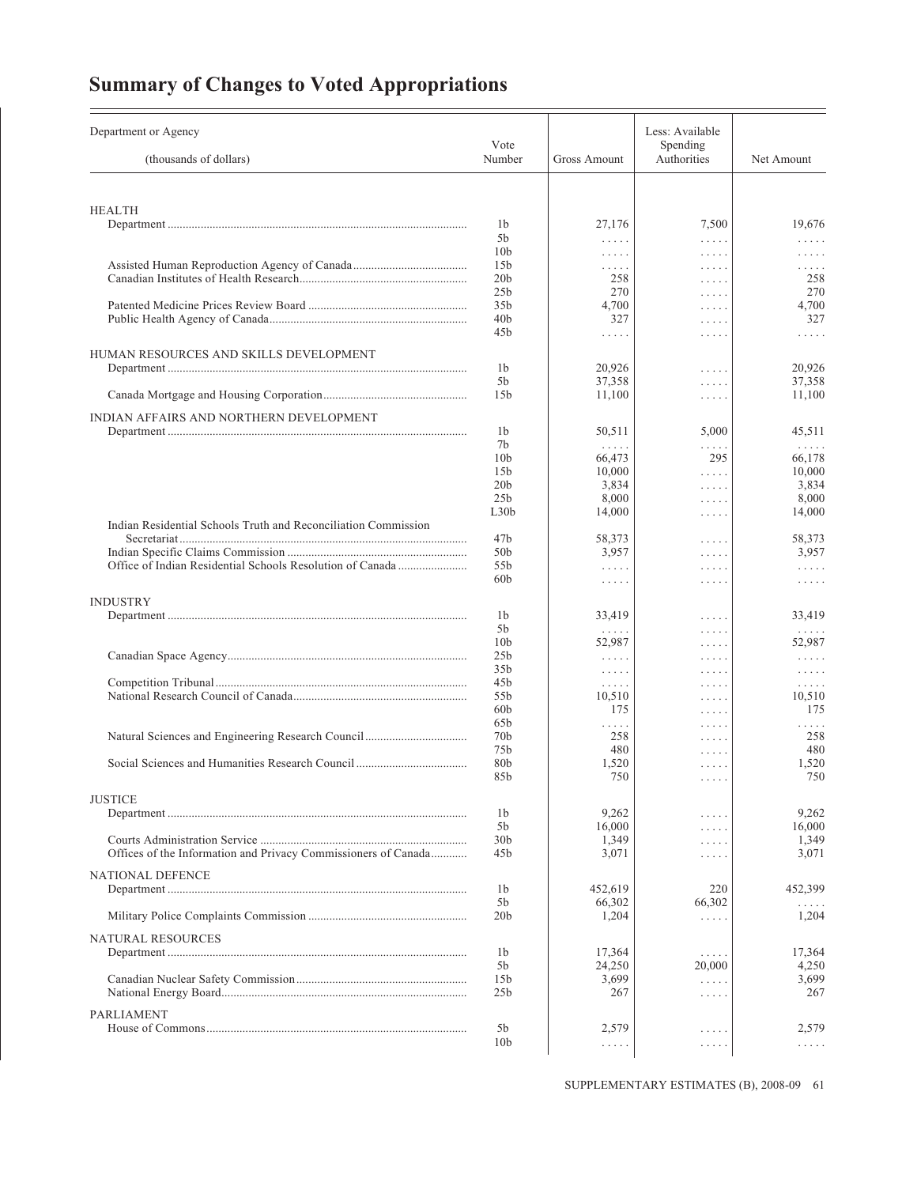# Summary of Changes to Voted Appropriations

| Department or Agency (thousands of dollars) | Vote Number | Gross Amount | Less: Available Spending Authorities | Net Amount |
|---|---|---|---|---|
| HEALTH | | | | |
| Department | 1b | 27,176 | 7,500 | 19,676 |
| | 5b | ..... | ..... | ..... |
| | 10b | ..... | ..... | ..... |
| Assisted Human Reproduction Agency of Canada | 15b | ..... | ..... | ..... |
| Canadian Institutes of Health Research | 20b | 258 | ..... | 258 |
| | 25b | 270 | ..... | 270 |
| Patented Medicine Prices Review Board | 35b | 4,700 | ..... | 4,700 |
| Public Health Agency of Canada | 40b | 327 | ..... | 327 |
| | 45b | ..... | ..... | ..... |
| HUMAN RESOURCES AND SKILLS DEVELOPMENT | | | | |
| Department | 1b | 20,926 | ..... | 20,926 |
| | 5b | 37,358 | ..... | 37,358 |
| Canada Mortgage and Housing Corporation | 15b | 11,100 | ..... | 11,100 |
| INDIAN AFFAIRS AND NORTHERN DEVELOPMENT | | | | |
| Department | 1b | 50,511 | 5,000 | 45,511 |
| | 7b | ..... | ..... | ..... |
| | 10b | 66,473 | 295 | 66,178 |
| | 15b | 10,000 | ..... | 10,000 |
| | 20b | 3,834 | ..... | 3,834 |
| | 25b | 8,000 | ..... | 8,000 |
| | L30b | 14,000 | ..... | 14,000 |
| Indian Residential Schools Truth and Reconciliation Commission Secretariat | 47b | 58,373 | ..... | 58,373 |
| Indian Specific Claims Commission | 50b | 3,957 | ..... | 3,957 |
| Office of Indian Residential Schools Resolution of Canada | 55b | ..... | ..... | ..... |
| | 60b | ..... | ..... | ..... |
| INDUSTRY | | | | |
| Department | 1b | 33,419 | ..... | 33,419 |
| | 5b | ..... | ..... | ..... |
| | 10b | 52,987 | ..... | 52,987 |
| Canadian Space Agency | 25b | ..... | ..... | ..... |
| | 35b | ..... | ..... | ..... |
| Competition Tribunal | 45b | ..... | ..... | ..... |
| National Research Council of Canada | 55b | 10,510 | ..... | 10,510 |
| | 60b | 175 | ..... | 175 |
| | 65b | ..... | ..... | ..... |
| Natural Sciences and Engineering Research Council | 70b | 258 | ..... | 258 |
| | 75b | 480 | ..... | 480 |
| Social Sciences and Humanities Research Council | 80b | 1,520 | ..... | 1,520 |
| | 85b | 750 | ..... | 750 |
| JUSTICE | | | | |
| Department | 1b | 9,262 | ..... | 9,262 |
| | 5b | 16,000 | ..... | 16,000 |
| Courts Administration Service | 30b | 1,349 | ..... | 1,349 |
| Offices of the Information and Privacy Commissioners of Canada | 45b | 3,071 | ..... | 3,071 |
| NATIONAL DEFENCE | | | | |
| Department | 1b | 452,619 | 220 | 452,399 |
| | 5b | 66,302 | 66,302 | ..... |
| Military Police Complaints Commission | 20b | 1,204 | ..... | 1,204 |
| NATURAL RESOURCES | | | | |
| Department | 1b | 17,364 | ..... | 17,364 |
| | 5b | 24,250 | 20,000 | 4,250 |
| Canadian Nuclear Safety Commission | 15b | 3,699 | ..... | 3,699 |
| National Energy Board | 25b | 267 | ..... | 267 |
| PARLIAMENT | | | | |
| House of Commons | 5b | 2,579 | ..... | 2,579 |
| | 10b | ..... | ..... | ..... |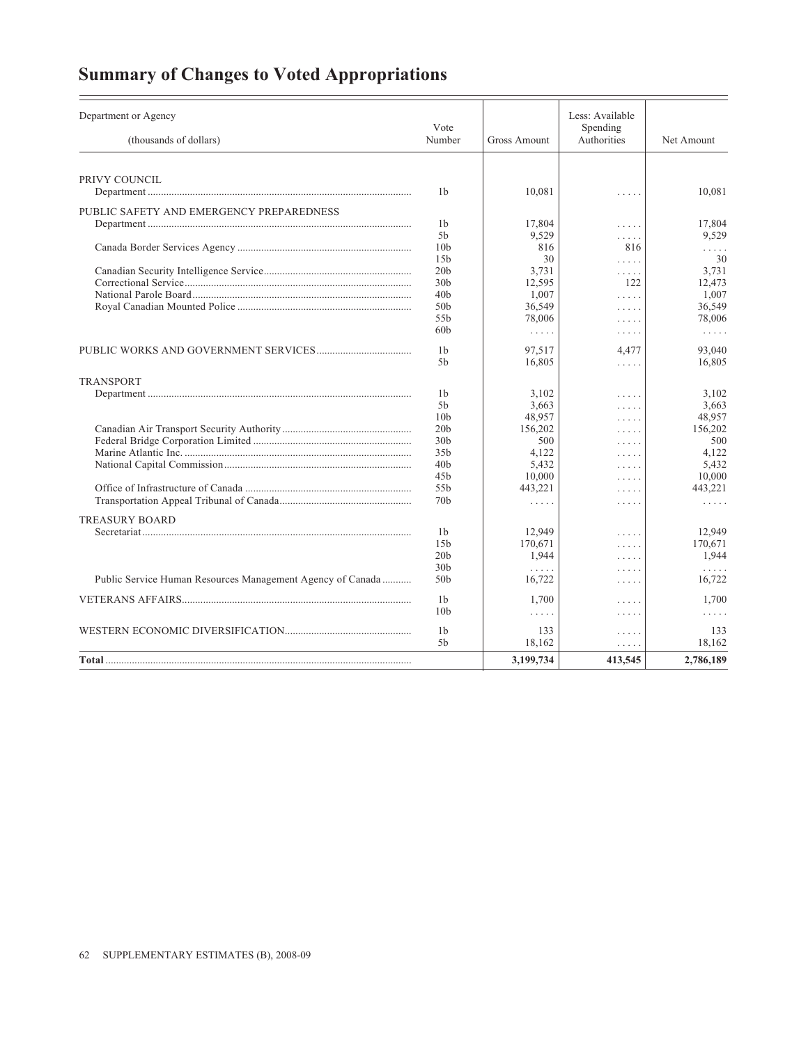# Summary of Changes to Voted Appropriations

| Department or Agency (thousands of dollars) | Vote Number | Gross Amount | Less: Available Spending Authorities | Net Amount |
|---|---|---|---|---|
| PRIVY COUNCIL | | | | |
| Department | 1b | 10,081 | ..... | 10,081 |
| PUBLIC SAFETY AND EMERGENCY PREPAREDNESS | | | | |
| Department | 1b | 17,804 | ..... | 17,804 |
| | 5b | 9,529 | ..... | 9,529 |
| Canada Border Services Agency | 10b | 816 | 816 | ..... |
| | 15b | 30 | ..... | 30 |
| Canadian Security Intelligence Service | 20b | 3,731 | ..... | 3,731 |
| Correctional Service | 30b | 12,595 | 122 | 12,473 |
| National Parole Board | 40b | 1,007 | ..... | 1,007 |
| Royal Canadian Mounted Police | 50b | 36,549 | ..... | 36,549 |
| | 55b | 78,006 | ..... | 78,006 |
| | 60b | ..... | ..... | ..... |
| PUBLIC WORKS AND GOVERNMENT SERVICES | 1b | 97,517 | 4,477 | 93,040 |
| | 5b | 16,805 | ..... | 16,805 |
| TRANSPORT | | | | |
| Department | 1b | 3,102 | ..... | 3,102 |
| | 5b | 3,663 | ..... | 3,663 |
| | 10b | 48,957 | ..... | 48,957 |
| Canadian Air Transport Security Authority | 20b | 156,202 | ..... | 156,202 |
| Federal Bridge Corporation Limited | 30b | 500 | ..... | 500 |
| Marine Atlantic Inc. | 35b | 4,122 | ..... | 4,122 |
| National Capital Commission | 40b | 5,432 | ..... | 5,432 |
| | 45b | 10,000 | ..... | 10,000 |
| Office of Infrastructure of Canada | 55b | 443,221 | ..... | 443,221 |
| Transportation Appeal Tribunal of Canada | 70b | ..... | ..... | ..... |
| TREASURY BOARD | | | | |
| Secretariat | 1b | 12,949 | ..... | 12,949 |
| | 15b | 170,671 | ..... | 170,671 |
| | 20b | 1,944 | ..... | 1,944 |
| | 30b | ..... | ..... | ..... |
| Public Service Human Resources Management Agency of Canada | 50b | 16,722 | ..... | 16,722 |
| VETERANS AFFAIRS | 1b | 1,700 | ..... | 1,700 |
| | 10b | ..... | ..... | ..... |
| WESTERN ECONOMIC DIVERSIFICATION | 1b | 133 | ..... | 133 |
| | 5b | 18,162 | ..... | 18,162 |
| **Total** | | **3,199,734** | **413,545** | **2,786,189** |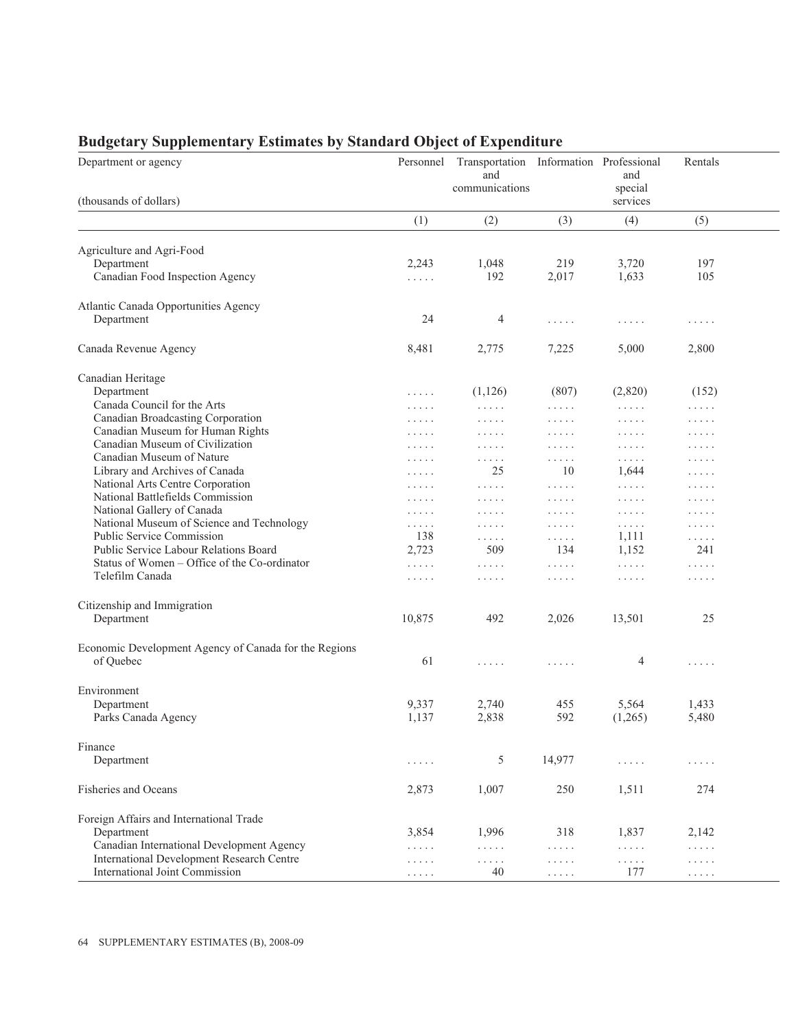## Budgetary Supplementary Estimates by Standard Object of Expenditure

| Department or agency<br><br>(thousands of dollars) | Personnel | Transportation and communications | Information | Professional and special services | Rentals |
|---|---|---|---|---|---|
| | (1) | (2) | (3) | (4) | (5) |
| **Agriculture and Agri-Food** | | | | | |
| Department | 2,243 | 1,048 | 219 | 3,720 | 197 |
| Canadian Food Inspection Agency | ..... | 192 | 2,017 | 1,633 | 105 |
| **Atlantic Canada Opportunities Agency** | | | | | |
| Department | 24 | 4 | ..... | ..... | ..... |
| **Canada Revenue Agency** | 8,481 | 2,775 | 7,225 | 5,000 | 2,800 |
| **Canadian Heritage** | | | | | |
| Department | ..... | (1,126) | (807) | (2,820) | (152) |
| Canada Council for the Arts | ..... | ..... | ..... | ..... | ..... |
| Canadian Broadcasting Corporation | ..... | ..... | ..... | ..... | ..... |
| Canadian Museum for Human Rights | ..... | ..... | ..... | ..... | ..... |
| Canadian Museum of Civilization | ..... | ..... | ..... | ..... | ..... |
| Canadian Museum of Nature | ..... | ..... | ..... | ..... | ..... |
| Library and Archives of Canada | ..... | 25 | 10 | 1,644 | ..... |
| National Arts Centre Corporation | ..... | ..... | ..... | ..... | ..... |
| National Battlefields Commission | ..... | ..... | ..... | ..... | ..... |
| National Gallery of Canada | ..... | ..... | ..... | ..... | ..... |
| National Museum of Science and Technology | ..... | ..... | ..... | ..... | ..... |
| Public Service Commission | 138 | ..... | ..... | 1,111 | ..... |
| Public Service Labour Relations Board | 2,723 | 509 | 134 | 1,152 | 241 |
| Status of Women – Office of the Co-ordinator | ..... | ..... | ..... | ..... | ..... |
| Telefilm Canada | ..... | ..... | ..... | ..... | ..... |
| **Citizenship and Immigration** | | | | | |
| Department | 10,875 | 492 | 2,026 | 13,501 | 25 |
| **Economic Development Agency of Canada for the Regions of Quebec** | 61 | ..... | ..... | 4 | ..... |
| **Environment** | | | | | |
| Department | 9,337 | 2,740 | 455 | 5,564 | 1,433 |
| Parks Canada Agency | 1,137 | 2,838 | 592 | (1,265) | 5,480 |
| **Finance** | | | | | |
| Department | ..... | 5 | 14,977 | ..... | ..... |
| **Fisheries and Oceans** | 2,873 | 1,007 | 250 | 1,511 | 274 |
| **Foreign Affairs and International Trade** | | | | | |
| Department | 3,854 | 1,996 | 318 | 1,837 | 2,142 |
| Canadian International Development Agency | ..... | ..... | ..... | ..... | ..... |
| International Development Research Centre | ..... | ..... | ..... | ..... | ..... |
| International Joint Commission | ..... | 40 | ..... | 177 | ..... |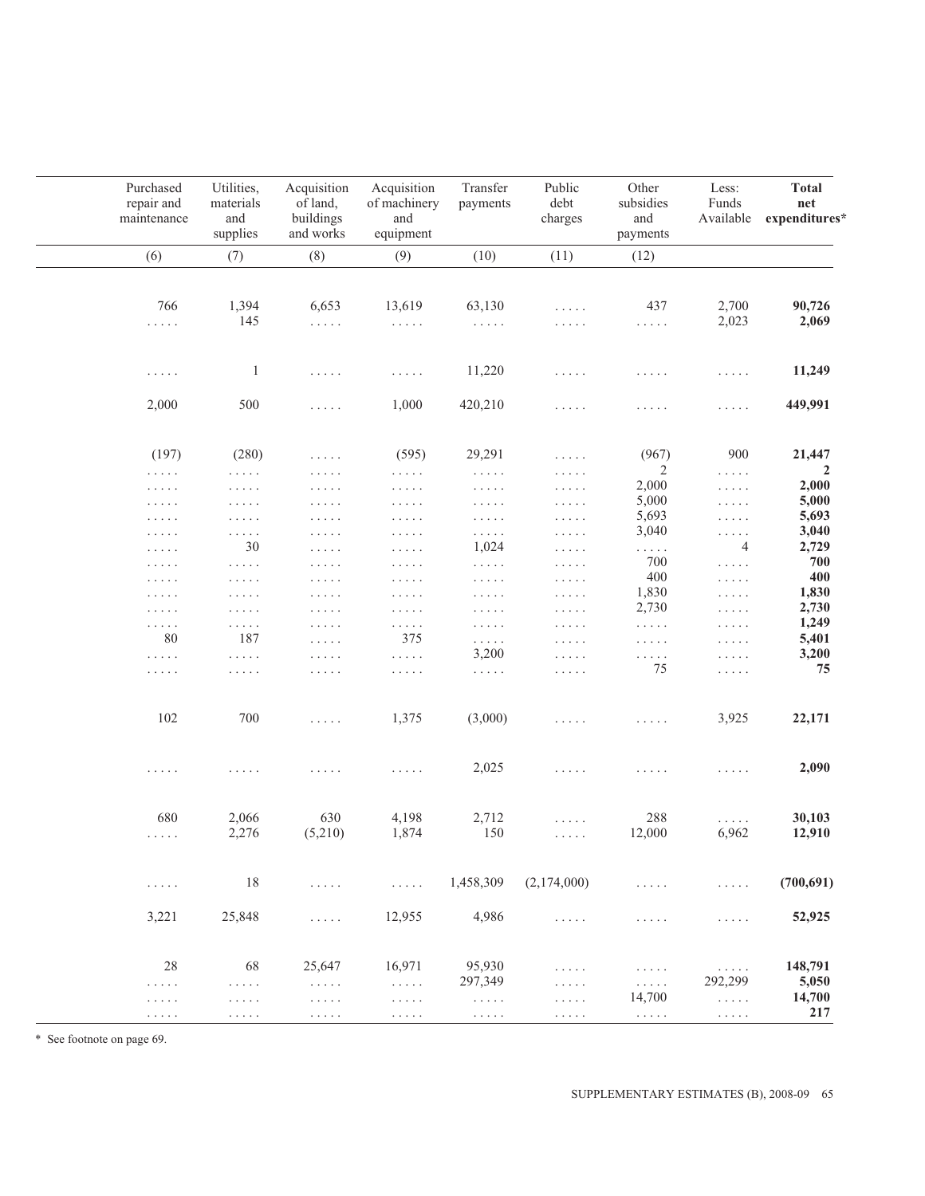| Purchased repair and maintenance | Utilities, materials and supplies | Acquisition of land, buildings and works | Acquisition of machinery and equipment | Transfer payments | Public debt charges | Other subsidies and payments | Less: Funds Available | **Total net expenditures*** |
|---|---|---|---|---|---|---|---|---|
| (6) | (7) | (8) | (9) | (10) | (11) | (12) | | |
| 766 | 1,394 | 6,653 | 13,619 | 63,130 | ..... | 437 | 2,700 | **90,726** |
| ..... | 145 | ..... | ..... | ..... | ..... | ..... | 2,023 | **2,069** |
| ..... | 1 | ..... | ..... | 11,220 | ..... | ..... | ..... | **11,249** |
| 2,000 | 500 | ..... | 1,000 | 420,210 | ..... | ..... | ..... | **449,991** |
| (197) | (280) | ..... | (595) | 29,291 | ..... | (967) | 900 | **21,447** |
| ..... | ..... | ..... | ..... | ..... | ..... | 2 | ..... | **2** |
| ..... | ..... | ..... | ..... | ..... | ..... | 2,000 | ..... | **2,000** |
| ..... | ..... | ..... | ..... | ..... | ..... | 5,000 | ..... | **5,000** |
| ..... | ..... | ..... | ..... | ..... | ..... | 5,693 | ..... | **5,693** |
| ..... | ..... | ..... | ..... | ..... | ..... | 3,040 | ..... | **3,040** |
| ..... | 30 | ..... | ..... | 1,024 | ..... | ..... | 4 | **2,729** |
| ..... | ..... | ..... | ..... | ..... | ..... | 700 | ..... | **700** |
| ..... | ..... | ..... | ..... | ..... | ..... | 400 | ..... | **400** |
| ..... | ..... | ..... | ..... | ..... | ..... | 1,830 | ..... | **1,830** |
| ..... | ..... | ..... | ..... | ..... | ..... | 2,730 | ..... | **2,730** |
| ..... | ..... | ..... | ..... | ..... | ..... | ..... | ..... | **1,249** |
| 80 | 187 | ..... | 375 | ..... | ..... | ..... | ..... | **5,401** |
| ..... | ..... | ..... | ..... | 3,200 | ..... | ..... | ..... | **3,200** |
| ..... | ..... | ..... | ..... | ..... | ..... | 75 | ..... | **75** |
| 102 | 700 | ..... | 1,375 | (3,000) | ..... | ..... | 3,925 | **22,171** |
| ..... | ..... | ..... | ..... | 2,025 | ..... | ..... | ..... | **2,090** |
| 680 | 2,066 | 630 | 4,198 | 2,712 | ..... | 288 | ..... | **30,103** |
| ..... | 2,276 | (5,210) | 1,874 | 150 | ..... | 12,000 | 6,962 | **12,910** |
| ..... | 18 | ..... | ..... | 1,458,309 | (2,174,000) | ..... | ..... | **(700,691)** |
| 3,221 | 25,848 | ..... | 12,955 | 4,986 | ..... | ..... | ..... | **52,925** |
| 28 | 68 | 25,647 | 16,971 | 95,930 | ..... | ..... | ..... | **148,791** |
| ..... | ..... | ..... | ..... | 297,349 | ..... | ..... | 292,299 | **5,050** |
| ..... | ..... | ..... | ..... | ..... | ..... | 14,700 | ..... | **14,700** |
| ..... | ..... | ..... | ..... | ..... | ..... | ..... | ..... | **217** |

\* See footnote on page 69.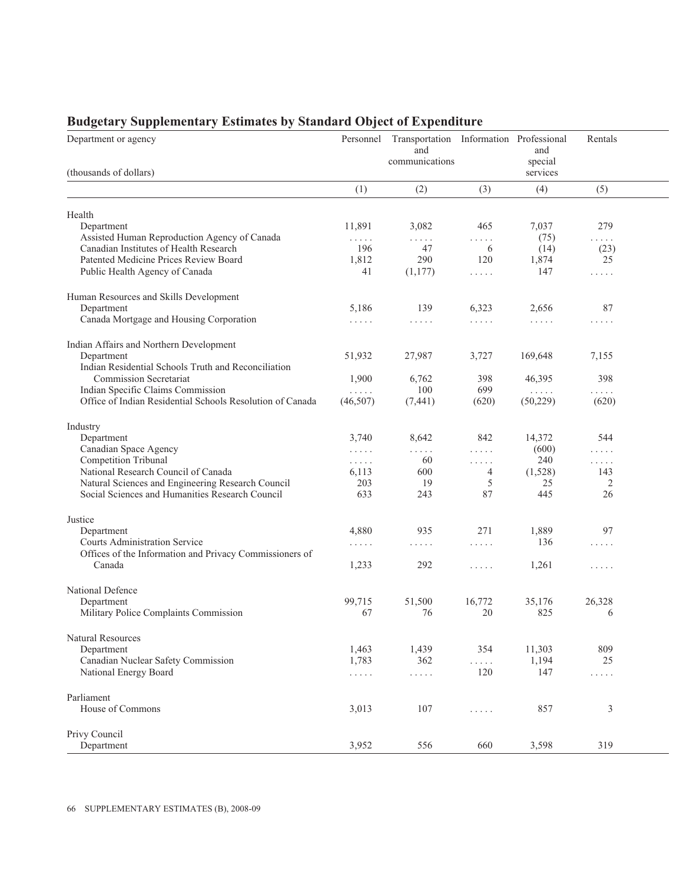## Budgetary Supplementary Estimates by Standard Object of Expenditure

| Department or agency<br>(thousands of dollars) | Personnel | Transportation and communications | Information | Professional and special services | Rentals |
|---|---|---|---|---|---|
| | (1) | (2) | (3) | (4) | (5) |
| **Health** | | | | | |
| Department | 11,891 | 3,082 | 465 | 7,037 | 279 |
| Assisted Human Reproduction Agency of Canada | ..... | ..... | ..... | (75) | ..... |
| Canadian Institutes of Health Research | 196 | 47 | 6 | (14) | (23) |
| Patented Medicine Prices Review Board | 1,812 | 290 | 120 | 1,874 | 25 |
| Public Health Agency of Canada | 41 | (1,177) | ..... | 147 | ..... |
| **Human Resources and Skills Development** | | | | | |
| Department | 5,186 | 139 | 6,323 | 2,656 | 87 |
| Canada Mortgage and Housing Corporation | ..... | ..... | ..... | ..... | ..... |
| **Indian Affairs and Northern Development** | | | | | |
| Department | 51,932 | 27,987 | 3,727 | 169,648 | 7,155 |
| Indian Residential Schools Truth and Reconciliation Commission Secretariat | 1,900 | 6,762 | 398 | 46,395 | 398 |
| Indian Specific Claims Commission | ..... | 100 | 699 | ..... | ..... |
| Office of Indian Residential Schools Resolution of Canada | (46,507) | (7,441) | (620) | (50,229) | (620) |
| **Industry** | | | | | |
| Department | 3,740 | 8,642 | 842 | 14,372 | 544 |
| Canadian Space Agency | ..... | ..... | ..... | (600) | ..... |
| Competition Tribunal | ..... | 60 | ..... | 240 | ..... |
| National Research Council of Canada | 6,113 | 600 | 4 | (1,528) | 143 |
| Natural Sciences and Engineering Research Council | 203 | 19 | 5 | 25 | 2 |
| Social Sciences and Humanities Research Council | 633 | 243 | 87 | 445 | 26 |
| **Justice** | | | | | |
| Department | 4,880 | 935 | 271 | 1,889 | 97 |
| Courts Administration Service | ..... | ..... | ..... | 136 | ..... |
| Offices of the Information and Privacy Commissioners of Canada | 1,233 | 292 | ..... | 1,261 | ..... |
| **National Defence** | | | | | |
| Department | 99,715 | 51,500 | 16,772 | 35,176 | 26,328 |
| Military Police Complaints Commission | 67 | 76 | 20 | 825 | 6 |
| **Natural Resources** | | | | | |
| Department | 1,463 | 1,439 | 354 | 11,303 | 809 |
| Canadian Nuclear Safety Commission | 1,783 | 362 | ..... | 1,194 | 25 |
| National Energy Board | ..... | ..... | 120 | 147 | ..... |
| **Parliament** | | | | | |
| House of Commons | 3,013 | 107 | ..... | 857 | 3 |
| **Privy Council** | | | | | |
| Department | 3,952 | 556 | 660 | 3,598 | 319 |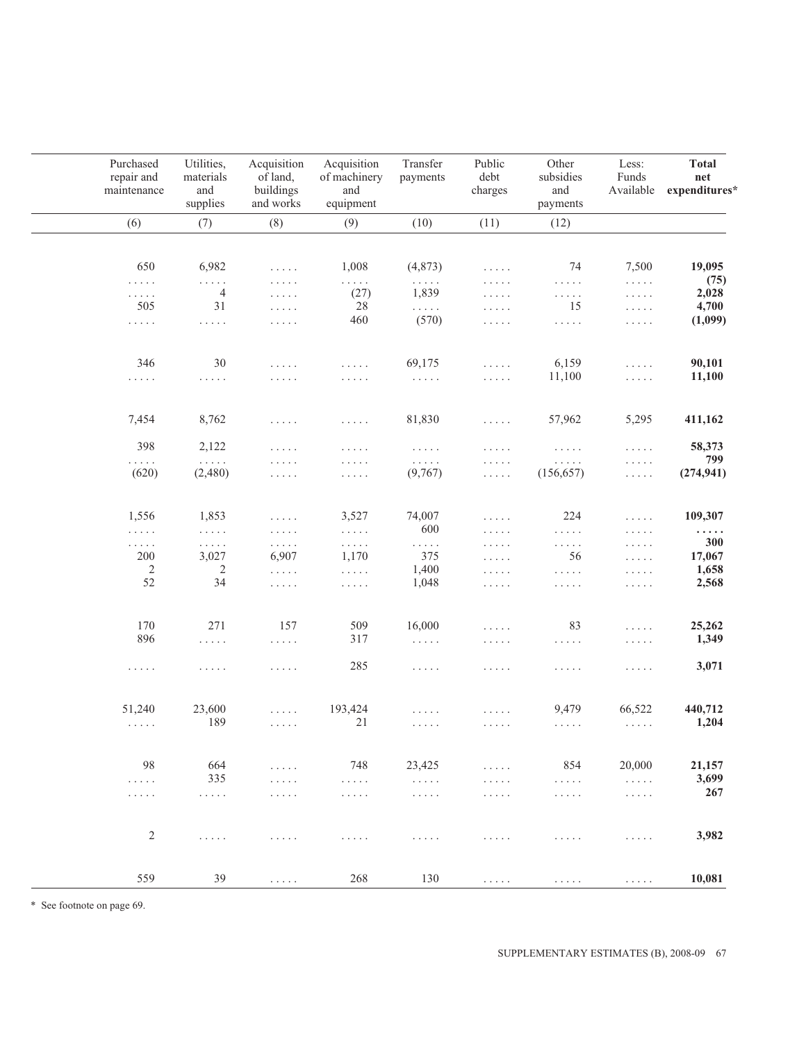| Purchased repair and maintenance | Utilities, materials and supplies | Acquisition of land, buildings and works | Acquisition of machinery and equipment | Transfer payments | Public debt charges | Other subsidies and payments | Less: Funds Available | **Total net expenditures*** |
|---|---|---|---|---|---|---|---|---|
| (6) | (7) | (8) | (9) | (10) | (11) | (12) | | |
| 650 | 6,982 | ..... | 1,008 | (4,873) | ..... | 74 | 7,500 | **19,095** |
| ..... | ..... | ..... | ..... | ..... | ..... | ..... | ..... | **(75)** |
| ..... | 4 | ..... | (27) | 1,839 | ..... | ..... | ..... | **2,028** |
| 505 | 31 | ..... | 28 | ..... | ..... | 15 | ..... | **4,700** |
| ..... | ..... | ..... | 460 | (570) | ..... | ..... | ..... | **(1,099)** |
| 346 | 30 | ..... | ..... | 69,175 | ..... | 6,159 | ..... | **90,101** |
| ..... | ..... | ..... | ..... | ..... | ..... | 11,100 | ..... | **11,100** |
| 7,454 | 8,762 | ..... | ..... | 81,830 | ..... | 57,962 | 5,295 | **411,162** |
| 398 | 2,122 | ..... | ..... | ..... | ..... | ..... | ..... | **58,373** |
| ..... | ..... | ..... | ..... | ..... | ..... | ..... | ..... | **799** |
| (620) | (2,480) | ..... | ..... | (9,767) | ..... | (156,657) | ..... | **(274,941)** |
| 1,556 | 1,853 | ..... | 3,527 | 74,007 | ..... | 224 | ..... | **109,307** |
| ..... | ..... | ..... | ..... | 600 | ..... | ..... | ..... | **.....** |
| ..... | ..... | ..... | ..... | ..... | ..... | ..... | ..... | **300** |
| 200 | 3,027 | 6,907 | 1,170 | 375 | ..... | 56 | ..... | **17,067** |
| 2 | 2 | ..... | ..... | 1,400 | ..... | ..... | ..... | **1,658** |
| 52 | 34 | ..... | ..... | 1,048 | ..... | ..... | ..... | **2,568** |
| 170 | 271 | 157 | 509 | 16,000 | ..... | 83 | ..... | **25,262** |
| 896 | ..... | ..... | 317 | ..... | ..... | ..... | ..... | **1,349** |
| ..... | ..... | ..... | 285 | ..... | ..... | ..... | ..... | **3,071** |
| 51,240 | 23,600 | ..... | 193,424 | ..... | ..... | 9,479 | 66,522 | **440,712** |
| ..... | 189 | ..... | 21 | ..... | ..... | ..... | ..... | **1,204** |
| 98 | 664 | ..... | 748 | 23,425 | ..... | 854 | 20,000 | **21,157** |
| ..... | 335 | ..... | ..... | ..... | ..... | ..... | ..... | **3,699** |
| ..... | ..... | ..... | ..... | ..... | ..... | ..... | ..... | **267** |
| 2 | ..... | ..... | ..... | ..... | ..... | ..... | ..... | **3,982** |
| 559 | 39 | ..... | 268 | 130 | ..... | ..... | ..... | **10,081** |

* See footnote on page 69.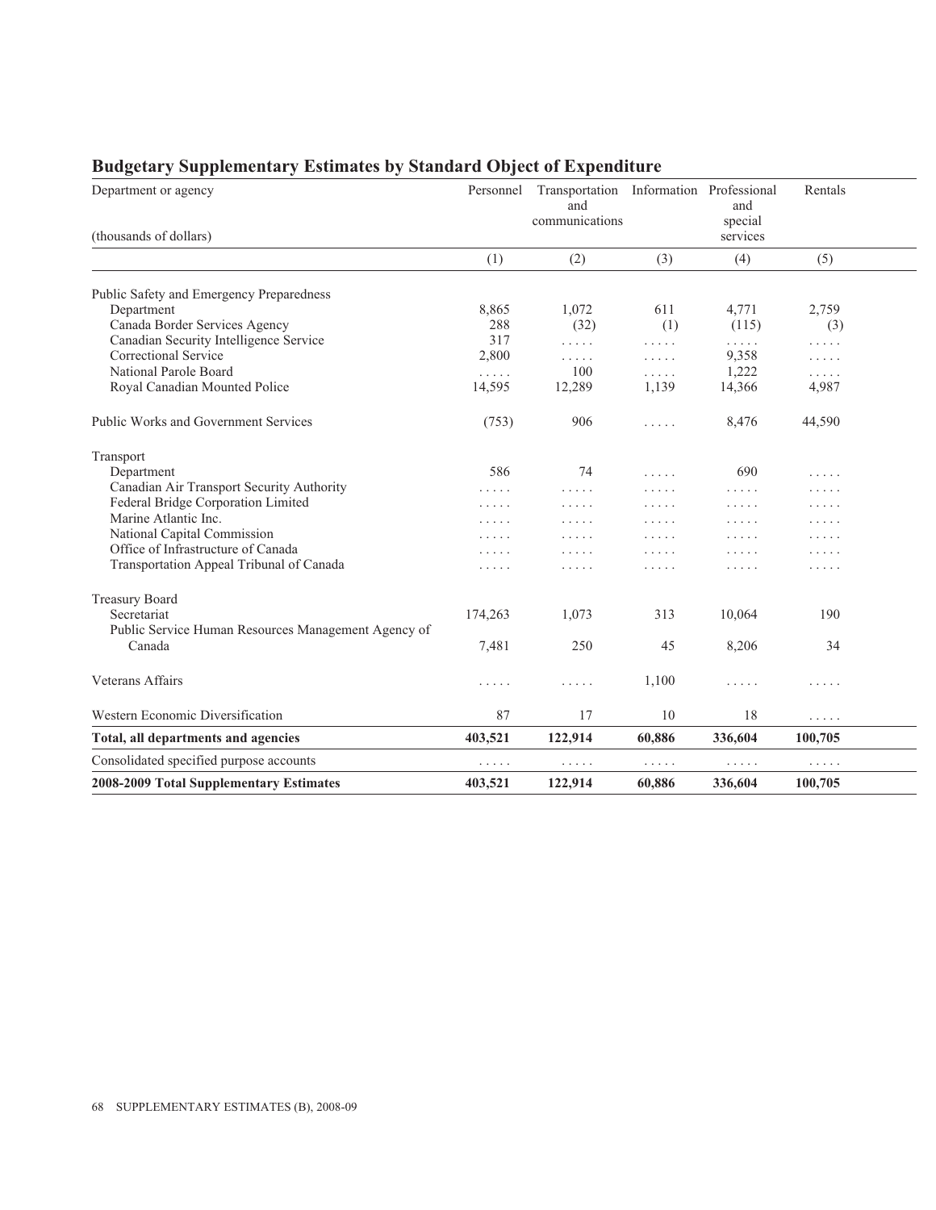## Budgetary Supplementary Estimates by Standard Object of Expenditure

| Department or agency<br>(thousands of dollars) | Personnel | Transportation and communications | Information | Professional and special services | Rentals |
|---|---|---|---|---|---|
| | (1) | (2) | (3) | (4) | (5) |
| Public Safety and Emergency Preparedness | | | | | |
| Department | 8,865 | 1,072 | 611 | 4,771 | 2,759 |
| Canada Border Services Agency | 288 | (32) | (1) | (115) | (3) |
| Canadian Security Intelligence Service | 317 | ..... | ..... | ..... | ..... |
| Correctional Service | 2,800 | ..... | ..... | 9,358 | ..... |
| National Parole Board | ..... | 100 | ..... | 1,222 | ..... |
| Royal Canadian Mounted Police | 14,595 | 12,289 | 1,139 | 14,366 | 4,987 |
| Public Works and Government Services | (753) | 906 | ..... | 8,476 | 44,590 |
| Transport | | | | | |
| Department | 586 | 74 | ..... | 690 | ..... |
| Canadian Air Transport Security Authority | ..... | ..... | ..... | ..... | ..... |
| Federal Bridge Corporation Limited | ..... | ..... | ..... | ..... | ..... |
| Marine Atlantic Inc. | ..... | ..... | ..... | ..... | ..... |
| National Capital Commission | ..... | ..... | ..... | ..... | ..... |
| Office of Infrastructure of Canada | ..... | ..... | ..... | ..... | ..... |
| Transportation Appeal Tribunal of Canada | ..... | ..... | ..... | ..... | ..... |
| Treasury Board | | | | | |
| Secretariat | 174,263 | 1,073 | 313 | 10,064 | 190 |
| Public Service Human Resources Management Agency of Canada | 7,481 | 250 | 45 | 8,206 | 34 |
| Veterans Affairs | ..... | ..... | 1,100 | ..... | ..... |
| Western Economic Diversification | 87 | 17 | 10 | 18 | ..... |
| **Total, all departments and agencies** | **403,521** | **122,914** | **60,886** | **336,604** | **100,705** |
| Consolidated specified purpose accounts | ..... | ..... | ..... | ..... | ..... |
| **2008-2009 Total Supplementary Estimates** | **403,521** | **122,914** | **60,886** | **336,604** | **100,705** |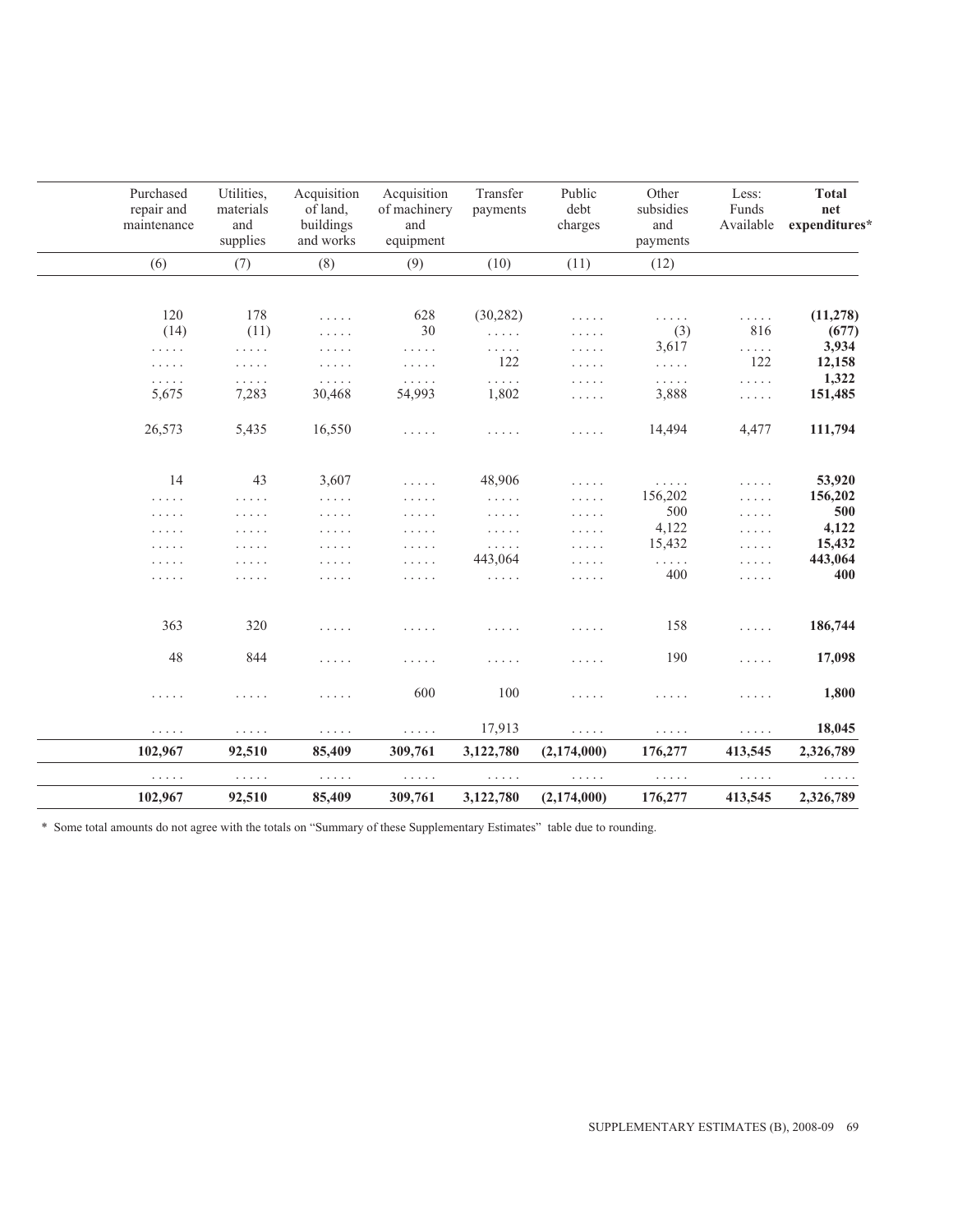| Purchased repair and maintenance | Utilities, materials and supplies | Acquisition of land, buildings and works | Acquisition of machinery and equipment | Transfer payments | Public debt charges | Other subsidies and payments | Less: Funds Available | **Total net expenditures*** |
|---|---|---|---|---|---|---|---|---|
| (6) | (7) | (8) | (9) | (10) | (11) | (12) | | |
| 120 | 178 | ..... | 628 | (30,282) | ..... | ..... | ..... | **(11,278)** |
| (14) | (11) | ..... | 30 | ..... | ..... | (3) | 816 | **(677)** |
| ..... | ..... | ..... | ..... | ..... | ..... | 3,617 | ..... | **3,934** |
| ..... | ..... | ..... | ..... | 122 | ..... | ..... | 122 | **12,158** |
| ..... | ..... | ..... | ..... | ..... | ..... | ..... | ..... | **1,322** |
| 5,675 | 7,283 | 30,468 | 54,993 | 1,802 | ..... | 3,888 | ..... | **151,485** |
| 26,573 | 5,435 | 16,550 | ..... | ..... | ..... | 14,494 | 4,477 | **111,794** |
| 14 | 43 | 3,607 | ..... | 48,906 | ..... | ..... | ..... | **53,920** |
| ..... | ..... | ..... | ..... | ..... | ..... | 156,202 | ..... | **156,202** |
| ..... | ..... | ..... | ..... | ..... | ..... | 500 | ..... | **500** |
| ..... | ..... | ..... | ..... | ..... | ..... | 4,122 | ..... | **4,122** |
| ..... | ..... | ..... | ..... | ..... | ..... | 15,432 | ..... | **15,432** |
| ..... | ..... | ..... | ..... | 443,064 | ..... | ..... | ..... | **443,064** |
| ..... | ..... | ..... | ..... | ..... | ..... | 400 | ..... | **400** |
| 363 | 320 | ..... | ..... | ..... | ..... | 158 | ..... | **186,744** |
| 48 | 844 | ..... | ..... | ..... | ..... | 190 | ..... | **17,098** |
| ..... | ..... | ..... | 600 | 100 | ..... | ..... | ..... | **1,800** |
| ..... | ..... | ..... | ..... | 17,913 | ..... | ..... | ..... | **18,045** |
| **102,967** | **92,510** | **85,409** | **309,761** | **3,122,780** | **(2,174,000)** | **176,277** | **413,545** | **2,326,789** |
| ..... | ..... | ..... | ..... | ..... | ..... | ..... | ..... | ..... |
| **102,967** | **92,510** | **85,409** | **309,761** | **3,122,780** | **(2,174,000)** | **176,277** | **413,545** | **2,326,789** |

* Some total amounts do not agree with the totals on "Summary of these Supplementary Estimates" table due to rounding.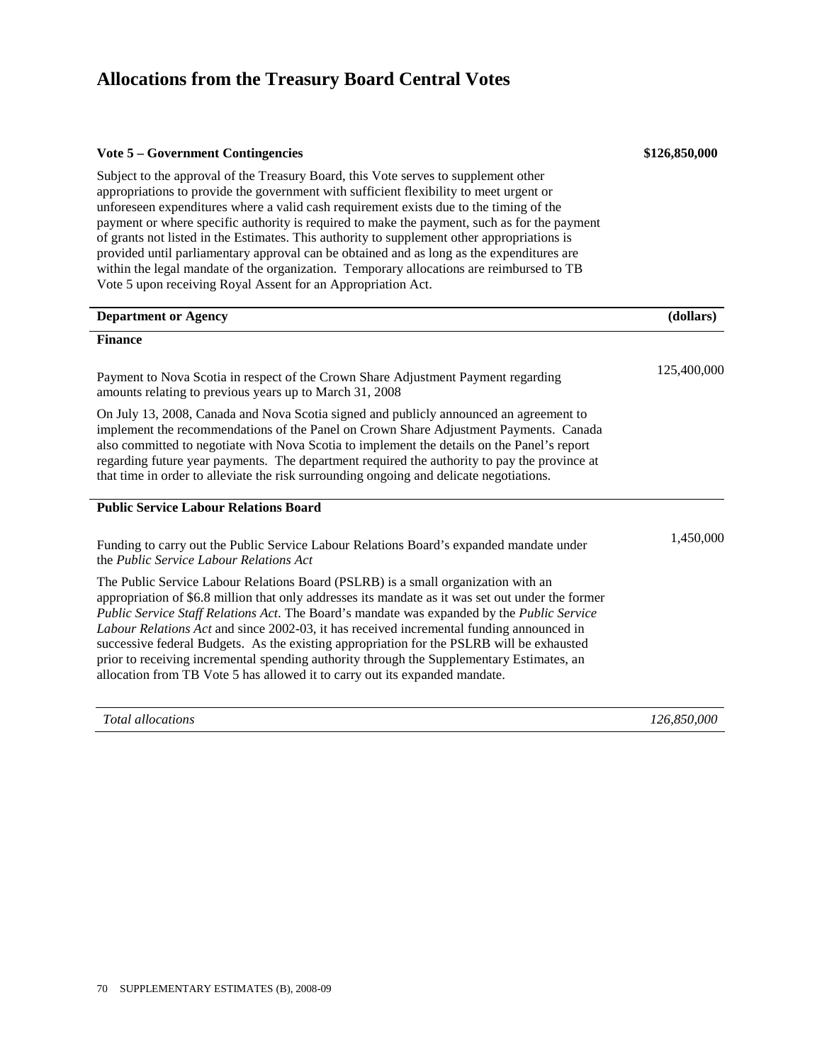# Allocations from the Treasury Board Central Votes

**Vote 5 – Government Contingencies** **$126,850,000**

Subject to the approval of the Treasury Board, this Vote serves to supplement other appropriations to provide the government with sufficient flexibility to meet urgent or unforeseen expenditures where a valid cash requirement exists due to the timing of the payment or where specific authority is required to make the payment, such as for the payment of grants not listed in the Estimates. This authority to supplement other appropriations is provided until parliamentary approval can be obtained and as long as the expenditures are within the legal mandate of the organization. Temporary allocations are reimbursed to TB Vote 5 upon receiving Royal Assent for an Appropriation Act.

| Department or Agency | (dollars) |
|---|---|
| **Finance** | |
| Payment to Nova Scotia in respect of the Crown Share Adjustment Payment regarding amounts relating to previous years up to March 31, 2008 | 125,400,000 |
| On July 13, 2008, Canada and Nova Scotia signed and publicly announced an agreement to implement the recommendations of the Panel on Crown Share Adjustment Payments. Canada also committed to negotiate with Nova Scotia to implement the details on the Panel's report regarding future year payments. The department required the authority to pay the province at that time in order to alleviate the risk surrounding ongoing and delicate negotiations. | |
| **Public Service Labour Relations Board** | |
| Funding to carry out the Public Service Labour Relations Board's expanded mandate under the *Public Service Labour Relations Act* | 1,450,000 |
| The Public Service Labour Relations Board (PSLRB) is a small organization with an appropriation of $6.8 million that only addresses its mandate as it was set out under the former *Public Service Staff Relations Act*. The Board's mandate was expanded by the *Public Service Labour Relations Act* and since 2002-03, it has received incremental funding announced in successive federal Budgets. As the existing appropriation for the PSLRB will be exhausted prior to receiving incremental spending authority through the Supplementary Estimates, an allocation from TB Vote 5 has allowed it to carry out its expanded mandate. | |
| *Total allocations* | *126,850,000* |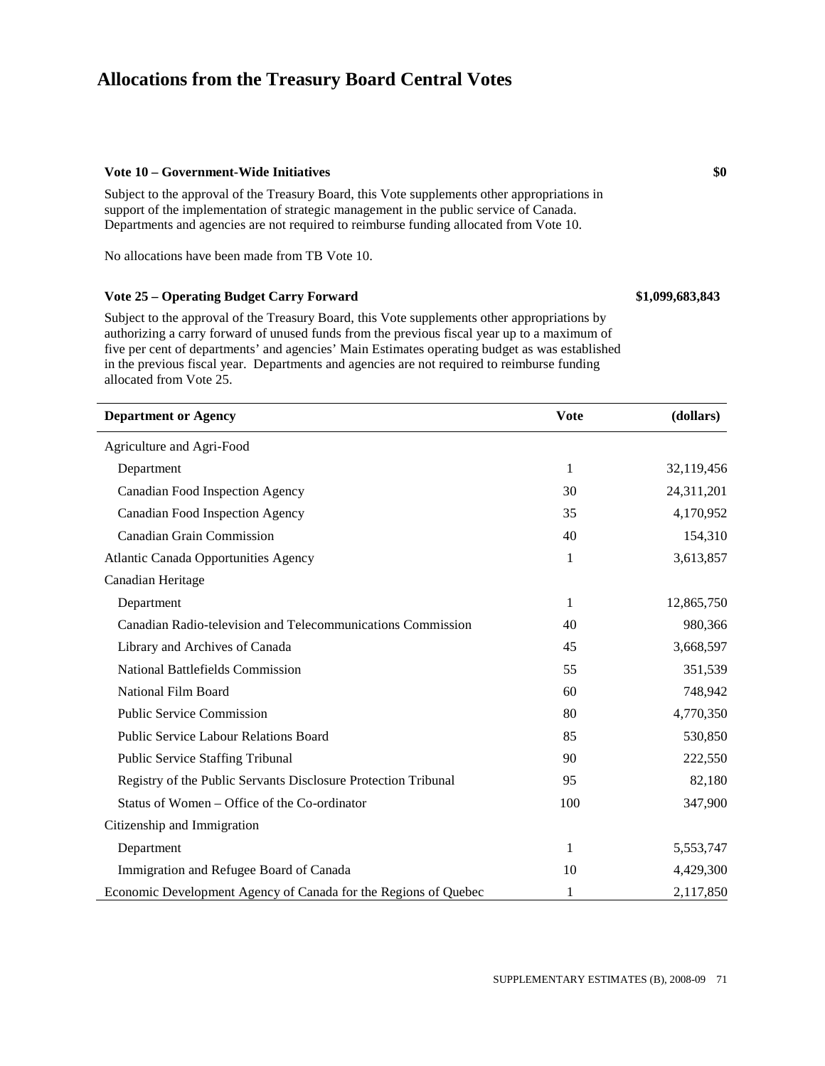# Allocations from the Treasury Board Central Votes

**Vote 10 – Government-Wide Initiatives** **$0**

Subject to the approval of the Treasury Board, this Vote supplements other appropriations in support of the implementation of strategic management in the public service of Canada. Departments and agencies are not required to reimburse funding allocated from Vote 10.

No allocations have been made from TB Vote 10.

**Vote 25 – Operating Budget Carry Forward** **$1,099,683,843**

Subject to the approval of the Treasury Board, this Vote supplements other appropriations by authorizing a carry forward of unused funds from the previous fiscal year up to a maximum of five per cent of departments' and agencies' Main Estimates operating budget as was established in the previous fiscal year. Departments and agencies are not required to reimburse funding allocated from Vote 25.

| Department or Agency | Vote | (dollars) |
|---|---|---|
| Agriculture and Agri-Food | | |
| Department | 1 | 32,119,456 |
| Canadian Food Inspection Agency | 30 | 24,311,201 |
| Canadian Food Inspection Agency | 35 | 4,170,952 |
| Canadian Grain Commission | 40 | 154,310 |
| Atlantic Canada Opportunities Agency | 1 | 3,613,857 |
| Canadian Heritage | | |
| Department | 1 | 12,865,750 |
| Canadian Radio-television and Telecommunications Commission | 40 | 980,366 |
| Library and Archives of Canada | 45 | 3,668,597 |
| National Battlefields Commission | 55 | 351,539 |
| National Film Board | 60 | 748,942 |
| Public Service Commission | 80 | 4,770,350 |
| Public Service Labour Relations Board | 85 | 530,850 |
| Public Service Staffing Tribunal | 90 | 222,550 |
| Registry of the Public Servants Disclosure Protection Tribunal | 95 | 82,180 |
| Status of Women – Office of the Co-ordinator | 100 | 347,900 |
| Citizenship and Immigration | | |
| Department | 1 | 5,553,747 |
| Immigration and Refugee Board of Canada | 10 | 4,429,300 |
| Economic Development Agency of Canada for the Regions of Quebec | 1 | 2,117,850 |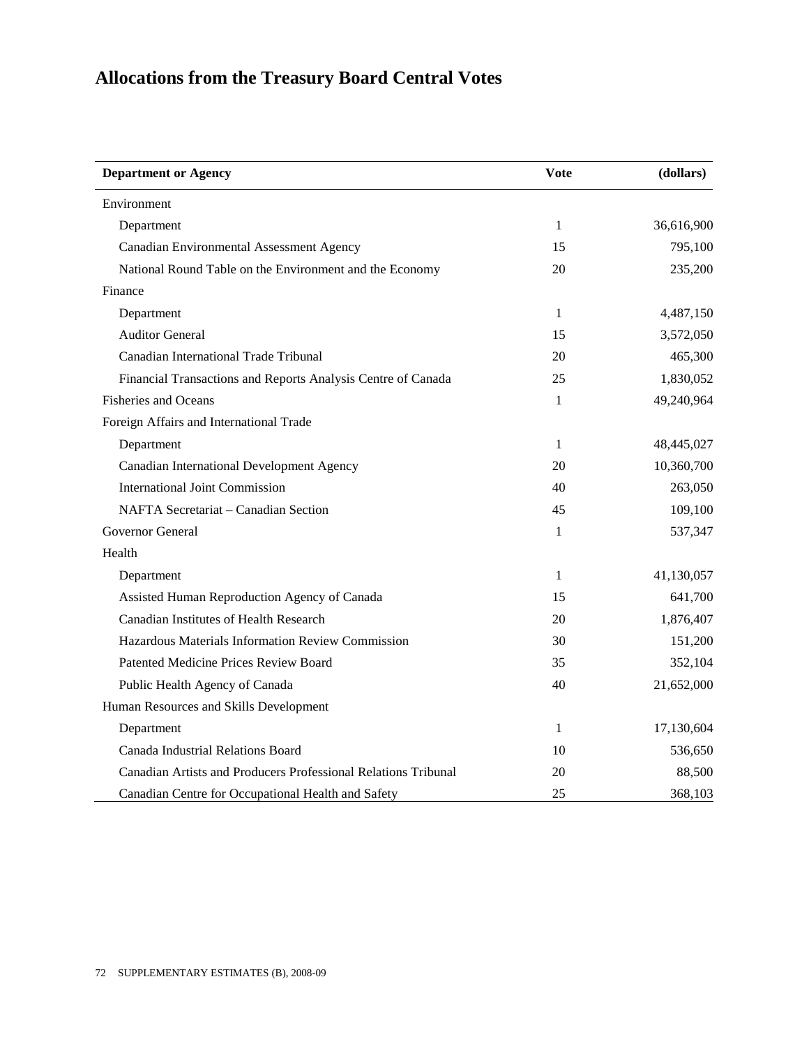# Allocations from the Treasury Board Central Votes

| Department or Agency | Vote | (dollars) |
| --- | --- | --- |
| Environment | | |
| Department | 1 | 36,616,900 |
| Canadian Environmental Assessment Agency | 15 | 795,100 |
| National Round Table on the Environment and the Economy | 20 | 235,200 |
| Finance | | |
| Department | 1 | 4,487,150 |
| Auditor General | 15 | 3,572,050 |
| Canadian International Trade Tribunal | 20 | 465,300 |
| Financial Transactions and Reports Analysis Centre of Canada | 25 | 1,830,052 |
| Fisheries and Oceans | 1 | 49,240,964 |
| Foreign Affairs and International Trade | | |
| Department | 1 | 48,445,027 |
| Canadian International Development Agency | 20 | 10,360,700 |
| International Joint Commission | 40 | 263,050 |
| NAFTA Secretariat – Canadian Section | 45 | 109,100 |
| Governor General | 1 | 537,347 |
| Health | | |
| Department | 1 | 41,130,057 |
| Assisted Human Reproduction Agency of Canada | 15 | 641,700 |
| Canadian Institutes of Health Research | 20 | 1,876,407 |
| Hazardous Materials Information Review Commission | 30 | 151,200 |
| Patented Medicine Prices Review Board | 35 | 352,104 |
| Public Health Agency of Canada | 40 | 21,652,000 |
| Human Resources and Skills Development | | |
| Department | 1 | 17,130,604 |
| Canada Industrial Relations Board | 10 | 536,650 |
| Canadian Artists and Producers Professional Relations Tribunal | 20 | 88,500 |
| Canadian Centre for Occupational Health and Safety | 25 | 368,103 |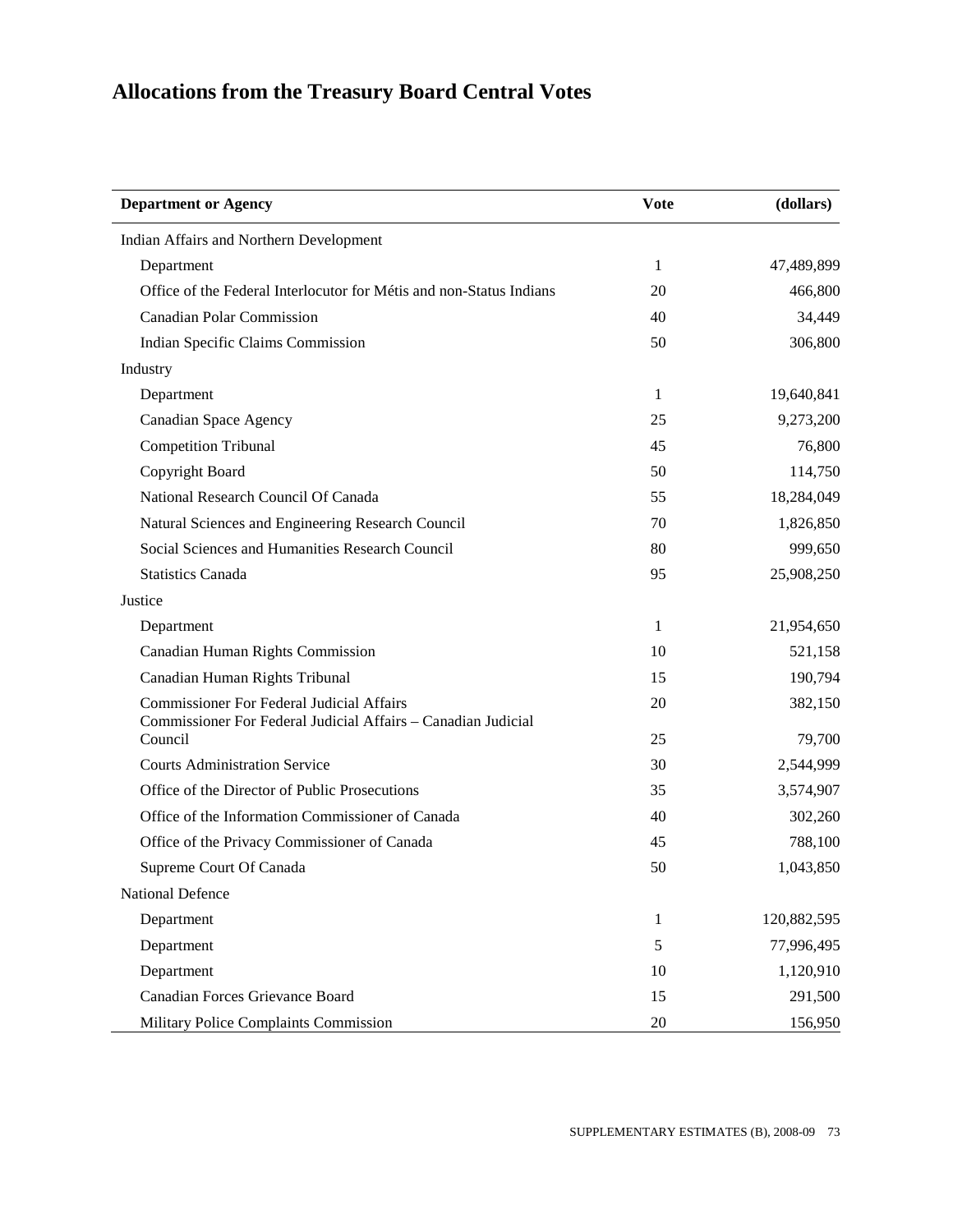# Allocations from the Treasury Board Central Votes

| Department or Agency | Vote | (dollars) |
|---|---|---|
| Indian Affairs and Northern Development | | |
| Department | 1 | 47,489,899 |
| Office of the Federal Interlocutor for Métis and non-Status Indians | 20 | 466,800 |
| Canadian Polar Commission | 40 | 34,449 |
| Indian Specific Claims Commission | 50 | 306,800 |
| Industry | | |
| Department | 1 | 19,640,841 |
| Canadian Space Agency | 25 | 9,273,200 |
| Competition Tribunal | 45 | 76,800 |
| Copyright Board | 50 | 114,750 |
| National Research Council Of Canada | 55 | 18,284,049 |
| Natural Sciences and Engineering Research Council | 70 | 1,826,850 |
| Social Sciences and Humanities Research Council | 80 | 999,650 |
| Statistics Canada | 95 | 25,908,250 |
| Justice | | |
| Department | 1 | 21,954,650 |
| Canadian Human Rights Commission | 10 | 521,158 |
| Canadian Human Rights Tribunal | 15 | 190,794 |
| Commissioner For Federal Judicial Affairs | 20 | 382,150 |
| Commissioner For Federal Judicial Affairs – Canadian Judicial Council | 25 | 79,700 |
| Courts Administration Service | 30 | 2,544,999 |
| Office of the Director of Public Prosecutions | 35 | 3,574,907 |
| Office of the Information Commissioner of Canada | 40 | 302,260 |
| Office of the Privacy Commissioner of Canada | 45 | 788,100 |
| Supreme Court Of Canada | 50 | 1,043,850 |
| National Defence | | |
| Department | 1 | 120,882,595 |
| Department | 5 | 77,996,495 |
| Department | 10 | 1,120,910 |
| Canadian Forces Grievance Board | 15 | 291,500 |
| Military Police Complaints Commission | 20 | 156,950 |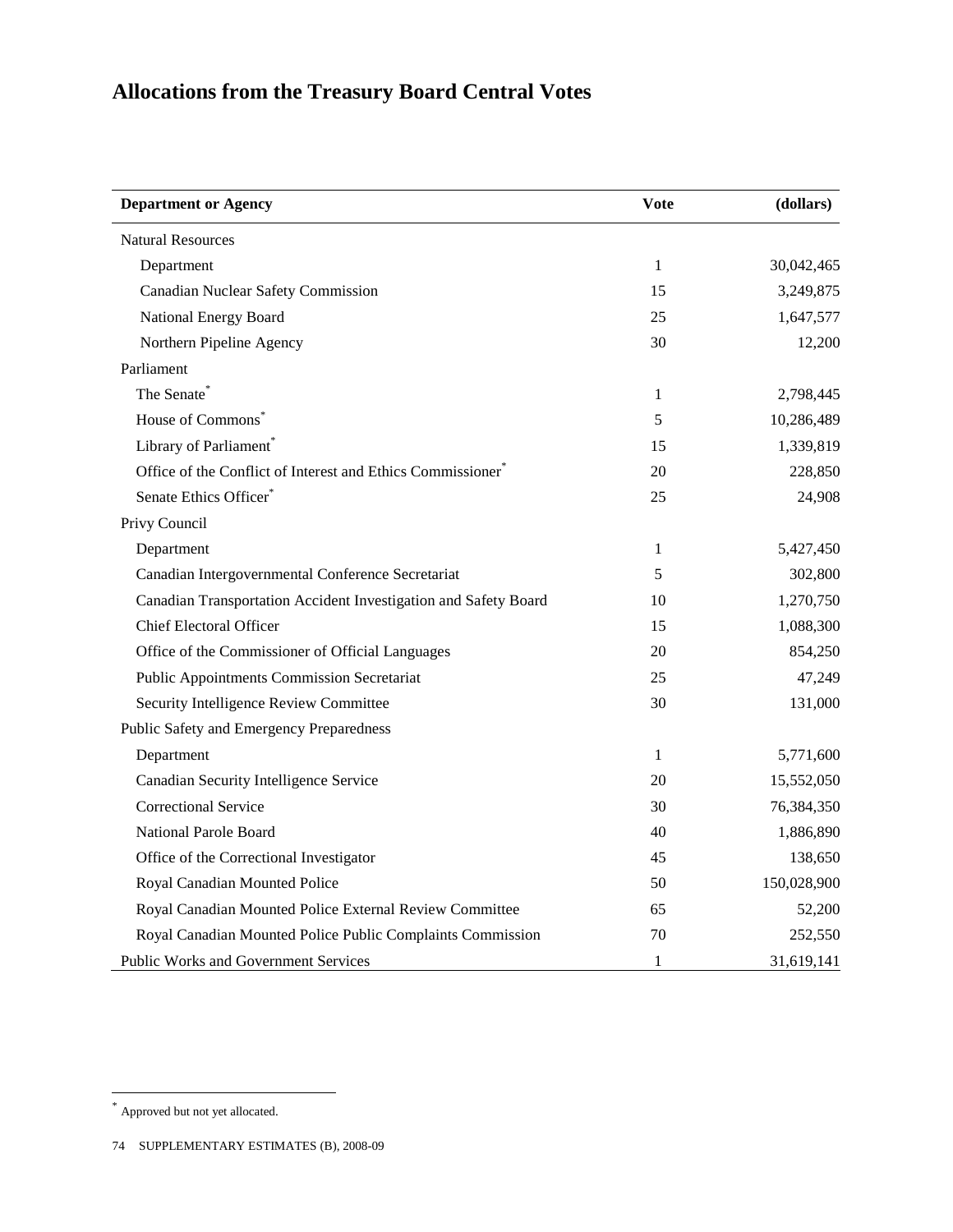# Allocations from the Treasury Board Central Votes

| Department or Agency | Vote | (dollars) |
|---|---|---|
| Natural Resources | | |
| Department | 1 | 30,042,465 |
| Canadian Nuclear Safety Commission | 15 | 3,249,875 |
| National Energy Board | 25 | 1,647,577 |
| Northern Pipeline Agency | 30 | 12,200 |
| Parliament | | |
| The Senate* | 1 | 2,798,445 |
| House of Commons* | 5 | 10,286,489 |
| Library of Parliament* | 15 | 1,339,819 |
| Office of the Conflict of Interest and Ethics Commissioner* | 20 | 228,850 |
| Senate Ethics Officer* | 25 | 24,908 |
| Privy Council | | |
| Department | 1 | 5,427,450 |
| Canadian Intergovernmental Conference Secretariat | 5 | 302,800 |
| Canadian Transportation Accident Investigation and Safety Board | 10 | 1,270,750 |
| Chief Electoral Officer | 15 | 1,088,300 |
| Office of the Commissioner of Official Languages | 20 | 854,250 |
| Public Appointments Commission Secretariat | 25 | 47,249 |
| Security Intelligence Review Committee | 30 | 131,000 |
| Public Safety and Emergency Preparedness | | |
| Department | 1 | 5,771,600 |
| Canadian Security Intelligence Service | 20 | 15,552,050 |
| Correctional Service | 30 | 76,384,350 |
| National Parole Board | 40 | 1,886,890 |
| Office of the Correctional Investigator | 45 | 138,650 |
| Royal Canadian Mounted Police | 50 | 150,028,900 |
| Royal Canadian Mounted Police External Review Committee | 65 | 52,200 |
| Royal Canadian Mounted Police Public Complaints Commission | 70 | 252,550 |
| Public Works and Government Services | 1 | 31,619,141 |

* Approved but not yet allocated.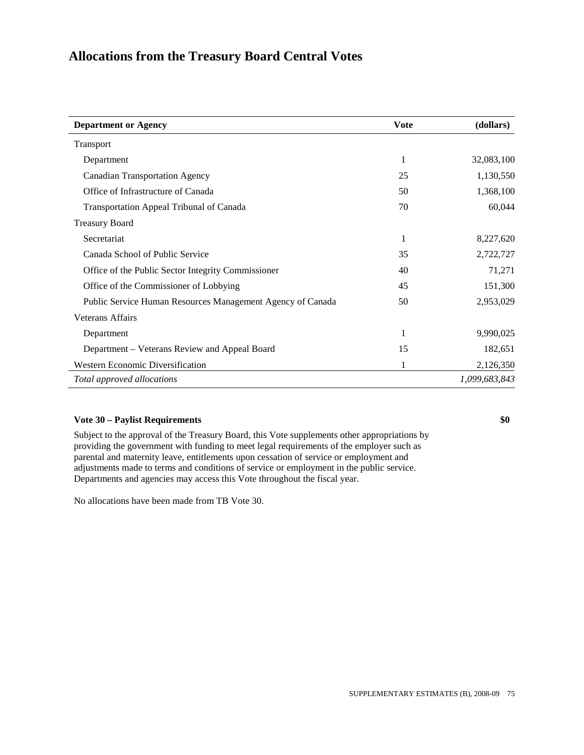# Allocations from the Treasury Board Central Votes

| Department or Agency | Vote | (dollars) |
| --- | --- | --- |
| Transport | | |
| Department | 1 | 32,083,100 |
| Canadian Transportation Agency | 25 | 1,130,550 |
| Office of Infrastructure of Canada | 50 | 1,368,100 |
| Transportation Appeal Tribunal of Canada | 70 | 60,044 |
| Treasury Board | | |
| Secretariat | 1 | 8,227,620 |
| Canada School of Public Service | 35 | 2,722,727 |
| Office of the Public Sector Integrity Commissioner | 40 | 71,271 |
| Office of the Commissioner of Lobbying | 45 | 151,300 |
| Public Service Human Resources Management Agency of Canada | 50 | 2,953,029 |
| Veterans Affairs | | |
| Department | 1 | 9,990,025 |
| Department – Veterans Review and Appeal Board | 15 | 182,651 |
| Western Economic Diversification | 1 | 2,126,350 |
| *Total approved allocations* | | *1,099,683,843* |

**Vote 30 – Paylist Requirements** **$0**

Subject to the approval of the Treasury Board, this Vote supplements other appropriations by providing the government with funding to meet legal requirements of the employer such as parental and maternity leave, entitlements upon cessation of service or employment and adjustments made to terms and conditions of service or employment in the public service. Departments and agencies may access this Vote throughout the fiscal year.

No allocations have been made from TB Vote 30.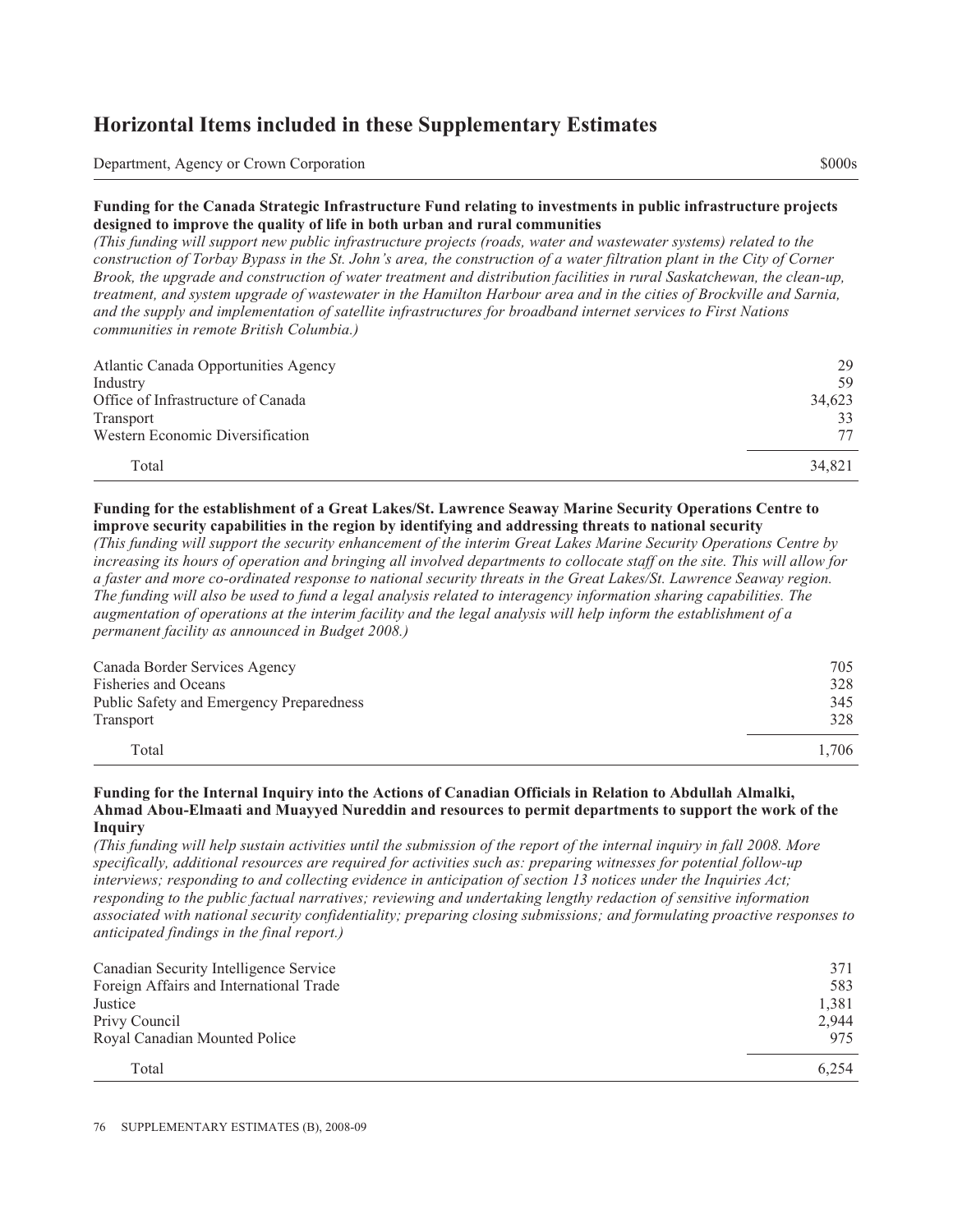# Horizontal Items included in these Supplementary Estimates

| Department, Agency or Crown Corporation | $000s |
|---|---|

**Funding for the Canada Strategic Infrastructure Fund relating to investments in public infrastructure projects designed to improve the quality of life in both urban and rural communities**

*(This funding will support new public infrastructure projects (roads, water and wastewater systems) related to the construction of Torbay Bypass in the St. John's area, the construction of a water filtration plant in the City of Corner Brook, the upgrade and construction of water treatment and distribution facilities in rural Saskatchewan, the clean-up, treatment, and system upgrade of wastewater in the Hamilton Harbour area and in the cities of Brockville and Sarnia, and the supply and implementation of satellite infrastructures for broadband internet services to First Nations communities in remote British Columbia.)*

| Department, Agency or Crown Corporation | $000s |
|---|---|
| Atlantic Canada Opportunities Agency | 29 |
| Industry | 59 |
| Office of Infrastructure of Canada | 34,623 |
| Transport | 33 |
| Western Economic Diversification | 77 |
| Total | 34,821 |

**Funding for the establishment of a Great Lakes/St. Lawrence Seaway Marine Security Operations Centre to improve security capabilities in the region by identifying and addressing threats to national security**

*(This funding will support the security enhancement of the interim Great Lakes Marine Security Operations Centre by increasing its hours of operation and bringing all involved departments to collocate staff on the site. This will allow for a faster and more co-ordinated response to national security threats in the Great Lakes/St. Lawrence Seaway region. The funding will also be used to fund a legal analysis related to interagency information sharing capabilities. The augmentation of operations at the interim facility and the legal analysis will help inform the establishment of a permanent facility as announced in Budget 2008.)*

| Department, Agency or Crown Corporation | $000s |
|---|---|
| Canada Border Services Agency | 705 |
| Fisheries and Oceans | 328 |
| Public Safety and Emergency Preparedness | 345 |
| Transport | 328 |
| Total | 1,706 |

**Funding for the Internal Inquiry into the Actions of Canadian Officials in Relation to Abdullah Almalki, Ahmad Abou-Elmaati and Muayyed Nureddin and resources to permit departments to support the work of the Inquiry**

*(This funding will help sustain activities until the submission of the report of the internal inquiry in fall 2008. More specifically, additional resources are required for activities such as: preparing witnesses for potential follow-up interviews; responding to and collecting evidence in anticipation of section 13 notices under the Inquiries Act; responding to the public factual narratives; reviewing and undertaking lengthy redaction of sensitive information associated with national security confidentiality; preparing closing submissions; and formulating proactive responses to anticipated findings in the final report.)*

| Department, Agency or Crown Corporation | $000s |
|---|---|
| Canadian Security Intelligence Service | 371 |
| Foreign Affairs and International Trade | 583 |
| Justice | 1,381 |
| Privy Council | 2,944 |
| Royal Canadian Mounted Police | 975 |
| Total | 6,254 |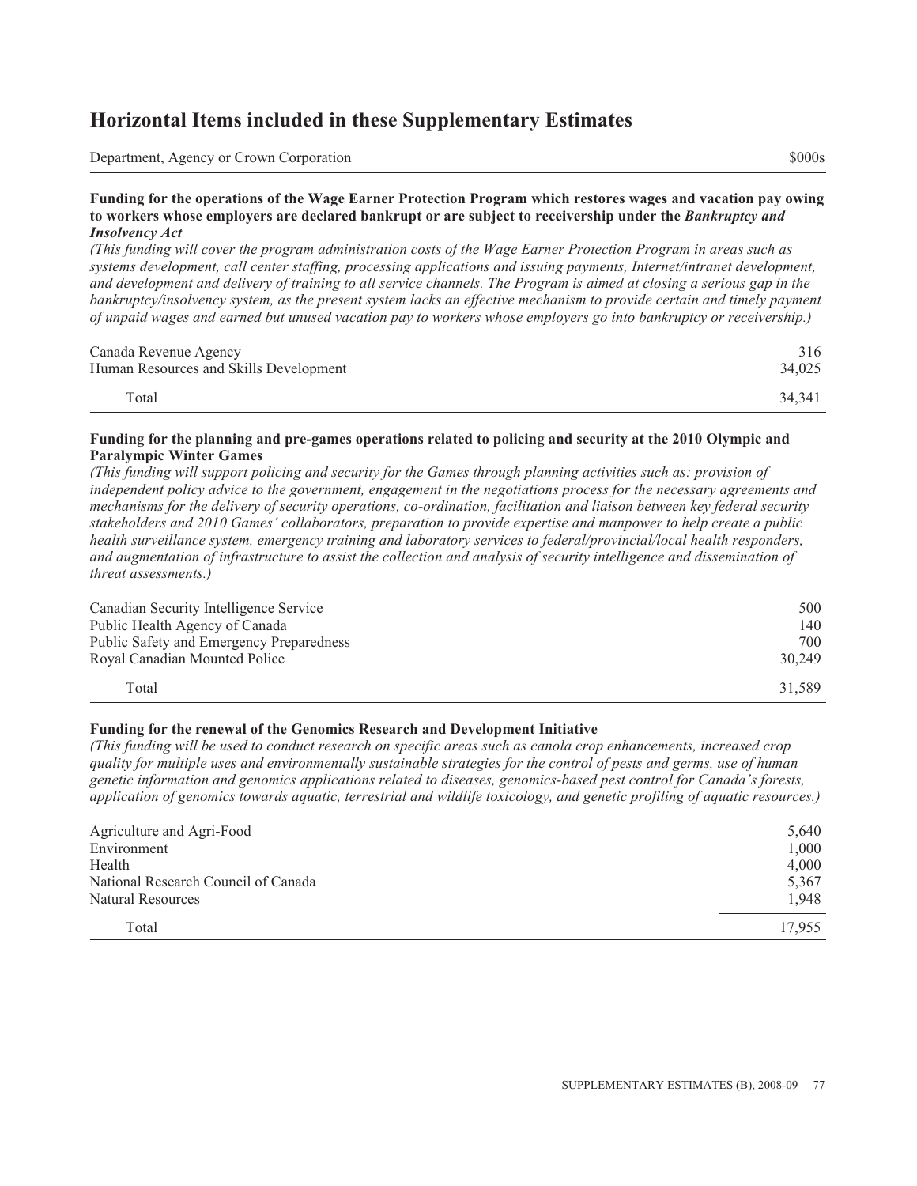# Horizontal Items included in these Supplementary Estimates

| Department, Agency or Crown Corporation | $000s |
|---|---|

**Funding for the operations of the Wage Earner Protection Program which restores wages and vacation pay owing to workers whose employers are declared bankrupt or are subject to receivership under the *Bankruptcy and Insolvency Act***

*(This funding will cover the program administration costs of the Wage Earner Protection Program in areas such as systems development, call center staffing, processing applications and issuing payments, Internet/intranet development, and development and delivery of training to all service channels. The Program is aimed at closing a serious gap in the bankruptcy/insolvency system, as the present system lacks an effective mechanism to provide certain and timely payment of unpaid wages and earned but unused vacation pay to workers whose employers go into bankruptcy or receivership.)*

| Department, Agency or Crown Corporation | $000s |
|---|---|
| Canada Revenue Agency | 316 |
| Human Resources and Skills Development | 34,025 |
| Total | 34,341 |

**Funding for the planning and pre-games operations related to policing and security at the 2010 Olympic and Paralympic Winter Games**

*(This funding will support policing and security for the Games through planning activities such as: provision of independent policy advice to the government, engagement in the negotiations process for the necessary agreements and mechanisms for the delivery of security operations, co-ordination, facilitation and liaison between key federal security stakeholders and 2010 Games' collaborators, preparation to provide expertise and manpower to help create a public health surveillance system, emergency training and laboratory services to federal/provincial/local health responders, and augmentation of infrastructure to assist the collection and analysis of security intelligence and dissemination of threat assessments.)*

| Department, Agency or Crown Corporation | $000s |
|---|---|
| Canadian Security Intelligence Service | 500 |
| Public Health Agency of Canada | 140 |
| Public Safety and Emergency Preparedness | 700 |
| Royal Canadian Mounted Police | 30,249 |
| Total | 31,589 |

**Funding for the renewal of the Genomics Research and Development Initiative**

*(This funding will be used to conduct research on specific areas such as canola crop enhancements, increased crop quality for multiple uses and environmentally sustainable strategies for the control of pests and germs, use of human genetic information and genomics applications related to diseases, genomics-based pest control for Canada's forests, application of genomics towards aquatic, terrestrial and wildlife toxicology, and genetic profiling of aquatic resources.)*

| Department, Agency or Crown Corporation | $000s |
|---|---|
| Agriculture and Agri-Food | 5,640 |
| Environment | 1,000 |
| Health | 4,000 |
| National Research Council of Canada | 5,367 |
| Natural Resources | 1,948 |
| Total | 17,955 |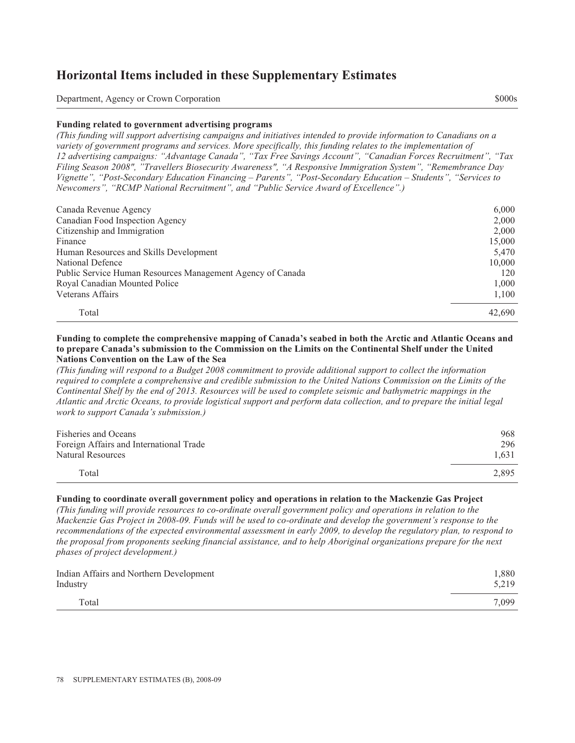# Horizontal Items included in these Supplementary Estimates

| Department, Agency or Crown Corporation | $000s |
| --- | --- |

**Funding related to government advertising programs**

*(This funding will support advertising campaigns and initiatives intended to provide information to Canadians on a variety of government programs and services. More specifically, this funding relates to the implementation of 12 advertising campaigns: "Advantage Canada", "Tax Free Savings Account", "Canadian Forces Recruitment", "Tax Filing Season 2008", "Travellers Biosecurity Awareness", "A Responsive Immigration System", "Remembrance Day Vignette", "Post-Secondary Education Financing – Parents", "Post-Secondary Education – Students", "Services to Newcomers", "RCMP National Recruitment", and "Public Service Award of Excellence".)*

| | |
| --- | --- |
| Canada Revenue Agency | 6,000 |
| Canadian Food Inspection Agency | 2,000 |
| Citizenship and Immigration | 2,000 |
| Finance | 15,000 |
| Human Resources and Skills Development | 5,470 |
| National Defence | 10,000 |
| Public Service Human Resources Management Agency of Canada | 120 |
| Royal Canadian Mounted Police | 1,000 |
| Veterans Affairs | 1,100 |
| Total | 42,690 |

**Funding to complete the comprehensive mapping of Canada's seabed in both the Arctic and Atlantic Oceans and to prepare Canada's submission to the Commission on the Limits on the Continental Shelf under the United Nations Convention on the Law of the Sea**

*(This funding will respond to a Budget 2008 commitment to provide additional support to collect the information required to complete a comprehensive and credible submission to the United Nations Commission on the Limits of the Continental Shelf by the end of 2013. Resources will be used to complete seismic and bathymetric mappings in the Atlantic and Arctic Oceans, to provide logistical support and perform data collection, and to prepare the initial legal work to support Canada's submission.)*

| | |
| --- | --- |
| Fisheries and Oceans | 968 |
| Foreign Affairs and International Trade | 296 |
| Natural Resources | 1,631 |
| Total | 2,895 |

**Funding to coordinate overall government policy and operations in relation to the Mackenzie Gas Project**

*(This funding will provide resources to co-ordinate overall government policy and operations in relation to the Mackenzie Gas Project in 2008-09. Funds will be used to co-ordinate and develop the government's response to the recommendations of the expected environmental assessment in early 2009, to develop the regulatory plan, to respond to the proposal from proponents seeking financial assistance, and to help Aboriginal organizations prepare for the next phases of project development.)*

| | |
| --- | --- |
| Indian Affairs and Northern Development | 1,880 |
| Industry | 5,219 |
| Total | 7,099 |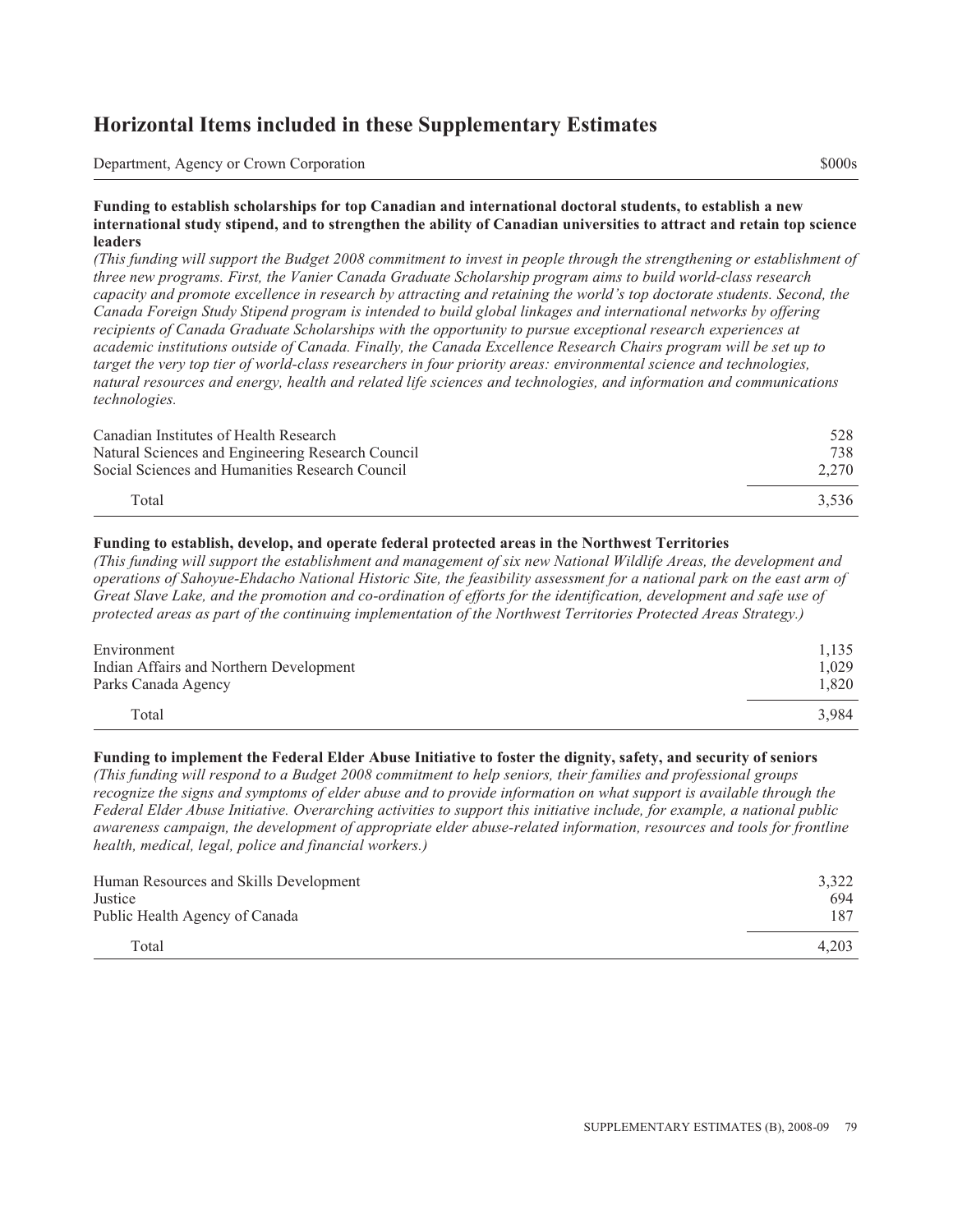## Horizontal Items included in these Supplementary Estimates

| Department, Agency or Crown Corporation | $000s |
|---|---|

**Funding to establish scholarships for top Canadian and international doctoral students, to establish a new international study stipend, and to strengthen the ability of Canadian universities to attract and retain top science leaders**

*(This funding will support the Budget 2008 commitment to invest in people through the strengthening or establishment of three new programs. First, the Vanier Canada Graduate Scholarship program aims to build world-class research capacity and promote excellence in research by attracting and retaining the world's top doctorate students. Second, the Canada Foreign Study Stipend program is intended to build global linkages and international networks by offering recipients of Canada Graduate Scholarships with the opportunity to pursue exceptional research experiences at academic institutions outside of Canada. Finally, the Canada Excellence Research Chairs program will be set up to target the very top tier of world-class researchers in four priority areas: environmental science and technologies, natural resources and energy, health and related life sciences and technologies, and information and communications technologies.*

| Department, Agency or Crown Corporation | $000s |
|---|---|
| Canadian Institutes of Health Research | 528 |
| Natural Sciences and Engineering Research Council | 738 |
| Social Sciences and Humanities Research Council | 2,270 |
| Total | 3,536 |

**Funding to establish, develop, and operate federal protected areas in the Northwest Territories**

*(This funding will support the establishment and management of six new National Wildlife Areas, the development and operations of Sahoyue-Ehdacho National Historic Site, the feasibility assessment for a national park on the east arm of Great Slave Lake, and the promotion and co-ordination of efforts for the identification, development and safe use of protected areas as part of the continuing implementation of the Northwest Territories Protected Areas Strategy.)*

| Department, Agency or Crown Corporation | $000s |
|---|---|
| Environment | 1,135 |
| Indian Affairs and Northern Development | 1,029 |
| Parks Canada Agency | 1,820 |
| Total | 3,984 |

**Funding to implement the Federal Elder Abuse Initiative to foster the dignity, safety, and security of seniors**

*(This funding will respond to a Budget 2008 commitment to help seniors, their families and professional groups recognize the signs and symptoms of elder abuse and to provide information on what support is available through the Federal Elder Abuse Initiative. Overarching activities to support this initiative include, for example, a national public awareness campaign, the development of appropriate elder abuse-related information, resources and tools for frontline health, medical, legal, police and financial workers.)*

| Department, Agency or Crown Corporation | $000s |
|---|---|
| Human Resources and Skills Development | 3,322 |
| Justice | 694 |
| Public Health Agency of Canada | 187 |
| Total | 4,203 |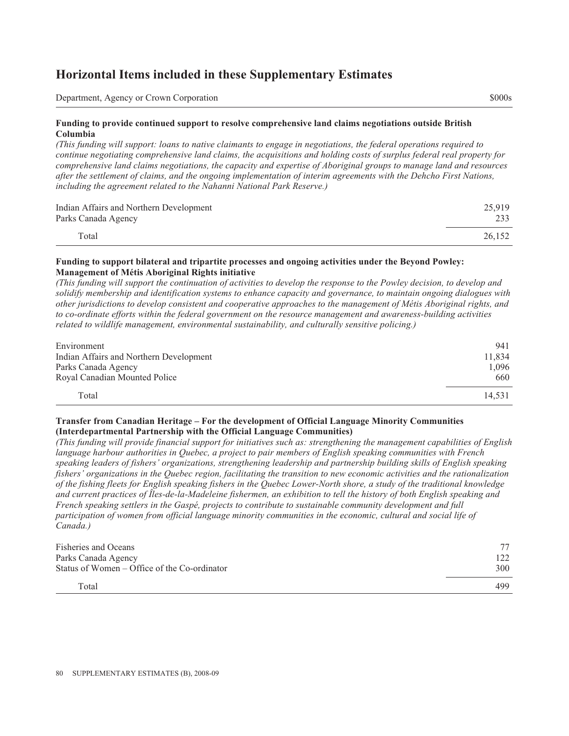# Horizontal Items included in these Supplementary Estimates

| Department, Agency or Crown Corporation | $000s |
|---|---|

### Funding to provide continued support to resolve comprehensive land claims negotiations outside British Columbia

*(This funding will support: loans to native claimants to engage in negotiations, the federal operations required to continue negotiating comprehensive land claims, the acquisitions and holding costs of surplus federal real property for comprehensive land claims negotiations, the capacity and expertise of Aboriginal groups to manage land and resources after the settlement of claims, and the ongoing implementation of interim agreements with the Dehcho First Nations, including the agreement related to the Nahanni National Park Reserve.)*

| | |
|---|---|
| Indian Affairs and Northern Development | 25,919 |
| Parks Canada Agency | 233 |
| Total | 26,152 |

### Funding to support bilateral and tripartite processes and ongoing activities under the Beyond Powley: Management of Métis Aboriginal Rights initiative

*(This funding will support the continuation of activities to develop the response to the Powley decision, to develop and solidify membership and identification systems to enhance capacity and governance, to maintain ongoing dialogues with other jurisdictions to develop consistent and cooperative approaches to the management of Métis Aboriginal rights, and to co-ordinate efforts within the federal government on the resource management and awareness-building activities related to wildlife management, environmental sustainability, and culturally sensitive policing.)*

| | |
|---|---|
| Environment | 941 |
| Indian Affairs and Northern Development | 11,834 |
| Parks Canada Agency | 1,096 |
| Royal Canadian Mounted Police | 660 |
| Total | 14,531 |

### Transfer from Canadian Heritage – For the development of Official Language Minority Communities (Interdepartmental Partnership with the Official Language Communities)

*(This funding will provide financial support for initiatives such as: strengthening the management capabilities of English language harbour authorities in Quebec, a project to pair members of English speaking communities with French speaking leaders of fishers' organizations, strengthening leadership and partnership building skills of English speaking fishers' organizations in the Quebec region, facilitating the transition to new economic activities and the rationalization of the fishing fleets for English speaking fishers in the Quebec Lower-North shore, a study of the traditional knowledge and current practices of Îles-de-la-Madeleine fishermen, an exhibition to tell the history of both English speaking and French speaking settlers in the Gaspé, projects to contribute to sustainable community development and full participation of women from official language minority communities in the economic, cultural and social life of Canada.)*

| | |
|---|---|
| Fisheries and Oceans | 77 |
| Parks Canada Agency | 122 |
| Status of Women – Office of the Co-ordinator | 300 |
| Total | 499 |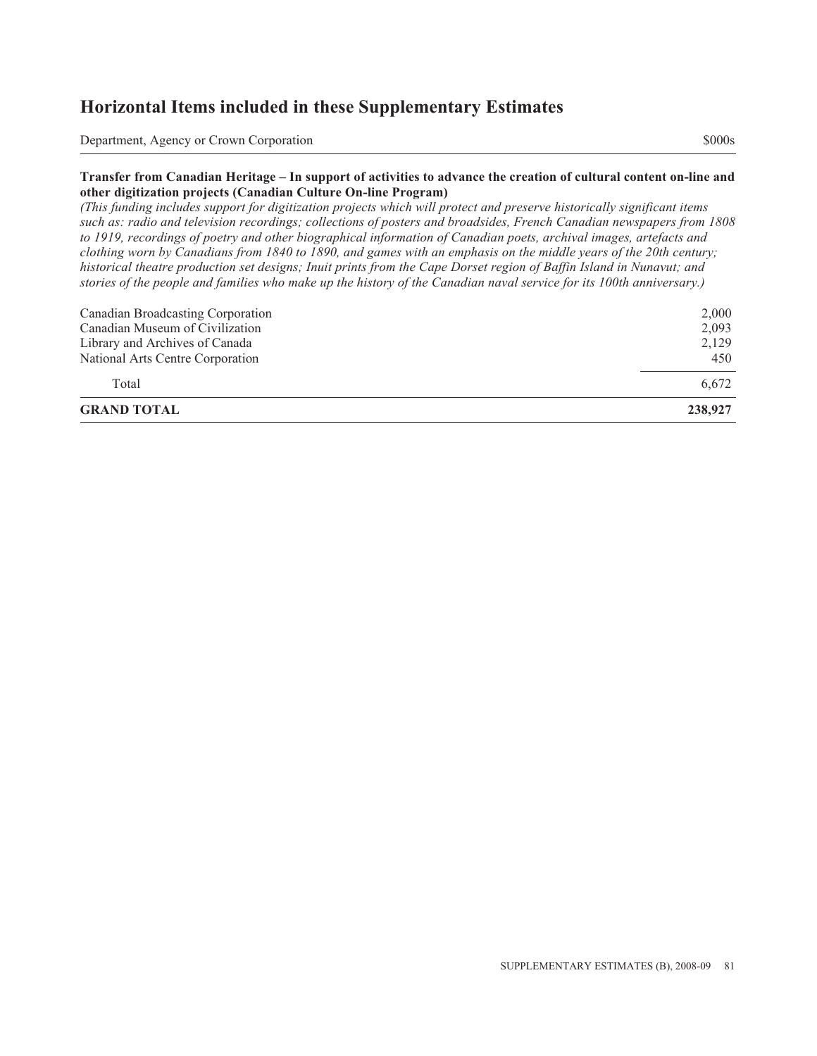## Horizontal Items included in these Supplementary Estimates

| Department, Agency or Crown Corporation | $000s |
|---|---|
| **Transfer from Canadian Heritage – In support of activities to advance the creation of cultural content on-line and other digitization projects (Canadian Culture On-line Program)** *(This funding includes support for digitization projects which will protect and preserve historically significant items such as: radio and television recordings; collections of posters and broadsides, French Canadian newspapers from 1808 to 1919, recordings of poetry and other biographical information of Canadian poets, archival images, artefacts and clothing worn by Canadians from 1840 to 1890, and games with an emphasis on the middle years of the 20th century; historical theatre production set designs; Inuit prints from the Cape Dorset region of Baffin Island in Nunavut; and stories of the people and families who make up the history of the Canadian naval service for its 100th anniversary.)* | |
| Canadian Broadcasting Corporation | 2,000 |
| Canadian Museum of Civilization | 2,093 |
| Library and Archives of Canada | 2,129 |
| National Arts Centre Corporation | 450 |
| Total | 6,672 |
| **GRAND TOTAL** | **238,927** |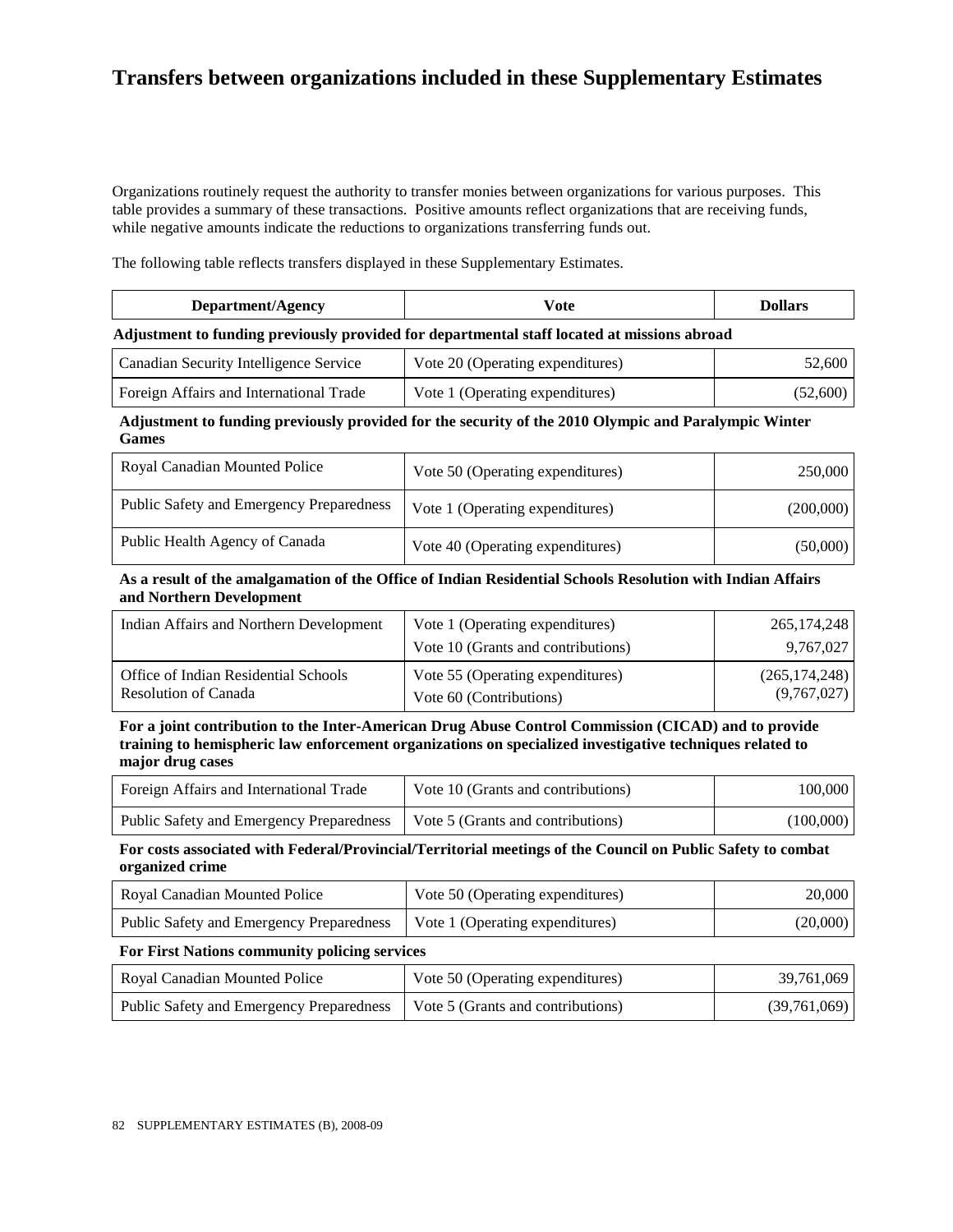# Transfers between organizations included in these Supplementary Estimates

Organizations routinely request the authority to transfer monies between organizations for various purposes. This table provides a summary of these transactions. Positive amounts reflect organizations that are receiving funds, while negative amounts indicate the reductions to organizations transferring funds out.

The following table reflects transfers displayed in these Supplementary Estimates.

| Department/Agency | Vote | Dollars |
|---|---|---|
| **Adjustment to funding previously provided for departmental staff located at missions abroad** | | |
| Canadian Security Intelligence Service | Vote 20 (Operating expenditures) | 52,600 |
| Foreign Affairs and International Trade | Vote 1 (Operating expenditures) | (52,600) |
| **Adjustment to funding previously provided for the security of the 2010 Olympic and Paralympic Winter Games** | | |
| Royal Canadian Mounted Police | Vote 50 (Operating expenditures) | 250,000 |
| Public Safety and Emergency Preparedness | Vote 1 (Operating expenditures) | (200,000) |
| Public Health Agency of Canada | Vote 40 (Operating expenditures) | (50,000) |
| **As a result of the amalgamation of the Office of Indian Residential Schools Resolution with Indian Affairs and Northern Development** | | |
| Indian Affairs and Northern Development | Vote 1 (Operating expenditures) | 265,174,248 |
| | Vote 10 (Grants and contributions) | 9,767,027 |
| Office of Indian Residential Schools Resolution of Canada | Vote 55 (Operating expenditures) | (265,174,248) |
| | Vote 60 (Contributions) | (9,767,027) |
| **For a joint contribution to the Inter-American Drug Abuse Control Commission (CICAD) and to provide training to hemispheric law enforcement organizations on specialized investigative techniques related to major drug cases** | | |
| Foreign Affairs and International Trade | Vote 10 (Grants and contributions) | 100,000 |
| Public Safety and Emergency Preparedness | Vote 5 (Grants and contributions) | (100,000) |
| **For costs associated with Federal/Provincial/Territorial meetings of the Council on Public Safety to combat organized crime** | | |
| Royal Canadian Mounted Police | Vote 50 (Operating expenditures) | 20,000 |
| Public Safety and Emergency Preparedness | Vote 1 (Operating expenditures) | (20,000) |
| **For First Nations community policing services** | | |
| Royal Canadian Mounted Police | Vote 50 (Operating expenditures) | 39,761,069 |
| Public Safety and Emergency Preparedness | Vote 5 (Grants and contributions) | (39,761,069) |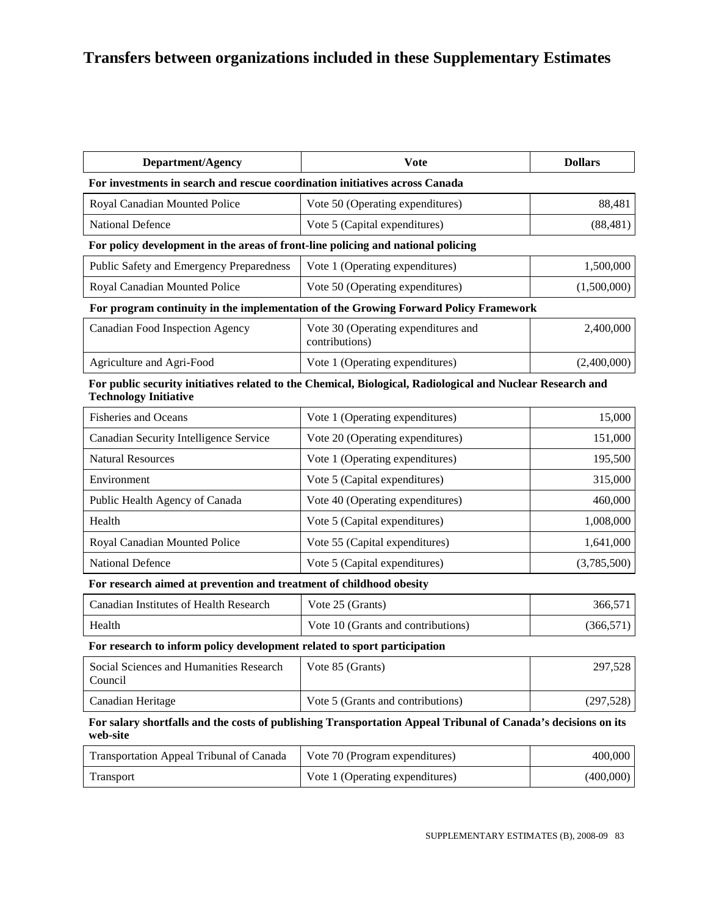# Transfers between organizations included in these Supplementary Estimates

| Department/Agency | Vote | Dollars |
|---|---|---|
| **For investments in search and rescue coordination initiatives across Canada** | | |
| Royal Canadian Mounted Police | Vote 50 (Operating expenditures) | 88,481 |
| National Defence | Vote 5 (Capital expenditures) | (88,481) |
| **For policy development in the areas of front-line policing and national policing** | | |
| Public Safety and Emergency Preparedness | Vote 1 (Operating expenditures) | 1,500,000 |
| Royal Canadian Mounted Police | Vote 50 (Operating expenditures) | (1,500,000) |
| **For program continuity in the implementation of the Growing Forward Policy Framework** | | |
| Canadian Food Inspection Agency | Vote 30 (Operating expenditures and contributions) | 2,400,000 |
| Agriculture and Agri-Food | Vote 1 (Operating expenditures) | (2,400,000) |
| **For public security initiatives related to the Chemical, Biological, Radiological and Nuclear Research and Technology Initiative** | | |
| Fisheries and Oceans | Vote 1 (Operating expenditures) | 15,000 |
| Canadian Security Intelligence Service | Vote 20 (Operating expenditures) | 151,000 |
| Natural Resources | Vote 1 (Operating expenditures) | 195,500 |
| Environment | Vote 5 (Capital expenditures) | 315,000 |
| Public Health Agency of Canada | Vote 40 (Operating expenditures) | 460,000 |
| Health | Vote 5 (Capital expenditures) | 1,008,000 |
| Royal Canadian Mounted Police | Vote 55 (Capital expenditures) | 1,641,000 |
| National Defence | Vote 5 (Capital expenditures) | (3,785,500) |
| **For research aimed at prevention and treatment of childhood obesity** | | |
| Canadian Institutes of Health Research | Vote 25 (Grants) | 366,571 |
| Health | Vote 10 (Grants and contributions) | (366,571) |
| **For research to inform policy development related to sport participation** | | |
| Social Sciences and Humanities Research Council | Vote 85 (Grants) | 297,528 |
| Canadian Heritage | Vote 5 (Grants and contributions) | (297,528) |
| **For salary shortfalls and the costs of publishing Transportation Appeal Tribunal of Canada's decisions on its web-site** | | |
| Transportation Appeal Tribunal of Canada | Vote 70 (Program expenditures) | 400,000 |
| Transport | Vote 1 (Operating expenditures) | (400,000) |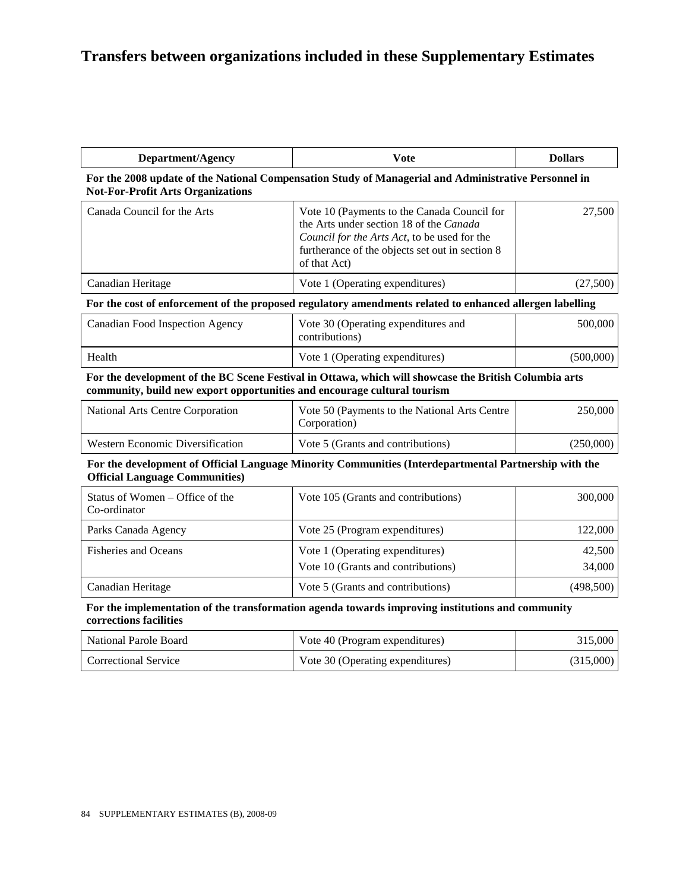# Transfers between organizations included in these Supplementary Estimates

| Department/Agency | Vote | Dollars |
|---|---|---|
| **For the 2008 update of the National Compensation Study of Managerial and Administrative Personnel in Not-For-Profit Arts Organizations** | | |
| Canada Council for the Arts | Vote 10 (Payments to the Canada Council for the Arts under section 18 of the *Canada Council for the Arts Act*, to be used for the furtherance of the objects set out in section 8 of that Act) | 27,500 |
| Canadian Heritage | Vote 1 (Operating expenditures) | (27,500) |
| **For the cost of enforcement of the proposed regulatory amendments related to enhanced allergen labelling** | | |
| Canadian Food Inspection Agency | Vote 30 (Operating expenditures and contributions) | 500,000 |
| Health | Vote 1 (Operating expenditures) | (500,000) |
| **For the development of the BC Scene Festival in Ottawa, which will showcase the British Columbia arts community, build new export opportunities and encourage cultural tourism** | | |
| National Arts Centre Corporation | Vote 50 (Payments to the National Arts Centre Corporation) | 250,000 |
| Western Economic Diversification | Vote 5 (Grants and contributions) | (250,000) |
| **For the development of Official Language Minority Communities (Interdepartmental Partnership with the Official Language Communities)** | | |
| Status of Women – Office of the Co-ordinator | Vote 105 (Grants and contributions) | 300,000 |
| Parks Canada Agency | Vote 25 (Program expenditures) | 122,000 |
| Fisheries and Oceans | Vote 1 (Operating expenditures) | 42,500 |
| | Vote 10 (Grants and contributions) | 34,000 |
| Canadian Heritage | Vote 5 (Grants and contributions) | (498,500) |
| **For the implementation of the transformation agenda towards improving institutions and community corrections facilities** | | |
| National Parole Board | Vote 40 (Program expenditures) | 315,000 |
| Correctional Service | Vote 30 (Operating expenditures) | (315,000) |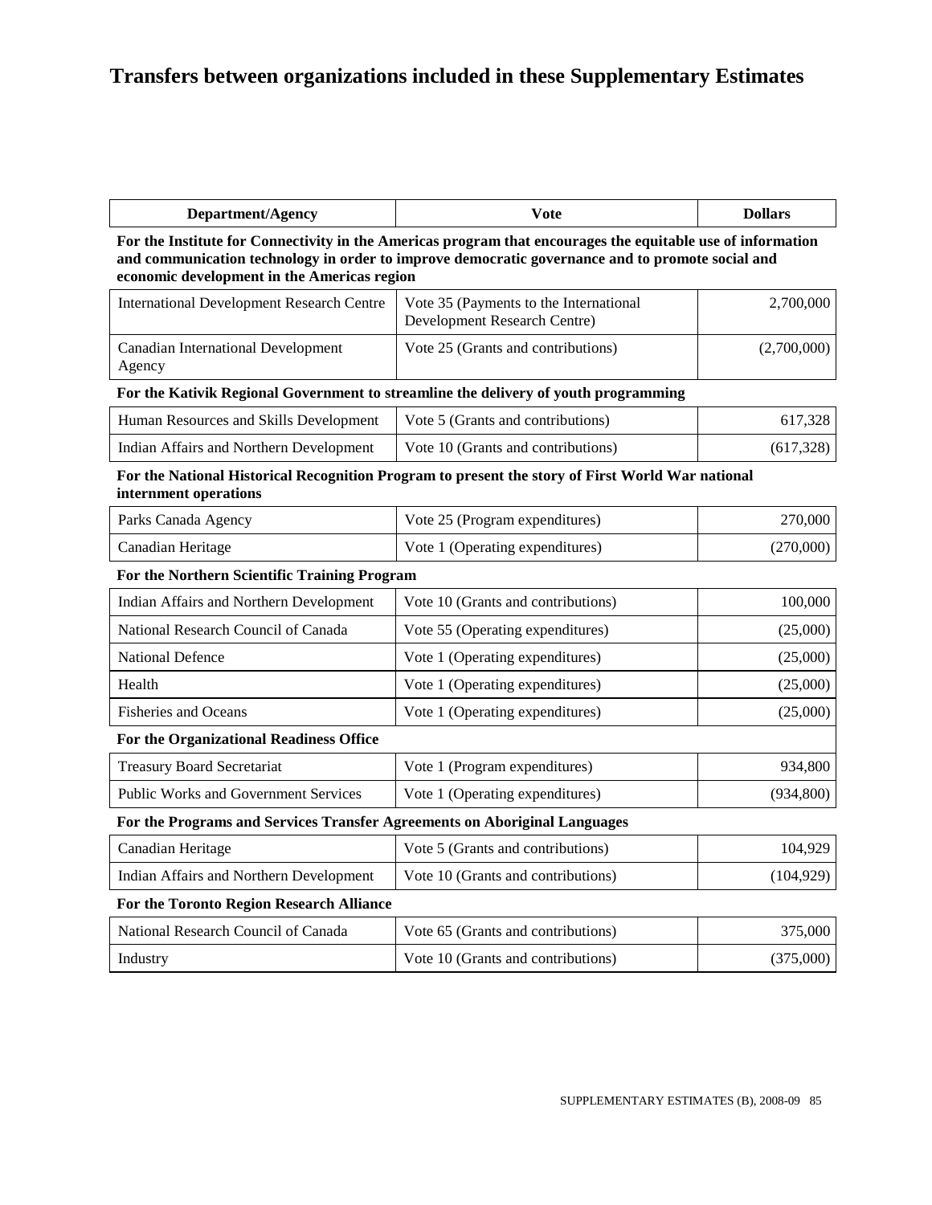# Transfers between organizations included in these Supplementary Estimates

| Department/Agency | Vote | Dollars |
|---|---|---|
| **For the Institute for Connectivity in the Americas program that encourages the equitable use of information and communication technology in order to improve democratic governance and to promote social and economic development in the Americas region** | | |
| International Development Research Centre | Vote 35 (Payments to the International Development Research Centre) | 2,700,000 |
| Canadian International Development Agency | Vote 25 (Grants and contributions) | (2,700,000) |
| **For the Kativik Regional Government to streamline the delivery of youth programming** | | |
| Human Resources and Skills Development | Vote 5 (Grants and contributions) | 617,328 |
| Indian Affairs and Northern Development | Vote 10 (Grants and contributions) | (617,328) |
| **For the National Historical Recognition Program to present the story of First World War national internment operations** | | |
| Parks Canada Agency | Vote 25 (Program expenditures) | 270,000 |
| Canadian Heritage | Vote 1 (Operating expenditures) | (270,000) |
| **For the Northern Scientific Training Program** | | |
| Indian Affairs and Northern Development | Vote 10 (Grants and contributions) | 100,000 |
| National Research Council of Canada | Vote 55 (Operating expenditures) | (25,000) |
| National Defence | Vote 1 (Operating expenditures) | (25,000) |
| Health | Vote 1 (Operating expenditures) | (25,000) |
| Fisheries and Oceans | Vote 1 (Operating expenditures) | (25,000) |
| **For the Organizational Readiness Office** | | |
| Treasury Board Secretariat | Vote 1 (Program expenditures) | 934,800 |
| Public Works and Government Services | Vote 1 (Operating expenditures) | (934,800) |
| **For the Programs and Services Transfer Agreements on Aboriginal Languages** | | |
| Canadian Heritage | Vote 5 (Grants and contributions) | 104,929 |
| Indian Affairs and Northern Development | Vote 10 (Grants and contributions) | (104,929) |
| **For the Toronto Region Research Alliance** | | |
| National Research Council of Canada | Vote 65 (Grants and contributions) | 375,000 |
| Industry | Vote 10 (Grants and contributions) | (375,000) |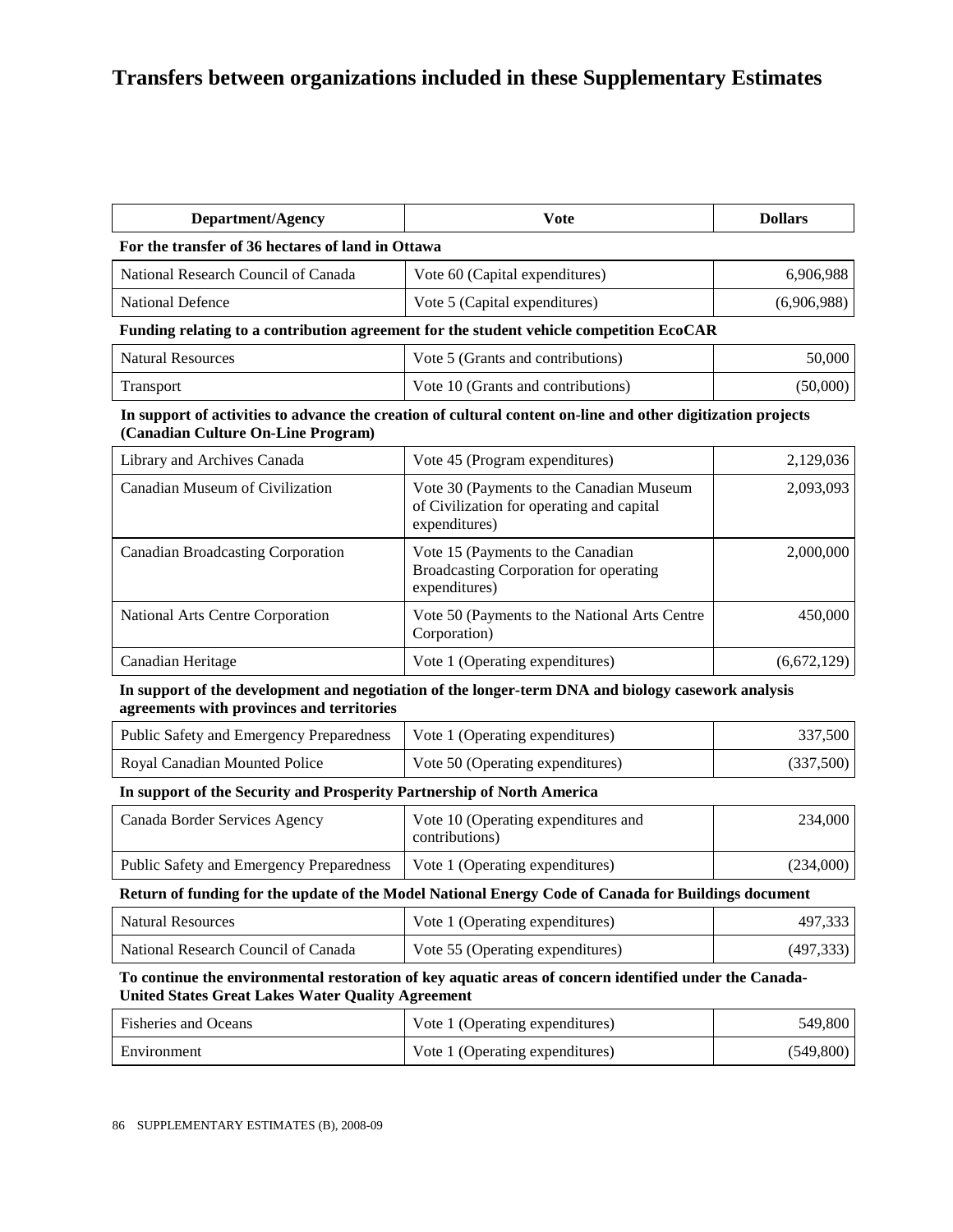# Transfers between organizations included in these Supplementary Estimates

| Department/Agency | Vote | Dollars |
|---|---|---|
| **For the transfer of 36 hectares of land in Ottawa** | | |
| National Research Council of Canada | Vote 60 (Capital expenditures) | 6,906,988 |
| National Defence | Vote 5 (Capital expenditures) | (6,906,988) |
| **Funding relating to a contribution agreement for the student vehicle competition EcoCAR** | | |
| Natural Resources | Vote 5 (Grants and contributions) | 50,000 |
| Transport | Vote 10 (Grants and contributions) | (50,000) |
| **In support of activities to advance the creation of cultural content on-line and other digitization projects (Canadian Culture On-Line Program)** | | |
| Library and Archives Canada | Vote 45 (Program expenditures) | 2,129,036 |
| Canadian Museum of Civilization | Vote 30 (Payments to the Canadian Museum of Civilization for operating and capital expenditures) | 2,093,093 |
| Canadian Broadcasting Corporation | Vote 15 (Payments to the Canadian Broadcasting Corporation for operating expenditures) | 2,000,000 |
| National Arts Centre Corporation | Vote 50 (Payments to the National Arts Centre Corporation) | 450,000 |
| Canadian Heritage | Vote 1 (Operating expenditures) | (6,672,129) |
| **In support of the development and negotiation of the longer-term DNA and biology casework analysis agreements with provinces and territories** | | |
| Public Safety and Emergency Preparedness | Vote 1 (Operating expenditures) | 337,500 |
| Royal Canadian Mounted Police | Vote 50 (Operating expenditures) | (337,500) |
| **In support of the Security and Prosperity Partnership of North America** | | |
| Canada Border Services Agency | Vote 10 (Operating expenditures and contributions) | 234,000 |
| Public Safety and Emergency Preparedness | Vote 1 (Operating expenditures) | (234,000) |
| **Return of funding for the update of the Model National Energy Code of Canada for Buildings document** | | |
| Natural Resources | Vote 1 (Operating expenditures) | 497,333 |
| National Research Council of Canada | Vote 55 (Operating expenditures) | (497,333) |
| **To continue the environmental restoration of key aquatic areas of concern identified under the Canada-United States Great Lakes Water Quality Agreement** | | |
| Fisheries and Oceans | Vote 1 (Operating expenditures) | 549,800 |
| Environment | Vote 1 (Operating expenditures) | (549,800) |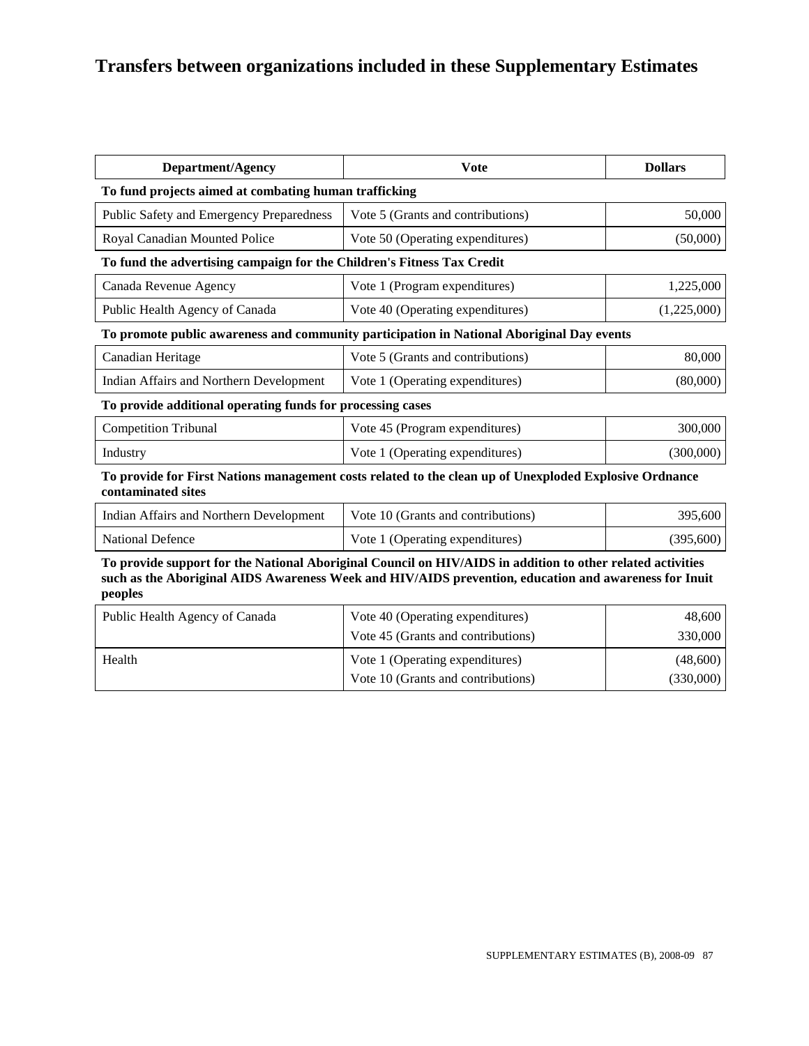# Transfers between organizations included in these Supplementary Estimates

| Department/Agency | Vote | Dollars |
|---|---|---|
| **To fund projects aimed at combating human trafficking** | | |
| Public Safety and Emergency Preparedness | Vote 5 (Grants and contributions) | 50,000 |
| Royal Canadian Mounted Police | Vote 50 (Operating expenditures) | (50,000) |
| **To fund the advertising campaign for the Children's Fitness Tax Credit** | | |
| Canada Revenue Agency | Vote 1 (Program expenditures) | 1,225,000 |
| Public Health Agency of Canada | Vote 40 (Operating expenditures) | (1,225,000) |
| **To promote public awareness and community participation in National Aboriginal Day events** | | |
| Canadian Heritage | Vote 5 (Grants and contributions) | 80,000 |
| Indian Affairs and Northern Development | Vote 1 (Operating expenditures) | (80,000) |
| **To provide additional operating funds for processing cases** | | |
| Competition Tribunal | Vote 45 (Program expenditures) | 300,000 |
| Industry | Vote 1 (Operating expenditures) | (300,000) |
| **To provide for First Nations management costs related to the clean up of Unexploded Explosive Ordnance contaminated sites** | | |
| Indian Affairs and Northern Development | Vote 10 (Grants and contributions) | 395,600 |
| National Defence | Vote 1 (Operating expenditures) | (395,600) |
| **To provide support for the National Aboriginal Council on HIV/AIDS in addition to other related activities such as the Aboriginal AIDS Awareness Week and HIV/AIDS prevention, education and awareness for Inuit peoples** | | |
| Public Health Agency of Canada | Vote 40 (Operating expenditures) | 48,600 |
| | Vote 45 (Grants and contributions) | 330,000 |
| Health | Vote 1 (Operating expenditures) | (48,600) |
| | Vote 10 (Grants and contributions) | (330,000) |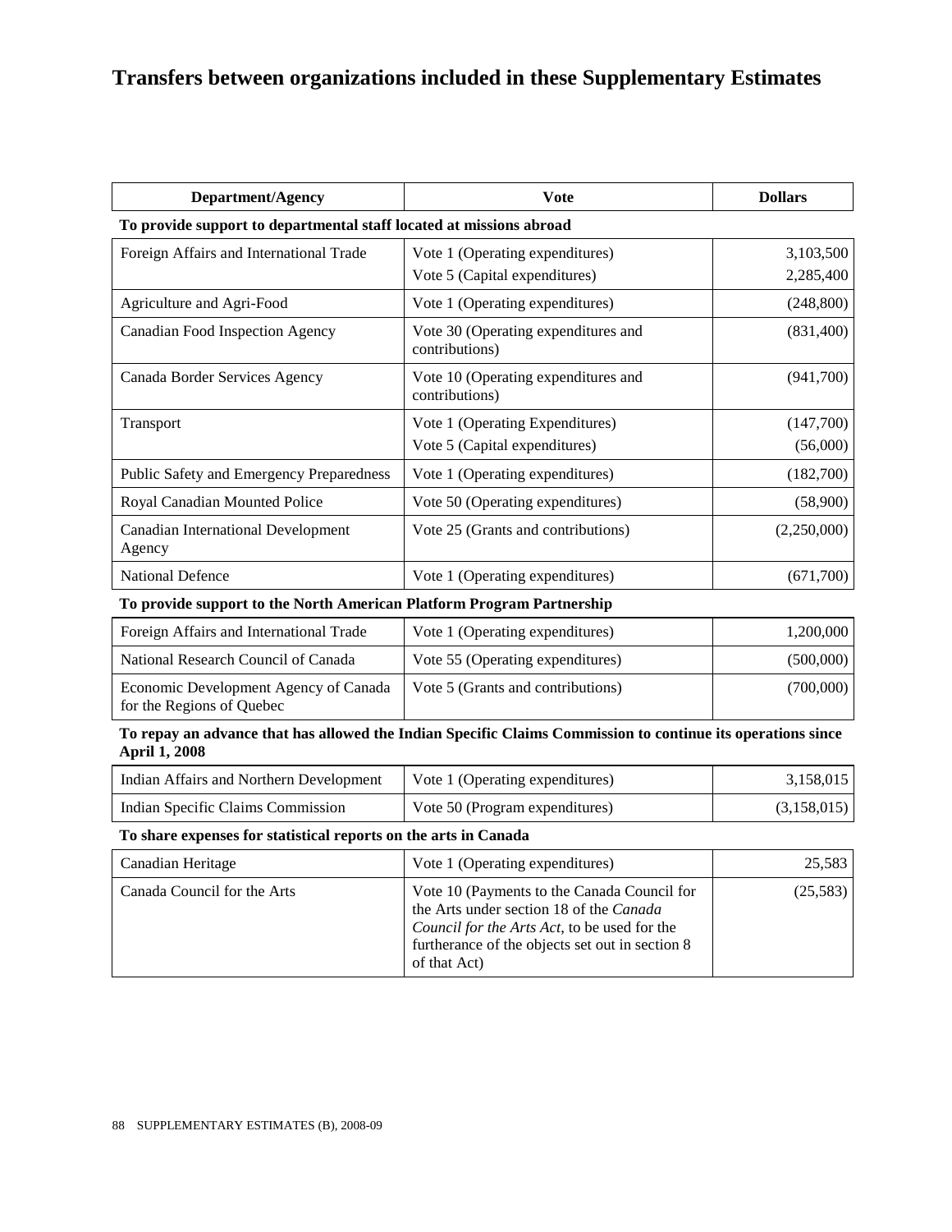# Transfers between organizations included in these Supplementary Estimates

| Department/Agency | Vote | Dollars |
|---|---|---|
| **To provide support to departmental staff located at missions abroad** | | |
| Foreign Affairs and International Trade | Vote 1 (Operating expenditures) | 3,103,500 |
| | Vote 5 (Capital expenditures) | 2,285,400 |
| Agriculture and Agri-Food | Vote 1 (Operating expenditures) | (248,800) |
| Canadian Food Inspection Agency | Vote 30 (Operating expenditures and contributions) | (831,400) |
| Canada Border Services Agency | Vote 10 (Operating expenditures and contributions) | (941,700) |
| Transport | Vote 1 (Operating Expenditures) | (147,700) |
| | Vote 5 (Capital expenditures) | (56,000) |
| Public Safety and Emergency Preparedness | Vote 1 (Operating expenditures) | (182,700) |
| Royal Canadian Mounted Police | Vote 50 (Operating expenditures) | (58,900) |
| Canadian International Development Agency | Vote 25 (Grants and contributions) | (2,250,000) |
| National Defence | Vote 1 (Operating expenditures) | (671,700) |
| **To provide support to the North American Platform Program Partnership** | | |
| Foreign Affairs and International Trade | Vote 1 (Operating expenditures) | 1,200,000 |
| National Research Council of Canada | Vote 55 (Operating expenditures) | (500,000) |
| Economic Development Agency of Canada for the Regions of Quebec | Vote 5 (Grants and contributions) | (700,000) |
| **To repay an advance that has allowed the Indian Specific Claims Commission to continue its operations since April 1, 2008** | | |
| Indian Affairs and Northern Development | Vote 1 (Operating expenditures) | 3,158,015 |
| Indian Specific Claims Commission | Vote 50 (Program expenditures) | (3,158,015) |
| **To share expenses for statistical reports on the arts in Canada** | | |
| Canadian Heritage | Vote 1 (Operating expenditures) | 25,583 |
| Canada Council for the Arts | Vote 10 (Payments to the Canada Council for the Arts under section 18 of the *Canada Council for the Arts Act*, to be used for the furtherance of the objects set out in section 8 of that Act) | (25,583) |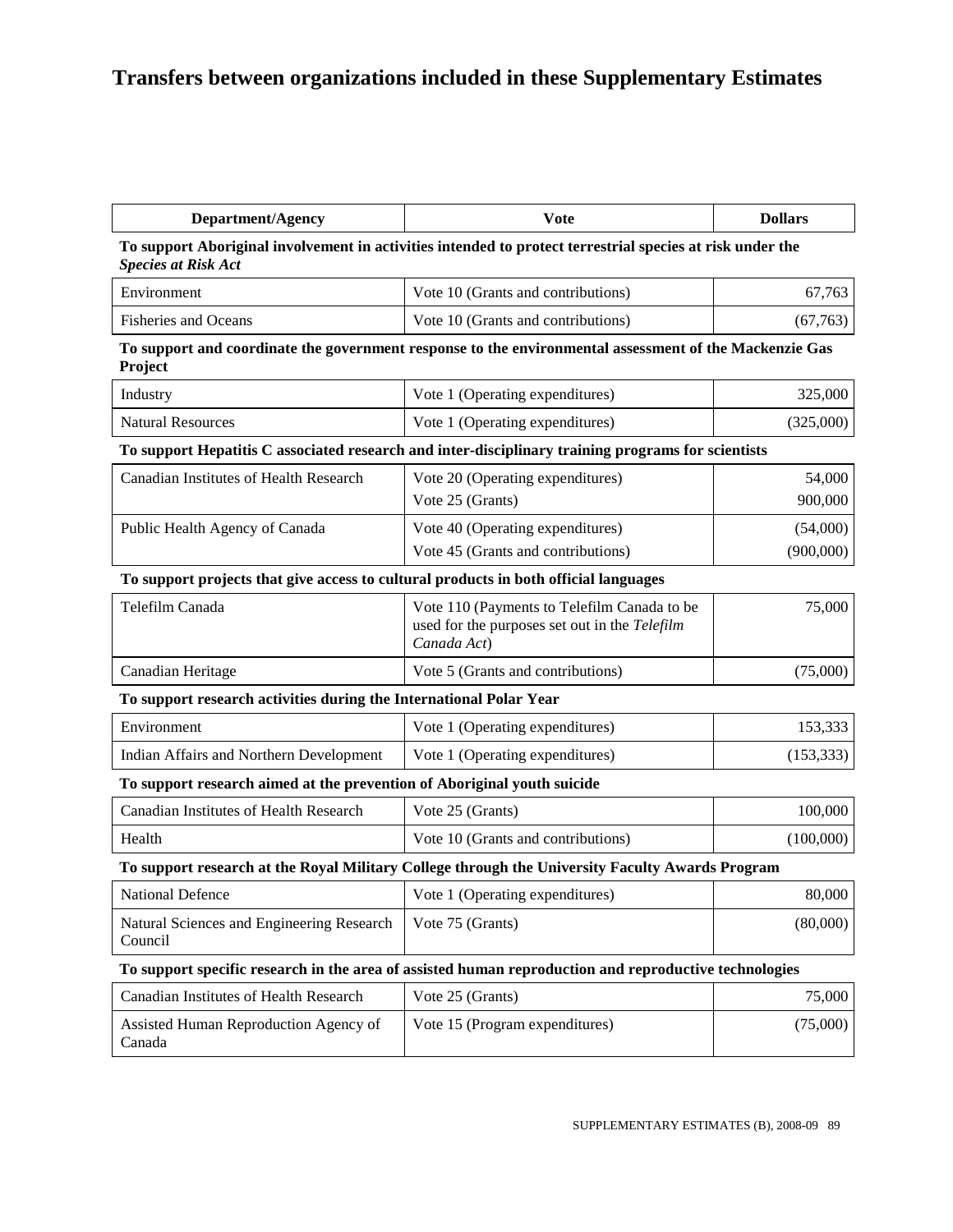# Transfers between organizations included in these Supplementary Estimates

| Department/Agency | Vote | Dollars |
|---|---|---|
| **To support Aboriginal involvement in activities intended to protect terrestrial species at risk under the *Species at Risk Act*** | | |
| Environment | Vote 10 (Grants and contributions) | 67,763 |
| Fisheries and Oceans | Vote 10 (Grants and contributions) | (67,763) |
| **To support and coordinate the government response to the environmental assessment of the Mackenzie Gas Project** | | |
| Industry | Vote 1 (Operating expenditures) | 325,000 |
| Natural Resources | Vote 1 (Operating expenditures) | (325,000) |
| **To support Hepatitis C associated research and inter-disciplinary training programs for scientists** | | |
| Canadian Institutes of Health Research | Vote 20 (Operating expenditures) | 54,000 |
| | Vote 25 (Grants) | 900,000 |
| Public Health Agency of Canada | Vote 40 (Operating expenditures) | (54,000) |
| | Vote 45 (Grants and contributions) | (900,000) |
| **To support projects that give access to cultural products in both official languages** | | |
| Telefilm Canada | Vote 110 (Payments to Telefilm Canada to be used for the purposes set out in the *Telefilm Canada Act*) | 75,000 |
| Canadian Heritage | Vote 5 (Grants and contributions) | (75,000) |
| **To support research activities during the International Polar Year** | | |
| Environment | Vote 1 (Operating expenditures) | 153,333 |
| Indian Affairs and Northern Development | Vote 1 (Operating expenditures) | (153,333) |
| **To support research aimed at the prevention of Aboriginal youth suicide** | | |
| Canadian Institutes of Health Research | Vote 25 (Grants) | 100,000 |
| Health | Vote 10 (Grants and contributions) | (100,000) |
| **To support research at the Royal Military College through the University Faculty Awards Program** | | |
| National Defence | Vote 1 (Operating expenditures) | 80,000 |
| Natural Sciences and Engineering Research Council | Vote 75 (Grants) | (80,000) |
| **To support specific research in the area of assisted human reproduction and reproductive technologies** | | |
| Canadian Institutes of Health Research | Vote 25 (Grants) | 75,000 |
| Assisted Human Reproduction Agency of Canada | Vote 15 (Program expenditures) | (75,000) |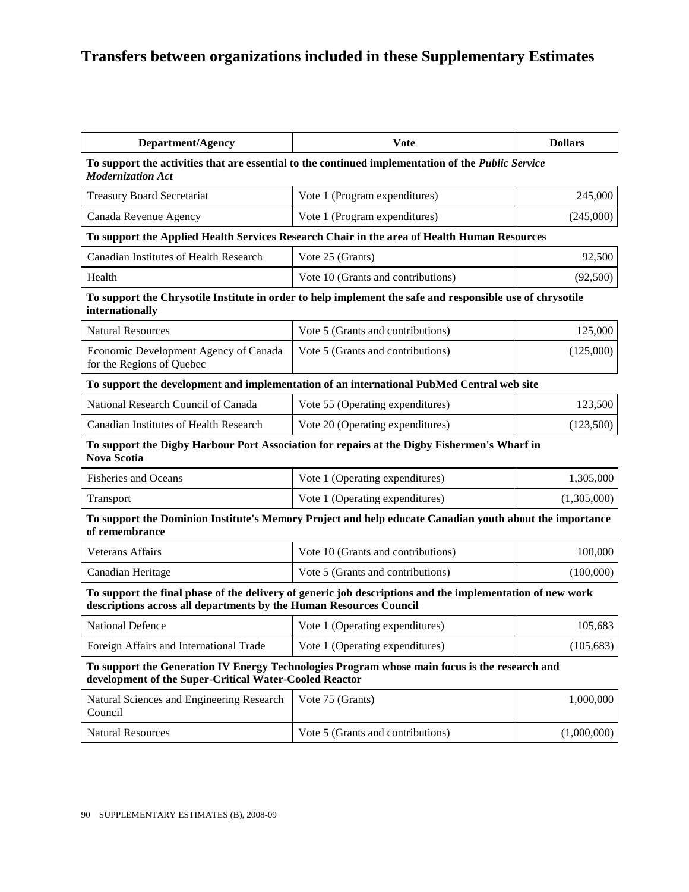# Transfers between organizations included in these Supplementary Estimates

| Department/Agency | Vote | Dollars |
|---|---|---|
| **To support the activities that are essential to the continued implementation of the *Public Service Modernization Act*** | | |
| Treasury Board Secretariat | Vote 1 (Program expenditures) | 245,000 |
| Canada Revenue Agency | Vote 1 (Program expenditures) | (245,000) |
| **To support the Applied Health Services Research Chair in the area of Health Human Resources** | | |
| Canadian Institutes of Health Research | Vote 25 (Grants) | 92,500 |
| Health | Vote 10 (Grants and contributions) | (92,500) |
| **To support the Chrysotile Institute in order to help implement the safe and responsible use of chrysotile internationally** | | |
| Natural Resources | Vote 5 (Grants and contributions) | 125,000 |
| Economic Development Agency of Canada for the Regions of Quebec | Vote 5 (Grants and contributions) | (125,000) |
| **To support the development and implementation of an international PubMed Central web site** | | |
| National Research Council of Canada | Vote 55 (Operating expenditures) | 123,500 |
| Canadian Institutes of Health Research | Vote 20 (Operating expenditures) | (123,500) |
| **To support the Digby Harbour Port Association for repairs at the Digby Fishermen's Wharf in Nova Scotia** | | |
| Fisheries and Oceans | Vote 1 (Operating expenditures) | 1,305,000 |
| Transport | Vote 1 (Operating expenditures) | (1,305,000) |
| **To support the Dominion Institute's Memory Project and help educate Canadian youth about the importance of remembrance** | | |
| Veterans Affairs | Vote 10 (Grants and contributions) | 100,000 |
| Canadian Heritage | Vote 5 (Grants and contributions) | (100,000) |
| **To support the final phase of the delivery of generic job descriptions and the implementation of new work descriptions across all departments by the Human Resources Council** | | |
| National Defence | Vote 1 (Operating expenditures) | 105,683 |
| Foreign Affairs and International Trade | Vote 1 (Operating expenditures) | (105,683) |
| **To support the Generation IV Energy Technologies Program whose main focus is the research and development of the Super-Critical Water-Cooled Reactor** | | |
| Natural Sciences and Engineering Research Council | Vote 75 (Grants) | 1,000,000 |
| Natural Resources | Vote 5 (Grants and contributions) | (1,000,000) |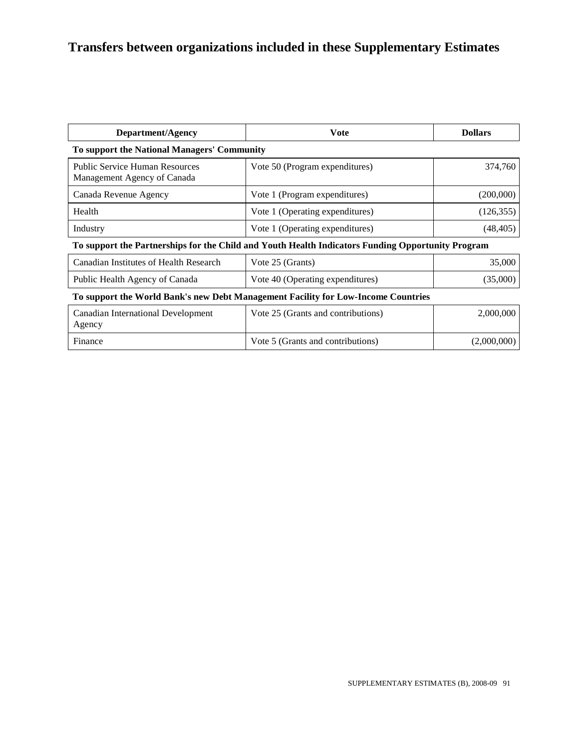# Transfers between organizations included in these Supplementary Estimates

| Department/Agency | Vote | Dollars |
|---|---|---|
| **To support the National Managers' Community** | | |
| Public Service Human Resources Management Agency of Canada | Vote 50 (Program expenditures) | 374,760 |
| Canada Revenue Agency | Vote 1 (Program expenditures) | (200,000) |
| Health | Vote 1 (Operating expenditures) | (126,355) |
| Industry | Vote 1 (Operating expenditures) | (48,405) |
| **To support the Partnerships for the Child and Youth Health Indicators Funding Opportunity Program** | | |
| Canadian Institutes of Health Research | Vote 25 (Grants) | 35,000 |
| Public Health Agency of Canada | Vote 40 (Operating expenditures) | (35,000) |
| **To support the World Bank's new Debt Management Facility for Low-Income Countries** | | |
| Canadian International Development Agency | Vote 25 (Grants and contributions) | 2,000,000 |
| Finance | Vote 5 (Grants and contributions) | (2,000,000) |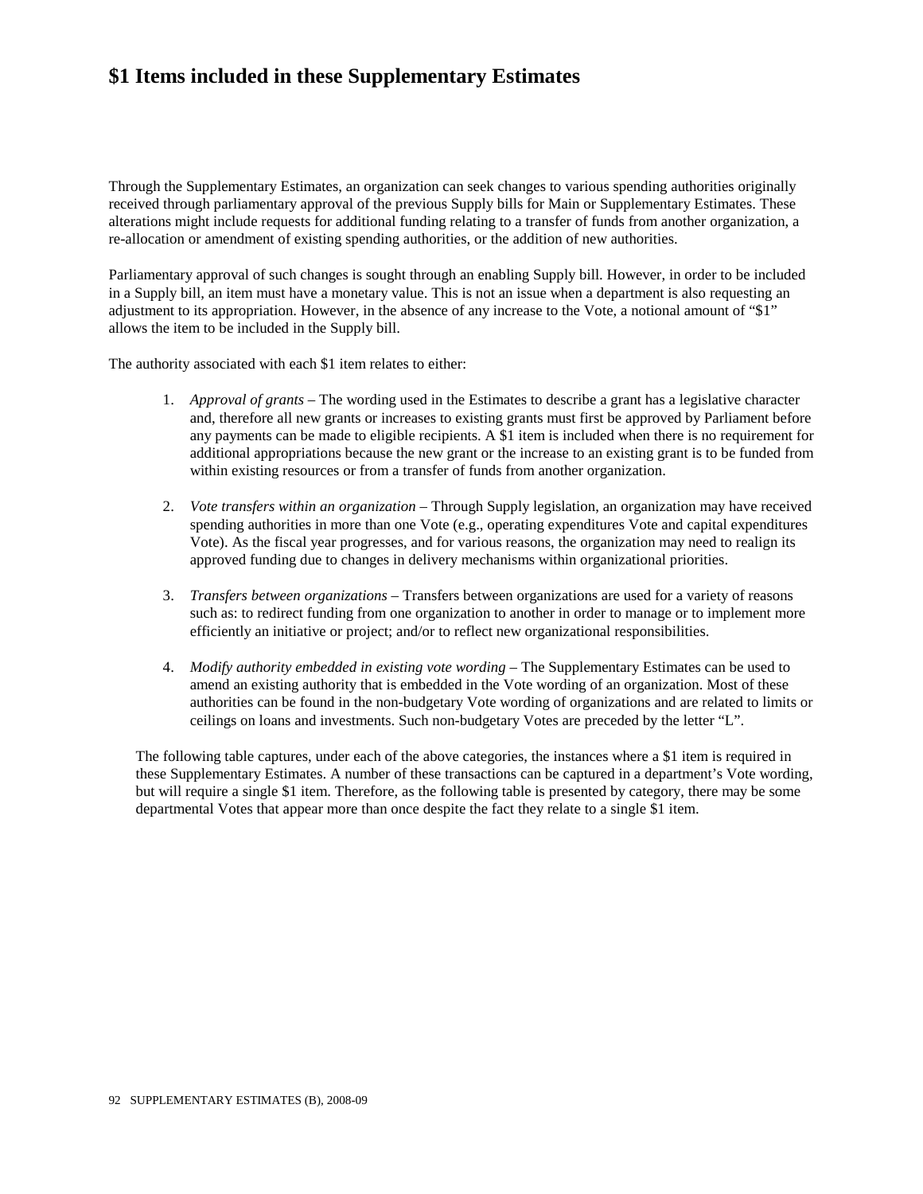# $1 Items included in these Supplementary Estimates

Through the Supplementary Estimates, an organization can seek changes to various spending authorities originally received through parliamentary approval of the previous Supply bills for Main or Supplementary Estimates. These alterations might include requests for additional funding relating to a transfer of funds from another organization, a re-allocation or amendment of existing spending authorities, or the addition of new authorities.

Parliamentary approval of such changes is sought through an enabling Supply bill. However, in order to be included in a Supply bill, an item must have a monetary value. This is not an issue when a department is also requesting an adjustment to its appropriation. However, in the absence of any increase to the Vote, a notional amount of "$1" allows the item to be included in the Supply bill.

The authority associated with each $1 item relates to either:

1. *Approval of grants* – The wording used in the Estimates to describe a grant has a legislative character and, therefore all new grants or increases to existing grants must first be approved by Parliament before any payments can be made to eligible recipients. A $1 item is included when there is no requirement for additional appropriations because the new grant or the increase to an existing grant is to be funded from within existing resources or from a transfer of funds from another organization.

2. *Vote transfers within an organization* – Through Supply legislation, an organization may have received spending authorities in more than one Vote (e.g., operating expenditures Vote and capital expenditures Vote). As the fiscal year progresses, and for various reasons, the organization may need to realign its approved funding due to changes in delivery mechanisms within organizational priorities.

3. *Transfers between organizations* – Transfers between organizations are used for a variety of reasons such as: to redirect funding from one organization to another in order to manage or to implement more efficiently an initiative or project; and/or to reflect new organizational responsibilities.

4. *Modify authority embedded in existing vote wording* – The Supplementary Estimates can be used to amend an existing authority that is embedded in the Vote wording of an organization. Most of these authorities can be found in the non-budgetary Vote wording of organizations and are related to limits or ceilings on loans and investments. Such non-budgetary Votes are preceded by the letter "L".

The following table captures, under each of the above categories, the instances where a $1 item is required in these Supplementary Estimates. A number of these transactions can be captured in a department's Vote wording, but will require a single $1 item. Therefore, as the following table is presented by category, there may be some departmental Votes that appear more than once despite the fact they relate to a single $1 item.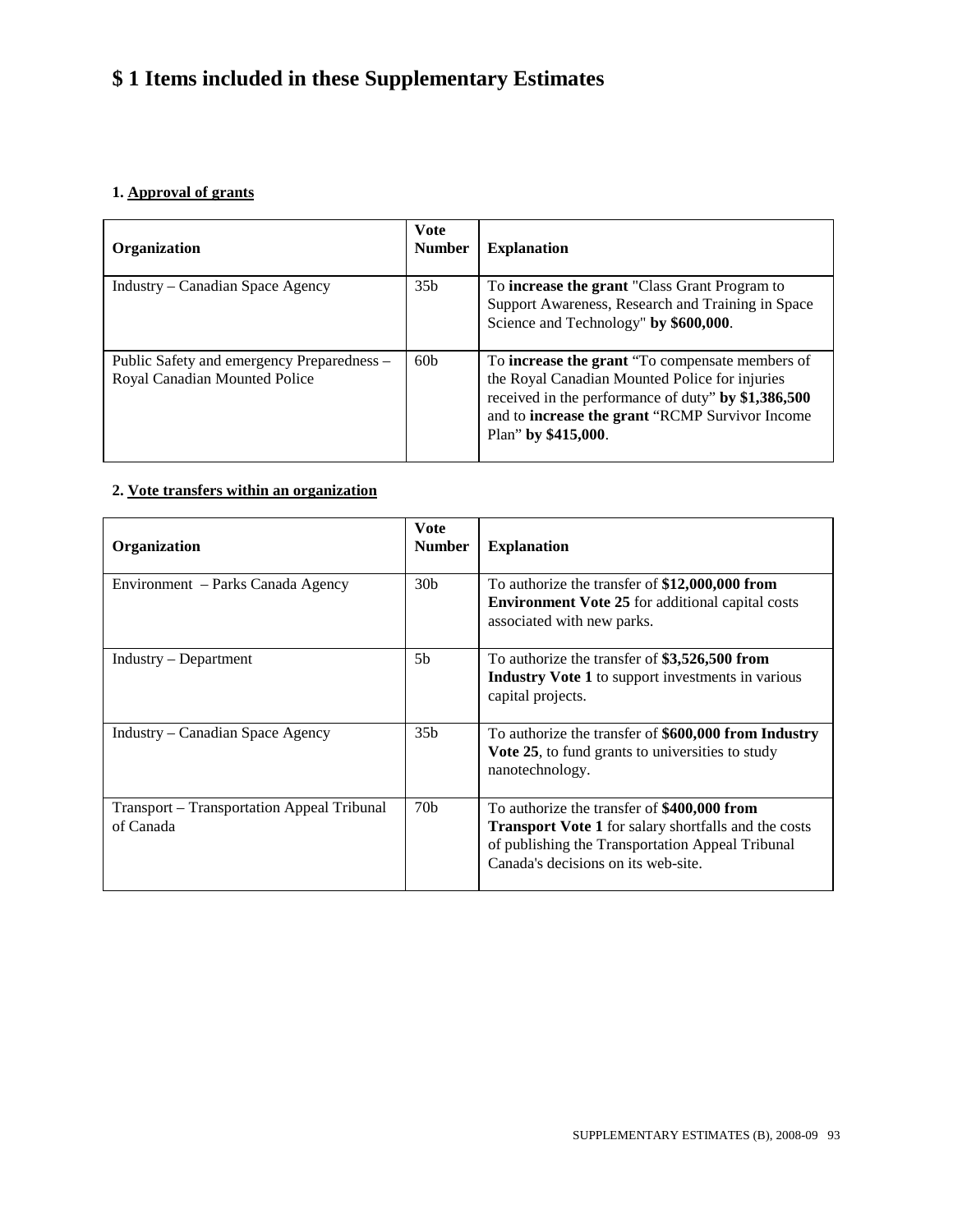# $ 1 Items included in these Supplementary Estimates

**1. Approval of grants**

| Organization | Vote Number | Explanation |
|---|---|---|
| Industry – Canadian Space Agency | 35b | To **increase the grant** "Class Grant Program to Support Awareness, Research and Training in Space Science and Technology" **by $600,000**. |
| Public Safety and emergency Preparedness – Royal Canadian Mounted Police | 60b | To **increase the grant** "To compensate members of the Royal Canadian Mounted Police for injuries received in the performance of duty" **by $1,386,500** and to **increase the grant** "RCMP Survivor Income Plan" **by $415,000**. |

**2. Vote transfers within an organization**

| Organization | Vote Number | Explanation |
|---|---|---|
| Environment – Parks Canada Agency | 30b | To authorize the transfer of **$12,000,000 from Environment Vote 25** for additional capital costs associated with new parks. |
| Industry – Department | 5b | To authorize the transfer of **$3,526,500 from Industry Vote 1** to support investments in various capital projects. |
| Industry – Canadian Space Agency | 35b | To authorize the transfer of **$600,000 from Industry Vote 25**, to fund grants to universities to study nanotechnology. |
| Transport – Transportation Appeal Tribunal of Canada | 70b | To authorize the transfer of **$400,000 from Transport Vote 1** for salary shortfalls and the costs of publishing the Transportation Appeal Tribunal Canada's decisions on its web-site. |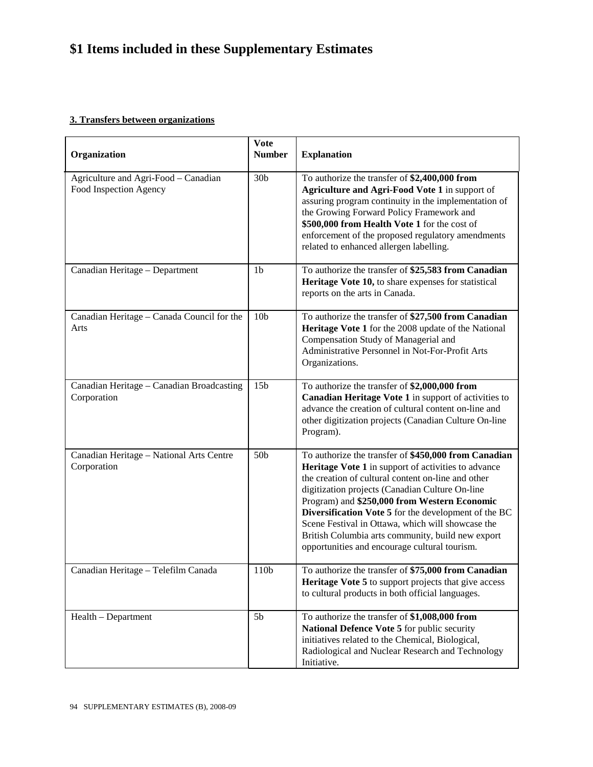# $1 Items included in these Supplementary Estimates

**3. Transfers between organizations**

| Organization | Vote Number | Explanation |
|---|---|---|
| Agriculture and Agri-Food – Canadian Food Inspection Agency | 30b | To authorize the transfer of **$2,400,000 from Agriculture and Agri-Food Vote 1** in support of assuring program continuity in the implementation of the Growing Forward Policy Framework and **$500,000 from Health Vote 1** for the cost of enforcement of the proposed regulatory amendments related to enhanced allergen labelling. |
| Canadian Heritage – Department | 1b | To authorize the transfer of **$25,583 from Canadian Heritage Vote 10,** to share expenses for statistical reports on the arts in Canada. |
| Canadian Heritage – Canada Council for the Arts | 10b | To authorize the transfer of **$27,500 from Canadian Heritage Vote 1** for the 2008 update of the National Compensation Study of Managerial and Administrative Personnel in Not-For-Profit Arts Organizations. |
| Canadian Heritage – Canadian Broadcasting Corporation | 15b | To authorize the transfer of **$2,000,000 from Canadian Heritage Vote 1** in support of activities to advance the creation of cultural content on-line and other digitization projects (Canadian Culture On-line Program). |
| Canadian Heritage – National Arts Centre Corporation | 50b | To authorize the transfer of **$450,000 from Canadian Heritage Vote 1** in support of activities to advance the creation of cultural content on-line and other digitization projects (Canadian Culture On-line Program) and **$250,000 from Western Economic Diversification Vote 5** for the development of the BC Scene Festival in Ottawa, which will showcase the British Columbia arts community, build new export opportunities and encourage cultural tourism. |
| Canadian Heritage – Telefilm Canada | 110b | To authorize the transfer of **$75,000 from Canadian Heritage Vote 5** to support projects that give access to cultural products in both official languages. |
| Health – Department | 5b | To authorize the transfer of **$1,008,000 from National Defence Vote 5** for public security initiatives related to the Chemical, Biological, Radiological and Nuclear Research and Technology Initiative. |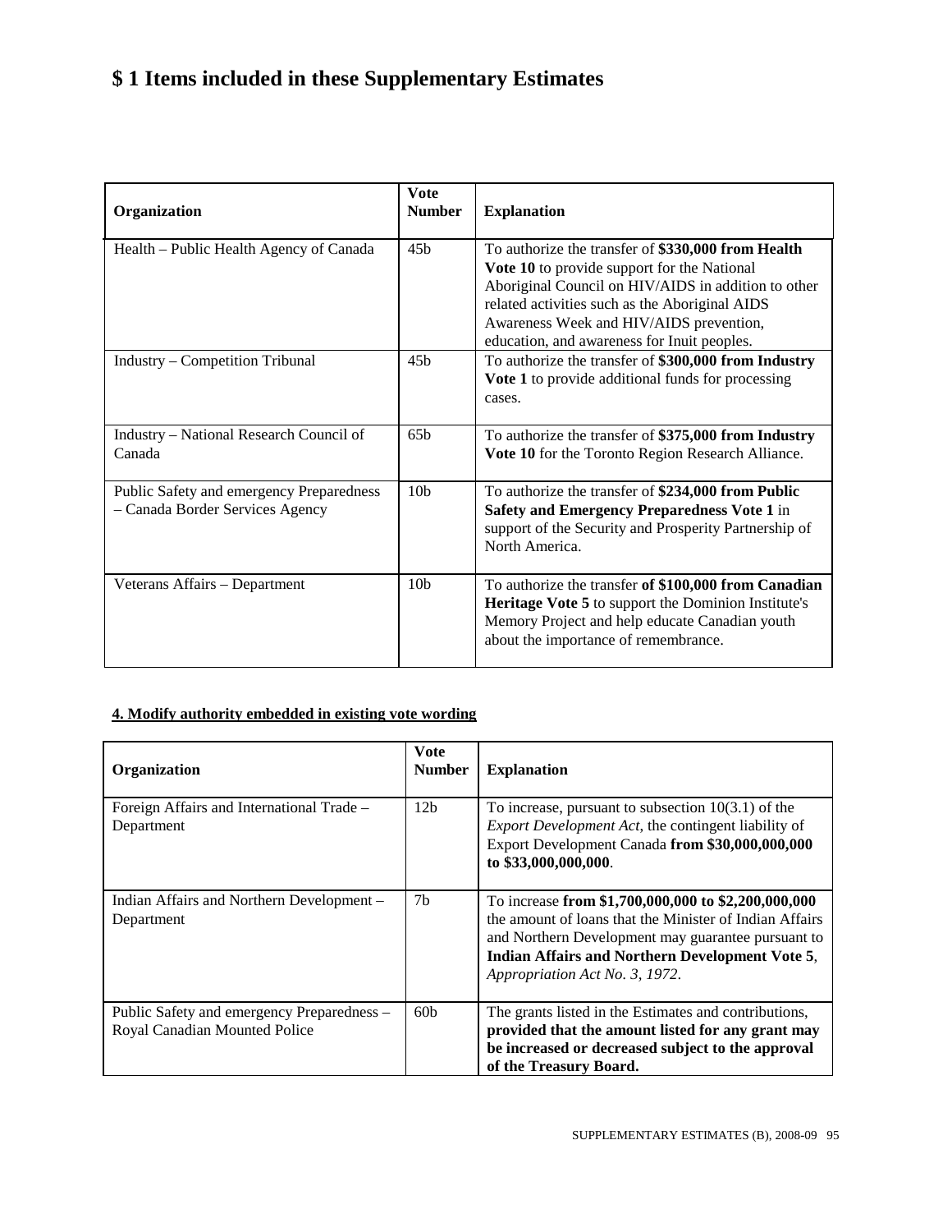# $ 1 Items included in these Supplementary Estimates

| Organization | Vote Number | Explanation |
|---|---|---|
| Health – Public Health Agency of Canada | 45b | To authorize the transfer of **$330,000 from Health Vote 10** to provide support for the National Aboriginal Council on HIV/AIDS in addition to other related activities such as the Aboriginal AIDS Awareness Week and HIV/AIDS prevention, education, and awareness for Inuit peoples. |
| Industry – Competition Tribunal | 45b | To authorize the transfer of **$300,000 from Industry Vote 1** to provide additional funds for processing cases. |
| Industry – National Research Council of Canada | 65b | To authorize the transfer of **$375,000 from Industry Vote 10** for the Toronto Region Research Alliance. |
| Public Safety and emergency Preparedness – Canada Border Services Agency | 10b | To authorize the transfer of **$234,000 from Public Safety and Emergency Preparedness Vote 1** in support of the Security and Prosperity Partnership of North America. |
| Veterans Affairs – Department | 10b | To authorize the transfer **of $100,000 from Canadian Heritage Vote 5** to support the Dominion Institute's Memory Project and help educate Canadian youth about the importance of remembrance. |

**4. Modify authority embedded in existing vote wording**

| Organization | Vote Number | Explanation |
|---|---|---|
| Foreign Affairs and International Trade – Department | 12b | To increase, pursuant to subsection 10(3.1) of the *Export Development Act*, the contingent liability of Export Development Canada **from $30,000,000,000 to $33,000,000,000**. |
| Indian Affairs and Northern Development – Department | 7b | To increase **from $1,700,000,000 to $2,200,000,000** the amount of loans that the Minister of Indian Affairs and Northern Development may guarantee pursuant to **Indian Affairs and Northern Development Vote 5**, *Appropriation Act No. 3, 1972*. |
| Public Safety and emergency Preparedness – Royal Canadian Mounted Police | 60b | The grants listed in the Estimates and contributions, **provided that the amount listed for any grant may be increased or decreased subject to the approval of the Treasury Board.** |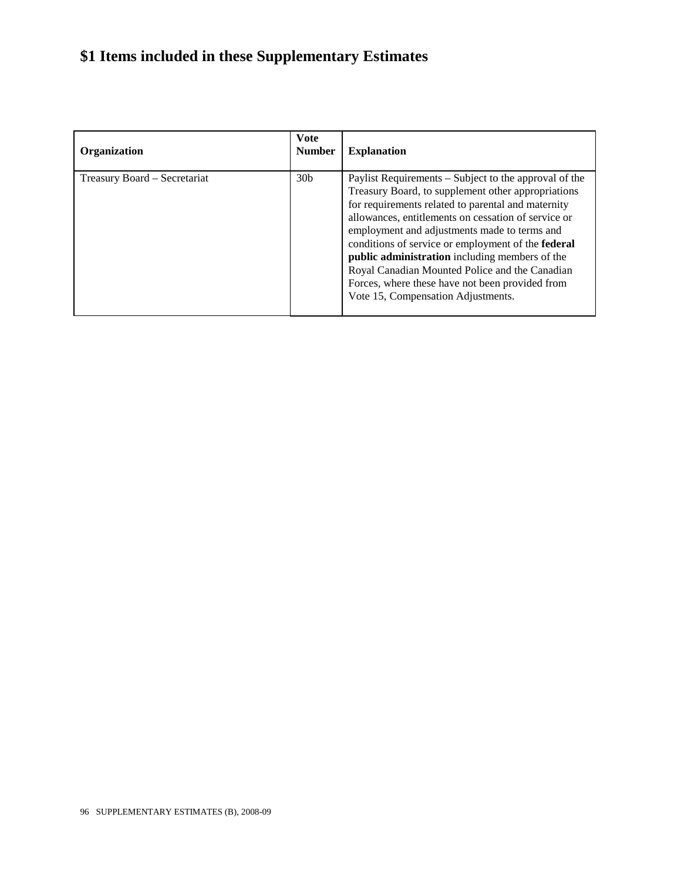# $1 Items included in these Supplementary Estimates

| Organization | Vote Number | Explanation |
| --- | --- | --- |
| Treasury Board – Secretariat | 30b | Paylist Requirements – Subject to the approval of the Treasury Board, to supplement other appropriations for requirements related to parental and maternity allowances, entitlements on cessation of service or employment and adjustments made to terms and conditions of service or employment of the **federal public administration** including members of the Royal Canadian Mounted Police and the Canadian Forces, where these have not been provided from Vote 15, Compensation Adjustments. |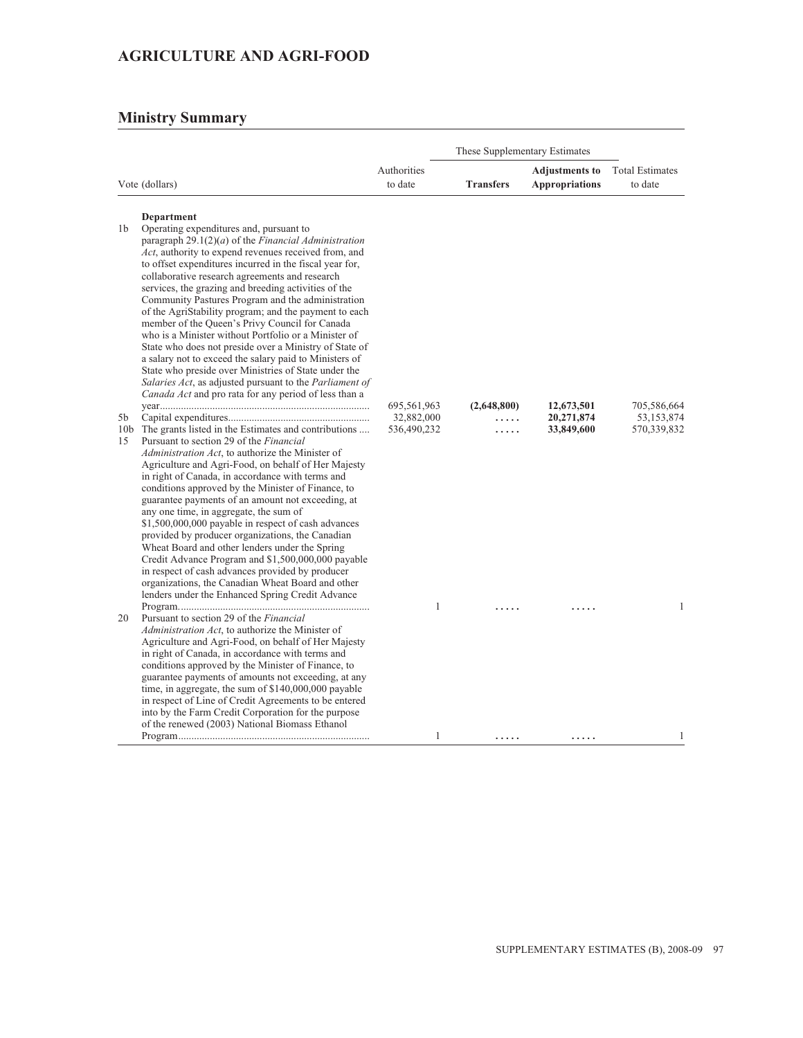## AGRICULTURE AND AGRI-FOOD

### Ministry Summary

| Vote (dollars) | | Authorities to date | These Supplementary Estimates | | Total Estimates to date |
|---|---|---|---|---|---|
| | | | **Transfers** | **Adjustments to Appropriations** | |
| | **Department** | | | | |
| 1b | Operating expenditures and, pursuant to paragraph 29.1(2)(*a*) of the *Financial Administration Act*, authority to expend revenues received from, and to offset expenditures incurred in the fiscal year for, collaborative research agreements and research services, the grazing and breeding activities of the Community Pastures Program and the administration of the AgriStability program; and the payment to each member of the Queen's Privy Council for Canada who is a Minister without Portfolio or a Minister of State who does not preside over a Ministry of State of a salary not to exceed the salary paid to Ministers of State who preside over Ministries of State under the *Salaries Act*, as adjusted pursuant to the *Parliament of Canada Act* and pro rata for any period of less than a year | 695,561,963 | **(2,648,800)** | **12,673,501** | 705,586,664 |
| 5b | Capital expenditures | 32,882,000 | **.....** | **20,271,874** | 53,153,874 |
| 10b | The grants listed in the Estimates and contributions | 536,490,232 | **.....** | **33,849,600** | 570,339,832 |
| 15 | Pursuant to section 29 of the *Financial Administration Act*, to authorize the Minister of Agriculture and Agri-Food, on behalf of Her Majesty in right of Canada, in accordance with terms and conditions approved by the Minister of Finance, to guarantee payments of an amount not exceeding, at any one time, in aggregate, the sum of $1,500,000,000 payable in respect of cash advances provided by producer organizations, the Canadian Wheat Board and other lenders under the Spring Credit Advance Program and $1,500,000,000 payable in respect of cash advances provided by producer organizations, the Canadian Wheat Board and other lenders under the Enhanced Spring Credit Advance Program | 1 | **.....** | **.....** | 1 |
| 20 | Pursuant to section 29 of the *Financial Administration Act*, to authorize the Minister of Agriculture and Agri-Food, on behalf of Her Majesty in right of Canada, in accordance with terms and conditions approved by the Minister of Finance, to guarantee payments of amounts not exceeding, at any time, in aggregate, the sum of $140,000,000 payable in respect of Line of Credit Agreements to be entered into by the Farm Credit Corporation for the purpose of the renewed (2003) National Biomass Ethanol Program | 1 | **.....** | **.....** | 1 |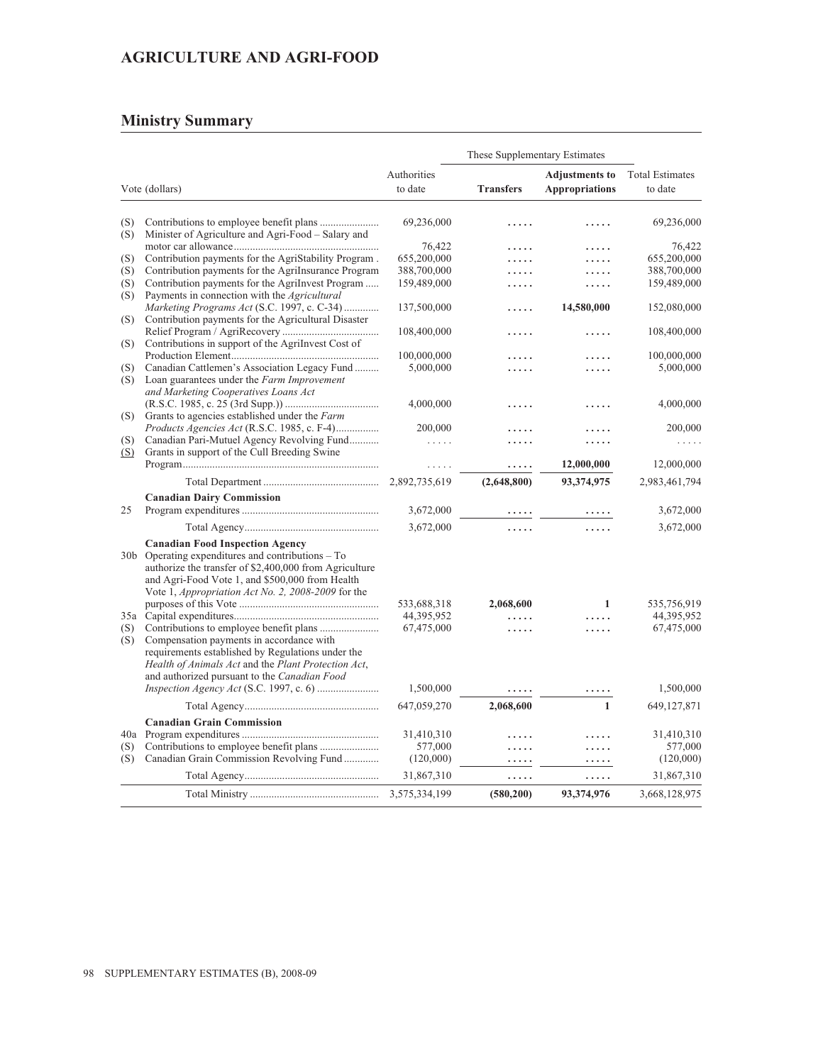## AGRICULTURE AND AGRI-FOOD

## Ministry Summary

| | Vote (dollars) | Authorities to date | These Supplementary Estimates Transfers | These Supplementary Estimates Adjustments to Appropriations | Total Estimates to date |
|---|---|---|---|---|---|
| (S) | Contributions to employee benefit plans | 69,236,000 | ..... | ..... | 69,236,000 |
| (S) | Minister of Agriculture and Agri-Food – Salary and motor car allowance | 76,422 | ..... | ..... | 76,422 |
| (S) | Contribution payments for the AgriStability Program | 655,200,000 | ..... | ..... | 655,200,000 |
| (S) | Contribution payments for the AgriInsurance Program | 388,700,000 | ..... | ..... | 388,700,000 |
| (S) | Contribution payments for the AgriInvest Program | 159,489,000 | ..... | ..... | 159,489,000 |
| (S) | Payments in connection with the *Agricultural Marketing Programs Act* (S.C. 1997, c. C-34) | 137,500,000 | ..... | **14,580,000** | 152,080,000 |
| (S) | Contribution payments for the Agricultural Disaster Relief Program / AgriRecovery | 108,400,000 | ..... | ..... | 108,400,000 |
| (S) | Contributions in support of the AgriInvest Cost of Production Element | 100,000,000 | ..... | ..... | 100,000,000 |
| (S) | Canadian Cattlemen's Association Legacy Fund | 5,000,000 | ..... | ..... | 5,000,000 |
| (S) | Loan guarantees under the *Farm Improvement and Marketing Cooperatives Loans Act* (R.S.C. 1985, c. 25 (3rd Supp.)) | 4,000,000 | ..... | ..... | 4,000,000 |
| (S) | Grants to agencies established under the *Farm Products Agencies Act* (R.S.C. 1985, c. F-4) | 200,000 | ..... | ..... | 200,000 |
| (S) | Canadian Pari-Mutuel Agency Revolving Fund | ..... | ..... | ..... | ..... |
| (S) | Grants in support of the Cull Breeding Swine Program | ..... | ..... | **12,000,000** | 12,000,000 |
| | Total Department | 2,892,735,619 | **(2,648,800)** | **93,374,975** | 2,983,461,794 |
| | **Canadian Dairy Commission** | | | | |
| 25 | Program expenditures | 3,672,000 | ..... | ..... | 3,672,000 |
| | Total Agency | 3,672,000 | ..... | ..... | 3,672,000 |
| | **Canadian Food Inspection Agency** | | | | |
| 30b | Operating expenditures and contributions – To authorize the transfer of $2,400,000 from Agriculture and Agri-Food Vote 1, and $500,000 from Health Vote 1, *Appropriation Act No. 2, 2008-2009* for the purposes of this Vote | 533,688,318 | **2,068,600** | **1** | 535,756,919 |
| 35a | Capital expenditures | 44,395,952 | ..... | ..... | 44,395,952 |
| (S) | Contributions to employee benefit plans | 67,475,000 | ..... | ..... | 67,475,000 |
| (S) | Compensation payments in accordance with requirements established by Regulations under the *Health of Animals Act* and the *Plant Protection Act*, and authorized pursuant to the *Canadian Food Inspection Agency Act* (S.C. 1997, c. 6) | 1,500,000 | ..... | ..... | 1,500,000 |
| | Total Agency | 647,059,270 | **2,068,600** | **1** | 649,127,871 |
| | **Canadian Grain Commission** | | | | |
| 40a | Program expenditures | 31,410,310 | ..... | ..... | 31,410,310 |
| (S) | Contributions to employee benefit plans | 577,000 | ..... | ..... | 577,000 |
| (S) | Canadian Grain Commission Revolving Fund | (120,000) | ..... | ..... | (120,000) |
| | Total Agency | 31,867,310 | ..... | ..... | 31,867,310 |
| | Total Ministry | 3,575,334,199 | **(580,200)** | **93,374,976** | 3,668,128,975 |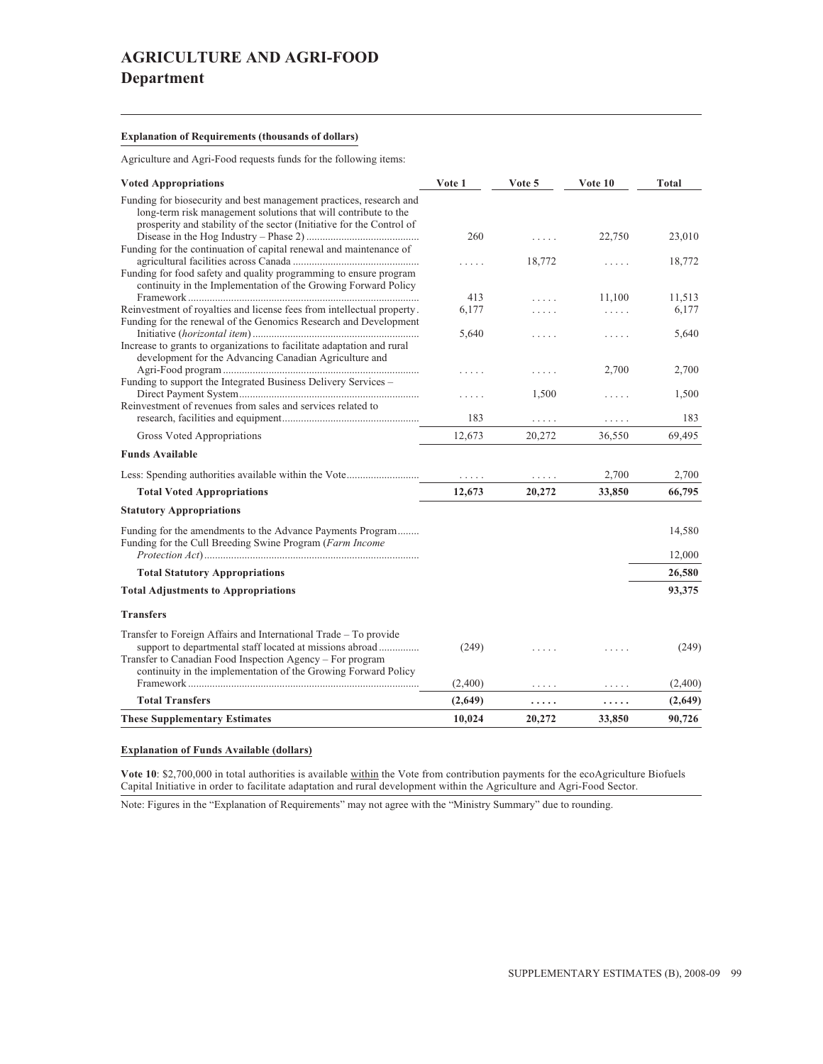# AGRICULTURE AND AGRI-FOOD
## Department

**Explanation of Requirements (thousands of dollars)**

Agriculture and Agri-Food requests funds for the following items:

| Voted Appropriations | Vote 1 | Vote 5 | Vote 10 | Total |
|---|---|---|---|---|
| Funding for biosecurity and best management practices, research and long-term risk management solutions that will contribute to the prosperity and stability of the sector (Initiative for the Control of Disease in the Hog Industry – Phase 2) | 260 | ..... | 22,750 | 23,010 |
| Funding for the continuation of capital renewal and maintenance of agricultural facilities across Canada | ..... | 18,772 | ..... | 18,772 |
| Funding for food safety and quality programming to ensure program continuity in the Implementation of the Growing Forward Policy Framework | 413 | ..... | 11,100 | 11,513 |
| Reinvestment of royalties and license fees from intellectual property | 6,177 | ..... | ..... | 6,177 |
| Funding for the renewal of the Genomics Research and Development Initiative (*horizontal item*) | 5,640 | ..... | ..... | 5,640 |
| Increase to grants to organizations to facilitate adaptation and rural development for the Advancing Canadian Agriculture and Agri-Food program | ..... | ..... | 2,700 | 2,700 |
| Funding to support the Integrated Business Delivery Services – Direct Payment System | ..... | 1,500 | ..... | 1,500 |
| Reinvestment of revenues from sales and services related to research, facilities and equipment | 183 | ..... | ..... | 183 |
| Gross Voted Appropriations | 12,673 | 20,272 | 36,550 | 69,495 |
| **Funds Available** | | | | |
| Less: Spending authorities available within the Vote | ..... | ..... | 2,700 | 2,700 |
| **Total Voted Appropriations** | **12,673** | **20,272** | **33,850** | **66,795** |
| **Statutory Appropriations** | | | | |
| Funding for the amendments to the Advance Payments Program | | | | 14,580 |
| Funding for the Cull Breeding Swine Program (*Farm Income Protection Act*) | | | | 12,000 |
| **Total Statutory Appropriations** | | | | **26,580** |
| **Total Adjustments to Appropriations** | | | | **93,375** |
| **Transfers** | | | | |
| Transfer to Foreign Affairs and International Trade – To provide support to departmental staff located at missions abroad | (249) | ..... | ..... | (249) |
| Transfer to Canadian Food Inspection Agency – For program continuity in the implementation of the Growing Forward Policy Framework | (2,400) | ..... | ..... | (2,400) |
| **Total Transfers** | **(2,649)** | **.....** | **.....** | **(2,649)** |
| **These Supplementary Estimates** | **10,024** | **20,272** | **33,850** | **90,726** |

**Explanation of Funds Available (dollars)**

**Vote 10**: $2,700,000 in total authorities is available within the Vote from contribution payments for the ecoAgriculture Biofuels Capital Initiative in order to facilitate adaptation and rural development within the Agriculture and Agri-Food Sector.

Note: Figures in the "Explanation of Requirements" may not agree with the "Ministry Summary" due to rounding.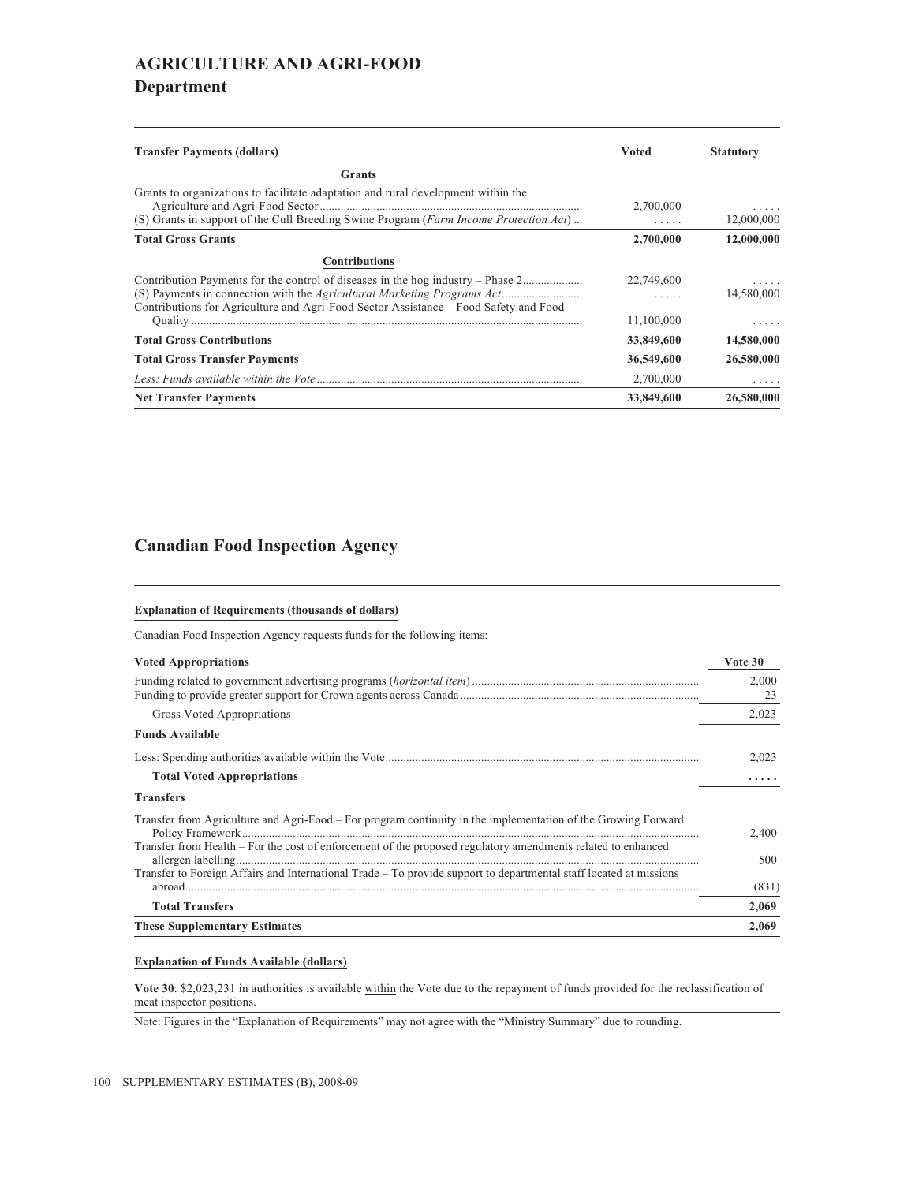# AGRICULTURE AND AGRI-FOOD

## Department

| Transfer Payments (dollars) | Voted | Statutory |
|---|---|---|
| **Grants** | | |
| Grants to organizations to facilitate adaptation and rural development within the Agriculture and Agri-Food Sector | 2,700,000 | ..... |
| (S) Grants in support of the Cull Breeding Swine Program (*Farm Income Protection Act*) | ..... | 12,000,000 |
| **Total Gross Grants** | **2,700,000** | **12,000,000** |
| **Contributions** | | |
| Contribution Payments for the control of diseases in the hog industry – Phase 2 | 22,749,600 | ..... |
| (S) Payments in connection with the *Agricultural Marketing Programs Act* | ..... | 14,580,000 |
| Contributions for Agriculture and Agri-Food Sector Assistance – Food Safety and Food Quality | 11,100,000 | ..... |
| **Total Gross Contributions** | **33,849,600** | **14,580,000** |
| **Total Gross Transfer Payments** | **36,549,600** | **26,580,000** |
| *Less: Funds available within the Vote* | 2,700,000 | ..... |
| **Net Transfer Payments** | **33,849,600** | **26,580,000** |

## Canadian Food Inspection Agency

**Explanation of Requirements (thousands of dollars)**

Canadian Food Inspection Agency requests funds for the following items:

| Voted Appropriations | Vote 30 |
|---|---|
| Funding related to government advertising programs (*horizontal item*) | 2,000 |
| Funding to provide greater support for Crown agents across Canada | 23 |
| Gross Voted Appropriations | 2,023 |
| **Funds Available** | |
| Less: Spending authorities available within the Vote | 2,023 |
| **Total Voted Appropriations** | **.....** |
| **Transfers** | |
| Transfer from Agriculture and Agri-Food – For program continuity in the implementation of the Growing Forward Policy Framework | 2,400 |
| Transfer from Health – For the cost of enforcement of the proposed regulatory amendments related to enhanced allergen labelling | 500 |
| Transfer to Foreign Affairs and International Trade – To provide support to departmental staff located at missions abroad | (831) |
| **Total Transfers** | **2,069** |
| **These Supplementary Estimates** | **2,069** |

**Explanation of Funds Available (dollars)**

**Vote 30**: $2,023,231 in authorities is available within the Vote due to the repayment of funds provided for the reclassification of meat inspector positions.

Note: Figures in the "Explanation of Requirements" may not agree with the "Ministry Summary" due to rounding.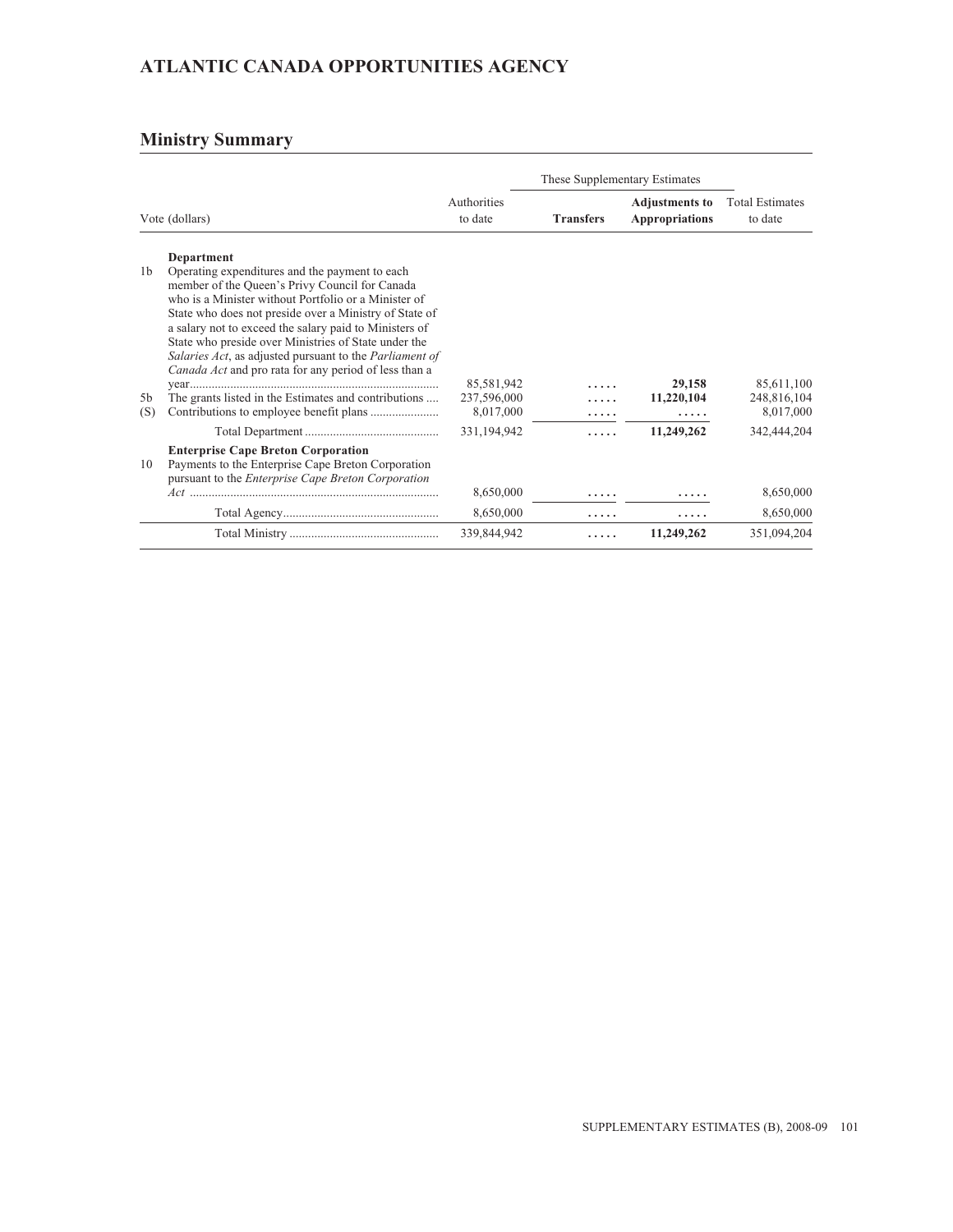# ATLANTIC CANADA OPPORTUNITIES AGENCY

## Ministry Summary

| Vote (dollars) | | Authorities to date | These Supplementary Estimates | | Total Estimates to date |
|---|---|---|---|---|---|
| | | | **Transfers** | **Adjustments to Appropriations** | |
| | **Department** | | | | |
| 1b | Operating expenditures and the payment to each member of the Queen's Privy Council for Canada who is a Minister without Portfolio or a Minister of State who does not preside over a Ministry of State of a salary not to exceed the salary paid to Ministers of State who preside over Ministries of State under the *Salaries Act*, as adjusted pursuant to the *Parliament of Canada Act* and pro rata for any period of less than a year | 85,581,942 | ..... | **29,158** | 85,611,100 |
| 5b | The grants listed in the Estimates and contributions | 237,596,000 | ..... | **11,220,104** | 248,816,104 |
| (S) | Contributions to employee benefit plans | 8,017,000 | ..... | ..... | 8,017,000 |
| | Total Department | 331,194,942 | ..... | **11,249,262** | 342,444,204 |
| | **Enterprise Cape Breton Corporation** | | | | |
| 10 | Payments to the Enterprise Cape Breton Corporation pursuant to the *Enterprise Cape Breton Corporation Act* | 8,650,000 | ..... | ..... | 8,650,000 |
| | Total Agency | 8,650,000 | ..... | ..... | 8,650,000 |
| | Total Ministry | 339,844,942 | ..... | **11,249,262** | 351,094,204 |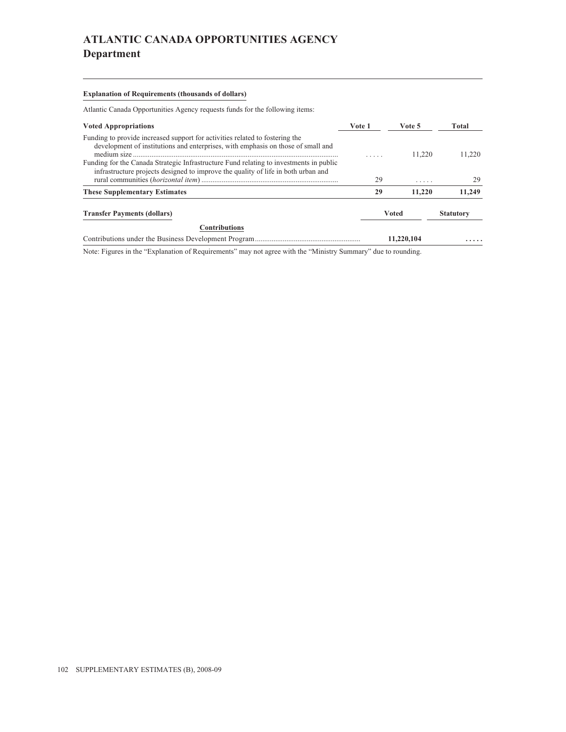# ATLANTIC CANADA OPPORTUNITIES AGENCY
## Department

**Explanation of Requirements (thousands of dollars)**

Atlantic Canada Opportunities Agency requests funds for the following items:

| Voted Appropriations | Vote 1 | Vote 5 | Total |
|---|---|---|---|
| Funding to provide increased support for activities related to fostering the development of institutions and enterprises, with emphasis on those of small and medium size | ..... | 11,220 | 11,220 |
| Funding for the Canada Strategic Infrastructure Fund relating to investments in public infrastructure projects designed to improve the quality of life in both urban and rural communities (*horizontal item*) | 29 | ..... | 29 |
| **These Supplementary Estimates** | **29** | **11,220** | **11,249** |

| Transfer Payments (dollars) | Voted | Statutory |
|---|---|---|
| **Contributions** | | |
| Contributions under the Business Development Program | **11,220,104** | **.....** |

Note: Figures in the "Explanation of Requirements" may not agree with the "Ministry Summary" due to rounding.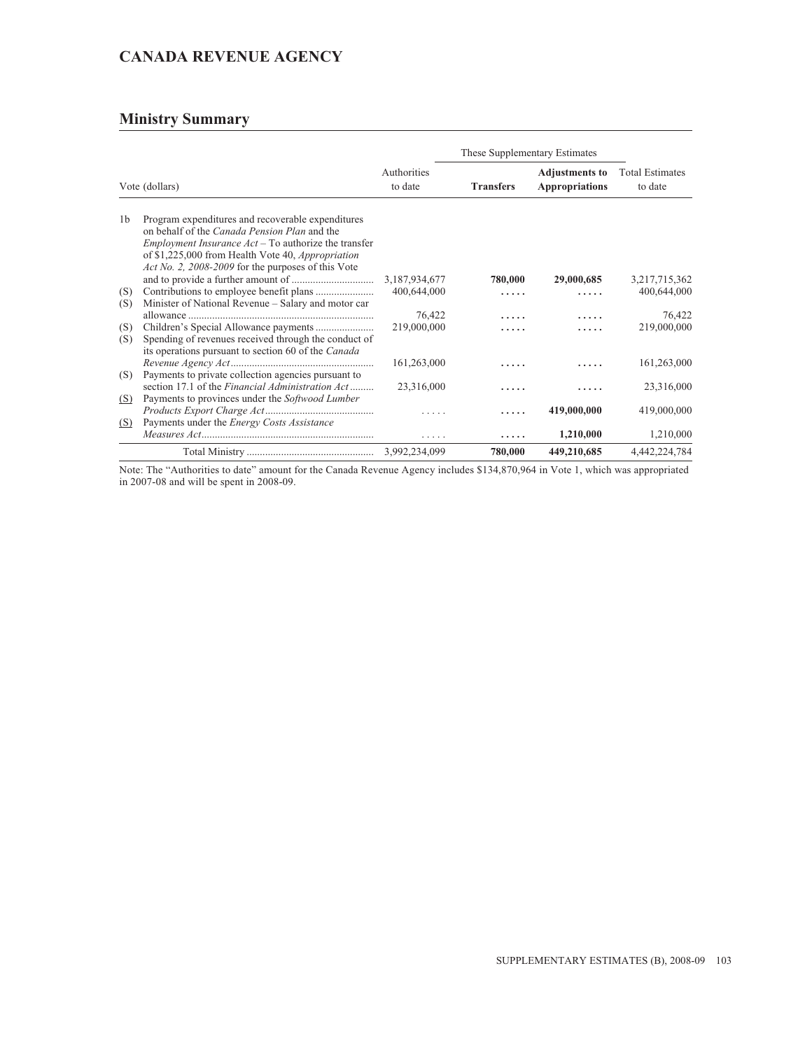## CANADA REVENUE AGENCY

### Ministry Summary

| Vote (dollars) | | Authorities to date | These Supplementary Estimates Transfers | Adjustments to Appropriations | Total Estimates to date |
|---|---|---|---|---|---|
| 1b | Program expenditures and recoverable expenditures on behalf of the *Canada Pension Plan* and the *Employment Insurance Act* – To authorize the transfer of $1,225,000 from Health Vote 40, *Appropriation Act No. 2, 2008-2009* for the purposes of this Vote and to provide a further amount of | 3,187,934,677 | **780,000** | **29,000,685** | 3,217,715,362 |
| (S) | Contributions to employee benefit plans | 400,644,000 | ..... | ..... | 400,644,000 |
| (S) | Minister of National Revenue – Salary and motor car allowance | 76,422 | ..... | ..... | 76,422 |
| (S) | Children's Special Allowance payments | 219,000,000 | ..... | ..... | 219,000,000 |
| (S) | Spending of revenues received through the conduct of its operations pursuant to section 60 of the *Canada Revenue Agency Act* | 161,263,000 | ..... | ..... | 161,263,000 |
| (S) | Payments to private collection agencies pursuant to section 17.1 of the *Financial Administration Act* | 23,316,000 | ..... | ..... | 23,316,000 |
| (S) | Payments to provinces under the *Softwood Lumber Products Export Charge Act* | ..... | ..... | **419,000,000** | 419,000,000 |
| (S) | Payments under the *Energy Costs Assistance Measures Act* | ..... | ..... | **1,210,000** | 1,210,000 |
| | Total Ministry | 3,992,234,099 | **780,000** | **449,210,685** | 4,442,224,784 |

Note: The "Authorities to date" amount for the Canada Revenue Agency includes $134,870,964 in Vote 1, which was appropriated in 2007-08 and will be spent in 2008-09.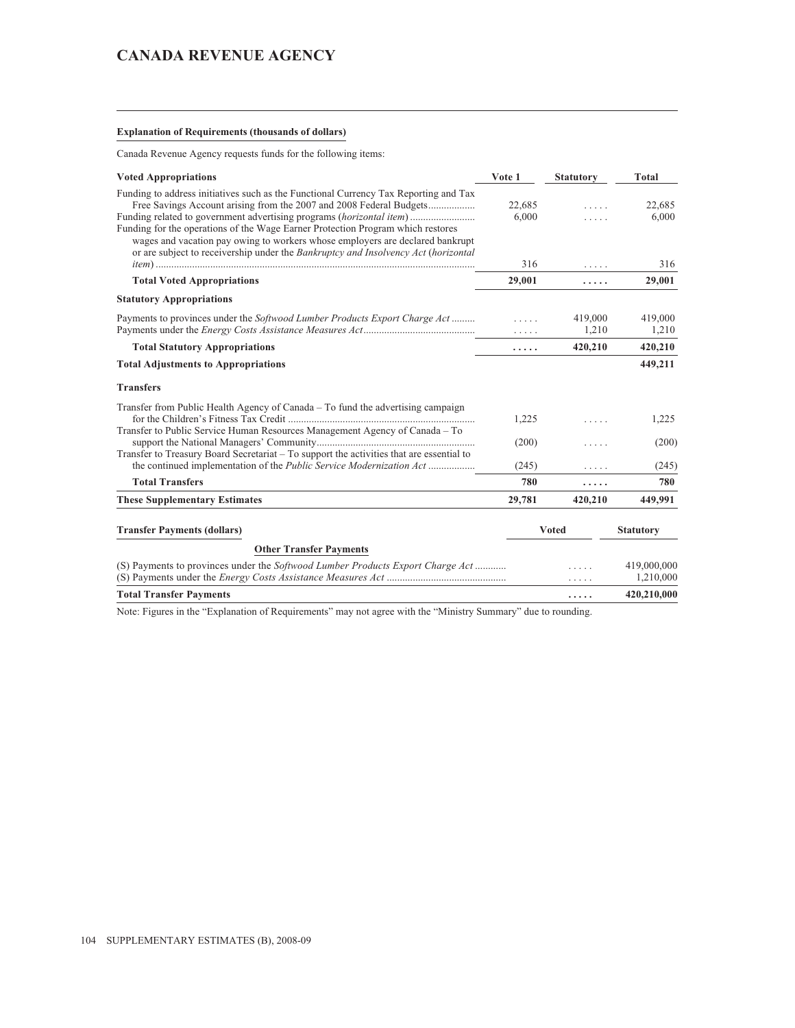# CANADA REVENUE AGENCY

**Explanation of Requirements (thousands of dollars)**

Canada Revenue Agency requests funds for the following items:

| Voted Appropriations | Vote 1 | Statutory | Total |
|---|---|---|---|
| Funding to address initiatives such as the Functional Currency Tax Reporting and Tax Free Savings Account arising from the 2007 and 2008 Federal Budgets | 22,685 | ..... | 22,685 |
| Funding related to government advertising programs (*horizontal item*) | 6,000 | ..... | 6,000 |
| Funding for the operations of the Wage Earner Protection Program which restores wages and vacation pay owing to workers whose employers are declared bankrupt or are subject to receivership under the *Bankruptcy and Insolvency Act* (*horizontal item*) | 316 | ..... | 316 |
| **Total Voted Appropriations** | **29,001** | **.....** | **29,001** |
| **Statutory Appropriations** | | | |
| Payments to provinces under the *Softwood Lumber Products Export Charge Act* | ..... | 419,000 | 419,000 |
| Payments under the *Energy Costs Assistance Measures Act* | ..... | 1,210 | 1,210 |
| **Total Statutory Appropriations** | **.....** | **420,210** | **420,210** |
| **Total Adjustments to Appropriations** | | | **449,211** |
| **Transfers** | | | |
| Transfer from Public Health Agency of Canada – To fund the advertising campaign for the Children's Fitness Tax Credit | 1,225 | ..... | 1,225 |
| Transfer to Public Service Human Resources Management Agency of Canada – To support the National Managers' Community | (200) | ..... | (200) |
| Transfer to Treasury Board Secretariat – To support the activities that are essential to the continued implementation of the *Public Service Modernization Act* | (245) | ..... | (245) |
| **Total Transfers** | **780** | **.....** | **780** |
| **These Supplementary Estimates** | **29,781** | **420,210** | **449,991** |

| Transfer Payments (dollars) | Voted | Statutory |
|---|---|---|
| **Other Transfer Payments** | | |
| (S) Payments to provinces under the *Softwood Lumber Products Export Charge Act* | ..... | 419,000,000 |
| (S) Payments under the *Energy Costs Assistance Measures Act* | ..... | 1,210,000 |
| **Total Transfer Payments** | **.....** | **420,210,000** |

Note: Figures in the "Explanation of Requirements" may not agree with the "Ministry Summary" due to rounding.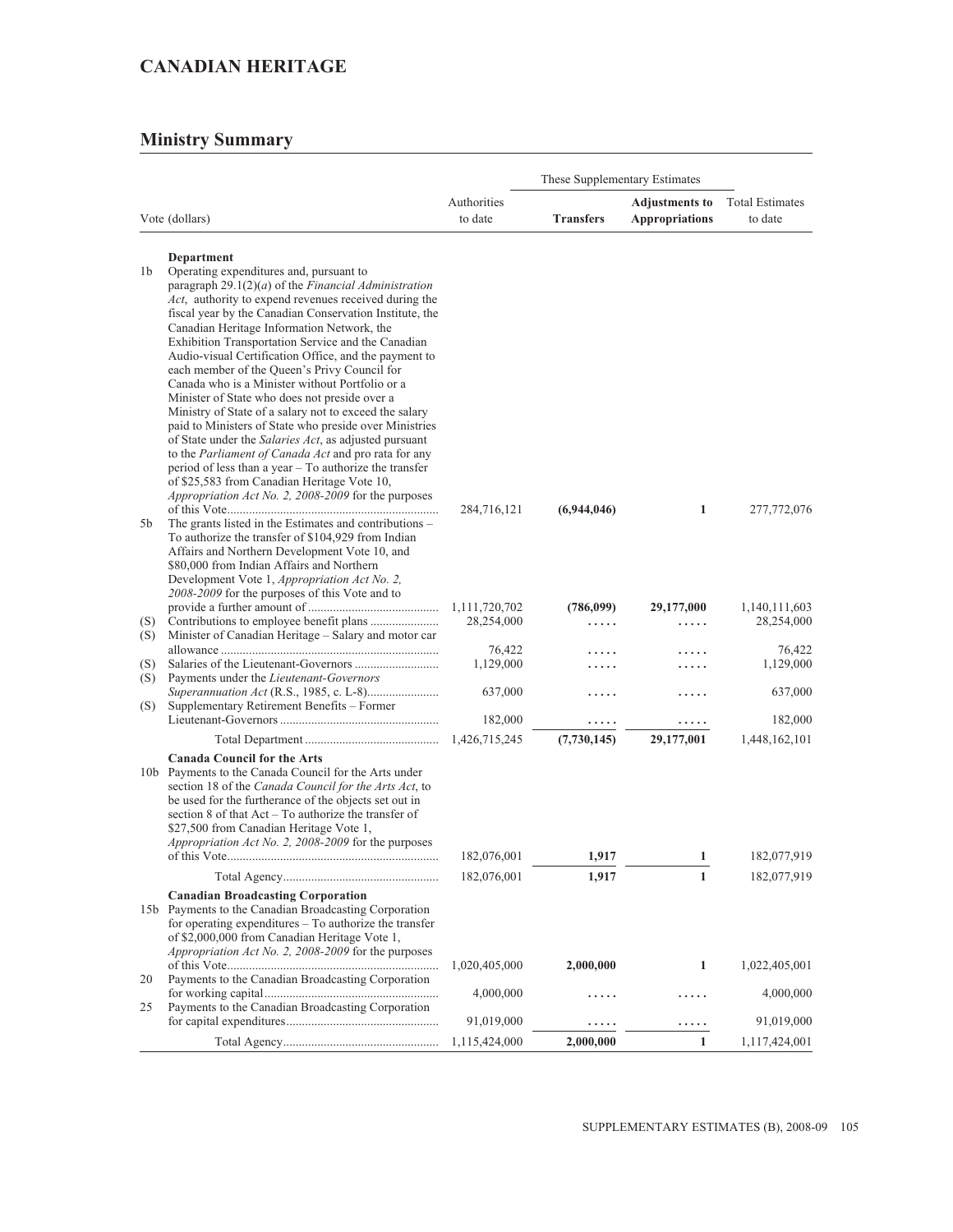# CANADIAN HERITAGE

## Ministry Summary

| | Vote (dollars) | Authorities to date | These Supplementary Estimates Transfers | Adjustments to Appropriations | Total Estimates to date |
|---|---|---|---|---|---|
| | **Department** | | | | |
| 1b | Operating expenditures and, pursuant to paragraph 29.1(2)(*a*) of the *Financial Administration Act*, authority to expend revenues received during the fiscal year by the Canadian Conservation Institute, the Canadian Heritage Information Network, the Exhibition Transportation Service and the Canadian Audio-visual Certification Office, and the payment to each member of the Queen's Privy Council for Canada who is a Minister without Portfolio or a Minister of State who does not preside over a Ministry of State of a salary not to exceed the salary paid to Ministers of State who preside over Ministries of State under the *Salaries Act*, as adjusted pursuant to the *Parliament of Canada Act* and pro rata for any period of less than a year – To authorize the transfer of $25,583 from Canadian Heritage Vote 10, *Appropriation Act No. 2, 2008-2009* for the purposes of this Vote | 284,716,121 | **(6,944,046)** | **1** | 277,772,076 |
| 5b | The grants listed in the Estimates and contributions – To authorize the transfer of $104,929 from Indian Affairs and Northern Development Vote 10, and $80,000 from Indian Affairs and Northern Development Vote 1, *Appropriation Act No. 2, 2008-2009* for the purposes of this Vote and to provide a further amount of | 1,111,720,702 | **(786,099)** | **29,177,000** | 1,140,111,603 |
| (S) | Contributions to employee benefit plans | 28,254,000 | ..... | ..... | 28,254,000 |
| (S) | Minister of Canadian Heritage – Salary and motor car allowance | 76,422 | ..... | ..... | 76,422 |
| (S) | Salaries of the Lieutenant-Governors | 1,129,000 | ..... | ..... | 1,129,000 |
| (S) | Payments under the *Lieutenant-Governors Superannuation Act* (R.S., 1985, c. L-8) | 637,000 | ..... | ..... | 637,000 |
| (S) | Supplementary Retirement Benefits – Former Lieutenant-Governors | 182,000 | ..... | ..... | 182,000 |
| | Total Department | 1,426,715,245 | **(7,730,145)** | **29,177,001** | 1,448,162,101 |
| | **Canada Council for the Arts** | | | | |
| 10b | Payments to the Canada Council for the Arts under section 18 of the *Canada Council for the Arts Act*, to be used for the furtherance of the objects set out in section 8 of that Act – To authorize the transfer of $27,500 from Canadian Heritage Vote 1, *Appropriation Act No. 2, 2008-2009* for the purposes of this Vote | 182,076,001 | **1,917** | **1** | 182,077,919 |
| | Total Agency | 182,076,001 | **1,917** | **1** | 182,077,919 |
| | **Canadian Broadcasting Corporation** | | | | |
| 15b | Payments to the Canadian Broadcasting Corporation for operating expenditures – To authorize the transfer of $2,000,000 from Canadian Heritage Vote 1, *Appropriation Act No. 2, 2008-2009* for the purposes of this Vote | 1,020,405,000 | **2,000,000** | **1** | 1,022,405,001 |
| 20 | Payments to the Canadian Broadcasting Corporation for working capital | 4,000,000 | ..... | ..... | 4,000,000 |
| 25 | Payments to the Canadian Broadcasting Corporation for capital expenditures | 91,019,000 | ..... | ..... | 91,019,000 |
| | Total Agency | 1,115,424,000 | **2,000,000** | **1** | 1,117,424,001 |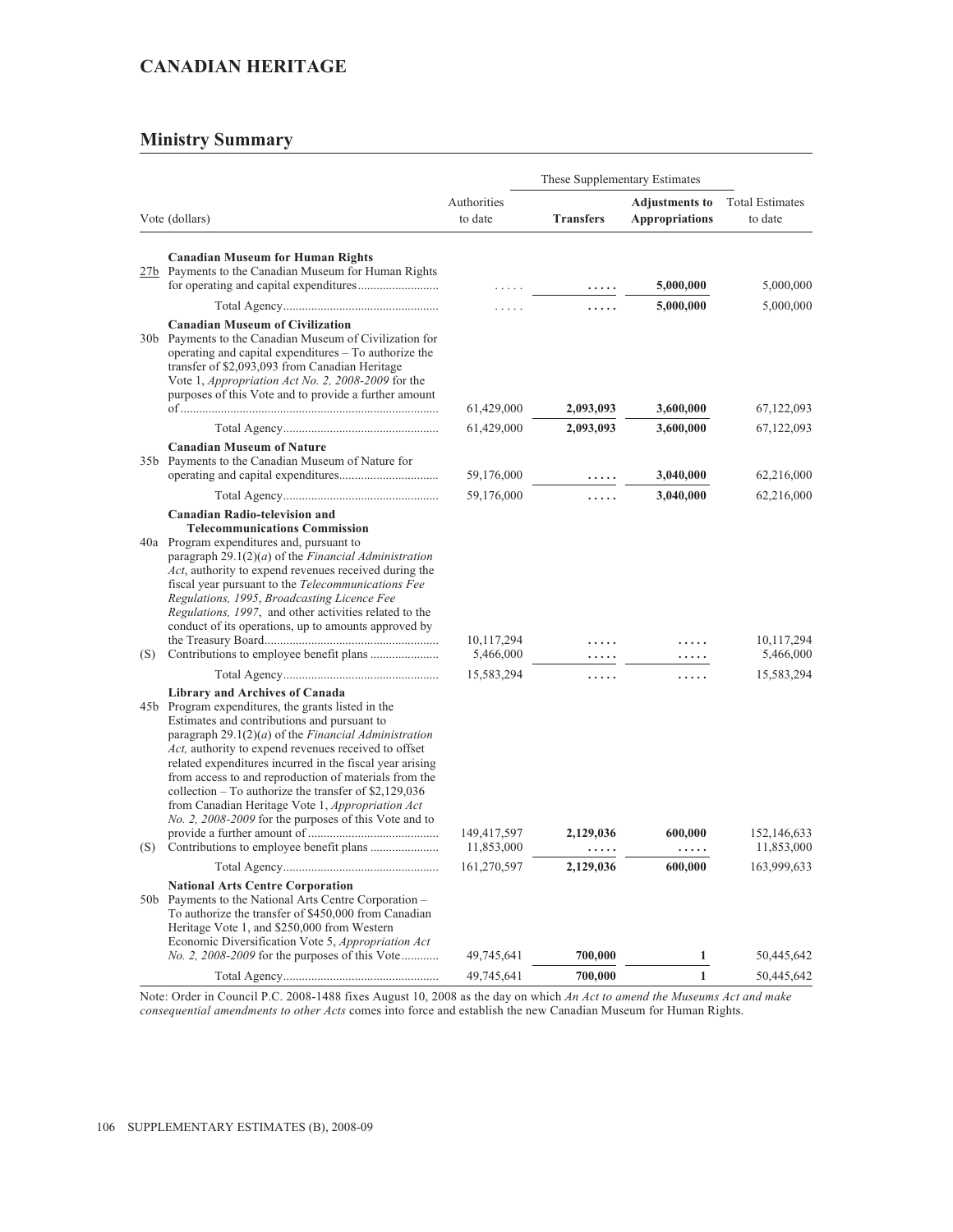## CANADIAN HERITAGE

### Ministry Summary

| | Vote (dollars) | Authorities to date | These Supplementary Estimates | | Total Estimates to date |
|---|---|---|---|---|---|
| | | | **Transfers** | **Adjustments to Appropriations** | |
| | **Canadian Museum for Human Rights** | | | | |
| 27b | Payments to the Canadian Museum for Human Rights for operating and capital expenditures.......................... | ..... | ..... | **5,000,000** | 5,000,000 |
| | Total Agency................................................. | ..... | ..... | **5,000,000** | 5,000,000 |
| | **Canadian Museum of Civilization** | | | | |
| 30b | Payments to the Canadian Museum of Civilization for operating and capital expenditures – To authorize the transfer of $2,093,093 from Canadian Heritage Vote 1, *Appropriation Act No. 2, 2008-2009* for the purposes of this Vote and to provide a further amount of.................................................................................. | 61,429,000 | **2,093,093** | **3,600,000** | 67,122,093 |
| | Total Agency................................................. | 61,429,000 | **2,093,093** | **3,600,000** | 67,122,093 |
| | **Canadian Museum of Nature** | | | | |
| 35b | Payments to the Canadian Museum of Nature for operating and capital expenditures............................... | 59,176,000 | ..... | **3,040,000** | 62,216,000 |
| | Total Agency................................................. | 59,176,000 | ..... | **3,040,000** | 62,216,000 |
| | **Canadian Radio-television and Telecommunications Commission** | | | | |
| 40a | Program expenditures and, pursuant to paragraph 29.1(2)(*a*) of the *Financial Administration Act*, authority to expend revenues received during the fiscal year pursuant to the *Telecommunications Fee Regulations, 1995*, *Broadcasting Licence Fee Regulations, 1997*, and other activities related to the conduct of its operations, up to amounts approved by the Treasury Board....................................................... | 10,117,294 | ..... | ..... | 10,117,294 |
| (S) | Contributions to employee benefit plans ...................... | 5,466,000 | ..... | ..... | 5,466,000 |
| | Total Agency................................................. | 15,583,294 | ..... | ..... | 15,583,294 |
| | **Library and Archives of Canada** | | | | |
| 45b | Program expenditures, the grants listed in the Estimates and contributions and pursuant to paragraph 29.1(2)(*a*) of the *Financial Administration Act,* authority to expend revenues received to offset related expenditures incurred in the fiscal year arising from access to and reproduction of materials from the collection – To authorize the transfer of $2,129,036 from Canadian Heritage Vote 1, *Appropriation Act No. 2, 2008-2009* for the purposes of this Vote and to provide a further amount of .......................................... | 149,417,597 | **2,129,036** | **600,000** | 152,146,633 |
| (S) | Contributions to employee benefit plans ...................... | 11,853,000 | ..... | ..... | 11,853,000 |
| | Total Agency................................................. | 161,270,597 | **2,129,036** | **600,000** | 163,999,633 |
| | **National Arts Centre Corporation** | | | | |
| 50b | Payments to the National Arts Centre Corporation – To authorize the transfer of $450,000 from Canadian Heritage Vote 1, and $250,000 from Western Economic Diversification Vote 5, *Appropriation Act No. 2, 2008-2009* for the purposes of this Vote............ | 49,745,641 | **700,000** | **1** | 50,445,642 |
| | Total Agency................................................. | 49,745,641 | **700,000** | **1** | 50,445,642 |

Note: Order in Council P.C. 2008-1488 fixes August 10, 2008 as the day on which *An Act to amend the Museums Act and make consequential amendments to other Acts* comes into force and establish the new Canadian Museum for Human Rights.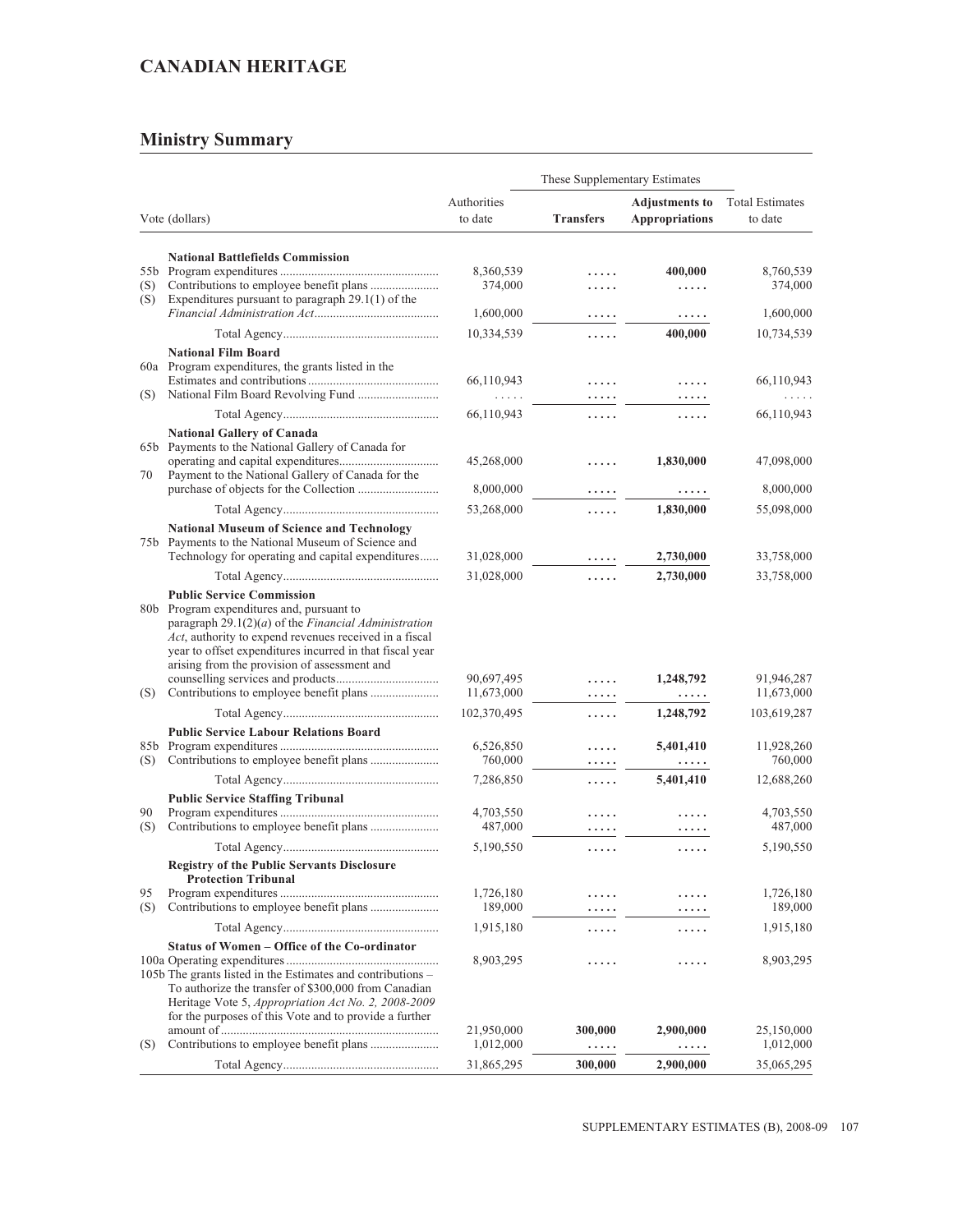## CANADIAN HERITAGE

## Ministry Summary

| | Vote (dollars) | Authorities to date | These Supplementary Estimates Transfers | These Supplementary Estimates Adjustments to Appropriations | Total Estimates to date |
|---|---|---|---|---|---|
| | **National Battlefields Commission** | | | | |
| 55b | Program expenditures | 8,360,539 | ..... | **400,000** | 8,760,539 |
| (S) | Contributions to employee benefit plans | 374,000 | ..... | ..... | 374,000 |
| (S) | Expenditures pursuant to paragraph 29.1(1) of the *Financial Administration Act* | 1,600,000 | ..... | ..... | 1,600,000 |
| | Total Agency | 10,334,539 | ..... | **400,000** | 10,734,539 |
| | **National Film Board** | | | | |
| 60a | Program expenditures, the grants listed in the Estimates and contributions | 66,110,943 | ..... | ..... | 66,110,943 |
| (S) | National Film Board Revolving Fund | ..... | ..... | ..... | ..... |
| | Total Agency | 66,110,943 | ..... | ..... | 66,110,943 |
| | **National Gallery of Canada** | | | | |
| 65b | Payments to the National Gallery of Canada for operating and capital expenditures | 45,268,000 | ..... | **1,830,000** | 47,098,000 |
| 70 | Payment to the National Gallery of Canada for the purchase of objects for the Collection | 8,000,000 | ..... | ..... | 8,000,000 |
| | Total Agency | 53,268,000 | ..... | **1,830,000** | 55,098,000 |
| | **National Museum of Science and Technology** | | | | |
| 75b | Payments to the National Museum of Science and Technology for operating and capital expenditures | 31,028,000 | ..... | **2,730,000** | 33,758,000 |
| | Total Agency | 31,028,000 | ..... | **2,730,000** | 33,758,000 |
| | **Public Service Commission** | | | | |
| 80b | Program expenditures and, pursuant to paragraph 29.1(2)(*a*) of the *Financial Administration Act*, authority to expend revenues received in a fiscal year to offset expenditures incurred in that fiscal year arising from the provision of assessment and counselling services and products | 90,697,495 | ..... | **1,248,792** | 91,946,287 |
| (S) | Contributions to employee benefit plans | 11,673,000 | ..... | ..... | 11,673,000 |
| | Total Agency | 102,370,495 | ..... | **1,248,792** | 103,619,287 |
| | **Public Service Labour Relations Board** | | | | |
| 85b | Program expenditures | 6,526,850 | ..... | **5,401,410** | 11,928,260 |
| (S) | Contributions to employee benefit plans | 760,000 | ..... | ..... | 760,000 |
| | Total Agency | 7,286,850 | ..... | **5,401,410** | 12,688,260 |
| | **Public Service Staffing Tribunal** | | | | |
| 90 | Program expenditures | 4,703,550 | ..... | ..... | 4,703,550 |
| (S) | Contributions to employee benefit plans | 487,000 | ..... | ..... | 487,000 |
| | Total Agency | 5,190,550 | ..... | ..... | 5,190,550 |
| | **Registry of the Public Servants Disclosure Protection Tribunal** | | | | |
| 95 | Program expenditures | 1,726,180 | ..... | ..... | 1,726,180 |
| (S) | Contributions to employee benefit plans | 189,000 | ..... | ..... | 189,000 |
| | Total Agency | 1,915,180 | ..... | ..... | 1,915,180 |
| | **Status of Women – Office of the Co-ordinator** | | | | |
| 100a | Operating expenditures | 8,903,295 | ..... | ..... | 8,903,295 |
| 105b | The grants listed in the Estimates and contributions – To authorize the transfer of $300,000 from Canadian Heritage Vote 5, *Appropriation Act No. 2, 2008-2009* for the purposes of this Vote and to provide a further amount of | 21,950,000 | **300,000** | **2,900,000** | 25,150,000 |
| (S) | Contributions to employee benefit plans | 1,012,000 | ..... | ..... | 1,012,000 |
| | Total Agency | 31,865,295 | **300,000** | **2,900,000** | 35,065,295 |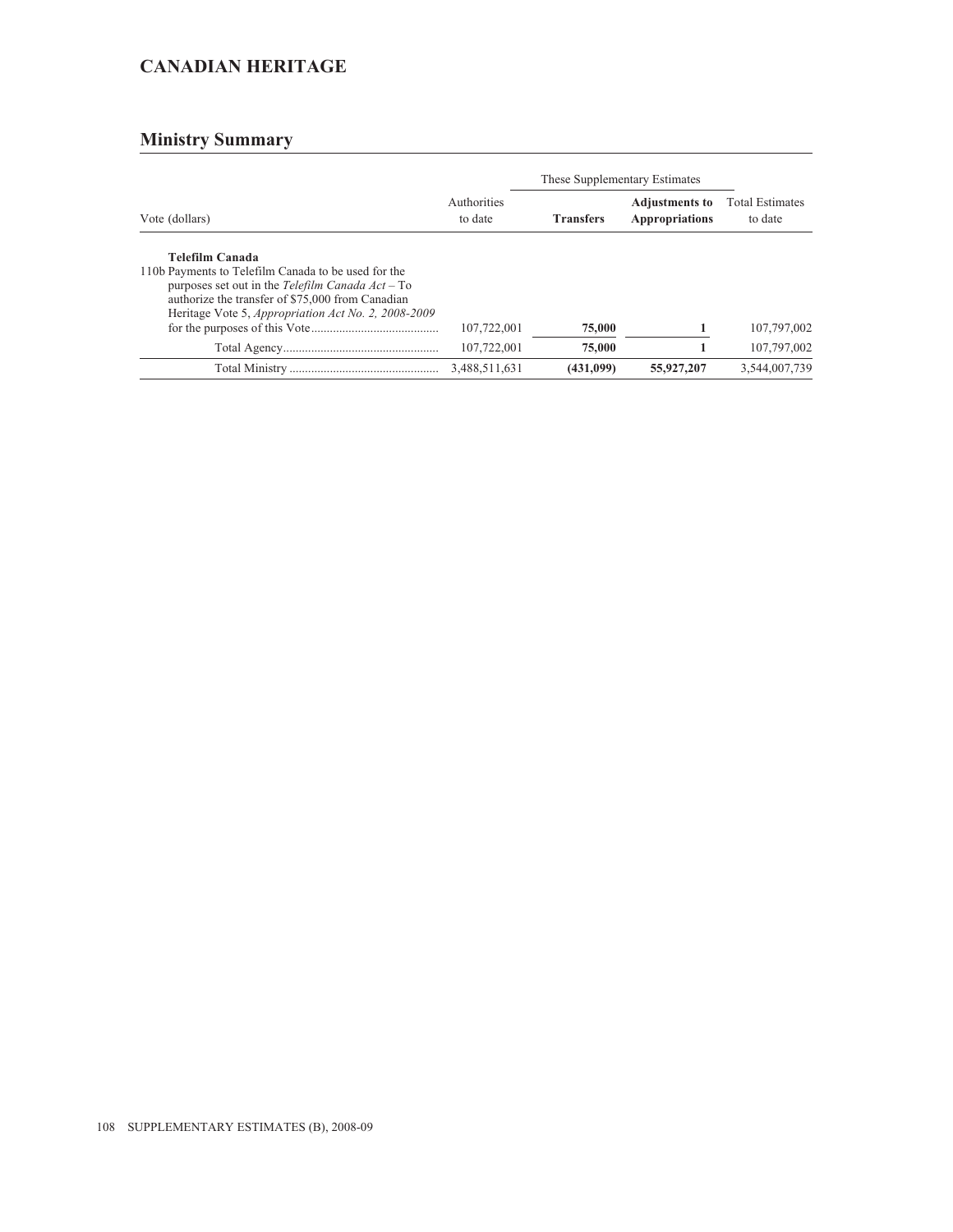# CANADIAN HERITAGE

## Ministry Summary

| Vote (dollars) | Authorities to date | These Supplementary Estimates Transfers | Adjustments to Appropriations | Total Estimates to date |
|---|---|---|---|---|
| **Telefilm Canada** | | | | |
| 110b Payments to Telefilm Canada to be used for the purposes set out in the *Telefilm Canada Act* – To authorize the transfer of $75,000 from Canadian Heritage Vote 5, *Appropriation Act No. 2, 2008-2009* for the purposes of this Vote | 107,722,001 | **75,000** | **1** | 107,797,002 |
| Total Agency | 107,722,001 | **75,000** | **1** | 107,797,002 |
| Total Ministry | 3,488,511,631 | **(431,099)** | **55,927,207** | 3,544,007,739 |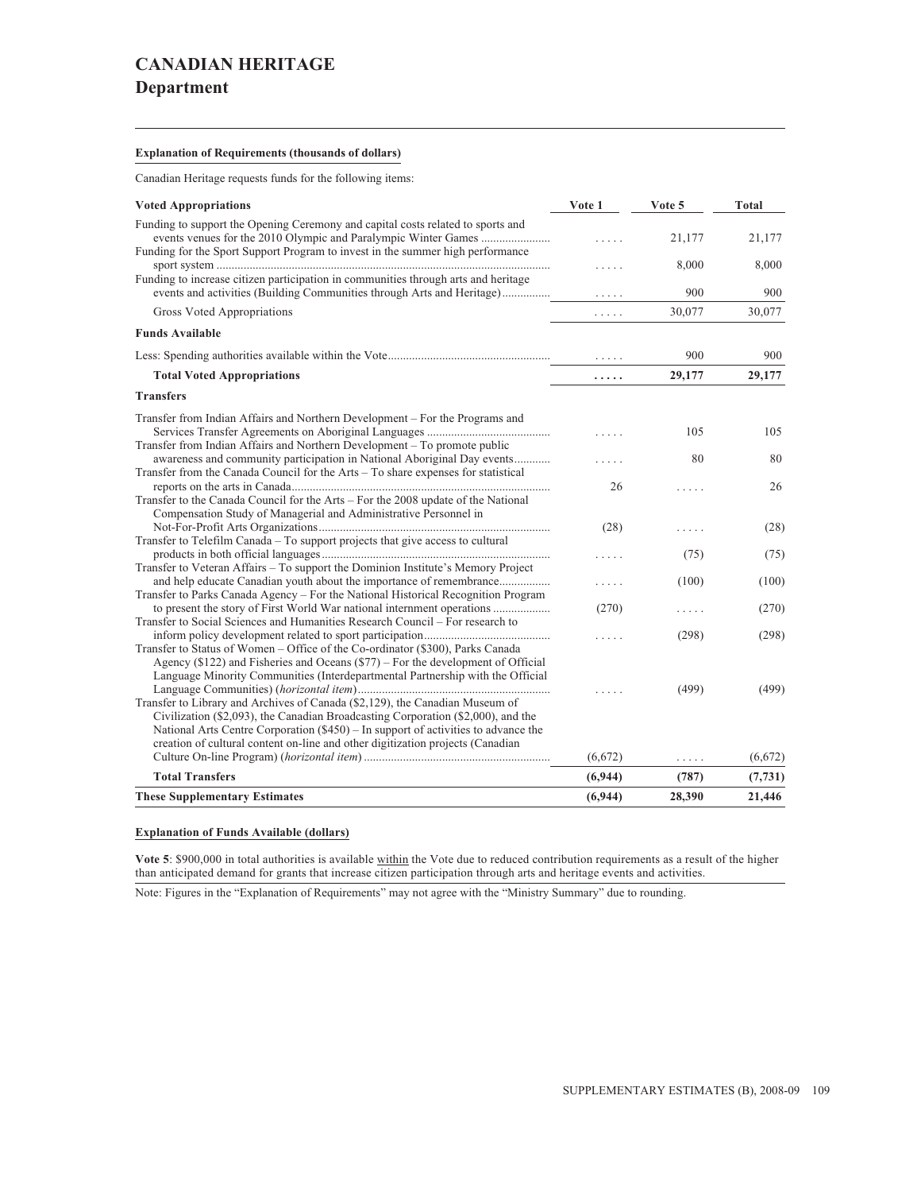# CANADIAN HERITAGE
## Department

**Explanation of Requirements (thousands of dollars)**

Canadian Heritage requests funds for the following items:

| Voted Appropriations | Vote 1 | Vote 5 | Total |
|---|---|---|---|
| Funding to support the Opening Ceremony and capital costs related to sports and events venues for the 2010 Olympic and Paralympic Winter Games | ..... | 21,177 | 21,177 |
| Funding for the Sport Support Program to invest in the summer high performance sport system | ..... | 8,000 | 8,000 |
| Funding to increase citizen participation in communities through arts and heritage events and activities (Building Communities through Arts and Heritage) | ..... | 900 | 900 |
| Gross Voted Appropriations | ..... | 30,077 | 30,077 |
| **Funds Available** | | | |
| Less: Spending authorities available within the Vote | ..... | 900 | 900 |
| **Total Voted Appropriations** | **.....** | **29,177** | **29,177** |
| **Transfers** | | | |
| Transfer from Indian Affairs and Northern Development – For the Programs and Services Transfer Agreements on Aboriginal Languages | ..... | 105 | 105 |
| Transfer from Indian Affairs and Northern Development – To promote public awareness and community participation in National Aboriginal Day events | ..... | 80 | 80 |
| Transfer from the Canada Council for the Arts – To share expenses for statistical reports on the arts in Canada | 26 | ..... | 26 |
| Transfer to the Canada Council for the Arts – For the 2008 update of the National Compensation Study of Managerial and Administrative Personnel in Not-For-Profit Arts Organizations | (28) | ..... | (28) |
| Transfer to Telefilm Canada – To support projects that give access to cultural products in both official languages | ..... | (75) | (75) |
| Transfer to Veteran Affairs – To support the Dominion Institute's Memory Project and help educate Canadian youth about the importance of remembrance | ..... | (100) | (100) |
| Transfer to Parks Canada Agency – For the National Historical Recognition Program to present the story of First World War national internment operations | (270) | ..... | (270) |
| Transfer to Social Sciences and Humanities Research Council – For research to inform policy development related to sport participation | ..... | (298) | (298) |
| Transfer to Status of Women – Office of the Co-ordinator ($300), Parks Canada Agency ($122) and Fisheries and Oceans ($77) – For the development of Official Language Minority Communities (Interdepartmental Partnership with the Official Language Communities) (*horizontal item*) | ..... | (499) | (499) |
| Transfer to Library and Archives of Canada ($2,129), the Canadian Museum of Civilization ($2,093), the Canadian Broadcasting Corporation ($2,000), and the National Arts Centre Corporation ($450) – In support of activities to advance the creation of cultural content on-line and other digitization projects (Canadian Culture On-line Program) (*horizontal item*) | (6,672) | ..... | (6,672) |
| **Total Transfers** | **(6,944)** | **(787)** | **(7,731)** |
| **These Supplementary Estimates** | **(6,944)** | **28,390** | **21,446** |

**Explanation of Funds Available (dollars)**

**Vote 5**: $900,000 in total authorities is available within the Vote due to reduced contribution requirements as a result of the higher than anticipated demand for grants that increase citizen participation through arts and heritage events and activities.

Note: Figures in the "Explanation of Requirements" may not agree with the "Ministry Summary" due to rounding.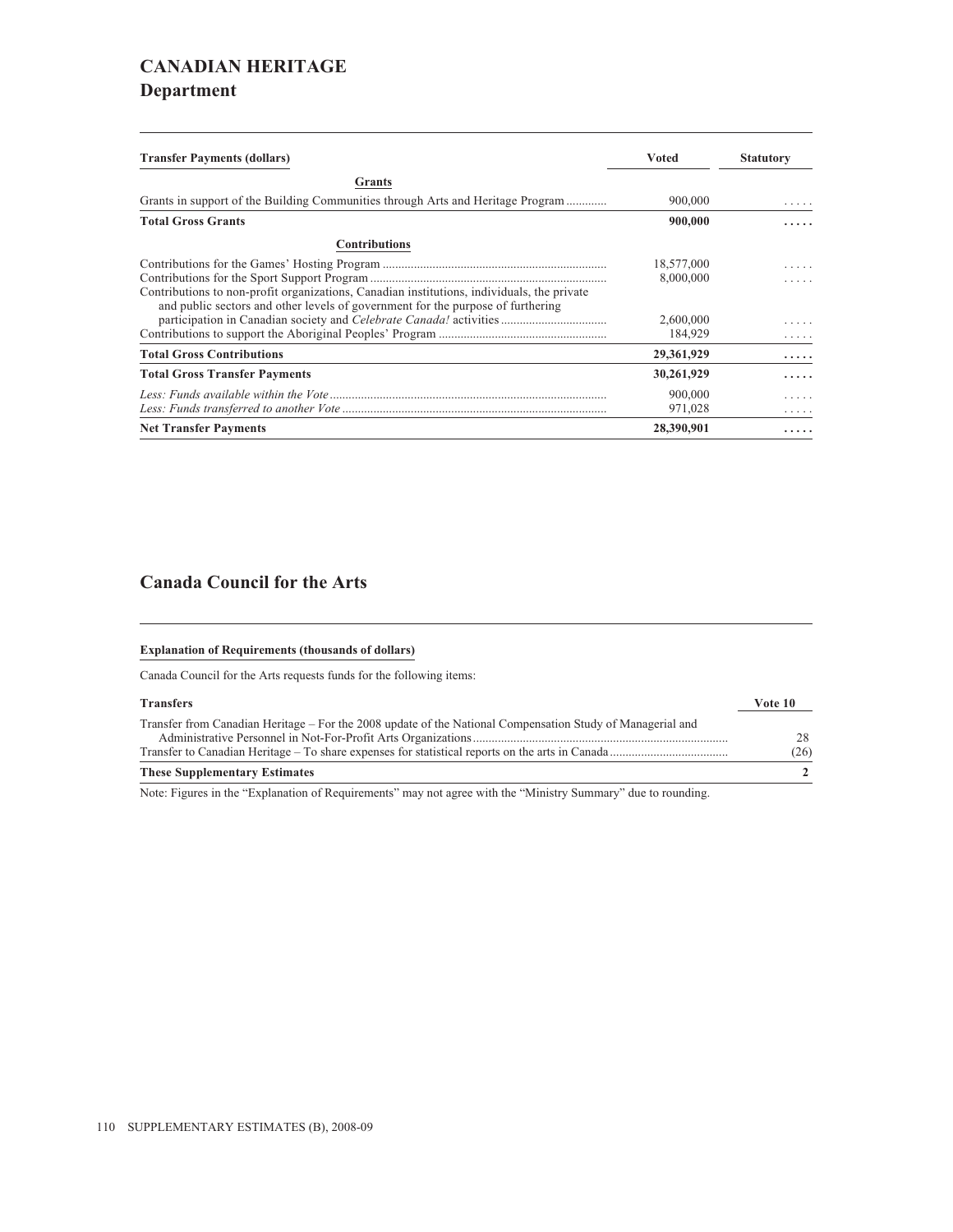# CANADIAN HERITAGE

## Department

| Transfer Payments (dollars) | Voted | Statutory |
|---|---|---|
| **Grants** | | |
| Grants in support of the Building Communities through Arts and Heritage Program | 900,000 | ..... |
| **Total Gross Grants** | **900,000** | **.....** |
| **Contributions** | | |
| Contributions for the Games' Hosting Program | 18,577,000 | ..... |
| Contributions for the Sport Support Program | 8,000,000 | ..... |
| Contributions to non-profit organizations, Canadian institutions, individuals, the private and public sectors and other levels of government for the purpose of furthering participation in Canadian society and *Celebrate Canada!* activities | 2,600,000 | ..... |
| Contributions to support the Aboriginal Peoples' Program | 184,929 | ..... |
| **Total Gross Contributions** | **29,361,929** | **.....** |
| **Total Gross Transfer Payments** | **30,261,929** | **.....** |
| *Less: Funds available within the Vote* | 900,000 | ..... |
| *Less: Funds transferred to another Vote* | 971,028 | ..... |
| **Net Transfer Payments** | **28,390,901** | **.....** |

## Canada Council for the Arts

**Explanation of Requirements (thousands of dollars)**

Canada Council for the Arts requests funds for the following items:

| Transfers | Vote 10 |
|---|---|
| Transfer from Canadian Heritage – For the 2008 update of the National Compensation Study of Managerial and Administrative Personnel in Not-For-Profit Arts Organizations | 28 |
| Transfer to Canadian Heritage – To share expenses for statistical reports on the arts in Canada | (26) |
| **These Supplementary Estimates** | **2** |

Note: Figures in the "Explanation of Requirements" may not agree with the "Ministry Summary" due to rounding.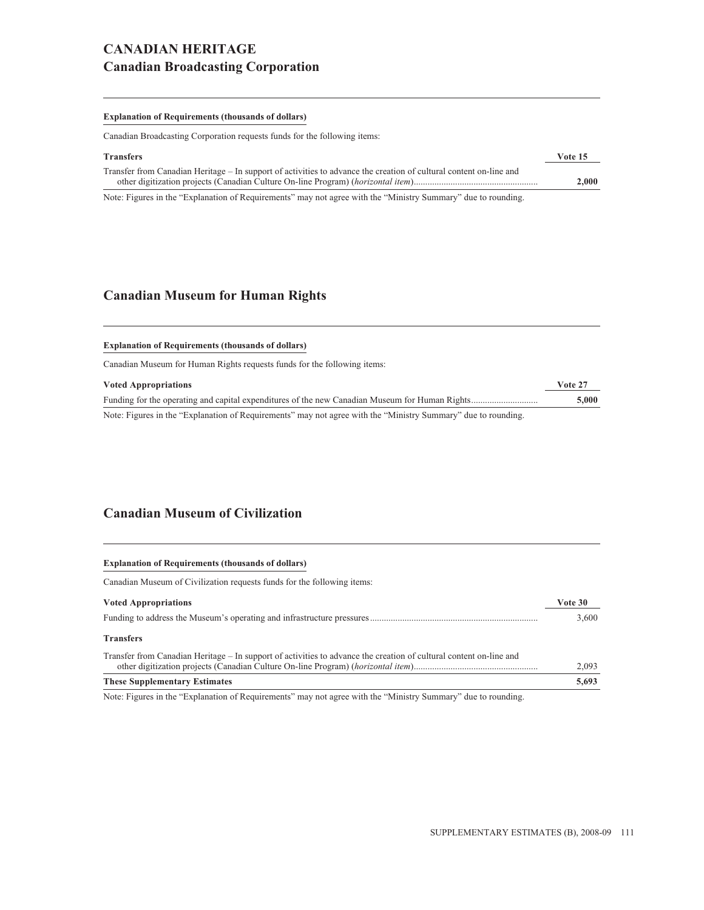# CANADIAN HERITAGE

## Canadian Broadcasting Corporation

**Explanation of Requirements (thousands of dollars)**

Canadian Broadcasting Corporation requests funds for the following items:

| **Transfers** | **Vote 15** |
|---|---|
| Transfer from Canadian Heritage – In support of activities to advance the creation of cultural content on-line and other digitization projects (Canadian Culture On-line Program) (*horizontal item*) | **2,000** |

Note: Figures in the "Explanation of Requirements" may not agree with the "Ministry Summary" due to rounding.

## Canadian Museum for Human Rights

**Explanation of Requirements (thousands of dollars)**

Canadian Museum for Human Rights requests funds for the following items:

| **Voted Appropriations** | **Vote 27** |
|---|---|
| Funding for the operating and capital expenditures of the new Canadian Museum for Human Rights | **5,000** |

Note: Figures in the "Explanation of Requirements" may not agree with the "Ministry Summary" due to rounding.

## Canadian Museum of Civilization

**Explanation of Requirements (thousands of dollars)**

Canadian Museum of Civilization requests funds for the following items:

| **Voted Appropriations** | **Vote 30** |
|---|---|
| Funding to address the Museum's operating and infrastructure pressures | 3,600 |
| **Transfers** | |
| Transfer from Canadian Heritage – In support of activities to advance the creation of cultural content on-line and other digitization projects (Canadian Culture On-line Program) (*horizontal item*) | 2,093 |
| **These Supplementary Estimates** | **5,693** |

Note: Figures in the "Explanation of Requirements" may not agree with the "Ministry Summary" due to rounding.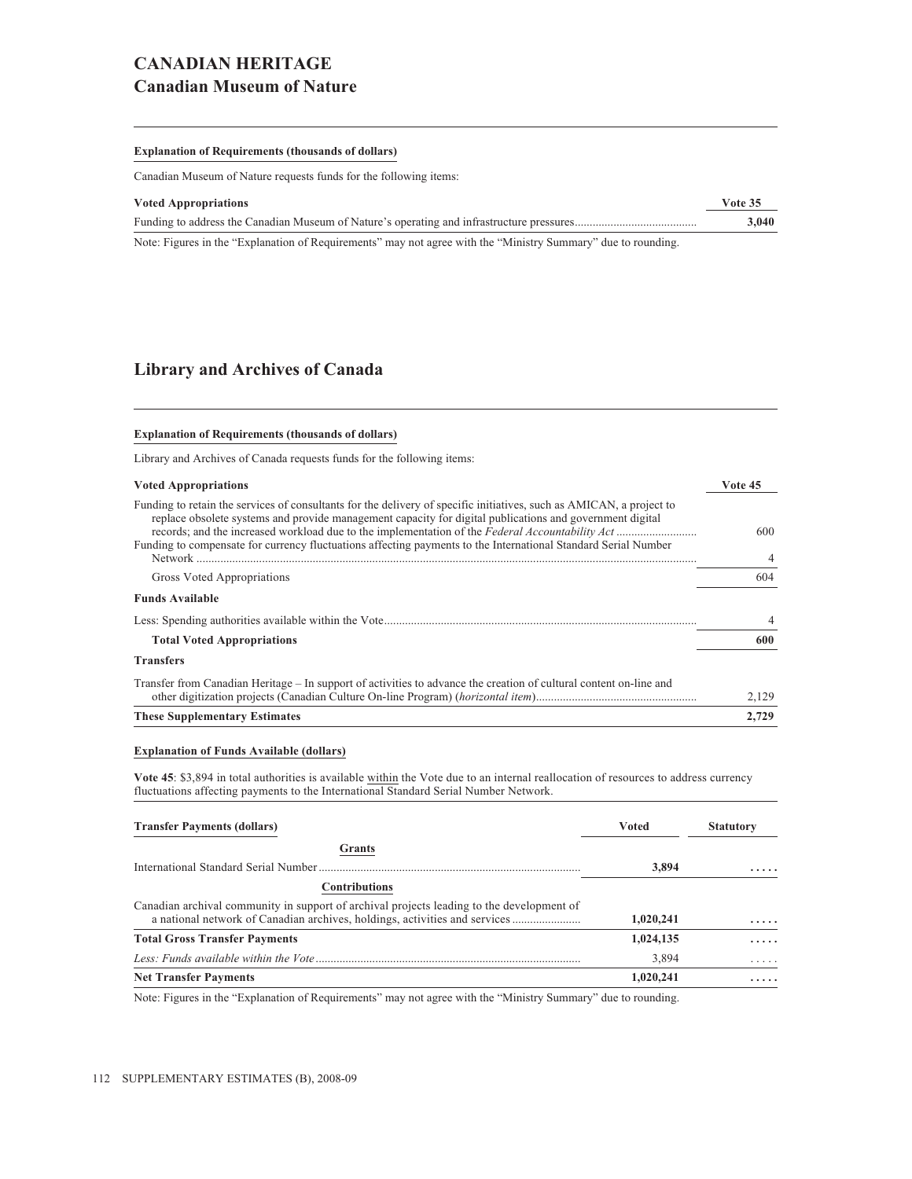# CANADIAN HERITAGE

## Canadian Museum of Nature

**Explanation of Requirements (thousands of dollars)**

Canadian Museum of Nature requests funds for the following items:

| Voted Appropriations | Vote 35 |
| --- | --- |
| Funding to address the Canadian Museum of Nature's operating and infrastructure pressures | **3,040** |

Note: Figures in the "Explanation of Requirements" may not agree with the "Ministry Summary" due to rounding.

## Library and Archives of Canada

**Explanation of Requirements (thousands of dollars)**

Library and Archives of Canada requests funds for the following items:

| Voted Appropriations | Vote 45 |
| --- | --- |
| Funding to retain the services of consultants for the delivery of specific initiatives, such as AMICAN, a project to replace obsolete systems and provide management capacity for digital publications and government digital records; and the increased workload due to the implementation of the *Federal Accountability Act* | 600 |
| Funding to compensate for currency fluctuations affecting payments to the International Standard Serial Number Network | 4 |
| Gross Voted Appropriations | 604 |
| **Funds Available** | |
| Less: Spending authorities available within the Vote | 4 |
| **Total Voted Appropriations** | **600** |
| **Transfers** | |
| Transfer from Canadian Heritage – In support of activities to advance the creation of cultural content on-line and other digitization projects (Canadian Culture On-line Program) (*horizontal item*) | 2,129 |
| **These Supplementary Estimates** | **2,729** |

**Explanation of Funds Available (dollars)**

**Vote 45**: $3,894 in total authorities is available within the Vote due to an internal reallocation of resources to address currency fluctuations affecting payments to the International Standard Serial Number Network.

| Transfer Payments (dollars) | Voted | Statutory |
| --- | --- | --- |
| **Grants** | | |
| International Standard Serial Number | **3,894** | **.....** |
| **Contributions** | | |
| Canadian archival community in support of archival projects leading to the development of a national network of Canadian archives, holdings, activities and services | **1,020,241** | **.....** |
| **Total Gross Transfer Payments** | **1,024,135** | **.....** |
| *Less: Funds available within the Vote* | 3,894 | ..... |
| **Net Transfer Payments** | **1,020,241** | **.....** |

Note: Figures in the "Explanation of Requirements" may not agree with the "Ministry Summary" due to rounding.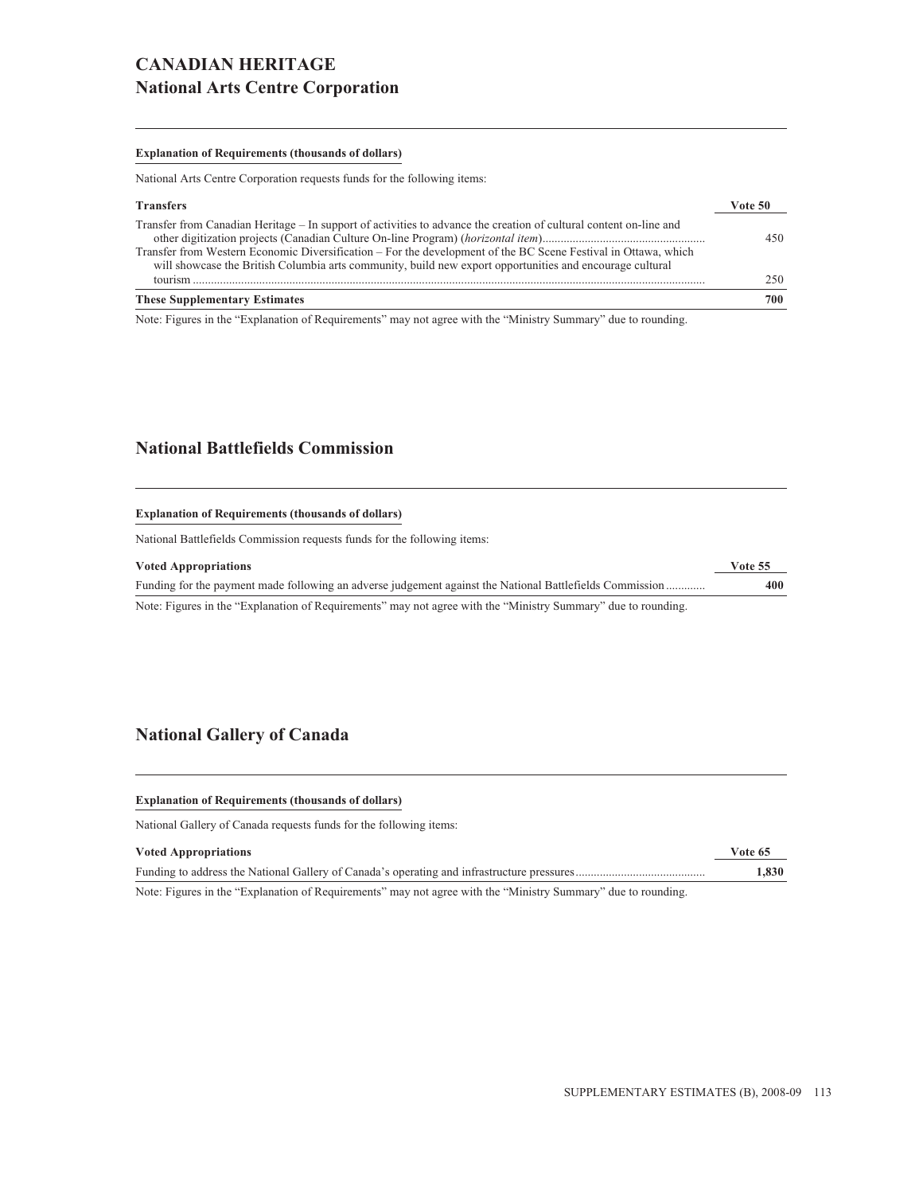# CANADIAN HERITAGE
## National Arts Centre Corporation

**Explanation of Requirements (thousands of dollars)**

National Arts Centre Corporation requests funds for the following items:

| Transfers | Vote 50 |
|---|---|
| Transfer from Canadian Heritage – In support of activities to advance the creation of cultural content on-line and other digitization projects (Canadian Culture On-line Program) (*horizontal item*) | 450 |
| Transfer from Western Economic Diversification – For the development of the BC Scene Festival in Ottawa, which will showcase the British Columbia arts community, build new export opportunities and encourage cultural tourism | 250 |
| **These Supplementary Estimates** | **700** |

Note: Figures in the "Explanation of Requirements" may not agree with the "Ministry Summary" due to rounding.

## National Battlefields Commission

**Explanation of Requirements (thousands of dollars)**

National Battlefields Commission requests funds for the following items:

| Voted Appropriations | Vote 55 |
|---|---|
| Funding for the payment made following an adverse judgement against the National Battlefields Commission | **400** |

Note: Figures in the "Explanation of Requirements" may not agree with the "Ministry Summary" due to rounding.

## National Gallery of Canada

**Explanation of Requirements (thousands of dollars)**

National Gallery of Canada requests funds for the following items:

| Voted Appropriations | Vote 65 |
|---|---|
| Funding to address the National Gallery of Canada's operating and infrastructure pressures | **1,830** |

Note: Figures in the "Explanation of Requirements" may not agree with the "Ministry Summary" due to rounding.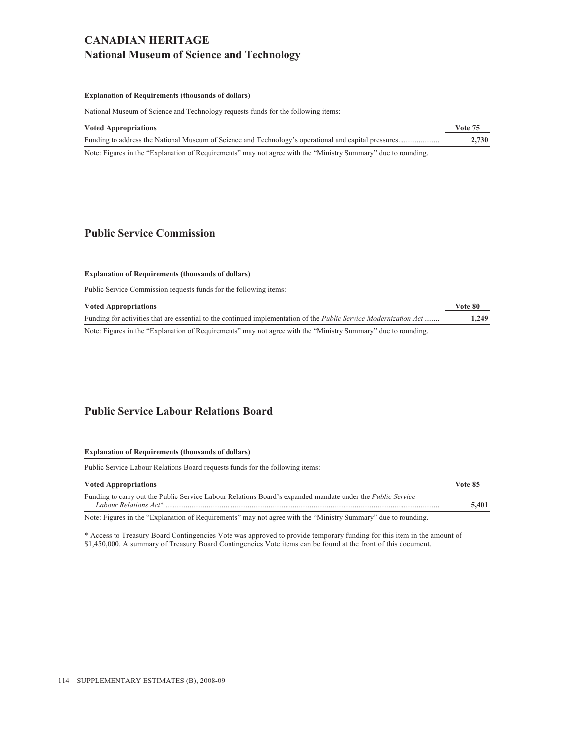# CANADIAN HERITAGE

## National Museum of Science and Technology

**Explanation of Requirements (thousands of dollars)**

National Museum of Science and Technology requests funds for the following items:

| Voted Appropriations | Vote 75 |
|---|---|
| Funding to address the National Museum of Science and Technology's operational and capital pressures...................... | **2,730** |

Note: Figures in the "Explanation of Requirements" may not agree with the "Ministry Summary" due to rounding.

## Public Service Commission

**Explanation of Requirements (thousands of dollars)**

Public Service Commission requests funds for the following items:

| Voted Appropriations | Vote 80 |
|---|---|
| Funding for activities that are essential to the continued implementation of the *Public Service Modernization Act* ........ | **1,249** |

Note: Figures in the "Explanation of Requirements" may not agree with the "Ministry Summary" due to rounding.

## Public Service Labour Relations Board

**Explanation of Requirements (thousands of dollars)**

Public Service Labour Relations Board requests funds for the following items:

| Voted Appropriations | Vote 85 |
|---|---|
| Funding to carry out the Public Service Labour Relations Board's expanded mandate under the *Public Service Labour Relations Act** .................................................................................................................................................. | **5,401** |

Note: Figures in the "Explanation of Requirements" may not agree with the "Ministry Summary" due to rounding.

* Access to Treasury Board Contingencies Vote was approved to provide temporary funding for this item in the amount of $1,450,000. A summary of Treasury Board Contingencies Vote items can be found at the front of this document.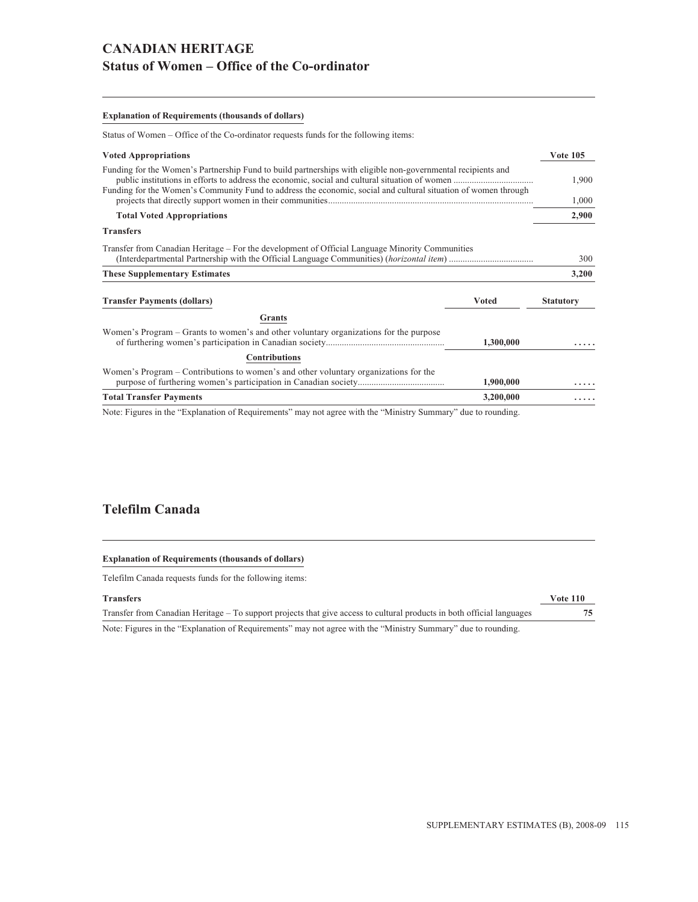# CANADIAN HERITAGE
## Status of Women – Office of the Co-ordinator

**Explanation of Requirements (thousands of dollars)**

Status of Women – Office of the Co-ordinator requests funds for the following items:

| **Voted Appropriations** | **Vote 105** |
|---|---|
| Funding for the Women's Partnership Fund to build partnerships with eligible non-governmental recipients and public institutions in efforts to address the economic, social and cultural situation of women | 1,900 |
| Funding for the Women's Community Fund to address the economic, social and cultural situation of women through projects that directly support women in their communities | 1,000 |
| **Total Voted Appropriations** | **2,900** |
| **Transfers** | |
| Transfer from Canadian Heritage – For the development of Official Language Minority Communities (Interdepartmental Partnership with the Official Language Communities) (*horizontal item*) | 300 |
| **These Supplementary Estimates** | **3,200** |

| **Transfer Payments (dollars)** | **Voted** | **Statutory** |
|---|---|---|
| **Grants** | | |
| Women's Program – Grants to women's and other voluntary organizations for the purpose of furthering women's participation in Canadian society | **1,300,000** | **.....** |
| **Contributions** | | |
| Women's Program – Contributions to women's and other voluntary organizations for the purpose of furthering women's participation in Canadian society | **1,900,000** | **.....** |
| **Total Transfer Payments** | **3,200,000** | **.....** |

Note: Figures in the "Explanation of Requirements" may not agree with the "Ministry Summary" due to rounding.

## Telefilm Canada

**Explanation of Requirements (thousands of dollars)**

Telefilm Canada requests funds for the following items:

| **Transfers** | **Vote 110** |
|---|---|
| Transfer from Canadian Heritage – To support projects that give access to cultural products in both official languages | **75** |

Note: Figures in the "Explanation of Requirements" may not agree with the "Ministry Summary" due to rounding.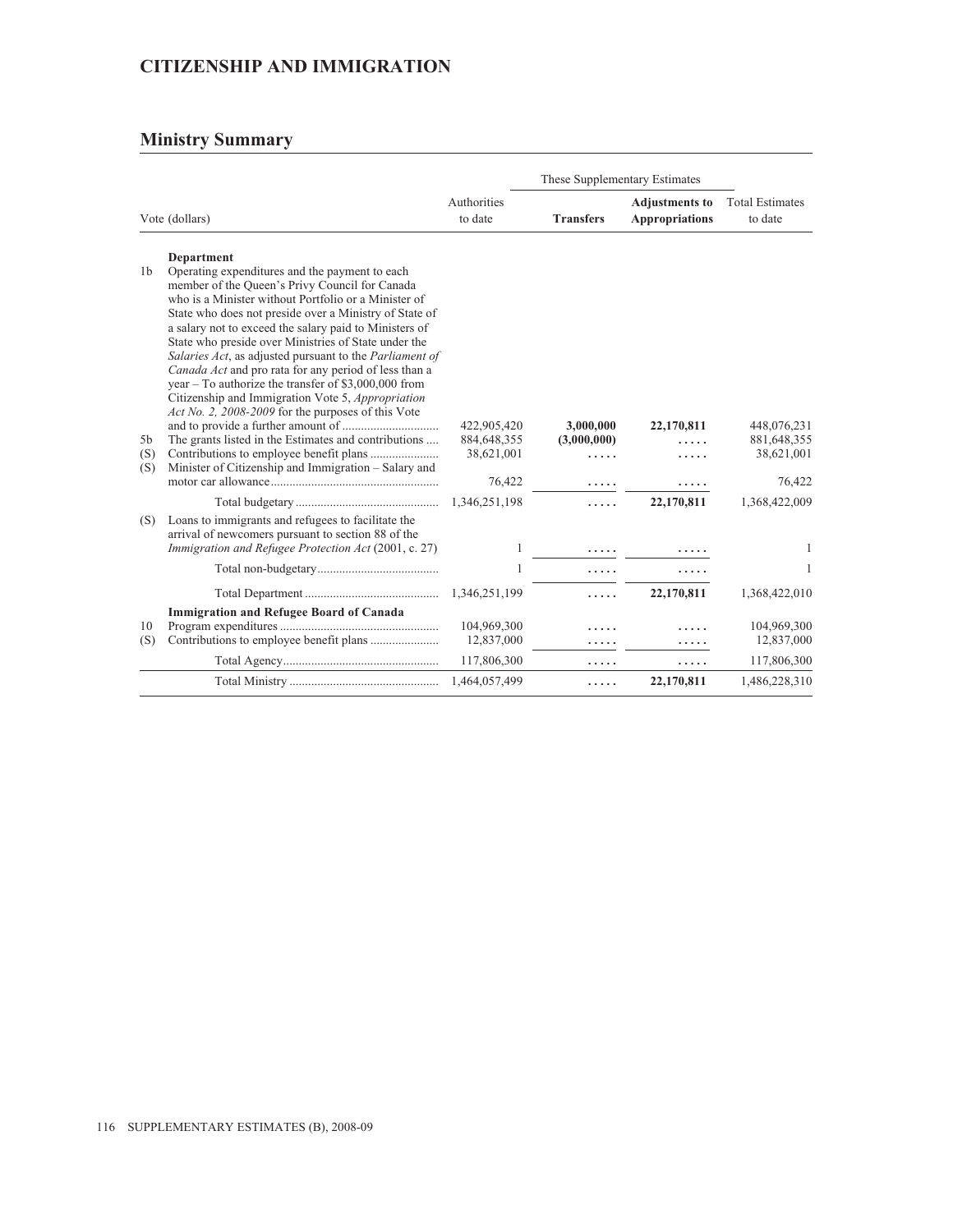# CITIZENSHIP AND IMMIGRATION

## Ministry Summary

| | Vote (dollars) | Authorities to date | These Supplementary Estimates | | Total Estimates to date |
|---|---|---|---|---|---|
| | | | **Transfers** | **Adjustments to Appropriations** | |
| | **Department** | | | | |
| 1b | Operating expenditures and the payment to each member of the Queen's Privy Council for Canada who is a Minister without Portfolio or a Minister of State who does not preside over a Ministry of State of a salary not to exceed the salary paid to Ministers of State who preside over Ministries of State under the *Salaries Act*, as adjusted pursuant to the *Parliament of Canada Act* and pro rata for any period of less than a year – To authorize the transfer of $3,000,000 from Citizenship and Immigration Vote 5, *Appropriation Act No. 2, 2008-2009* for the purposes of this Vote and to provide a further amount of | 422,905,420 | **3,000,000** | **22,170,811** | 448,076,231 |
| 5b | The grants listed in the Estimates and contributions | 884,648,355 | **(3,000,000)** | ..... | 881,648,355 |
| (S) | Contributions to employee benefit plans | 38,621,001 | ..... | ..... | 38,621,001 |
| (S) | Minister of Citizenship and Immigration – Salary and motor car allowance | 76,422 | ..... | ..... | 76,422 |
| | Total budgetary | 1,346,251,198 | ..... | **22,170,811** | 1,368,422,009 |
| (S) | Loans to immigrants and refugees to facilitate the arrival of newcomers pursuant to section 88 of the *Immigration and Refugee Protection Act* (2001, c. 27) | 1 | ..... | ..... | 1 |
| | Total non-budgetary | 1 | ..... | ..... | 1 |
| | Total Department | 1,346,251,199 | ..... | **22,170,811** | 1,368,422,010 |
| | **Immigration and Refugee Board of Canada** | | | | |
| 10 | Program expenditures | 104,969,300 | ..... | ..... | 104,969,300 |
| (S) | Contributions to employee benefit plans | 12,837,000 | ..... | ..... | 12,837,000 |
| | Total Agency | 117,806,300 | ..... | ..... | 117,806,300 |
| | Total Ministry | 1,464,057,499 | ..... | **22,170,811** | 1,486,228,310 |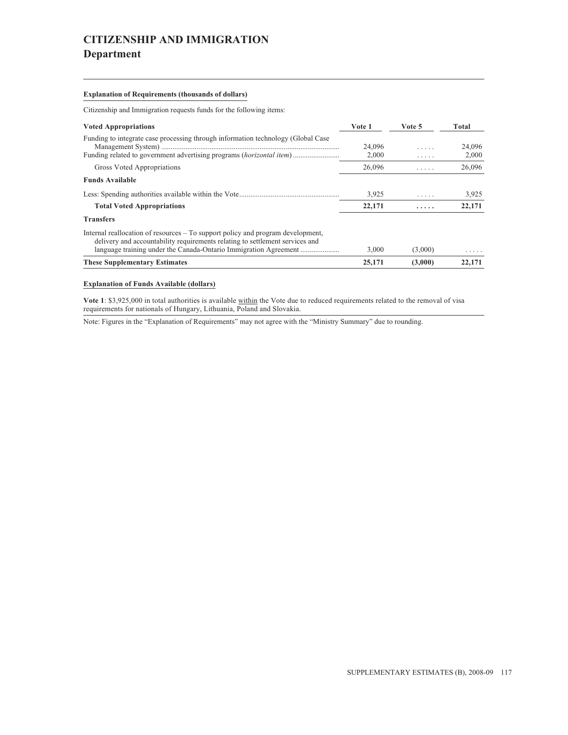# CITIZENSHIP AND IMMIGRATION
## Department

**Explanation of Requirements (thousands of dollars)**

Citizenship and Immigration requests funds for the following items:

| Voted Appropriations | Vote 1 | Vote 5 | Total |
|---|---|---|---|
| Funding to integrate case processing through information technology (Global Case Management System) | 24,096 | ..... | 24,096 |
| Funding related to government advertising programs (*horizontal item*) | 2,000 | ..... | 2,000 |
| Gross Voted Appropriations | 26,096 | ..... | 26,096 |
| **Funds Available** | | | |
| Less: Spending authorities available within the Vote | 3,925 | ..... | 3,925 |
| **Total Voted Appropriations** | **22,171** | **.....** | **22,171** |
| **Transfers** | | | |
| Internal reallocation of resources – To support policy and program development, delivery and accountability requirements relating to settlement services and language training under the Canada-Ontario Immigration Agreement | 3,000 | (3,000) | ..... |
| **These Supplementary Estimates** | **25,171** | **(3,000)** | **22,171** |

**Explanation of Funds Available (dollars)**

**Vote 1**: $3,925,000 in total authorities is available within the Vote due to reduced requirements related to the removal of visa requirements for nationals of Hungary, Lithuania, Poland and Slovakia.

Note: Figures in the "Explanation of Requirements" may not agree with the "Ministry Summary" due to rounding.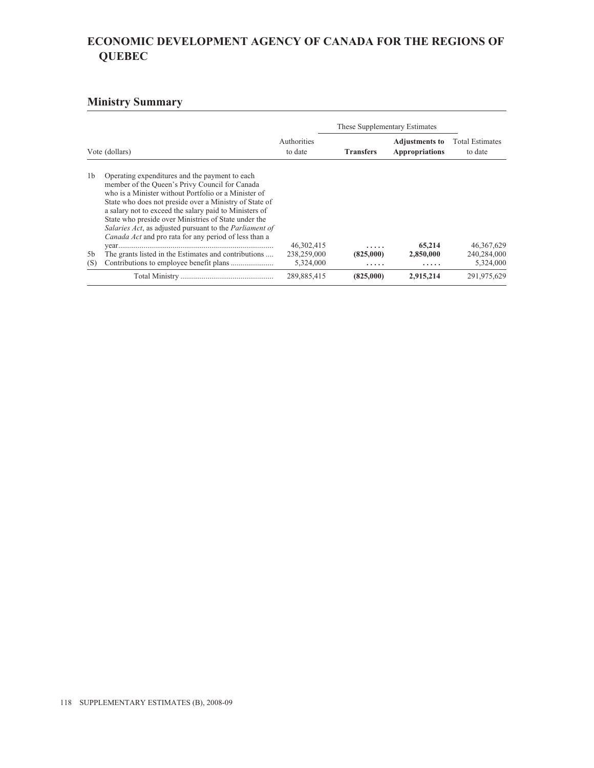# ECONOMIC DEVELOPMENT AGENCY OF CANADA FOR THE REGIONS OF QUEBEC

## Ministry Summary

| Vote (dollars) | | Authorities to date | These Supplementary Estimates | | Total Estimates to date |
|---|---|---|---|---|---|
| | | | **Transfers** | **Adjustments to Appropriations** | |
| 1b | Operating expenditures and the payment to each member of the Queen's Privy Council for Canada who is a Minister without Portfolio or a Minister of State who does not preside over a Ministry of State of a salary not to exceed the salary paid to Ministers of State who preside over Ministries of State under the *Salaries Act*, as adjusted pursuant to the *Parliament of Canada Act* and pro rata for any period of less than a year | 46,302,415 | ..... | **65,214** | 46,367,629 |
| 5b | The grants listed in the Estimates and contributions | 238,259,000 | **(825,000)** | **2,850,000** | 240,284,000 |
| (S) | Contributions to employee benefit plans | 5,324,000 | ..... | ..... | 5,324,000 |
| | Total Ministry | 289,885,415 | **(825,000)** | **2,915,214** | 291,975,629 |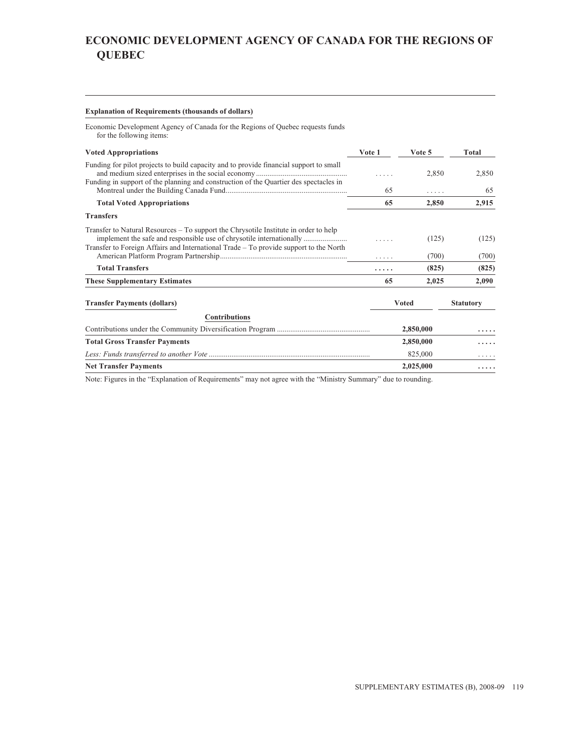# ECONOMIC DEVELOPMENT AGENCY OF CANADA FOR THE REGIONS OF QUEBEC

**Explanation of Requirements (thousands of dollars)**

Economic Development Agency of Canada for the Regions of Quebec requests funds for the following items:

| **Voted Appropriations** | **Vote 1** | **Vote 5** | **Total** |
|---|---|---|---|
| Funding for pilot projects to build capacity and to provide financial support to small and medium sized enterprises in the social economy | ..... | 2,850 | 2,850 |
| Funding in support of the planning and construction of the Quartier des spectacles in Montreal under the Building Canada Fund | 65 | ..... | 65 |
| **Total Voted Appropriations** | **65** | **2,850** | **2,915** |
| **Transfers** | | | |
| Transfer to Natural Resources – To support the Chrysotile Institute in order to help implement the safe and responsible use of chrysotile internationally | ..... | (125) | (125) |
| Transfer to Foreign Affairs and International Trade – To provide support to the North American Platform Program Partnership | ..... | (700) | (700) |
| **Total Transfers** | **.....** | **(825)** | **(825)** |
| **These Supplementary Estimates** | **65** | **2,025** | **2,090** |

| **Transfer Payments (dollars)** | **Voted** | **Statutory** |
|---|---|---|
| **Contributions** | | |
| Contributions under the Community Diversification Program | **2,850,000** | **.....** |
| **Total Gross Transfer Payments** | **2,850,000** | **.....** |
| *Less: Funds transferred to another Vote* | 825,000 | ..... |
| **Net Transfer Payments** | **2,025,000** | **.....** |

Note: Figures in the "Explanation of Requirements" may not agree with the "Ministry Summary" due to rounding.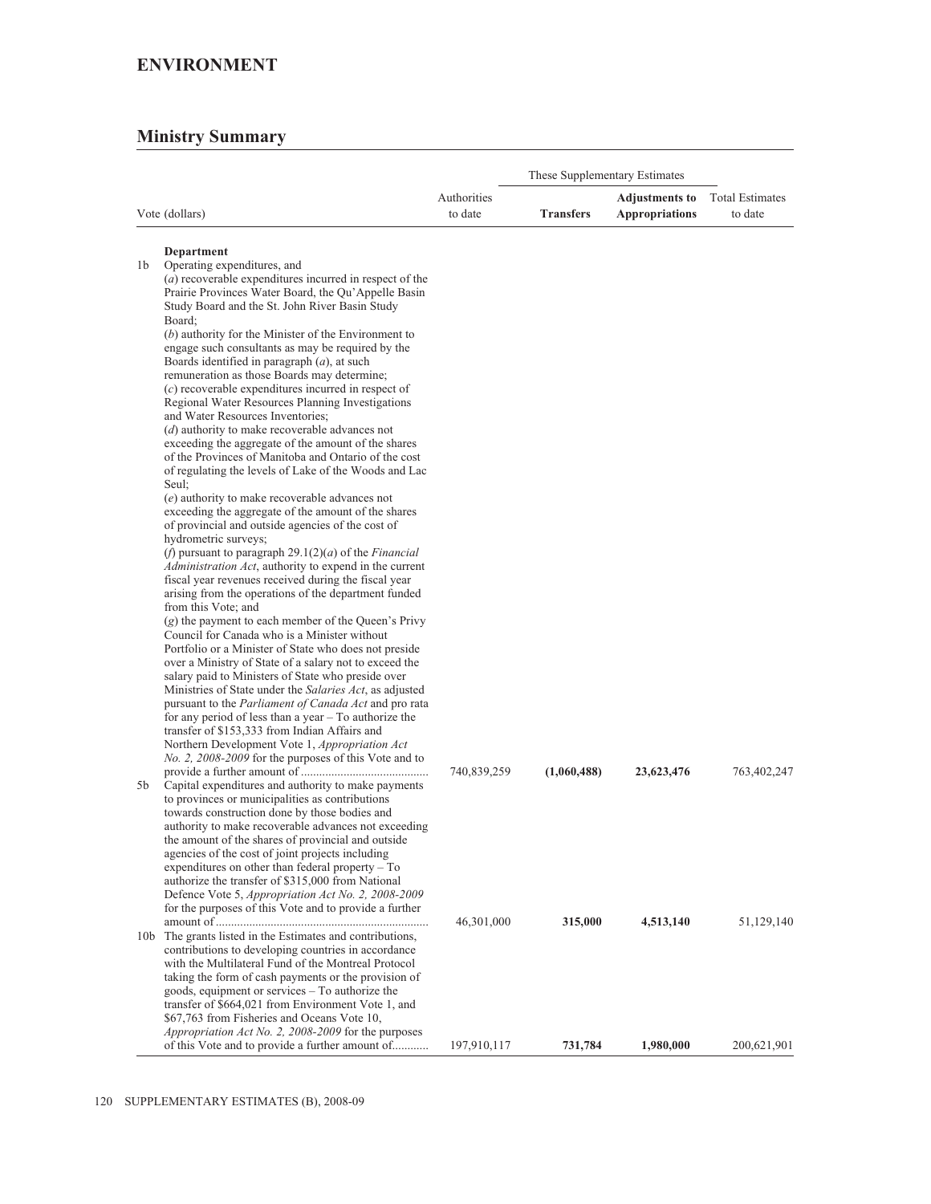## ENVIRONMENT

### Ministry Summary

| Vote (dollars) | | Authorities to date | These Supplementary Estimates | | Total Estimates to date |
|---|---|---|---|---|---|
| | | | **Transfers** | **Adjustments to Appropriations** | |
| | **Department** | | | | |
| 1b | Operating expenditures, and (*a*) recoverable expenditures incurred in respect of the Prairie Provinces Water Board, the Qu'Appelle Basin Study Board and the St. John River Basin Study Board; (*b*) authority for the Minister of the Environment to engage such consultants as may be required by the Boards identified in paragraph (*a*), at such remuneration as those Boards may determine; (*c*) recoverable expenditures incurred in respect of Regional Water Resources Planning Investigations and Water Resources Inventories; (*d*) authority to make recoverable advances not exceeding the aggregate of the amount of the shares of the Provinces of Manitoba and Ontario of the cost of regulating the levels of Lake of the Woods and Lac Seul; (*e*) authority to make recoverable advances not exceeding the aggregate of the amount of the shares of provincial and outside agencies of the cost of hydrometric surveys; (*f*) pursuant to paragraph 29.1(2)(*a*) of the *Financial Administration Act*, authority to expend in the current fiscal year revenues received during the fiscal year arising from the operations of the department funded from this Vote; and (*g*) the payment to each member of the Queen's Privy Council for Canada who is a Minister without Portfolio or a Minister of State who does not preside over a Ministry of State of a salary not to exceed the salary paid to Ministers of State who preside over Ministries of State under the *Salaries Act*, as adjusted pursuant to the *Parliament of Canada Act* and pro rata for any period of less than a year – To authorize the transfer of $153,333 from Indian Affairs and Northern Development Vote 1, *Appropriation Act No. 2, 2008-2009* for the purposes of this Vote and to provide a further amount of | 740,839,259 | **(1,060,488)** | **23,623,476** | 763,402,247 |
| 5b | Capital expenditures and authority to make payments to provinces or municipalities as contributions towards construction done by those bodies and authority to make recoverable advances not exceeding the amount of the shares of provincial and outside agencies of the cost of joint projects including expenditures on other than federal property – To authorize the transfer of $315,000 from National Defence Vote 5, *Appropriation Act No. 2, 2008-2009* for the purposes of this Vote and to provide a further amount of | 46,301,000 | **315,000** | **4,513,140** | 51,129,140 |
| 10b | The grants listed in the Estimates and contributions, contributions to developing countries in accordance with the Multilateral Fund of the Montreal Protocol taking the form of cash payments or the provision of goods, equipment or services – To authorize the transfer of $664,021 from Environment Vote 1, and $67,763 from Fisheries and Oceans Vote 10, *Appropriation Act No. 2, 2008-2009* for the purposes of this Vote and to provide a further amount of | 197,910,117 | **731,784** | **1,980,000** | 200,621,901 |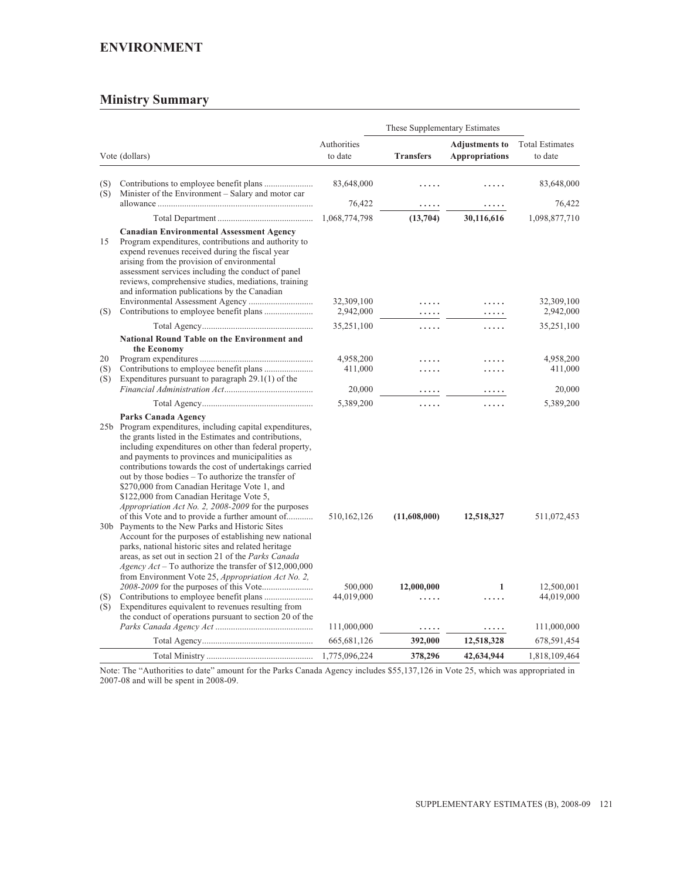## ENVIRONMENT

### Ministry Summary

| Vote (dollars) | | Authorities to date | These Supplementary Estimates | | Total Estimates to date |
|---|---|---|---|---|---|
| | | | **Transfers** | **Adjustments to Appropriations** | |
| (S) | Contributions to employee benefit plans | 83,648,000 | ..... | ..... | 83,648,000 |
| (S) | Minister of the Environment – Salary and motor car allowance | 76,422 | ..... | ..... | 76,422 |
| | Total Department | 1,068,774,798 | **(13,704)** | **30,116,616** | 1,098,877,710 |
| | **Canadian Environmental Assessment Agency** | | | | |
| 15 | Program expenditures, contributions and authority to expend revenues received during the fiscal year arising from the provision of environmental assessment services including the conduct of panel reviews, comprehensive studies, mediations, training and information publications by the Canadian Environmental Assessment Agency | 32,309,100 | ..... | ..... | 32,309,100 |
| (S) | Contributions to employee benefit plans | 2,942,000 | ..... | ..... | 2,942,000 |
| | Total Agency | 35,251,100 | ..... | ..... | 35,251,100 |
| | **National Round Table on the Environment and the Economy** | | | | |
| 20 | Program expenditures | 4,958,200 | ..... | ..... | 4,958,200 |
| (S) | Contributions to employee benefit plans | 411,000 | ..... | ..... | 411,000 |
| (S) | Expenditures pursuant to paragraph 29.1(1) of the *Financial Administration Act* | 20,000 | ..... | ..... | 20,000 |
| | Total Agency | 5,389,200 | ..... | ..... | 5,389,200 |
| | **Parks Canada Agency** | | | | |
| 25b | Program expenditures, including capital expenditures, the grants listed in the Estimates and contributions, including expenditures on other than federal property, and payments to provinces and municipalities as contributions towards the cost of undertakings carried out by those bodies – To authorize the transfer of $270,000 from Canadian Heritage Vote 1, and $122,000 from Canadian Heritage Vote 5, *Appropriation Act No. 2, 2008-2009* for the purposes of this Vote and to provide a further amount of | 510,162,126 | **(11,608,000)** | **12,518,327** | 511,072,453 |
| 30b | Payments to the New Parks and Historic Sites Account for the purposes of establishing new national parks, national historic sites and related heritage areas, as set out in section 21 of the *Parks Canada Agency Act* – To authorize the transfer of $12,000,000 from Environment Vote 25, *Appropriation Act No. 2, 2008-2009* for the purposes of this Vote | 500,000 | **12,000,000** | **1** | 12,500,001 |
| (S) | Contributions to employee benefit plans | 44,019,000 | ..... | ..... | 44,019,000 |
| (S) | Expenditures equivalent to revenues resulting from the conduct of operations pursuant to section 20 of the *Parks Canada Agency Act* | 111,000,000 | ..... | ..... | 111,000,000 |
| | Total Agency | 665,681,126 | **392,000** | **12,518,328** | 678,591,454 |
| | Total Ministry | 1,775,096,224 | **378,296** | **42,634,944** | 1,818,109,464 |

Note: The "Authorities to date" amount for the Parks Canada Agency includes $55,137,126 in Vote 25, which was appropriated in 2007-08 and will be spent in 2008-09.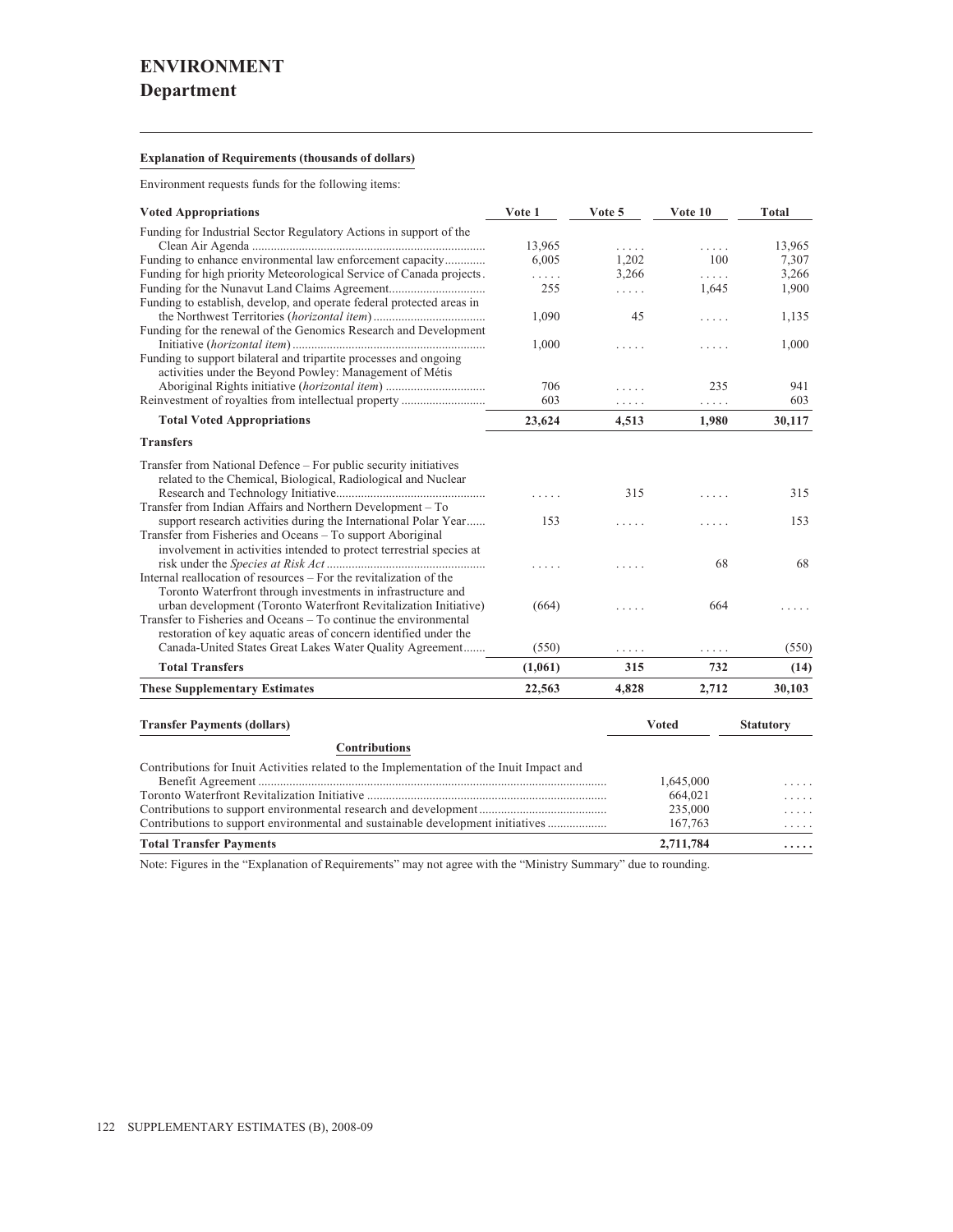# ENVIRONMENT

## Department

**Explanation of Requirements (thousands of dollars)**

Environment requests funds for the following items:

| Voted Appropriations | Vote 1 | Vote 5 | Vote 10 | Total |
|---|---|---|---|---|
| Funding for Industrial Sector Regulatory Actions in support of the Clean Air Agenda | 13,965 | ..... | ..... | 13,965 |
| Funding to enhance environmental law enforcement capacity | 6,005 | 1,202 | 100 | 7,307 |
| Funding for high priority Meteorological Service of Canada projects | ..... | 3,266 | ..... | 3,266 |
| Funding for the Nunavut Land Claims Agreement | 255 | ..... | 1,645 | 1,900 |
| Funding to establish, develop, and operate federal protected areas in the Northwest Territories (*horizontal item*) | 1,090 | 45 | ..... | 1,135 |
| Funding for the renewal of the Genomics Research and Development Initiative (*horizontal item*) | 1,000 | ..... | ..... | 1,000 |
| Funding to support bilateral and tripartite processes and ongoing activities under the Beyond Powley: Management of Métis Aboriginal Rights initiative (*horizontal item*) | 706 | ..... | 235 | 941 |
| Reinvestment of royalties from intellectual property | 603 | ..... | ..... | 603 |
| **Total Voted Appropriations** | **23,624** | **4,513** | **1,980** | **30,117** |
| **Transfers** | | | | |
| Transfer from National Defence – For public security initiatives related to the Chemical, Biological, Radiological and Nuclear Research and Technology Initiative | ..... | 315 | ..... | 315 |
| Transfer from Indian Affairs and Northern Development – To support research activities during the International Polar Year | 153 | ..... | ..... | 153 |
| Transfer from Fisheries and Oceans – To support Aboriginal involvement in activities intended to protect terrestrial species at risk under the *Species at Risk Act* | ..... | ..... | 68 | 68 |
| Internal reallocation of resources – For the revitalization of the Toronto Waterfront through investments in infrastructure and urban development (Toronto Waterfront Revitalization Initiative) | (664) | ..... | 664 | ..... |
| Transfer to Fisheries and Oceans – To continue the environmental restoration of key aquatic areas of concern identified under the Canada-United States Great Lakes Water Quality Agreement | (550) | ..... | ..... | (550) |
| **Total Transfers** | **(1,061)** | **315** | **732** | **(14)** |
| **These Supplementary Estimates** | **22,563** | **4,828** | **2,712** | **30,103** |

| Transfer Payments (dollars) | Voted | Statutory |
|---|---|---|
| **Contributions** | | |
| Contributions for Inuit Activities related to the Implementation of the Inuit Impact and Benefit Agreement | 1,645,000 | ..... |
| Toronto Waterfront Revitalization Initiative | 664,021 | ..... |
| Contributions to support environmental research and development | 235,000 | ..... |
| Contributions to support environmental and sustainable development initiatives | 167,763 | ..... |
| **Total Transfer Payments** | **2,711,784** | **.....** |

Note: Figures in the "Explanation of Requirements" may not agree with the "Ministry Summary" due to rounding.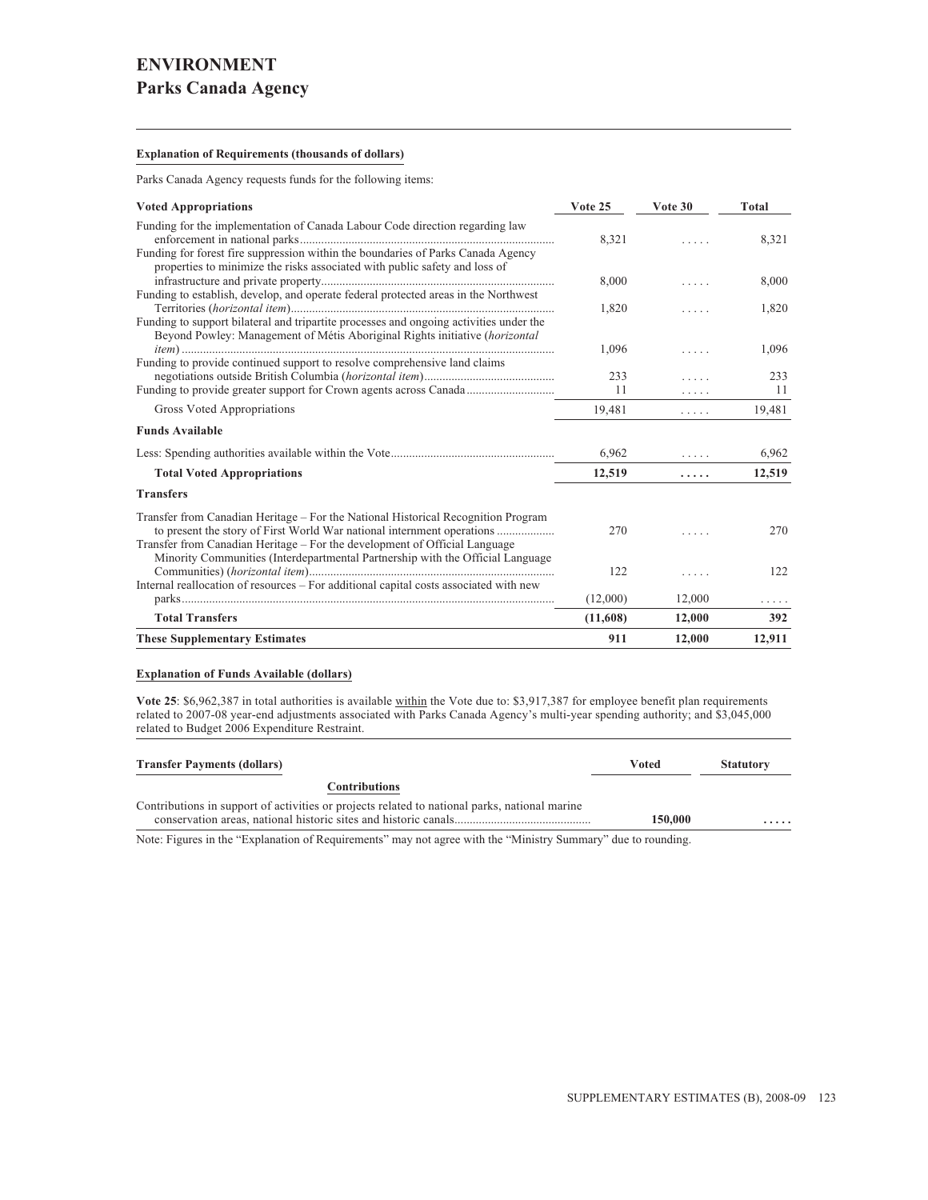# ENVIRONMENT
## Parks Canada Agency

**Explanation of Requirements (thousands of dollars)**

Parks Canada Agency requests funds for the following items:

| Voted Appropriations | Vote 25 | Vote 30 | Total |
|---|---|---|---|
| Funding for the implementation of Canada Labour Code direction regarding law enforcement in national parks | 8,321 | ..... | 8,321 |
| Funding for forest fire suppression within the boundaries of Parks Canada Agency properties to minimize the risks associated with public safety and loss of infrastructure and private property | 8,000 | ..... | 8,000 |
| Funding to establish, develop, and operate federal protected areas in the Northwest Territories (*horizontal item*) | 1,820 | ..... | 1,820 |
| Funding to support bilateral and tripartite processes and ongoing activities under the Beyond Powley: Management of Métis Aboriginal Rights initiative (*horizontal item*) | 1,096 | ..... | 1,096 |
| Funding to provide continued support to resolve comprehensive land claims negotiations outside British Columbia (*horizontal item*) | 233 | ..... | 233 |
| Funding to provide greater support for Crown agents across Canada | 11 | ..... | 11 |
| Gross Voted Appropriations | 19,481 | ..... | 19,481 |
| **Funds Available** | | | |
| Less: Spending authorities available within the Vote | 6,962 | ..... | 6,962 |
| **Total Voted Appropriations** | **12,519** | **.....** | **12,519** |
| **Transfers** | | | |
| Transfer from Canadian Heritage – For the National Historical Recognition Program to present the story of First World War national internment operations | 270 | ..... | 270 |
| Transfer from Canadian Heritage – For the development of Official Language Minority Communities (Interdepartmental Partnership with the Official Language Communities) (*horizontal item*) | 122 | ..... | 122 |
| Internal reallocation of resources – For additional capital costs associated with new parks | (12,000) | 12,000 | ..... |
| **Total Transfers** | **(11,608)** | **12,000** | **392** |
| **These Supplementary Estimates** | **911** | **12,000** | **12,911** |

**Explanation of Funds Available (dollars)**

**Vote 25**: $6,962,387 in total authorities is available within the Vote due to: $3,917,387 for employee benefit plan requirements related to 2007-08 year-end adjustments associated with Parks Canada Agency's multi-year spending authority; and $3,045,000 related to Budget 2006 Expenditure Restraint.

| Transfer Payments (dollars) | Voted | Statutory |
|---|---|---|
| **Contributions** | | |
| Contributions in support of activities or projects related to national parks, national marine conservation areas, national historic sites and historic canals | **150,000** | **.....** |

Note: Figures in the "Explanation of Requirements" may not agree with the "Ministry Summary" due to rounding.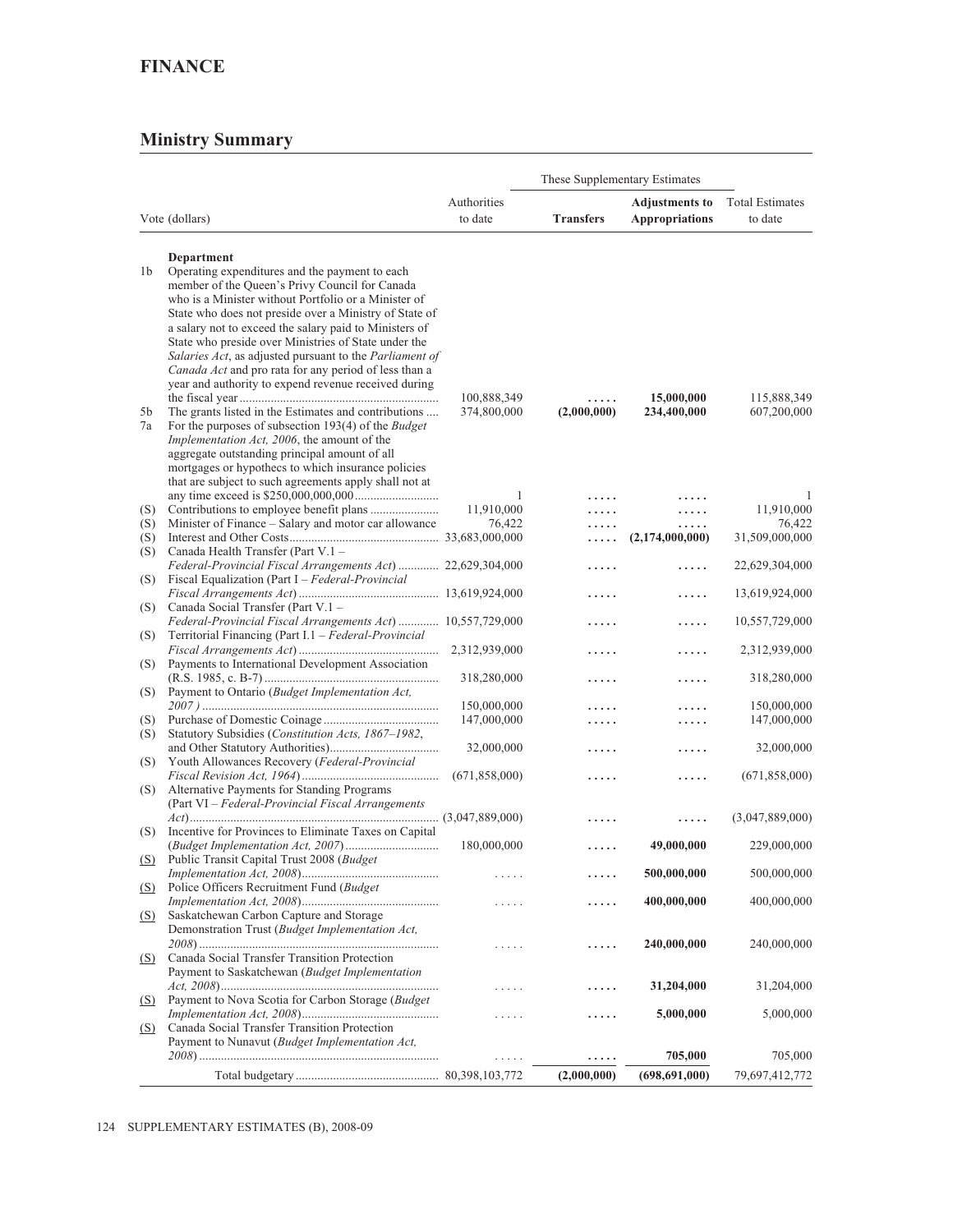## FINANCE

### Ministry Summary

| Vote (dollars) | | Authorities to date | These Supplementary Estimates Transfers | Adjustments to Appropriations | Total Estimates to date |
|---|---|---|---|---|---|
| | **Department** | | | | |
| 1b | Operating expenditures and the payment to each member of the Queen's Privy Council for Canada who is a Minister without Portfolio or a Minister of State who does not preside over a Ministry of State of a salary not to exceed the salary paid to Ministers of State who preside over Ministries of State under the *Salaries Act*, as adjusted pursuant to the *Parliament of Canada Act* and pro rata for any period of less than a year and authority to expend revenue received during the fiscal year | 100,888,349 | ..... | **15,000,000** | 115,888,349 |
| 5b | The grants listed in the Estimates and contributions | 374,800,000 | **(2,000,000)** | **234,400,000** | 607,200,000 |
| 7a | For the purposes of subsection 193(4) of the *Budget Implementation Act, 2006*, the amount of the aggregate outstanding principal amount of all mortgages or hypothecs to which insurance policies that are subject to such agreements apply shall not at any time exceed is $250,000,000,000 | 1 | ..... | ..... | 1 |
| (S) | Contributions to employee benefit plans | 11,910,000 | ..... | ..... | 11,910,000 |
| (S) | Minister of Finance – Salary and motor car allowance | 76,422 | ..... | ..... | 76,422 |
| (S) | Interest and Other Costs | 33,683,000,000 | ..... | **(2,174,000,000)** | 31,509,000,000 |
| (S) | Canada Health Transfer (Part V.1 – *Federal-Provincial Fiscal Arrangements Act*) | 22,629,304,000 | ..... | ..... | 22,629,304,000 |
| (S) | Fiscal Equalization (Part I – *Federal-Provincial Fiscal Arrangements Act*) | 13,619,924,000 | ..... | ..... | 13,619,924,000 |
| (S) | Canada Social Transfer (Part V.1 – *Federal-Provincial Fiscal Arrangements Act*) | 10,557,729,000 | ..... | ..... | 10,557,729,000 |
| (S) | Territorial Financing (Part I.1 – *Federal-Provincial Fiscal Arrangements Act*) | 2,312,939,000 | ..... | ..... | 2,312,939,000 |
| (S) | Payments to International Development Association (R.S. 1985, c. B-7) | 318,280,000 | ..... | ..... | 318,280,000 |
| (S) | Payment to Ontario (*Budget Implementation Act, 2007*) | 150,000,000 | ..... | ..... | 150,000,000 |
| (S) | Purchase of Domestic Coinage | 147,000,000 | ..... | ..... | 147,000,000 |
| (S) | Statutory Subsidies (*Constitution Acts, 1867–1982*, and Other Statutory Authorities) | 32,000,000 | ..... | ..... | 32,000,000 |
| (S) | Youth Allowances Recovery (*Federal-Provincial Fiscal Revision Act, 1964*) | (671,858,000) | ..... | ..... | (671,858,000) |
| (S) | Alternative Payments for Standing Programs (Part VI – *Federal-Provincial Fiscal Arrangements Act*) | (3,047,889,000) | ..... | ..... | (3,047,889,000) |
| (S) | Incentive for Provinces to Eliminate Taxes on Capital (*Budget Implementation Act, 2007*) | 180,000,000 | ..... | **49,000,000** | 229,000,000 |
| (S) | Public Transit Capital Trust 2008 (*Budget Implementation Act, 2008*) | ..... | ..... | **500,000,000** | 500,000,000 |
| (S) | Police Officers Recruitment Fund (*Budget Implementation Act, 2008*) | ..... | ..... | **400,000,000** | 400,000,000 |
| (S) | Saskatchewan Carbon Capture and Storage Demonstration Trust (*Budget Implementation Act, 2008*) | ..... | ..... | **240,000,000** | 240,000,000 |
| (S) | Canada Social Transfer Transition Protection Payment to Saskatchewan (*Budget Implementation Act, 2008*) | ..... | ..... | **31,204,000** | 31,204,000 |
| (S) | Payment to Nova Scotia for Carbon Storage (*Budget Implementation Act, 2008*) | ..... | ..... | **5,000,000** | 5,000,000 |
| (S) | Canada Social Transfer Transition Protection Payment to Nunavut (*Budget Implementation Act, 2008*) | ..... | ..... | **705,000** | 705,000 |
| | Total budgetary | 80,398,103,772 | **(2,000,000)** | **(698,691,000)** | 79,697,412,772 |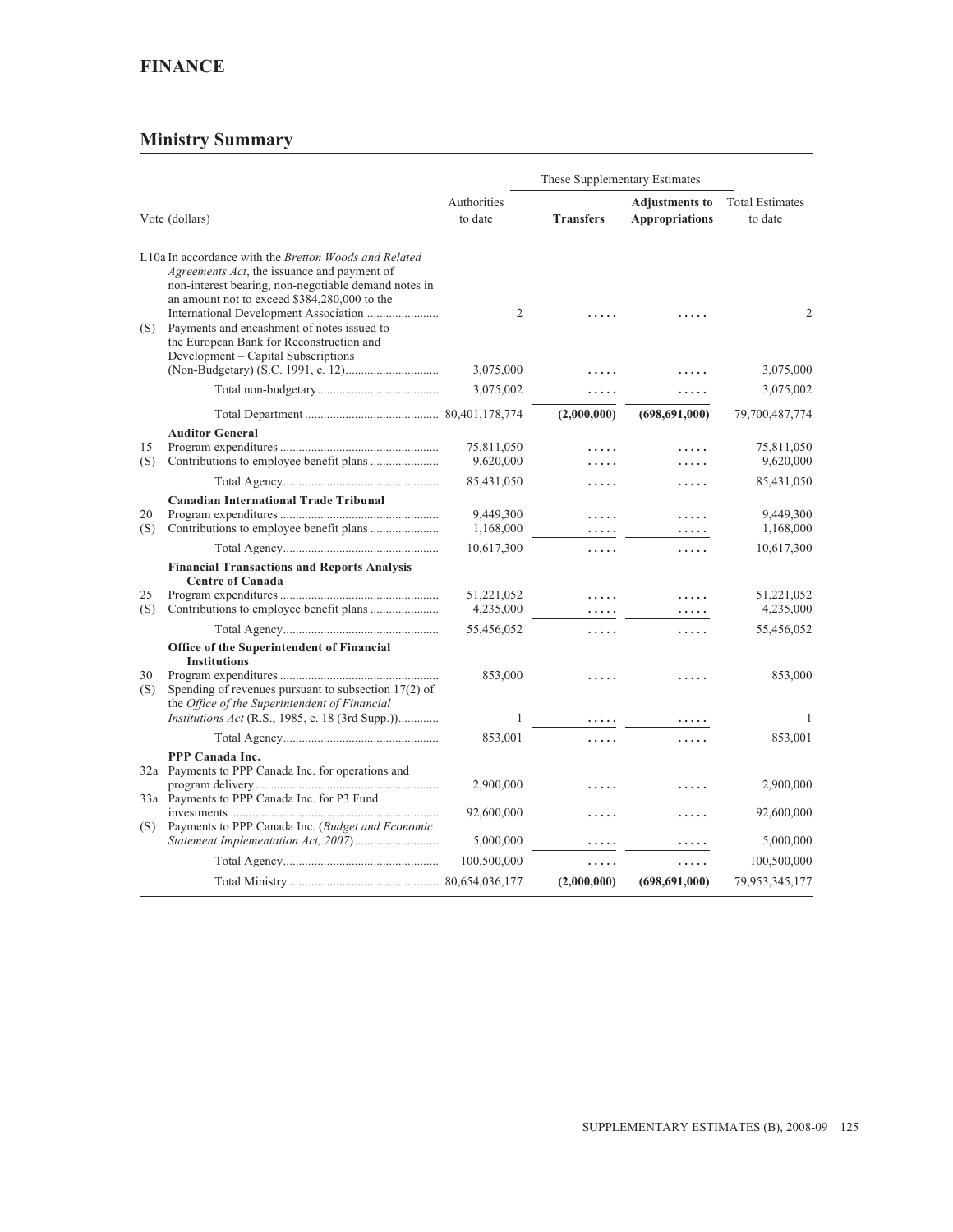# FINANCE

## Ministry Summary

| Vote (dollars) | | Authorities to date | These Supplementary Estimates | | Total Estimates to date |
|---|---|---|---|---|---|
| | | | **Transfers** | **Adjustments to Appropriations** | |
| L10a | In accordance with the *Bretton Woods and Related Agreements Act*, the issuance and payment of non-interest bearing, non-negotiable demand notes in an amount not to exceed $384,280,000 to the International Development Association | 2 | ..... | ..... | 2 |
| (S) | Payments and encashment of notes issued to the European Bank for Reconstruction and Development – Capital Subscriptions (Non-Budgetary) (S.C. 1991, c. 12) | 3,075,000 | ..... | ..... | 3,075,000 |
| | Total non-budgetary | 3,075,002 | ..... | ..... | 3,075,002 |
| | Total Department | 80,401,178,774 | **(2,000,000)** | **(698,691,000)** | 79,700,487,774 |
| | **Auditor General** | | | | |
| 15 | Program expenditures | 75,811,050 | ..... | ..... | 75,811,050 |
| (S) | Contributions to employee benefit plans | 9,620,000 | ..... | ..... | 9,620,000 |
| | Total Agency | 85,431,050 | ..... | ..... | 85,431,050 |
| | **Canadian International Trade Tribunal** | | | | |
| 20 | Program expenditures | 9,449,300 | ..... | ..... | 9,449,300 |
| (S) | Contributions to employee benefit plans | 1,168,000 | ..... | ..... | 1,168,000 |
| | Total Agency | 10,617,300 | ..... | ..... | 10,617,300 |
| | **Financial Transactions and Reports Analysis Centre of Canada** | | | | |
| 25 | Program expenditures | 51,221,052 | ..... | ..... | 51,221,052 |
| (S) | Contributions to employee benefit plans | 4,235,000 | ..... | ..... | 4,235,000 |
| | Total Agency | 55,456,052 | ..... | ..... | 55,456,052 |
| | **Office of the Superintendent of Financial Institutions** | | | | |
| 30 | Program expenditures | 853,000 | ..... | ..... | 853,000 |
| (S) | Spending of revenues pursuant to subsection 17(2) of the *Office of the Superintendent of Financial Institutions Act* (R.S., 1985, c. 18 (3rd Supp.)) | 1 | ..... | ..... | 1 |
| | Total Agency | 853,001 | ..... | ..... | 853,001 |
| | **PPP Canada Inc.** | | | | |
| 32a | Payments to PPP Canada Inc. for operations and program delivery | 2,900,000 | ..... | ..... | 2,900,000 |
| 33a | Payments to PPP Canada Inc. for P3 Fund investments | 92,600,000 | ..... | ..... | 92,600,000 |
| (S) | Payments to PPP Canada Inc. (*Budget and Economic Statement Implementation Act, 2007*) | 5,000,000 | ..... | ..... | 5,000,000 |
| | Total Agency | 100,500,000 | ..... | ..... | 100,500,000 |
| | Total Ministry | 80,654,036,177 | **(2,000,000)** | **(698,691,000)** | 79,953,345,177 |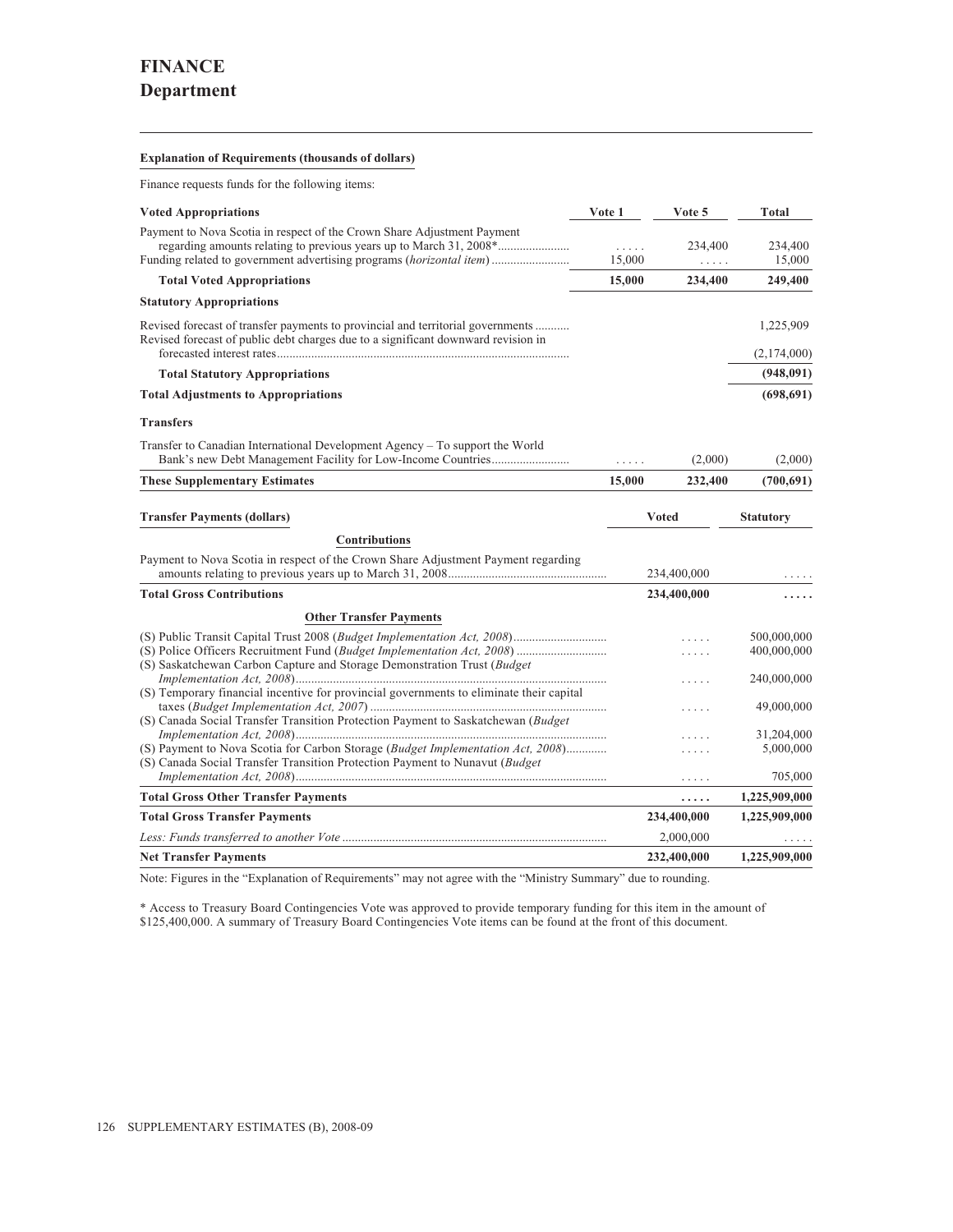# FINANCE
## Department

**Explanation of Requirements (thousands of dollars)**

Finance requests funds for the following items:

| Voted Appropriations | Vote 1 | Vote 5 | Total |
|---|---|---|---|
| Payment to Nova Scotia in respect of the Crown Share Adjustment Payment regarding amounts relating to previous years up to March 31, 2008* | ..... | 234,400 | 234,400 |
| Funding related to government advertising programs (*horizontal item*) | 15,000 | ..... | 15,000 |
| **Total Voted Appropriations** | **15,000** | **234,400** | **249,400** |
| **Statutory Appropriations** | | | |
| Revised forecast of transfer payments to provincial and territorial governments | | | 1,225,909 |
| Revised forecast of public debt charges due to a significant downward revision in forecasted interest rates | | | (2,174,000) |
| **Total Statutory Appropriations** | | | **(948,091)** |
| **Total Adjustments to Appropriations** | | | **(698,691)** |
| **Transfers** | | | |
| Transfer to Canadian International Development Agency – To support the World Bank's new Debt Management Facility for Low-Income Countries | ..... | (2,000) | (2,000) |
| **These Supplementary Estimates** | **15,000** | **232,400** | **(700,691)** |

| Transfer Payments (dollars) | Voted | Statutory |
|---|---|---|
| **Contributions** | | |
| Payment to Nova Scotia in respect of the Crown Share Adjustment Payment regarding amounts relating to previous years up to March 31, 2008 | 234,400,000 | ..... |
| **Total Gross Contributions** | **234,400,000** | **.....** |
| **Other Transfer Payments** | | |
| (S) Public Transit Capital Trust 2008 (*Budget Implementation Act, 2008*) | ..... | 500,000,000 |
| (S) Police Officers Recruitment Fund (*Budget Implementation Act, 2008*) | ..... | 400,000,000 |
| (S) Saskatchewan Carbon Capture and Storage Demonstration Trust (*Budget Implementation Act, 2008*) | ..... | 240,000,000 |
| (S) Temporary financial incentive for provincial governments to eliminate their capital taxes (*Budget Implementation Act, 2007*) | ..... | 49,000,000 |
| (S) Canada Social Transfer Transition Protection Payment to Saskatchewan (*Budget Implementation Act, 2008*) | ..... | 31,204,000 |
| (S) Payment to Nova Scotia for Carbon Storage (*Budget Implementation Act, 2008*) | ..... | 5,000,000 |
| (S) Canada Social Transfer Transition Protection Payment to Nunavut (*Budget Implementation Act, 2008*) | ..... | 705,000 |
| **Total Gross Other Transfer Payments** | **.....** | **1,225,909,000** |
| **Total Gross Transfer Payments** | **234,400,000** | **1,225,909,000** |
| *Less: Funds transferred to another Vote* | 2,000,000 | ..... |
| **Net Transfer Payments** | **232,400,000** | **1,225,909,000** |

Note: Figures in the "Explanation of Requirements" may not agree with the "Ministry Summary" due to rounding.

\* Access to Treasury Board Contingencies Vote was approved to provide temporary funding for this item in the amount of $125,400,000. A summary of Treasury Board Contingencies Vote items can be found at the front of this document.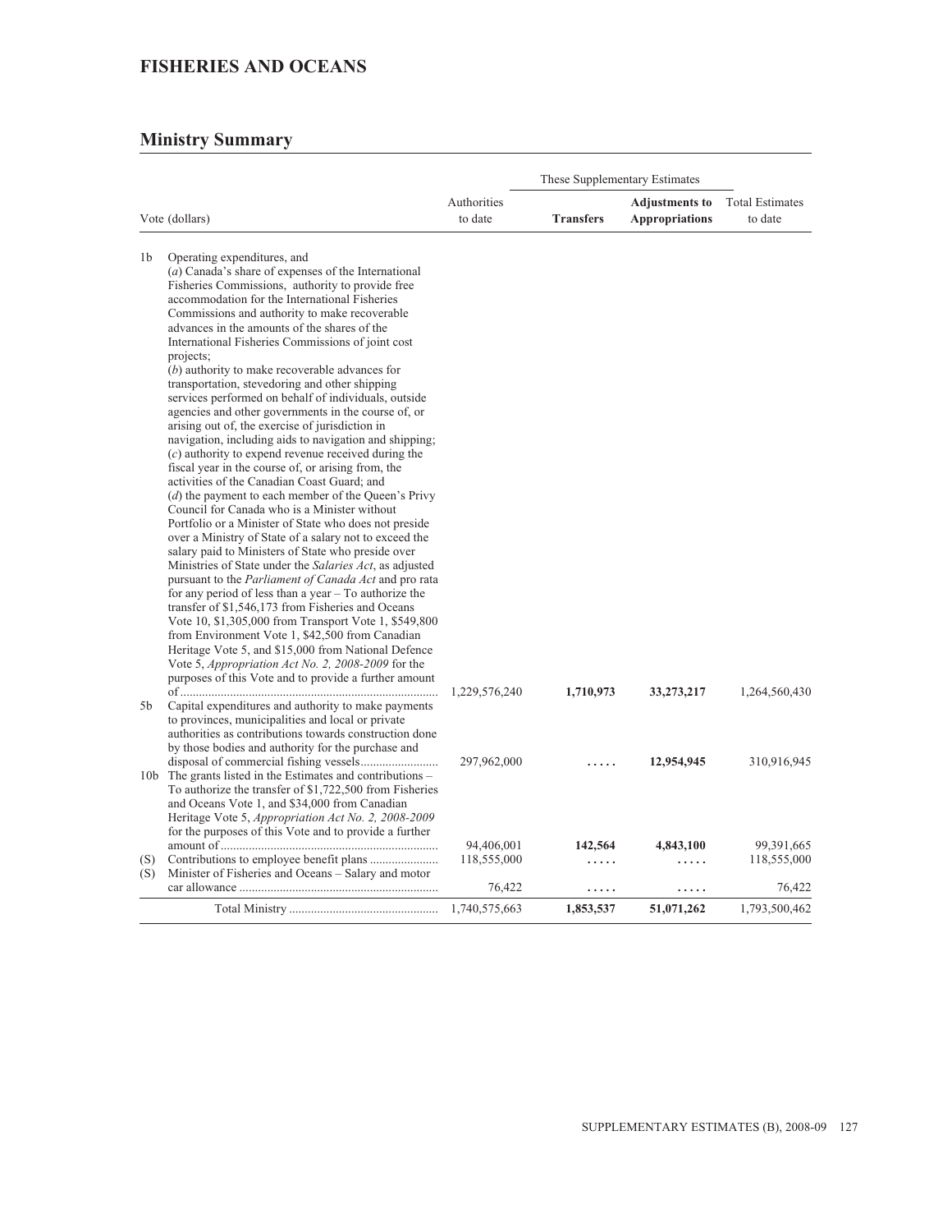# FISHERIES AND OCEANS

## Ministry Summary

| Vote (dollars) | | Authorities to date | These Supplementary Estimates | | Total Estimates to date |
|---|---|---|---|---|---|
| | | | **Transfers** | **Adjustments to Appropriations** | |
| 1b | Operating expenditures, and (*a*) Canada's share of expenses of the International Fisheries Commissions, authority to provide free accommodation for the International Fisheries Commissions and authority to make recoverable advances in the amounts of the shares of the International Fisheries Commissions of joint cost projects; (*b*) authority to make recoverable advances for transportation, stevedoring and other shipping services performed on behalf of individuals, outside agencies and other governments in the course of, or arising out of, the exercise of jurisdiction in navigation, including aids to navigation and shipping; (*c*) authority to expend revenue received during the fiscal year in the course of, or arising from, the activities of the Canadian Coast Guard; and (*d*) the payment to each member of the Queen's Privy Council for Canada who is a Minister without Portfolio or a Minister of State who does not preside over a Ministry of State of a salary not to exceed the salary paid to Ministers of State who preside over Ministries of State under the *Salaries Act*, as adjusted pursuant to the *Parliament of Canada Act* and pro rata for any period of less than a year – To authorize the transfer of $1,546,173 from Fisheries and Oceans Vote 10, $1,305,000 from Transport Vote 1, $549,800 from Environment Vote 1, $42,500 from Canadian Heritage Vote 5, and $15,000 from National Defence Vote 5, *Appropriation Act No. 2, 2008-2009* for the purposes of this Vote and to provide a further amount of | 1,229,576,240 | **1,710,973** | **33,273,217** | 1,264,560,430 |
| 5b | Capital expenditures and authority to make payments to provinces, municipalities and local or private authorities as contributions towards construction done by those bodies and authority for the purchase and disposal of commercial fishing vessels | 297,962,000 | **.....** | **12,954,945** | 310,916,945 |
| 10b | The grants listed in the Estimates and contributions – To authorize the transfer of $1,722,500 from Fisheries and Oceans Vote 1, and $34,000 from Canadian Heritage Vote 5, *Appropriation Act No. 2, 2008-2009* for the purposes of this Vote and to provide a further amount of | 94,406,001 | **142,564** | **4,843,100** | 99,391,665 |
| (S) | Contributions to employee benefit plans | 118,555,000 | **.....** | **.....** | 118,555,000 |
| (S) | Minister of Fisheries and Oceans – Salary and motor car allowance | 76,422 | **.....** | **.....** | 76,422 |
| | Total Ministry | 1,740,575,663 | **1,853,537** | **51,071,262** | 1,793,500,462 |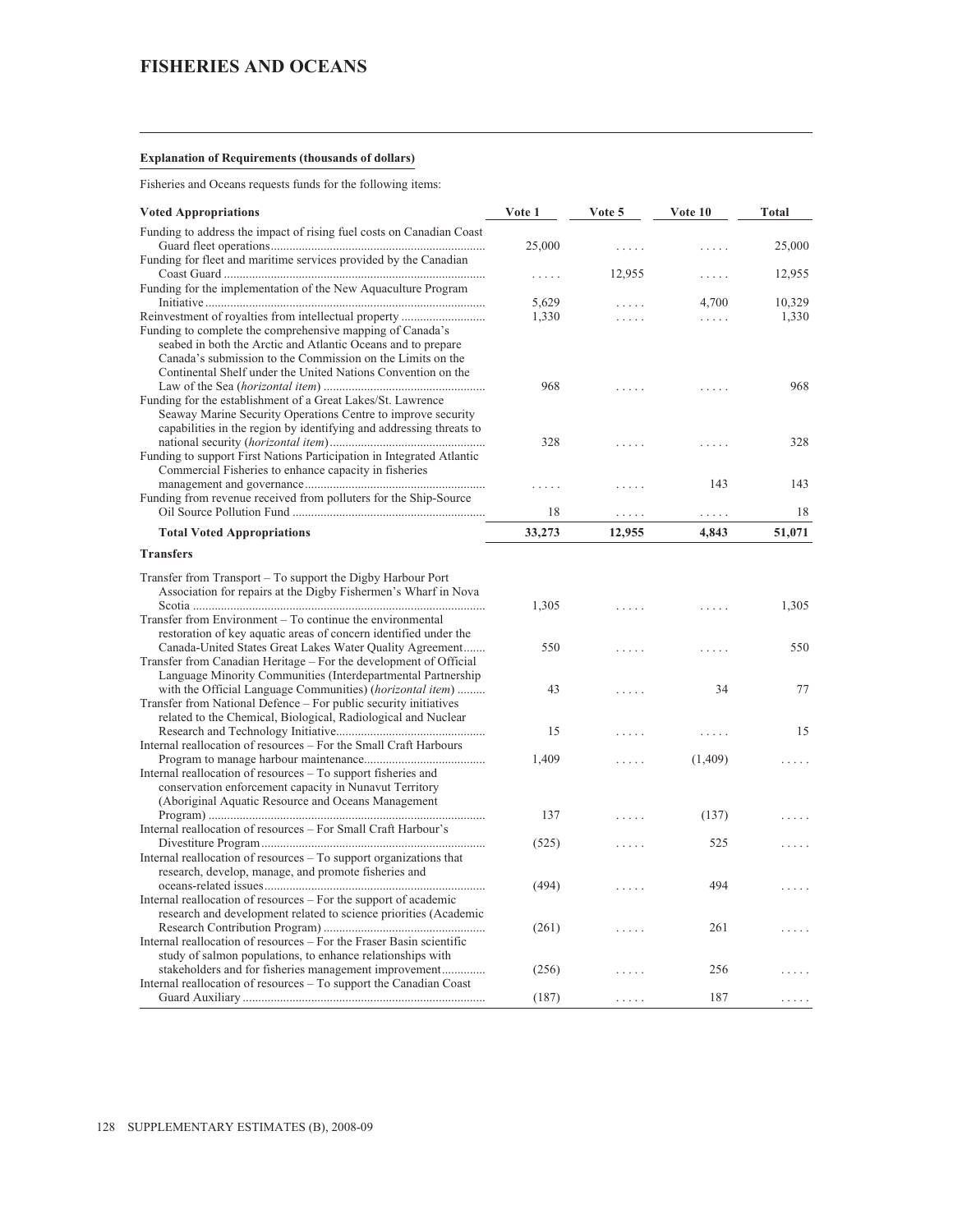# FISHERIES AND OCEANS

**Explanation of Requirements (thousands of dollars)**

Fisheries and Oceans requests funds for the following items:

| Voted Appropriations | Vote 1 | Vote 5 | Vote 10 | Total |
|---|---|---|---|---|
| Funding to address the impact of rising fuel costs on Canadian Coast Guard fleet operations | 25,000 | ..... | ..... | 25,000 |
| Funding for fleet and maritime services provided by the Canadian Coast Guard | ..... | 12,955 | ..... | 12,955 |
| Funding for the implementation of the New Aquaculture Program Initiative | 5,629 | ..... | 4,700 | 10,329 |
| Reinvestment of royalties from intellectual property | 1,330 | ..... | ..... | 1,330 |
| Funding to complete the comprehensive mapping of Canada's seabed in both the Arctic and Atlantic Oceans and to prepare Canada's submission to the Commission on the Limits on the Continental Shelf under the United Nations Convention on the Law of the Sea (*horizontal item*) | 968 | ..... | ..... | 968 |
| Funding for the establishment of a Great Lakes/St. Lawrence Seaway Marine Security Operations Centre to improve security capabilities in the region by identifying and addressing threats to national security (*horizontal item*) | 328 | ..... | ..... | 328 |
| Funding to support First Nations Participation in Integrated Atlantic Commercial Fisheries to enhance capacity in fisheries management and governance | ..... | ..... | 143 | 143 |
| Funding from revenue received from polluters for the Ship-Source Oil Source Pollution Fund | 18 | ..... | ..... | 18 |
| **Total Voted Appropriations** | **33,273** | **12,955** | **4,843** | **51,071** |
| **Transfers** | | | | |
| Transfer from Transport – To support the Digby Harbour Port Association for repairs at the Digby Fishermen's Wharf in Nova Scotia | 1,305 | ..... | ..... | 1,305 |
| Transfer from Environment – To continue the environmental restoration of key aquatic areas of concern identified under the Canada-United States Great Lakes Water Quality Agreement | 550 | ..... | ..... | 550 |
| Transfer from Canadian Heritage – For the development of Official Language Minority Communities (Interdepartmental Partnership with the Official Language Communities) (*horizontal item*) | 43 | ..... | 34 | 77 |
| Transfer from National Defence – For public security initiatives related to the Chemical, Biological, Radiological and Nuclear Research and Technology Initiative | 15 | ..... | ..... | 15 |
| Internal reallocation of resources – For the Small Craft Harbours Program to manage harbour maintenance | 1,409 | ..... | (1,409) | ..... |
| Internal reallocation of resources – To support fisheries and conservation enforcement capacity in Nunavut Territory (Aboriginal Aquatic Resource and Oceans Management Program) | 137 | ..... | (137) | ..... |
| Internal reallocation of resources – For Small Craft Harbour's Divestiture Program | (525) | ..... | 525 | ..... |
| Internal reallocation of resources – To support organizations that research, develop, manage, and promote fisheries and oceans-related issues | (494) | ..... | 494 | ..... |
| Internal reallocation of resources – For the support of academic research and development related to science priorities (Academic Research Contribution Program) | (261) | ..... | 261 | ..... |
| Internal reallocation of resources – For the Fraser Basin scientific study of salmon populations, to enhance relationships with stakeholders and for fisheries management improvement | (256) | ..... | 256 | ..... |
| Internal reallocation of resources – To support the Canadian Coast Guard Auxiliary | (187) | ..... | 187 | ..... |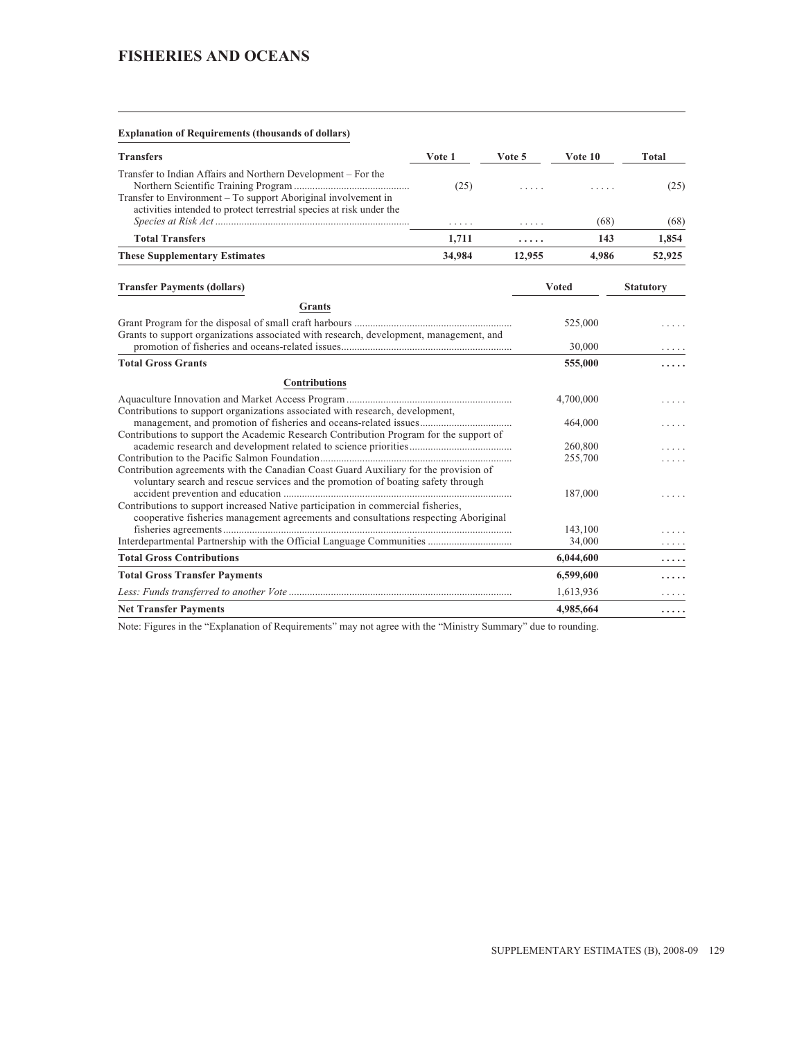# FISHERIES AND OCEANS

**Explanation of Requirements (thousands of dollars)**

| Transfers | Vote 1 | Vote 5 | Vote 10 | Total |
|---|---|---|---|---|
| Transfer to Indian Affairs and Northern Development – For the Northern Scientific Training Program | (25) | ..... | ..... | (25) |
| Transfer to Environment – To support Aboriginal involvement in activities intended to protect terrestrial species at risk under the *Species at Risk Act* | ..... | ..... | (68) | (68) |
| **Total Transfers** | **1,711** | **.....** | **143** | **1,854** |
| **These Supplementary Estimates** | **34,984** | **12,955** | **4,986** | **52,925** |

| Transfer Payments (dollars) | Voted | Statutory |
|---|---|---|
| **Grants** | | |
| Grant Program for the disposal of small craft harbours | 525,000 | ..... |
| Grants to support organizations associated with research, development, management, and promotion of fisheries and oceans-related issues | 30,000 | ..... |
| **Total Gross Grants** | **555,000** | **.....** |
| **Contributions** | | |
| Aquaculture Innovation and Market Access Program | 4,700,000 | ..... |
| Contributions to support organizations associated with research, development, management, and promotion of fisheries and oceans-related issues | 464,000 | ..... |
| Contributions to support the Academic Research Contribution Program for the support of academic research and development related to science priorities | 260,800 | ..... |
| Contribution to the Pacific Salmon Foundation | 255,700 | ..... |
| Contribution agreements with the Canadian Coast Guard Auxiliary for the provision of voluntary search and rescue services and the promotion of boating safety through accident prevention and education | 187,000 | ..... |
| Contributions to support increased Native participation in commercial fisheries, cooperative fisheries management agreements and consultations respecting Aboriginal fisheries agreements | 143,100 | ..... |
| Interdepartmental Partnership with the Official Language Communities | 34,000 | ..... |
| **Total Gross Contributions** | **6,044,600** | **.....** |
| **Total Gross Transfer Payments** | **6,599,600** | **.....** |
| *Less: Funds transferred to another Vote* | 1,613,936 | ..... |
| **Net Transfer Payments** | **4,985,664** | **.....** |

Note: Figures in the "Explanation of Requirements" may not agree with the "Ministry Summary" due to rounding.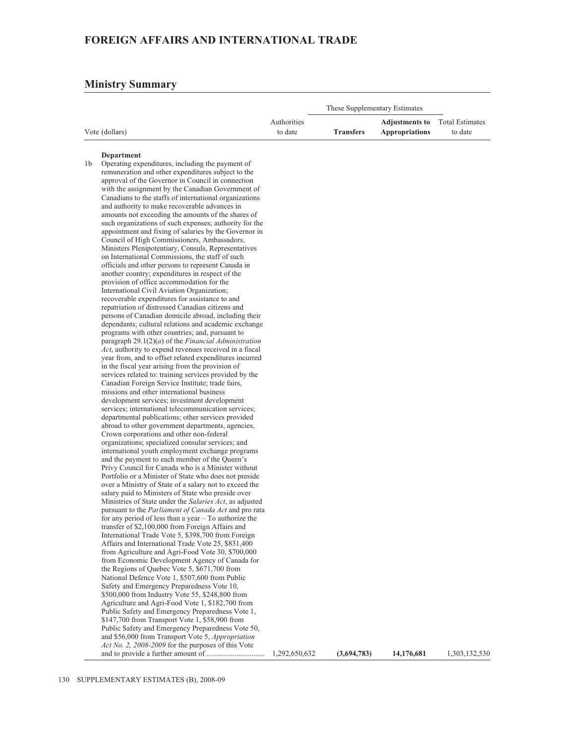# FOREIGN AFFAIRS AND INTERNATIONAL TRADE

## Ministry Summary

| Vote (dollars) | Authorities to date | These Supplementary Estimates | | Total Estimates to date |
|---|---|---|---|---|
| | | **Transfers** | **Adjustments to Appropriations** | |
| **Department** | | | | |
| 1b Operating expenditures, including the payment of remuneration and other expenditures subject to the approval of the Governor in Council in connection with the assignment by the Canadian Government of Canadians to the staffs of international organizations and authority to make recoverable advances in amounts not exceeding the amounts of the shares of such organizations of such expenses; authority for the appointment and fixing of salaries by the Governor in Council of High Commissioners, Ambassadors, Ministers Plenipotentiary, Consuls, Representatives on International Commissions, the staff of such officials and other persons to represent Canada in another country; expenditures in respect of the provision of office accommodation for the International Civil Aviation Organization; recoverable expenditures for assistance to and repatriation of distressed Canadian citizens and persons of Canadian domicile abroad, including their dependants; cultural relations and academic exchange programs with other countries; and, pursuant to paragraph 29.1(2)(*a*) of the *Financial Administration Act*, authority to expend revenues received in a fiscal year from, and to offset related expenditures incurred in the fiscal year arising from the provision of services related to: training services provided by the Canadian Foreign Service Institute; trade fairs, missions and other international business development services; investment development services; international telecommunication services; departmental publications; other services provided abroad to other government departments, agencies, Crown corporations and other non-federal organizations; specialized consular services; and international youth employment exchange programs and the payment to each member of the Queen's Privy Council for Canada who is a Minister without Portfolio or a Minister of State who does not preside over a Ministry of State of a salary not to exceed the salary paid to Ministers of State who preside over Ministries of State under the *Salaries Act*, as adjusted pursuant to the *Parliament of Canada Act* and pro rata for any period of less than a year – To authorize the transfer of $2,100,000 from Foreign Affairs and International Trade Vote 5, $398,700 from Foreign Affairs and International Trade Vote 25, $831,400 from Agriculture and Agri-Food Vote 30, $700,000 from Economic Development Agency of Canada for the Regions of Quebec Vote 5, $671,700 from National Defence Vote 1, $507,600 from Public Safety and Emergency Preparedness Vote 10, $500,000 from Industry Vote 55, $248,800 from Agriculture and Agri-Food Vote 1, $182,700 from Public Safety and Emergency Preparedness Vote 1, $147,700 from Transport Vote 1, $58,900 from Public Safety and Emergency Preparedness Vote 50, and $56,000 from Transport Vote 5, *Appropriation Act No. 2, 2008-2009* for the purposes of this Vote and to provide a further amount of .............................. | 1,292,650,632 | **(3,694,783)** | **14,176,681** | 1,303,132,530 |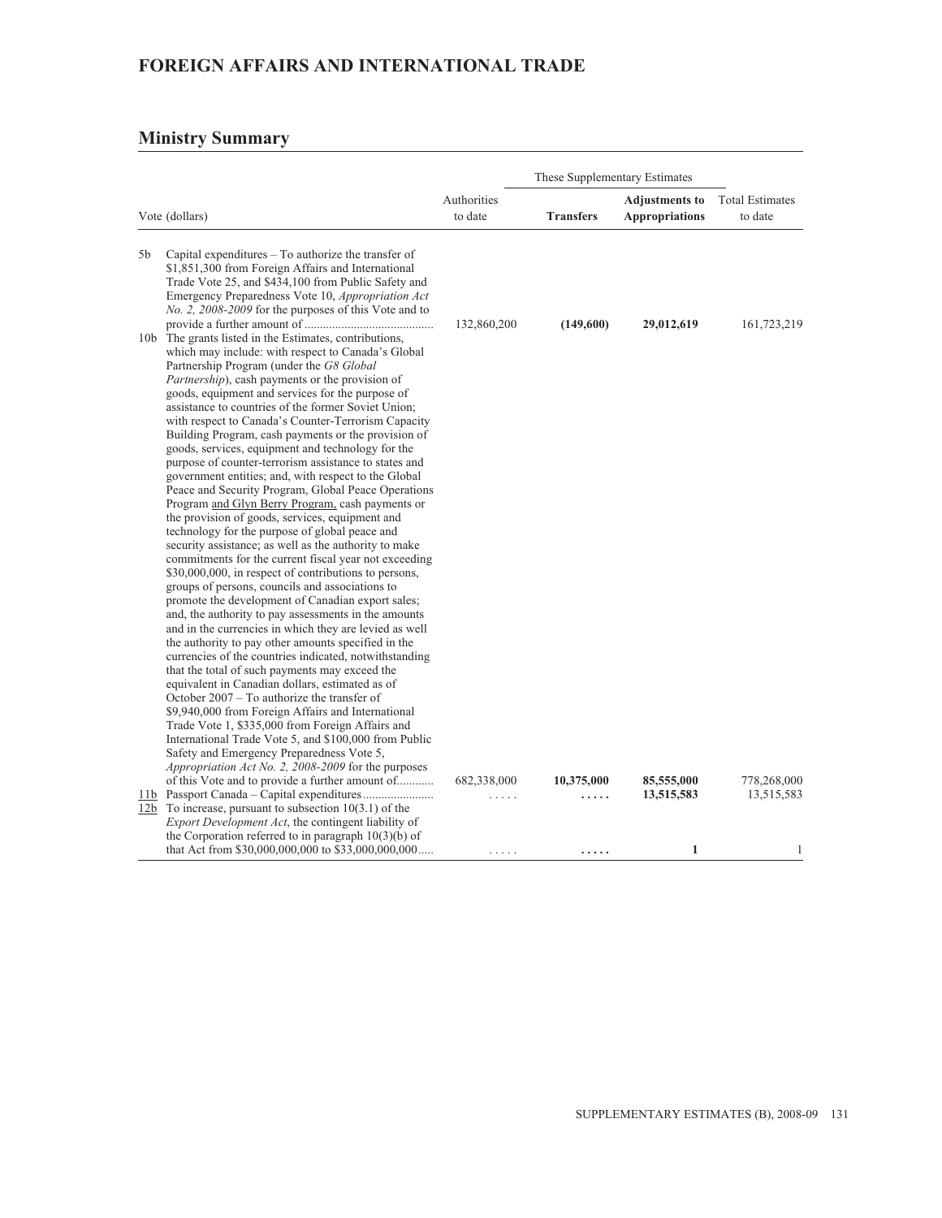# FOREIGN AFFAIRS AND INTERNATIONAL TRADE

## Ministry Summary

| Vote (dollars) | | Authorities to date | These Supplementary Estimates | | Total Estimates to date |
|---|---|---|---|---|---|
| | | | **Transfers** | **Adjustments to Appropriations** | |
| 5b | Capital expenditures – To authorize the transfer of $1,851,300 from Foreign Affairs and International Trade Vote 25, and $434,100 from Public Safety and Emergency Preparedness Vote 10, *Appropriation Act No. 2, 2008-2009* for the purposes of this Vote and to provide a further amount of | 132,860,200 | **(149,600)** | **29,012,619** | 161,723,219 |
| 10b | The grants listed in the Estimates, contributions, which may include: with respect to Canada's Global Partnership Program (under the *G8 Global Partnership*), cash payments or the provision of goods, equipment and services for the purpose of assistance to countries of the former Soviet Union; with respect to Canada's Counter-Terrorism Capacity Building Program, cash payments or the provision of goods, services, equipment and technology for the purpose of counter-terrorism assistance to states and government entities; and, with respect to the Global Peace and Security Program, Global Peace Operations Program and Glyn Berry Program, cash payments or the provision of goods, services, equipment and technology for the purpose of global peace and security assistance; as well as the authority to make commitments for the current fiscal year not exceeding $30,000,000, in respect of contributions to persons, groups of persons, councils and associations to promote the development of Canadian export sales; and, the authority to pay assessments in the amounts and in the currencies in which they are levied as well the authority to pay other amounts specified in the currencies of the countries indicated, notwithstanding that the total of such payments may exceed the equivalent in Canadian dollars, estimated as of October 2007 – To authorize the transfer of $9,940,000 from Foreign Affairs and International Trade Vote 1, $335,000 from Foreign Affairs and International Trade Vote 5, and $100,000 from Public Safety and Emergency Preparedness Vote 5, *Appropriation Act No. 2, 2008-2009* for the purposes of this Vote and to provide a further amount of | 682,338,000 | **10,375,000** | **85,555,000** | 778,268,000 |
| 11b | Passport Canada – Capital expenditures | ..... | **.....** | **13,515,583** | 13,515,583 |
| 12b | To increase, pursuant to subsection 10(3.1) of the *Export Development Act*, the contingent liability of the Corporation referred to in paragraph 10(3)(b) of that Act from $30,000,000,000 to $33,000,000,000 | ..... | **.....** | **1** | 1 |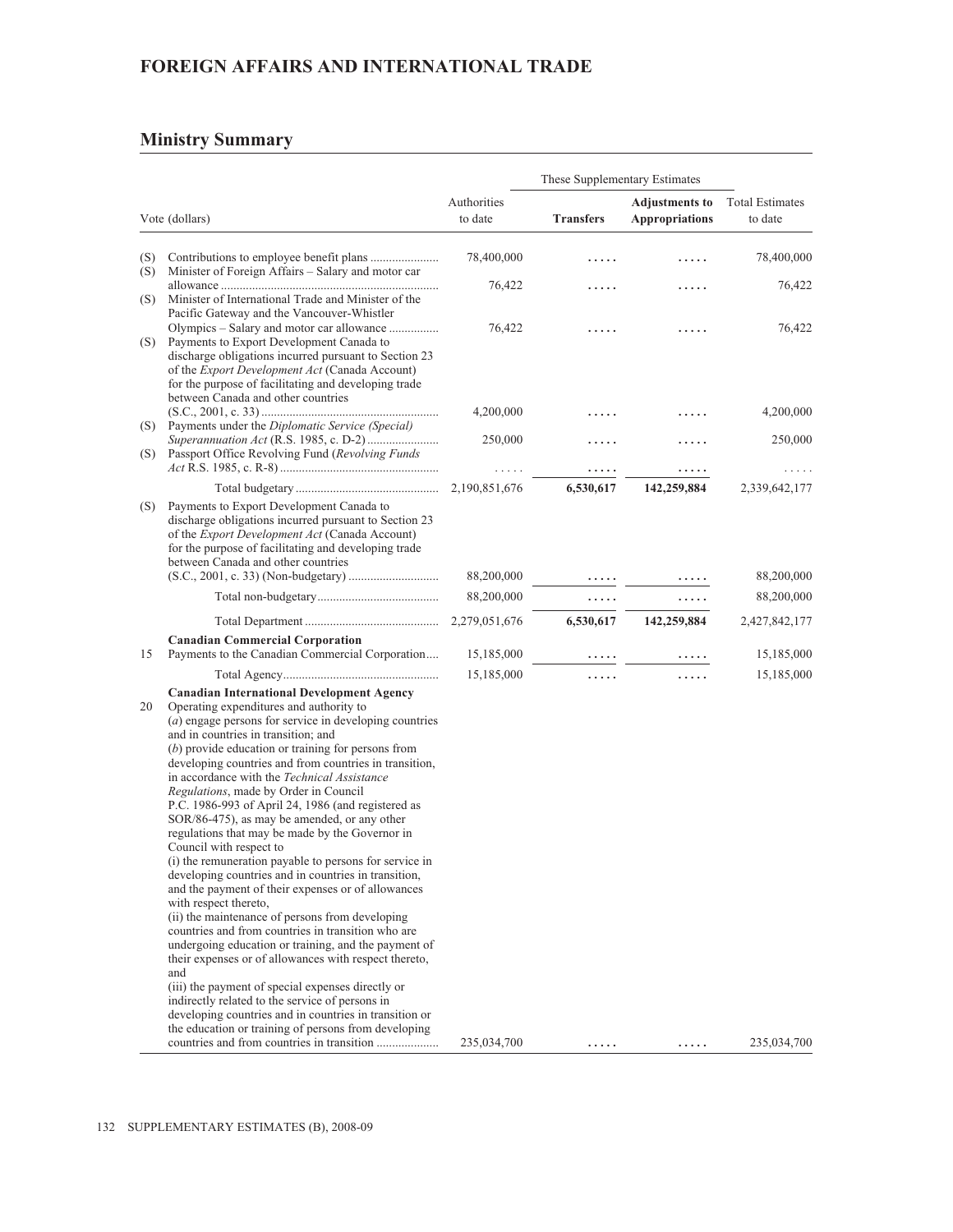# FOREIGN AFFAIRS AND INTERNATIONAL TRADE

## Ministry Summary

| Vote (dollars) | | Authorities to date | These Supplementary Estimates | | Total Estimates to date |
|---|---|---|---|---|---|
| | | | **Transfers** | **Adjustments to Appropriations** | |
| (S) | Contributions to employee benefit plans | 78,400,000 | ..... | ..... | 78,400,000 |
| (S) | Minister of Foreign Affairs – Salary and motor car allowance | 76,422 | ..... | ..... | 76,422 |
| (S) | Minister of International Trade and Minister of the Pacific Gateway and the Vancouver-Whistler Olympics – Salary and motor car allowance | 76,422 | ..... | ..... | 76,422 |
| (S) | Payments to Export Development Canada to discharge obligations incurred pursuant to Section 23 of the *Export Development Act* (Canada Account) for the purpose of facilitating and developing trade between Canada and other countries (S.C., 2001, c. 33) | 4,200,000 | ..... | ..... | 4,200,000 |
| (S) | Payments under the *Diplomatic Service (Special) Superannuation Act* (R.S. 1985, c. D-2) | 250,000 | ..... | ..... | 250,000 |
| (S) | Passport Office Revolving Fund (*Revolving Funds Act* R.S. 1985, c. R-8) | ..... | ..... | ..... | ..... |
| | Total budgetary | 2,190,851,676 | **6,530,617** | **142,259,884** | 2,339,642,177 |
| (S) | Payments to Export Development Canada to discharge obligations incurred pursuant to Section 23 of the *Export Development Act* (Canada Account) for the purpose of facilitating and developing trade between Canada and other countries (S.C., 2001, c. 33) (Non-budgetary) | 88,200,000 | ..... | ..... | 88,200,000 |
| | Total non-budgetary | 88,200,000 | ..... | ..... | 88,200,000 |
| | Total Department | 2,279,051,676 | **6,530,617** | **142,259,884** | 2,427,842,177 |
| | **Canadian Commercial Corporation** | | | | |
| 15 | Payments to the Canadian Commercial Corporation | 15,185,000 | ..... | ..... | 15,185,000 |
| | Total Agency | 15,185,000 | ..... | ..... | 15,185,000 |
| | **Canadian International Development Agency** | | | | |
| 20 | Operating expenditures and authority to (*a*) engage persons for service in developing countries and in countries in transition; and (*b*) provide education or training for persons from developing countries and from countries in transition, in accordance with the *Technical Assistance Regulations*, made by Order in Council P.C. 1986-993 of April 24, 1986 (and registered as SOR/86-475), as may be amended, or any other regulations that may be made by the Governor in Council with respect to (i) the remuneration payable to persons for service in developing countries and in countries in transition, and the payment of their expenses or of allowances with respect thereto, (ii) the maintenance of persons from developing countries and from countries in transition who are undergoing education or training, and the payment of their expenses or of allowances with respect thereto, and (iii) the payment of special expenses directly or indirectly related to the service of persons in developing countries and in countries in transition or the education or training of persons from developing countries and from countries in transition | 235,034,700 | ..... | ..... | 235,034,700 |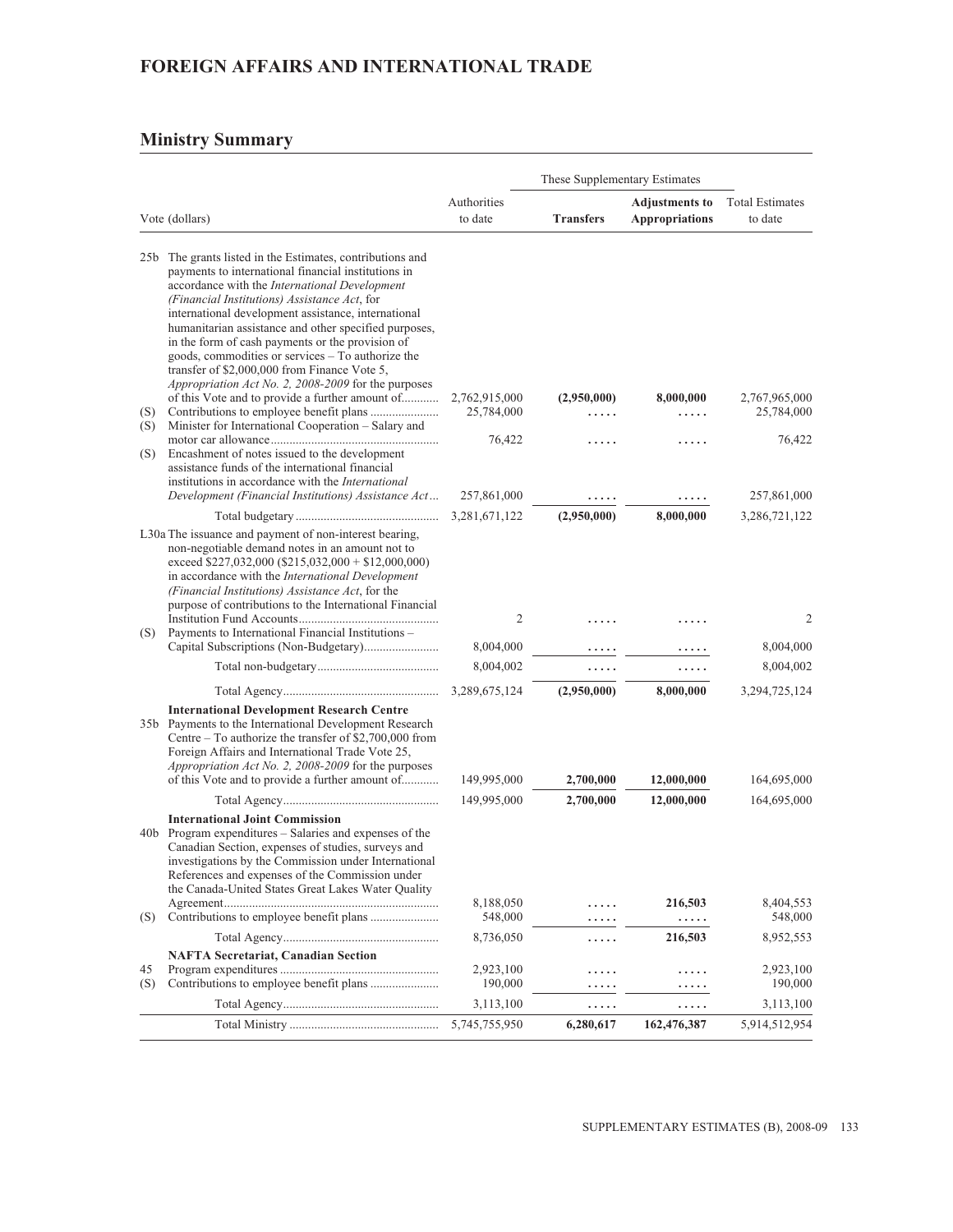## FOREIGN AFFAIRS AND INTERNATIONAL TRADE

## Ministry Summary

| Vote (dollars) | | Authorities to date | These Supplementary Estimates: Transfers | These Supplementary Estimates: Adjustments to Appropriations | Total Estimates to date |
|---|---|---|---|---|---|
| 25b | The grants listed in the Estimates, contributions and payments to international financial institutions in accordance with the *International Development (Financial Institutions) Assistance Act*, for international development assistance, international humanitarian assistance and other specified purposes, in the form of cash payments or the provision of goods, commodities or services – To authorize the transfer of $2,000,000 from Finance Vote 5, *Appropriation Act No. 2, 2008-2009* for the purposes of this Vote and to provide a further amount of............ | 2,762,915,000 | (2,950,000) | 8,000,000 | 2,767,965,000 |
| (S) | Contributions to employee benefit plans ...................... | 25,784,000 | ..... | ..... | 25,784,000 |
| (S) | Minister for International Cooperation – Salary and motor car allowance..................................................... | 76,422 | ..... | ..... | 76,422 |
| (S) | Encashment of notes issued to the development assistance funds of the international financial institutions in accordance with the *International Development (Financial Institutions) Assistance Act*... | 257,861,000 | ..... | ..... | 257,861,000 |
| | Total budgetary .............................................. | 3,281,671,122 | (2,950,000) | 8,000,000 | 3,286,721,122 |
| L30a | The issuance and payment of non-interest bearing, non-negotiable demand notes in an amount not to exceed $227,032,000 ($215,032,000 + $12,000,000) in accordance with the *International Development (Financial Institutions) Assistance Act*, for the purpose of contributions to the International Financial Institution Fund Accounts............................................. | 2 | ..... | ..... | 2 |
| (S) | Payments to International Financial Institutions – Capital Subscriptions (Non-Budgetary)........................ | 8,004,000 | ..... | ..... | 8,004,000 |
| | Total non-budgetary....................................... | 8,004,002 | ..... | ..... | 8,004,002 |
| | Total Agency.................................................. | 3,289,675,124 | (2,950,000) | 8,000,000 | 3,294,725,124 |
| | **International Development Research Centre** | | | | |
| 35b | Payments to the International Development Research Centre – To authorize the transfer of $2,700,000 from Foreign Affairs and International Trade Vote 25, *Appropriation Act No. 2, 2008-2009* for the purposes of this Vote and to provide a further amount of............ | 149,995,000 | 2,700,000 | 12,000,000 | 164,695,000 |
| | Total Agency.................................................. | 149,995,000 | 2,700,000 | 12,000,000 | 164,695,000 |
| | **International Joint Commission** | | | | |
| 40b | Program expenditures – Salaries and expenses of the Canadian Section, expenses of studies, surveys and investigations by the Commission under International References and expenses of the Commission under the Canada-United States Great Lakes Water Quality Agreement..................................................... | 8,188,050 | ..... | 216,503 | 8,404,553 |
| (S) | Contributions to employee benefit plans ...................... | 548,000 | ..... | ..... | 548,000 |
| | Total Agency.................................................. | 8,736,050 | ..... | 216,503 | 8,952,553 |
| | **NAFTA Secretariat, Canadian Section** | | | | |
| 45 | Program expenditures .................................................. | 2,923,100 | ..... | ..... | 2,923,100 |
| (S) | Contributions to employee benefit plans ...................... | 190,000 | ..... | ..... | 190,000 |
| | Total Agency.................................................. | 3,113,100 | ..... | ..... | 3,113,100 |
| | Total Ministry ............................................... | 5,745,755,950 | 6,280,617 | 162,476,387 | 5,914,512,954 |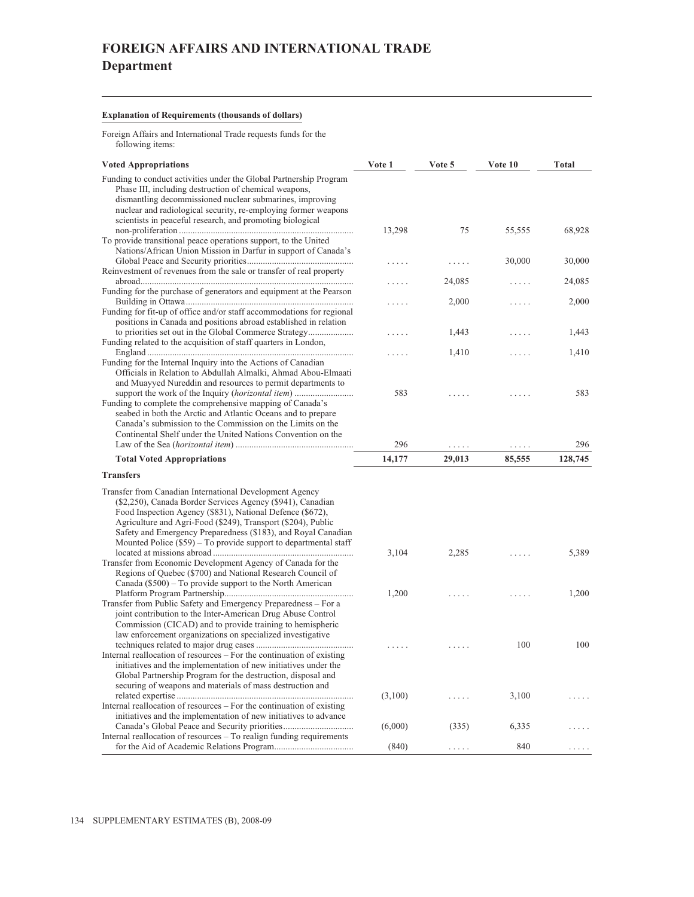# FOREIGN AFFAIRS AND INTERNATIONAL TRADE

## Department

**Explanation of Requirements (thousands of dollars)**

Foreign Affairs and International Trade requests funds for the following items:

| Voted Appropriations | Vote 1 | Vote 5 | Vote 10 | Total |
|---|---|---|---|---|
| Funding to conduct activities under the Global Partnership Program Phase III, including destruction of chemical weapons, dismantling decommissioned nuclear submarines, improving nuclear and radiological security, re-employing former weapons scientists in peaceful research, and promoting biological non-proliferation | 13,298 | 75 | 55,555 | 68,928 |
| To provide transitional peace operations support, to the United Nations/African Union Mission in Darfur in support of Canada's Global Peace and Security priorities | ..... | ..... | 30,000 | 30,000 |
| Reinvestment of revenues from the sale or transfer of real property abroad | ..... | 24,085 | ..... | 24,085 |
| Funding for the purchase of generators and equipment at the Pearson Building in Ottawa | ..... | 2,000 | ..... | 2,000 |
| Funding for fit-up of office and/or staff accommodations for regional positions in Canada and positions abroad established in relation to priorities set out in the Global Commerce Strategy | ..... | 1,443 | ..... | 1,443 |
| Funding related to the acquisition of staff quarters in London, England | ..... | 1,410 | ..... | 1,410 |
| Funding for the Internal Inquiry into the Actions of Canadian Officials in Relation to Abdullah Almalki, Ahmad Abou-Elmaati and Muayyed Nureddin and resources to permit departments to support the work of the Inquiry (*horizontal item*) | 583 | ..... | ..... | 583 |
| Funding to complete the comprehensive mapping of Canada's seabed in both the Arctic and Atlantic Oceans and to prepare Canada's submission to the Commission on the Limits on the Continental Shelf under the United Nations Convention on the Law of the Sea (*horizontal item*) | 296 | ..... | ..... | 296 |
| **Total Voted Appropriations** | **14,177** | **29,013** | **85,555** | **128,745** |
| **Transfers** | | | | |
| Transfer from Canadian International Development Agency ($2,250), Canada Border Services Agency ($941), Canadian Food Inspection Agency ($831), National Defence ($672), Agriculture and Agri-Food ($249), Transport ($204), Public Safety and Emergency Preparedness ($183), and Royal Canadian Mounted Police ($59) – To provide support to departmental staff located at missions abroad | 3,104 | 2,285 | ..... | 5,389 |
| Transfer from Economic Development Agency of Canada for the Regions of Quebec ($700) and National Research Council of Canada ($500) – To provide support to the North American Platform Program Partnership | 1,200 | ..... | ..... | 1,200 |
| Transfer from Public Safety and Emergency Preparedness – For a joint contribution to the Inter-American Drug Abuse Control Commission (CICAD) and to provide training to hemispheric law enforcement organizations on specialized investigative techniques related to major drug cases | ..... | ..... | 100 | 100 |
| Internal reallocation of resources – For the continuation of existing initiatives and the implementation of new initiatives under the Global Partnership Program for the destruction, disposal and securing of weapons and materials of mass destruction and related expertise | (3,100) | ..... | 3,100 | ..... |
| Internal reallocation of resources – For the continuation of existing initiatives and the implementation of new initiatives to advance Canada's Global Peace and Security priorities | (6,000) | (335) | 6,335 | ..... |
| Internal reallocation of resources – To realign funding requirements for the Aid of Academic Relations Program | (840) | ..... | 840 | ..... |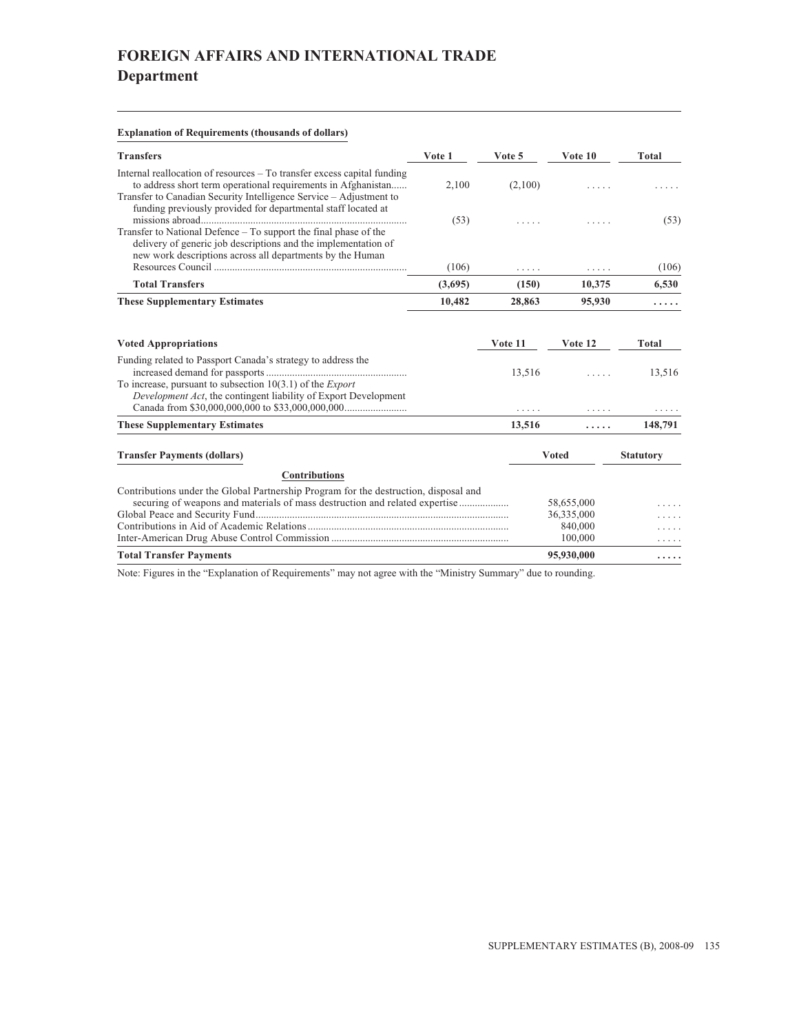# FOREIGN AFFAIRS AND INTERNATIONAL TRADE
## Department

**Explanation of Requirements (thousands of dollars)**

| Transfers | Vote 1 | Vote 5 | Vote 10 | Total |
|---|---|---|---|---|
| Internal reallocation of resources – To transfer excess capital funding to address short term operational requirements in Afghanistan...... | 2,100 | (2,100) | ..... | ..... |
| Transfer to Canadian Security Intelligence Service – Adjustment to funding previously provided for departmental staff located at missions abroad............... | (53) | ..... | ..... | (53) |
| Transfer to National Defence – To support the final phase of the delivery of generic job descriptions and the implementation of new work descriptions across all departments by the Human Resources Council ............ | (106) | ..... | ..... | (106) |
| **Total Transfers** | **(3,695)** | **(150)** | **10,375** | **6,530** |
| **These Supplementary Estimates** | **10,482** | **28,863** | **95,930** | **.....** |

| Voted Appropriations | Vote 11 | Vote 12 | Total |
|---|---|---|---|
| Funding related to Passport Canada's strategy to address the increased demand for passports ............ | 13,516 | ..... | 13,516 |
| To increase, pursuant to subsection 10(3.1) of the *Export Development Act*, the contingent liability of Export Development Canada from $30,000,000,000 to $33,000,000,000............ | ..... | ..... | ..... |
| **These Supplementary Estimates** | **13,516** | **.....** | **148,791** |

| Transfer Payments (dollars) | Voted | Statutory |
|---|---|---|
| **Contributions** | | |
| Contributions under the Global Partnership Program for the destruction, disposal and securing of weapons and materials of mass destruction and related expertise .................. | 58,655,000 | ..... |
| Global Peace and Security Fund............ | 36,335,000 | ..... |
| Contributions in Aid of Academic Relations ............ | 840,000 | ..... |
| Inter-American Drug Abuse Control Commission ............ | 100,000 | ..... |
| **Total Transfer Payments** | **95,930,000** | **.....** |

Note: Figures in the "Explanation of Requirements" may not agree with the "Ministry Summary" due to rounding.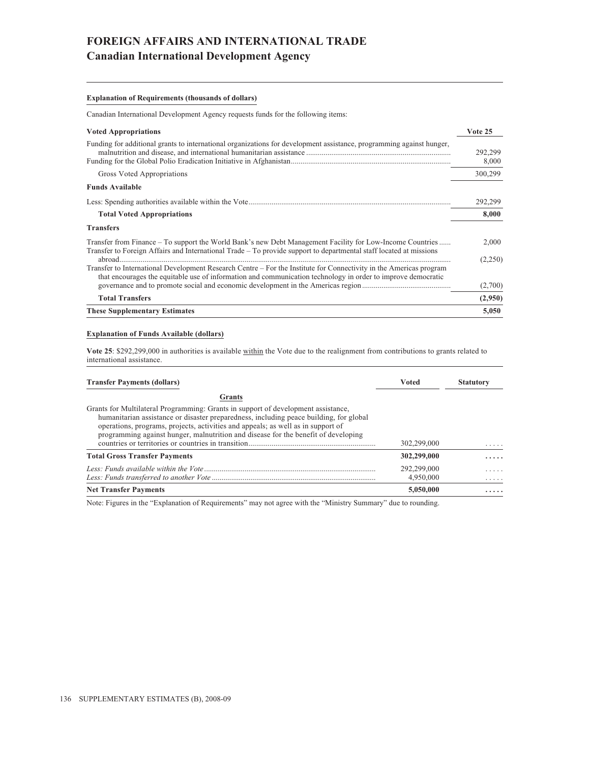# FOREIGN AFFAIRS AND INTERNATIONAL TRADE
## Canadian International Development Agency

**Explanation of Requirements (thousands of dollars)**

Canadian International Development Agency requests funds for the following items:

| **Voted Appropriations** | **Vote 25** |
|---|---|
| Funding for additional grants to international organizations for development assistance, programming against hunger, malnutrition and disease, and international humanitarian assistance | 292,299 |
| Funding for the Global Polio Eradication Initiative in Afghanistan | 8,000 |
| Gross Voted Appropriations | 300,299 |
| **Funds Available** | |
| Less: Spending authorities available within the Vote | 292,299 |
| **Total Voted Appropriations** | **8,000** |
| **Transfers** | |
| Transfer from Finance – To support the World Bank's new Debt Management Facility for Low-Income Countries | 2,000 |
| Transfer to Foreign Affairs and International Trade – To provide support to departmental staff located at missions abroad | (2,250) |
| Transfer to International Development Research Centre – For the Institute for Connectivity in the Americas program that encourages the equitable use of information and communication technology in order to improve democratic governance and to promote social and economic development in the Americas region | (2,700) |
| **Total Transfers** | **(2,950)** |
| **These Supplementary Estimates** | **5,050** |

**Explanation of Funds Available (dollars)**

**Vote 25**: $292,299,000 in authorities is available within the Vote due to the realignment from contributions to grants related to international assistance.

| **Transfer Payments (dollars)** | **Voted** | **Statutory** |
|---|---|---|
| **Grants** | | |
| Grants for Multilateral Programming: Grants in support of development assistance, humanitarian assistance or disaster preparedness, including peace building, for global operations, programs, projects, activities and appeals; as well as in support of programming against hunger, malnutrition and disease for the benefit of developing countries or territories or countries in transition | 302,299,000 | ..... |
| **Total Gross Transfer Payments** | **302,299,000** | **.....** |
| *Less: Funds available within the Vote* | 292,299,000 | ..... |
| *Less: Funds transferred to another Vote* | 4,950,000 | ..... |
| **Net Transfer Payments** | **5,050,000** | **.....** |

Note: Figures in the "Explanation of Requirements" may not agree with the "Ministry Summary" due to rounding.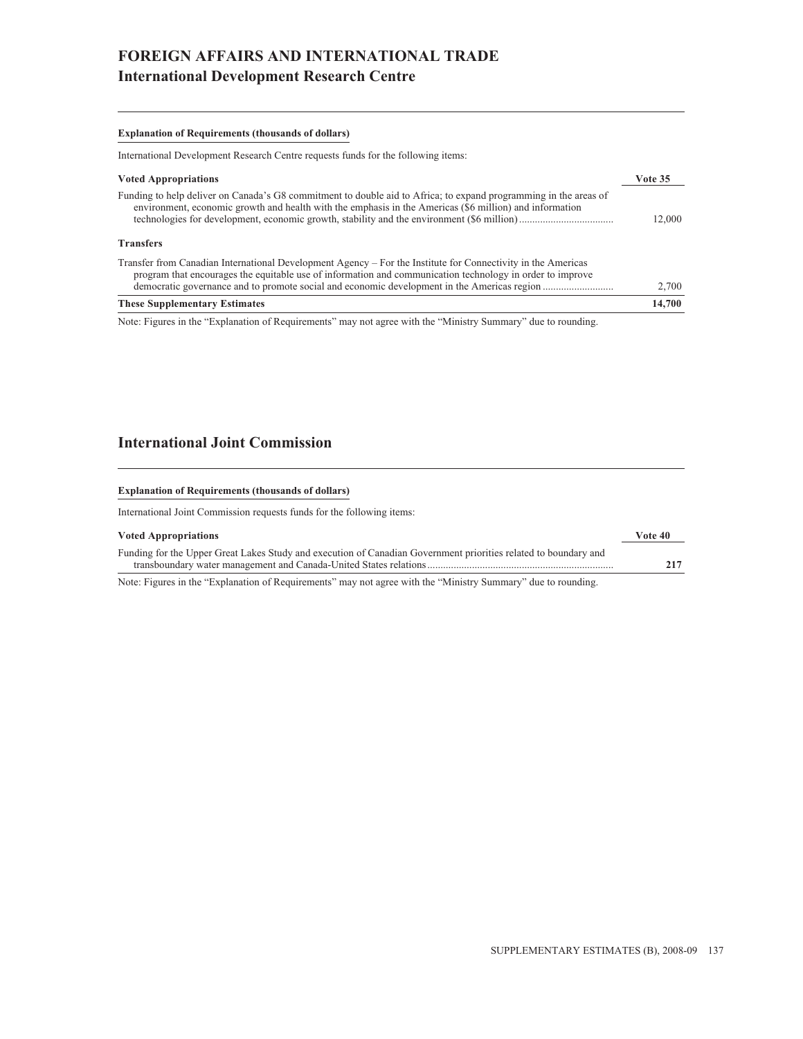# FOREIGN AFFAIRS AND INTERNATIONAL TRADE
## International Development Research Centre

**Explanation of Requirements (thousands of dollars)**

International Development Research Centre requests funds for the following items:

| **Voted Appropriations** | **Vote 35** |
|---|---|
| Funding to help deliver on Canada's G8 commitment to double aid to Africa; to expand programming in the areas of environment, economic growth and health with the emphasis in the Americas ($6 million) and information technologies for development, economic growth, stability and the environment ($6 million) | 12,000 |
| **Transfers** | |
| Transfer from Canadian International Development Agency – For the Institute for Connectivity in the Americas program that encourages the equitable use of information and communication technology in order to improve democratic governance and to promote social and economic development in the Americas region | 2,700 |
| **These Supplementary Estimates** | **14,700** |

Note: Figures in the "Explanation of Requirements" may not agree with the "Ministry Summary" due to rounding.

## International Joint Commission

**Explanation of Requirements (thousands of dollars)**

International Joint Commission requests funds for the following items:

| **Voted Appropriations** | **Vote 40** |
|---|---|
| Funding for the Upper Great Lakes Study and execution of Canadian Government priorities related to boundary and transboundary water management and Canada-United States relations | **217** |

Note: Figures in the "Explanation of Requirements" may not agree with the "Ministry Summary" due to rounding.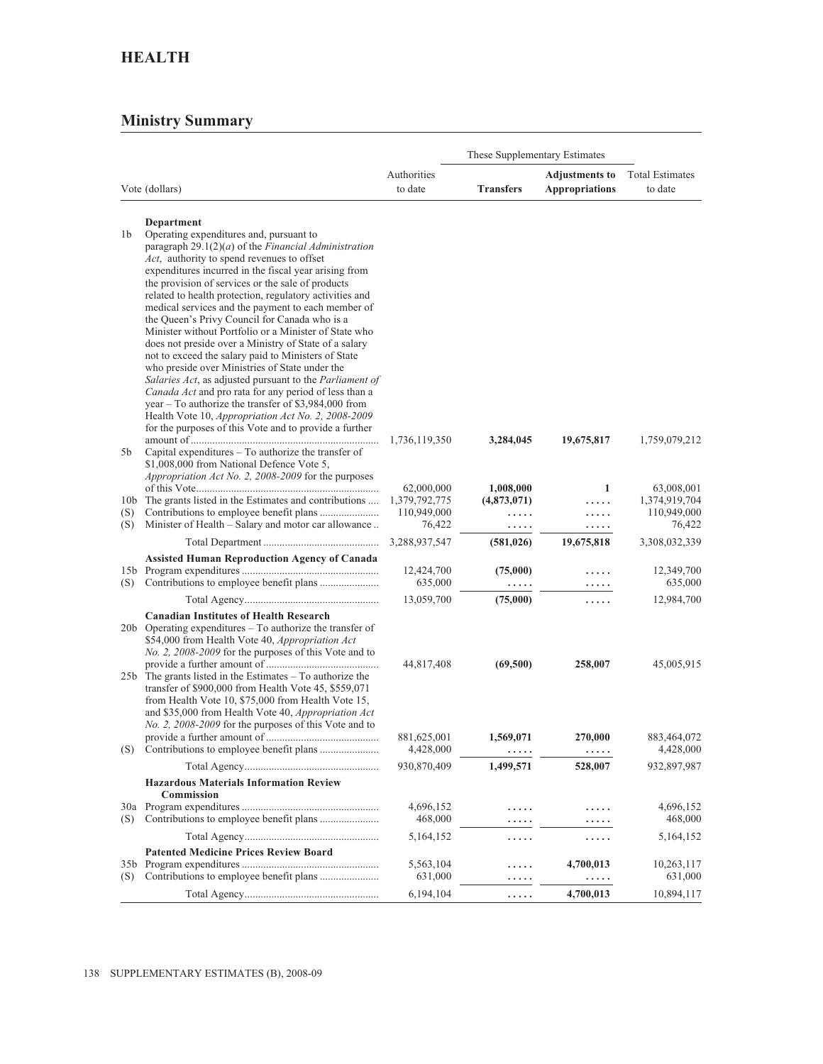# HEALTH

## Ministry Summary

| Vote (dollars) | | Authorities to date | These Supplementary Estimates Transfers | These Supplementary Estimates Adjustments to Appropriations | Total Estimates to date |
|---|---|---|---|---|---|
| | **Department** | | | | |
| 1b | Operating expenditures and, pursuant to paragraph 29.1(2)(*a*) of the *Financial Administration Act*, authority to spend revenues to offset expenditures incurred in the fiscal year arising from the provision of services or the sale of products related to health protection, regulatory activities and medical services and the payment to each member of the Queen's Privy Council for Canada who is a Minister without Portfolio or a Minister of State who does not preside over a Ministry of State of a salary not to exceed the salary paid to Ministers of State who preside over Ministries of State under the *Salaries Act*, as adjusted pursuant to the *Parliament of Canada Act* and pro rata for any period of less than a year – To authorize the transfer of $3,984,000 from Health Vote 10, *Appropriation Act No. 2, 2008-2009* for the purposes of this Vote and to provide a further amount of | 1,736,119,350 | **3,284,045** | **19,675,817** | 1,759,079,212 |
| 5b | Capital expenditures – To authorize the transfer of $1,008,000 from National Defence Vote 5, *Appropriation Act No. 2, 2008-2009* for the purposes of this Vote | 62,000,000 | **1,008,000** | **1** | 63,008,001 |
| 10b | The grants listed in the Estimates and contributions | 1,379,792,775 | **(4,873,071)** | ..... | 1,374,919,704 |
| (S) | Contributions to employee benefit plans | 110,949,000 | ..... | ..... | 110,949,000 |
| (S) | Minister of Health – Salary and motor car allowance | 76,422 | ..... | ..... | 76,422 |
| | Total Department | 3,288,937,547 | **(581,026)** | **19,675,818** | 3,308,032,339 |
| | **Assisted Human Reproduction Agency of Canada** | | | | |
| 15b | Program expenditures | 12,424,700 | **(75,000)** | ..... | 12,349,700 |
| (S) | Contributions to employee benefit plans | 635,000 | ..... | ..... | 635,000 |
| | Total Agency | 13,059,700 | **(75,000)** | ..... | 12,984,700 |
| | **Canadian Institutes of Health Research** | | | | |
| 20b | Operating expenditures – To authorize the transfer of $54,000 from Health Vote 40, *Appropriation Act No. 2, 2008-2009* for the purposes of this Vote and to provide a further amount of | 44,817,408 | **(69,500)** | **258,007** | 45,005,915 |
| 25b | The grants listed in the Estimates – To authorize the transfer of $900,000 from Health Vote 45, $559,071 from Health Vote 10, $75,000 from Health Vote 15, and $35,000 from Health Vote 40, *Appropriation Act No. 2, 2008-2009* for the purposes of this Vote and to provide a further amount of | 881,625,001 | **1,569,071** | **270,000** | 883,464,072 |
| (S) | Contributions to employee benefit plans | 4,428,000 | ..... | ..... | 4,428,000 |
| | Total Agency | 930,870,409 | **1,499,571** | **528,007** | 932,897,987 |
| | **Hazardous Materials Information Review Commission** | | | | |
| 30a | Program expenditures | 4,696,152 | ..... | ..... | 4,696,152 |
| (S) | Contributions to employee benefit plans | 468,000 | ..... | ..... | 468,000 |
| | Total Agency | 5,164,152 | ..... | ..... | 5,164,152 |
| | **Patented Medicine Prices Review Board** | | | | |
| 35b | Program expenditures | 5,563,104 | ..... | **4,700,013** | 10,263,117 |
| (S) | Contributions to employee benefit plans | 631,000 | ..... | ..... | 631,000 |
| | Total Agency | 6,194,104 | ..... | **4,700,013** | 10,894,117 |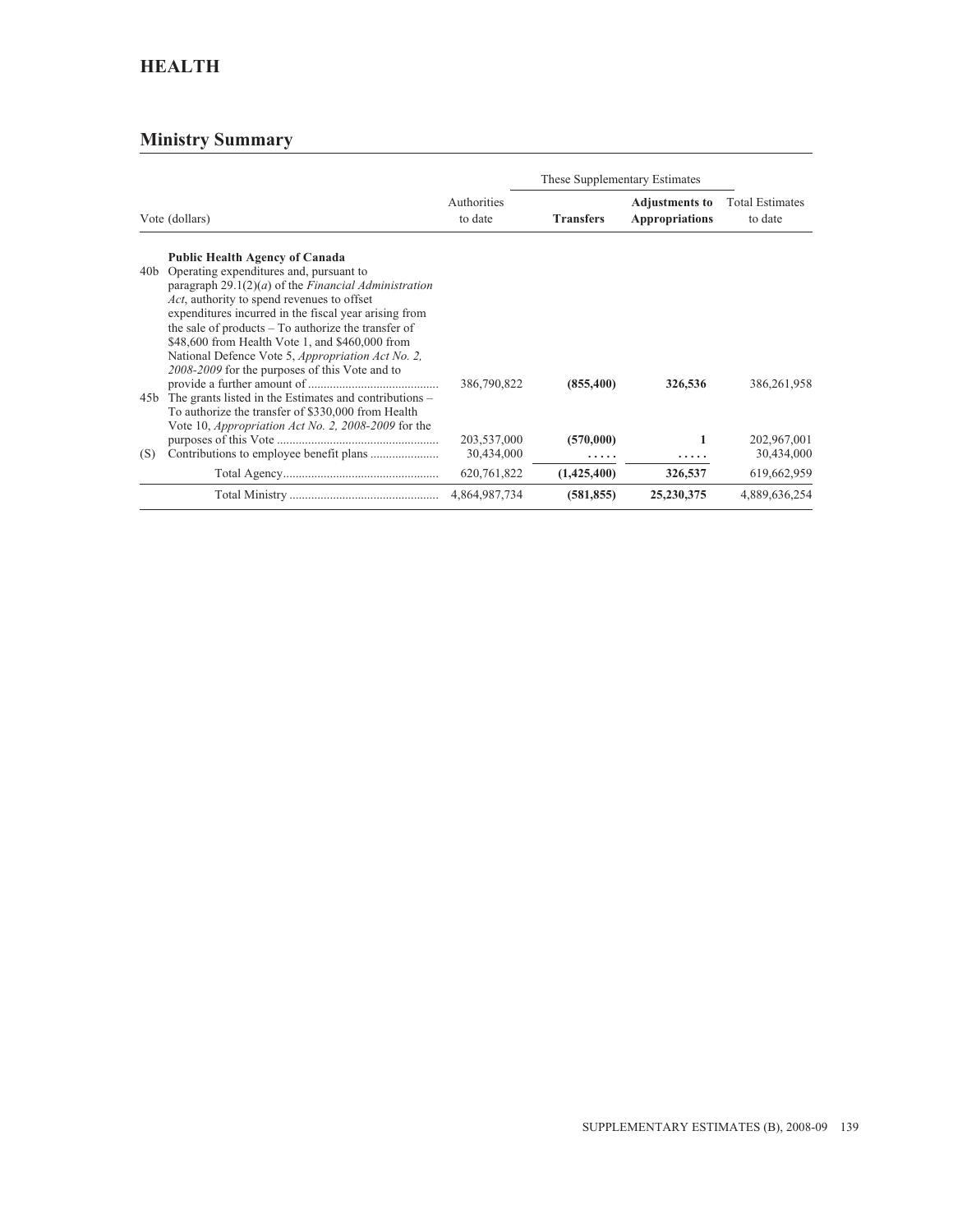## HEALTH

### Ministry Summary

| Vote (dollars) | | Authorities to date | These Supplementary Estimates Transfers | Adjustments to Appropriations | Total Estimates to date |
|---|---|---|---|---|---|
| | **Public Health Agency of Canada** | | | | |
| 40b | Operating expenditures and, pursuant to paragraph 29.1(2)(*a*) of the *Financial Administration Act*, authority to spend revenues to offset expenditures incurred in the fiscal year arising from the sale of products – To authorize the transfer of $48,600 from Health Vote 1, and $460,000 from National Defence Vote 5, *Appropriation Act No. 2, 2008-2009* for the purposes of this Vote and to provide a further amount of | 386,790,822 | **(855,400)** | **326,536** | 386,261,958 |
| 45b | The grants listed in the Estimates and contributions – To authorize the transfer of $330,000 from Health Vote 10, *Appropriation Act No. 2, 2008-2009* for the purposes of this Vote | 203,537,000 | **(570,000)** | **1** | 202,967,001 |
| (S) | Contributions to employee benefit plans | 30,434,000 | ..... | ..... | 30,434,000 |
| | Total Agency | 620,761,822 | **(1,425,400)** | **326,537** | 619,662,959 |
| | Total Ministry | 4,864,987,734 | **(581,855)** | **25,230,375** | 4,889,636,254 |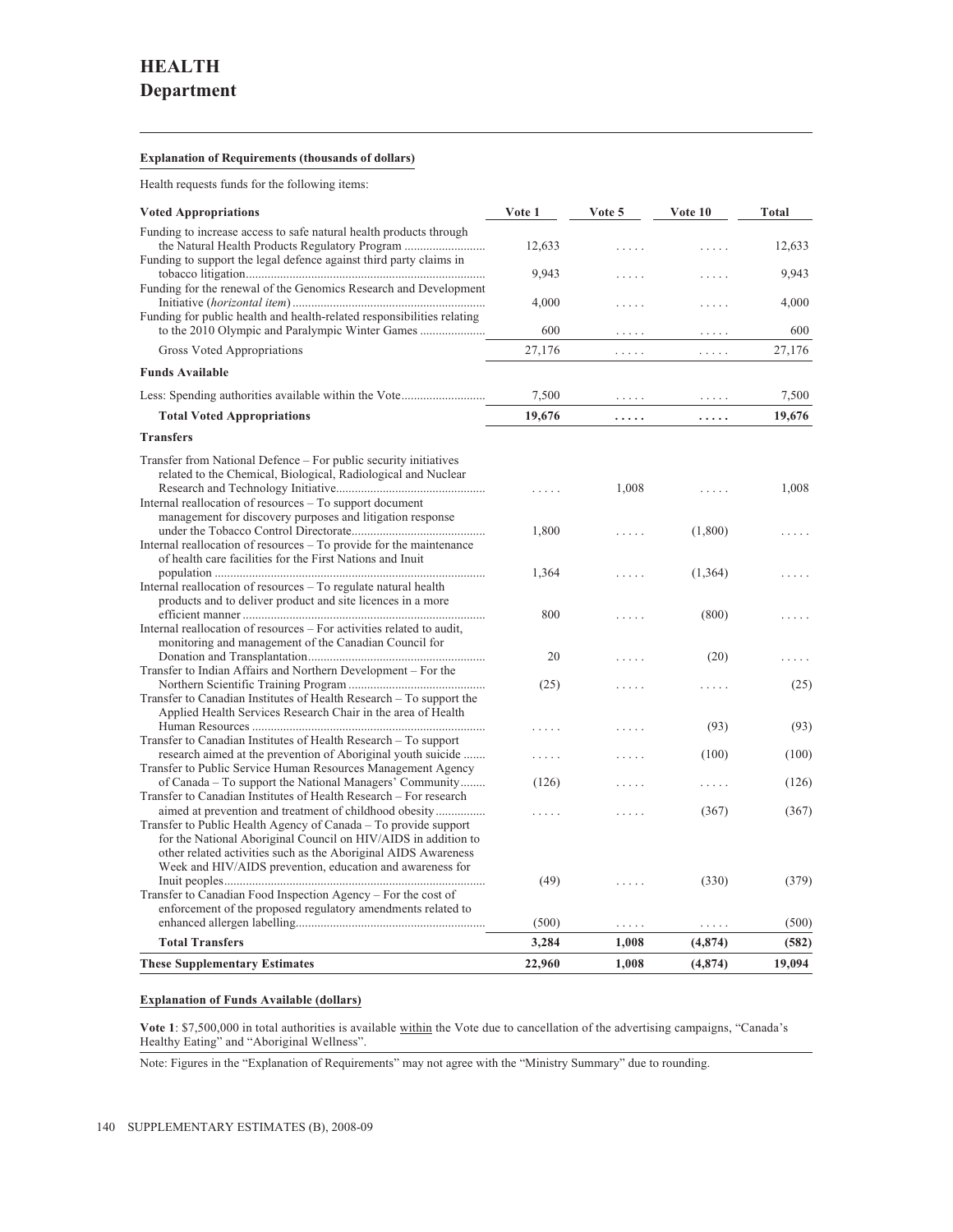# HEALTH
## Department

**Explanation of Requirements (thousands of dollars)**

Health requests funds for the following items:

| Voted Appropriations | Vote 1 | Vote 5 | Vote 10 | Total |
|---|---|---|---|---|
| Funding to increase access to safe natural health products through the Natural Health Products Regulatory Program | 12,633 | ..... | ..... | 12,633 |
| Funding to support the legal defence against third party claims in tobacco litigation | 9,943 | ..... | ..... | 9,943 |
| Funding for the renewal of the Genomics Research and Development Initiative (*horizontal item*) | 4,000 | ..... | ..... | 4,000 |
| Funding for public health and health-related responsibilities relating to the 2010 Olympic and Paralympic Winter Games | 600 | ..... | ..... | 600 |
| Gross Voted Appropriations | 27,176 | ..... | ..... | 27,176 |
| **Funds Available** | | | | |
| Less: Spending authorities available within the Vote | 7,500 | ..... | ..... | 7,500 |
| **Total Voted Appropriations** | **19,676** | **.....** | **.....** | **19,676** |
| **Transfers** | | | | |
| Transfer from National Defence – For public security initiatives related to the Chemical, Biological, Radiological and Nuclear Research and Technology Initiative | ..... | 1,008 | ..... | 1,008 |
| Internal reallocation of resources – To support document management for discovery purposes and litigation response under the Tobacco Control Directorate | 1,800 | ..... | (1,800) | ..... |
| Internal reallocation of resources – To provide for the maintenance of health care facilities for the First Nations and Inuit population | 1,364 | ..... | (1,364) | ..... |
| Internal reallocation of resources – To regulate natural health products and to deliver product and site licences in a more efficient manner | 800 | ..... | (800) | ..... |
| Internal reallocation of resources – For activities related to audit, monitoring and management of the Canadian Council for Donation and Transplantation | 20 | ..... | (20) | ..... |
| Transfer to Indian Affairs and Northern Development – For the Northern Scientific Training Program | (25) | ..... | ..... | (25) |
| Transfer to Canadian Institutes of Health Research – To support the Applied Health Services Research Chair in the area of Health Human Resources | ..... | ..... | (93) | (93) |
| Transfer to Canadian Institutes of Health Research – To support research aimed at the prevention of Aboriginal youth suicide | ..... | ..... | (100) | (100) |
| Transfer to Public Service Human Resources Management Agency of Canada – To support the National Managers' Community | (126) | ..... | ..... | (126) |
| Transfer to Canadian Institutes of Health Research – For research aimed at prevention and treatment of childhood obesity | ..... | ..... | (367) | (367) |
| Transfer to Public Health Agency of Canada – To provide support for the National Aboriginal Council on HIV/AIDS in addition to other related activities such as the Aboriginal AIDS Awareness Week and HIV/AIDS prevention, education and awareness for Inuit peoples | (49) | ..... | (330) | (379) |
| Transfer to Canadian Food Inspection Agency – For the cost of enforcement of the proposed regulatory amendments related to enhanced allergen labelling | (500) | ..... | ..... | (500) |
| **Total Transfers** | **3,284** | **1,008** | **(4,874)** | **(582)** |
| **These Supplementary Estimates** | **22,960** | **1,008** | **(4,874)** | **19,094** |

**Explanation of Funds Available (dollars)**

**Vote 1**: $7,500,000 in total authorities is available within the Vote due to cancellation of the advertising campaigns, "Canada's Healthy Eating" and "Aboriginal Wellness".

Note: Figures in the "Explanation of Requirements" may not agree with the "Ministry Summary" due to rounding.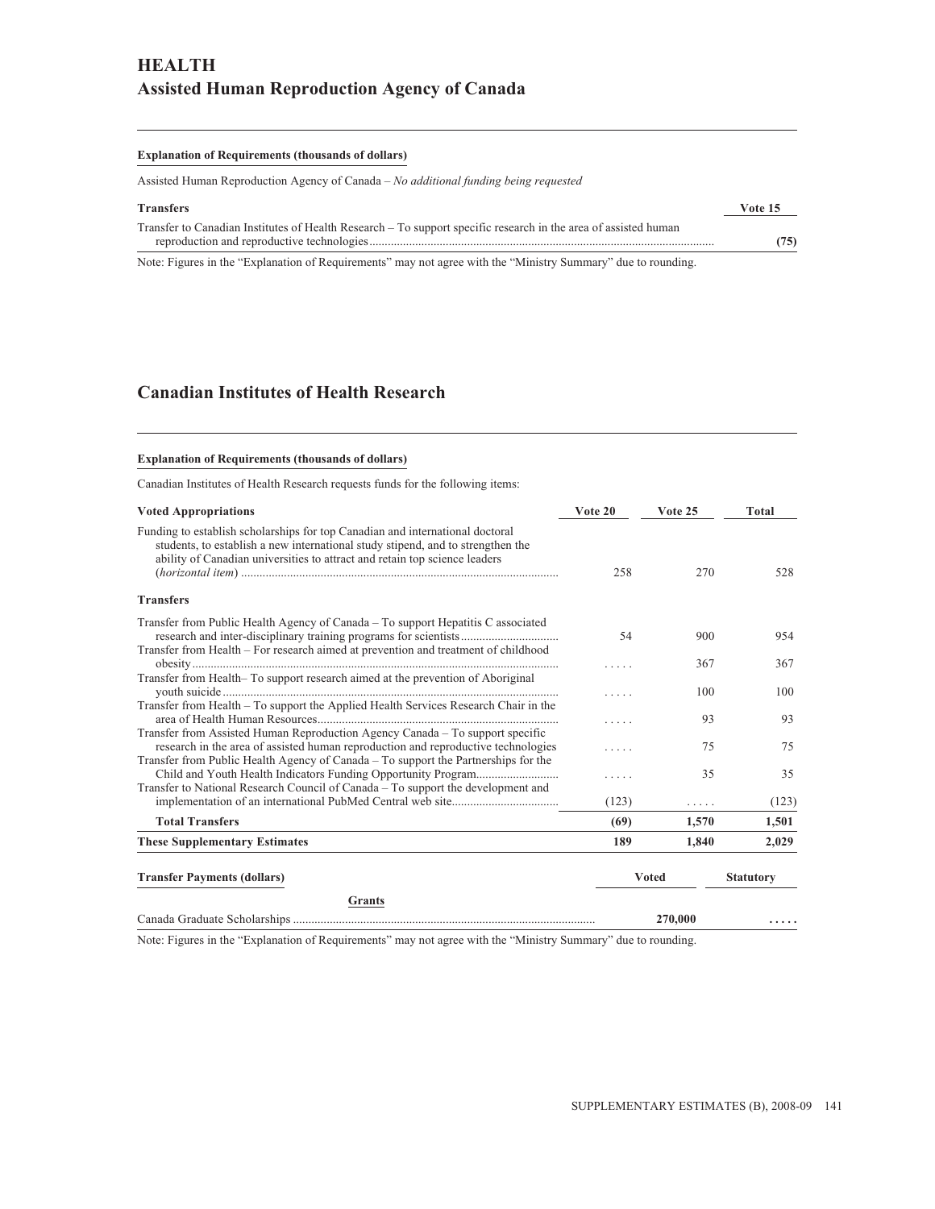# HEALTH
## Assisted Human Reproduction Agency of Canada

**Explanation of Requirements (thousands of dollars)**

Assisted Human Reproduction Agency of Canada – *No additional funding being requested*

| Transfers | Vote 15 |
|---|---|
| Transfer to Canadian Institutes of Health Research – To support specific research in the area of assisted human reproduction and reproductive technologies | **(75)** |

Note: Figures in the "Explanation of Requirements" may not agree with the "Ministry Summary" due to rounding.

## Canadian Institutes of Health Research

**Explanation of Requirements (thousands of dollars)**

Canadian Institutes of Health Research requests funds for the following items:

| Voted Appropriations | Vote 20 | Vote 25 | Total |
|---|---|---|---|
| Funding to establish scholarships for top Canadian and international doctoral students, to establish a new international study stipend, and to strengthen the ability of Canadian universities to attract and retain top science leaders (*horizontal item*) | 258 | 270 | 528 |
| **Transfers** | | | |
| Transfer from Public Health Agency of Canada – To support Hepatitis C associated research and inter-disciplinary training programs for scientists | 54 | 900 | 954 |
| Transfer from Health – For research aimed at prevention and treatment of childhood obesity | ..... | 367 | 367 |
| Transfer from Health– To support research aimed at the prevention of Aboriginal youth suicide | ..... | 100 | 100 |
| Transfer from Health – To support the Applied Health Services Research Chair in the area of Health Human Resources | ..... | 93 | 93 |
| Transfer from Assisted Human Reproduction Agency Canada – To support specific research in the area of assisted human reproduction and reproductive technologies | ..... | 75 | 75 |
| Transfer from Public Health Agency of Canada – To support the Partnerships for the Child and Youth Health Indicators Funding Opportunity Program | ..... | 35 | 35 |
| Transfer to National Research Council of Canada – To support the development and implementation of an international PubMed Central web site | (123) | ..... | (123) |
| **Total Transfers** | **(69)** | **1,570** | **1,501** |
| **These Supplementary Estimates** | **189** | **1,840** | **2,029** |

| Transfer Payments (dollars) | Voted | Statutory |
|---|---|---|
| **Grants** | | |
| Canada Graduate Scholarships | **270,000** | **.....** |

Note: Figures in the "Explanation of Requirements" may not agree with the "Ministry Summary" due to rounding.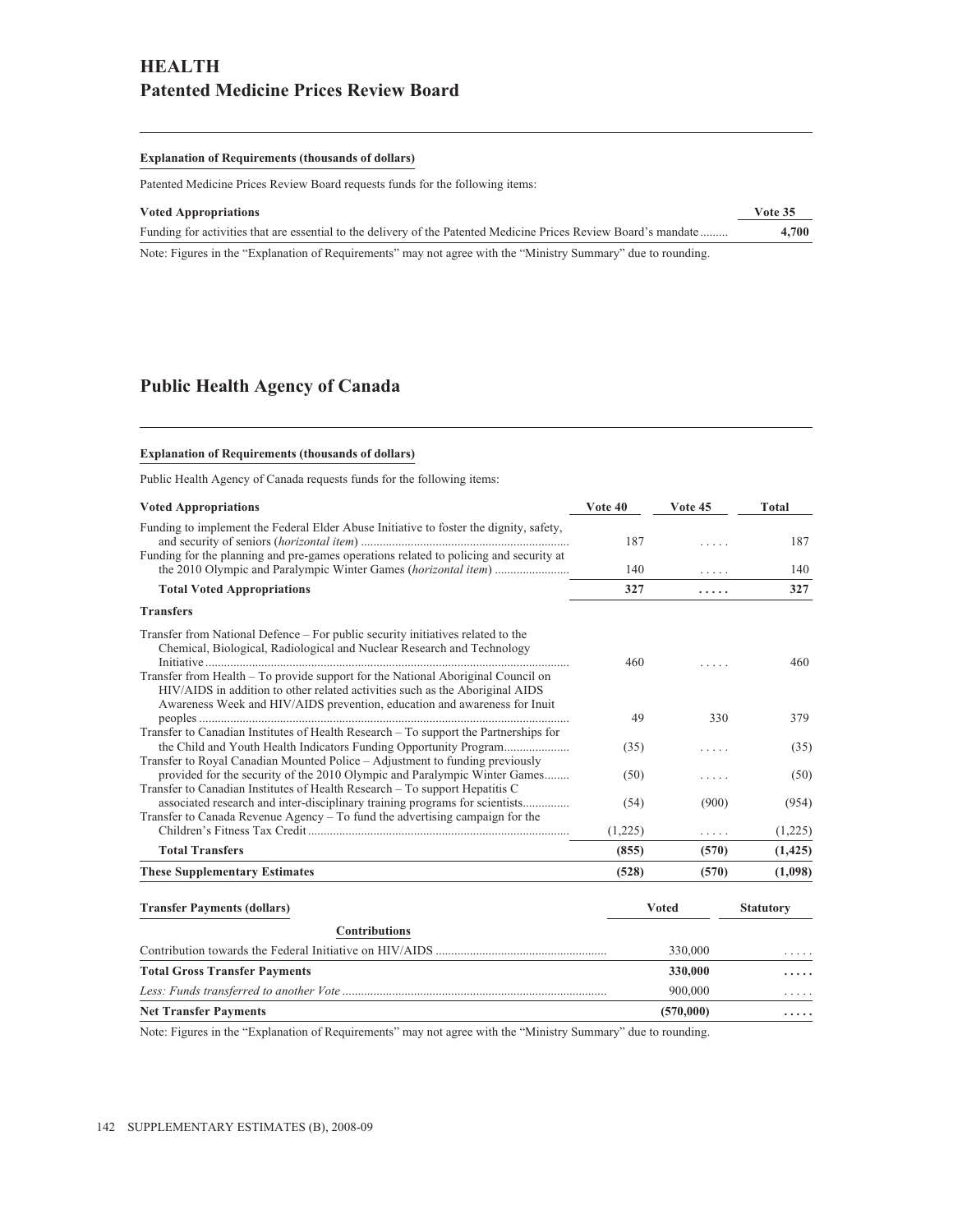# HEALTH

## Patented Medicine Prices Review Board

**Explanation of Requirements (thousands of dollars)**

Patented Medicine Prices Review Board requests funds for the following items:

| Voted Appropriations | Vote 35 |
|---|---|
| Funding for activities that are essential to the delivery of the Patented Medicine Prices Review Board's mandate | **4,700** |

Note: Figures in the "Explanation of Requirements" may not agree with the "Ministry Summary" due to rounding.

## Public Health Agency of Canada

**Explanation of Requirements (thousands of dollars)**

Public Health Agency of Canada requests funds for the following items:

| Voted Appropriations | Vote 40 | Vote 45 | Total |
|---|---|---|---|
| Funding to implement the Federal Elder Abuse Initiative to foster the dignity, safety, and security of seniors (*horizontal item*) | 187 | ..... | 187 |
| Funding for the planning and pre-games operations related to policing and security at the 2010 Olympic and Paralympic Winter Games (*horizontal item*) | 140 | ..... | 140 |
| **Total Voted Appropriations** | **327** | **.....** | **327** |
| **Transfers** | | | |
| Transfer from National Defence – For public security initiatives related to the Chemical, Biological, Radiological and Nuclear Research and Technology Initiative | 460 | ..... | 460 |
| Transfer from Health – To provide support for the National Aboriginal Council on HIV/AIDS in addition to other related activities such as the Aboriginal AIDS Awareness Week and HIV/AIDS prevention, education and awareness for Inuit peoples | 49 | 330 | 379 |
| Transfer to Canadian Institutes of Health Research – To support the Partnerships for the Child and Youth Health Indicators Funding Opportunity Program | (35) | ..... | (35) |
| Transfer to Royal Canadian Mounted Police – Adjustment to funding previously provided for the security of the 2010 Olympic and Paralympic Winter Games | (50) | ..... | (50) |
| Transfer to Canadian Institutes of Health Research – To support Hepatitis C associated research and inter-disciplinary training programs for scientists | (54) | (900) | (954) |
| Transfer to Canada Revenue Agency – To fund the advertising campaign for the Children's Fitness Tax Credit | (1,225) | ..... | (1,225) |
| **Total Transfers** | **(855)** | **(570)** | **(1,425)** |
| **These Supplementary Estimates** | **(528)** | **(570)** | **(1,098)** |

| Transfer Payments (dollars) | Voted | Statutory |
|---|---|---|
| **Contributions** | | |
| Contribution towards the Federal Initiative on HIV/AIDS | 330,000 | ..... |
| **Total Gross Transfer Payments** | **330,000** | **.....** |
| *Less: Funds transferred to another Vote* | 900,000 | ..... |
| **Net Transfer Payments** | **(570,000)** | **.....** |

Note: Figures in the "Explanation of Requirements" may not agree with the "Ministry Summary" due to rounding.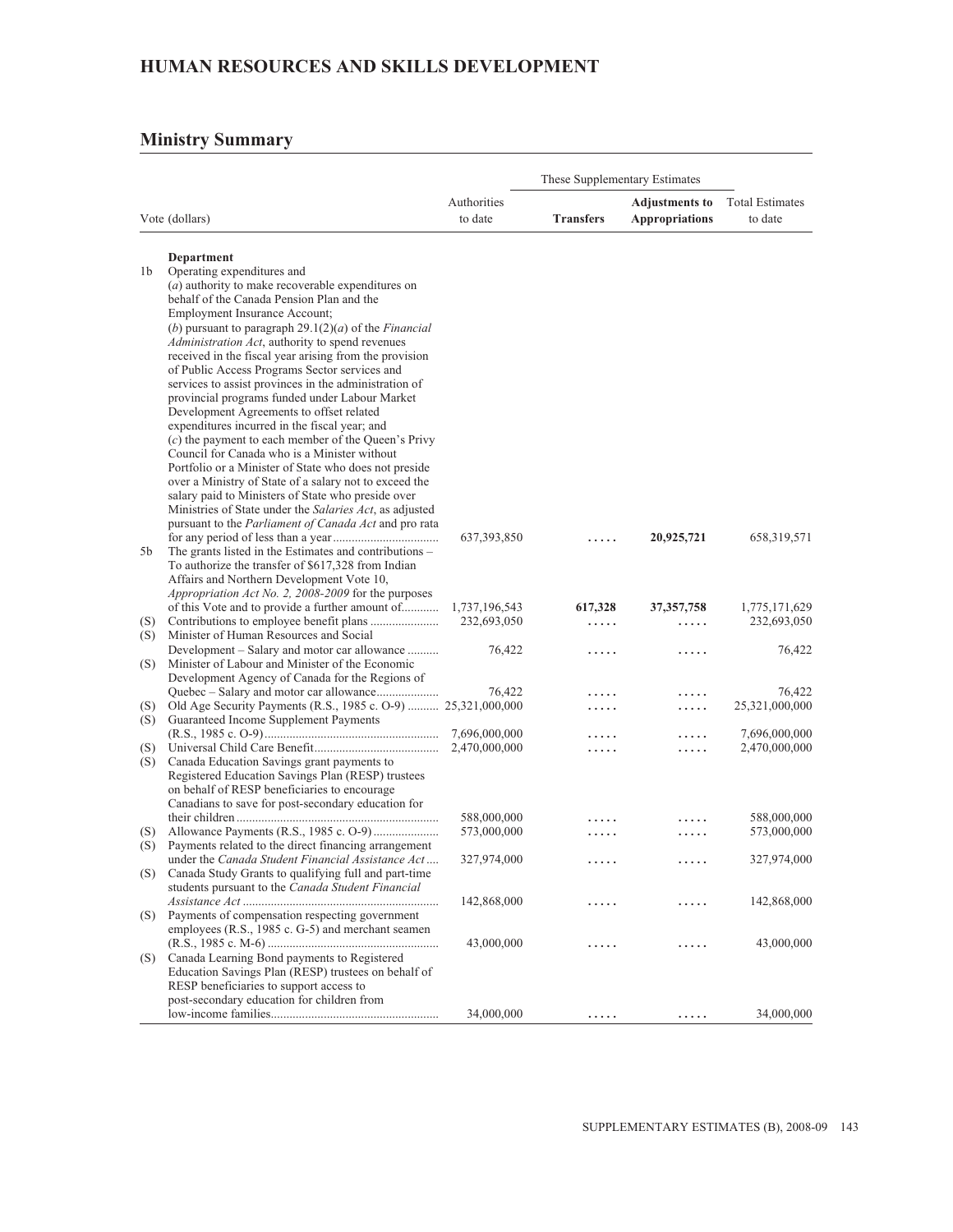## HUMAN RESOURCES AND SKILLS DEVELOPMENT

### Ministry Summary

| | Vote (dollars) | Authorities to date | These Supplementary Estimates Transfers | These Supplementary Estimates Adjustments to Appropriations | Total Estimates to date |
|---|---|---|---|---|---|
| | **Department** | | | | |
| 1b | Operating expenditures and (*a*) authority to make recoverable expenditures on behalf of the Canada Pension Plan and the Employment Insurance Account; (*b*) pursuant to paragraph 29.1(2)(*a*) of the *Financial Administration Act*, authority to spend revenues received in the fiscal year arising from the provision of Public Access Programs Sector services and services to assist provinces in the administration of provincial programs funded under Labour Market Development Agreements to offset related expenditures incurred in the fiscal year; and (*c*) the payment to each member of the Queen's Privy Council for Canada who is a Minister without Portfolio or a Minister of State who does not preside over a Ministry of State of a salary not to exceed the salary paid to Ministers of State who preside over Ministries of State under the *Salaries Act*, as adjusted pursuant to the *Parliament of Canada Act* and pro rata for any period of less than a year | 637,393,850 | ..... | **20,925,721** | 658,319,571 |
| 5b | The grants listed in the Estimates and contributions – To authorize the transfer of $617,328 from Indian Affairs and Northern Development Vote 10, *Appropriation Act No. 2, 2008-2009* for the purposes of this Vote and to provide a further amount of | 1,737,196,543 | **617,328** | **37,357,758** | 1,775,171,629 |
| (S) | Contributions to employee benefit plans | 232,693,050 | ..... | ..... | 232,693,050 |
| (S) | Minister of Human Resources and Social Development – Salary and motor car allowance | 76,422 | ..... | ..... | 76,422 |
| (S) | Minister of Labour and Minister of the Economic Development Agency of Canada for the Regions of Quebec – Salary and motor car allowance | 76,422 | ..... | ..... | 76,422 |
| (S) | Old Age Security Payments (R.S., 1985 c. O-9) | 25,321,000,000 | ..... | ..... | 25,321,000,000 |
| (S) | Guaranteed Income Supplement Payments (R.S., 1985 c. O-9) | 7,696,000,000 | ..... | ..... | 7,696,000,000 |
| (S) | Universal Child Care Benefit | 2,470,000,000 | ..... | ..... | 2,470,000,000 |
| (S) | Canada Education Savings grant payments to Registered Education Savings Plan (RESP) trustees on behalf of RESP beneficiaries to encourage Canadians to save for post-secondary education for their children | 588,000,000 | ..... | ..... | 588,000,000 |
| (S) | Allowance Payments (R.S., 1985 c. O-9) | 573,000,000 | ..... | ..... | 573,000,000 |
| (S) | Payments related to the direct financing arrangement under the *Canada Student Financial Assistance Act* | 327,974,000 | ..... | ..... | 327,974,000 |
| (S) | Canada Study Grants to qualifying full and part-time students pursuant to the *Canada Student Financial Assistance Act* | 142,868,000 | ..... | ..... | 142,868,000 |
| (S) | Payments of compensation respecting government employees (R.S., 1985 c. G-5) and merchant seamen (R.S., 1985 c. M-6) | 43,000,000 | ..... | ..... | 43,000,000 |
| (S) | Canada Learning Bond payments to Registered Education Savings Plan (RESP) trustees on behalf of RESP beneficiaries to support access to post-secondary education for children from low-income families | 34,000,000 | ..... | ..... | 34,000,000 |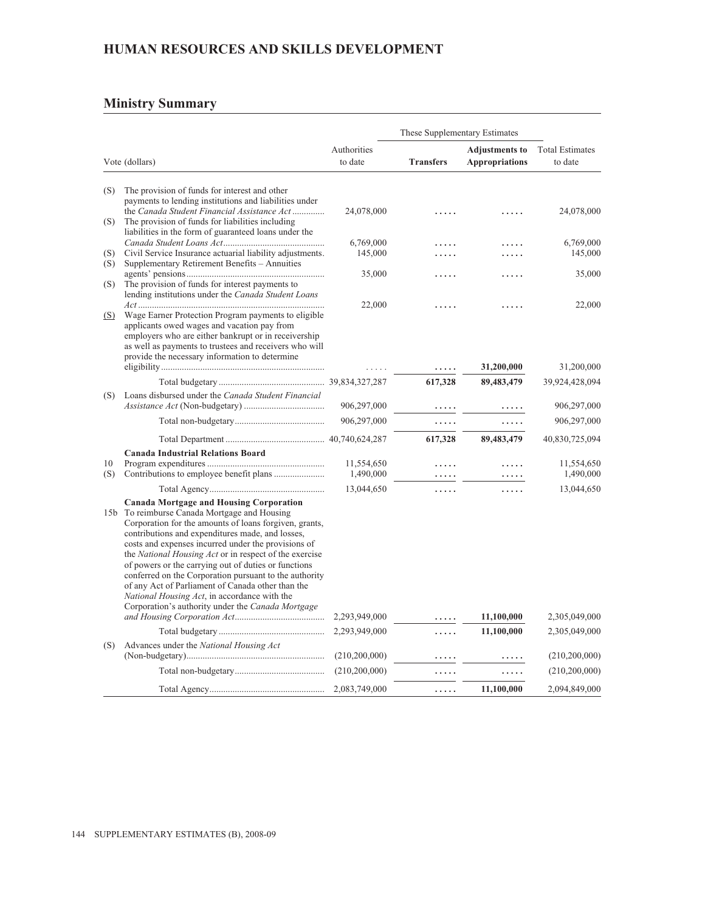# HUMAN RESOURCES AND SKILLS DEVELOPMENT

## Ministry Summary

| Vote (dollars) | | Authorities to date | These Supplementary Estimates Transfers | These Supplementary Estimates **Adjustments to Appropriations** | Total Estimates to date |
|---|---|---|---|---|---|
| (S) | The provision of funds for interest and other payments to lending institutions and liabilities under the *Canada Student Financial Assistance Act* | 24,078,000 | ..... | ..... | 24,078,000 |
| (S) | The provision of funds for liabilities including liabilities in the form of guaranteed loans under the *Canada Student Loans Act* | 6,769,000 | ..... | ..... | 6,769,000 |
| (S) | Civil Service Insurance actuarial liability adjustments. | 145,000 | ..... | ..... | 145,000 |
| (S) | Supplementary Retirement Benefits – Annuities agents' pensions | 35,000 | ..... | ..... | 35,000 |
| (S) | The provision of funds for interest payments to lending institutions under the *Canada Student Loans Act* | 22,000 | ..... | ..... | 22,000 |
| (S) | Wage Earner Protection Program payments to eligible applicants owed wages and vacation pay from employers who are either bankrupt or in receivership as well as payments to trustees and receivers who will provide the necessary information to determine eligibility | ..... | ..... | **31,200,000** | 31,200,000 |
| | Total budgetary | 39,834,327,287 | **617,328** | **89,483,479** | 39,924,428,094 |
| (S) | Loans disbursed under the *Canada Student Financial Assistance Act* (Non-budgetary) | 906,297,000 | ..... | ..... | 906,297,000 |
| | Total non-budgetary | 906,297,000 | ..... | ..... | 906,297,000 |
| | Total Department | 40,740,624,287 | **617,328** | **89,483,479** | 40,830,725,094 |
| | **Canada Industrial Relations Board** | | | | |
| 10 | Program expenditures | 11,554,650 | ..... | ..... | 11,554,650 |
| (S) | Contributions to employee benefit plans | 1,490,000 | ..... | ..... | 1,490,000 |
| | Total Agency | 13,044,650 | ..... | ..... | 13,044,650 |
| | **Canada Mortgage and Housing Corporation** | | | | |
| 15b | To reimburse Canada Mortgage and Housing Corporation for the amounts of loans forgiven, grants, contributions and expenditures made, and losses, costs and expenses incurred under the provisions of the *National Housing Act* or in respect of the exercise of powers or the carrying out of duties or functions conferred on the Corporation pursuant to the authority of any Act of Parliament of Canada other than the *National Housing Act*, in accordance with the Corporation's authority under the *Canada Mortgage and Housing Corporation Act* | 2,293,949,000 | ..... | **11,100,000** | 2,305,049,000 |
| | Total budgetary | 2,293,949,000 | ..... | **11,100,000** | 2,305,049,000 |
| (S) | Advances under the *National Housing Act* (Non-budgetary) | (210,200,000) | ..... | ..... | (210,200,000) |
| | Total non-budgetary | (210,200,000) | ..... | ..... | (210,200,000) |
| | Total Agency | 2,083,749,000 | ..... | **11,100,000** | 2,094,849,000 |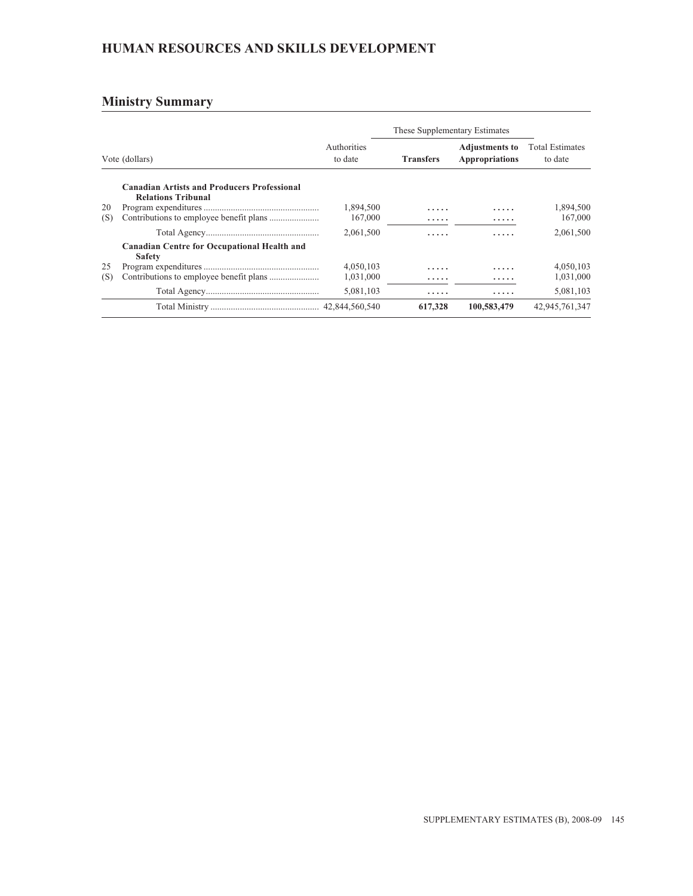## HUMAN RESOURCES AND SKILLS DEVELOPMENT

## Ministry Summary

| Vote (dollars) | | Authorities to date | These Supplementary Estimates | | Total Estimates to date |
|---|---|---|---|---|---|
| | | | **Transfers** | **Adjustments to Appropriations** | |
| | **Canadian Artists and Producers Professional Relations Tribunal** | | | | |
| 20 | Program expenditures | 1,894,500 | ..... | ..... | 1,894,500 |
| (S) | Contributions to employee benefit plans | 167,000 | ..... | ..... | 167,000 |
| | Total Agency | 2,061,500 | ..... | ..... | 2,061,500 |
| | **Canadian Centre for Occupational Health and Safety** | | | | |
| 25 | Program expenditures | 4,050,103 | ..... | ..... | 4,050,103 |
| (S) | Contributions to employee benefit plans | 1,031,000 | ..... | ..... | 1,031,000 |
| | Total Agency | 5,081,103 | ..... | ..... | 5,081,103 |
| | Total Ministry | 42,844,560,540 | 617,328 | 100,583,479 | 42,945,761,347 |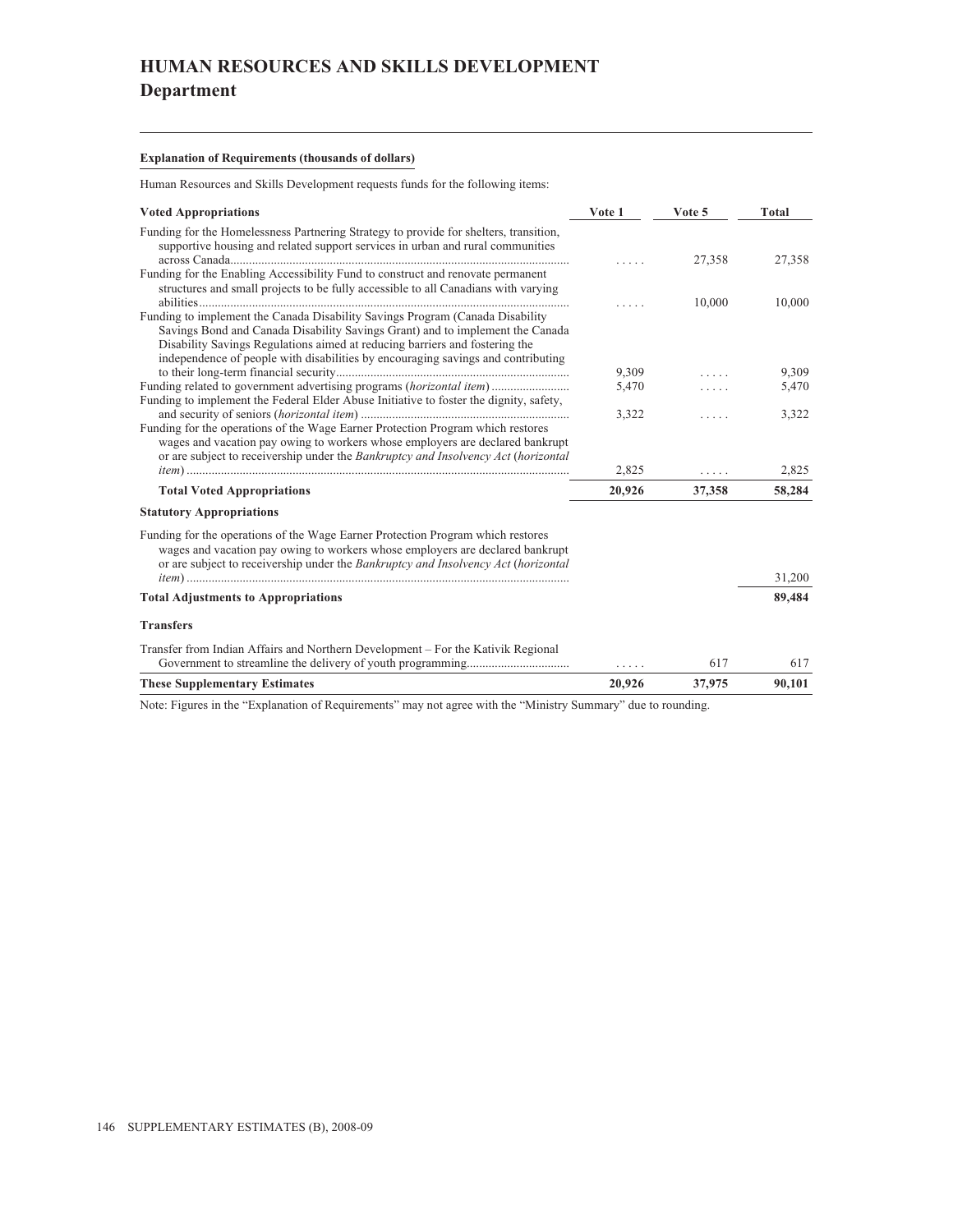# HUMAN RESOURCES AND SKILLS DEVELOPMENT
## Department

**Explanation of Requirements (thousands of dollars)**

Human Resources and Skills Development requests funds for the following items:

| Voted Appropriations | Vote 1 | Vote 5 | Total |
|---|---|---|---|
| Funding for the Homelessness Partnering Strategy to provide for shelters, transition, supportive housing and related support services in urban and rural communities across Canada | ..... | 27,358 | 27,358 |
| Funding for the Enabling Accessibility Fund to construct and renovate permanent structures and small projects to be fully accessible to all Canadians with varying abilities | ..... | 10,000 | 10,000 |
| Funding to implement the Canada Disability Savings Program (Canada Disability Savings Bond and Canada Disability Savings Grant) and to implement the Canada Disability Savings Regulations aimed at reducing barriers and fostering the independence of people with disabilities by encouraging savings and contributing to their long-term financial security | 9,309 | ..... | 9,309 |
| Funding related to government advertising programs (*horizontal item*) | 5,470 | ..... | 5,470 |
| Funding to implement the Federal Elder Abuse Initiative to foster the dignity, safety, and security of seniors (*horizontal item*) | 3,322 | ..... | 3,322 |
| Funding for the operations of the Wage Earner Protection Program which restores wages and vacation pay owing to workers whose employers are declared bankrupt or are subject to receivership under the *Bankruptcy and Insolvency Act* (*horizontal item*) | 2,825 | ..... | 2,825 |
| **Total Voted Appropriations** | **20,926** | **37,358** | **58,284** |
| **Statutory Appropriations** | | | |
| Funding for the operations of the Wage Earner Protection Program which restores wages and vacation pay owing to workers whose employers are declared bankrupt or are subject to receivership under the *Bankruptcy and Insolvency Act* (*horizontal item*) | | | 31,200 |
| **Total Adjustments to Appropriations** | | | **89,484** |
| **Transfers** | | | |
| Transfer from Indian Affairs and Northern Development – For the Kativik Regional Government to streamline the delivery of youth programming | ..... | 617 | 617 |
| **These Supplementary Estimates** | **20,926** | **37,975** | **90,101** |

Note: Figures in the "Explanation of Requirements" may not agree with the "Ministry Summary" due to rounding.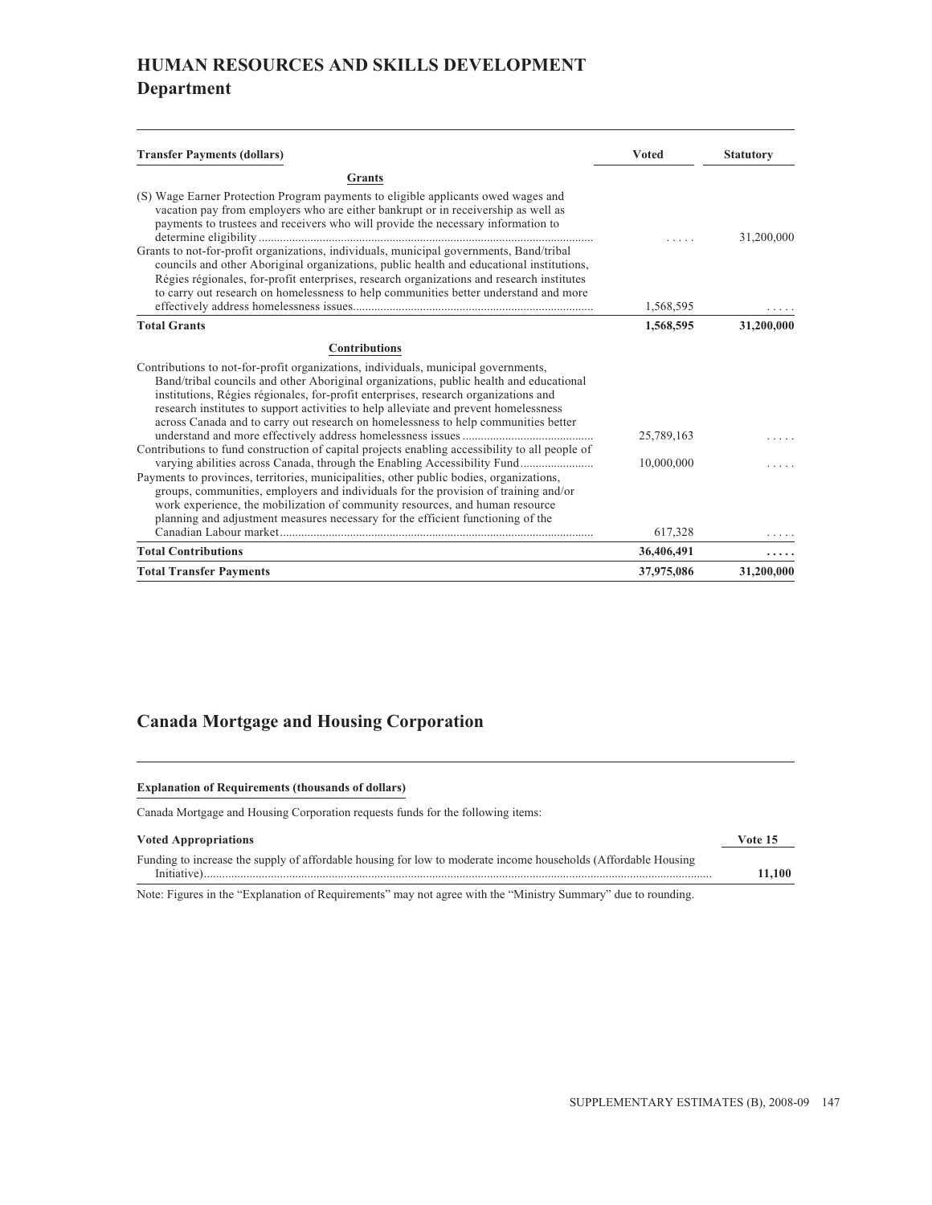# HUMAN RESOURCES AND SKILLS DEVELOPMENT

## Department

| Transfer Payments (dollars) | Voted | Statutory |
|---|---|---|
| **Grants** | | |
| (S) Wage Earner Protection Program payments to eligible applicants owed wages and vacation pay from employers who are either bankrupt or in receivership as well as payments to trustees and receivers who will provide the necessary information to determine eligibility | ..... | 31,200,000 |
| Grants to not-for-profit organizations, individuals, municipal governments, Band/tribal councils and other Aboriginal organizations, public health and educational institutions, Régies régionales, for-profit enterprises, research organizations and research institutes to carry out research on homelessness to help communities better understand and more effectively address homelessness issues | 1,568,595 | ..... |
| **Total Grants** | **1,568,595** | **31,200,000** |
| **Contributions** | | |
| Contributions to not-for-profit organizations, individuals, municipal governments, Band/tribal councils and other Aboriginal organizations, public health and educational institutions, Régies régionales, for-profit enterprises, research organizations and research institutes to support activities to help alleviate and prevent homelessness across Canada and to carry out research on homelessness to help communities better understand and more effectively address homelessness issues | 25,789,163 | ..... |
| Contributions to fund construction of capital projects enabling accessibility to all people of varying abilities across Canada, through the Enabling Accessibility Fund | 10,000,000 | ..... |
| Payments to provinces, territories, municipalities, other public bodies, organizations, groups, communities, employers and individuals for the provision of training and/or work experience, the mobilization of community resources, and human resource planning and adjustment measures necessary for the efficient functioning of the Canadian Labour market | 617,328 | ..... |
| **Total Contributions** | **36,406,491** | **.....** |
| **Total Transfer Payments** | **37,975,086** | **31,200,000** |

## Canada Mortgage and Housing Corporation

**Explanation of Requirements (thousands of dollars)**

Canada Mortgage and Housing Corporation requests funds for the following items:

| Voted Appropriations | Vote 15 |
|---|---|
| Funding to increase the supply of affordable housing for low to moderate income households (Affordable Housing Initiative) | **11,100** |

Note: Figures in the "Explanation of Requirements" may not agree with the "Ministry Summary" due to rounding.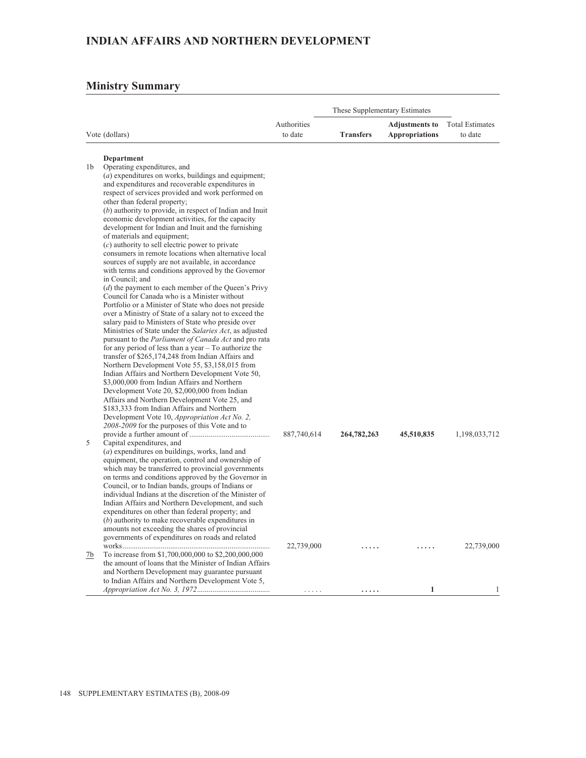## INDIAN AFFAIRS AND NORTHERN DEVELOPMENT

## Ministry Summary

| Vote (dollars) | | Authorities to date | These Supplementary Estimates | | Total Estimates to date |
|---|---|---|---|---|---|
| | | | **Transfers** | **Adjustments to Appropriations** | |
| | **Department** | | | | |
| 1b | Operating expenditures, and (*a*) expenditures on works, buildings and equipment; and expenditures and recoverable expenditures in respect of services provided and work performed on other than federal property; (*b*) authority to provide, in respect of Indian and Inuit economic development activities, for the capacity development for Indian and Inuit and the furnishing of materials and equipment; (*c*) authority to sell electric power to private consumers in remote locations when alternative local sources of supply are not available, in accordance with terms and conditions approved by the Governor in Council; and (*d*) the payment to each member of the Queen's Privy Council for Canada who is a Minister without Portfolio or a Minister of State who does not preside over a Ministry of State of a salary not to exceed the salary paid to Ministers of State who preside over Ministries of State under the *Salaries Act*, as adjusted pursuant to the *Parliament of Canada Act* and pro rata for any period of less than a year – To authorize the transfer of $265,174,248 from Indian Affairs and Northern Development Vote 55, $3,158,015 from Indian Affairs and Northern Development Vote 50, $3,000,000 from Indian Affairs and Northern Development Vote 20, $2,000,000 from Indian Affairs and Northern Development Vote 25, and $183,333 from Indian Affairs and Northern Development Vote 10, *Appropriation Act No. 2, 2008-2009* for the purposes of this Vote and to provide a further amount of | 887,740,614 | **264,782,263** | **45,510,835** | 1,198,033,712 |
| 5 | Capital expenditures, and (*a*) expenditures on buildings, works, land and equipment, the operation, control and ownership of which may be transferred to provincial governments on terms and conditions approved by the Governor in Council, or to Indian bands, groups of Indians or individual Indians at the discretion of the Minister of Indian Affairs and Northern Development, and such expenditures on other than federal property; and (*b*) authority to make recoverable expenditures in amounts not exceeding the shares of provincial governments of expenditures on roads and related works | 22,739,000 | ..... | ..... | 22,739,000 |
| 7b | To increase from $1,700,000,000 to $2,200,000,000 the amount of loans that the Minister of Indian Affairs and Northern Development may guarantee pursuant to Indian Affairs and Northern Development Vote 5, *Appropriation Act No. 3, 1972* | ..... | ..... | **1** | 1 |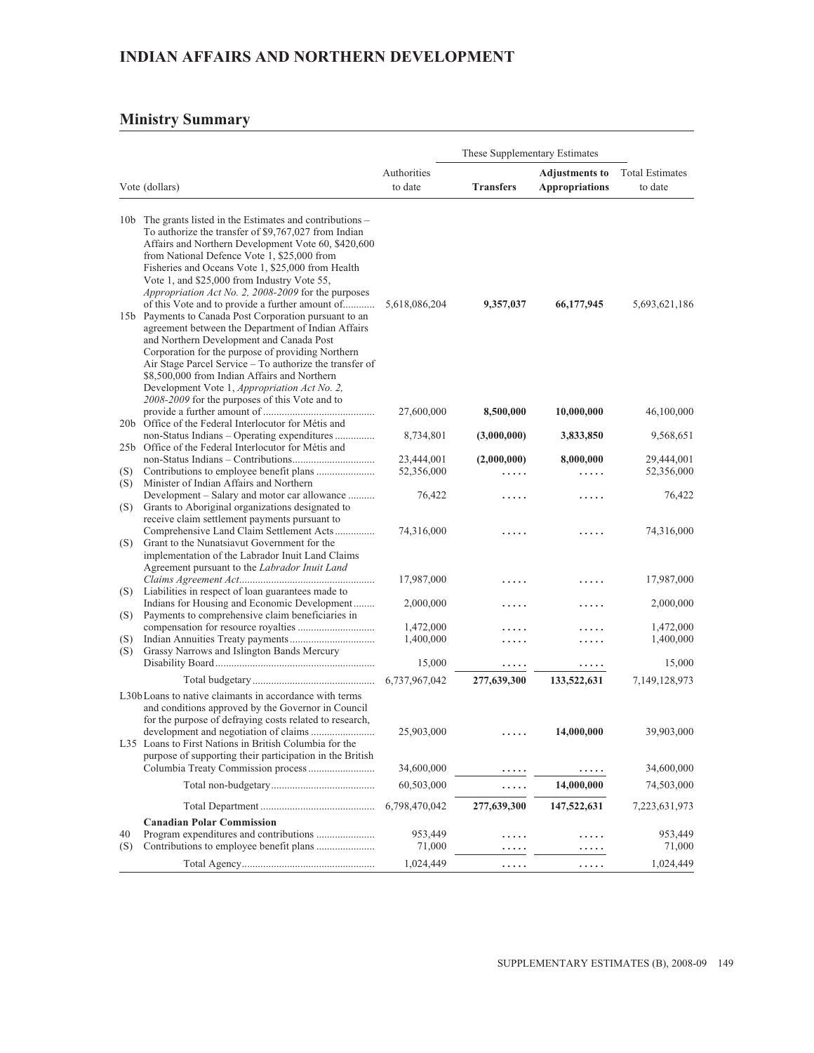## INDIAN AFFAIRS AND NORTHERN DEVELOPMENT

## Ministry Summary

| Vote (dollars) | | Authorities to date | These Supplementary Estimates Transfers | These Supplementary Estimates Adjustments to Appropriations | Total Estimates to date |
|---|---|---|---|---|---|
| 10b | The grants listed in the Estimates and contributions – To authorize the transfer of $9,767,027 from Indian Affairs and Northern Development Vote 60, $420,600 from National Defence Vote 1, $25,000 from Fisheries and Oceans Vote 1, $25,000 from Health Vote 1, and $25,000 from Industry Vote 55, *Appropriation Act No. 2, 2008-2009* for the purposes of this Vote and to provide a further amount of | 5,618,086,204 | **9,357,037** | **66,177,945** | 5,693,621,186 |
| 15b | Payments to Canada Post Corporation pursuant to an agreement between the Department of Indian Affairs and Northern Development and Canada Post Corporation for the purpose of providing Northern Air Stage Parcel Service – To authorize the transfer of $8,500,000 from Indian Affairs and Northern Development Vote 1, *Appropriation Act No. 2, 2008-2009* for the purposes of this Vote and to provide a further amount of | 27,600,000 | **8,500,000** | **10,000,000** | 46,100,000 |
| 20b | Office of the Federal Interlocutor for Métis and non-Status Indians – Operating expenditures | 8,734,801 | **(3,000,000)** | **3,833,850** | 9,568,651 |
| 25b | Office of the Federal Interlocutor for Métis and non-Status Indians – Contributions | 23,444,001 | **(2,000,000)** | **8,000,000** | 29,444,001 |
| (S) | Contributions to employee benefit plans | 52,356,000 | ..... | ..... | 52,356,000 |
| (S) | Minister of Indian Affairs and Northern Development – Salary and motor car allowance | 76,422 | ..... | ..... | 76,422 |
| (S) | Grants to Aboriginal organizations designated to receive claim settlement payments pursuant to Comprehensive Land Claim Settlement Acts | 74,316,000 | ..... | ..... | 74,316,000 |
| (S) | Grant to the Nunatsiavut Government for the implementation of the Labrador Inuit Land Claims Agreement pursuant to the *Labrador Inuit Land Claims Agreement Act* | 17,987,000 | ..... | ..... | 17,987,000 |
| (S) | Liabilities in respect of loan guarantees made to Indians for Housing and Economic Development | 2,000,000 | ..... | ..... | 2,000,000 |
| (S) | Payments to comprehensive claim beneficiaries in compensation for resource royalties | 1,472,000 | ..... | ..... | 1,472,000 |
| (S) | Indian Annuities Treaty payments | 1,400,000 | ..... | ..... | 1,400,000 |
| (S) | Grassy Narrows and Islington Bands Mercury Disability Board | 15,000 | ..... | ..... | 15,000 |
| | Total budgetary | 6,737,967,042 | **277,639,300** | **133,522,631** | 7,149,128,973 |
| L30b | Loans to native claimants in accordance with terms and conditions approved by the Governor in Council for the purpose of defraying costs related to research, development and negotiation of claims | 25,903,000 | ..... | **14,000,000** | 39,903,000 |
| L35 | Loans to First Nations in British Columbia for the purpose of supporting their participation in the British Columbia Treaty Commission process | 34,600,000 | ..... | ..... | 34,600,000 |
| | Total non-budgetary | 60,503,000 | ..... | **14,000,000** | 74,503,000 |
| | Total Department | 6,798,470,042 | **277,639,300** | **147,522,631** | 7,223,631,973 |
| | **Canadian Polar Commission** | | | | |
| 40 | Program expenditures and contributions | 953,449 | ..... | ..... | 953,449 |
| (S) | Contributions to employee benefit plans | 71,000 | ..... | ..... | 71,000 |
| | Total Agency | 1,024,449 | ..... | ..... | 1,024,449 |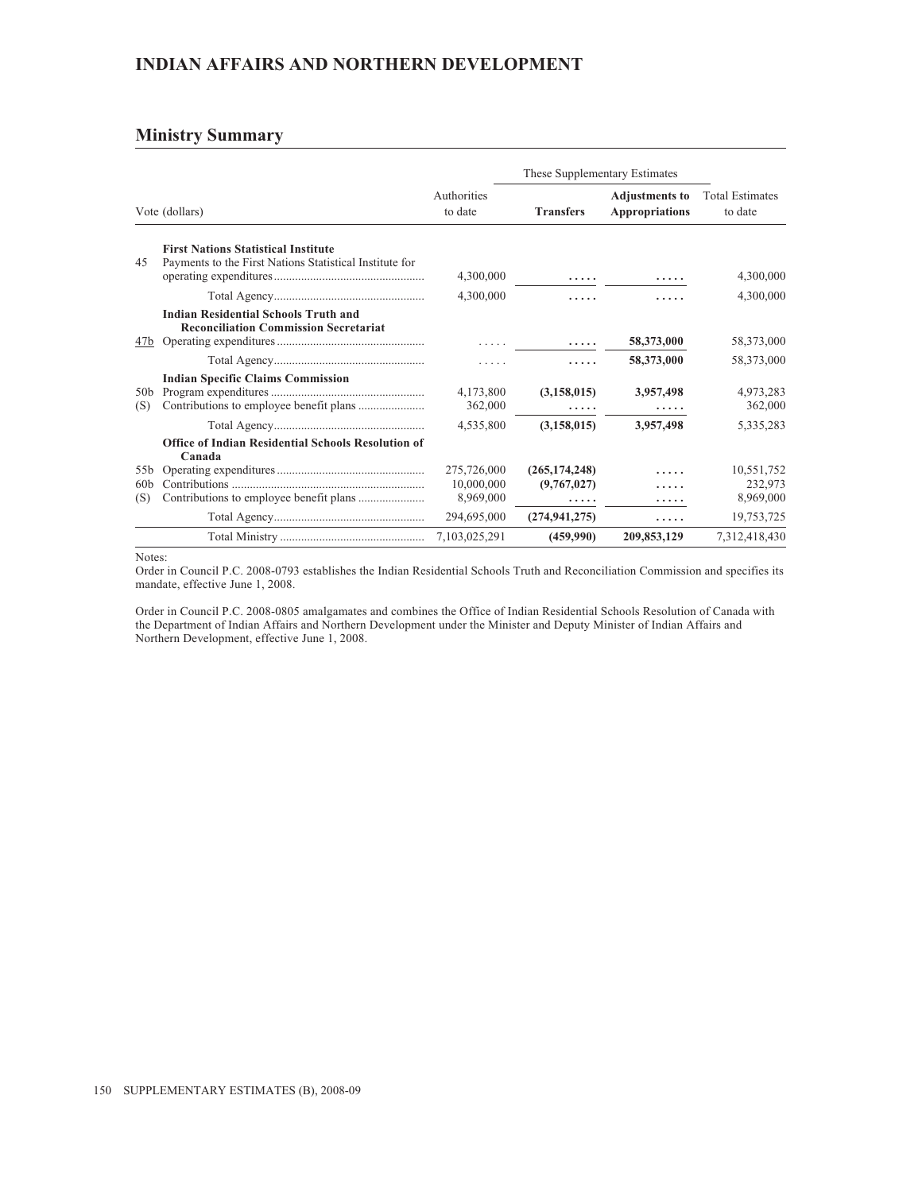## INDIAN AFFAIRS AND NORTHERN DEVELOPMENT

## Ministry Summary

| Vote (dollars) | | Authorities to date | These Supplementary Estimates | | Total Estimates to date |
|---|---|---|---|---|---|
| | | | **Transfers** | **Adjustments to Appropriations** | |
| | **First Nations Statistical Institute** | | | | |
| 45 | Payments to the First Nations Statistical Institute for operating expenditures | 4,300,000 | ..... | ..... | 4,300,000 |
| | Total Agency | 4,300,000 | ..... | ..... | 4,300,000 |
| | **Indian Residential Schools Truth and Reconciliation Commission Secretariat** | | | | |
| 47b | Operating expenditures | ..... | ..... | **58,373,000** | 58,373,000 |
| | Total Agency | ..... | ..... | **58,373,000** | 58,373,000 |
| | **Indian Specific Claims Commission** | | | | |
| 50b | Program expenditures | 4,173,800 | **(3,158,015)** | **3,957,498** | 4,973,283 |
| (S) | Contributions to employee benefit plans | 362,000 | ..... | ..... | 362,000 |
| | Total Agency | 4,535,800 | **(3,158,015)** | **3,957,498** | 5,335,283 |
| | **Office of Indian Residential Schools Resolution of Canada** | | | | |
| 55b | Operating expenditures | 275,726,000 | **(265,174,248)** | ..... | 10,551,752 |
| 60b | Contributions | 10,000,000 | **(9,767,027)** | ..... | 232,973 |
| (S) | Contributions to employee benefit plans | 8,969,000 | ..... | ..... | 8,969,000 |
| | Total Agency | 294,695,000 | **(274,941,275)** | ..... | 19,753,725 |
| | Total Ministry | 7,103,025,291 | **(459,990)** | **209,853,129** | 7,312,418,430 |

Notes:

Order in Council P.C. 2008-0793 establishes the Indian Residential Schools Truth and Reconciliation Commission and specifies its mandate, effective June 1, 2008.

Order in Council P.C. 2008-0805 amalgamates and combines the Office of Indian Residential Schools Resolution of Canada with the Department of Indian Affairs and Northern Development under the Minister and Deputy Minister of Indian Affairs and Northern Development, effective June 1, 2008.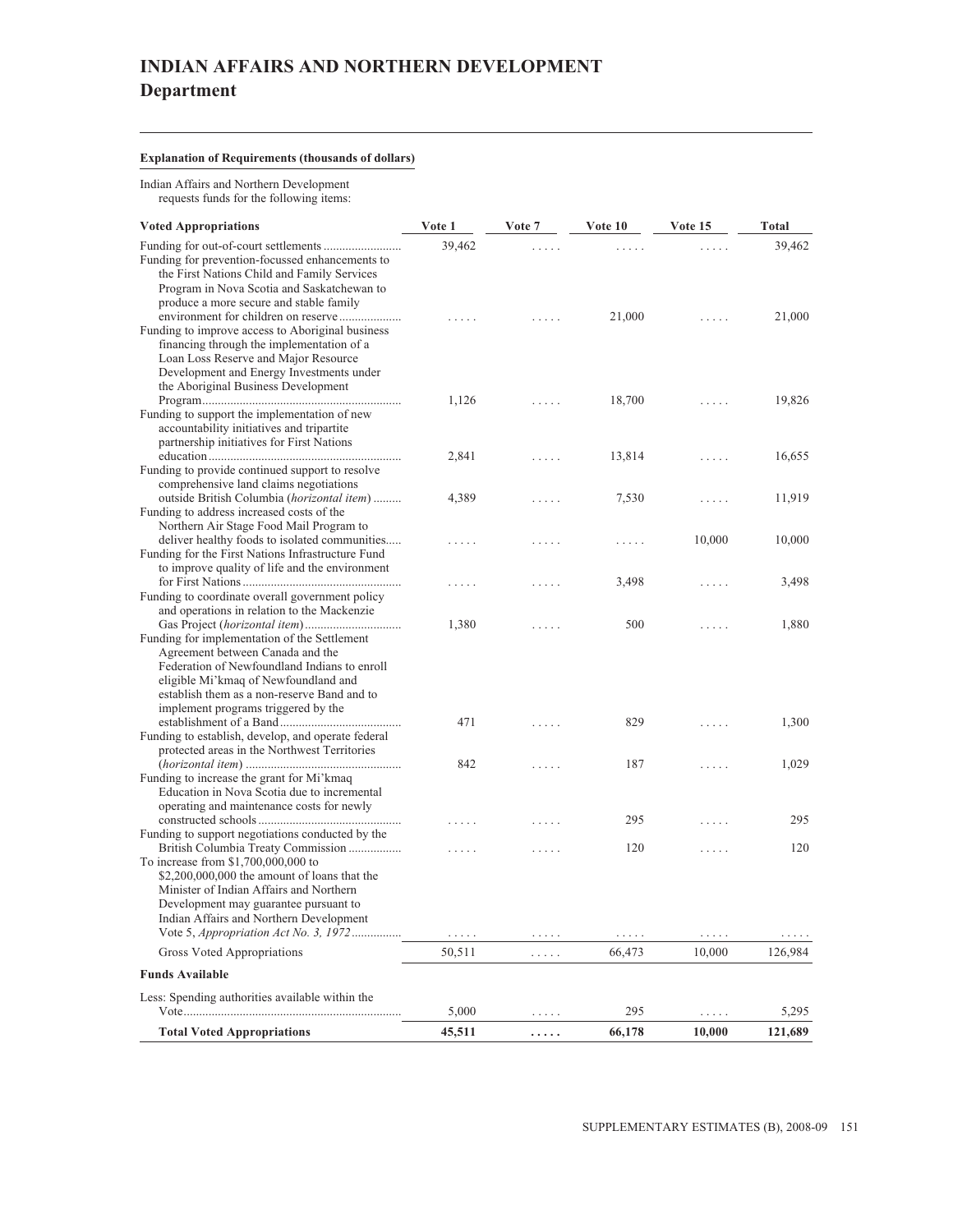# INDIAN AFFAIRS AND NORTHERN DEVELOPMENT
## Department

**Explanation of Requirements (thousands of dollars)**

Indian Affairs and Northern Development requests funds for the following items:

| Voted Appropriations | Vote 1 | Vote 7 | Vote 10 | Vote 15 | Total |
|---|---|---|---|---|---|
| Funding for out-of-court settlements | 39,462 | ..... | ..... | ..... | 39,462 |
| Funding for prevention-focussed enhancements to the First Nations Child and Family Services Program in Nova Scotia and Saskatchewan to produce a more secure and stable family environment for children on reserve | ..... | ..... | 21,000 | ..... | 21,000 |
| Funding to improve access to Aboriginal business financing through the implementation of a Loan Loss Reserve and Major Resource Development and Energy Investments under the Aboriginal Business Development Program | 1,126 | ..... | 18,700 | ..... | 19,826 |
| Funding to support the implementation of new accountability initiatives and tripartite partnership initiatives for First Nations education | 2,841 | ..... | 13,814 | ..... | 16,655 |
| Funding to provide continued support to resolve comprehensive land claims negotiations outside British Columbia (*horizontal item*) | 4,389 | ..... | 7,530 | ..... | 11,919 |
| Funding to address increased costs of the Northern Air Stage Food Mail Program to deliver healthy foods to isolated communities | ..... | ..... | ..... | 10,000 | 10,000 |
| Funding for the First Nations Infrastructure Fund to improve quality of life and the environment for First Nations | ..... | ..... | 3,498 | ..... | 3,498 |
| Funding to coordinate overall government policy and operations in relation to the Mackenzie Gas Project (*horizontal item*) | 1,380 | ..... | 500 | ..... | 1,880 |
| Funding for implementation of the Settlement Agreement between Canada and the Federation of Newfoundland Indians to enroll eligible Mi'kmaq of Newfoundland and establish them as a non-reserve Band and to implement programs triggered by the establishment of a Band | 471 | ..... | 829 | ..... | 1,300 |
| Funding to establish, develop, and operate federal protected areas in the Northwest Territories (*horizontal item*) | 842 | ..... | 187 | ..... | 1,029 |
| Funding to increase the grant for Mi'kmaq Education in Nova Scotia due to incremental operating and maintenance costs for newly constructed schools | ..... | ..... | 295 | ..... | 295 |
| Funding to support negotiations conducted by the British Columbia Treaty Commission | ..... | ..... | 120 | ..... | 120 |
| To increase from $1,700,000,000 to $2,200,000,000 the amount of loans that the Minister of Indian Affairs and Northern Development may guarantee pursuant to Indian Affairs and Northern Development Vote 5, *Appropriation Act No. 3, 1972* | ..... | ..... | ..... | ..... | ..... |
| Gross Voted Appropriations | 50,511 | ..... | 66,473 | 10,000 | 126,984 |
| **Funds Available** | | | | | |
| Less: Spending authorities available within the Vote | 5,000 | ..... | 295 | ..... | 5,295 |
| **Total Voted Appropriations** | **45,511** | **.....** | **66,178** | **10,000** | **121,689** |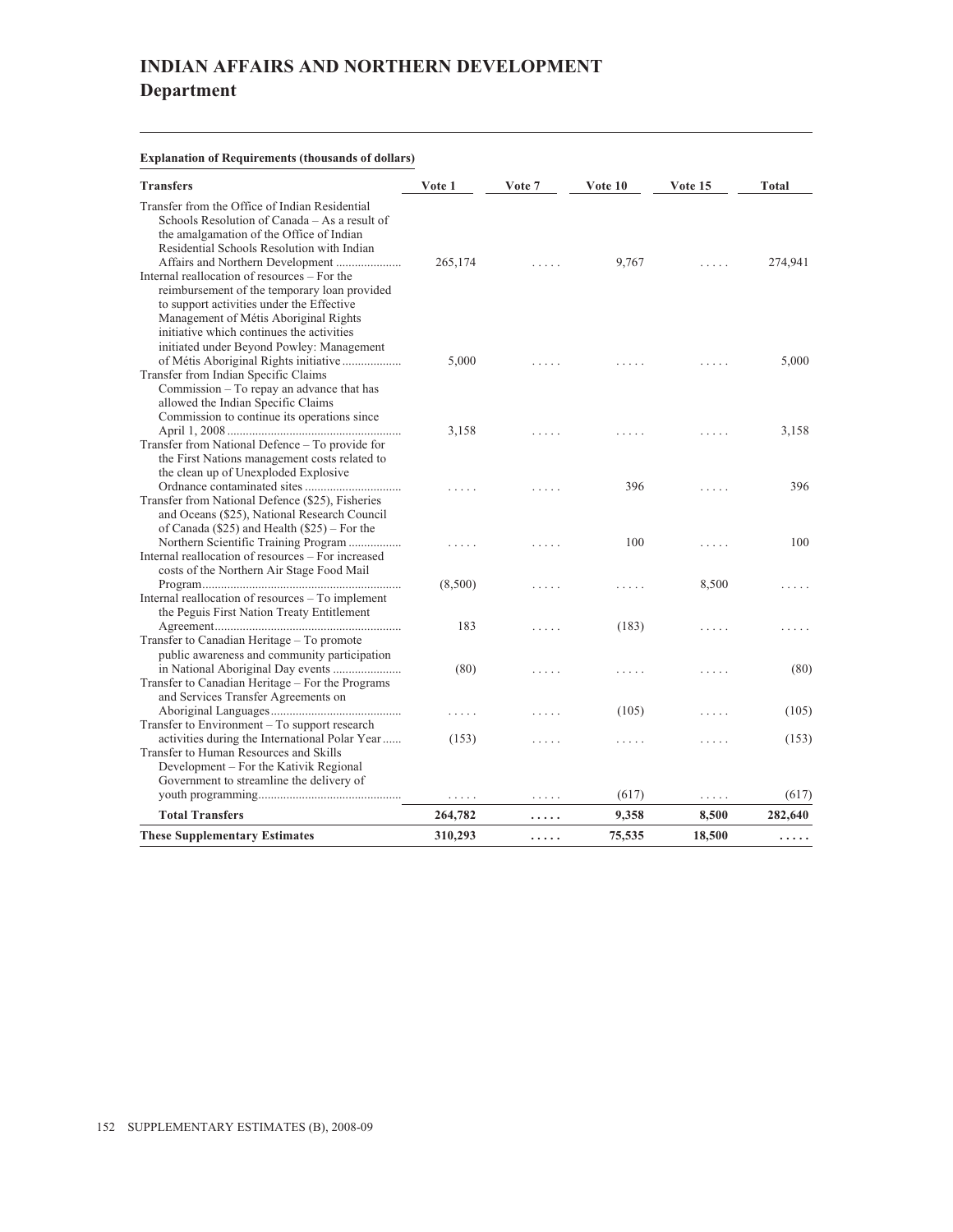# INDIAN AFFAIRS AND NORTHERN DEVELOPMENT

## Department

**Explanation of Requirements (thousands of dollars)**

| Transfers | Vote 1 | Vote 7 | Vote 10 | Vote 15 | Total |
|---|---|---|---|---|---|
| Transfer from the Office of Indian Residential Schools Resolution of Canada – As a result of the amalgamation of the Office of Indian Residential Schools Resolution with Indian Affairs and Northern Development | 265,174 | ..... | 9,767 | ..... | 274,941 |
| Internal reallocation of resources – For the reimbursement of the temporary loan provided to support activities under the Effective Management of Métis Aboriginal Rights initiative which continues the activities initiated under Beyond Powley: Management of Métis Aboriginal Rights initiative | 5,000 | ..... | ..... | ..... | 5,000 |
| Transfer from Indian Specific Claims Commission – To repay an advance that has allowed the Indian Specific Claims Commission to continue its operations since April 1, 2008 | 3,158 | ..... | ..... | ..... | 3,158 |
| Transfer from National Defence – To provide for the First Nations management costs related to the clean up of Unexploded Explosive Ordnance contaminated sites | ..... | ..... | 396 | ..... | 396 |
| Transfer from National Defence ($25), Fisheries and Oceans ($25), National Research Council of Canada ($25) and Health ($25) – For the Northern Scientific Training Program | ..... | ..... | 100 | ..... | 100 |
| Internal reallocation of resources – For increased costs of the Northern Air Stage Food Mail Program | (8,500) | ..... | ..... | 8,500 | ..... |
| Internal reallocation of resources – To implement the Peguis First Nation Treaty Entitlement Agreement | 183 | ..... | (183) | ..... | ..... |
| Transfer to Canadian Heritage – To promote public awareness and community participation in National Aboriginal Day events | (80) | ..... | ..... | ..... | (80) |
| Transfer to Canadian Heritage – For the Programs and Services Transfer Agreements on Aboriginal Languages | ..... | ..... | (105) | ..... | (105) |
| Transfer to Environment – To support research activities during the International Polar Year | (153) | ..... | ..... | ..... | (153) |
| Transfer to Human Resources and Skills Development – For the Kativik Regional Government to streamline the delivery of youth programming | ..... | ..... | (617) | ..... | (617) |
| **Total Transfers** | **264,782** | **.....** | **9,358** | **8,500** | **282,640** |
| **These Supplementary Estimates** | **310,293** | **.....** | **75,535** | **18,500** | **.....** |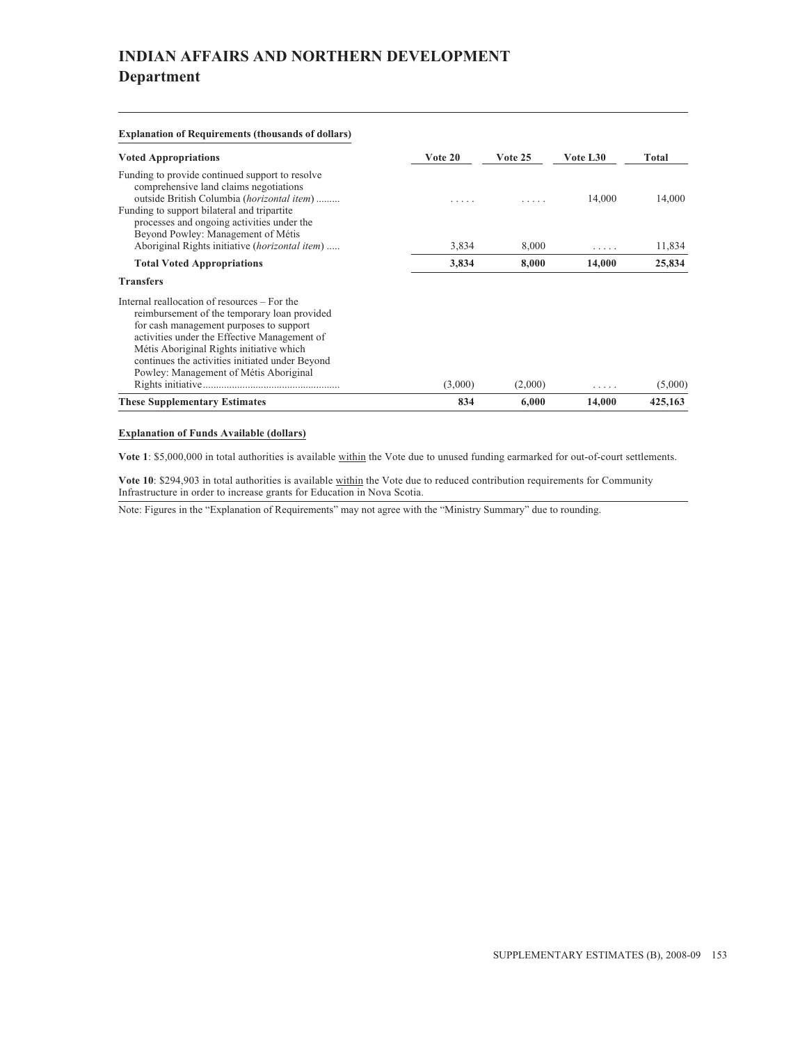# INDIAN AFFAIRS AND NORTHERN DEVELOPMENT
## Department

**Explanation of Requirements (thousands of dollars)**

| Voted Appropriations | Vote 20 | Vote 25 | Vote L30 | Total |
|---|---|---|---|---|
| Funding to provide continued support to resolve comprehensive land claims negotiations outside British Columbia (*horizontal item*) ......... | ..... | ..... | 14,000 | 14,000 |
| Funding to support bilateral and tripartite processes and ongoing activities under the Beyond Powley: Management of Métis Aboriginal Rights initiative (*horizontal item*) ..... | 3,834 | 8,000 | ..... | 11,834 |
| **Total Voted Appropriations** | **3,834** | **8,000** | **14,000** | **25,834** |
| **Transfers** | | | | |
| Internal reallocation of resources – For the reimbursement of the temporary loan provided for cash management purposes to support activities under the Effective Management of Métis Aboriginal Rights initiative which continues the activities initiated under Beyond Powley: Management of Métis Aboriginal Rights initiative.................................................... | (3,000) | (2,000) | ..... | (5,000) |
| **These Supplementary Estimates** | **834** | **6,000** | **14,000** | **425,163** |

**Explanation of Funds Available (dollars)**

**Vote 1**: $5,000,000 in total authorities is available within the Vote due to unused funding earmarked for out-of-court settlements.

**Vote 10**: $294,903 in total authorities is available within the Vote due to reduced contribution requirements for Community Infrastructure in order to increase grants for Education in Nova Scotia.

Note: Figures in the "Explanation of Requirements" may not agree with the "Ministry Summary" due to rounding.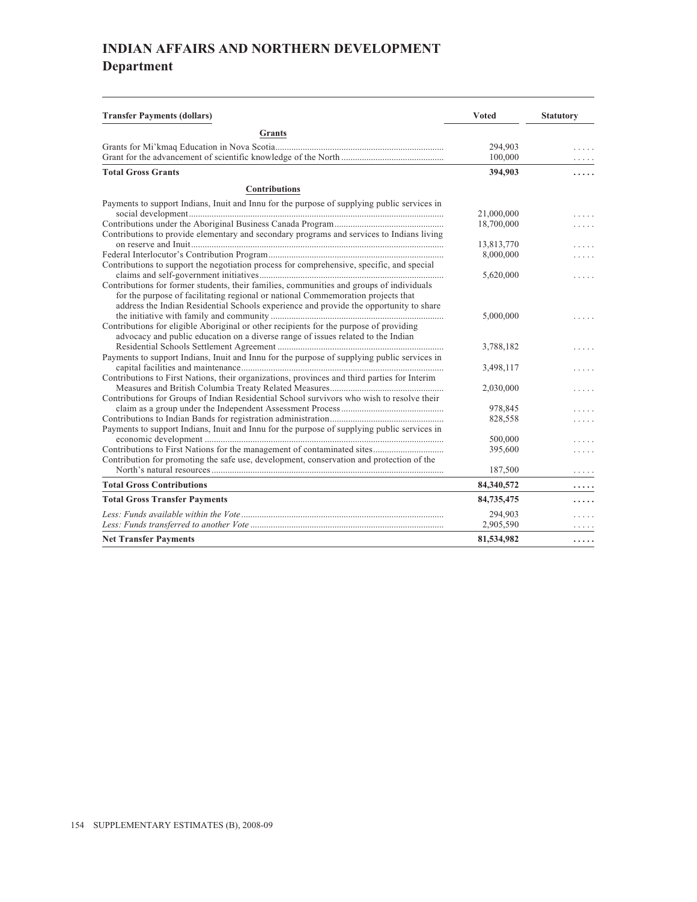# INDIAN AFFAIRS AND NORTHERN DEVELOPMENT
## Department

| Transfer Payments (dollars) | Voted | Statutory |
|---|---|---|
| **Grants** | | |
| Grants for Mi'kmaq Education in Nova Scotia | 294,903 | ..... |
| Grant for the advancement of scientific knowledge of the North | 100,000 | ..... |
| **Total Gross Grants** | **394,903** | **.....** |
| **Contributions** | | |
| Payments to support Indians, Inuit and Innu for the purpose of supplying public services in social development | 21,000,000 | ..... |
| Contributions under the Aboriginal Business Canada Program | 18,700,000 | ..... |
| Contributions to provide elementary and secondary programs and services to Indians living on reserve and Inuit | 13,813,770 | ..... |
| Federal Interlocutor's Contribution Program | 8,000,000 | ..... |
| Contributions to support the negotiation process for comprehensive, specific, and special claims and self-government initiatives | 5,620,000 | ..... |
| Contributions for former students, their families, communities and groups of individuals for the purpose of facilitating regional or national Commemoration projects that address the Indian Residential Schools experience and provide the opportunity to share the initiative with family and community | 5,000,000 | ..... |
| Contributions for eligible Aboriginal or other recipients for the purpose of providing advocacy and public education on a diverse range of issues related to the Indian Residential Schools Settlement Agreement | 3,788,182 | ..... |
| Payments to support Indians, Inuit and Innu for the purpose of supplying public services in capital facilities and maintenance | 3,498,117 | ..... |
| Contributions to First Nations, their organizations, provinces and third parties for Interim Measures and British Columbia Treaty Related Measures | 2,030,000 | ..... |
| Contributions for Groups of Indian Residential School survivors who wish to resolve their claim as a group under the Independent Assessment Process | 978,845 | ..... |
| Contributions to Indian Bands for registration administration | 828,558 | ..... |
| Payments to support Indians, Inuit and Innu for the purpose of supplying public services in economic development | 500,000 | ..... |
| Contributions to First Nations for the management of contaminated sites | 395,600 | ..... |
| Contribution for promoting the safe use, development, conservation and protection of the North's natural resources | 187,500 | ..... |
| **Total Gross Contributions** | **84,340,572** | **.....** |
| **Total Gross Transfer Payments** | **84,735,475** | **.....** |
| *Less: Funds available within the Vote* | 294,903 | ..... |
| *Less: Funds transferred to another Vote* | 2,905,590 | ..... |
| **Net Transfer Payments** | **81,534,982** | **.....** |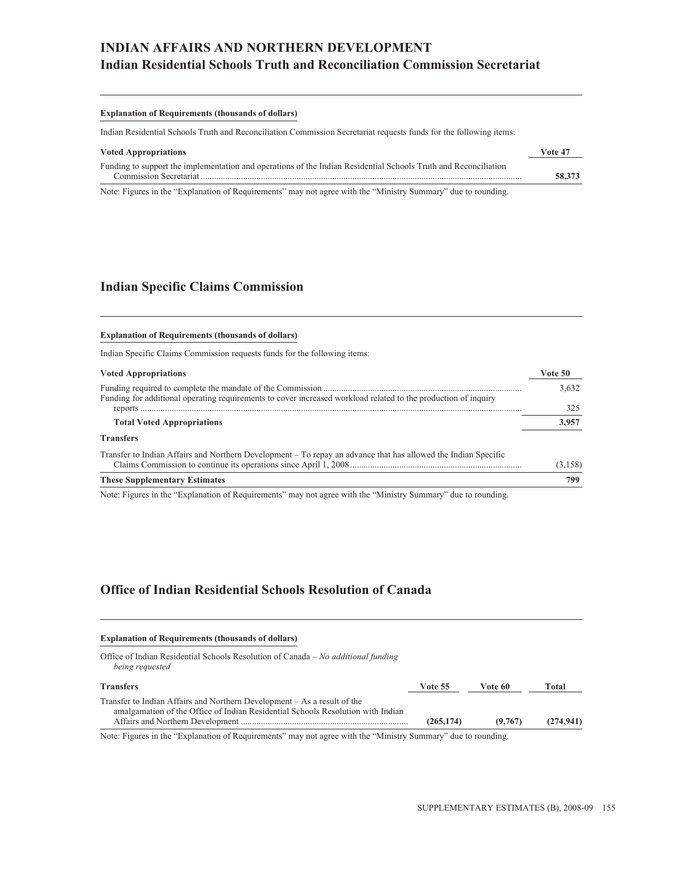# INDIAN AFFAIRS AND NORTHERN DEVELOPMENT

## Indian Residential Schools Truth and Reconciliation Commission Secretariat

**Explanation of Requirements (thousands of dollars)**

Indian Residential Schools Truth and Reconciliation Commission Secretariat requests funds for the following items:

| **Voted Appropriations** | **Vote 47** |
|---|---|
| Funding to support the implementation and operations of the Indian Residential Schools Truth and Reconciliation Commission Secretariat | **58,373** |

Note: Figures in the "Explanation of Requirements" may not agree with the "Ministry Summary" due to rounding.

## Indian Specific Claims Commission

**Explanation of Requirements (thousands of dollars)**

Indian Specific Claims Commission requests funds for the following items:

| **Voted Appropriations** | **Vote 50** |
|---|---|
| Funding required to complete the mandate of the Commission | 3,632 |
| Funding for additional operating requirements to cover increased workload related to the production of inquiry reports | 325 |
| **Total Voted Appropriations** | **3,957** |
| **Transfers** | |
| Transfer to Indian Affairs and Northern Development – To repay an advance that has allowed the Indian Specific Claims Commission to continue its operations since April 1, 2008 | (3,158) |
| **These Supplementary Estimates** | **799** |

Note: Figures in the "Explanation of Requirements" may not agree with the "Ministry Summary" due to rounding.

## Office of Indian Residential Schools Resolution of Canada

**Explanation of Requirements (thousands of dollars)**

Office of Indian Residential Schools Resolution of Canada – *No additional funding being requested*

| **Transfers** | **Vote 55** | **Vote 60** | **Total** |
|---|---|---|---|
| Transfer to Indian Affairs and Northern Development – As a result of the amalgamation of the Office of Indian Residential Schools Resolution with Indian Affairs and Northern Development | **(265,174)** | **(9,767)** | **(274,941)** |

Note: Figures in the "Explanation of Requirements" may not agree with the "Ministry Summary" due to rounding.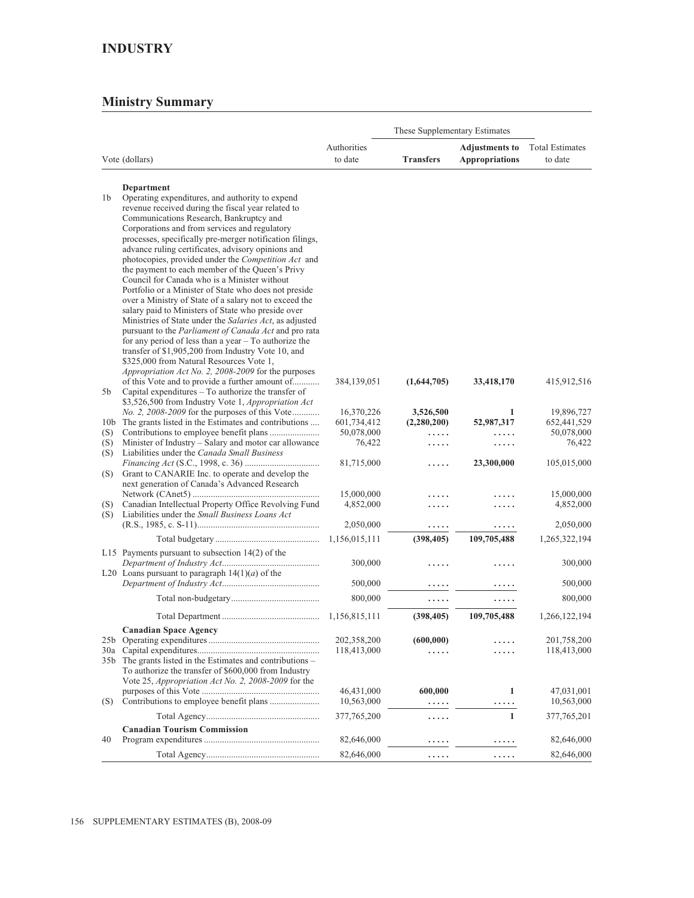# INDUSTRY

## Ministry Summary

| Vote (dollars) | | Authorities to date | These Supplementary Estimates | | Total Estimates to date |
|---|---|---|---|---|---|
| | | | **Transfers** | **Adjustments to Appropriations** | |
| | **Department** | | | | |
| 1b | Operating expenditures, and authority to expend revenue received during the fiscal year related to Communications Research, Bankruptcy and Corporations and from services and regulatory processes, specifically pre-merger notification filings, advance ruling certificates, advisory opinions and photocopies, provided under the *Competition Act* and the payment to each member of the Queen's Privy Council for Canada who is a Minister without Portfolio or a Minister of State who does not preside over a Ministry of State of a salary not to exceed the salary paid to Ministers of State who preside over Ministries of State under the *Salaries Act*, as adjusted pursuant to the *Parliament of Canada Act* and pro rata for any period of less than a year – To authorize the transfer of $1,905,200 from Industry Vote 10, and $325,000 from Natural Resources Vote 1, *Appropriation Act No. 2, 2008-2009* for the purposes of this Vote and to provide a further amount of | 384,139,051 | **(1,644,705)** | **33,418,170** | 415,912,516 |
| 5b | Capital expenditures – To authorize the transfer of $3,526,500 from Industry Vote 1, *Appropriation Act No. 2, 2008-2009* for the purposes of this Vote | 16,370,226 | **3,526,500** | **1** | 19,896,727 |
| 10b | The grants listed in the Estimates and contributions | 601,734,412 | **(2,280,200)** | **52,987,317** | 652,441,529 |
| (S) | Contributions to employee benefit plans | 50,078,000 | ..... | ..... | 50,078,000 |
| (S) | Minister of Industry – Salary and motor car allowance | 76,422 | ..... | ..... | 76,422 |
| (S) | Liabilities under the *Canada Small Business Financing Act* (S.C., 1998, c. 36) | 81,715,000 | ..... | **23,300,000** | 105,015,000 |
| (S) | Grant to CANARIE Inc. to operate and develop the next generation of Canada's Advanced Research Network (CAnet5) | 15,000,000 | ..... | ..... | 15,000,000 |
| (S) | Canadian Intellectual Property Office Revolving Fund | 4,852,000 | ..... | ..... | 4,852,000 |
| (S) | Liabilities under the *Small Business Loans Act* (R.S., 1985, c. S-11) | 2,050,000 | ..... | ..... | 2,050,000 |
| | Total budgetary | 1,156,015,111 | **(398,405)** | **109,705,488** | 1,265,322,194 |
| L15 | Payments pursuant to subsection 14(2) of the *Department of Industry Act* | 300,000 | ..... | ..... | 300,000 |
| L20 | Loans pursuant to paragraph 14(1)(*a*) of the *Department of Industry Act* | 500,000 | ..... | ..... | 500,000 |
| | Total non-budgetary | 800,000 | ..... | ..... | 800,000 |
| | Total Department | 1,156,815,111 | **(398,405)** | **109,705,488** | 1,266,122,194 |
| | **Canadian Space Agency** | | | | |
| 25b | Operating expenditures | 202,358,200 | **(600,000)** | ..... | 201,758,200 |
| 30a | Capital expenditures | 118,413,000 | ..... | ..... | 118,413,000 |
| 35b | The grants listed in the Estimates and contributions – To authorize the transfer of $600,000 from Industry Vote 25, *Appropriation Act No. 2, 2008-2009* for the purposes of this Vote | 46,431,000 | **600,000** | **1** | 47,031,001 |
| (S) | Contributions to employee benefit plans | 10,563,000 | ..... | ..... | 10,563,000 |
| | Total Agency | 377,765,200 | ..... | **1** | 377,765,201 |
| | **Canadian Tourism Commission** | | | | |
| 40 | Program expenditures | 82,646,000 | ..... | ..... | 82,646,000 |
| | Total Agency | 82,646,000 | ..... | ..... | 82,646,000 |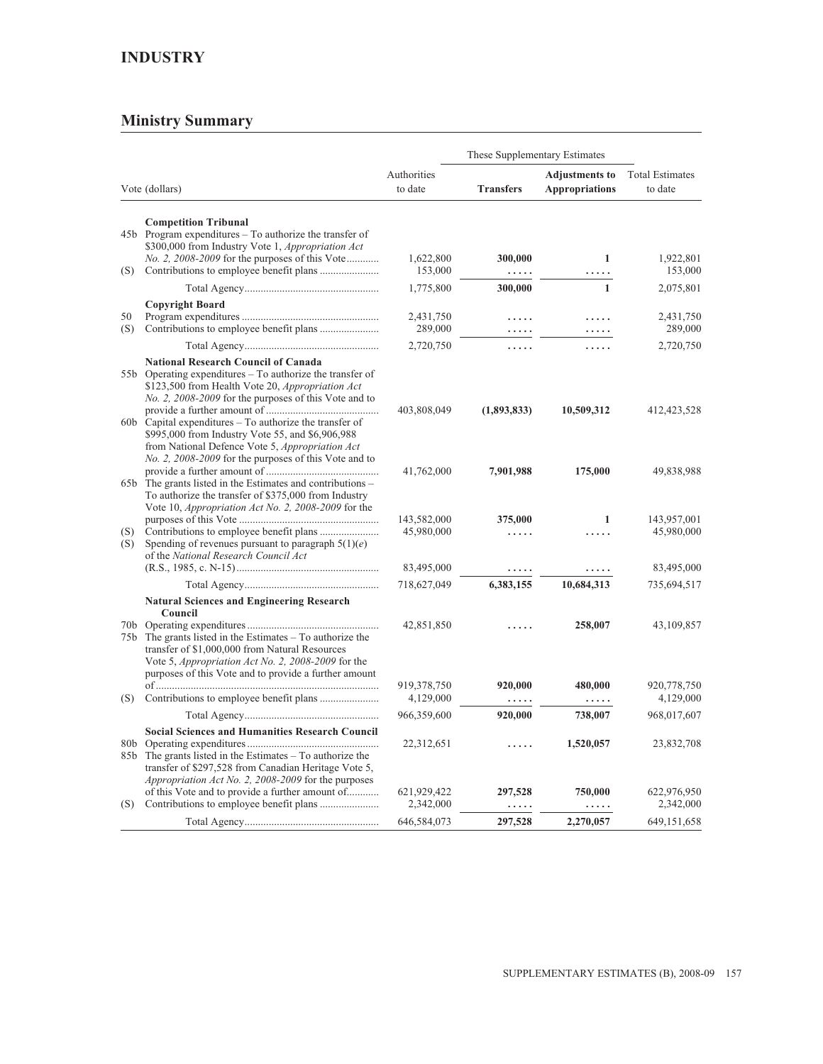## INDUSTRY

## Ministry Summary

| Vote (dollars) | | Authorities to date | These Supplementary Estimates | | Total Estimates to date |
|---|---|---|---|---|---|
| | | | **Transfers** | **Adjustments to Appropriations** | |
| | **Competition Tribunal** | | | | |
| 45b | Program expenditures – To authorize the transfer of $300,000 from Industry Vote 1, *Appropriation Act No. 2, 2008-2009* for the purposes of this Vote | 1,622,800 | **300,000** | **1** | 1,922,801 |
| (S) | Contributions to employee benefit plans | 153,000 | **.....** | **.....** | 153,000 |
| | Total Agency | 1,775,800 | **300,000** | **1** | 2,075,801 |
| | **Copyright Board** | | | | |
| 50 | Program expenditures | 2,431,750 | **.....** | **.....** | 2,431,750 |
| (S) | Contributions to employee benefit plans | 289,000 | **.....** | **.....** | 289,000 |
| | Total Agency | 2,720,750 | **.....** | **.....** | 2,720,750 |
| | **National Research Council of Canada** | | | | |
| 55b | Operating expenditures – To authorize the transfer of $123,500 from Health Vote 20, *Appropriation Act No. 2, 2008-2009* for the purposes of this Vote and to provide a further amount of | 403,808,049 | **(1,893,833)** | **10,509,312** | 412,423,528 |
| 60b | Capital expenditures – To authorize the transfer of $995,000 from Industry Vote 55, and $6,906,988 from National Defence Vote 5, *Appropriation Act No. 2, 2008-2009* for the purposes of this Vote and to provide a further amount of | 41,762,000 | **7,901,988** | **175,000** | 49,838,988 |
| 65b | The grants listed in the Estimates and contributions – To authorize the transfer of $375,000 from Industry Vote 10, *Appropriation Act No. 2, 2008-2009* for the purposes of this Vote | 143,582,000 | **375,000** | **1** | 143,957,001 |
| (S) | Contributions to employee benefit plans | 45,980,000 | **.....** | **.....** | 45,980,000 |
| (S) | Spending of revenues pursuant to paragraph 5(1)(*e*) of the *National Research Council Act* (R.S., 1985, c. N-15) | 83,495,000 | **.....** | **.....** | 83,495,000 |
| | Total Agency | 718,627,049 | **6,383,155** | **10,684,313** | 735,694,517 |
| | **Natural Sciences and Engineering Research Council** | | | | |
| 70b | Operating expenditures | 42,851,850 | **.....** | **258,007** | 43,109,857 |
| 75b | The grants listed in the Estimates – To authorize the transfer of $1,000,000 from Natural Resources Vote 5, *Appropriation Act No. 2, 2008-2009* for the purposes of this Vote and to provide a further amount of | 919,378,750 | **920,000** | **480,000** | 920,778,750 |
| (S) | Contributions to employee benefit plans | 4,129,000 | **.....** | **.....** | 4,129,000 |
| | Total Agency | 966,359,600 | **920,000** | **738,007** | 968,017,607 |
| | **Social Sciences and Humanities Research Council** | | | | |
| 80b | Operating expenditures | 22,312,651 | **.....** | **1,520,057** | 23,832,708 |
| 85b | The grants listed in the Estimates – To authorize the transfer of $297,528 from Canadian Heritage Vote 5, *Appropriation Act No. 2, 2008-2009* for the purposes of this Vote and to provide a further amount of | 621,929,422 | **297,528** | **750,000** | 622,976,950 |
| (S) | Contributions to employee benefit plans | 2,342,000 | **.....** | **.....** | 2,342,000 |
| | Total Agency | 646,584,073 | **297,528** | **2,270,057** | 649,151,658 |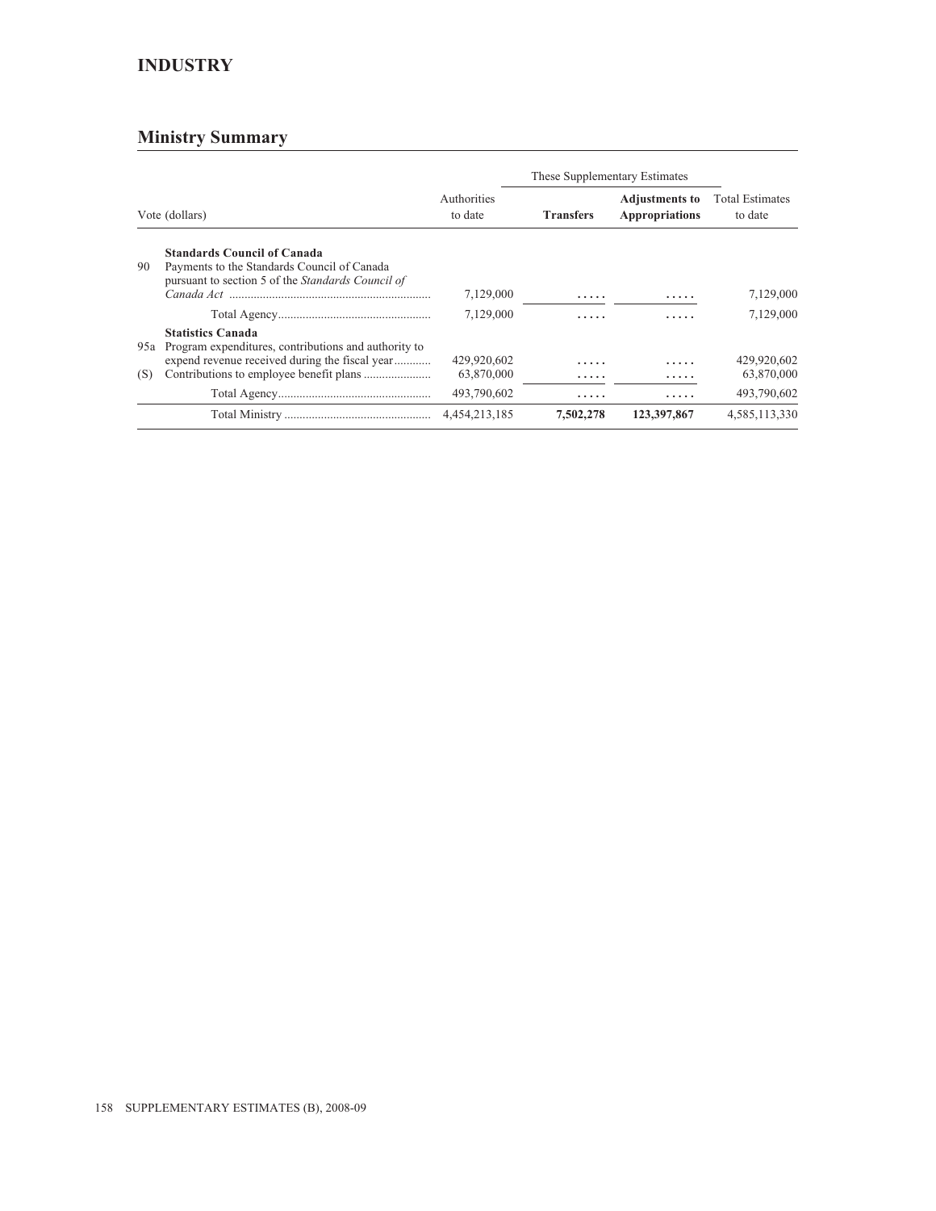# INDUSTRY

## Ministry Summary

| Vote (dollars) | | Authorities to date | These Supplementary Estimates | | Total Estimates to date |
|---|---|---|---|---|---|
| | | | **Transfers** | **Adjustments to Appropriations** | |
| | **Standards Council of Canada** | | | | |
| 90 | Payments to the Standards Council of Canada pursuant to section 5 of the *Standards Council of Canada Act* | 7,129,000 | ..... | ..... | 7,129,000 |
| | Total Agency | 7,129,000 | ..... | ..... | 7,129,000 |
| | **Statistics Canada** | | | | |
| 95a | Program expenditures, contributions and authority to expend revenue received during the fiscal year | 429,920,602 | ..... | ..... | 429,920,602 |
| (S) | Contributions to employee benefit plans | 63,870,000 | ..... | ..... | 63,870,000 |
| | Total Agency | 493,790,602 | ..... | ..... | 493,790,602 |
| | Total Ministry | 4,454,213,185 | **7,502,278** | **123,397,867** | 4,585,113,330 |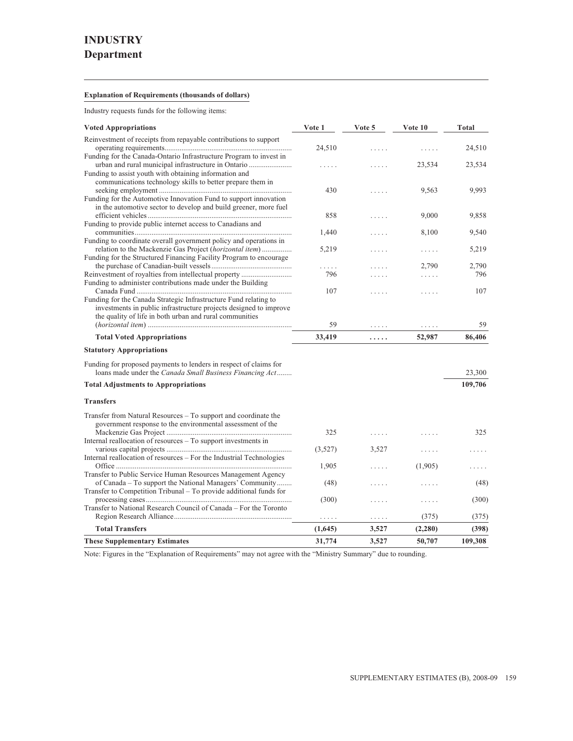# INDUSTRY
## Department

**Explanation of Requirements (thousands of dollars)**

Industry requests funds for the following items:

| Voted Appropriations | Vote 1 | Vote 5 | Vote 10 | Total |
|---|---|---|---|---|
| Reinvestment of receipts from repayable contributions to support operating requirements | 24,510 | ..... | ..... | 24,510 |
| Funding for the Canada-Ontario Infrastructure Program to invest in urban and rural municipal infrastructure in Ontario | ..... | ..... | 23,534 | 23,534 |
| Funding to assist youth with obtaining information and communications technology skills to better prepare them in seeking employment | 430 | ..... | 9,563 | 9,993 |
| Funding for the Automotive Innovation Fund to support innovation in the automotive sector to develop and build greener, more fuel efficient vehicles | 858 | ..... | 9,000 | 9,858 |
| Funding to provide public internet access to Canadians and communities | 1,440 | ..... | 8,100 | 9,540 |
| Funding to coordinate overall government policy and operations in relation to the Mackenzie Gas Project (*horizontal item*) | 5,219 | ..... | ..... | 5,219 |
| Funding for the Structured Financing Facility Program to encourage the purchase of Canadian-built vessels | ..... | ..... | 2,790 | 2,790 |
| Reinvestment of royalties from intellectual property | 796 | ..... | ..... | 796 |
| Funding to administer contributions made under the Building Canada Fund | 107 | ..... | ..... | 107 |
| Funding for the Canada Strategic Infrastructure Fund relating to investments in public infrastructure projects designed to improve the quality of life in both urban and rural communities (*horizontal item*) | 59 | ..... | ..... | 59 |
| **Total Voted Appropriations** | **33,419** | **.....** | **52,987** | **86,406** |
| **Statutory Appropriations** | | | | |
| Funding for proposed payments to lenders in respect of claims for loans made under the *Canada Small Business Financing Act* | | | | 23,300 |
| **Total Adjustments to Appropriations** | | | | **109,706** |
| **Transfers** | | | | |
| Transfer from Natural Resources – To support and coordinate the government response to the environmental assessment of the Mackenzie Gas Project | 325 | ..... | ..... | 325 |
| Internal reallocation of resources – To support investments in various capital projects | (3,527) | 3,527 | ..... | ..... |
| Internal reallocation of resources – For the Industrial Technologies Office | 1,905 | ..... | (1,905) | ..... |
| Transfer to Public Service Human Resources Management Agency of Canada – To support the National Managers' Community | (48) | ..... | ..... | (48) |
| Transfer to Competition Tribunal – To provide additional funds for processing cases | (300) | ..... | ..... | (300) |
| Transfer to National Research Council of Canada – For the Toronto Region Research Alliance | ..... | ..... | (375) | (375) |
| **Total Transfers** | **(1,645)** | **3,527** | **(2,280)** | **(398)** |
| **These Supplementary Estimates** | **31,774** | **3,527** | **50,707** | **109,308** |

Note: Figures in the "Explanation of Requirements" may not agree with the "Ministry Summary" due to rounding.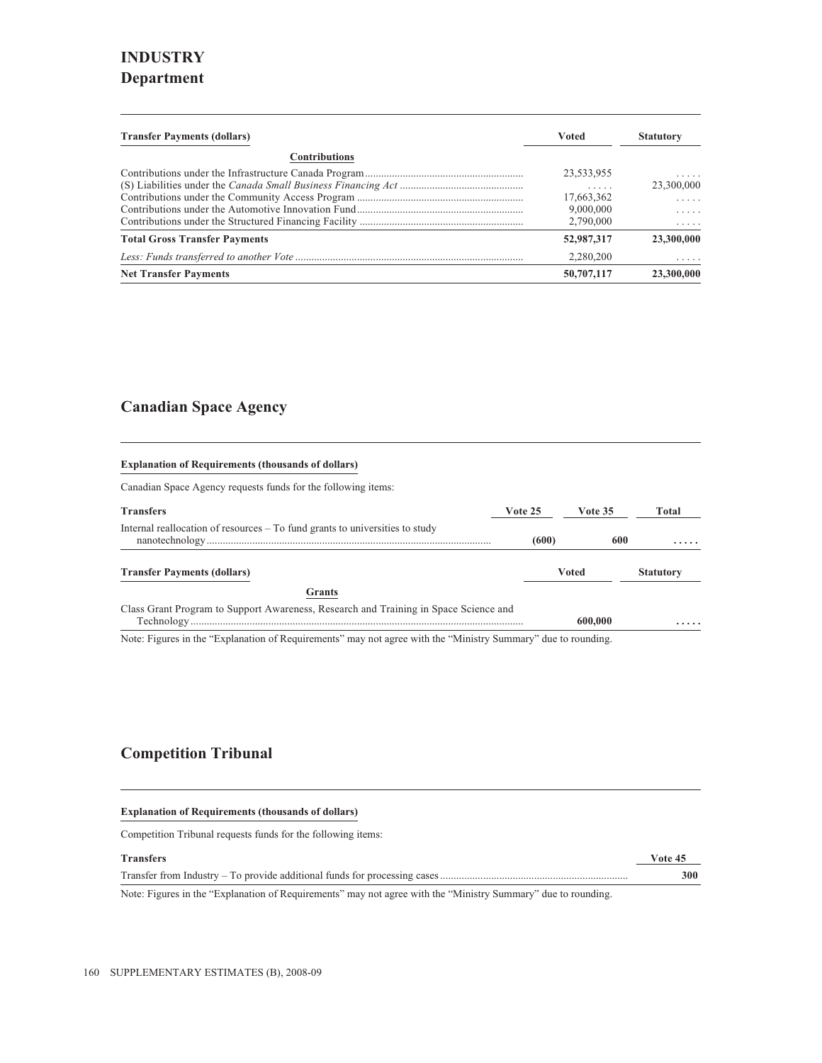# INDUSTRY

## Department

| Transfer Payments (dollars) | Voted | Statutory |
| --- | --- | --- |
| **Contributions** | | |
| Contributions under the Infrastructure Canada Program | 23,533,955 | ..... |
| (S) Liabilities under the *Canada Small Business Financing Act* | ..... | 23,300,000 |
| Contributions under the Community Access Program | 17,663,362 | ..... |
| Contributions under the Automotive Innovation Fund | 9,000,000 | ..... |
| Contributions under the Structured Financing Facility | 2,790,000 | ..... |
| **Total Gross Transfer Payments** | **52,987,317** | **23,300,000** |
| *Less: Funds transferred to another Vote* | 2,280,200 | ..... |
| **Net Transfer Payments** | **50,707,117** | **23,300,000** |

## Canadian Space Agency

**Explanation of Requirements (thousands of dollars)**

Canadian Space Agency requests funds for the following items:

| Transfers | Vote 25 | Vote 35 | Total |
| --- | --- | --- | --- |
| Internal reallocation of resources – To fund grants to universities to study nanotechnology | **(600)** | **600** | **.....** |

| Transfer Payments (dollars) | Voted | Statutory |
| --- | --- | --- |
| **Grants** | | |
| Class Grant Program to Support Awareness, Research and Training in Space Science and Technology | **600,000** | **.....** |

Note: Figures in the "Explanation of Requirements" may not agree with the "Ministry Summary" due to rounding.

## Competition Tribunal

**Explanation of Requirements (thousands of dollars)**

Competition Tribunal requests funds for the following items:

| Transfers | Vote 45 |
| --- | --- |
| Transfer from Industry – To provide additional funds for processing cases | **300** |

Note: Figures in the "Explanation of Requirements" may not agree with the "Ministry Summary" due to rounding.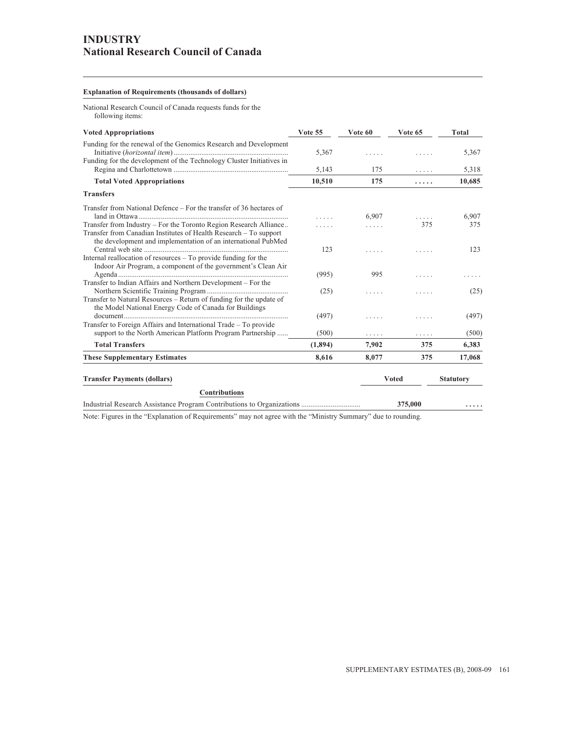# INDUSTRY
## National Research Council of Canada

**Explanation of Requirements (thousands of dollars)**

National Research Council of Canada requests funds for the following items:

| Voted Appropriations | Vote 55 | Vote 60 | Vote 65 | Total |
|---|---|---|---|---|
| Funding for the renewal of the Genomics Research and Development Initiative (*horizontal item*) | 5,367 | ..... | ..... | 5,367 |
| Funding for the development of the Technology Cluster Initiatives in Regina and Charlottetown | 5,143 | 175 | ..... | 5,318 |
| **Total Voted Appropriations** | **10,510** | **175** | **.....** | **10,685** |
| **Transfers** | | | | |
| Transfer from National Defence – For the transfer of 36 hectares of land in Ottawa | ..... | 6,907 | ..... | 6,907 |
| Transfer from Industry – For the Toronto Region Research Alliance | ..... | ..... | 375 | 375 |
| Transfer from Canadian Institutes of Health Research – To support the development and implementation of an international PubMed Central web site | 123 | ..... | ..... | 123 |
| Internal reallocation of resources – To provide funding for the Indoor Air Program, a component of the government's Clean Air Agenda | (995) | 995 | ..... | ..... |
| Transfer to Indian Affairs and Northern Development – For the Northern Scientific Training Program | (25) | ..... | ..... | (25) |
| Transfer to Natural Resources – Return of funding for the update of the Model National Energy Code of Canada for Buildings document | (497) | ..... | ..... | (497) |
| Transfer to Foreign Affairs and International Trade – To provide support to the North American Platform Program Partnership | (500) | ..... | ..... | (500) |
| **Total Transfers** | **(1,894)** | **7,902** | **375** | **6,383** |
| **These Supplementary Estimates** | **8,616** | **8,077** | **375** | **17,068** |

| Transfer Payments (dollars) | Voted | Statutory |
|---|---|---|
| **Contributions** | | |
| Industrial Research Assistance Program Contributions to Organizations | **375,000** | **.....** |

Note: Figures in the "Explanation of Requirements" may not agree with the "Ministry Summary" due to rounding.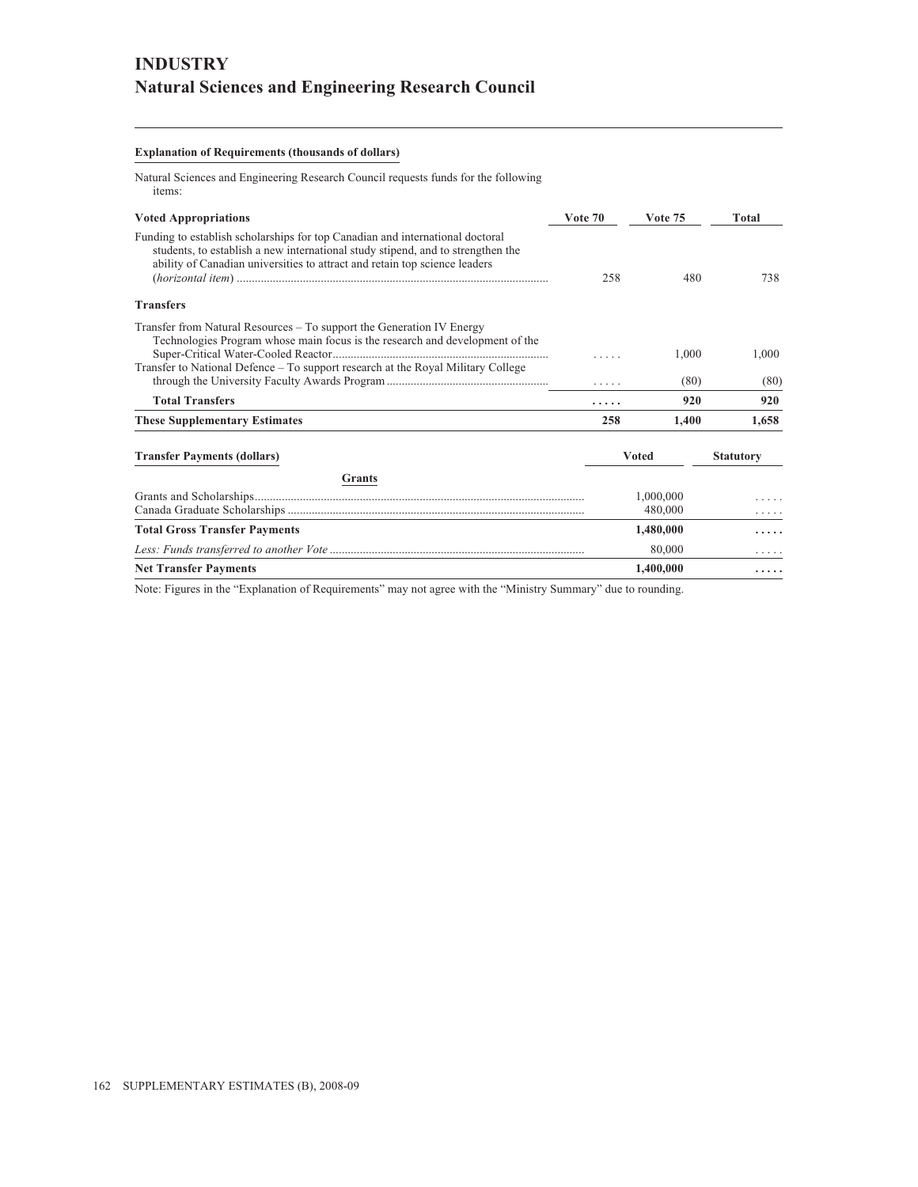# INDUSTRY
## Natural Sciences and Engineering Research Council

**Explanation of Requirements (thousands of dollars)**

Natural Sciences and Engineering Research Council requests funds for the following items:

| Voted Appropriations | Vote 70 | Vote 75 | Total |
|---|---|---|---|
| Funding to establish scholarships for top Canadian and international doctoral students, to establish a new international study stipend, and to strengthen the ability of Canadian universities to attract and retain top science leaders (*horizontal item*) | 258 | 480 | 738 |
| **Transfers** | | | |
| Transfer from Natural Resources – To support the Generation IV Energy Technologies Program whose main focus is the research and development of the Super-Critical Water-Cooled Reactor | ..... | 1,000 | 1,000 |
| Transfer to National Defence – To support research at the Royal Military College through the University Faculty Awards Program | ..... | (80) | (80) |
| **Total Transfers** | **.....** | **920** | **920** |
| **These Supplementary Estimates** | **258** | **1,400** | **1,658** |

| Transfer Payments (dollars) | Voted | Statutory |
|---|---|---|
| **Grants** | | |
| Grants and Scholarships | 1,000,000 | ..... |
| Canada Graduate Scholarships | 480,000 | ..... |
| **Total Gross Transfer Payments** | **1,480,000** | **.....** |
| *Less: Funds transferred to another Vote* | 80,000 | ..... |
| **Net Transfer Payments** | **1,400,000** | **.....** |

Note: Figures in the "Explanation of Requirements" may not agree with the "Ministry Summary" due to rounding.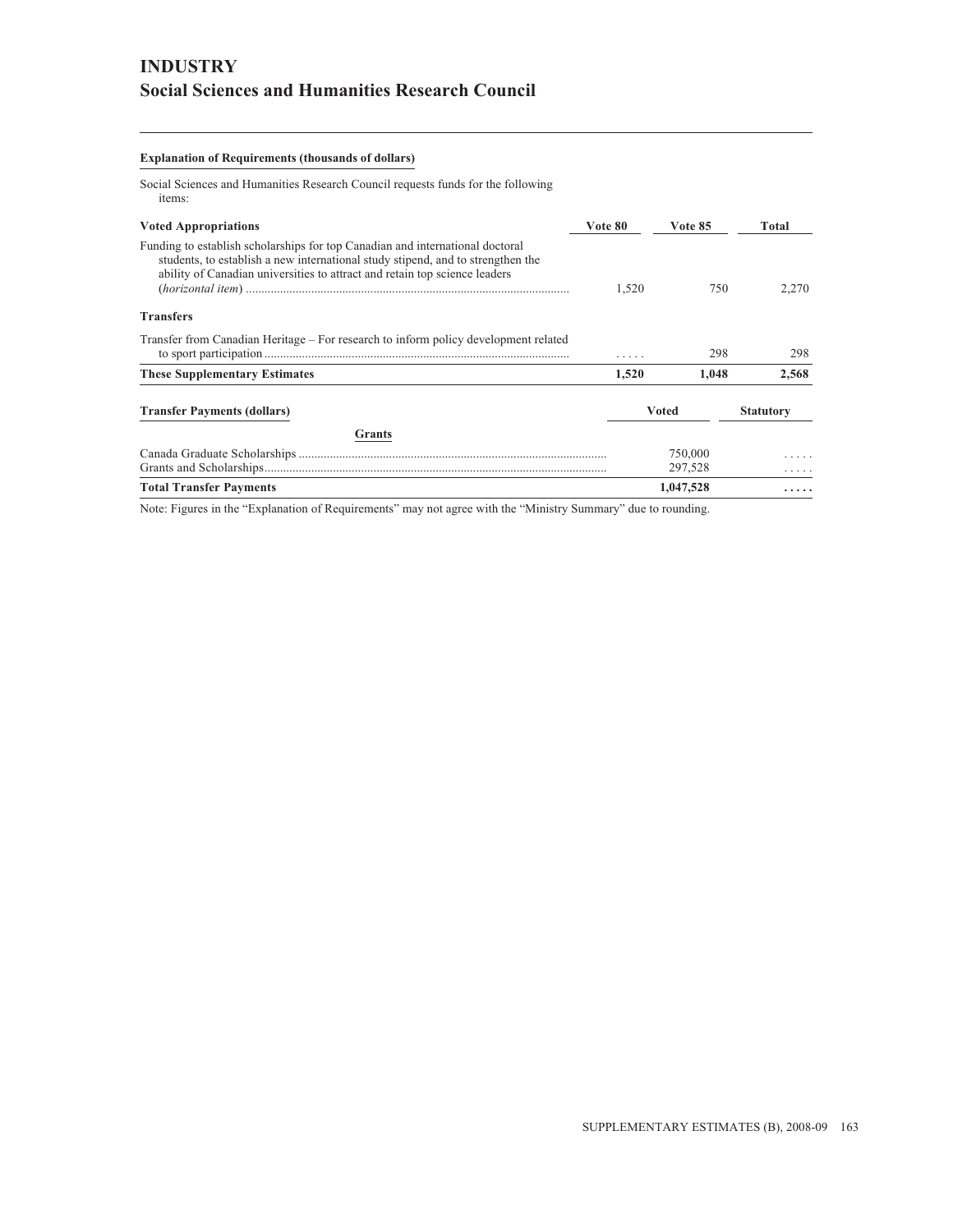# INDUSTRY

## Social Sciences and Humanities Research Council

**Explanation of Requirements (thousands of dollars)**

Social Sciences and Humanities Research Council requests funds for the following items:

| Voted Appropriations | Vote 80 | Vote 85 | Total |
|---|---|---|---|
| Funding to establish scholarships for top Canadian and international doctoral students, to establish a new international study stipend, and to strengthen the ability of Canadian universities to attract and retain top science leaders (*horizontal item*) | 1,520 | 750 | 2,270 |
| **Transfers** | | | |
| Transfer from Canadian Heritage – For research to inform policy development related to sport participation | ..... | 298 | 298 |
| **These Supplementary Estimates** | **1,520** | **1,048** | **2,568** |

| Transfer Payments (dollars) | Voted | Statutory |
|---|---|---|
| **Grants** | | |
| Canada Graduate Scholarships | 750,000 | ..... |
| Grants and Scholarships | 297,528 | ..... |
| **Total Transfer Payments** | **1,047,528** | **.....** |

Note: Figures in the “Explanation of Requirements” may not agree with the “Ministry Summary” due to rounding.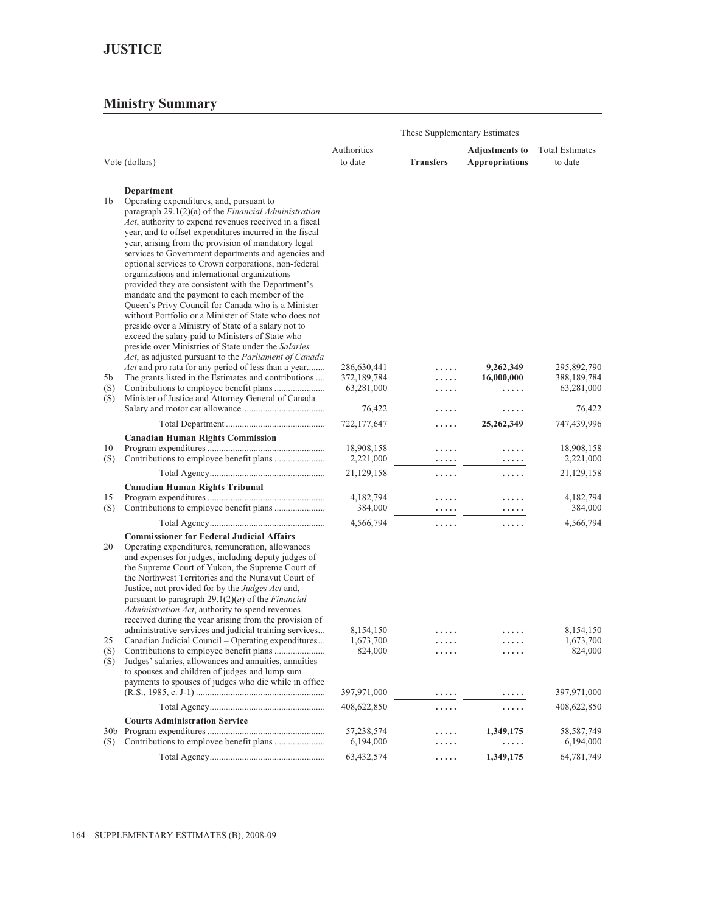# JUSTICE

## Ministry Summary

| Vote (dollars) | | Authorities to date | These Supplementary Estimates | | Total Estimates to date |
|---|---|---|---|---|---|
| | | | **Transfers** | **Adjustments to Appropriations** | |
| | **Department** | | | | |
| 1b | Operating expenditures, and, pursuant to paragraph 29.1(2)(a) of the *Financial Administration Act*, authority to expend revenues received in a fiscal year, and to offset expenditures incurred in the fiscal year, arising from the provision of mandatory legal services to Government departments and agencies and optional services to Crown corporations, non-federal organizations and international organizations provided they are consistent with the Department's mandate and the payment to each member of the Queen's Privy Council for Canada who is a Minister without Portfolio or a Minister of State who does not preside over a Ministry of State of a salary not to exceed the salary paid to Ministers of State who preside over Ministries of State under the *Salaries Act*, as adjusted pursuant to the *Parliament of Canada Act* and pro rata for any period of less than a year | 286,630,441 | ..... | **9,262,349** | 295,892,790 |
| 5b | The grants listed in the Estimates and contributions | 372,189,784 | ..... | **16,000,000** | 388,189,784 |
| (S) | Contributions to employee benefit plans | 63,281,000 | ..... | ..... | 63,281,000 |
| (S) | Minister of Justice and Attorney General of Canada – Salary and motor car allowance | 76,422 | ..... | ..... | 76,422 |
| | Total Department | 722,177,647 | ..... | **25,262,349** | 747,439,996 |
| | **Canadian Human Rights Commission** | | | | |
| 10 | Program expenditures | 18,908,158 | ..... | ..... | 18,908,158 |
| (S) | Contributions to employee benefit plans | 2,221,000 | ..... | ..... | 2,221,000 |
| | Total Agency | 21,129,158 | ..... | ..... | 21,129,158 |
| | **Canadian Human Rights Tribunal** | | | | |
| 15 | Program expenditures | 4,182,794 | ..... | ..... | 4,182,794 |
| (S) | Contributions to employee benefit plans | 384,000 | ..... | ..... | 384,000 |
| | Total Agency | 4,566,794 | ..... | ..... | 4,566,794 |
| | **Commissioner for Federal Judicial Affairs** | | | | |
| 20 | Operating expenditures, remuneration, allowances and expenses for judges, including deputy judges of the Supreme Court of Yukon, the Supreme Court of the Northwest Territories and the Nunavut Court of Justice, not provided for by the *Judges Act* and, pursuant to paragraph 29.1(2)(*a*) of the *Financial Administration Act*, authority to spend revenues received during the year arising from the provision of administrative services and judicial training services | 8,154,150 | ..... | ..... | 8,154,150 |
| 25 | Canadian Judicial Council – Operating expenditures | 1,673,700 | ..... | ..... | 1,673,700 |
| (S) | Contributions to employee benefit plans | 824,000 | ..... | ..... | 824,000 |
| (S) | Judges' salaries, allowances and annuities, annuities to spouses and children of judges and lump sum payments to spouses of judges who die while in office (R.S., 1985, c. J-1) | 397,971,000 | ..... | ..... | 397,971,000 |
| | Total Agency | 408,622,850 | ..... | ..... | 408,622,850 |
| | **Courts Administration Service** | | | | |
| 30b | Program expenditures | 57,238,574 | ..... | **1,349,175** | 58,587,749 |
| (S) | Contributions to employee benefit plans | 6,194,000 | ..... | ..... | 6,194,000 |
| | Total Agency | 63,432,574 | ..... | **1,349,175** | 64,781,749 |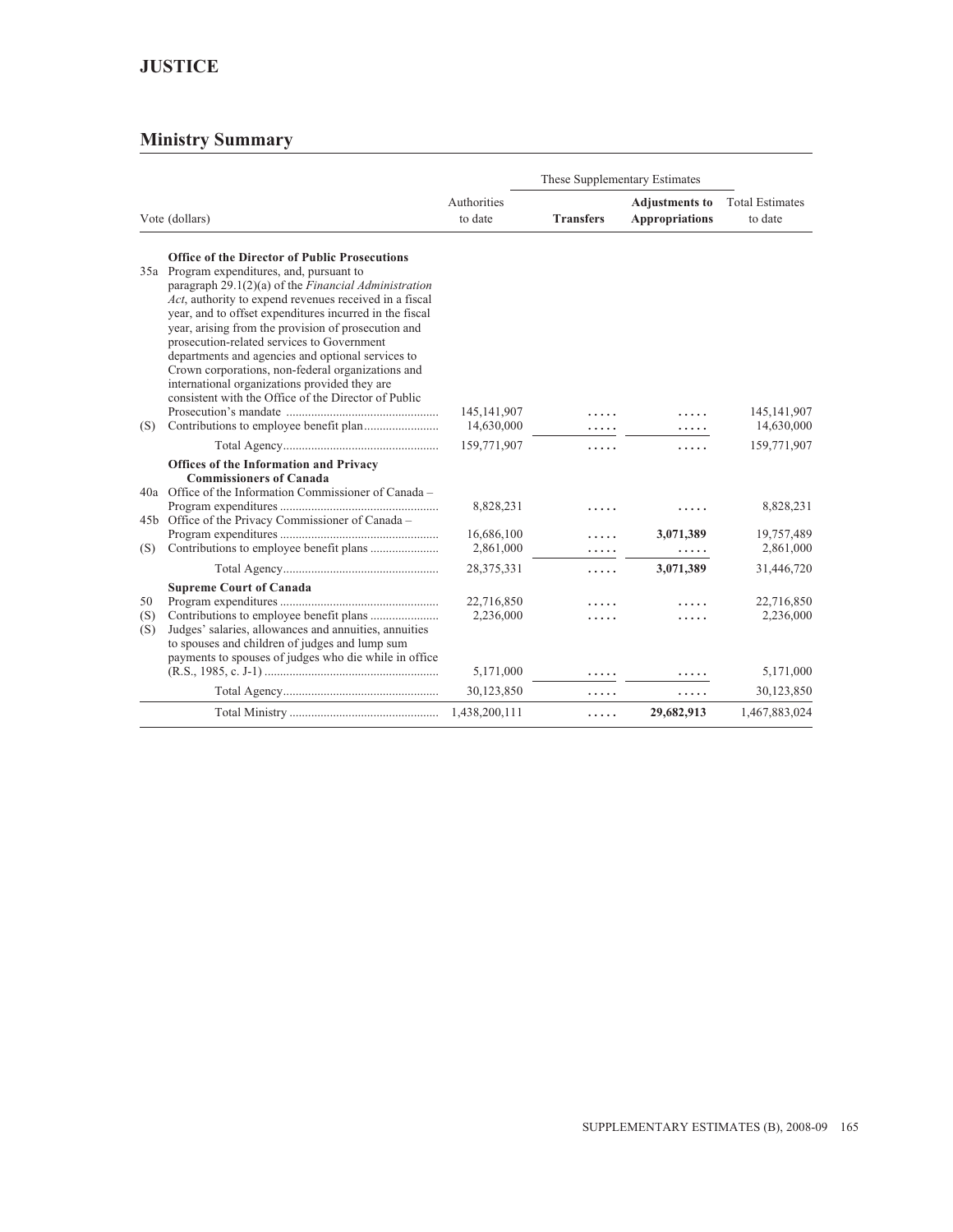# JUSTICE

## Ministry Summary

| Vote (dollars) | | Authorities to date | These Supplementary Estimates | | Total Estimates to date |
|---|---|---|---|---|---|
| | | | **Transfers** | **Adjustments to Appropriations** | |
| | **Office of the Director of Public Prosecutions** | | | | |
| 35a | Program expenditures, and, pursuant to paragraph 29.1(2)(a) of the *Financial Administration Act*, authority to expend revenues received in a fiscal year, and to offset expenditures incurred in the fiscal year, arising from the provision of prosecution and prosecution-related services to Government departments and agencies and optional services to Crown corporations, non-federal organizations and international organizations provided they are consistent with the Office of the Director of Public Prosecution's mandate | 145,141,907 | ..... | ..... | 145,141,907 |
| (S) | Contributions to employee benefit plan | 14,630,000 | ..... | ..... | 14,630,000 |
| | Total Agency | 159,771,907 | ..... | ..... | 159,771,907 |
| | **Offices of the Information and Privacy Commissioners of Canada** | | | | |
| 40a | Office of the Information Commissioner of Canada – Program expenditures | 8,828,231 | ..... | ..... | 8,828,231 |
| 45b | Office of the Privacy Commissioner of Canada – Program expenditures | 16,686,100 | ..... | **3,071,389** | 19,757,489 |
| (S) | Contributions to employee benefit plans | 2,861,000 | ..... | ..... | 2,861,000 |
| | Total Agency | 28,375,331 | ..... | **3,071,389** | 31,446,720 |
| | **Supreme Court of Canada** | | | | |
| 50 | Program expenditures | 22,716,850 | ..... | ..... | 22,716,850 |
| (S) | Contributions to employee benefit plans | 2,236,000 | ..... | ..... | 2,236,000 |
| (S) | Judges' salaries, allowances and annuities, annuities to spouses and children of judges and lump sum payments to spouses of judges who die while in office (R.S., 1985, c. J-1) | 5,171,000 | ..... | ..... | 5,171,000 |
| | Total Agency | 30,123,850 | ..... | ..... | 30,123,850 |
| | Total Ministry | 1,438,200,111 | ..... | **29,682,913** | 1,467,883,024 |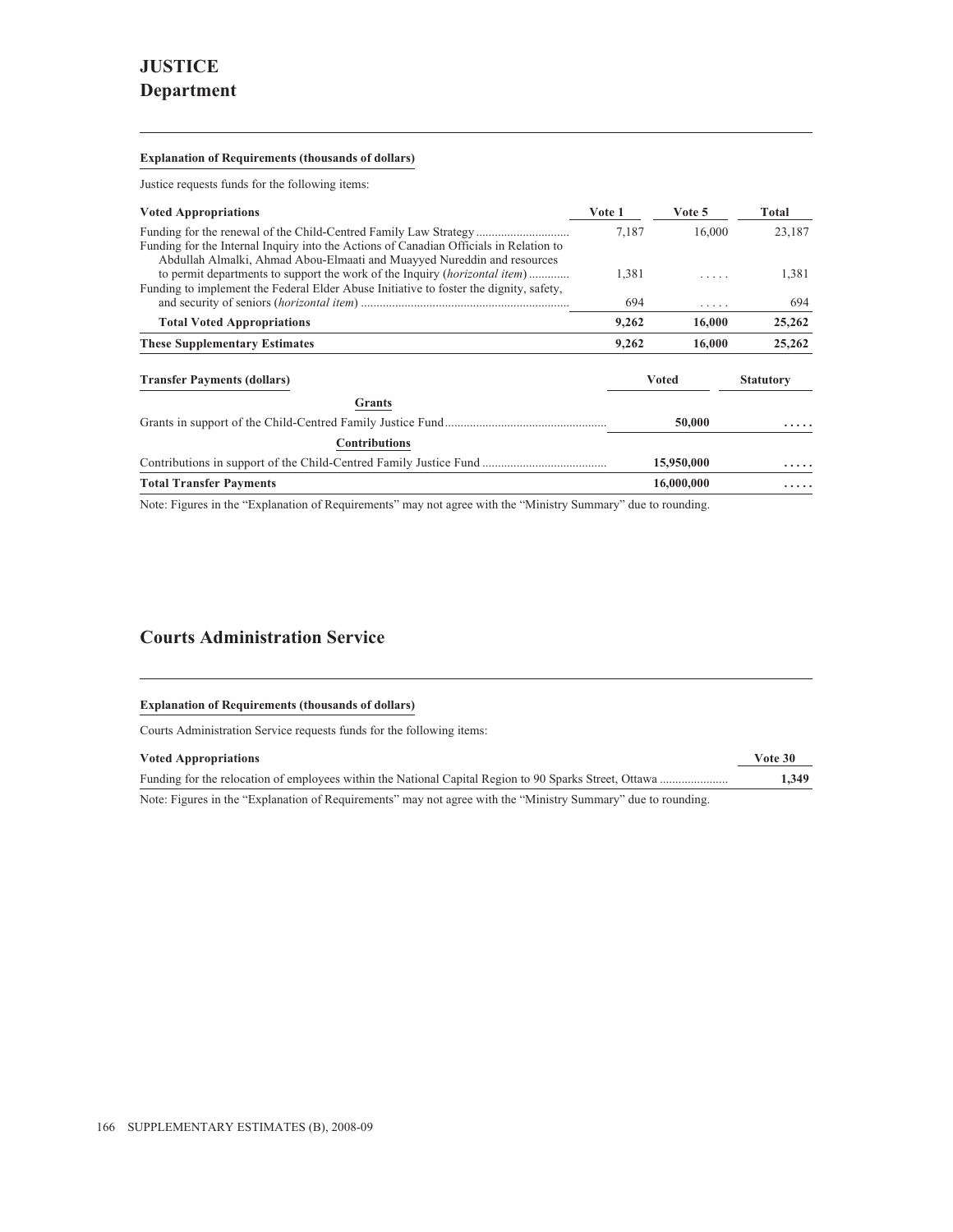# JUSTICE
## Department

#### Explanation of Requirements (thousands of dollars)

Justice requests funds for the following items:

| Voted Appropriations | Vote 1 | Vote 5 | Total |
|---|---|---|---|
| Funding for the renewal of the Child-Centred Family Law Strategy | 7,187 | 16,000 | 23,187 |
| Funding for the Internal Inquiry into the Actions of Canadian Officials in Relation to Abdullah Almalki, Ahmad Abou-Elmaati and Muayyed Nureddin and resources to permit departments to support the work of the Inquiry (*horizontal item*) | 1,381 | ..... | 1,381 |
| Funding to implement the Federal Elder Abuse Initiative to foster the dignity, safety, and security of seniors (*horizontal item*) | 694 | ..... | 694 |
| **Total Voted Appropriations** | **9,262** | **16,000** | **25,262** |
| **These Supplementary Estimates** | **9,262** | **16,000** | **25,262** |

| Transfer Payments (dollars) | Voted | Statutory |
|---|---|---|
| **Grants** | | |
| Grants in support of the Child-Centred Family Justice Fund | **50,000** | **.....** |
| **Contributions** | | |
| Contributions in support of the Child-Centred Family Justice Fund | **15,950,000** | **.....** |
| **Total Transfer Payments** | **16,000,000** | **.....** |

Note: Figures in the "Explanation of Requirements" may not agree with the "Ministry Summary" due to rounding.

## Courts Administration Service

#### Explanation of Requirements (thousands of dollars)

Courts Administration Service requests funds for the following items:

| Voted Appropriations | Vote 30 |
|---|---|
| Funding for the relocation of employees within the National Capital Region to 90 Sparks Street, Ottawa | **1,349** |

Note: Figures in the "Explanation of Requirements" may not agree with the "Ministry Summary" due to rounding.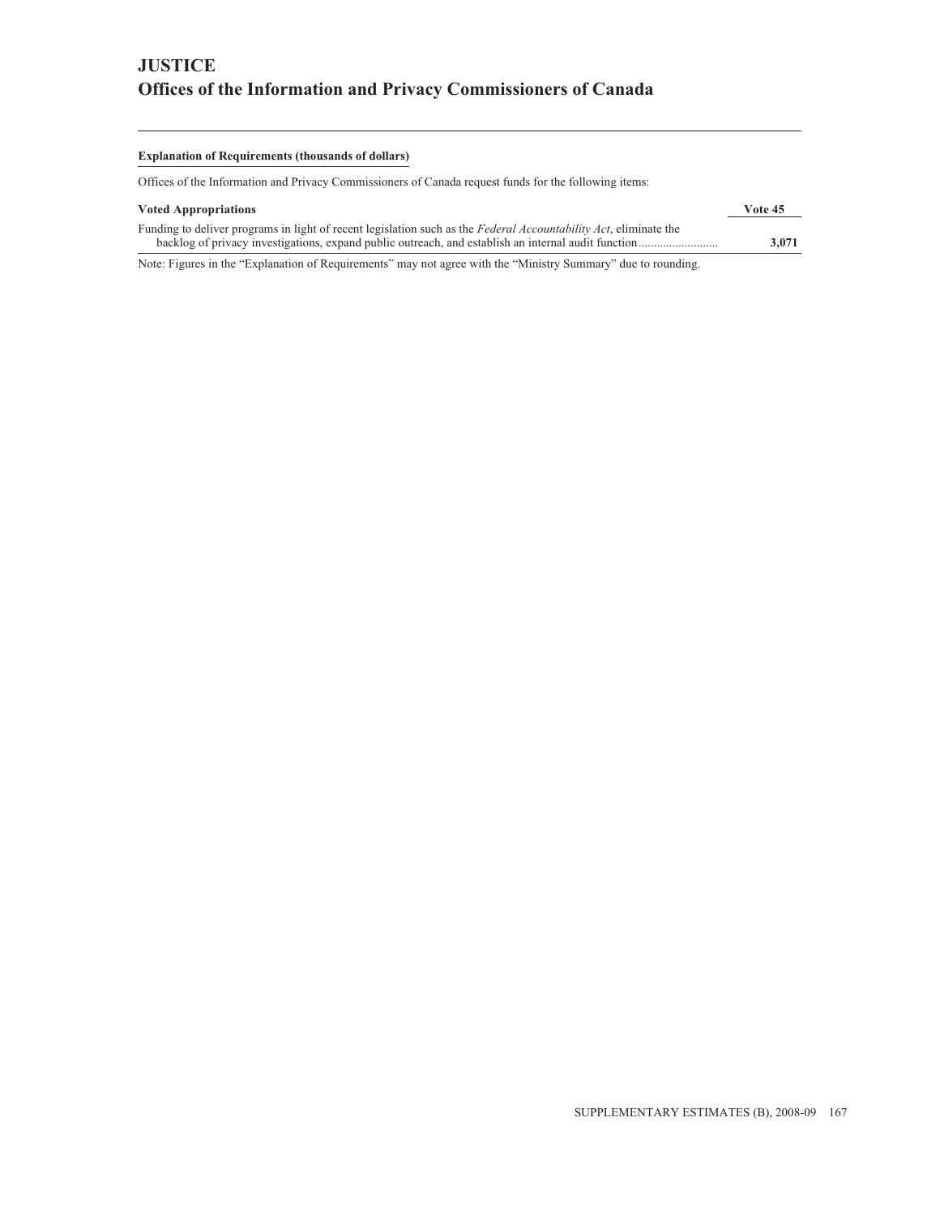# JUSTICE

## Offices of the Information and Privacy Commissioners of Canada

**Explanation of Requirements (thousands of dollars)**

Offices of the Information and Privacy Commissioners of Canada request funds for the following items:

| Voted Appropriations | Vote 45 |
|---|---|
| Funding to deliver programs in light of recent legislation such as the *Federal Accountability Act*, eliminate the backlog of privacy investigations, expand public outreach, and establish an internal audit function | **3,071** |

Note: Figures in the "Explanation of Requirements" may not agree with the "Ministry Summary" due to rounding.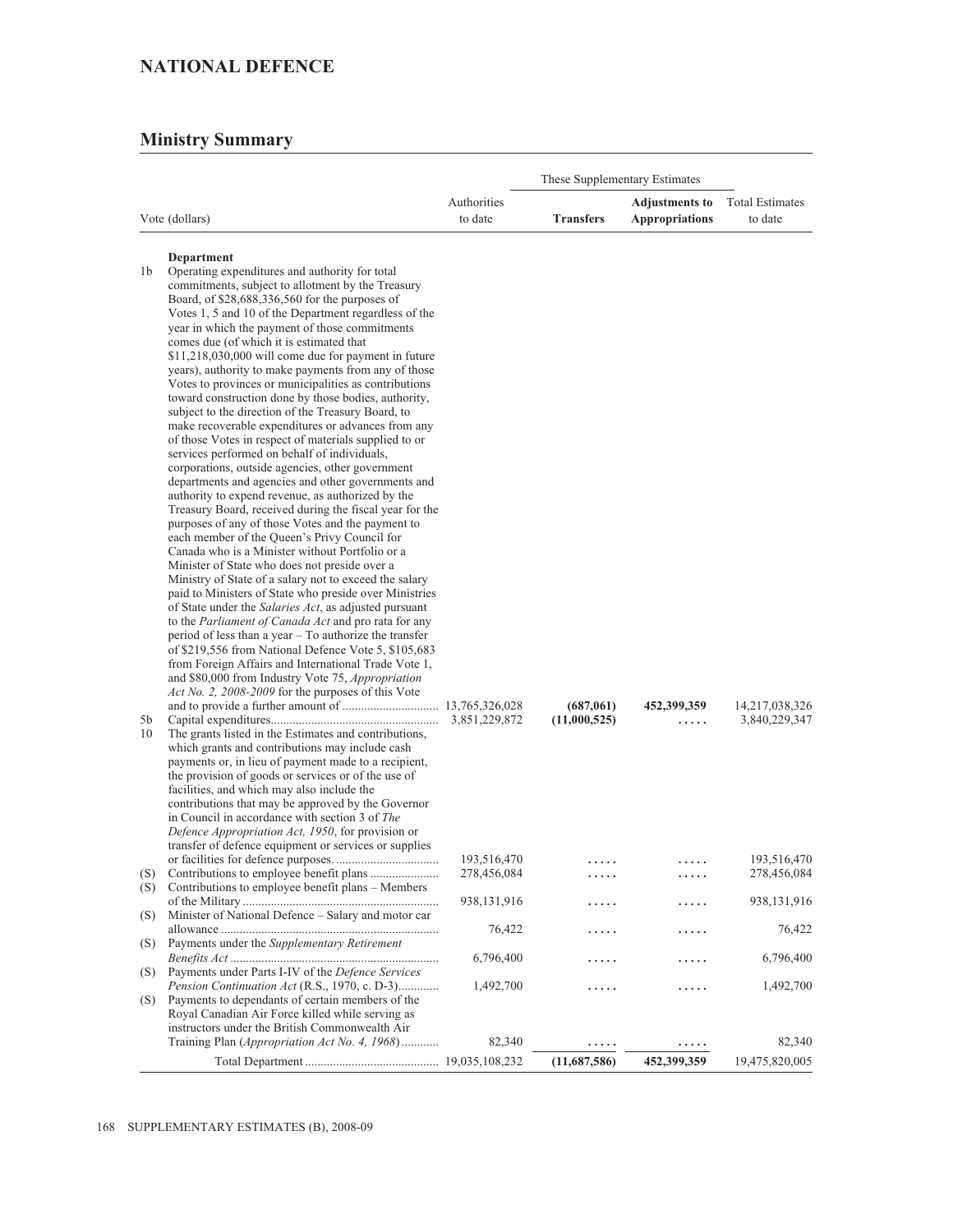## NATIONAL DEFENCE

### Ministry Summary

| Vote (dollars) | | Authorities to date | These Supplementary Estimates Transfers | **Adjustments to Appropriations** | Total Estimates to date |
|---|---|---|---|---|---|
| | **Department** | | | | |
| 1b | Operating expenditures and authority for total commitments, subject to allotment by the Treasury Board, of $28,688,336,560 for the purposes of Votes 1, 5 and 10 of the Department regardless of the year in which the payment of those commitments comes due (of which it is estimated that $11,218,030,000 will come due for payment in future years), authority to make payments from any of those Votes to provinces or municipalities as contributions toward construction done by those bodies, authority, subject to the direction of the Treasury Board, to make recoverable expenditures or advances from any of those Votes in respect of materials supplied to or services performed on behalf of individuals, corporations, outside agencies, other government departments and agencies and other governments and authority to expend revenue, as authorized by the Treasury Board, received during the fiscal year for the purposes of any of those Votes and the payment to each member of the Queen's Privy Council for Canada who is a Minister without Portfolio or a Minister of State who does not preside over a Ministry of State of a salary not to exceed the salary paid to Ministers of State who preside over Ministries of State under the *Salaries Act*, as adjusted pursuant to the *Parliament of Canada Act* and pro rata for any period of less than a year – To authorize the transfer of $219,556 from National Defence Vote 5, $105,683 from Foreign Affairs and International Trade Vote 1, and $80,000 from Industry Vote 75, *Appropriation Act No. 2, 2008-2009* for the purposes of this Vote and to provide a further amount of | 13,765,326,028 | (687,061) | **452,399,359** | 14,217,038,326 |
| 5b | Capital expenditures | 3,851,229,872 | (11,000,525) | ..... | 3,840,229,347 |
| 10 | The grants listed in the Estimates and contributions, which grants and contributions may include cash payments or, in lieu of payment made to a recipient, the provision of goods or services or of the use of facilities, and which may also include the contributions that may be approved by the Governor in Council in accordance with section 3 of *The Defence Appropriation Act, 1950*, for provision or transfer of defence equipment or services or supplies or facilities for defence purposes. | 193,516,470 | ..... | ..... | 193,516,470 |
| (S) | Contributions to employee benefit plans | 278,456,084 | ..... | ..... | 278,456,084 |
| (S) | Contributions to employee benefit plans – Members of the Military | 938,131,916 | ..... | ..... | 938,131,916 |
| (S) | Minister of National Defence – Salary and motor car allowance | 76,422 | ..... | ..... | 76,422 |
| (S) | Payments under the *Supplementary Retirement Benefits Act* | 6,796,400 | ..... | ..... | 6,796,400 |
| (S) | Payments under Parts I-IV of the *Defence Services Pension Continuation Act* (R.S., 1970, c. D-3) | 1,492,700 | ..... | ..... | 1,492,700 |
| (S) | Payments to dependants of certain members of the Royal Canadian Air Force killed while serving as instructors under the British Commonwealth Air Training Plan (*Appropriation Act No. 4, 1968*) | 82,340 | ..... | ..... | 82,340 |
| | Total Department | 19,035,108,232 | **(11,687,586)** | **452,399,359** | 19,475,820,005 |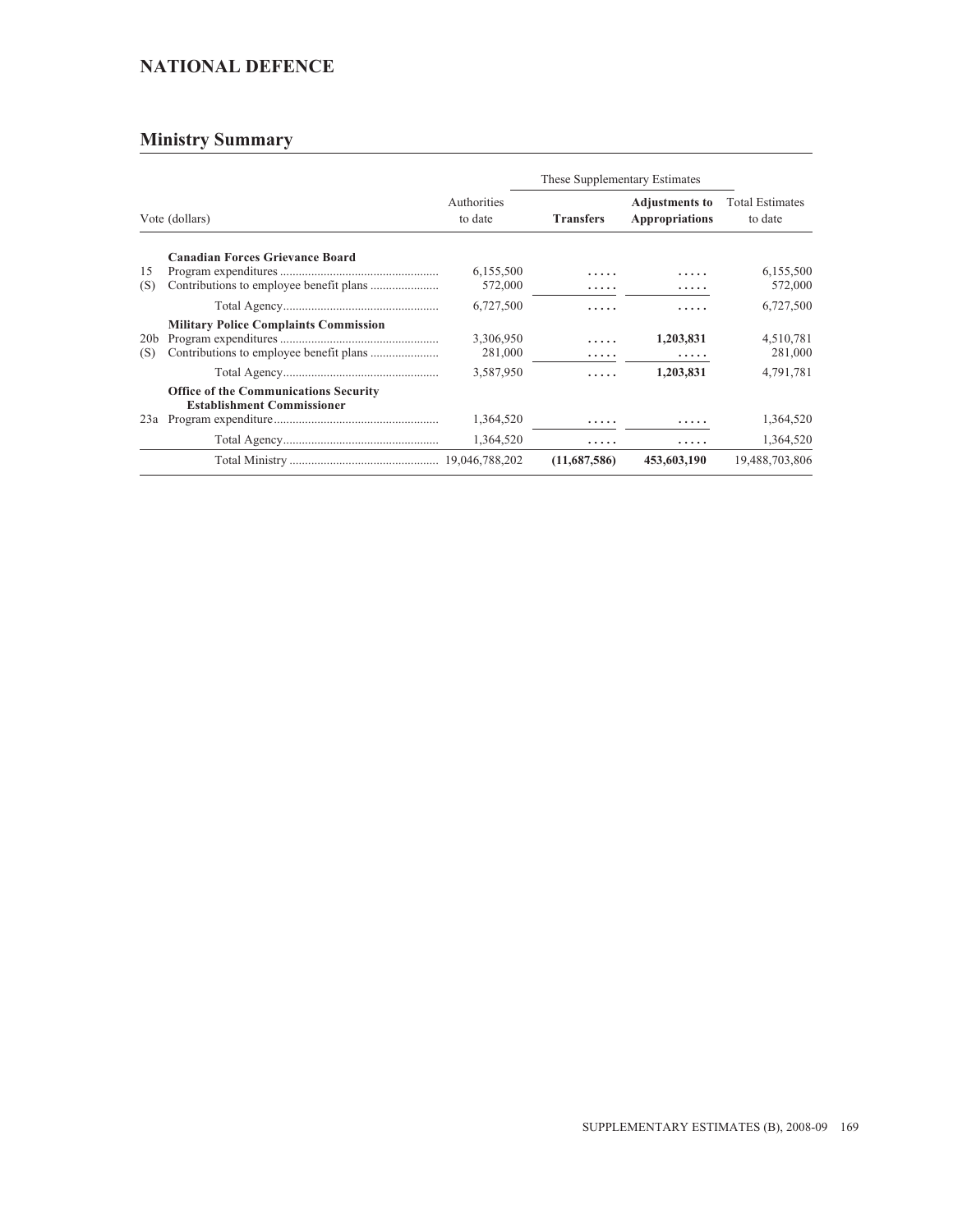## NATIONAL DEFENCE

### Ministry Summary

| Vote (dollars) | | Authorities to date | These Supplementary Estimates | | Total Estimates to date |
|---|---|---|---|---|---|
| | | | **Transfers** | **Adjustments to Appropriations** | |
| | **Canadian Forces Grievance Board** | | | | |
| 15 | Program expenditures | 6,155,500 | ..... | ..... | 6,155,500 |
| (S) | Contributions to employee benefit plans | 572,000 | ..... | ..... | 572,000 |
| | Total Agency | 6,727,500 | ..... | ..... | 6,727,500 |
| | **Military Police Complaints Commission** | | | | |
| 20b | Program expenditures | 3,306,950 | ..... | **1,203,831** | 4,510,781 |
| (S) | Contributions to employee benefit plans | 281,000 | ..... | ..... | 281,000 |
| | Total Agency | 3,587,950 | ..... | **1,203,831** | 4,791,781 |
| | **Office of the Communications Security Establishment Commissioner** | | | | |
| 23a | Program expenditure | 1,364,520 | ..... | ..... | 1,364,520 |
| | Total Agency | 1,364,520 | ..... | ..... | 1,364,520 |
| | Total Ministry | 19,046,788,202 | **(11,687,586)** | **453,603,190** | 19,488,703,806 |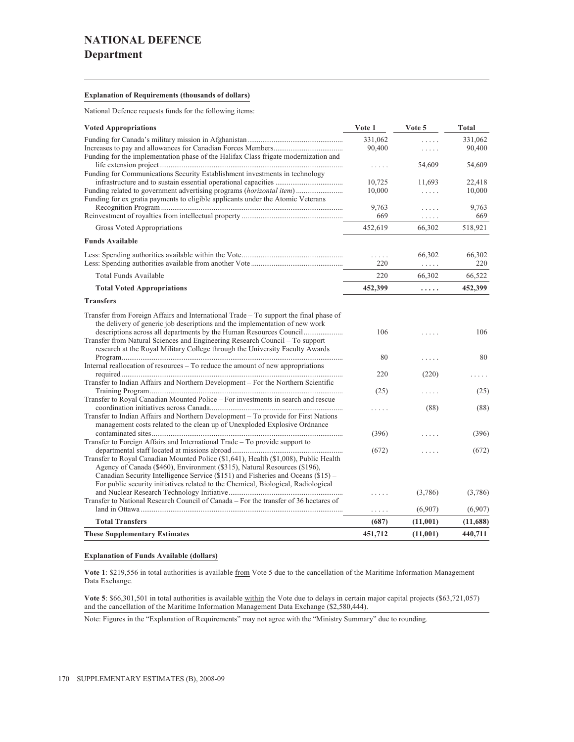# NATIONAL DEFENCE

## Department

**Explanation of Requirements (thousands of dollars)**

National Defence requests funds for the following items:

| Voted Appropriations | Vote 1 | Vote 5 | Total |
|---|---|---|---|
| Funding for Canada's military mission in Afghanistan | 331,062 | ..... | 331,062 |
| Increases to pay and allowances for Canadian Forces Members | 90,400 | ..... | 90,400 |
| Funding for the implementation phase of the Halifax Class frigate modernization and life extension project | ..... | 54,609 | 54,609 |
| Funding for Communications Security Establishment investments in technology infrastructure and to sustain essential operational capacities | 10,725 | 11,693 | 22,418 |
| Funding related to government advertising programs (*horizontal item*) | 10,000 | ..... | 10,000 |
| Funding for ex gratia payments to eligible applicants under the Atomic Veterans Recognition Program | 9,763 | ..... | 9,763 |
| Reinvestment of royalties from intellectual property | 669 | ..... | 669 |
| Gross Voted Appropriations | 452,619 | 66,302 | 518,921 |
| **Funds Available** | | | |
| Less: Spending authorities available within the Vote | ..... | 66,302 | 66,302 |
| Less: Spending authorities available from another Vote | 220 | ..... | 220 |
| Total Funds Available | 220 | 66,302 | 66,522 |
| **Total Voted Appropriations** | **452,399** | **.....** | **452,399** |
| **Transfers** | | | |
| Transfer from Foreign Affairs and International Trade – To support the final phase of the delivery of generic job descriptions and the implementation of new work descriptions across all departments by the Human Resources Council | 106 | ..... | 106 |
| Transfer from Natural Sciences and Engineering Research Council – To support research at the Royal Military College through the University Faculty Awards Program | 80 | ..... | 80 |
| Internal reallocation of resources – To reduce the amount of new appropriations required | 220 | (220) | ..... |
| Transfer to Indian Affairs and Northern Development – For the Northern Scientific Training Program | (25) | ..... | (25) |
| Transfer to Royal Canadian Mounted Police – For investments in search and rescue coordination initiatives across Canada | ..... | (88) | (88) |
| Transfer to Indian Affairs and Northern Development – To provide for First Nations management costs related to the clean up of Unexploded Explosive Ordnance contaminated sites | (396) | ..... | (396) |
| Transfer to Foreign Affairs and International Trade – To provide support to departmental staff located at missions abroad | (672) | ..... | (672) |
| Transfer to Royal Canadian Mounted Police ($1,641), Health ($1,008), Public Health Agency of Canada ($460), Environment ($315), Natural Resources ($196), Canadian Security Intelligence Service ($151) and Fisheries and Oceans ($15) – For public security initiatives related to the Chemical, Biological, Radiological and Nuclear Research Technology Initiative | ..... | (3,786) | (3,786) |
| Transfer to National Research Council of Canada – For the transfer of 36 hectares of land in Ottawa | ..... | (6,907) | (6,907) |
| **Total Transfers** | **(687)** | **(11,001)** | **(11,688)** |
| **These Supplementary Estimates** | **451,712** | **(11,001)** | **440,711** |

**Explanation of Funds Available (dollars)**

**Vote 1**: $219,556 in total authorities is available from Vote 5 due to the cancellation of the Maritime Information Management Data Exchange.

**Vote 5**: $66,301,501 in total authorities is available within the Vote due to delays in certain major capital projects ($63,721,057) and the cancellation of the Maritime Information Management Data Exchange ($2,580,444).

Note: Figures in the "Explanation of Requirements" may not agree with the "Ministry Summary" due to rounding.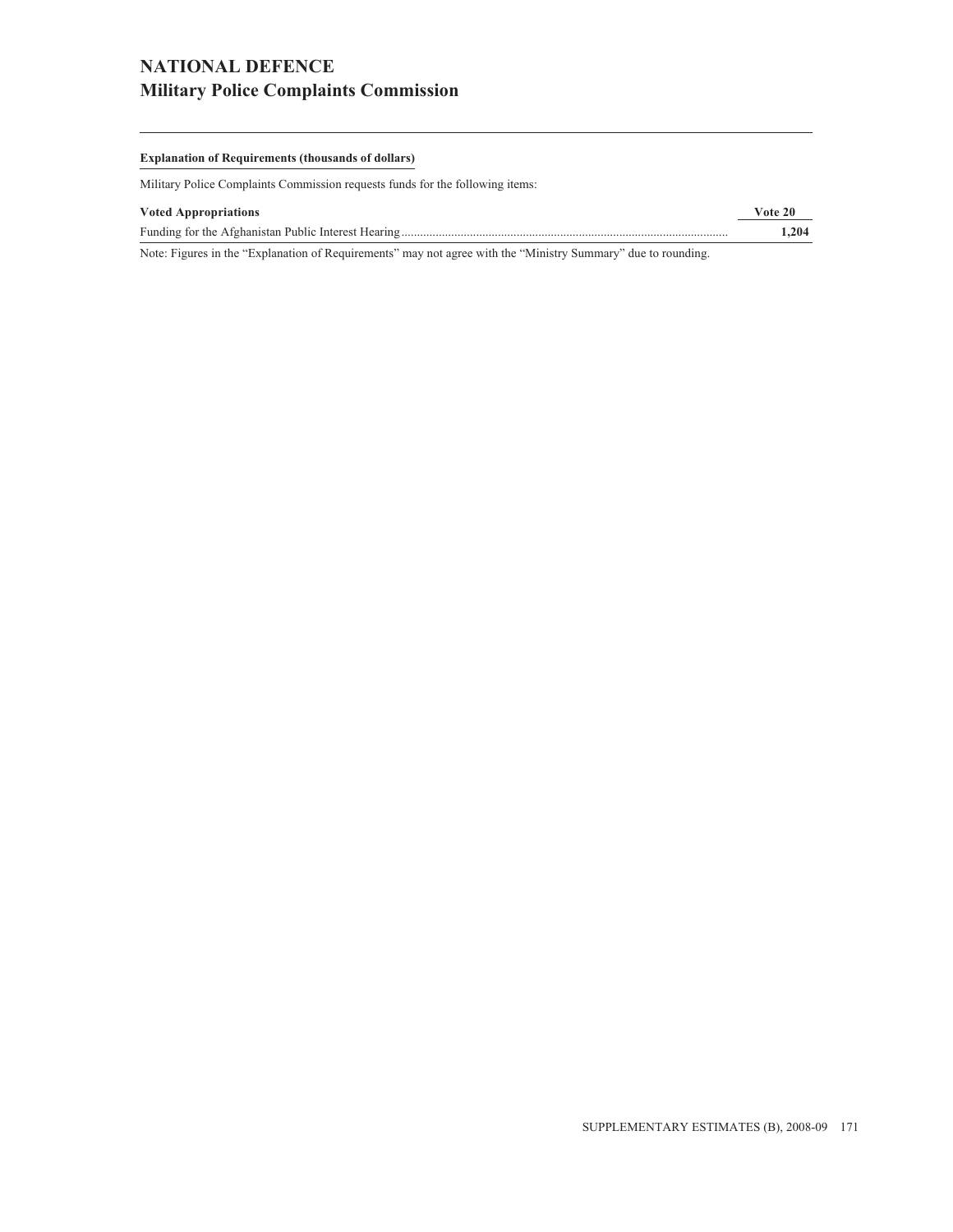# NATIONAL DEFENCE
## Military Police Complaints Commission

**Explanation of Requirements (thousands of dollars)**

Military Police Complaints Commission requests funds for the following items:

| Voted Appropriations | Vote 20 |
|---|---|
| Funding for the Afghanistan Public Interest Hearing | **1,204** |

Note: Figures in the “Explanation of Requirements” may not agree with the “Ministry Summary” due to rounding.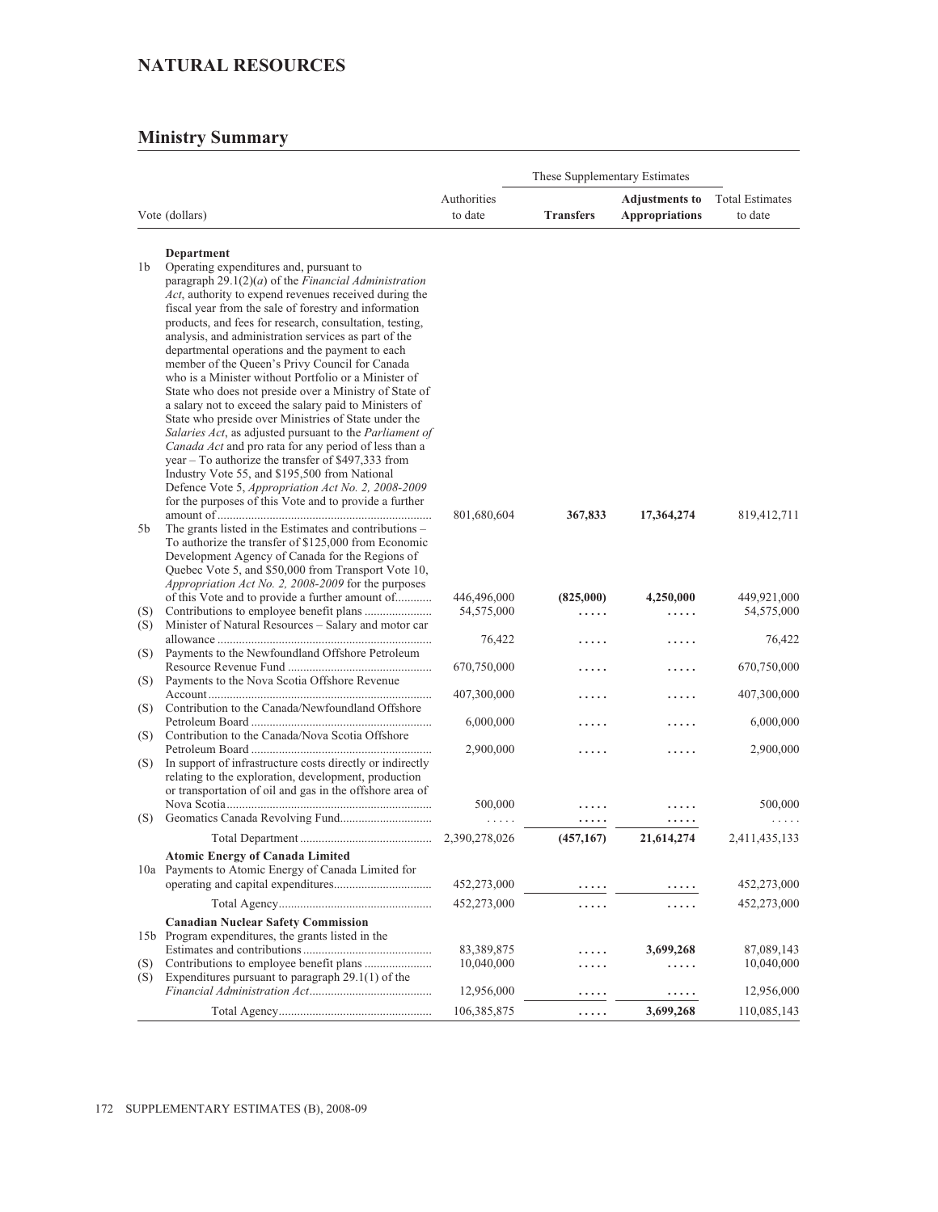# NATURAL RESOURCES

## Ministry Summary

| Vote (dollars) | | Authorities to date | These Supplementary Estimates | | Total Estimates to date |
|---|---|---|---|---|---|
| | | | **Transfers** | **Adjustments to Appropriations** | |
| | **Department** | | | | |
| 1b | Operating expenditures and, pursuant to paragraph 29.1(2)(*a*) of the *Financial Administration Act*, authority to expend revenues received during the fiscal year from the sale of forestry and information products, and fees for research, consultation, testing, analysis, and administration services as part of the departmental operations and the payment to each member of the Queen's Privy Council for Canada who is a Minister without Portfolio or a Minister of State who does not preside over a Ministry of State of a salary not to exceed the salary paid to Ministers of State who preside over Ministries of State under the *Salaries Act*, as adjusted pursuant to the *Parliament of Canada Act* and pro rata for any period of less than a year – To authorize the transfer of $497,333 from Industry Vote 55, and $195,500 from National Defence Vote 5, *Appropriation Act No. 2, 2008-2009* for the purposes of this Vote and to provide a further amount of | 801,680,604 | **367,833** | **17,364,274** | 819,412,711 |
| 5b | The grants listed in the Estimates and contributions – To authorize the transfer of $125,000 from Economic Development Agency of Canada for the Regions of Quebec Vote 5, and $50,000 from Transport Vote 10, *Appropriation Act No. 2, 2008-2009* for the purposes of this Vote and to provide a further amount of | 446,496,000 | **(825,000)** | **4,250,000** | 449,921,000 |
| (S) | Contributions to employee benefit plans | 54,575,000 | **.....** | **.....** | 54,575,000 |
| (S) | Minister of Natural Resources – Salary and motor car allowance | 76,422 | **.....** | **.....** | 76,422 |
| (S) | Payments to the Newfoundland Offshore Petroleum Resource Revenue Fund | 670,750,000 | **.....** | **.....** | 670,750,000 |
| (S) | Payments to the Nova Scotia Offshore Revenue Account | 407,300,000 | **.....** | **.....** | 407,300,000 |
| (S) | Contribution to the Canada/Newfoundland Offshore Petroleum Board | 6,000,000 | **.....** | **.....** | 6,000,000 |
| (S) | Contribution to the Canada/Nova Scotia Offshore Petroleum Board | 2,900,000 | **.....** | **.....** | 2,900,000 |
| (S) | In support of infrastructure costs directly or indirectly relating to the exploration, development, production or transportation of oil and gas in the offshore area of Nova Scotia | 500,000 | **.....** | **.....** | 500,000 |
| (S) | Geomatics Canada Revolving Fund | ..... | **.....** | **.....** | ..... |
| | Total Department | 2,390,278,026 | **(457,167)** | **21,614,274** | 2,411,435,133 |
| | **Atomic Energy of Canada Limited** | | | | |
| 10a | Payments to Atomic Energy of Canada Limited for operating and capital expenditures | 452,273,000 | **.....** | **.....** | 452,273,000 |
| | Total Agency | 452,273,000 | **.....** | **.....** | 452,273,000 |
| | **Canadian Nuclear Safety Commission** | | | | |
| 15b | Program expenditures, the grants listed in the Estimates and contributions | 83,389,875 | **.....** | **3,699,268** | 87,089,143 |
| (S) | Contributions to employee benefit plans | 10,040,000 | **.....** | **.....** | 10,040,000 |
| (S) | Expenditures pursuant to paragraph 29.1(1) of the *Financial Administration Act* | 12,956,000 | **.....** | **.....** | 12,956,000 |
| | Total Agency | 106,385,875 | **.....** | **3,699,268** | 110,085,143 |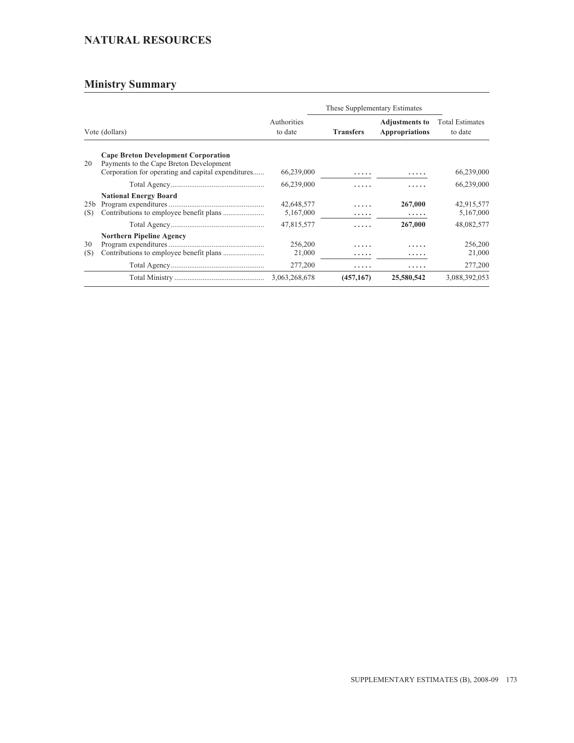## NATURAL RESOURCES

## Ministry Summary

| Vote (dollars) | | Authorities to date | These Supplementary Estimates | | Total Estimates to date |
|---|---|---|---|---|---|
| | | | **Transfers** | **Adjustments to Appropriations** | |
| | **Cape Breton Development Corporation** | | | | |
| 20 | Payments to the Cape Breton Development Corporation for operating and capital expenditures...... | 66,239,000 | ..... | ..... | 66,239,000 |
| | Total Agency.................................................. | 66,239,000 | ..... | ..... | 66,239,000 |
| | **National Energy Board** | | | | |
| 25b | Program expenditures .................................................. | 42,648,577 | ..... | **267,000** | 42,915,577 |
| (S) | Contributions to employee benefit plans ...................... | 5,167,000 | ..... | ..... | 5,167,000 |
| | Total Agency.................................................. | 47,815,577 | ..... | **267,000** | 48,082,577 |
| | **Northern Pipeline Agency** | | | | |
| 30 | Program expenditures .................................................. | 256,200 | ..... | ..... | 256,200 |
| (S) | Contributions to employee benefit plans ...................... | 21,000 | ..... | ..... | 21,000 |
| | Total Agency.................................................. | 277,200 | ..... | ..... | 277,200 |
| | Total Ministry ................................................ | 3,063,268,678 | **(457,167)** | **25,580,542** | 3,088,392,053 |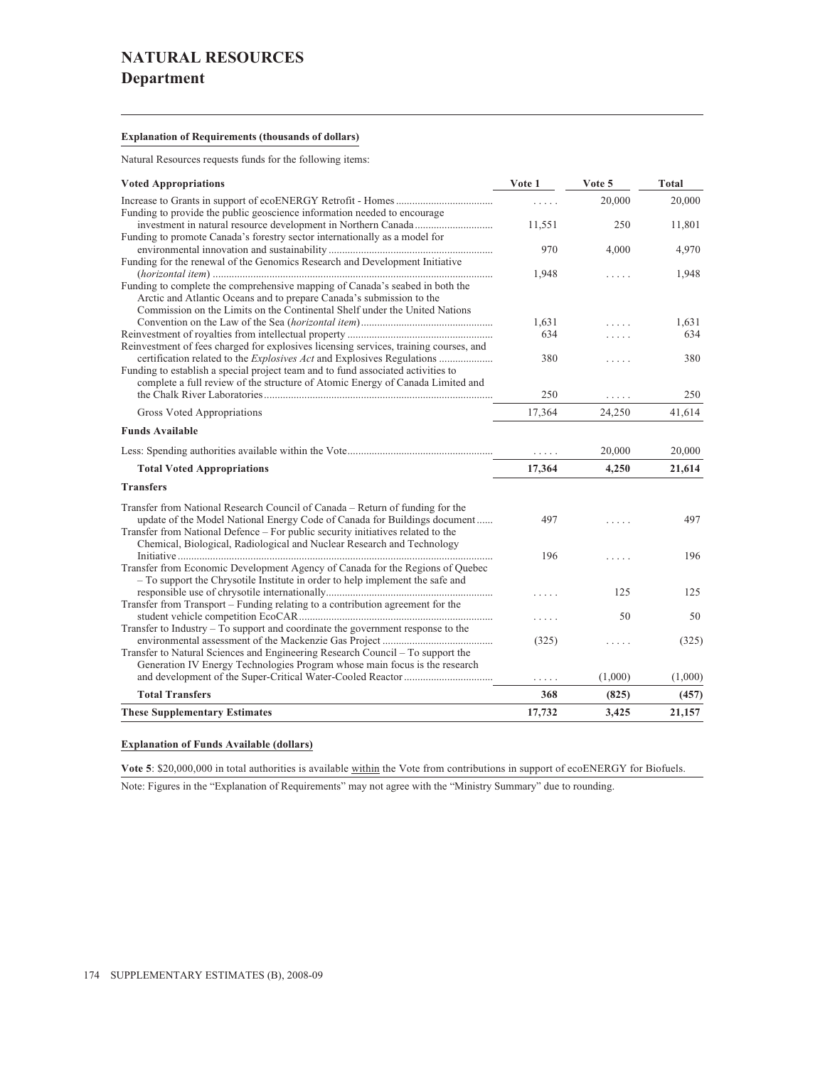# NATURAL RESOURCES
## Department

**Explanation of Requirements (thousands of dollars)**

Natural Resources requests funds for the following items:

| Voted Appropriations | Vote 1 | Vote 5 | Total |
|---|---|---|---|
| Increase to Grants in support of ecoENERGY Retrofit - Homes | ..... | 20,000 | 20,000 |
| Funding to provide the public geoscience information needed to encourage investment in natural resource development in Northern Canada | 11,551 | 250 | 11,801 |
| Funding to promote Canada's forestry sector internationally as a model for environmental innovation and sustainability | 970 | 4,000 | 4,970 |
| Funding for the renewal of the Genomics Research and Development Initiative (*horizontal item*) | 1,948 | ..... | 1,948 |
| Funding to complete the comprehensive mapping of Canada's seabed in both the Arctic and Atlantic Oceans and to prepare Canada's submission to the Commission on the Limits on the Continental Shelf under the United Nations Convention on the Law of the Sea (*horizontal item*) | 1,631 | ..... | 1,631 |
| Reinvestment of royalties from intellectual property | 634 | ..... | 634 |
| Reinvestment of fees charged for explosives licensing services, training courses, and certification related to the *Explosives Act* and Explosives Regulations | 380 | ..... | 380 |
| Funding to establish a special project team and to fund associated activities to complete a full review of the structure of Atomic Energy of Canada Limited and the Chalk River Laboratories | 250 | ..... | 250 |
| Gross Voted Appropriations | 17,364 | 24,250 | 41,614 |
| **Funds Available** | | | |
| Less: Spending authorities available within the Vote | ..... | 20,000 | 20,000 |
| **Total Voted Appropriations** | **17,364** | **4,250** | **21,614** |
| **Transfers** | | | |
| Transfer from National Research Council of Canada – Return of funding for the update of the Model National Energy Code of Canada for Buildings document | 497 | ..... | 497 |
| Transfer from National Defence – For public security initiatives related to the Chemical, Biological, Radiological and Nuclear Research and Technology Initiative | 196 | ..... | 196 |
| Transfer from Economic Development Agency of Canada for the Regions of Quebec – To support the Chrysotile Institute in order to help implement the safe and responsible use of chrysotile internationally | ..... | 125 | 125 |
| Transfer from Transport – Funding relating to a contribution agreement for the student vehicle competition EcoCAR | ..... | 50 | 50 |
| Transfer to Industry – To support and coordinate the government response to the environmental assessment of the Mackenzie Gas Project | (325) | ..... | (325) |
| Transfer to Natural Sciences and Engineering Research Council – To support the Generation IV Energy Technologies Program whose main focus is the research and development of the Super-Critical Water-Cooled Reactor | ..... | (1,000) | (1,000) |
| **Total Transfers** | **368** | **(825)** | **(457)** |
| **These Supplementary Estimates** | **17,732** | **3,425** | **21,157** |

**Explanation of Funds Available (dollars)**

**Vote 5**: $20,000,000 in total authorities is available within the Vote from contributions in support of ecoENERGY for Biofuels.

Note: Figures in the "Explanation of Requirements" may not agree with the "Ministry Summary" due to rounding.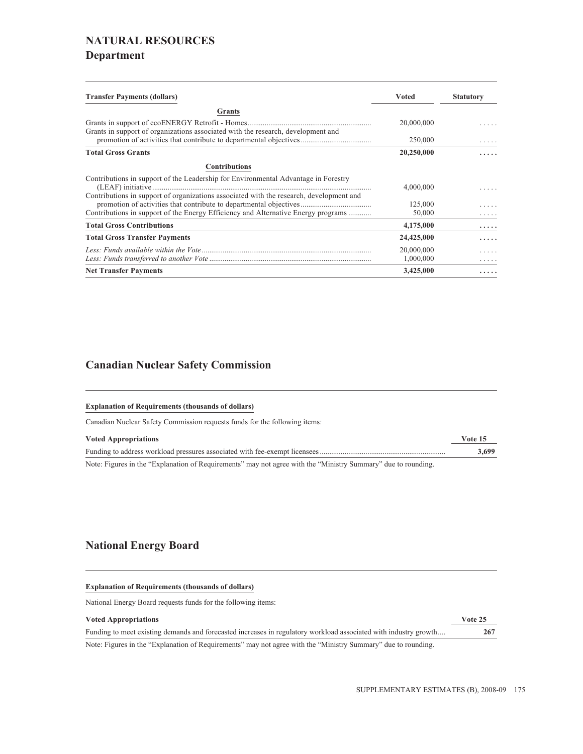# NATURAL RESOURCES

## Department

| Transfer Payments (dollars) | Voted | Statutory |
|---|---|---|
| **Grants** | | |
| Grants in support of ecoENERGY Retrofit - Homes | 20,000,000 | ..... |
| Grants in support of organizations associated with the research, development and promotion of activities that contribute to departmental objectives | 250,000 | ..... |
| **Total Gross Grants** | **20,250,000** | **.....** |
| **Contributions** | | |
| Contributions in support of the Leadership for Environmental Advantage in Forestry (LEAF) initiative | 4,000,000 | ..... |
| Contributions in support of organizations associated with the research, development and promotion of activities that contribute to departmental objectives | 125,000 | ..... |
| Contributions in support of the Energy Efficiency and Alternative Energy programs | 50,000 | ..... |
| **Total Gross Contributions** | **4,175,000** | **.....** |
| **Total Gross Transfer Payments** | **24,425,000** | **.....** |
| *Less: Funds available within the Vote* | 20,000,000 | ..... |
| *Less: Funds transferred to another Vote* | 1,000,000 | ..... |
| **Net Transfer Payments** | **3,425,000** | **.....** |

## Canadian Nuclear Safety Commission

**Explanation of Requirements (thousands of dollars)**

Canadian Nuclear Safety Commission requests funds for the following items:

| Voted Appropriations | Vote 15 |
|---|---|
| Funding to address workload pressures associated with fee-exempt licensees | **3,699** |

Note: Figures in the "Explanation of Requirements" may not agree with the "Ministry Summary" due to rounding.

## National Energy Board

**Explanation of Requirements (thousands of dollars)**

National Energy Board requests funds for the following items:

| Voted Appropriations | Vote 25 |
|---|---|
| Funding to meet existing demands and forecasted increases in regulatory workload associated with industry growth | **267** |

Note: Figures in the "Explanation of Requirements" may not agree with the "Ministry Summary" due to rounding.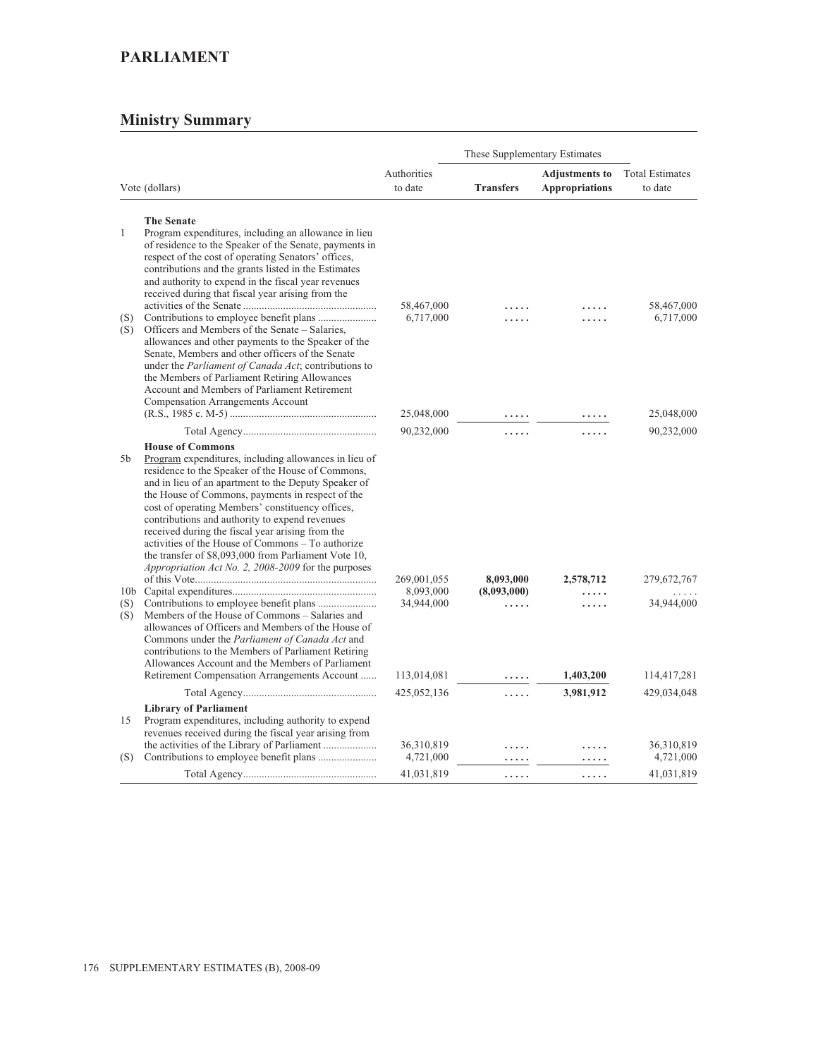# PARLIAMENT

## Ministry Summary

| Vote (dollars) | | Authorities to date | These Supplementary Estimates **Transfers** | **Adjustments to Appropriations** | Total Estimates to date |
|---|---|---|---|---|---|
| | **The Senate** | | | | |
| 1 | Program expenditures, including an allowance in lieu of residence to the Speaker of the Senate, payments in respect of the cost of operating Senators' offices, contributions and the grants listed in the Estimates and authority to expend in the fiscal year revenues received during that fiscal year arising from the activities of the Senate | 58,467,000 | ..... | ..... | 58,467,000 |
| (S) | Contributions to employee benefit plans | 6,717,000 | ..... | ..... | 6,717,000 |
| (S) | Officers and Members of the Senate – Salaries, allowances and other payments to the Speaker of the Senate, Members and other officers of the Senate under the *Parliament of Canada Act*; contributions to the Members of Parliament Retiring Allowances Account and Members of Parliament Retirement Compensation Arrangements Account (R.S., 1985 c. M-5) | 25,048,000 | ..... | ..... | 25,048,000 |
| | Total Agency | 90,232,000 | ..... | ..... | 90,232,000 |
| | **House of Commons** | | | | |
| 5b | Program expenditures, including allowances in lieu of residence to the Speaker of the House of Commons, and in lieu of an apartment to the Deputy Speaker of the House of Commons, payments in respect of the cost of operating Members' constituency offices, contributions and authority to expend revenues received during the fiscal year arising from the activities of the House of Commons – To authorize the transfer of $8,093,000 from Parliament Vote 10, *Appropriation Act No. 2, 2008-2009* for the purposes of this Vote | 269,001,055 | **8,093,000** | **2,578,712** | 279,672,767 |
| 10b | Capital expenditures | 8,093,000 | **(8,093,000)** | ..... | ..... |
| (S) | Contributions to employee benefit plans | 34,944,000 | ..... | ..... | 34,944,000 |
| (S) | Members of the House of Commons – Salaries and allowances of Officers and Members of the House of Commons under the *Parliament of Canada Act* and contributions to the Members of Parliament Retiring Allowances Account and the Members of Parliament Retirement Compensation Arrangements Account | 113,014,081 | ..... | **1,403,200** | 114,417,281 |
| | Total Agency | 425,052,136 | ..... | **3,981,912** | 429,034,048 |
| | **Library of Parliament** | | | | |
| 15 | Program expenditures, including authority to expend revenues received during the fiscal year arising from the activities of the Library of Parliament | 36,310,819 | ..... | ..... | 36,310,819 |
| (S) | Contributions to employee benefit plans | 4,721,000 | ..... | ..... | 4,721,000 |
| | Total Agency | 41,031,819 | ..... | ..... | 41,031,819 |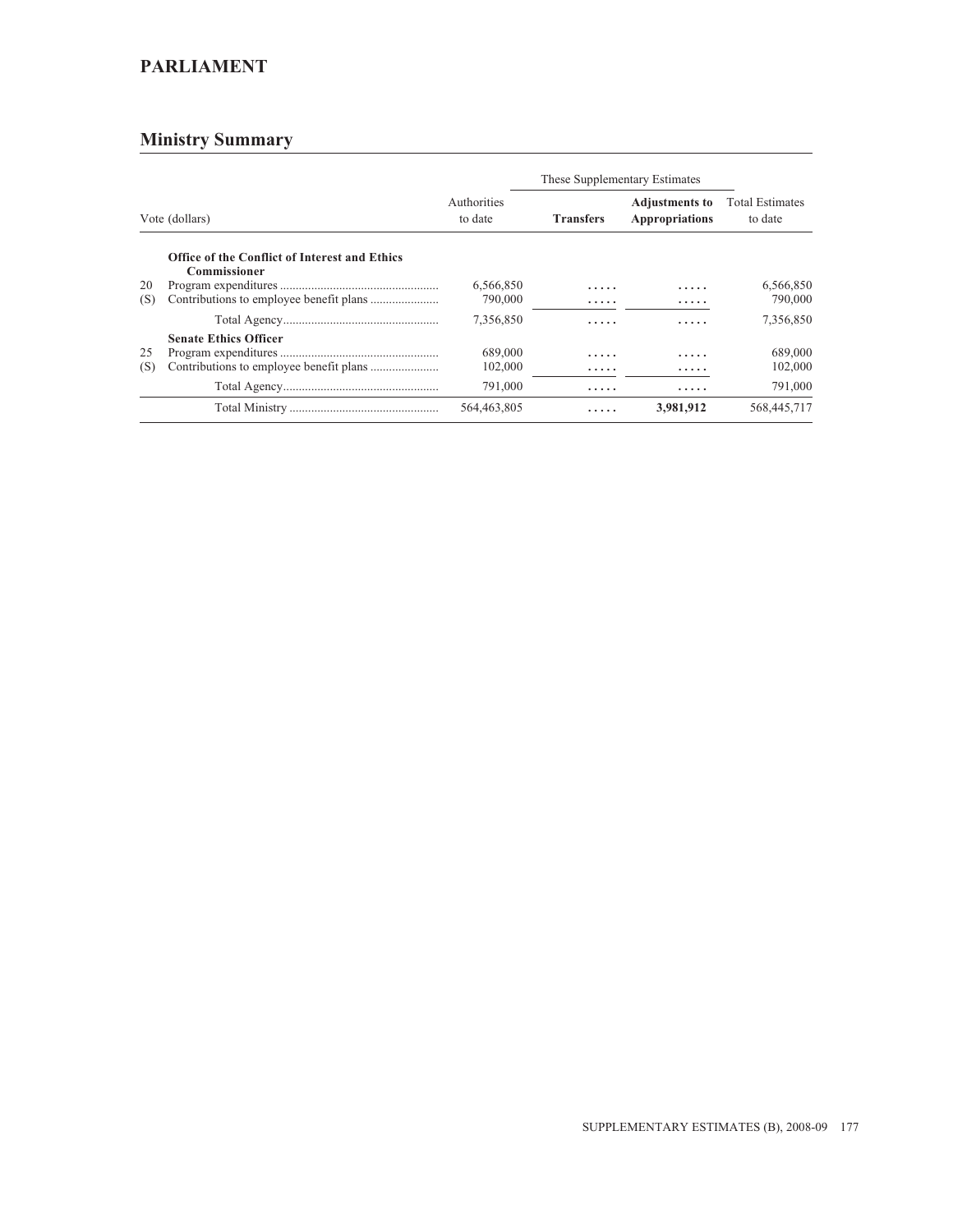# PARLIAMENT

## Ministry Summary

| Vote (dollars) | | Authorities to date | These Supplementary Estimates | | Total Estimates to date |
|---|---|---|---|---|---|
| | | | **Transfers** | **Adjustments to Appropriations** | |
| | **Office of the Conflict of Interest and Ethics Commissioner** | | | | |
| 20 | Program expenditures | 6,566,850 | ..... | ..... | 6,566,850 |
| (S) | Contributions to employee benefit plans | 790,000 | ..... | ..... | 790,000 |
| | Total Agency | 7,356,850 | ..... | ..... | 7,356,850 |
| | **Senate Ethics Officer** | | | | |
| 25 | Program expenditures | 689,000 | ..... | ..... | 689,000 |
| (S) | Contributions to employee benefit plans | 102,000 | ..... | ..... | 102,000 |
| | Total Agency | 791,000 | ..... | ..... | 791,000 |
| | Total Ministry | 564,463,805 | ..... | **3,981,912** | 568,445,717 |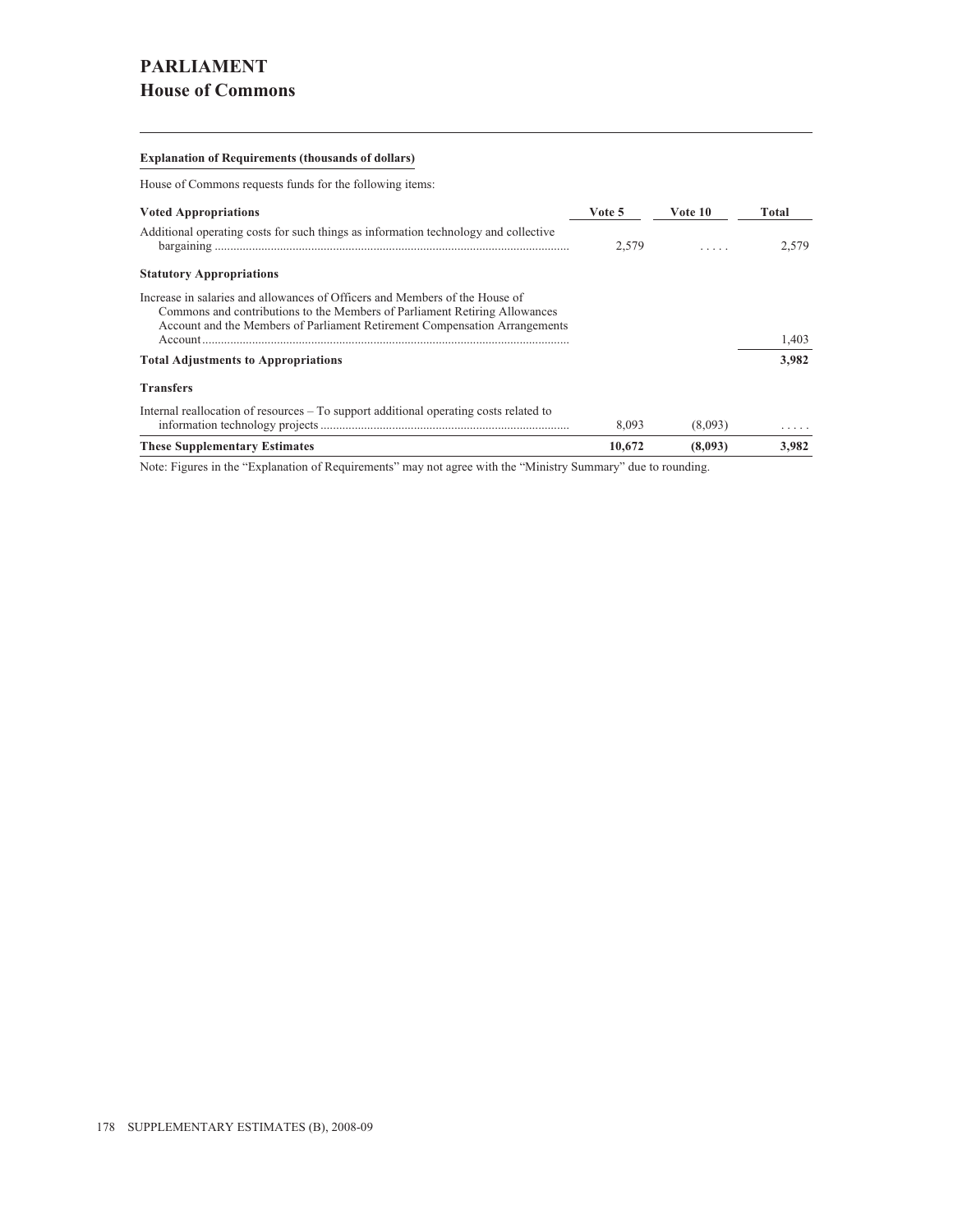# PARLIAMENT

## House of Commons

**Explanation of Requirements (thousands of dollars)**

House of Commons requests funds for the following items:

| Voted Appropriations | Vote 5 | Vote 10 | Total |
|---|---|---|---|
| Additional operating costs for such things as information technology and collective bargaining | 2,579 | . . . . . | 2,579 |
| **Statutory Appropriations** | | | |
| Increase in salaries and allowances of Officers and Members of the House of Commons and contributions to the Members of Parliament Retiring Allowances Account and the Members of Parliament Retirement Compensation Arrangements Account | | | 1,403 |
| **Total Adjustments to Appropriations** | | | **3,982** |
| **Transfers** | | | |
| Internal reallocation of resources – To support additional operating costs related to information technology projects | 8,093 | (8,093) | . . . . . |
| **These Supplementary Estimates** | **10,672** | **(8,093)** | **3,982** |

Note: Figures in the “Explanation of Requirements” may not agree with the “Ministry Summary” due to rounding.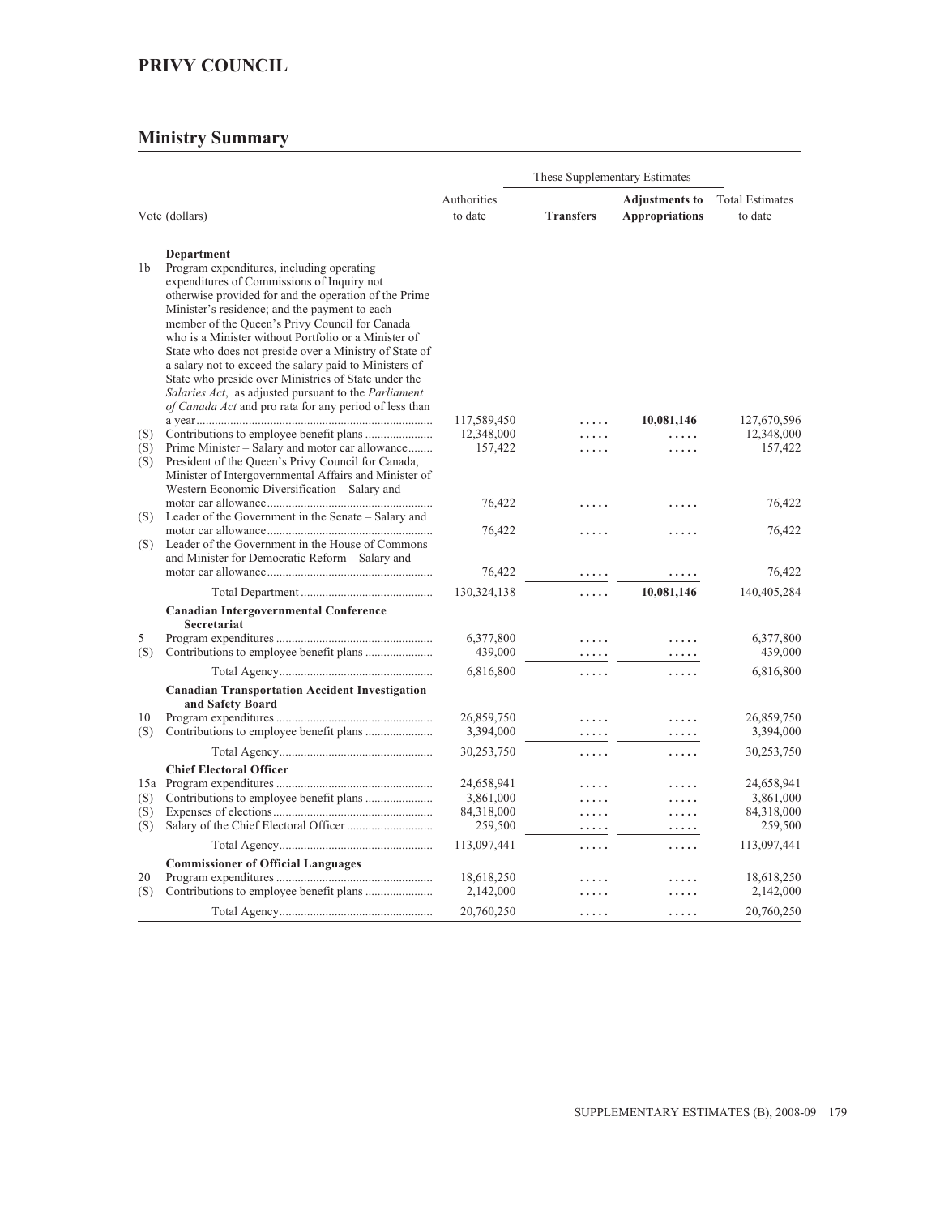## PRIVY COUNCIL

## Ministry Summary

| Vote (dollars) | | Authorities to date | These Supplementary Estimates | | Total Estimates to date |
|---|---|---|---|---|---|
| | | | **Transfers** | **Adjustments to Appropriations** | |
| | **Department** | | | | |
| 1b | Program expenditures, including operating expenditures of Commissions of Inquiry not otherwise provided for and the operation of the Prime Minister's residence; and the payment to each member of the Queen's Privy Council for Canada who is a Minister without Portfolio or a Minister of State who does not preside over a Ministry of State of a salary not to exceed the salary paid to Ministers of State who preside over Ministries of State under the *Salaries Act*, as adjusted pursuant to the *Parliament of Canada Act* and pro rata for any period of less than a year | 117,589,450 | ..... | **10,081,146** | 127,670,596 |
| (S) | Contributions to employee benefit plans | 12,348,000 | ..... | ..... | 12,348,000 |
| (S) | Prime Minister – Salary and motor car allowance | 157,422 | ..... | ..... | 157,422 |
| (S) | President of the Queen's Privy Council for Canada, Minister of Intergovernmental Affairs and Minister of Western Economic Diversification – Salary and motor car allowance | 76,422 | ..... | ..... | 76,422 |
| (S) | Leader of the Government in the Senate – Salary and motor car allowance | 76,422 | ..... | ..... | 76,422 |
| (S) | Leader of the Government in the House of Commons and Minister for Democratic Reform – Salary and motor car allowance | 76,422 | ..... | ..... | 76,422 |
| | Total Department | 130,324,138 | ..... | **10,081,146** | 140,405,284 |
| | **Canadian Intergovernmental Conference Secretariat** | | | | |
| 5 | Program expenditures | 6,377,800 | ..... | ..... | 6,377,800 |
| (S) | Contributions to employee benefit plans | 439,000 | ..... | ..... | 439,000 |
| | Total Agency | 6,816,800 | ..... | ..... | 6,816,800 |
| | **Canadian Transportation Accident Investigation and Safety Board** | | | | |
| 10 | Program expenditures | 26,859,750 | ..... | ..... | 26,859,750 |
| (S) | Contributions to employee benefit plans | 3,394,000 | ..... | ..... | 3,394,000 |
| | Total Agency | 30,253,750 | ..... | ..... | 30,253,750 |
| | **Chief Electoral Officer** | | | | |
| 15a | Program expenditures | 24,658,941 | ..... | ..... | 24,658,941 |
| (S) | Contributions to employee benefit plans | 3,861,000 | ..... | ..... | 3,861,000 |
| (S) | Expenses of elections | 84,318,000 | ..... | ..... | 84,318,000 |
| (S) | Salary of the Chief Electoral Officer | 259,500 | ..... | ..... | 259,500 |
| | Total Agency | 113,097,441 | ..... | ..... | 113,097,441 |
| | **Commissioner of Official Languages** | | | | |
| 20 | Program expenditures | 18,618,250 | ..... | ..... | 18,618,250 |
| (S) | Contributions to employee benefit plans | 2,142,000 | ..... | ..... | 2,142,000 |
| | Total Agency | 20,760,250 | ..... | ..... | 20,760,250 |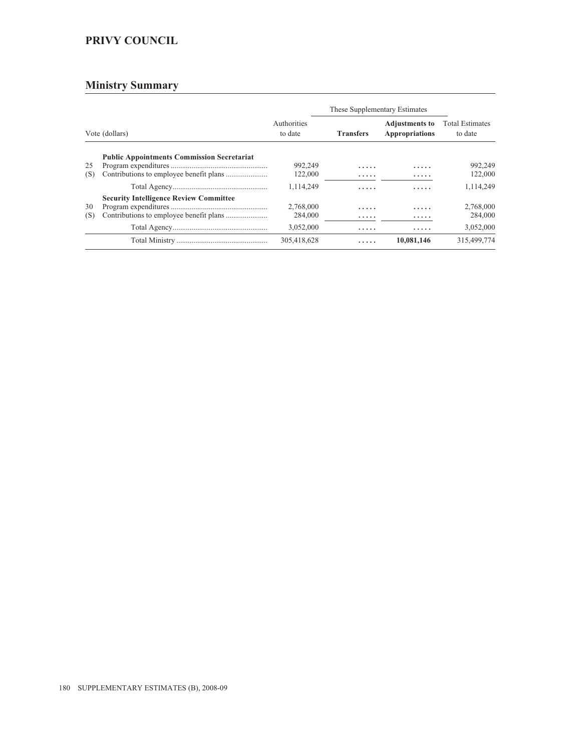## PRIVY COUNCIL

## Ministry Summary

| Vote (dollars) | | Authorities to date | These Supplementary Estimates | | Total Estimates to date |
|---|---|---|---|---|---|
| | | | **Transfers** | **Adjustments to Appropriations** | |
| | **Public Appointments Commission Secretariat** | | | | |
| 25 | Program expenditures | 992,249 | ..... | ..... | 992,249 |
| (S) | Contributions to employee benefit plans | 122,000 | ..... | ..... | 122,000 |
| | Total Agency | 1,114,249 | ..... | ..... | 1,114,249 |
| | **Security Intelligence Review Committee** | | | | |
| 30 | Program expenditures | 2,768,000 | ..... | ..... | 2,768,000 |
| (S) | Contributions to employee benefit plans | 284,000 | ..... | ..... | 284,000 |
| | Total Agency | 3,052,000 | ..... | ..... | 3,052,000 |
| | Total Ministry | 305,418,628 | ..... | **10,081,146** | 315,499,774 |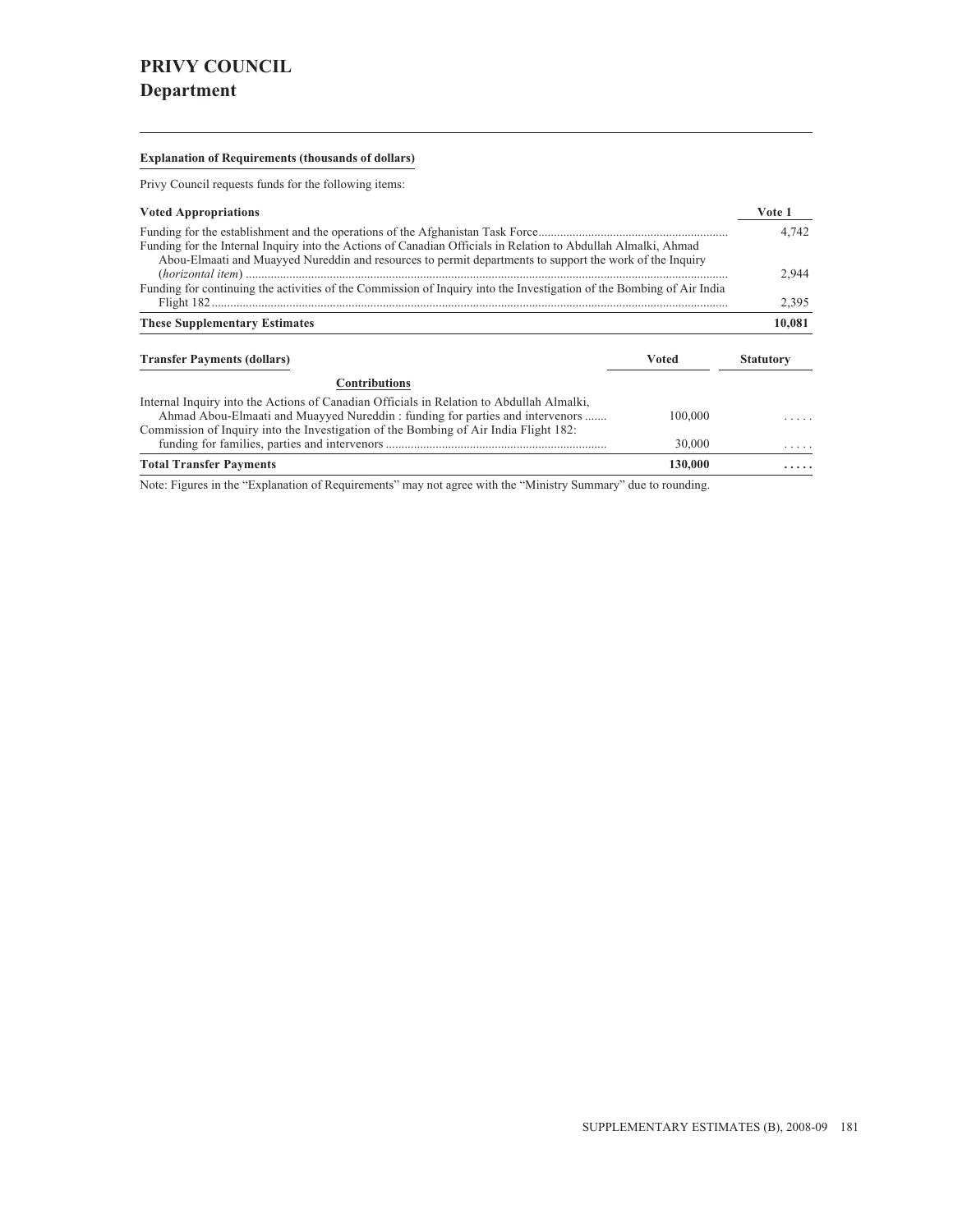# PRIVY COUNCIL
## Department

**Explanation of Requirements (thousands of dollars)**

Privy Council requests funds for the following items:

| Voted Appropriations | Vote 1 |
|---|---|
| Funding for the establishment and the operations of the Afghanistan Task Force | 4,742 |
| Funding for the Internal Inquiry into the Actions of Canadian Officials in Relation to Abdullah Almalki, Ahmad Abou-Elmaati and Muayyed Nureddin and resources to permit departments to support the work of the Inquiry (*horizontal item*) | 2,944 |
| Funding for continuing the activities of the Commission of Inquiry into the Investigation of the Bombing of Air India Flight 182 | 2,395 |
| **These Supplementary Estimates** | **10,081** |

| Transfer Payments (dollars) | Voted | Statutory |
|---|---|---|
| **Contributions** | | |
| Internal Inquiry into the Actions of Canadian Officials in Relation to Abdullah Almalki, Ahmad Abou-Elmaati and Muayyed Nureddin : funding for parties and intervenors | 100,000 | ..... |
| Commission of Inquiry into the Investigation of the Bombing of Air India Flight 182: funding for families, parties and intervenors | 30,000 | ..... |
| **Total Transfer Payments** | **130,000** | **.....** |

Note: Figures in the “Explanation of Requirements” may not agree with the “Ministry Summary” due to rounding.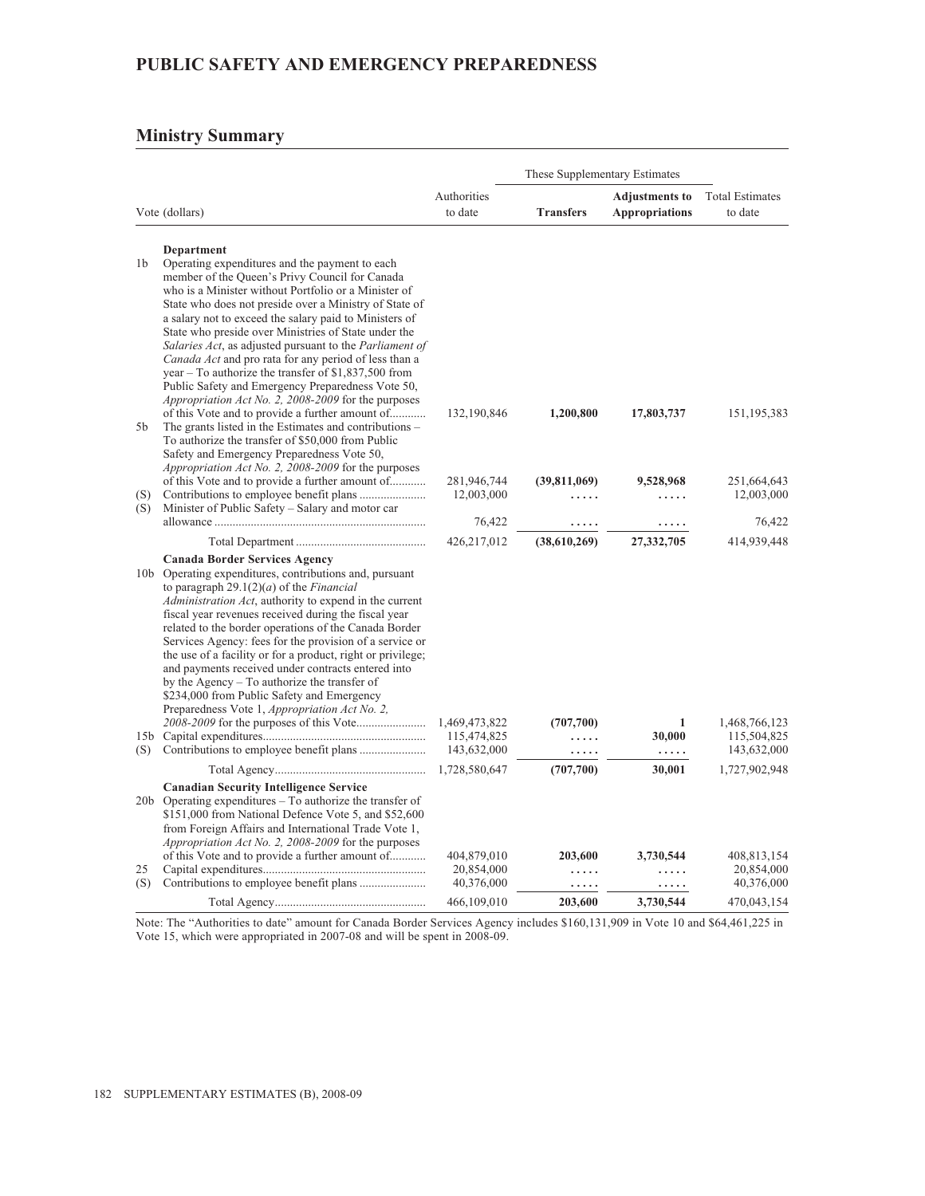## PUBLIC SAFETY AND EMERGENCY PREPAREDNESS

### Ministry Summary

| Vote (dollars) | | Authorities to date | These Supplementary Estimates | | Total Estimates to date |
|---|---|---|---|---|---|
| | | | **Transfers** | **Adjustments to Appropriations** | |
| | **Department** | | | | |
| 1b | Operating expenditures and the payment to each member of the Queen's Privy Council for Canada who is a Minister without Portfolio or a Minister of State who does not preside over a Ministry of State of a salary not to exceed the salary paid to Ministers of State who preside over Ministries of State under the *Salaries Act*, as adjusted pursuant to the *Parliament of Canada Act* and pro rata for any period of less than a year – To authorize the transfer of $1,837,500 from Public Safety and Emergency Preparedness Vote 50, *Appropriation Act No. 2, 2008-2009* for the purposes of this Vote and to provide a further amount of | 132,190,846 | **1,200,800** | **17,803,737** | 151,195,383 |
| 5b | The grants listed in the Estimates and contributions – To authorize the transfer of $50,000 from Public Safety and Emergency Preparedness Vote 50, *Appropriation Act No. 2, 2008-2009* for the purposes of this Vote and to provide a further amount of | 281,946,744 | **(39,811,069)** | **9,528,968** | 251,664,643 |
| (S) | Contributions to employee benefit plans | 12,003,000 | ..... | ..... | 12,003,000 |
| (S) | Minister of Public Safety – Salary and motor car allowance | 76,422 | ..... | ..... | 76,422 |
| | Total Department | 426,217,012 | (38,610,269) | 27,332,705 | 414,939,448 |
| | **Canada Border Services Agency** | | | | |
| 10b | Operating expenditures, contributions and, pursuant to paragraph 29.1(2)(*a*) of the *Financial Administration Act*, authority to expend in the current fiscal year revenues received during the fiscal year related to the border operations of the Canada Border Services Agency: fees for the provision of a service or the use of a facility or for a product, right or privilege; and payments received under contracts entered into by the Agency – To authorize the transfer of $234,000 from Public Safety and Emergency Preparedness Vote 1, *Appropriation Act No. 2, 2008-2009* for the purposes of this Vote | 1,469,473,822 | **(707,700)** | **1** | 1,468,766,123 |
| 15b | Capital expenditures | 115,474,825 | ..... | **30,000** | 115,504,825 |
| (S) | Contributions to employee benefit plans | 143,632,000 | ..... | ..... | 143,632,000 |
| | Total Agency | 1,728,580,647 | (707,700) | 30,001 | 1,727,902,948 |
| | **Canadian Security Intelligence Service** | | | | |
| 20b | Operating expenditures – To authorize the transfer of $151,000 from National Defence Vote 5, and $52,600 from Foreign Affairs and International Trade Vote 1, *Appropriation Act No. 2, 2008-2009* for the purposes of this Vote and to provide a further amount of | 404,879,010 | **203,600** | **3,730,544** | 408,813,154 |
| 25 | Capital expenditures | 20,854,000 | ..... | ..... | 20,854,000 |
| (S) | Contributions to employee benefit plans | 40,376,000 | ..... | ..... | 40,376,000 |
| | Total Agency | 466,109,010 | 203,600 | 3,730,544 | 470,043,154 |

Note: The "Authorities to date" amount for Canada Border Services Agency includes $160,131,909 in Vote 10 and $64,461,225 in Vote 15, which were appropriated in 2007-08 and will be spent in 2008-09.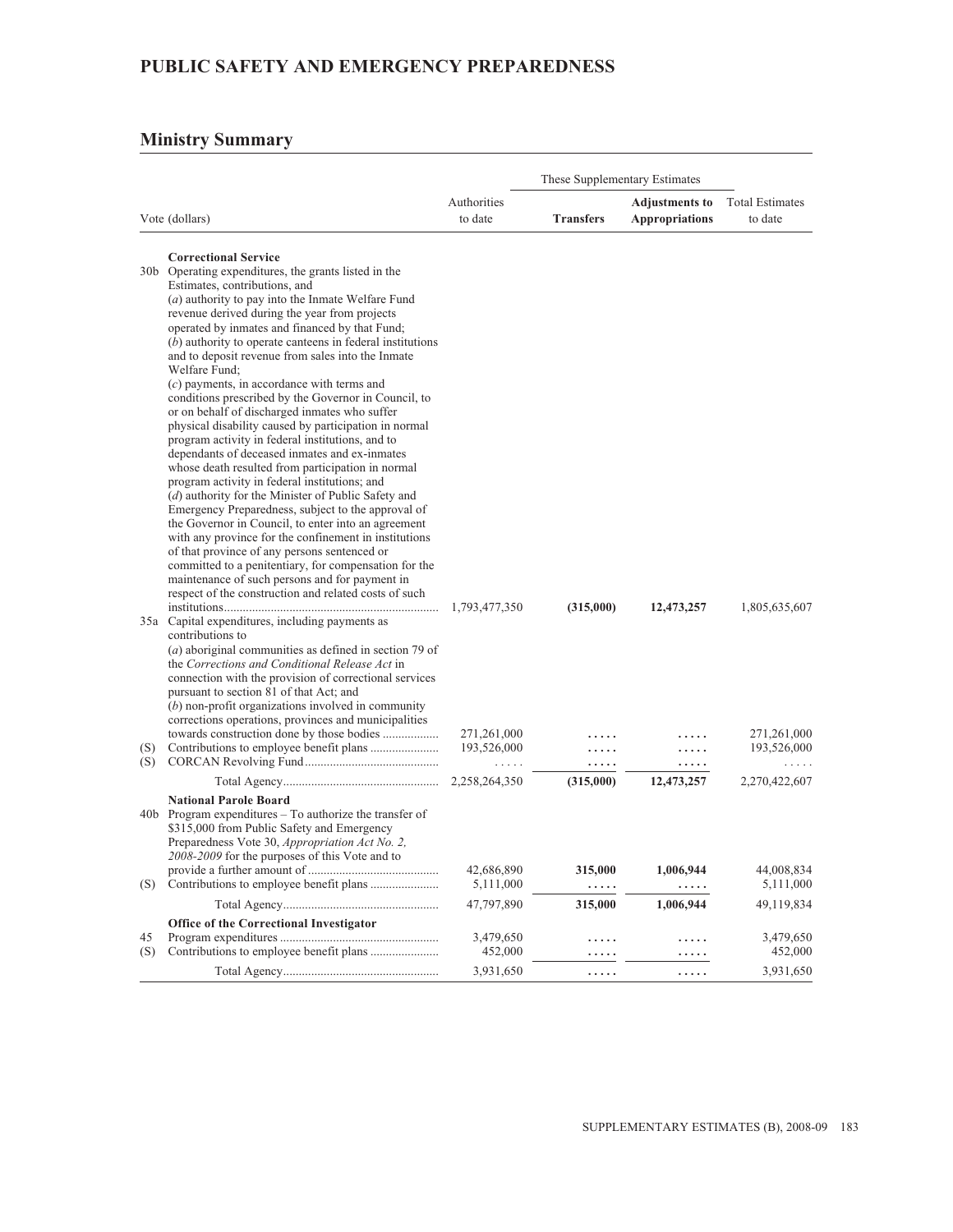# PUBLIC SAFETY AND EMERGENCY PREPAREDNESS

## Ministry Summary

| | Vote (dollars) | Authorities to date | These Supplementary Estimates – Transfers | These Supplementary Estimates – Adjustments to Appropriations | Total Estimates to date |
|---|---|---|---|---|---|
| | **Correctional Service** | | | | |
| 30b | Operating expenditures, the grants listed in the Estimates, contributions, and (*a*) authority to pay into the Inmate Welfare Fund revenue derived during the year from projects operated by inmates and financed by that Fund; (*b*) authority to operate canteens in federal institutions and to deposit revenue from sales into the Inmate Welfare Fund; (*c*) payments, in accordance with terms and conditions prescribed by the Governor in Council, to or on behalf of discharged inmates who suffer physical disability caused by participation in normal program activity in federal institutions, and to dependants of deceased inmates and ex-inmates whose death resulted from participation in normal program activity in federal institutions; and (*d*) authority for the Minister of Public Safety and Emergency Preparedness, subject to the approval of the Governor in Council, to enter into an agreement with any province for the confinement in institutions of that province of any persons sentenced or committed to a penitentiary, for compensation for the maintenance of such persons and for payment in respect of the construction and related costs of such institutions | 1,793,477,350 | **(315,000)** | **12,473,257** | 1,805,635,607 |
| 35a | Capital expenditures, including payments as contributions to (*a*) aboriginal communities as defined in section 79 of the *Corrections and Conditional Release Act* in connection with the provision of correctional services pursuant to section 81 of that Act; and (*b*) non-profit organizations involved in community corrections operations, provinces and municipalities towards construction done by those bodies | 271,261,000 | ..... | ..... | 271,261,000 |
| (S) | Contributions to employee benefit plans | 193,526,000 | ..... | ..... | 193,526,000 |
| (S) | CORCAN Revolving Fund | ..... | ..... | ..... | ..... |
| | Total Agency | 2,258,264,350 | **(315,000)** | **12,473,257** | 2,270,422,607 |
| | **National Parole Board** | | | | |
| 40b | Program expenditures – To authorize the transfer of $315,000 from Public Safety and Emergency Preparedness Vote 30, *Appropriation Act No. 2, 2008-2009* for the purposes of this Vote and to provide a further amount of | 42,686,890 | **315,000** | **1,006,944** | 44,008,834 |
| (S) | Contributions to employee benefit plans | 5,111,000 | ..... | ..... | 5,111,000 |
| | Total Agency | 47,797,890 | **315,000** | **1,006,944** | 49,119,834 |
| | **Office of the Correctional Investigator** | | | | |
| 45 | Program expenditures | 3,479,650 | ..... | ..... | 3,479,650 |
| (S) | Contributions to employee benefit plans | 452,000 | ..... | ..... | 452,000 |
| | Total Agency | 3,931,650 | ..... | ..... | 3,931,650 |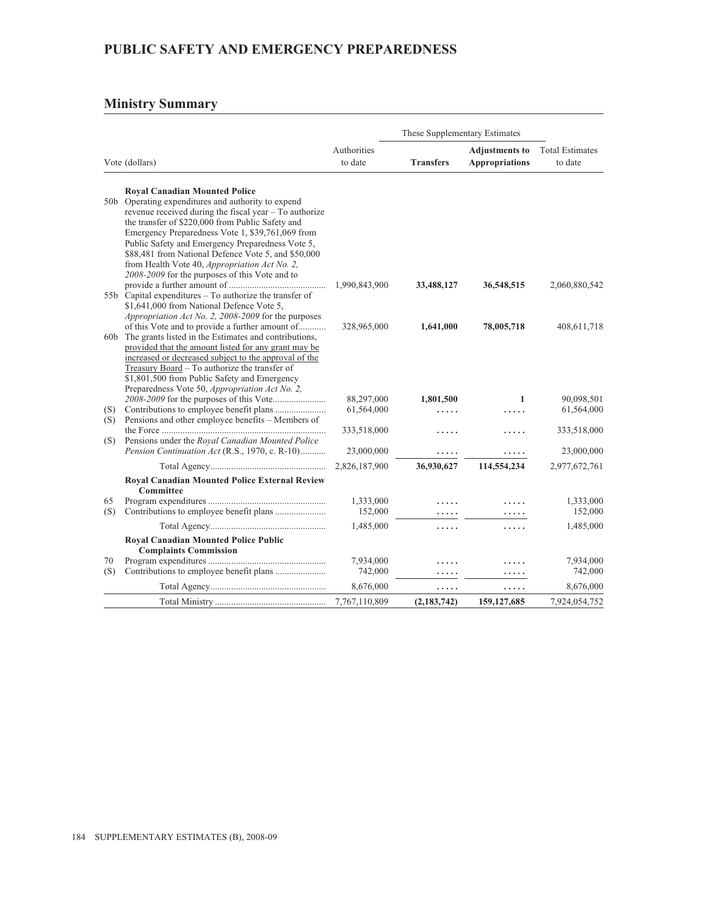## PUBLIC SAFETY AND EMERGENCY PREPAREDNESS

## Ministry Summary

| Vote (dollars) | | Authorities to date | These Supplementary Estimates Transfers | These Supplementary Estimates Adjustments to Appropriations | Total Estimates to date |
|---|---|---|---|---|---|
| | **Royal Canadian Mounted Police** | | | | |
| 50b | Operating expenditures and authority to expend revenue received during the fiscal year – To authorize the transfer of $220,000 from Public Safety and Emergency Preparedness Vote 1, $39,761,069 from Public Safety and Emergency Preparedness Vote 5, $88,481 from National Defence Vote 5, and $50,000 from Health Vote 40, *Appropriation Act No. 2, 2008-2009* for the purposes of this Vote and to provide a further amount of | 1,990,843,900 | **33,488,127** | **36,548,515** | 2,060,880,542 |
| 55b | Capital expenditures – To authorize the transfer of $1,641,000 from National Defence Vote 5, *Appropriation Act No. 2, 2008-2009* for the purposes of this Vote and to provide a further amount of | 328,965,000 | **1,641,000** | **78,005,718** | 408,611,718 |
| 60b | The grants listed in the Estimates and contributions, provided that the amount listed for any grant may be increased or decreased subject to the approval of the Treasury Board – To authorize the transfer of $1,801,500 from Public Safety and Emergency Preparedness Vote 50, *Appropriation Act No. 2, 2008-2009* for the purposes of this Vote | 88,297,000 | **1,801,500** | **1** | 90,098,501 |
| (S) | Contributions to employee benefit plans | 61,564,000 | ..... | ..... | 61,564,000 |
| (S) | Pensions and other employee benefits – Members of the Force | 333,518,000 | ..... | ..... | 333,518,000 |
| (S) | Pensions under the *Royal Canadian Mounted Police Pension Continuation Act* (R.S., 1970, c. R-10) | 23,000,000 | ..... | ..... | 23,000,000 |
| | Total Agency | 2,826,187,900 | **36,930,627** | **114,554,234** | 2,977,672,761 |
| | **Royal Canadian Mounted Police External Review Committee** | | | | |
| 65 | Program expenditures | 1,333,000 | ..... | ..... | 1,333,000 |
| (S) | Contributions to employee benefit plans | 152,000 | ..... | ..... | 152,000 |
| | Total Agency | 1,485,000 | ..... | ..... | 1,485,000 |
| | **Royal Canadian Mounted Police Public Complaints Commission** | | | | |
| 70 | Program expenditures | 7,934,000 | ..... | ..... | 7,934,000 |
| (S) | Contributions to employee benefit plans | 742,000 | ..... | ..... | 742,000 |
| | Total Agency | 8,676,000 | ..... | ..... | 8,676,000 |
| | Total Ministry | 7,767,110,809 | **(2,183,742)** | **159,127,685** | 7,924,054,752 |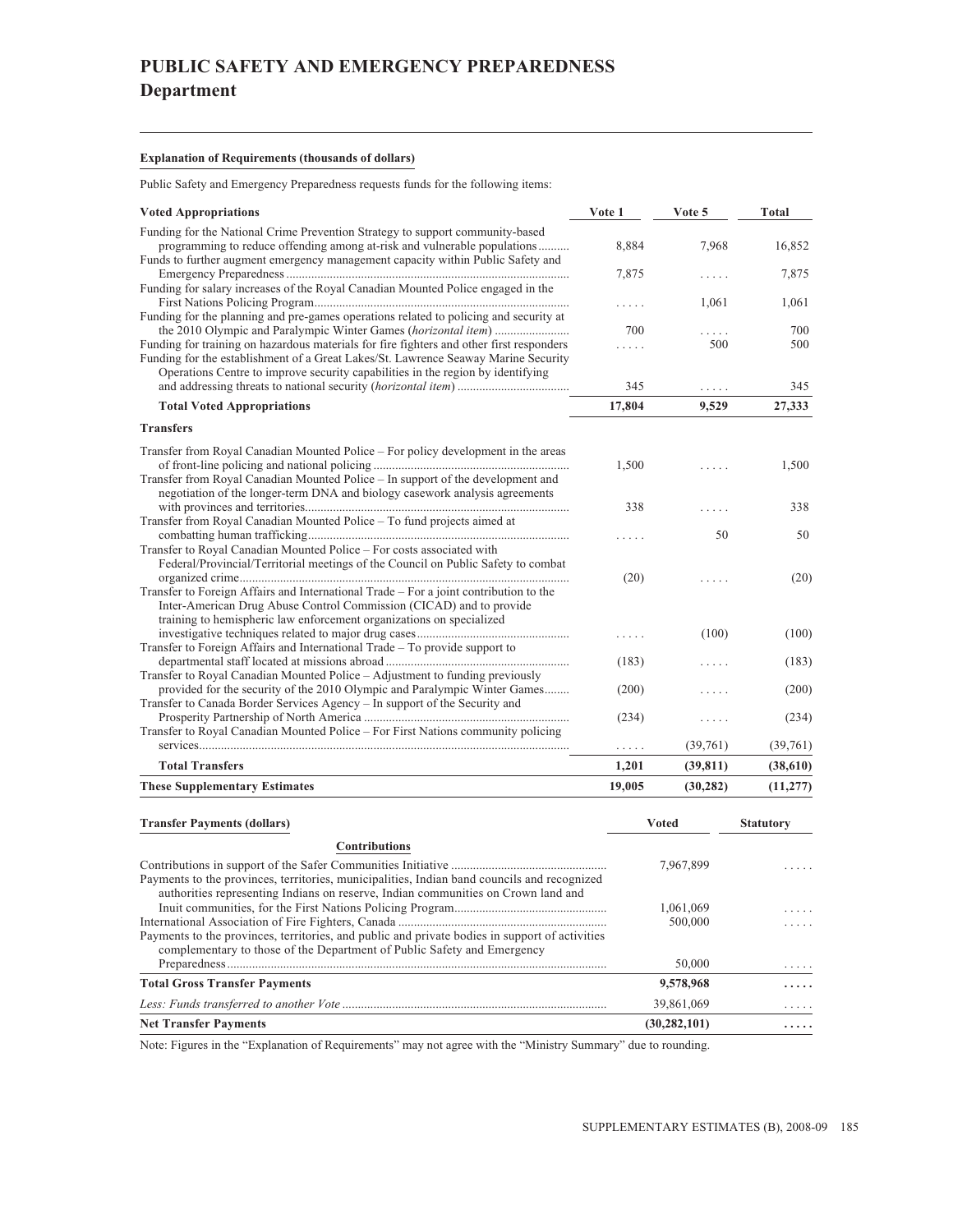# PUBLIC SAFETY AND EMERGENCY PREPAREDNESS
## Department

**Explanation of Requirements (thousands of dollars)**

Public Safety and Emergency Preparedness requests funds for the following items:

| Voted Appropriations | Vote 1 | Vote 5 | Total |
|---|---|---|---|
| Funding for the National Crime Prevention Strategy to support community-based programming to reduce offending among at-risk and vulnerable populations | 8,884 | 7,968 | 16,852 |
| Funds to further augment emergency management capacity within Public Safety and Emergency Preparedness | 7,875 | ..... | 7,875 |
| Funding for salary increases of the Royal Canadian Mounted Police engaged in the First Nations Policing Program | ..... | 1,061 | 1,061 |
| Funding for the planning and pre-games operations related to policing and security at the 2010 Olympic and Paralympic Winter Games (*horizontal item*) | 700 | ..... | 700 |
| Funding for training on hazardous materials for fire fighters and other first responders | ..... | 500 | 500 |
| Funding for the establishment of a Great Lakes/St. Lawrence Seaway Marine Security Operations Centre to improve security capabilities in the region by identifying and addressing threats to national security (*horizontal item*) | 345 | ..... | 345 |
| **Total Voted Appropriations** | **17,804** | **9,529** | **27,333** |
| **Transfers** | | | |
| Transfer from Royal Canadian Mounted Police – For policy development in the areas of front-line policing and national policing | 1,500 | ..... | 1,500 |
| Transfer from Royal Canadian Mounted Police – In support of the development and negotiation of the longer-term DNA and biology casework analysis agreements with provinces and territories | 338 | ..... | 338 |
| Transfer from Royal Canadian Mounted Police – To fund projects aimed at combatting human trafficking | ..... | 50 | 50 |
| Transfer to Royal Canadian Mounted Police – For costs associated with Federal/Provincial/Territorial meetings of the Council on Public Safety to combat organized crime | (20) | ..... | (20) |
| Transfer to Foreign Affairs and International Trade – For a joint contribution to the Inter-American Drug Abuse Control Commission (CICAD) and to provide training to hemispheric law enforcement organizations on specialized investigative techniques related to major drug cases | ..... | (100) | (100) |
| Transfer to Foreign Affairs and International Trade – To provide support to departmental staff located at missions abroad | (183) | ..... | (183) |
| Transfer to Royal Canadian Mounted Police – Adjustment to funding previously provided for the security of the 2010 Olympic and Paralympic Winter Games | (200) | ..... | (200) |
| Transfer to Canada Border Services Agency – In support of the Security and Prosperity Partnership of North America | (234) | ..... | (234) |
| Transfer to Royal Canadian Mounted Police – For First Nations community policing services | ..... | (39,761) | (39,761) |
| **Total Transfers** | **1,201** | **(39,811)** | **(38,610)** |
| **These Supplementary Estimates** | **19,005** | **(30,282)** | **(11,277)** |

| Transfer Payments (dollars) | Voted | Statutory |
|---|---|---|
| **Contributions** | | |
| Contributions in support of the Safer Communities Initiative | 7,967,899 | ..... |
| Payments to the provinces, territories, municipalities, Indian band councils and recognized authorities representing Indians on reserve, Indian communities on Crown land and Inuit communities, for the First Nations Policing Program | 1,061,069 | ..... |
| International Association of Fire Fighters, Canada | 500,000 | ..... |
| Payments to the provinces, territories, and public and private bodies in support of activities complementary to those of the Department of Public Safety and Emergency Preparedness | 50,000 | ..... |
| **Total Gross Transfer Payments** | **9,578,968** | **.....** |
| *Less: Funds transferred to another Vote* | 39,861,069 | ..... |
| **Net Transfer Payments** | **(30,282,101)** | **.....** |

Note: Figures in the "Explanation of Requirements" may not agree with the "Ministry Summary" due to rounding.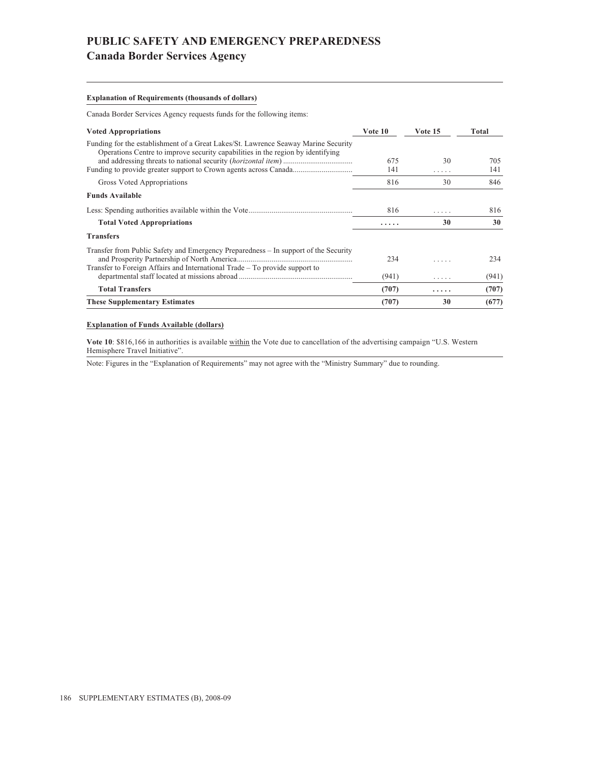# PUBLIC SAFETY AND EMERGENCY PREPAREDNESS
## Canada Border Services Agency

**Explanation of Requirements (thousands of dollars)**

Canada Border Services Agency requests funds for the following items:

| Voted Appropriations | Vote 10 | Vote 15 | Total |
|---|---|---|---|
| Funding for the establishment of a Great Lakes/St. Lawrence Seaway Marine Security Operations Centre to improve security capabilities in the region by identifying and addressing threats to national security (*horizontal item*) | 675 | 30 | 705 |
| Funding to provide greater support to Crown agents across Canada | 141 | ..... | 141 |
| Gross Voted Appropriations | 816 | 30 | 846 |
| **Funds Available** | | | |
| Less: Spending authorities available within the Vote | 816 | ..... | 816 |
| **Total Voted Appropriations** | **.....** | **30** | **30** |
| **Transfers** | | | |
| Transfer from Public Safety and Emergency Preparedness – In support of the Security and Prosperity Partnership of North America | 234 | ..... | 234 |
| Transfer to Foreign Affairs and International Trade – To provide support to departmental staff located at missions abroad | (941) | ..... | (941) |
| **Total Transfers** | **(707)** | **.....** | **(707)** |
| **These Supplementary Estimates** | **(707)** | **30** | **(677)** |

**Explanation of Funds Available (dollars)**

**Vote 10**: $816,166 in authorities is available within the Vote due to cancellation of the advertising campaign "U.S. Western Hemisphere Travel Initiative".

Note: Figures in the "Explanation of Requirements" may not agree with the "Ministry Summary" due to rounding.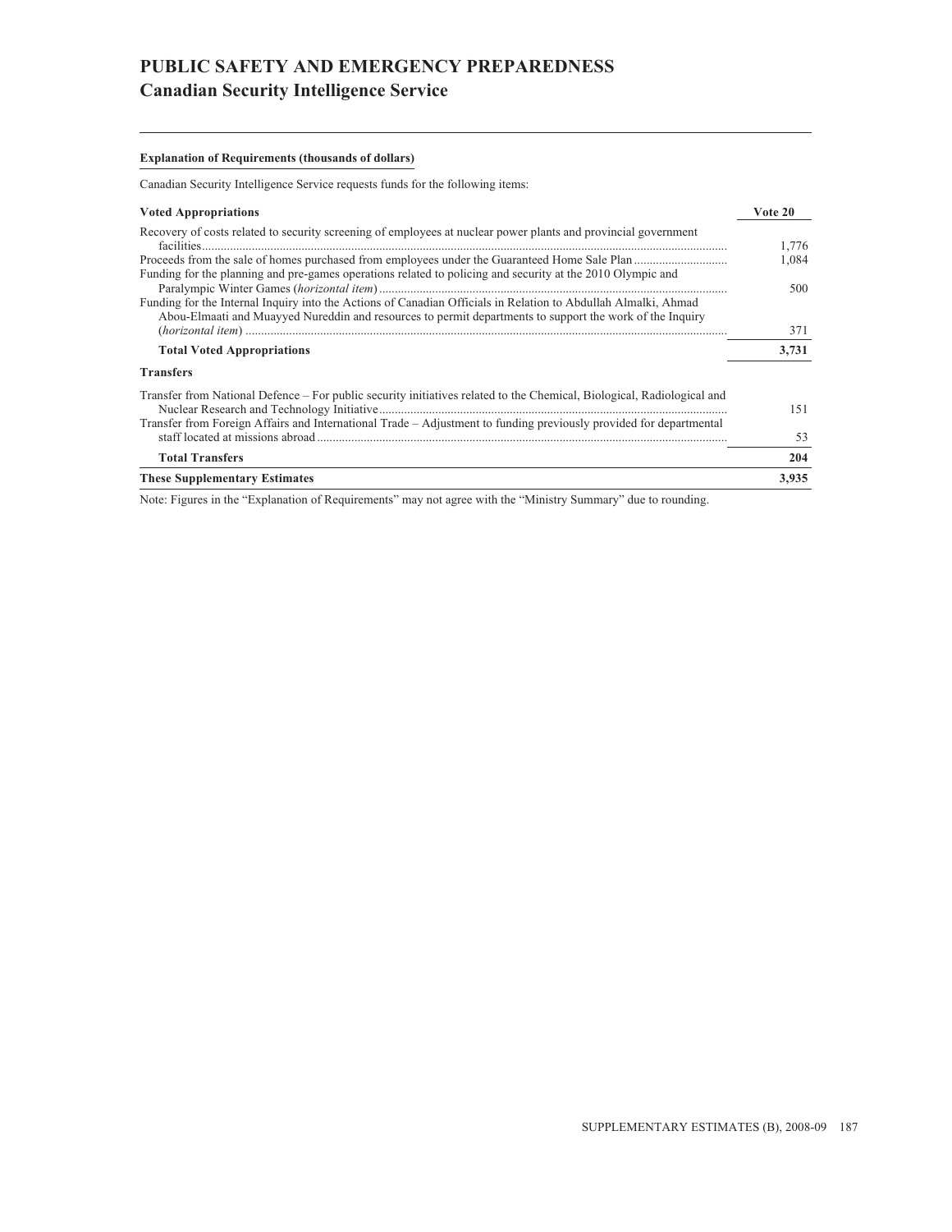# PUBLIC SAFETY AND EMERGENCY PREPAREDNESS

## Canadian Security Intelligence Service

**Explanation of Requirements (thousands of dollars)**

Canadian Security Intelligence Service requests funds for the following items:

| **Voted Appropriations** | **Vote 20** |
|---|---|
| Recovery of costs related to security screening of employees at nuclear power plants and provincial government facilities | 1,776 |
| Proceeds from the sale of homes purchased from employees under the Guaranteed Home Sale Plan | 1,084 |
| Funding for the planning and pre-games operations related to policing and security at the 2010 Olympic and Paralympic Winter Games (*horizontal item*) | 500 |
| Funding for the Internal Inquiry into the Actions of Canadian Officials in Relation to Abdullah Almalki, Ahmad Abou-Elmaati and Muayyed Nureddin and resources to permit departments to support the work of the Inquiry (*horizontal item*) | 371 |
| **Total Voted Appropriations** | **3,731** |
| **Transfers** | |
| Transfer from National Defence – For public security initiatives related to the Chemical, Biological, Radiological and Nuclear Research and Technology Initiative | 151 |
| Transfer from Foreign Affairs and International Trade – Adjustment to funding previously provided for departmental staff located at missions abroad | 53 |
| **Total Transfers** | **204** |
| **These Supplementary Estimates** | **3,935** |

Note: Figures in the "Explanation of Requirements" may not agree with the "Ministry Summary" due to rounding.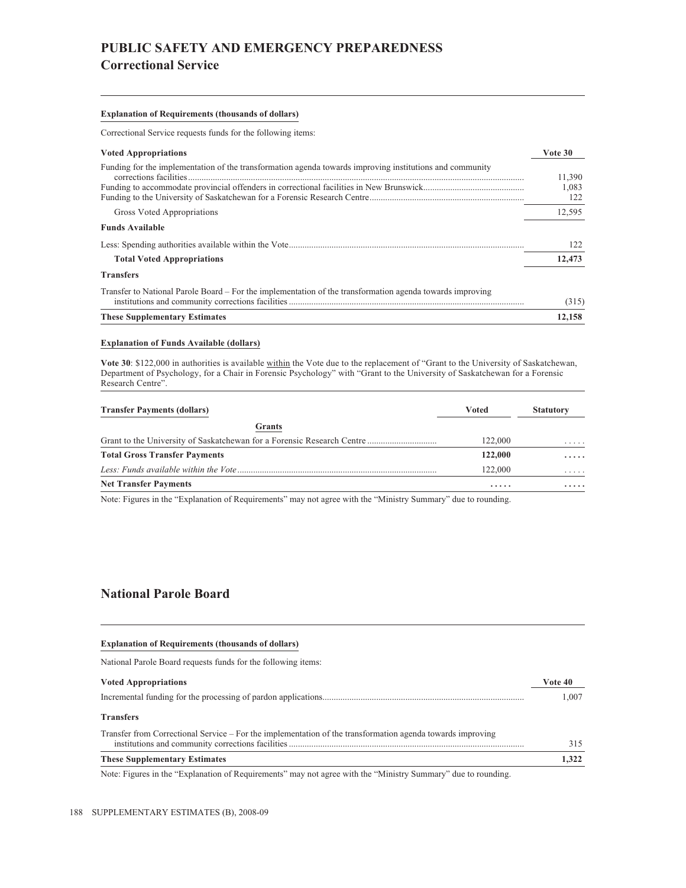# PUBLIC SAFETY AND EMERGENCY PREPAREDNESS

## Correctional Service

**Explanation of Requirements (thousands of dollars)**

Correctional Service requests funds for the following items:

| **Voted Appropriations** | **Vote 30** |
|---|---|
| Funding for the implementation of the transformation agenda towards improving institutions and community corrections facilities | 11,390 |
| Funding to accommodate provincial offenders in correctional facilities in New Brunswick | 1,083 |
| Funding to the University of Saskatchewan for a Forensic Research Centre | 122 |
| Gross Voted Appropriations | 12,595 |
| **Funds Available** | |
| Less: Spending authorities available within the Vote | 122 |
| **Total Voted Appropriations** | **12,473** |
| **Transfers** | |
| Transfer to National Parole Board – For the implementation of the transformation agenda towards improving institutions and community corrections facilities | (315) |
| **These Supplementary Estimates** | **12,158** |

**Explanation of Funds Available (dollars)**

**Vote 30**: $122,000 in authorities is available within the Vote due to the replacement of "Grant to the University of Saskatchewan, Department of Psychology, for a Chair in Forensic Psychology" with "Grant to the University of Saskatchewan for a Forensic Research Centre".

| **Transfer Payments (dollars)** | **Voted** | **Statutory** |
|---|---|---|
| **Grants** | | |
| Grant to the University of Saskatchewan for a Forensic Research Centre | 122,000 | ..... |
| **Total Gross Transfer Payments** | **122,000** | **.....** |
| *Less: Funds available within the Vote* | 122,000 | ..... |
| **Net Transfer Payments** | **.....** | **.....** |

Note: Figures in the "Explanation of Requirements" may not agree with the "Ministry Summary" due to rounding.

## National Parole Board

**Explanation of Requirements (thousands of dollars)**

National Parole Board requests funds for the following items:

| **Voted Appropriations** | **Vote 40** |
|---|---|
| Incremental funding for the processing of pardon applications | 1,007 |
| **Transfers** | |
| Transfer from Correctional Service – For the implementation of the transformation agenda towards improving institutions and community corrections facilities | 315 |
| **These Supplementary Estimates** | **1,322** |

Note: Figures in the "Explanation of Requirements" may not agree with the "Ministry Summary" due to rounding.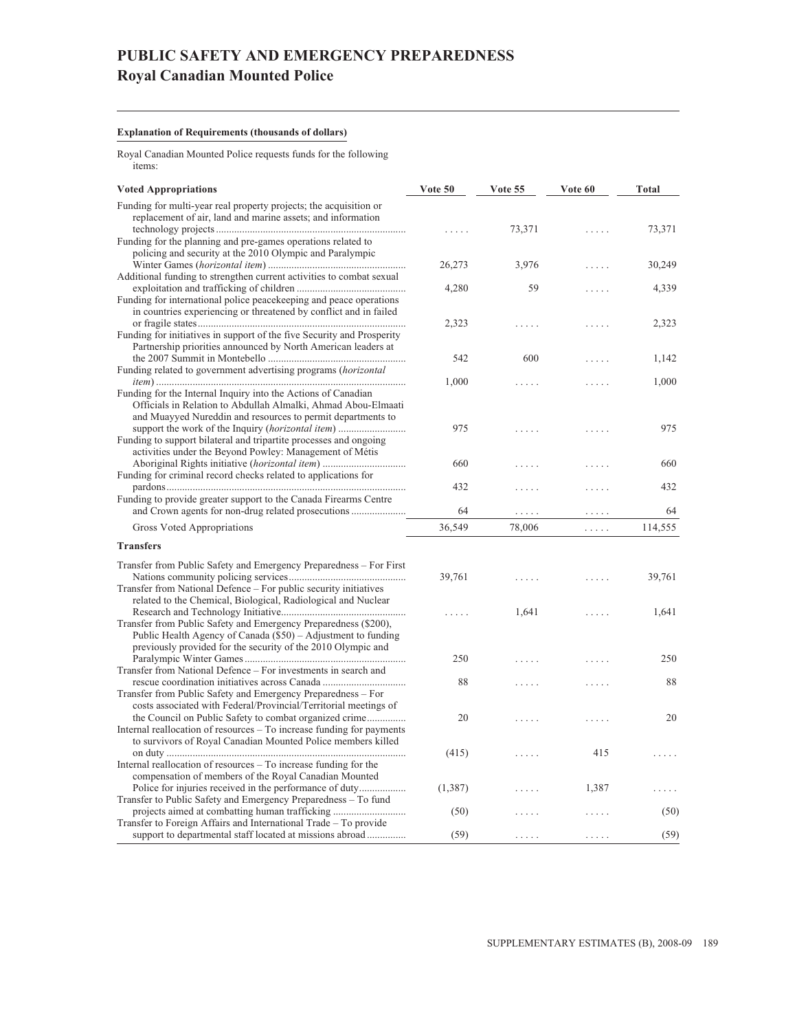# PUBLIC SAFETY AND EMERGENCY PREPAREDNESS
## Royal Canadian Mounted Police

**Explanation of Requirements (thousands of dollars)**

Royal Canadian Mounted Police requests funds for the following items:

| Voted Appropriations | Vote 50 | Vote 55 | Vote 60 | Total |
|---|---|---|---|---|
| Funding for multi-year real property projects; the acquisition or replacement of air, land and marine assets; and information technology projects | ..... | 73,371 | ..... | 73,371 |
| Funding for the planning and pre-games operations related to policing and security at the 2010 Olympic and Paralympic Winter Games (*horizontal item*) | 26,273 | 3,976 | ..... | 30,249 |
| Additional funding to strengthen current activities to combat sexual exploitation and trafficking of children | 4,280 | 59 | ..... | 4,339 |
| Funding for international police peacekeeping and peace operations in countries experiencing or threatened by conflict and in failed or fragile states | 2,323 | ..... | ..... | 2,323 |
| Funding for initiatives in support of the five Security and Prosperity Partnership priorities announced by North American leaders at the 2007 Summit in Montebello | 542 | 600 | ..... | 1,142 |
| Funding related to government advertising programs (*horizontal item*) | 1,000 | ..... | ..... | 1,000 |
| Funding for the Internal Inquiry into the Actions of Canadian Officials in Relation to Abdullah Almalki, Ahmad Abou-Elmaati and Muayyed Nureddin and resources to permit departments to support the work of the Inquiry (*horizontal item*) | 975 | ..... | ..... | 975 |
| Funding to support bilateral and tripartite processes and ongoing activities under the Beyond Powley: Management of Métis Aboriginal Rights initiative (*horizontal item*) | 660 | ..... | ..... | 660 |
| Funding for criminal record checks related to applications for pardons | 432 | ..... | ..... | 432 |
| Funding to provide greater support to the Canada Firearms Centre and Crown agents for non-drug related prosecutions | 64 | ..... | ..... | 64 |
| Gross Voted Appropriations | 36,549 | 78,006 | ..... | 114,555 |
| **Transfers** | | | | |
| Transfer from Public Safety and Emergency Preparedness – For First Nations community policing services | 39,761 | ..... | ..... | 39,761 |
| Transfer from National Defence – For public security initiatives related to the Chemical, Biological, Radiological and Nuclear Research and Technology Initiative | ..... | 1,641 | ..... | 1,641 |
| Transfer from Public Safety and Emergency Preparedness ($200), Public Health Agency of Canada ($50) – Adjustment to funding previously provided for the security of the 2010 Olympic and Paralympic Winter Games | 250 | ..... | ..... | 250 |
| Transfer from National Defence – For investments in search and rescue coordination initiatives across Canada | 88 | ..... | ..... | 88 |
| Transfer from Public Safety and Emergency Preparedness – For costs associated with Federal/Provincial/Territorial meetings of the Council on Public Safety to combat organized crime | 20 | ..... | ..... | 20 |
| Internal reallocation of resources – To increase funding for payments to survivors of Royal Canadian Mounted Police members killed on duty | (415) | ..... | 415 | ..... |
| Internal reallocation of resources – To increase funding for the compensation of members of the Royal Canadian Mounted Police for injuries received in the performance of duty | (1,387) | ..... | 1,387 | ..... |
| Transfer to Public Safety and Emergency Preparedness – To fund projects aimed at combatting human trafficking | (50) | ..... | ..... | (50) |
| Transfer to Foreign Affairs and International Trade – To provide support to departmental staff located at missions abroad | (59) | ..... | ..... | (59) |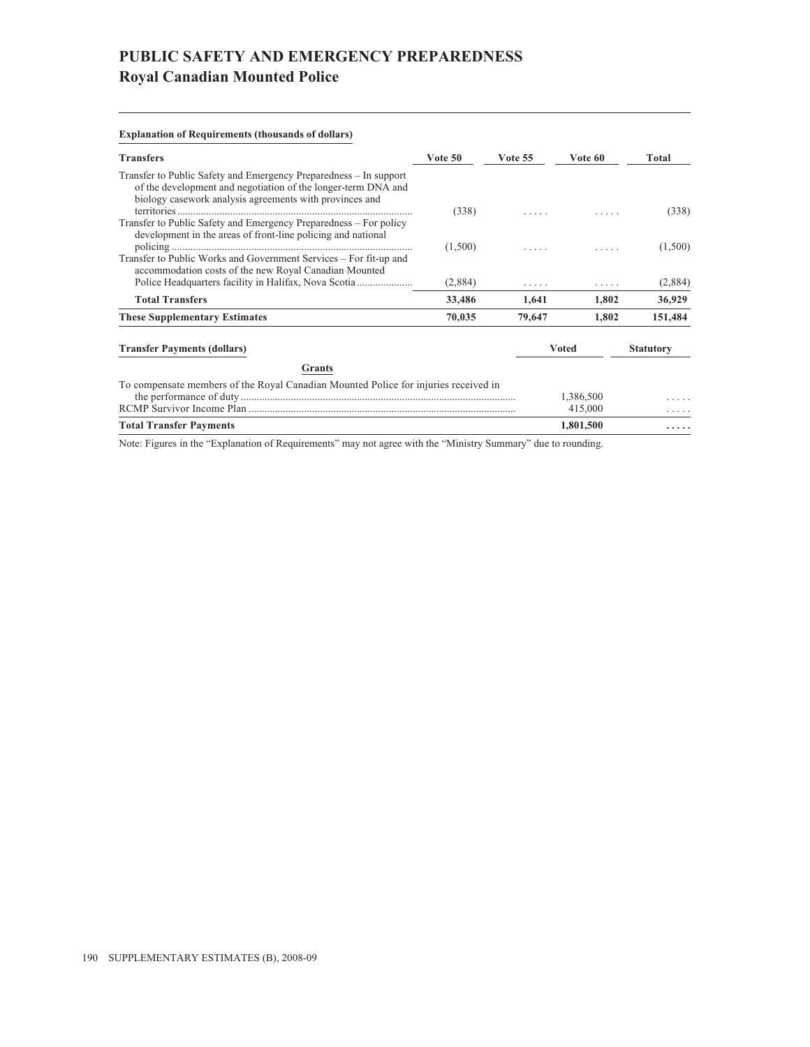# PUBLIC SAFETY AND EMERGENCY PREPAREDNESS
## Royal Canadian Mounted Police

**Explanation of Requirements (thousands of dollars)**

| Transfers | Vote 50 | Vote 55 | Vote 60 | Total |
|---|---|---|---|---|
| Transfer to Public Safety and Emergency Preparedness – In support of the development and negotiation of the longer-term DNA and biology casework analysis agreements with provinces and territories | (338) | ..... | ..... | (338) |
| Transfer to Public Safety and Emergency Preparedness – For policy development in the areas of front-line policing and national policing | (1,500) | ..... | ..... | (1,500) |
| Transfer to Public Works and Government Services – For fit-up and accommodation costs of the new Royal Canadian Mounted Police Headquarters facility in Halifax, Nova Scotia | (2,884) | ..... | ..... | (2,884) |
| **Total Transfers** | **33,486** | **1,641** | **1,802** | **36,929** |
| **These Supplementary Estimates** | **70,035** | **79,647** | **1,802** | **151,484** |

| Transfer Payments (dollars) | Voted | Statutory |
|---|---|---|
| **Grants** | | |
| To compensate members of the Royal Canadian Mounted Police for injuries received in the performance of duty | 1,386,500 | ..... |
| RCMP Survivor Income Plan | 415,000 | ..... |
| **Total Transfer Payments** | **1,801,500** | **.....** |

Note: Figures in the “Explanation of Requirements” may not agree with the “Ministry Summary” due to rounding.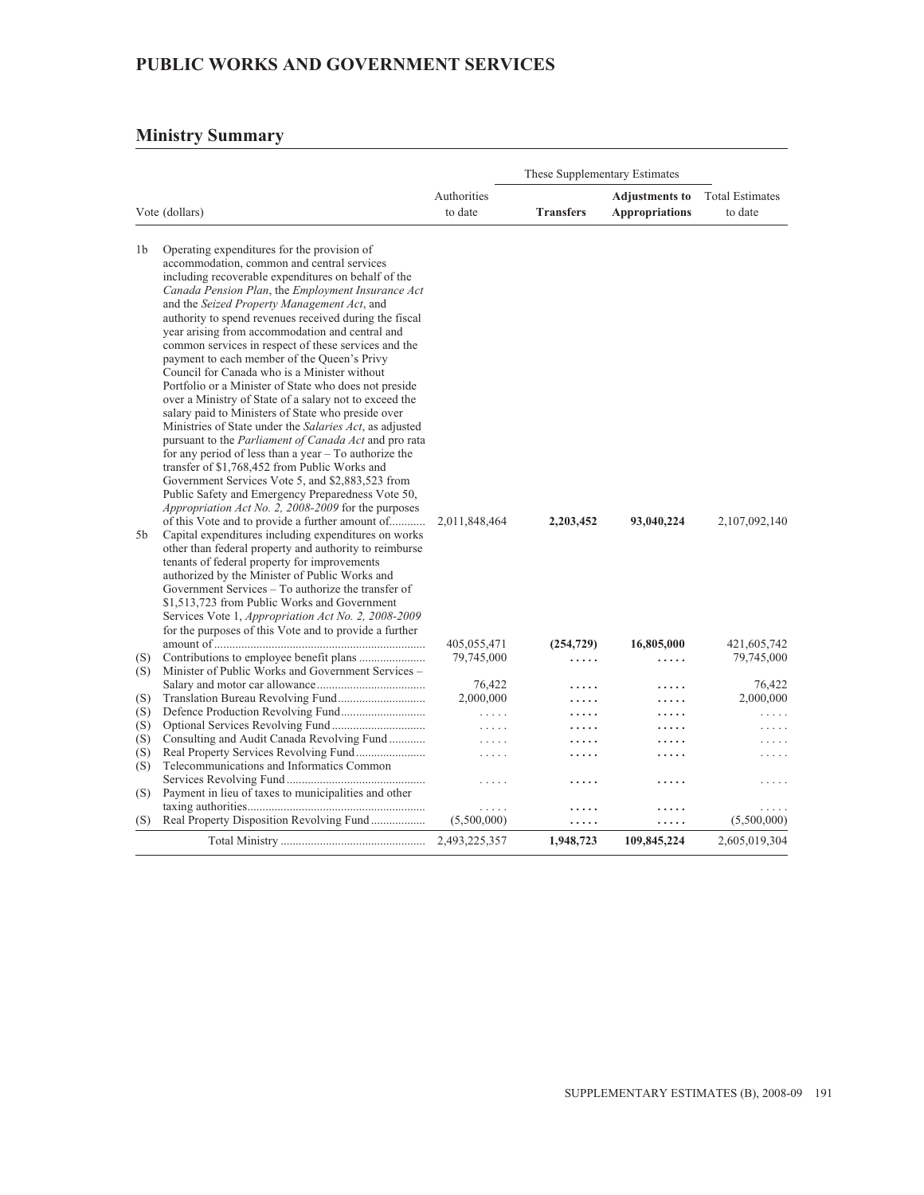## PUBLIC WORKS AND GOVERNMENT SERVICES

### Ministry Summary

| | Vote (dollars) | Authorities to date | These Supplementary Estimates | | Total Estimates to date |
|---|---|---|---|---|---|
| | | | **Transfers** | **Adjustments to Appropriations** | |
| 1b | Operating expenditures for the provision of accommodation, common and central services including recoverable expenditures on behalf of the *Canada Pension Plan*, the *Employment Insurance Act* and the *Seized Property Management Act*, and authority to spend revenues received during the fiscal year arising from accommodation and central and common services in respect of these services and the payment to each member of the Queen's Privy Council for Canada who is a Minister without Portfolio or a Minister of State who does not preside over a Ministry of State of a salary not to exceed the salary paid to Ministers of State who preside over Ministries of State under the *Salaries Act*, as adjusted pursuant to the *Parliament of Canada Act* and pro rata for any period of less than a year – To authorize the transfer of $1,768,452 from Public Works and Government Services Vote 5, and $2,883,523 from Public Safety and Emergency Preparedness Vote 50, *Appropriation Act No. 2, 2008-2009* for the purposes of this Vote and to provide a further amount of | 2,011,848,464 | **2,203,452** | **93,040,224** | 2,107,092,140 |
| 5b | Capital expenditures including expenditures on works other than federal property and authority to reimburse tenants of federal property for improvements authorized by the Minister of Public Works and Government Services – To authorize the transfer of $1,513,723 from Public Works and Government Services Vote 1, *Appropriation Act No. 2, 2008-2009* for the purposes of this Vote and to provide a further amount of | 405,055,471 | **(254,729)** | **16,805,000** | 421,605,742 |
| (S) | Contributions to employee benefit plans | 79,745,000 | ..... | ..... | 79,745,000 |
| (S) | Minister of Public Works and Government Services – Salary and motor car allowance | 76,422 | ..... | ..... | 76,422 |
| (S) | Translation Bureau Revolving Fund | 2,000,000 | ..... | ..... | 2,000,000 |
| (S) | Defence Production Revolving Fund | ..... | ..... | ..... | ..... |
| (S) | Optional Services Revolving Fund | ..... | ..... | ..... | ..... |
| (S) | Consulting and Audit Canada Revolving Fund | ..... | ..... | ..... | ..... |
| (S) | Real Property Services Revolving Fund | ..... | ..... | ..... | ..... |
| (S) | Telecommunications and Informatics Common Services Revolving Fund | ..... | ..... | ..... | ..... |
| (S) | Payment in lieu of taxes to municipalities and other taxing authorities | ..... | ..... | ..... | ..... |
| (S) | Real Property Disposition Revolving Fund | (5,500,000) | ..... | ..... | (5,500,000) |
| | Total Ministry | 2,493,225,357 | **1,948,723** | **109,845,224** | 2,605,019,304 |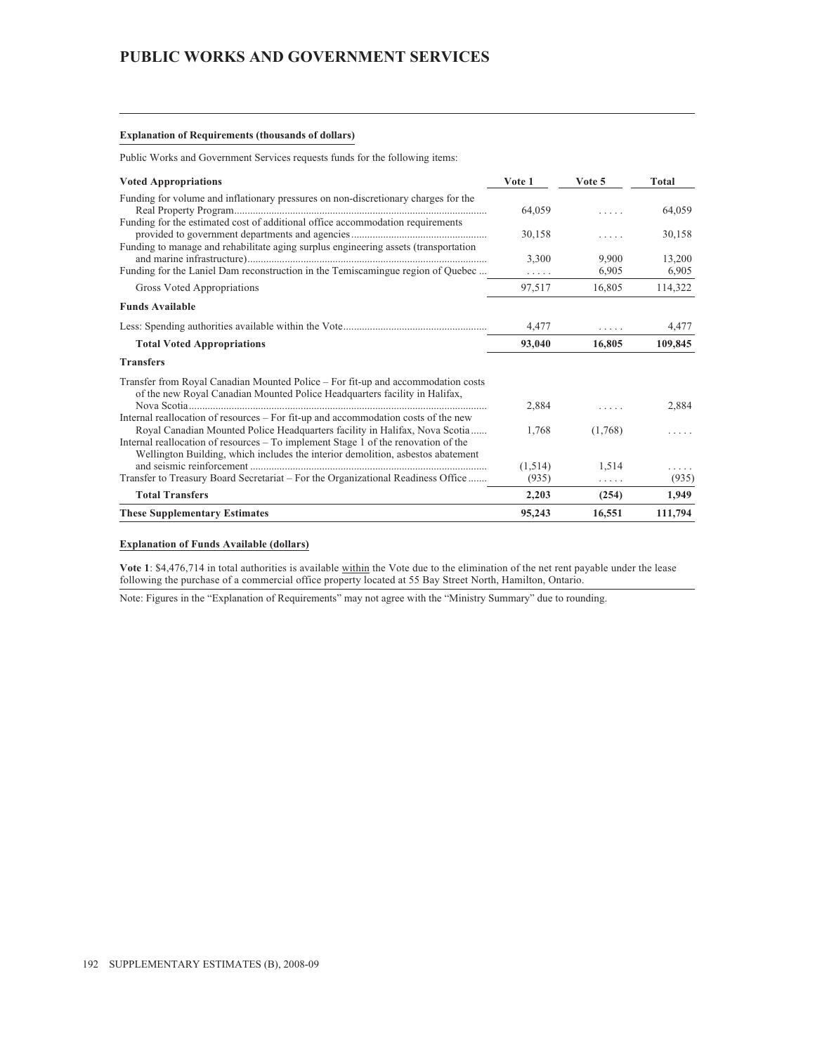# PUBLIC WORKS AND GOVERNMENT SERVICES

**Explanation of Requirements (thousands of dollars)**

Public Works and Government Services requests funds for the following items:

| Voted Appropriations | Vote 1 | Vote 5 | Total |
|---|---|---|---|
| Funding for volume and inflationary pressures on non-discretionary charges for the Real Property Program | 64,059 | ..... | 64,059 |
| Funding for the estimated cost of additional office accommodation requirements provided to government departments and agencies | 30,158 | ..... | 30,158 |
| Funding to manage and rehabilitate aging surplus engineering assets (transportation and marine infrastructure) | 3,300 | 9,900 | 13,200 |
| Funding for the Laniel Dam reconstruction in the Temiscamingue region of Quebec | ..... | 6,905 | 6,905 |
| Gross Voted Appropriations | 97,517 | 16,805 | 114,322 |
| **Funds Available** | | | |
| Less: Spending authorities available within the Vote | 4,477 | ..... | 4,477 |
| **Total Voted Appropriations** | **93,040** | **16,805** | **109,845** |
| **Transfers** | | | |
| Transfer from Royal Canadian Mounted Police – For fit-up and accommodation costs of the new Royal Canadian Mounted Police Headquarters facility in Halifax, Nova Scotia | 2,884 | ..... | 2,884 |
| Internal reallocation of resources – For fit-up and accommodation costs of the new Royal Canadian Mounted Police Headquarters facility in Halifax, Nova Scotia | 1,768 | (1,768) | ..... |
| Internal reallocation of resources – To implement Stage 1 of the renovation of the Wellington Building, which includes the interior demolition, asbestos abatement and seismic reinforcement | (1,514) | 1,514 | ..... |
| Transfer to Treasury Board Secretariat – For the Organizational Readiness Office | (935) | ..... | (935) |
| **Total Transfers** | **2,203** | **(254)** | **1,949** |
| **These Supplementary Estimates** | **95,243** | **16,551** | **111,794** |

**Explanation of Funds Available (dollars)**

**Vote 1**: $4,476,714 in total authorities is available within the Vote due to the elimination of the net rent payable under the lease following the purchase of a commercial office property located at 55 Bay Street North, Hamilton, Ontario.

Note: Figures in the "Explanation of Requirements" may not agree with the "Ministry Summary" due to rounding.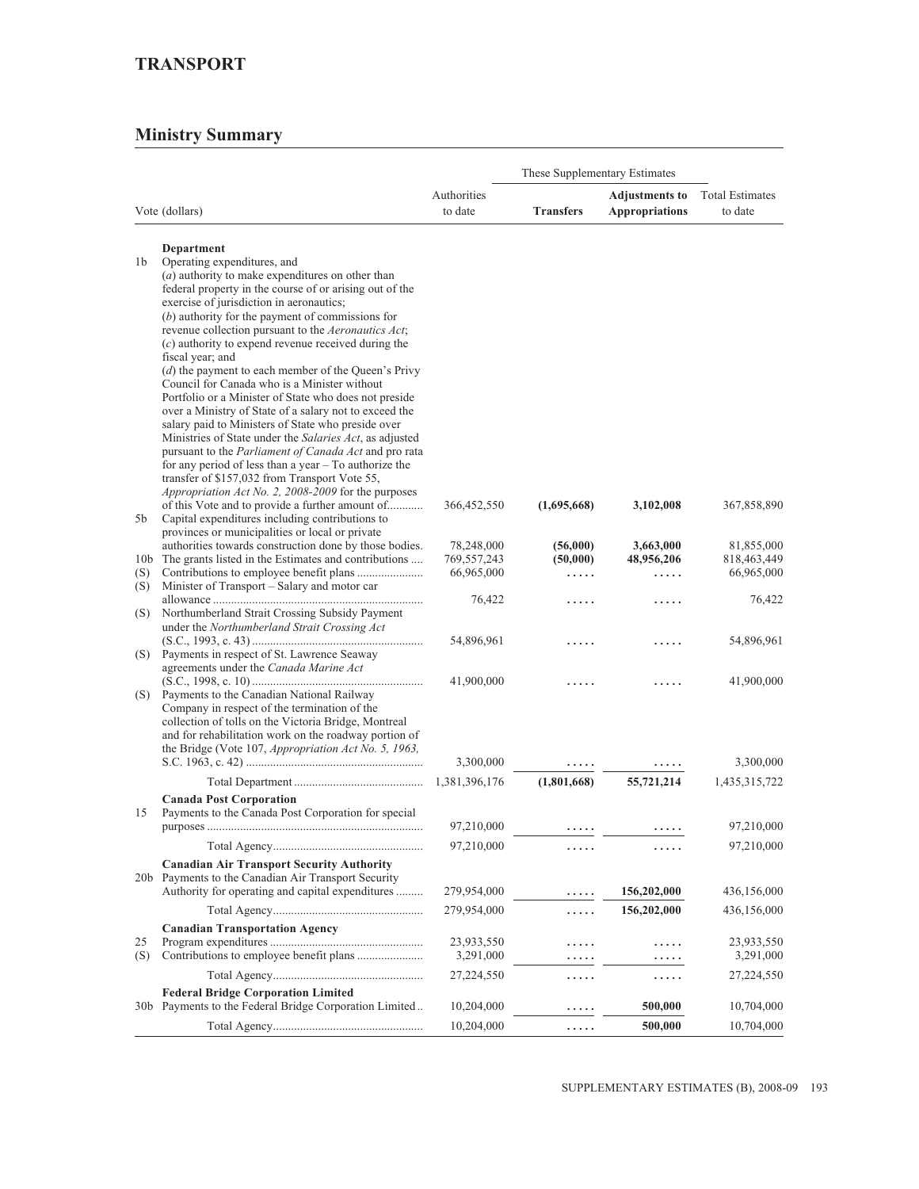## TRANSPORT

### Ministry Summary

| Vote (dollars) | | Authorities to date | These Supplementary Estimates | | Total Estimates to date |
|---|---|---|---|---|---|
| | | | **Transfers** | **Adjustments to Appropriations** | |
| | **Department** | | | | |
| 1b | Operating expenditures, and (*a*) authority to make expenditures on other than federal property in the course of or arising out of the exercise of jurisdiction in aeronautics; (*b*) authority for the payment of commissions for revenue collection pursuant to the *Aeronautics Act*; (*c*) authority to expend revenue received during the fiscal year; and (*d*) the payment to each member of the Queen's Privy Council for Canada who is a Minister without Portfolio or a Minister of State who does not preside over a Ministry of State of a salary not to exceed the salary paid to Ministers of State who preside over Ministries of State under the *Salaries Act*, as adjusted pursuant to the *Parliament of Canada Act* and pro rata for any period of less than a year – To authorize the transfer of $157,032 from Transport Vote 55, *Appropriation Act No. 2, 2008-2009* for the purposes of this Vote and to provide a further amount of | 366,452,550 | **(1,695,668)** | **3,102,008** | 367,858,890 |
| 5b | Capital expenditures including contributions to provinces or municipalities or local or private authorities towards construction done by those bodies. | 78,248,000 | **(56,000)** | **3,663,000** | 81,855,000 |
| 10b | The grants listed in the Estimates and contributions | 769,557,243 | **(50,000)** | **48,956,206** | 818,463,449 |
| (S) | Contributions to employee benefit plans | 66,965,000 | ..... | ..... | 66,965,000 |
| (S) | Minister of Transport – Salary and motor car allowance | 76,422 | ..... | ..... | 76,422 |
| (S) | Northumberland Strait Crossing Subsidy Payment under the *Northumberland Strait Crossing Act* (S.C., 1993, c. 43) | 54,896,961 | ..... | ..... | 54,896,961 |
| (S) | Payments in respect of St. Lawrence Seaway agreements under the *Canada Marine Act* (S.C., 1998, c. 10) | 41,900,000 | ..... | ..... | 41,900,000 |
| (S) | Payments to the Canadian National Railway Company in respect of the termination of the collection of tolls on the Victoria Bridge, Montreal and for rehabilitation work on the roadway portion of the Bridge (Vote 107, *Appropriation Act No. 5, 1963*, S.C. 1963, c. 42) | 3,300,000 | ..... | ..... | 3,300,000 |
| | Total Department | 1,381,396,176 | **(1,801,668)** | **55,721,214** | 1,435,315,722 |
| | **Canada Post Corporation** | | | | |
| 15 | Payments to the Canada Post Corporation for special purposes | 97,210,000 | ..... | ..... | 97,210,000 |
| | Total Agency | 97,210,000 | ..... | ..... | 97,210,000 |
| | **Canadian Air Transport Security Authority** | | | | |
| 20b | Payments to the Canadian Air Transport Security Authority for operating and capital expenditures | 279,954,000 | ..... | **156,202,000** | 436,156,000 |
| | Total Agency | 279,954,000 | ..... | **156,202,000** | 436,156,000 |
| | **Canadian Transportation Agency** | | | | |
| 25 | Program expenditures | 23,933,550 | ..... | ..... | 23,933,550 |
| (S) | Contributions to employee benefit plans | 3,291,000 | ..... | ..... | 3,291,000 |
| | Total Agency | 27,224,550 | ..... | ..... | 27,224,550 |
| | **Federal Bridge Corporation Limited** | | | | |
| 30b | Payments to the Federal Bridge Corporation Limited | 10,204,000 | ..... | **500,000** | 10,704,000 |
| | Total Agency | 10,204,000 | ..... | **500,000** | 10,704,000 |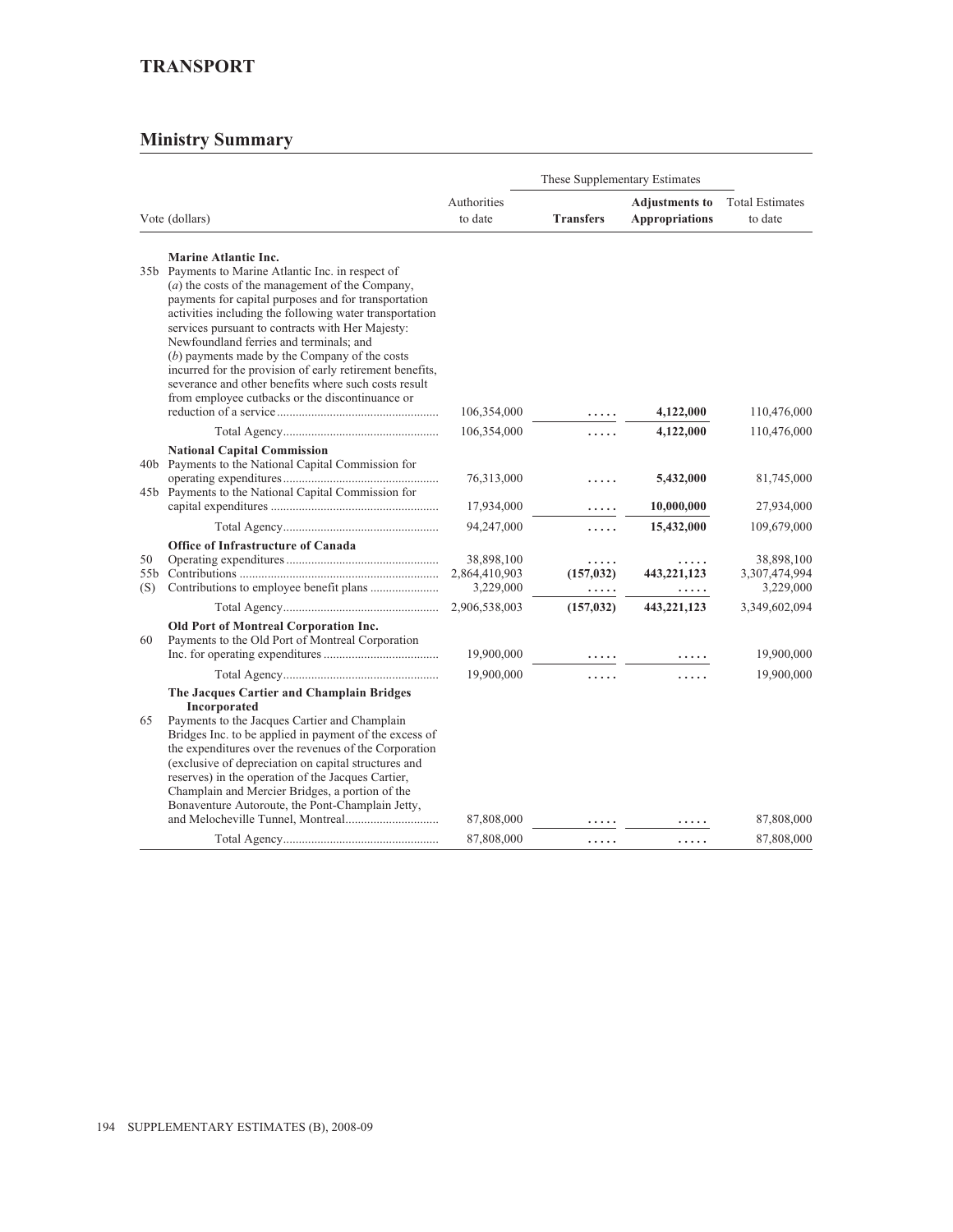## TRANSPORT

## Ministry Summary

| Vote (dollars) | | Authorities to date | These Supplementary Estimates Transfers | Adjustments to Appropriations | Total Estimates to date |
|---|---|---|---|---|---|
| | **Marine Atlantic Inc.** | | | | |
| 35b | Payments to Marine Atlantic Inc. in respect of (*a*) the costs of the management of the Company, payments for capital purposes and for transportation activities including the following water transportation services pursuant to contracts with Her Majesty: Newfoundland ferries and terminals; and (*b*) payments made by the Company of the costs incurred for the provision of early retirement benefits, severance and other benefits where such costs result from employee cutbacks or the discontinuance or reduction of a service | 106,354,000 | ..... | **4,122,000** | 110,476,000 |
| | Total Agency | 106,354,000 | ..... | **4,122,000** | 110,476,000 |
| | **National Capital Commission** | | | | |
| 40b | Payments to the National Capital Commission for operating expenditures | 76,313,000 | ..... | **5,432,000** | 81,745,000 |
| 45b | Payments to the National Capital Commission for capital expenditures | 17,934,000 | ..... | **10,000,000** | 27,934,000 |
| | Total Agency | 94,247,000 | ..... | **15,432,000** | 109,679,000 |
| | **Office of Infrastructure of Canada** | | | | |
| 50 | Operating expenditures | 38,898,100 | ..... | ..... | 38,898,100 |
| 55b | Contributions | 2,864,410,903 | **(157,032)** | **443,221,123** | 3,307,474,994 |
| (S) | Contributions to employee benefit plans | 3,229,000 | ..... | ..... | 3,229,000 |
| | Total Agency | 2,906,538,003 | **(157,032)** | **443,221,123** | 3,349,602,094 |
| | **Old Port of Montreal Corporation Inc.** | | | | |
| 60 | Payments to the Old Port of Montreal Corporation Inc. for operating expenditures | 19,900,000 | ..... | ..... | 19,900,000 |
| | Total Agency | 19,900,000 | ..... | ..... | 19,900,000 |
| | **The Jacques Cartier and Champlain Bridges Incorporated** | | | | |
| 65 | Payments to the Jacques Cartier and Champlain Bridges Inc. to be applied in payment of the excess of the expenditures over the revenues of the Corporation (exclusive of depreciation on capital structures and reserves) in the operation of the Jacques Cartier, Champlain and Mercier Bridges, a portion of the Bonaventure Autoroute, the Pont-Champlain Jetty, and Melocheville Tunnel, Montreal | 87,808,000 | ..... | ..... | 87,808,000 |
| | Total Agency | 87,808,000 | ..... | ..... | 87,808,000 |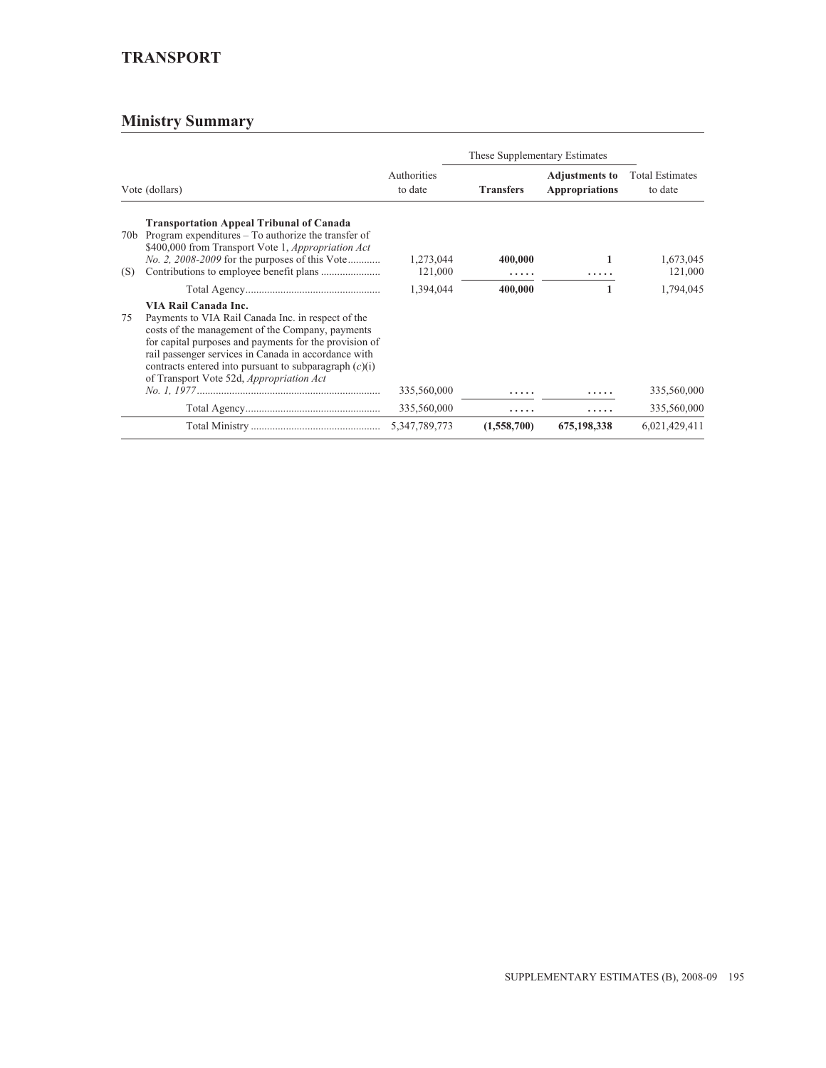## TRANSPORT

## Ministry Summary

| Vote (dollars) | | Authorities to date | These Supplementary Estimates | | Total Estimates to date |
|---|---|---|---|---|---|
| | | | **Transfers** | **Adjustments to Appropriations** | |
| | **Transportation Appeal Tribunal of Canada** | | | | |
| 70b | Program expenditures – To authorize the transfer of $400,000 from Transport Vote 1, *Appropriation Act No. 2, 2008-2009* for the purposes of this Vote | 1,273,044 | **400,000** | **1** | 1,673,045 |
| (S) | Contributions to employee benefit plans | 121,000 | **.....** | **.....** | 121,000 |
| | Total Agency | 1,394,044 | **400,000** | **1** | 1,794,045 |
| | **VIA Rail Canada Inc.** | | | | |
| 75 | Payments to VIA Rail Canada Inc. in respect of the costs of the management of the Company, payments for capital purposes and payments for the provision of rail passenger services in Canada in accordance with contracts entered into pursuant to subparagraph (*c*)(i) of Transport Vote 52d, *Appropriation Act No. 1, 1977* | 335,560,000 | **.....** | **.....** | 335,560,000 |
| | Total Agency | 335,560,000 | **.....** | **.....** | 335,560,000 |
| | Total Ministry | 5,347,789,773 | **(1,558,700)** | **675,198,338** | 6,021,429,411 |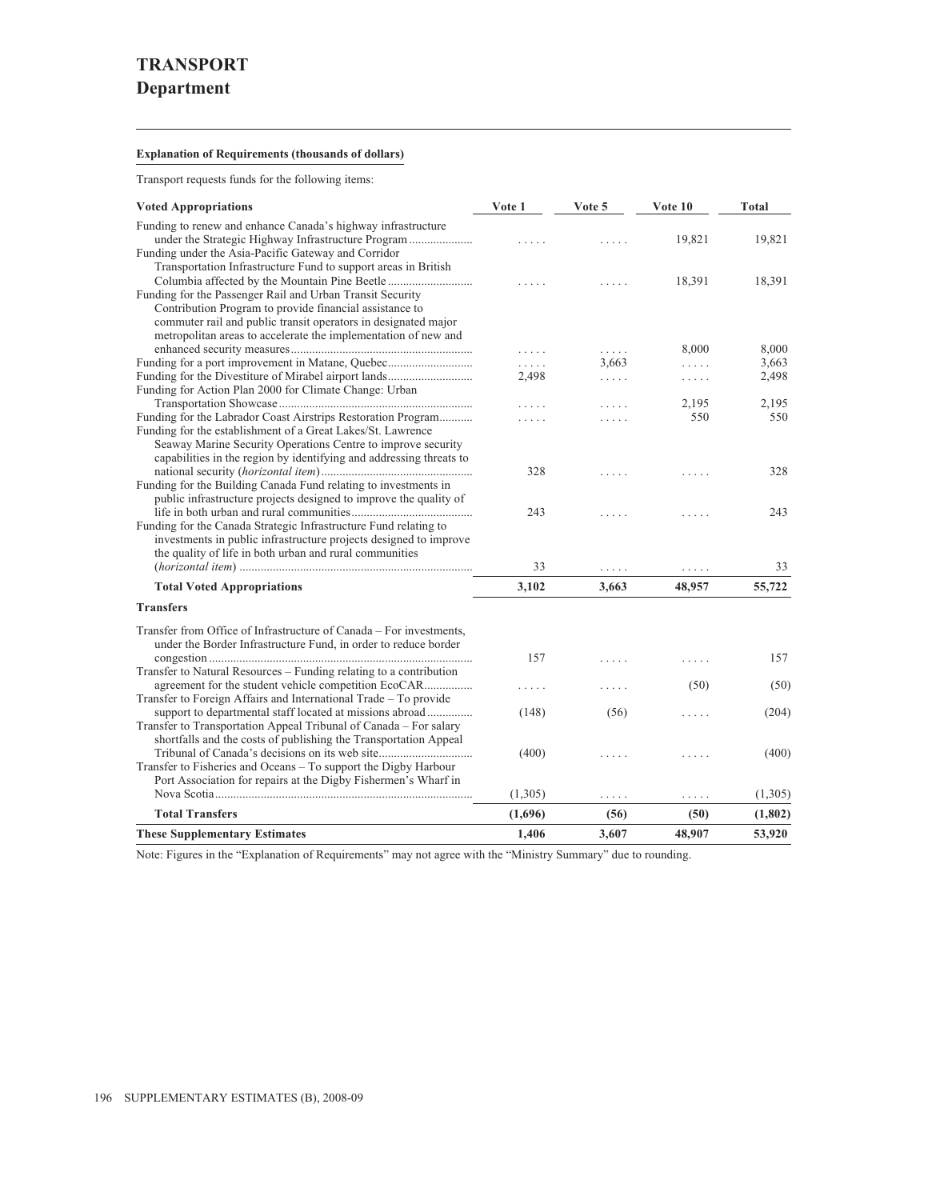# TRANSPORT
## Department

**Explanation of Requirements (thousands of dollars)**

Transport requests funds for the following items:

| Voted Appropriations | Vote 1 | Vote 5 | Vote 10 | Total |
|---|---|---|---|---|
| Funding to renew and enhance Canada's highway infrastructure under the Strategic Highway Infrastructure Program | ..... | ..... | 19,821 | 19,821 |
| Funding under the Asia-Pacific Gateway and Corridor Transportation Infrastructure Fund to support areas in British Columbia affected by the Mountain Pine Beetle | ..... | ..... | 18,391 | 18,391 |
| Funding for the Passenger Rail and Urban Transit Security Contribution Program to provide financial assistance to commuter rail and public transit operators in designated major metropolitan areas to accelerate the implementation of new and enhanced security measures | ..... | ..... | 8,000 | 8,000 |
| Funding for a port improvement in Matane, Quebec | ..... | 3,663 | ..... | 3,663 |
| Funding for the Divestiture of Mirabel airport lands | 2,498 | ..... | ..... | 2,498 |
| Funding for Action Plan 2000 for Climate Change: Urban Transportation Showcase | ..... | ..... | 2,195 | 2,195 |
| Funding for the Labrador Coast Airstrips Restoration Program | ..... | ..... | 550 | 550 |
| Funding for the establishment of a Great Lakes/St. Lawrence Seaway Marine Security Operations Centre to improve security capabilities in the region by identifying and addressing threats to national security (*horizontal item*) | 328 | ..... | ..... | 328 |
| Funding for the Building Canada Fund relating to investments in public infrastructure projects designed to improve the quality of life in both urban and rural communities | 243 | ..... | ..... | 243 |
| Funding for the Canada Strategic Infrastructure Fund relating to investments in public infrastructure projects designed to improve the quality of life in both urban and rural communities (*horizontal item*) | 33 | ..... | ..... | 33 |
| **Total Voted Appropriations** | **3,102** | **3,663** | **48,957** | **55,722** |
| **Transfers** | | | | |
| Transfer from Office of Infrastructure of Canada – For investments, under the Border Infrastructure Fund, in order to reduce border congestion | 157 | ..... | ..... | 157 |
| Transfer to Natural Resources – Funding relating to a contribution agreement for the student vehicle competition EcoCAR | ..... | ..... | (50) | (50) |
| Transfer to Foreign Affairs and International Trade – To provide support to departmental staff located at missions abroad | (148) | (56) | ..... | (204) |
| Transfer to Transportation Appeal Tribunal of Canada – For salary shortfalls and the costs of publishing the Transportation Appeal Tribunal of Canada's decisions on its web site | (400) | ..... | ..... | (400) |
| Transfer to Fisheries and Oceans – To support the Digby Harbour Port Association for repairs at the Digby Fishermen's Wharf in Nova Scotia | (1,305) | ..... | ..... | (1,305) |
| **Total Transfers** | **(1,696)** | **(56)** | **(50)** | **(1,802)** |
| **These Supplementary Estimates** | **1,406** | **3,607** | **48,907** | **53,920** |

Note: Figures in the "Explanation of Requirements" may not agree with the "Ministry Summary" due to rounding.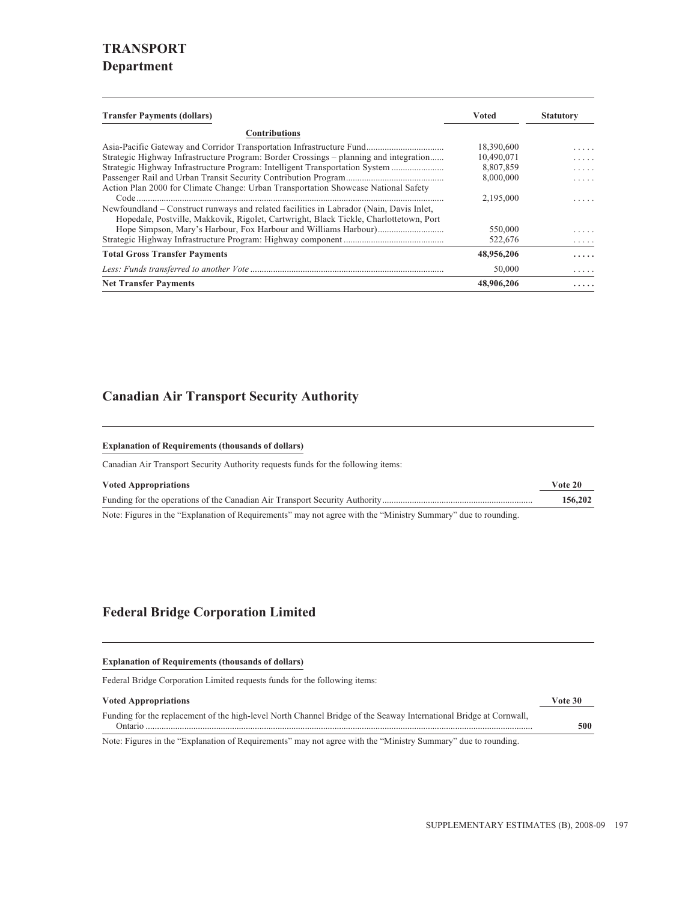# TRANSPORT

## Department

| Transfer Payments (dollars) | Voted | Statutory |
|---|---|---|
| **Contributions** | | |
| Asia-Pacific Gateway and Corridor Transportation Infrastructure Fund | 18,390,600 | ..... |
| Strategic Highway Infrastructure Program: Border Crossings – planning and integration | 10,490,071 | ..... |
| Strategic Highway Infrastructure Program: Intelligent Transportation System | 8,807,859 | ..... |
| Passenger Rail and Urban Transit Security Contribution Program | 8,000,000 | ..... |
| Action Plan 2000 for Climate Change: Urban Transportation Showcase National Safety Code | 2,195,000 | ..... |
| Newfoundland – Construct runways and related facilities in Labrador (Nain, Davis Inlet, Hopedale, Postville, Makkovik, Rigolet, Cartwright, Black Tickle, Charlottetown, Port Hope Simpson, Mary's Harbour, Fox Harbour and Williams Harbour) | 550,000 | ..... |
| Strategic Highway Infrastructure Program: Highway component | 522,676 | ..... |
| **Total Gross Transfer Payments** | **48,956,206** | **.....** |
| *Less: Funds transferred to another Vote* | 50,000 | ..... |
| **Net Transfer Payments** | **48,906,206** | **.....** |

## Canadian Air Transport Security Authority

**Explanation of Requirements (thousands of dollars)**

Canadian Air Transport Security Authority requests funds for the following items:

| Voted Appropriations | Vote 20 |
|---|---|
| Funding for the operations of the Canadian Air Transport Security Authority | **156,202** |

Note: Figures in the "Explanation of Requirements" may not agree with the "Ministry Summary" due to rounding.

## Federal Bridge Corporation Limited

**Explanation of Requirements (thousands of dollars)**

Federal Bridge Corporation Limited requests funds for the following items:

| Voted Appropriations | Vote 30 |
|---|---|
| Funding for the replacement of the high-level North Channel Bridge of the Seaway International Bridge at Cornwall, Ontario | **500** |

Note: Figures in the "Explanation of Requirements" may not agree with the "Ministry Summary" due to rounding.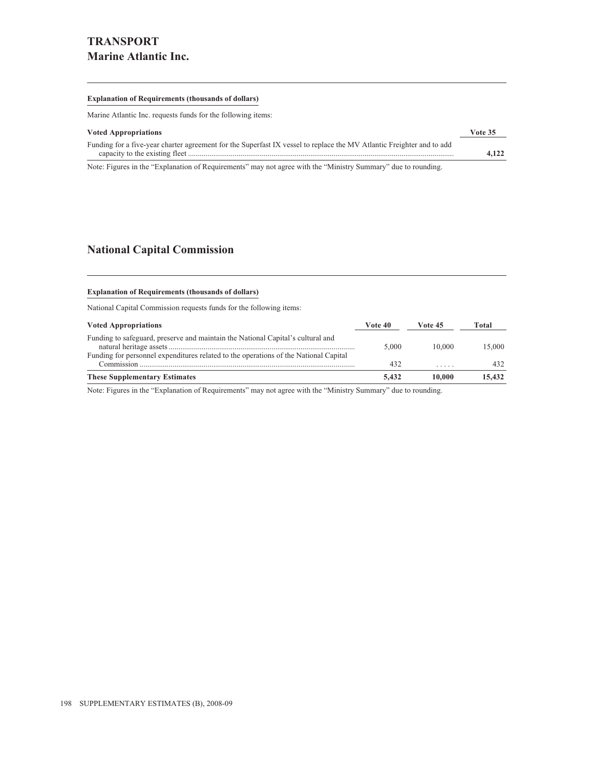# TRANSPORT

## Marine Atlantic Inc.

**Explanation of Requirements (thousands of dollars)**

Marine Atlantic Inc. requests funds for the following items:

| Voted Appropriations | Vote 35 |
|---|---|
| Funding for a five-year charter agreement for the Superfast IX vessel to replace the MV Atlantic Freighter and to add capacity to the existing fleet | **4,122** |

Note: Figures in the "Explanation of Requirements" may not agree with the "Ministry Summary" due to rounding.

## National Capital Commission

**Explanation of Requirements (thousands of dollars)**

National Capital Commission requests funds for the following items:

| Voted Appropriations | Vote 40 | Vote 45 | Total |
|---|---|---|---|
| Funding to safeguard, preserve and maintain the National Capital's cultural and natural heritage assets | 5,000 | 10,000 | 15,000 |
| Funding for personnel expenditures related to the operations of the National Capital Commission | 432 | . . . . . | 432 |
| **These Supplementary Estimates** | **5,432** | **10,000** | **15,432** |

Note: Figures in the "Explanation of Requirements" may not agree with the "Ministry Summary" due to rounding.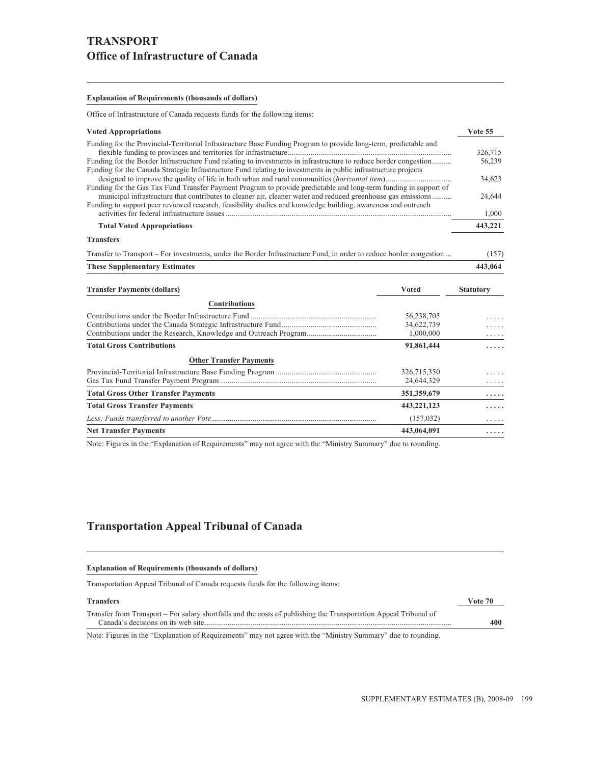# TRANSPORT

## Office of Infrastructure of Canada

---

#### Explanation of Requirements (thousands of dollars)

Office of Infrastructure of Canada requests funds for the following items:

| Voted Appropriations | Vote 55 |
|---|---|
| Funding for the Provincial-Territorial Infrastructure Base Funding Program to provide long-term, predictable and flexible funding to provinces and territories for infrastructure | 326,715 |
| Funding for the Border Infrastructure Fund relating to investments in infrastructure to reduce border congestion | 56,239 |
| Funding for the Canada Strategic Infrastructure Fund relating to investments in public infrastructure projects designed to improve the quality of life in both urban and rural communities (*horizontal item*) | 34,623 |
| Funding for the Gas Tax Fund Transfer Payment Program to provide predictable and long-term funding in support of municipal infrastructure that contributes to cleaner air, cleaner water and reduced greenhouse gas emissions | 24,644 |
| Funding to support peer reviewed research, feasibility studies and knowledge building, awareness and outreach activities for federal infrastructure issues | 1,000 |
| **Total Voted Appropriations** | **443,221** |
| **Transfers** | |
| Transfer to Transport – For investments, under the Border Infrastructure Fund, in order to reduce border congestion | (157) |
| **These Supplementary Estimates** | **443,064** |

| Transfer Payments (dollars) | Voted | Statutory |
|---|---|---|
| **Contributions** | | |
| Contributions under the Border Infrastructure Fund | 56,238,705 | ..... |
| Contributions under the Canada Strategic Infrastructure Fund | 34,622,739 | ..... |
| Contributions under the Research, Knowledge and Outreach Program | 1,000,000 | ..... |
| **Total Gross Contributions** | **91,861,444** | **.....** |
| **Other Transfer Payments** | | |
| Provincial-Territorial Infrastructure Base Funding Program | 326,715,350 | ..... |
| Gas Tax Fund Transfer Payment Program | 24,644,329 | ..... |
| **Total Gross Other Transfer Payments** | **351,359,679** | **.....** |
| **Total Gross Transfer Payments** | **443,221,123** | **.....** |
| *Less: Funds transferred to another Vote* | (157,032) | ..... |
| **Net Transfer Payments** | **443,064,091** | **.....** |

Note: Figures in the "Explanation of Requirements" may not agree with the "Ministry Summary" due to rounding.

## Transportation Appeal Tribunal of Canada

---

#### Explanation of Requirements (thousands of dollars)

Transportation Appeal Tribunal of Canada requests funds for the following items:

| Transfers | Vote 70 |
|---|---|
| Transfer from Transport – For salary shortfalls and the costs of publishing the Transportation Appeal Tribunal of Canada's decisions on its web site | **400** |

Note: Figures in the "Explanation of Requirements" may not agree with the "Ministry Summary" due to rounding.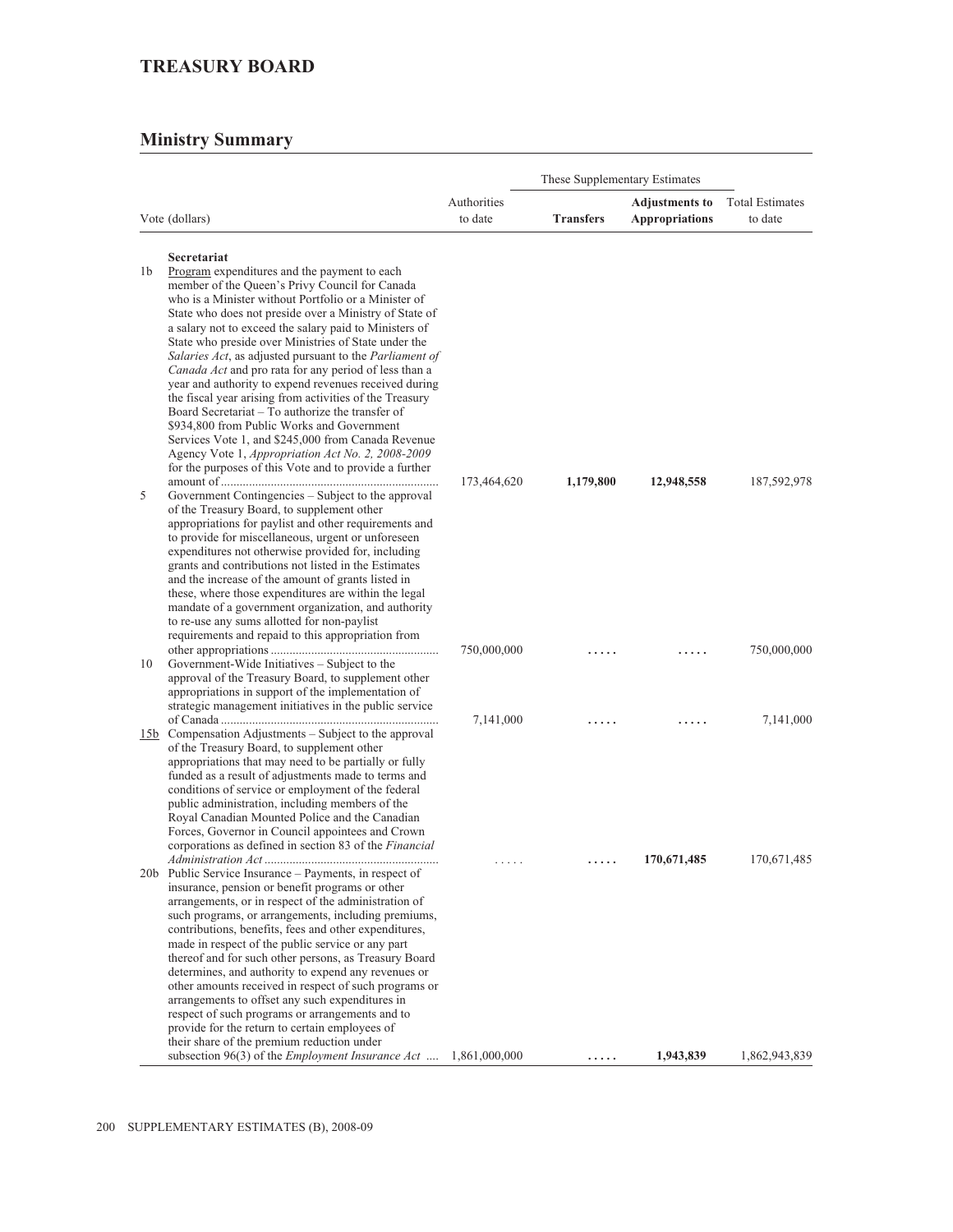## TREASURY BOARD

## Ministry Summary

| Vote (dollars) | Authorities to date | These Supplementary Estimates | | Total Estimates to date |
|---|---|---|---|---|
| | | **Transfers** | **Adjustments to Appropriations** | |
| **Secretariat** | | | | |
| 1b Program expenditures and the payment to each member of the Queen's Privy Council for Canada who is a Minister without Portfolio or a Minister of State who does not preside over a Ministry of State of a salary not to exceed the salary paid to Ministers of State who preside over Ministries of State under the *Salaries Act*, as adjusted pursuant to the *Parliament of Canada Act* and pro rata for any period of less than a year and authority to expend revenues received during the fiscal year arising from activities of the Treasury Board Secretariat – To authorize the transfer of $934,800 from Public Works and Government Services Vote 1, and $245,000 from Canada Revenue Agency Vote 1, *Appropriation Act No. 2, 2008-2009* for the purposes of this Vote and to provide a further amount of | 173,464,620 | **1,179,800** | **12,948,558** | 187,592,978 |
| 5 Government Contingencies – Subject to the approval of the Treasury Board, to supplement other appropriations for paylist and other requirements and to provide for miscellaneous, urgent or unforeseen expenditures not otherwise provided for, including grants and contributions not listed in the Estimates and the increase of the amount of grants listed in these, where those expenditures are within the legal mandate of a government organization, and authority to re-use any sums allotted for non-paylist requirements and repaid to this appropriation from other appropriations | 750,000,000 | ..... | ..... | 750,000,000 |
| 10 Government-Wide Initiatives – Subject to the approval of the Treasury Board, to supplement other appropriations in support of the implementation of strategic management initiatives in the public service of Canada | 7,141,000 | ..... | ..... | 7,141,000 |
| 15b Compensation Adjustments – Subject to the approval of the Treasury Board, to supplement other appropriations that may need to be partially or fully funded as a result of adjustments made to terms and conditions of service or employment of the federal public administration, including members of the Royal Canadian Mounted Police and the Canadian Forces, Governor in Council appointees and Crown corporations as defined in section 83 of the *Financial Administration Act* | ..... | ..... | **170,671,485** | 170,671,485 |
| 20b Public Service Insurance – Payments, in respect of insurance, pension or benefit programs or other arrangements, or in respect of the administration of such programs, or arrangements, including premiums, contributions, benefits, fees and other expenditures, made in respect of the public service or any part thereof and for such other persons, as Treasury Board determines, and authority to expend any revenues or other amounts received in respect of such programs or arrangements to offset any such expenditures in respect of such programs or arrangements and to provide for the return to certain employees of their share of the premium reduction under subsection 96(3) of the *Employment Insurance Act* | 1,861,000,000 | ..... | **1,943,839** | 1,862,943,839 |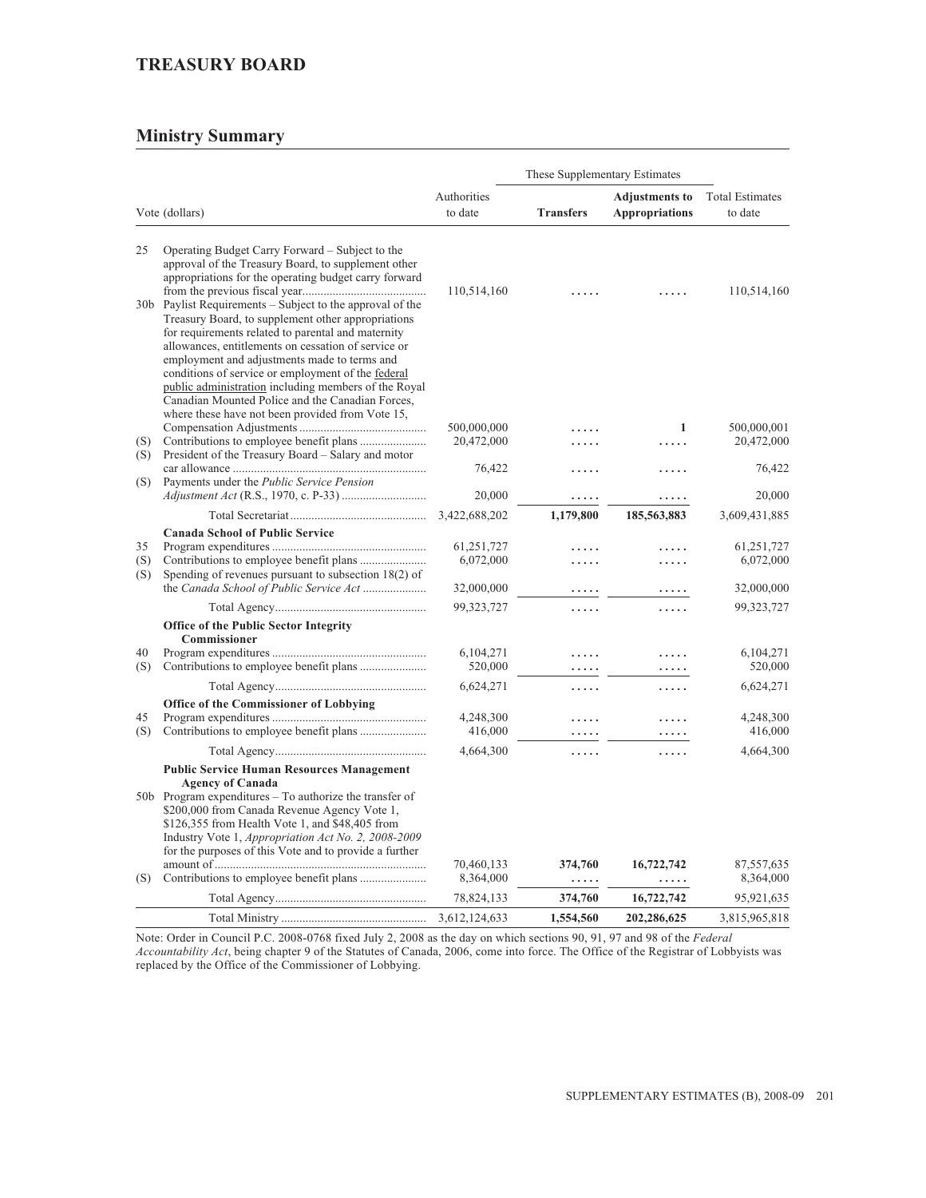## TREASURY BOARD

### Ministry Summary

| Vote (dollars) | | Authorities to date | These Supplementary Estimates — Transfers | These Supplementary Estimates — Adjustments to Appropriations | Total Estimates to date |
|---|---|---|---|---|---|
| 25 | Operating Budget Carry Forward – Subject to the approval of the Treasury Board, to supplement other appropriations for the operating budget carry forward from the previous fiscal year | 110,514,160 | ..... | ..... | 110,514,160 |
| 30b | Paylist Requirements – Subject to the approval of the Treasury Board, to supplement other appropriations for requirements related to parental and maternity allowances, entitlements on cessation of service or employment and adjustments made to terms and conditions of service or employment of the federal public administration including members of the Royal Canadian Mounted Police and the Canadian Forces, where these have not been provided from Vote 15, Compensation Adjustments | 500,000,000 | ..... | 1 | 500,000,001 |
| (S) | Contributions to employee benefit plans | 20,472,000 | ..... | ..... | 20,472,000 |
| (S) | President of the Treasury Board – Salary and motor car allowance | 76,422 | ..... | ..... | 76,422 |
| (S) | Payments under the *Public Service Pension Adjustment Act* (R.S., 1970, c. P-33) | 20,000 | ..... | ..... | 20,000 |
| | Total Secretariat | 3,422,688,202 | **1,179,800** | **185,563,883** | 3,609,431,885 |
| | **Canada School of Public Service** | | | | |
| 35 | Program expenditures | 61,251,727 | ..... | ..... | 61,251,727 |
| (S) | Contributions to employee benefit plans | 6,072,000 | ..... | ..... | 6,072,000 |
| (S) | Spending of revenues pursuant to subsection 18(2) of the *Canada School of Public Service Act* | 32,000,000 | ..... | ..... | 32,000,000 |
| | Total Agency | 99,323,727 | ..... | ..... | 99,323,727 |
| | **Office of the Public Sector Integrity Commissioner** | | | | |
| 40 | Program expenditures | 6,104,271 | ..... | ..... | 6,104,271 |
| (S) | Contributions to employee benefit plans | 520,000 | ..... | ..... | 520,000 |
| | Total Agency | 6,624,271 | ..... | ..... | 6,624,271 |
| | **Office of the Commissioner of Lobbying** | | | | |
| 45 | Program expenditures | 4,248,300 | ..... | ..... | 4,248,300 |
| (S) | Contributions to employee benefit plans | 416,000 | ..... | ..... | 416,000 |
| | Total Agency | 4,664,300 | ..... | ..... | 4,664,300 |
| | **Public Service Human Resources Management Agency of Canada** | | | | |
| 50b | Program expenditures – To authorize the transfer of $200,000 from Canada Revenue Agency Vote 1, $126,355 from Health Vote 1, and $48,405 from Industry Vote 1, *Appropriation Act No. 2, 2008-2009* for the purposes of this Vote and to provide a further amount of | 70,460,133 | **374,760** | **16,722,742** | 87,557,635 |
| (S) | Contributions to employee benefit plans | 8,364,000 | ..... | ..... | 8,364,000 |
| | Total Agency | 78,824,133 | 374,760 | 16,722,742 | 95,921,635 |
| | Total Ministry | 3,612,124,633 | 1,554,560 | 202,286,625 | 3,815,965,818 |

Note: Order in Council P.C. 2008-0768 fixed July 2, 2008 as the day on which sections 90, 91, 97 and 98 of the *Federal Accountability Act*, being chapter 9 of the Statutes of Canada, 2006, come into force. The Office of the Registrar of Lobbyists was replaced by the Office of the Commissioner of Lobbying.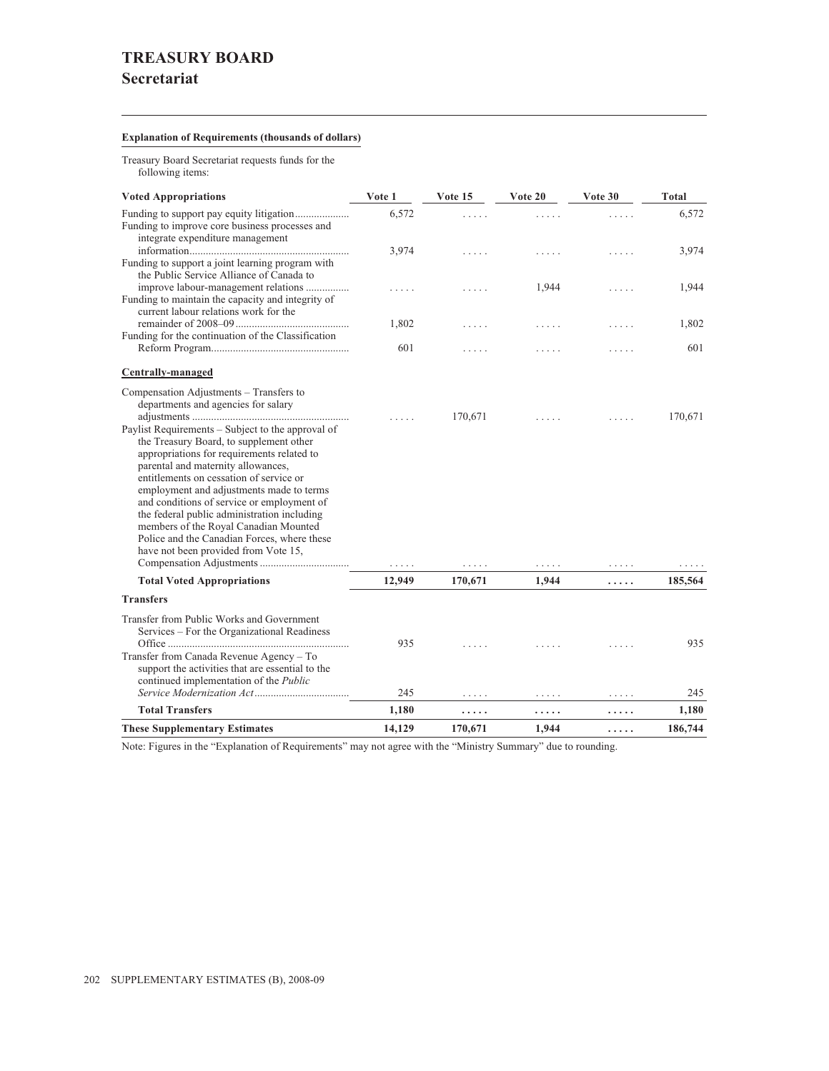# TREASURY BOARD
## Secretariat

**Explanation of Requirements (thousands of dollars)**

Treasury Board Secretariat requests funds for the following items:

| Voted Appropriations | Vote 1 | Vote 15 | Vote 20 | Vote 30 | Total |
|---|---|---|---|---|---|
| Funding to support pay equity litigation | 6,572 | ..... | ..... | ..... | 6,572 |
| Funding to improve core business processes and integrate expenditure management information | 3,974 | ..... | ..... | ..... | 3,974 |
| Funding to support a joint learning program with the Public Service Alliance of Canada to improve labour-management relations | ..... | ..... | 1,944 | ..... | 1,944 |
| Funding to maintain the capacity and integrity of current labour relations work for the remainder of 2008–09 | 1,802 | ..... | ..... | ..... | 1,802 |
| Funding for the continuation of the Classification Reform Program | 601 | ..... | ..... | ..... | 601 |
| **Centrally-managed** | | | | | |
| Compensation Adjustments – Transfers to departments and agencies for salary adjustments | ..... | 170,671 | ..... | ..... | 170,671 |
| Paylist Requirements – Subject to the approval of the Treasury Board, to supplement other appropriations for requirements related to parental and maternity allowances, entitlements on cessation of service or employment and adjustments made to terms and conditions of service or employment of the federal public administration including members of the Royal Canadian Mounted Police and the Canadian Forces, where these have not been provided from Vote 15, Compensation Adjustments | ..... | ..... | ..... | ..... | ..... |
| **Total Voted Appropriations** | **12,949** | **170,671** | **1,944** | **.....** | **185,564** |
| **Transfers** | | | | | |
| Transfer from Public Works and Government Services – For the Organizational Readiness Office | 935 | ..... | ..... | ..... | 935 |
| Transfer from Canada Revenue Agency – To support the activities that are essential to the continued implementation of the *Public Service Modernization Act* | 245 | ..... | ..... | ..... | 245 |
| **Total Transfers** | **1,180** | **.....** | **.....** | **.....** | **1,180** |
| **These Supplementary Estimates** | **14,129** | **170,671** | **1,944** | **.....** | **186,744** |

Note: Figures in the "Explanation of Requirements" may not agree with the "Ministry Summary" due to rounding.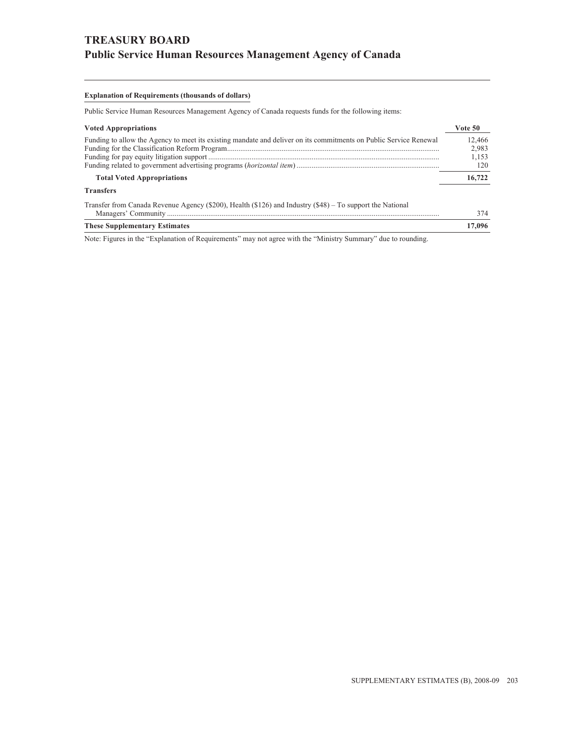# TREASURY BOARD

## Public Service Human Resources Management Agency of Canada

**Explanation of Requirements (thousands of dollars)**

Public Service Human Resources Management Agency of Canada requests funds for the following items:

| **Voted Appropriations** | **Vote 50** |
|---|---|
| Funding to allow the Agency to meet its existing mandate and deliver on its commitments on Public Service Renewal | 12,466 |
| Funding for the Classification Reform Program | 2,983 |
| Funding for pay equity litigation support | 1,153 |
| Funding related to government advertising programs (*horizontal item*) | 120 |
| **Total Voted Appropriations** | **16,722** |
| **Transfers** | |
| Transfer from Canada Revenue Agency ($200), Health ($126) and Industry ($48) – To support the National Managers' Community | 374 |
| **These Supplementary Estimates** | **17,096** |

Note: Figures in the "Explanation of Requirements" may not agree with the "Ministry Summary" due to rounding.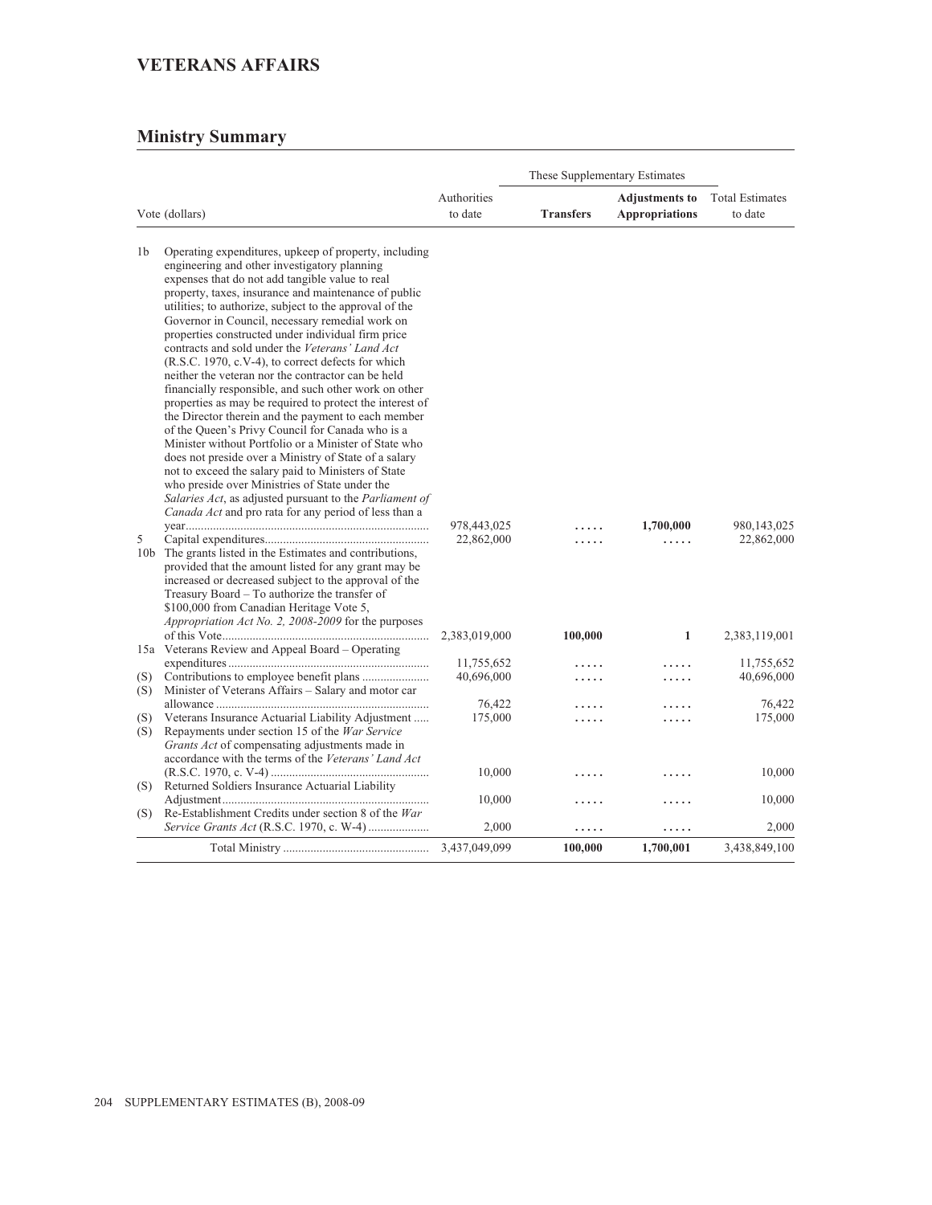# VETERANS AFFAIRS

## Ministry Summary

| Vote (dollars) | | Authorities to date | These Supplementary Estimates | | Total Estimates to date |
|---|---|---|---|---|---|
| | | | **Transfers** | **Adjustments to Appropriations** | |
| 1b | Operating expenditures, upkeep of property, including engineering and other investigatory planning expenses that do not add tangible value to real property, taxes, insurance and maintenance of public utilities; to authorize, subject to the approval of the Governor in Council, necessary remedial work on properties constructed under individual firm price contracts and sold under the *Veterans' Land Act* (R.S.C. 1970, c.V-4), to correct defects for which neither the veteran nor the contractor can be held financially responsible, and such other work on other properties as may be required to protect the interest of the Director therein and the payment to each member of the Queen's Privy Council for Canada who is a Minister without Portfolio or a Minister of State who does not preside over a Ministry of State of a salary not to exceed the salary paid to Ministers of State who preside over Ministries of State under the *Salaries Act*, as adjusted pursuant to the *Parliament of Canada Act* and pro rata for any period of less than a year | 978,443,025 | ..... | **1,700,000** | 980,143,025 |
| 5 | Capital expenditures | 22,862,000 | ..... | ..... | 22,862,000 |
| 10b | The grants listed in the Estimates and contributions, provided that the amount listed for any grant may be increased or decreased subject to the approval of the Treasury Board – To authorize the transfer of $100,000 from Canadian Heritage Vote 5, *Appropriation Act No. 2, 2008-2009* for the purposes of this Vote | 2,383,019,000 | **100,000** | **1** | 2,383,119,001 |
| 15a | Veterans Review and Appeal Board – Operating expenditures | 11,755,652 | ..... | ..... | 11,755,652 |
| (S) | Contributions to employee benefit plans | 40,696,000 | ..... | ..... | 40,696,000 |
| (S) | Minister of Veterans Affairs – Salary and motor car allowance | 76,422 | ..... | ..... | 76,422 |
| (S) | Veterans Insurance Actuarial Liability Adjustment | 175,000 | ..... | ..... | 175,000 |
| (S) | Repayments under section 15 of the *War Service Grants Act* of compensating adjustments made in accordance with the terms of the *Veterans' Land Act* (R.S.C. 1970, c. V-4) | 10,000 | ..... | ..... | 10,000 |
| (S) | Returned Soldiers Insurance Actuarial Liability Adjustment | 10,000 | ..... | ..... | 10,000 |
| (S) | Re-Establishment Credits under section 8 of the *War Service Grants Act* (R.S.C. 1970, c. W-4) | 2,000 | ..... | ..... | 2,000 |
| | Total Ministry | 3,437,049,099 | **100,000** | **1,700,001** | 3,438,849,100 |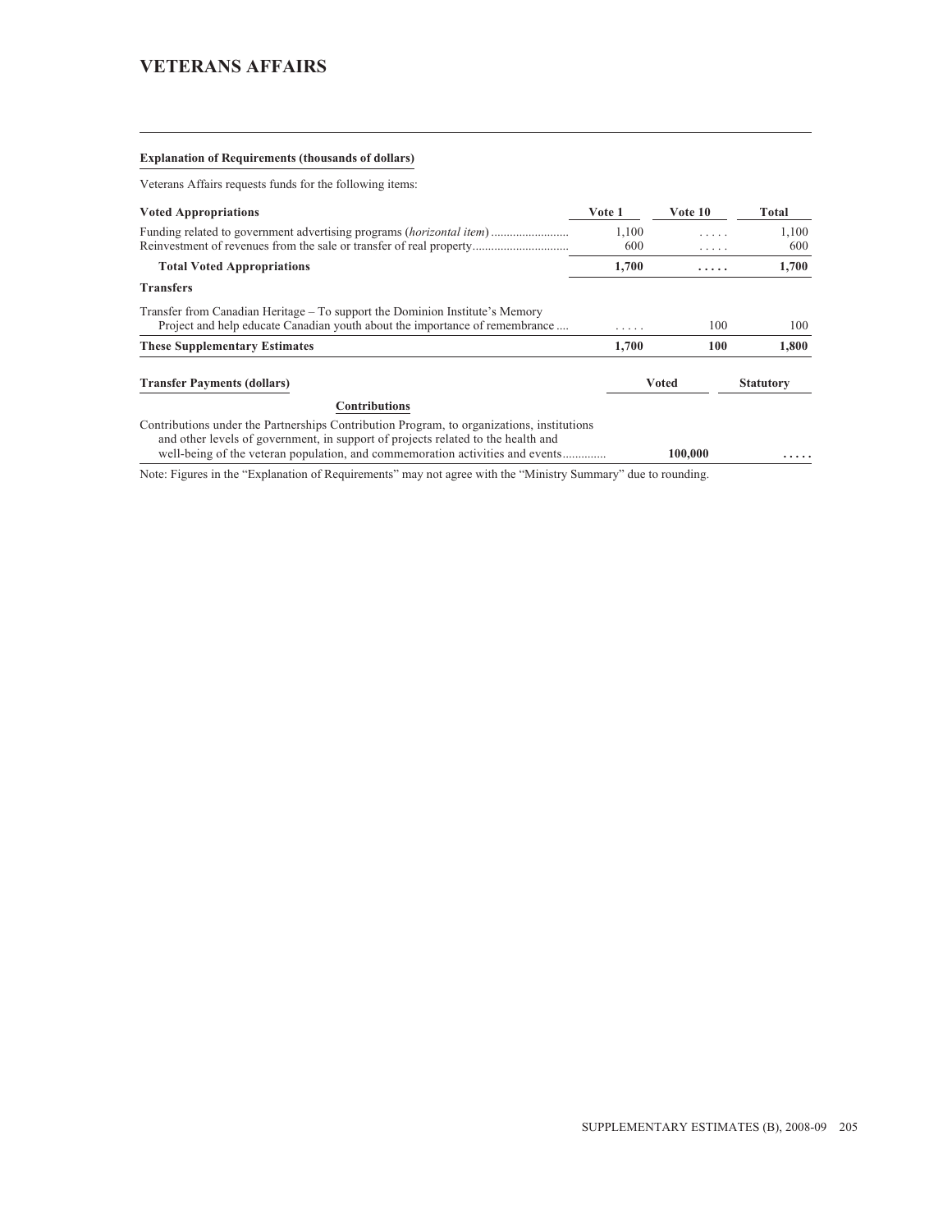# VETERANS AFFAIRS

**Explanation of Requirements (thousands of dollars)**

Veterans Affairs requests funds for the following items:

| Voted Appropriations | Vote 1 | Vote 10 | Total |
|---|---|---|---|
| Funding related to government advertising programs (*horizontal item*) | 1,100 | ..... | 1,100 |
| Reinvestment of revenues from the sale or transfer of real property | 600 | ..... | 600 |
| **Total Voted Appropriations** | **1,700** | **.....** | **1,700** |
| **Transfers** | | | |
| Transfer from Canadian Heritage – To support the Dominion Institute's Memory Project and help educate Canadian youth about the importance of remembrance | ..... | 100 | 100 |
| **These Supplementary Estimates** | **1,700** | **100** | **1,800** |

| Transfer Payments (dollars) | Voted | Statutory |
|---|---|---|
| **Contributions** | | |
| Contributions under the Partnerships Contribution Program, to organizations, institutions and other levels of government, in support of projects related to the health and well-being of the veteran population, and commemoration activities and events | **100,000** | **.....** |

Note: Figures in the "Explanation of Requirements" may not agree with the "Ministry Summary" due to rounding.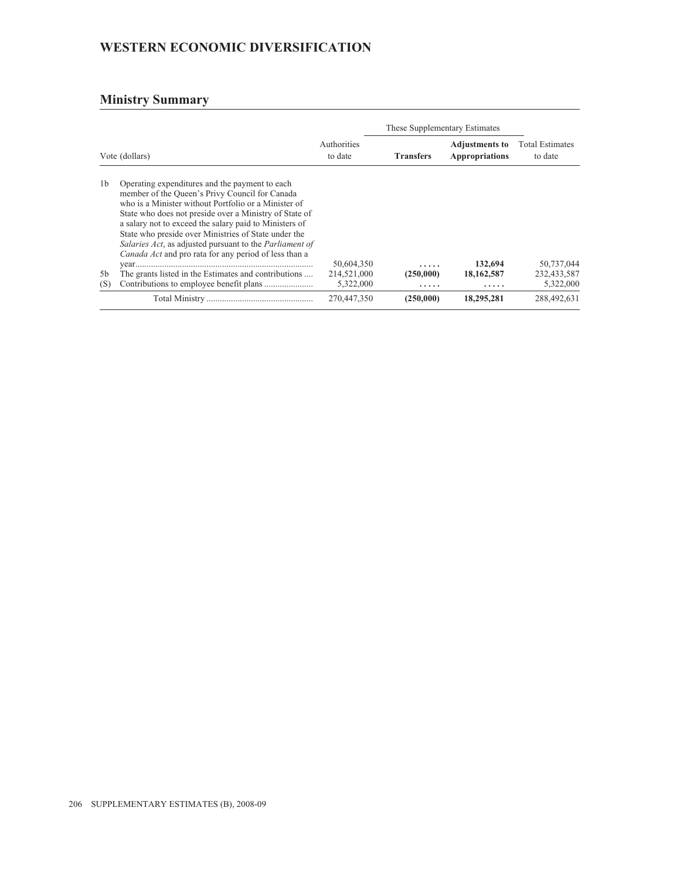# WESTERN ECONOMIC DIVERSIFICATION

## Ministry Summary

| Vote (dollars) | | Authorities to date | These Supplementary Estimates | | Total Estimates to date |
|---|---|---|---|---|---|
| | | | **Transfers** | **Adjustments to Appropriations** | |
| 1b | Operating expenditures and the payment to each member of the Queen's Privy Council for Canada who is a Minister without Portfolio or a Minister of State who does not preside over a Ministry of State of a salary not to exceed the salary paid to Ministers of State who preside over Ministries of State under the *Salaries Act*, as adjusted pursuant to the *Parliament of Canada Act* and pro rata for any period of less than a year | 50,604,350 | ..... | **132,694** | 50,737,044 |
| 5b | The grants listed in the Estimates and contributions | 214,521,000 | **(250,000)** | **18,162,587** | 232,433,587 |
| (S) | Contributions to employee benefit plans | 5,322,000 | ..... | ..... | 5,322,000 |
| | Total Ministry | 270,447,350 | **(250,000)** | **18,295,281** | 288,492,631 |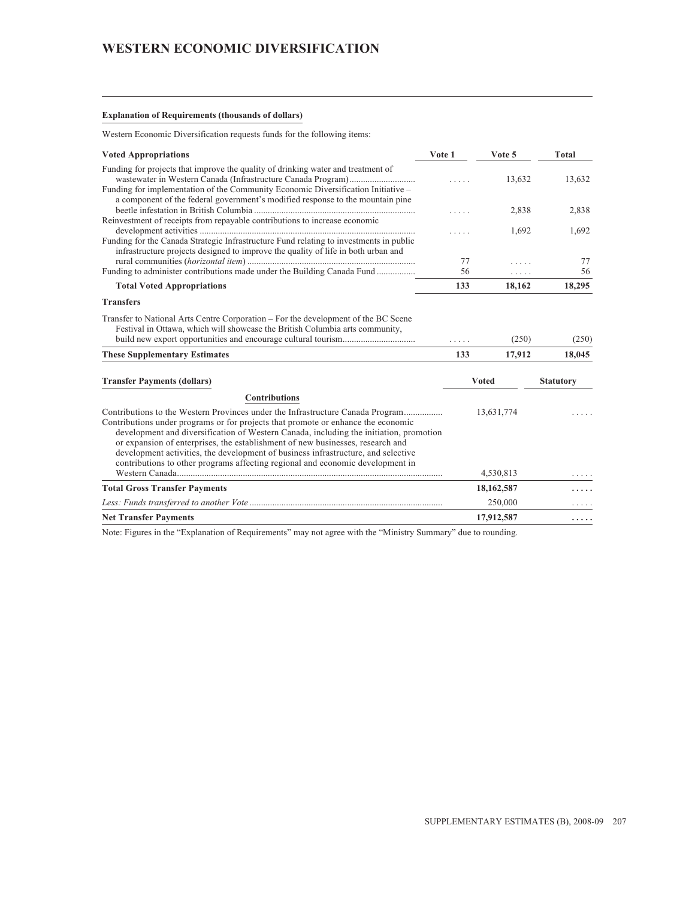# WESTERN ECONOMIC DIVERSIFICATION

**Explanation of Requirements (thousands of dollars)**

Western Economic Diversification requests funds for the following items:

| Voted Appropriations | Vote 1 | Vote 5 | Total |
|---|---|---|---|
| Funding for projects that improve the quality of drinking water and treatment of wastewater in Western Canada (Infrastructure Canada Program) | ..... | 13,632 | 13,632 |
| Funding for implementation of the Community Economic Diversification Initiative – a component of the federal government's modified response to the mountain pine beetle infestation in British Columbia | ..... | 2,838 | 2,838 |
| Reinvestment of receipts from repayable contributions to increase economic development activities | ..... | 1,692 | 1,692 |
| Funding for the Canada Strategic Infrastructure Fund relating to investments in public infrastructure projects designed to improve the quality of life in both urban and rural communities (*horizontal item*) | 77 | ..... | 77 |
| Funding to administer contributions made under the Building Canada Fund | 56 | ..... | 56 |
| **Total Voted Appropriations** | **133** | **18,162** | **18,295** |
| **Transfers** | | | |
| Transfer to National Arts Centre Corporation – For the development of the BC Scene Festival in Ottawa, which will showcase the British Columbia arts community, build new export opportunities and encourage cultural tourism | ..... | (250) | (250) |
| **These Supplementary Estimates** | **133** | **17,912** | **18,045** |

| Transfer Payments (dollars) | Voted | Statutory |
|---|---|---|
| **Contributions** | | |
| Contributions to the Western Provinces under the Infrastructure Canada Program | 13,631,774 | ..... |
| Contributions under programs or for projects that promote or enhance the economic development and diversification of Western Canada, including the initiation, promotion or expansion of enterprises, the establishment of new businesses, research and development activities, the development of business infrastructure, and selective contributions to other programs affecting regional and economic development in Western Canada | 4,530,813 | ..... |
| **Total Gross Transfer Payments** | **18,162,587** | **.....** |
| *Less: Funds transferred to another Vote* | 250,000 | ..... |
| **Net Transfer Payments** | **17,912,587** | **.....** |

Note: Figures in the "Explanation of Requirements" may not agree with the "Ministry Summary" due to rounding.